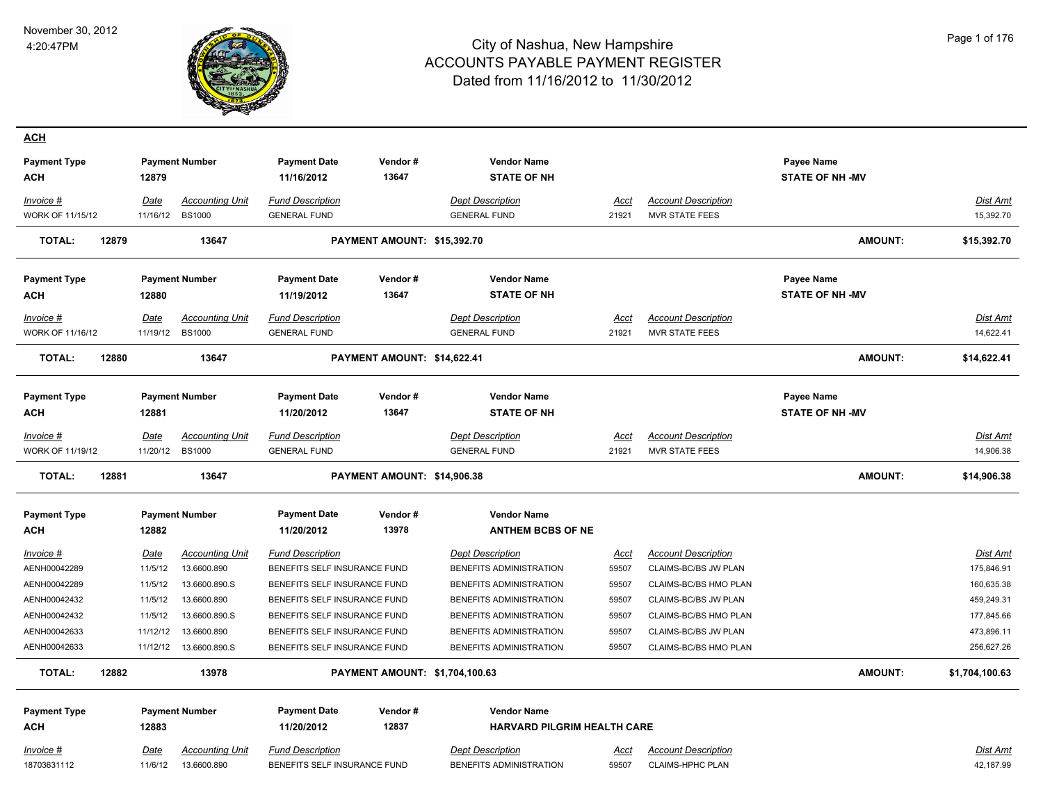# City of Nashua, New Hampshire
## ACCOUNTS PAYABLE PAYMENT REGISTER
### Dated from 11/16/2012 to 11/30/2012

November 30, 2012
4:20:47PM

## ACH

| Payment Type | Payment Number | | Payment Date | Vendor # | Vendor Name | | | Payee Name | |
|---|---|---|---|---|---|---|---|---|---|
| **ACH** | **12879** | | **11/16/2012** | **13647** | **STATE OF NH** | | | **STATE OF NH -MV** | |
| *Invoice #* | *Date* | *Accounting Unit* | *Fund Description* | | *Dept Description* | *Acct* | *Account Description* | | *Dist Amt* |
| WORK OF 11/15/12 | 11/16/12 | BS1000 | GENERAL FUND | | GENERAL FUND | 21921 | MVR STATE FEES | | 15,392.70 |
| **TOTAL: 12879** | | **13647** | **PAYMENT AMOUNT: $15,392.70** | | | | | **AMOUNT:** | **$15,392.70** |

| Payment Type | Payment Number | | Payment Date | Vendor # | Vendor Name | | | Payee Name | |
|---|---|---|---|---|---|---|---|---|---|
| **ACH** | **12880** | | **11/19/2012** | **13647** | **STATE OF NH** | | | **STATE OF NH -MV** | |
| *Invoice #* | *Date* | *Accounting Unit* | *Fund Description* | | *Dept Description* | *Acct* | *Account Description* | | *Dist Amt* |
| WORK OF 11/16/12 | 11/19/12 | BS1000 | GENERAL FUND | | GENERAL FUND | 21921 | MVR STATE FEES | | 14,622.41 |
| **TOTAL: 12880** | | **13647** | **PAYMENT AMOUNT: $14,622.41** | | | | | **AMOUNT:** | **$14,622.41** |

| Payment Type | Payment Number | | Payment Date | Vendor # | Vendor Name | | | Payee Name | |
|---|---|---|---|---|---|---|---|---|---|
| **ACH** | **12881** | | **11/20/2012** | **13647** | **STATE OF NH** | | | **STATE OF NH -MV** | |
| *Invoice #* | *Date* | *Accounting Unit* | *Fund Description* | | *Dept Description* | *Acct* | *Account Description* | | *Dist Amt* |
| WORK OF 11/19/12 | 11/20/12 | BS1000 | GENERAL FUND | | GENERAL FUND | 21921 | MVR STATE FEES | | 14,906.38 |
| **TOTAL: 12881** | | **13647** | **PAYMENT AMOUNT: $14,906.38** | | | | | **AMOUNT:** | **$14,906.38** |

| Payment Type | Payment Number | | Payment Date | Vendor # | Vendor Name | | | | |
|---|---|---|---|---|---|---|---|---|---|
| **ACH** | **12882** | | **11/20/2012** | **13978** | **ANTHEM BCBS OF NE** | | | | |
| *Invoice #* | *Date* | *Accounting Unit* | *Fund Description* | | *Dept Description* | *Acct* | *Account Description* | | *Dist Amt* |
| AENH00042289 | 11/5/12 | 13.6600.890 | BENEFITS SELF INSURANCE FUND | | BENEFITS ADMINISTRATION | 59507 | CLAIMS-BC/BS JW PLAN | | 175,846.91 |
| AENH00042289 | 11/5/12 | 13.6600.890.S | BENEFITS SELF INSURANCE FUND | | BENEFITS ADMINISTRATION | 59507 | CLAIMS-BC/BS HMO PLAN | | 160,635.38 |
| AENH00042432 | 11/5/12 | 13.6600.890 | BENEFITS SELF INSURANCE FUND | | BENEFITS ADMINISTRATION | 59507 | CLAIMS-BC/BS JW PLAN | | 459,249.31 |
| AENH00042432 | 11/5/12 | 13.6600.890.S | BENEFITS SELF INSURANCE FUND | | BENEFITS ADMINISTRATION | 59507 | CLAIMS-BC/BS HMO PLAN | | 177,845.66 |
| AENH00042633 | 11/12/12 | 13.6600.890 | BENEFITS SELF INSURANCE FUND | | BENEFITS ADMINISTRATION | 59507 | CLAIMS-BC/BS JW PLAN | | 473,896.11 |
| AENH00042633 | 11/12/12 | 13.6600.890.S | BENEFITS SELF INSURANCE FUND | | BENEFITS ADMINISTRATION | 59507 | CLAIMS-BC/BS HMO PLAN | | 256,627.26 |
| **TOTAL: 12882** | | **13978** | **PAYMENT AMOUNT: $1,704,100.63** | | | | | **AMOUNT:** | **$1,704,100.63** |

| Payment Type | Payment Number | | Payment Date | Vendor # | Vendor Name | | | | |
|---|---|---|---|---|---|---|---|---|---|
| **ACH** | **12883** | | **11/20/2012** | **12837** | **HARVARD PILGRIM HEALTH CARE** | | | | |
| *Invoice #* | *Date* | *Accounting Unit* | *Fund Description* | | *Dept Description* | *Acct* | *Account Description* | | *Dist Amt* |
| 18703631112 | 11/6/12 | 13.6600.890 | BENEFITS SELF INSURANCE FUND | | BENEFITS ADMINISTRATION | 59507 | CLAIMS-HPHC PLAN | | 42,187.99 |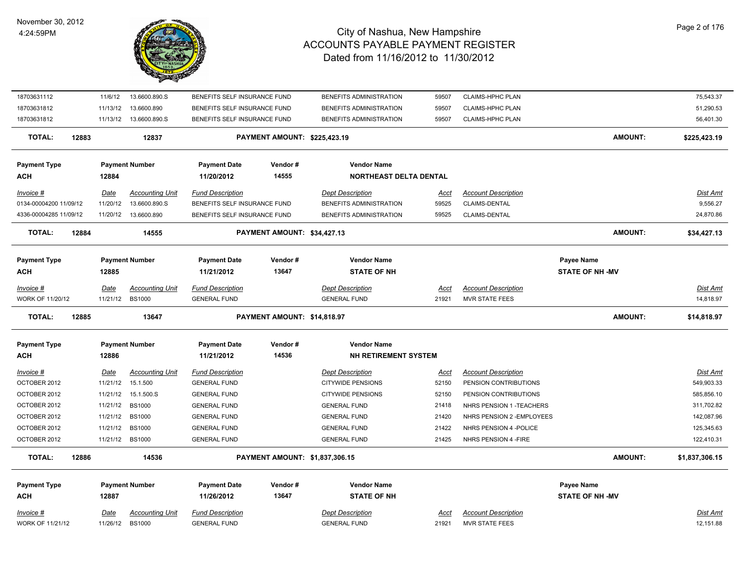# City of Nashua, New Hampshire
## ACCOUNTS PAYABLE PAYMENT REGISTER
### Dated from 11/16/2012 to 11/30/2012

November 30, 2012
4:24:59PM

| Invoice # | Date | Accounting Unit | Fund Description | Dept Description | Acct | Account Description | Dist Amt |
|---|---|---|---|---|---|---|---|
| 18703631112 | 11/6/12 | 13.6600.890.S | BENEFITS SELF INSURANCE FUND | BENEFITS ADMINISTRATION | 59507 | CLAIMS-HPHC PLAN | 75,543.37 |
| 18703631812 | 11/13/12 | 13.6600.890 | BENEFITS SELF INSURANCE FUND | BENEFITS ADMINISTRATION | 59507 | CLAIMS-HPHC PLAN | 51,290.53 |
| 18703631812 | 11/13/12 | 13.6600.890.S | BENEFITS SELF INSURANCE FUND | BENEFITS ADMINISTRATION | 59507 | CLAIMS-HPHC PLAN | 56,401.30 |

**TOTAL: 12883 — 12837 — PAYMENT AMOUNT: $225,423.19 — AMOUNT: $225,423.19**

| Payment Type | Payment Number | Payment Date | Vendor # | Vendor Name |
|---|---|---|---|---|
| ACH | 12884 | 11/20/2012 | 14555 | NORTHEAST DELTA DENTAL |

| Invoice # | Date | Accounting Unit | Fund Description | Dept Description | Acct | Account Description | Dist Amt |
|---|---|---|---|---|---|---|---|
| 0134-00004200 11/09/12 | 11/20/12 | 13.6600.890.S | BENEFITS SELF INSURANCE FUND | BENEFITS ADMINISTRATION | 59525 | CLAIMS-DENTAL | 9,556.27 |
| 4336-00004285 11/09/12 | 11/20/12 | 13.6600.890 | BENEFITS SELF INSURANCE FUND | BENEFITS ADMINISTRATION | 59525 | CLAIMS-DENTAL | 24,870.86 |

**TOTAL: 12884 — 14555 — PAYMENT AMOUNT: $34,427.13 — AMOUNT: $34,427.13**

| Payment Type | Payment Number | Payment Date | Vendor # | Vendor Name | Payee Name |
|---|---|---|---|---|---|
| ACH | 12885 | 11/21/2012 | 13647 | STATE OF NH | STATE OF NH -MV |

| Invoice # | Date | Accounting Unit | Fund Description | Dept Description | Acct | Account Description | Dist Amt |
|---|---|---|---|---|---|---|---|
| WORK OF 11/20/12 | 11/21/12 | BS1000 | GENERAL FUND | GENERAL FUND | 21921 | MVR STATE FEES | 14,818.97 |

**TOTAL: 12885 — 13647 — PAYMENT AMOUNT: $14,818.97 — AMOUNT: $14,818.97**

| Payment Type | Payment Number | Payment Date | Vendor # | Vendor Name |
|---|---|---|---|---|
| ACH | 12886 | 11/21/2012 | 14536 | NH RETIREMENT SYSTEM |

| Invoice # | Date | Accounting Unit | Fund Description | Dept Description | Acct | Account Description | Dist Amt |
|---|---|---|---|---|---|---|---|
| OCTOBER 2012 | 11/21/12 | 15.1.500 | GENERAL FUND | CITYWIDE PENSIONS | 52150 | PENSION CONTRIBUTIONS | 549,903.33 |
| OCTOBER 2012 | 11/21/12 | 15.1.500.S | GENERAL FUND | CITYWIDE PENSIONS | 52150 | PENSION CONTRIBUTIONS | 585,856.10 |
| OCTOBER 2012 | 11/21/12 | BS1000 | GENERAL FUND | GENERAL FUND | 21418 | NHRS PENSION 1 -TEACHERS | 311,702.82 |
| OCTOBER 2012 | 11/21/12 | BS1000 | GENERAL FUND | GENERAL FUND | 21420 | NHRS PENSION 2 -EMPLOYEES | 142,087.96 |
| OCTOBER 2012 | 11/21/12 | BS1000 | GENERAL FUND | GENERAL FUND | 21422 | NHRS PENSION 4 -POLICE | 125,345.63 |
| OCTOBER 2012 | 11/21/12 | BS1000 | GENERAL FUND | GENERAL FUND | 21425 | NHRS PENSION 4 -FIRE | 122,410.31 |

**TOTAL: 12886 — 14536 — PAYMENT AMOUNT: $1,837,306.15 — AMOUNT: $1,837,306.15**

| Payment Type | Payment Number | Payment Date | Vendor # | Vendor Name | Payee Name |
|---|---|---|---|---|---|
| ACH | 12887 | 11/26/2012 | 13647 | STATE OF NH | STATE OF NH -MV |

| Invoice # | Date | Accounting Unit | Fund Description | Dept Description | Acct | Account Description | Dist Amt |
|---|---|---|---|---|---|---|---|
| WORK OF 11/21/12 | 11/26/12 | BS1000 | GENERAL FUND | GENERAL FUND | 21921 | MVR STATE FEES | 12,151.88 |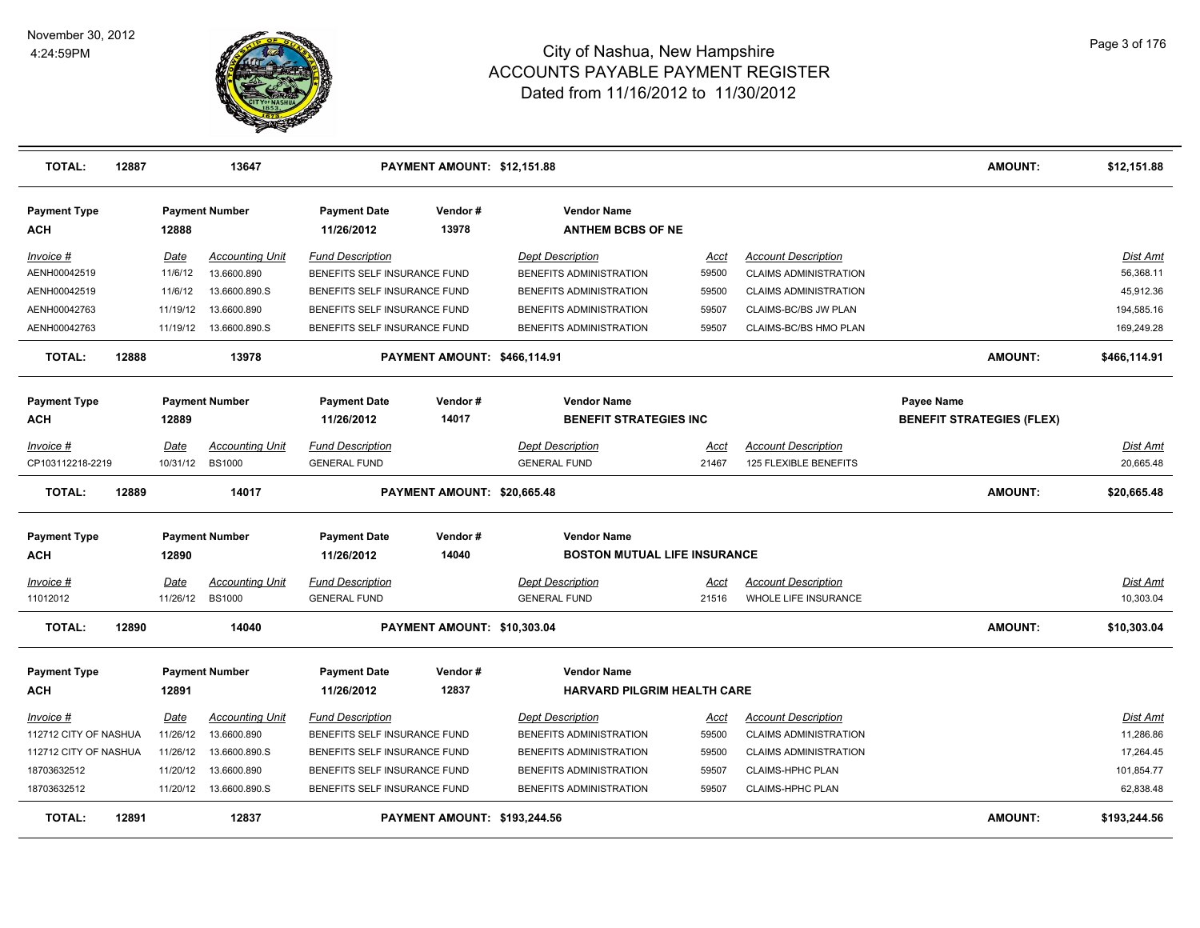| **TOTAL:** | **12887** | **13647** | | **PAYMENT AMOUNT: $12,151.88** | | | | **AMOUNT:** | **$12,151.88** |
|---|---|---|---|---|---|---|---|---|---|

**Payment Type:** ACH | **Payment Number:** 12888 | **Payment Date:** 11/26/2012 | **Vendor #:** 13978 | **Vendor Name:** ANTHEM BCBS OF NE

| *Invoice #* | *Date* | *Accounting Unit* | *Fund Description* | *Dept Description* | *Acct* | *Account Description* | *Dist Amt* |
|---|---|---|---|---|---|---|---|
| AENH00042519 | 11/6/12 | 13.6600.890 | BENEFITS SELF INSURANCE FUND | BENEFITS ADMINISTRATION | 59500 | CLAIMS ADMINISTRATION | 56,368.11 |
| AENH00042519 | 11/6/12 | 13.6600.890.S | BENEFITS SELF INSURANCE FUND | BENEFITS ADMINISTRATION | 59500 | CLAIMS ADMINISTRATION | 45,912.36 |
| AENH00042763 | 11/19/12 | 13.6600.890 | BENEFITS SELF INSURANCE FUND | BENEFITS ADMINISTRATION | 59507 | CLAIMS-BC/BS JW PLAN | 194,585.16 |
| AENH00042763 | 11/19/12 | 13.6600.890.S | BENEFITS SELF INSURANCE FUND | BENEFITS ADMINISTRATION | 59507 | CLAIMS-BC/BS HMO PLAN | 169,249.28 |

**TOTAL:** 12888 | 13978 | **PAYMENT AMOUNT: $466,114.91** | **AMOUNT:** $466,114.91

**Payment Type:** ACH | **Payment Number:** 12889 | **Payment Date:** 11/26/2012 | **Vendor #:** 14017 | **Vendor Name:** BENEFIT STRATEGIES INC | **Payee Name:** BENEFIT STRATEGIES (FLEX)

| *Invoice #* | *Date* | *Accounting Unit* | *Fund Description* | *Dept Description* | *Acct* | *Account Description* | *Dist Amt* |
|---|---|---|---|---|---|---|---|
| CP103112218-2219 | 10/31/12 | BS1000 | GENERAL FUND | GENERAL FUND | 21467 | 125 FLEXIBLE BENEFITS | 20,665.48 |

**TOTAL:** 12889 | 14017 | **PAYMENT AMOUNT: $20,665.48** | **AMOUNT:** $20,665.48

**Payment Type:** ACH | **Payment Number:** 12890 | **Payment Date:** 11/26/2012 | **Vendor #:** 14040 | **Vendor Name:** BOSTON MUTUAL LIFE INSURANCE

| *Invoice #* | *Date* | *Accounting Unit* | *Fund Description* | *Dept Description* | *Acct* | *Account Description* | *Dist Amt* |
|---|---|---|---|---|---|---|---|
| 11012012 | 11/26/12 | BS1000 | GENERAL FUND | GENERAL FUND | 21516 | WHOLE LIFE INSURANCE | 10,303.04 |

**TOTAL:** 12890 | 14040 | **PAYMENT AMOUNT: $10,303.04** | **AMOUNT:** $10,303.04

**Payment Type:** ACH | **Payment Number:** 12891 | **Payment Date:** 11/26/2012 | **Vendor #:** 12837 | **Vendor Name:** HARVARD PILGRIM HEALTH CARE

| *Invoice #* | *Date* | *Accounting Unit* | *Fund Description* | *Dept Description* | *Acct* | *Account Description* | *Dist Amt* |
|---|---|---|---|---|---|---|---|
| 112712 CITY OF NASHUA | 11/26/12 | 13.6600.890 | BENEFITS SELF INSURANCE FUND | BENEFITS ADMINISTRATION | 59500 | CLAIMS ADMINISTRATION | 11,286.86 |
| 112712 CITY OF NASHUA | 11/26/12 | 13.6600.890.S | BENEFITS SELF INSURANCE FUND | BENEFITS ADMINISTRATION | 59500 | CLAIMS ADMINISTRATION | 17,264.45 |
| 18703632512 | 11/20/12 | 13.6600.890 | BENEFITS SELF INSURANCE FUND | BENEFITS ADMINISTRATION | 59507 | CLAIMS-HPHC PLAN | 101,854.77 |
| 18703632512 | 11/20/12 | 13.6600.890.S | BENEFITS SELF INSURANCE FUND | BENEFITS ADMINISTRATION | 59507 | CLAIMS-HPHC PLAN | 62,838.48 |

**TOTAL:** 12891 | 12837 | **PAYMENT AMOUNT: $193,244.56** | **AMOUNT:** $193,244.56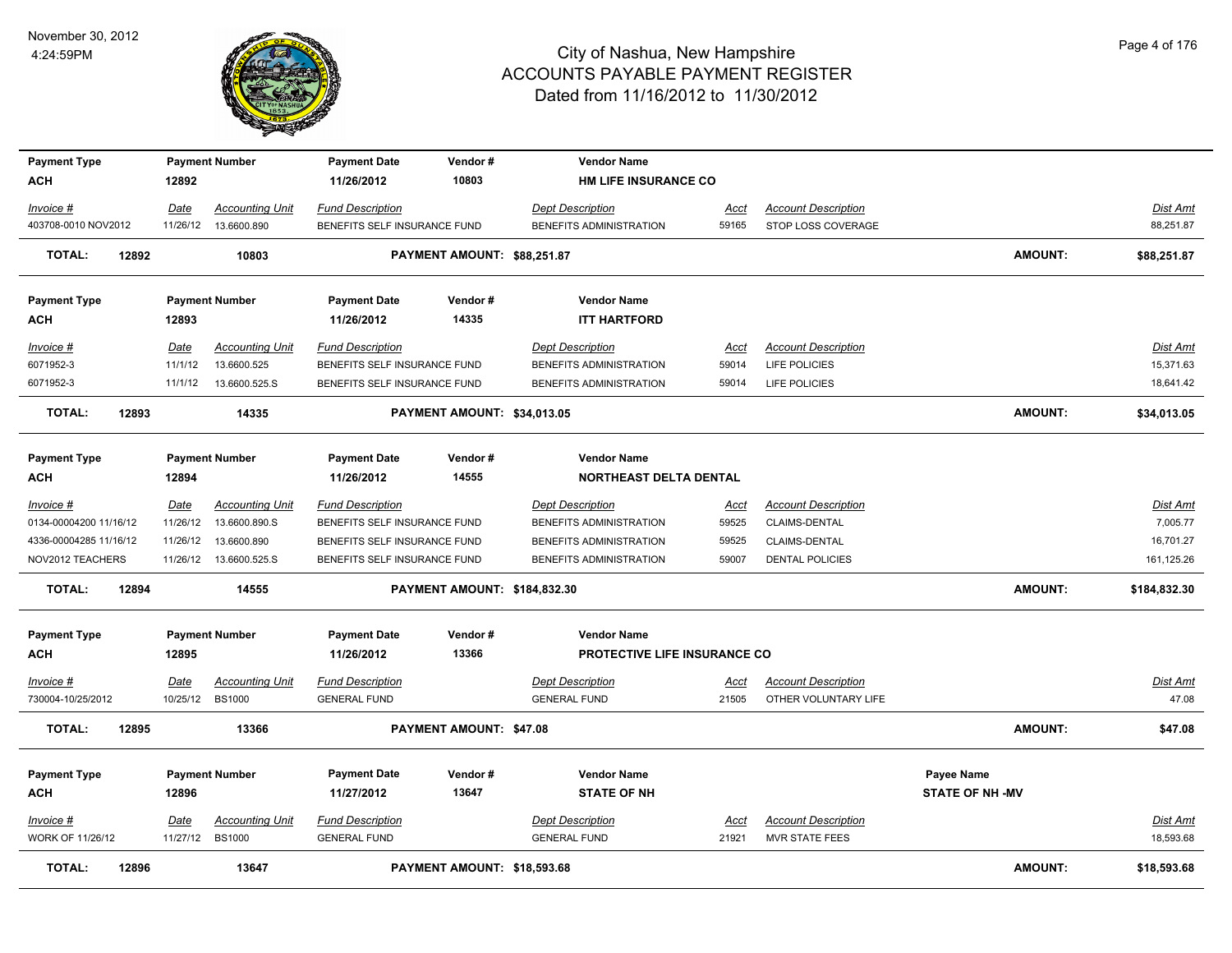# City of Nashua, New Hampshire
## ACCOUNTS PAYABLE PAYMENT REGISTER
### Dated from 11/16/2012 to 11/30/2012

November 30, 2012
4:24:59PM

| Payment Type | Payment Number | Payment Date | Vendor # | Vendor Name |
|---|---|---|---|---|
| ACH | 12892 | 11/26/2012 | 10803 | HM LIFE INSURANCE CO |

| Invoice # | Date | Accounting Unit | Fund Description | Dept Description | Acct | Account Description | Dist Amt |
|---|---|---|---|---|---|---|---|
| 403708-0010 NOV2012 | 11/26/12 | 13.6600.890 | BENEFITS SELF INSURANCE FUND | BENEFITS ADMINISTRATION | 59165 | STOP LOSS COVERAGE | 88,251.87 |

**TOTAL: 12892 10803 PAYMENT AMOUNT: $88,251.87 AMOUNT: $88,251.87**

| Payment Type | Payment Number | Payment Date | Vendor # | Vendor Name |
|---|---|---|---|---|
| ACH | 12893 | 11/26/2012 | 14335 | ITT HARTFORD |

| Invoice # | Date | Accounting Unit | Fund Description | Dept Description | Acct | Account Description | Dist Amt |
|---|---|---|---|---|---|---|---|
| 6071952-3 | 11/1/12 | 13.6600.525 | BENEFITS SELF INSURANCE FUND | BENEFITS ADMINISTRATION | 59014 | LIFE POLICIES | 15,371.63 |
| 6071952-3 | 11/1/12 | 13.6600.525.S | BENEFITS SELF INSURANCE FUND | BENEFITS ADMINISTRATION | 59014 | LIFE POLICIES | 18,641.42 |

**TOTAL: 12893 14335 PAYMENT AMOUNT: $34,013.05 AMOUNT: $34,013.05**

| Payment Type | Payment Number | Payment Date | Vendor # | Vendor Name |
|---|---|---|---|---|
| ACH | 12894 | 11/26/2012 | 14555 | NORTHEAST DELTA DENTAL |

| Invoice # | Date | Accounting Unit | Fund Description | Dept Description | Acct | Account Description | Dist Amt |
|---|---|---|---|---|---|---|---|
| 0134-00004200 11/16/12 | 11/26/12 | 13.6600.890.S | BENEFITS SELF INSURANCE FUND | BENEFITS ADMINISTRATION | 59525 | CLAIMS-DENTAL | 7,005.77 |
| 4336-00004285 11/16/12 | 11/26/12 | 13.6600.890 | BENEFITS SELF INSURANCE FUND | BENEFITS ADMINISTRATION | 59525 | CLAIMS-DENTAL | 16,701.27 |
| NOV2012 TEACHERS | 11/26/12 | 13.6600.525.S | BENEFITS SELF INSURANCE FUND | BENEFITS ADMINISTRATION | 59007 | DENTAL POLICIES | 161,125.26 |

**TOTAL: 12894 14555 PAYMENT AMOUNT: $184,832.30 AMOUNT: $184,832.30**

| Payment Type | Payment Number | Payment Date | Vendor # | Vendor Name |
|---|---|---|---|---|
| ACH | 12895 | 11/26/2012 | 13366 | PROTECTIVE LIFE INSURANCE CO |

| Invoice # | Date | Accounting Unit | Fund Description | Dept Description | Acct | Account Description | Dist Amt |
|---|---|---|---|---|---|---|---|
| 730004-10/25/2012 | 10/25/12 | BS1000 | GENERAL FUND | GENERAL FUND | 21505 | OTHER VOLUNTARY LIFE | 47.08 |

**TOTAL: 12895 13366 PAYMENT AMOUNT: $47.08 AMOUNT: $47.08**

| Payment Type | Payment Number | Payment Date | Vendor # | Vendor Name | Payee Name |
|---|---|---|---|---|---|
| ACH | 12896 | 11/27/2012 | 13647 | STATE OF NH | STATE OF NH -MV |

| Invoice # | Date | Accounting Unit | Fund Description | Dept Description | Acct | Account Description | Dist Amt |
|---|---|---|---|---|---|---|---|
| WORK OF 11/26/12 | 11/27/12 | BS1000 | GENERAL FUND | GENERAL FUND | 21921 | MVR STATE FEES | 18,593.68 |

**TOTAL: 12896 13647 PAYMENT AMOUNT: $18,593.68 AMOUNT: $18,593.68**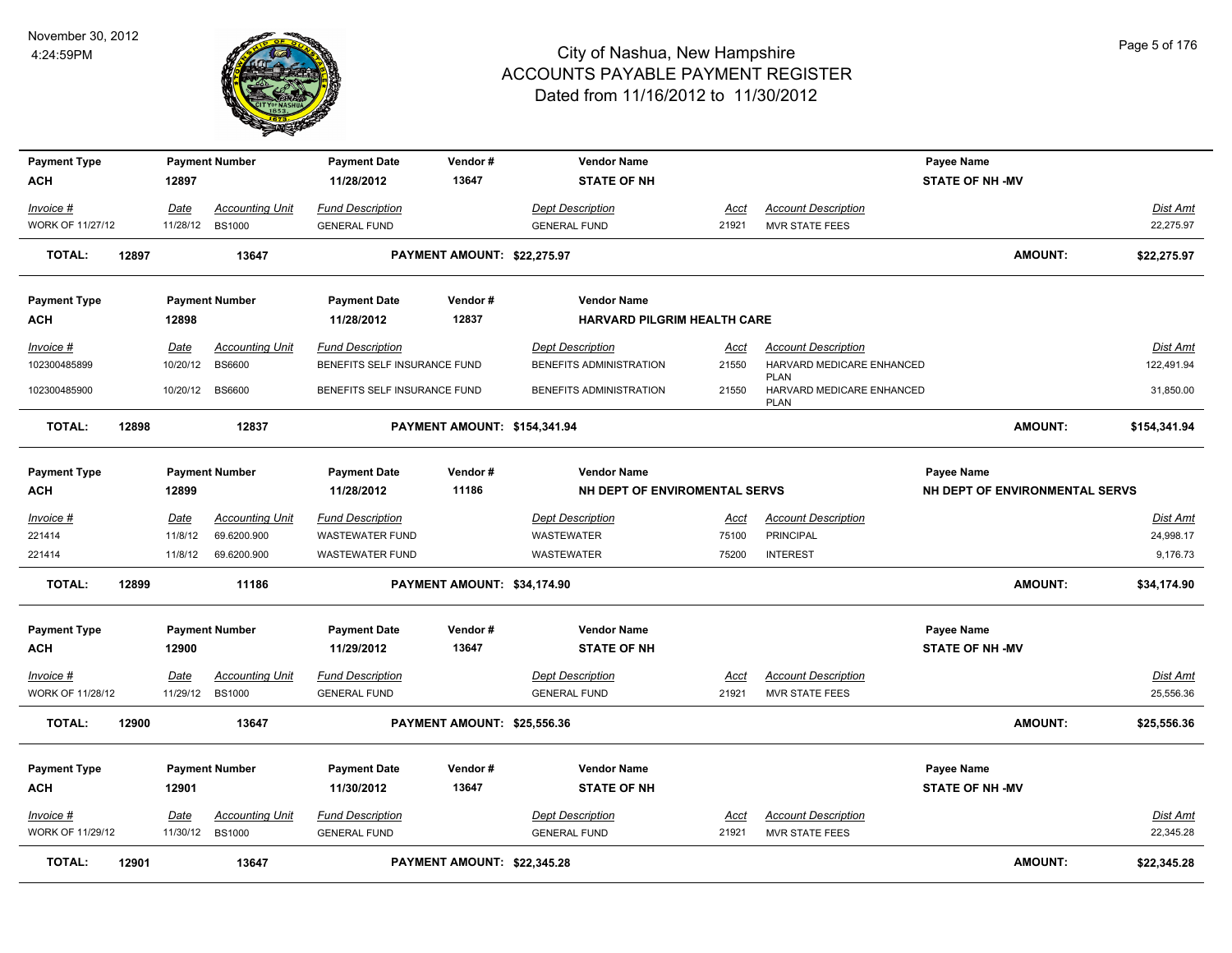# City of Nashua, New Hampshire
## ACCOUNTS PAYABLE PAYMENT REGISTER
### Dated from 11/16/2012 to 11/30/2012

November 30, 2012
4:24:59PM

| Payment Type | Payment Number | Payment Date | Vendor # | Vendor Name | Payee Name |
|---|---|---|---|---|---|
| ACH | 12897 | 11/28/2012 | 13647 | STATE OF NH | STATE OF NH -MV |

| Invoice # | Date | Accounting Unit | Fund Description | Dept Description | Acct | Account Description | Dist Amt |
|---|---|---|---|---|---|---|---|
| WORK OF 11/27/12 | 11/28/12 | BS1000 | GENERAL FUND | GENERAL FUND | 21921 | MVR STATE FEES | 22,275.97 |

**TOTAL: 12897 13647 PAYMENT AMOUNT: $22,275.97 AMOUNT: $22,275.97**

| Payment Type | Payment Number | Payment Date | Vendor # | Vendor Name |
|---|---|---|---|---|
| ACH | 12898 | 11/28/2012 | 12837 | HARVARD PILGRIM HEALTH CARE |

| Invoice # | Date | Accounting Unit | Fund Description | Dept Description | Acct | Account Description | Dist Amt |
|---|---|---|---|---|---|---|---|
| 102300485899 | 10/20/12 | BS6600 | BENEFITS SELF INSURANCE FUND | BENEFITS ADMINISTRATION | 21550 | HARVARD MEDICARE ENHANCED PLAN | 122,491.94 |
| 102300485900 | 10/20/12 | BS6600 | BENEFITS SELF INSURANCE FUND | BENEFITS ADMINISTRATION | 21550 | HARVARD MEDICARE ENHANCED PLAN | 31,850.00 |

**TOTAL: 12898 12837 PAYMENT AMOUNT: $154,341.94 AMOUNT: $154,341.94**

| Payment Type | Payment Number | Payment Date | Vendor # | Vendor Name | Payee Name |
|---|---|---|---|---|---|
| ACH | 12899 | 11/28/2012 | 11186 | NH DEPT OF ENVIROMENTAL SERVS | NH DEPT OF ENVIRONMENTAL SERVS |

| Invoice # | Date | Accounting Unit | Fund Description | Dept Description | Acct | Account Description | Dist Amt |
|---|---|---|---|---|---|---|---|
| 221414 | 11/8/12 | 69.6200.900 | WASTEWATER FUND | WASTEWATER | 75100 | PRINCIPAL | 24,998.17 |
| 221414 | 11/8/12 | 69.6200.900 | WASTEWATER FUND | WASTEWATER | 75200 | INTEREST | 9,176.73 |

**TOTAL: 12899 11186 PAYMENT AMOUNT: $34,174.90 AMOUNT: $34,174.90**

| Payment Type | Payment Number | Payment Date | Vendor # | Vendor Name | Payee Name |
|---|---|---|---|---|---|
| ACH | 12900 | 11/29/2012 | 13647 | STATE OF NH | STATE OF NH -MV |

| Invoice # | Date | Accounting Unit | Fund Description | Dept Description | Acct | Account Description | Dist Amt |
|---|---|---|---|---|---|---|---|
| WORK OF 11/28/12 | 11/29/12 | BS1000 | GENERAL FUND | GENERAL FUND | 21921 | MVR STATE FEES | 25,556.36 |

**TOTAL: 12900 13647 PAYMENT AMOUNT: $25,556.36 AMOUNT: $25,556.36**

| Payment Type | Payment Number | Payment Date | Vendor # | Vendor Name | Payee Name |
|---|---|---|---|---|---|
| ACH | 12901 | 11/30/2012 | 13647 | STATE OF NH | STATE OF NH -MV |

| Invoice # | Date | Accounting Unit | Fund Description | Dept Description | Acct | Account Description | Dist Amt |
|---|---|---|---|---|---|---|---|
| WORK OF 11/29/12 | 11/30/12 | BS1000 | GENERAL FUND | GENERAL FUND | 21921 | MVR STATE FEES | 22,345.28 |

**TOTAL: 12901 13647 PAYMENT AMOUNT: $22,345.28 AMOUNT: $22,345.28**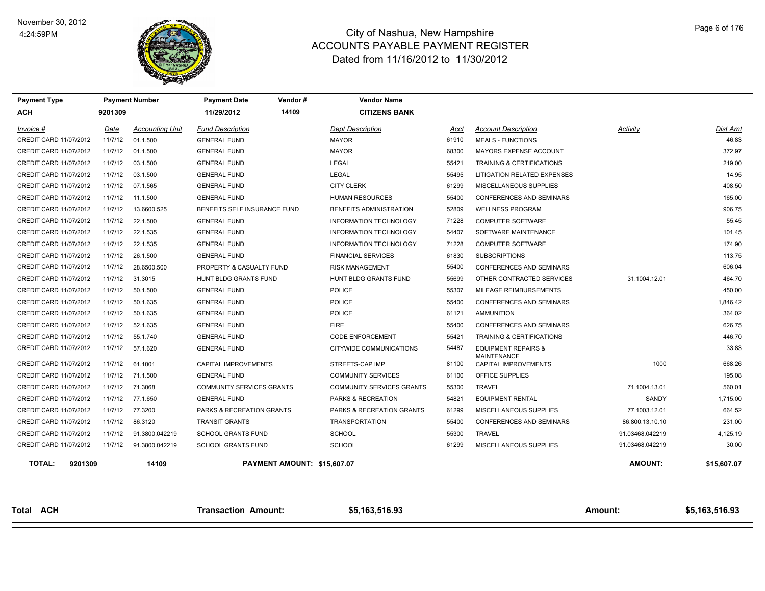# City of Nashua, New Hampshire
## ACCOUNTS PAYABLE PAYMENT REGISTER
### Dated from 11/16/2012 to 11/30/2012

November 30, 2012
4:24:59PM

| Payment Type | Payment Number | Payment Date | Vendor # | Vendor Name |
|---|---|---|---|---|
| ACH | 9201309 | 11/29/2012 | 14109 | CITIZENS BANK |

| Invoice # | Date | Accounting Unit | Fund Description | Dept Description | Acct | Account Description | Activity | Dist Amt |
|---|---|---|---|---|---|---|---|---|
| CREDIT CARD 11/07/2012 | 11/7/12 | 01.1.500 | GENERAL FUND | MAYOR | 61910 | MEALS - FUNCTIONS | | 46.83 |
| CREDIT CARD 11/07/2012 | 11/7/12 | 01.1.500 | GENERAL FUND | MAYOR | 68300 | MAYORS EXPENSE ACCOUNT | | 372.97 |
| CREDIT CARD 11/07/2012 | 11/7/12 | 03.1.500 | GENERAL FUND | LEGAL | 55421 | TRAINING & CERTIFICATIONS | | 219.00 |
| CREDIT CARD 11/07/2012 | 11/7/12 | 03.1.500 | GENERAL FUND | LEGAL | 55495 | LITIGATION RELATED EXPENSES | | 14.95 |
| CREDIT CARD 11/07/2012 | 11/7/12 | 07.1.565 | GENERAL FUND | CITY CLERK | 61299 | MISCELLANEOUS SUPPLIES | | 408.50 |
| CREDIT CARD 11/07/2012 | 11/7/12 | 11.1.500 | GENERAL FUND | HUMAN RESOURCES | 55400 | CONFERENCES AND SEMINARS | | 165.00 |
| CREDIT CARD 11/07/2012 | 11/7/12 | 13.6600.525 | BENEFITS SELF INSURANCE FUND | BENEFITS ADMINISTRATION | 52809 | WELLNESS PROGRAM | | 906.75 |
| CREDIT CARD 11/07/2012 | 11/7/12 | 22.1.500 | GENERAL FUND | INFORMATION TECHNOLOGY | 71228 | COMPUTER SOFTWARE | | 55.45 |
| CREDIT CARD 11/07/2012 | 11/7/12 | 22.1.535 | GENERAL FUND | INFORMATION TECHNOLOGY | 54407 | SOFTWARE MAINTENANCE | | 101.45 |
| CREDIT CARD 11/07/2012 | 11/7/12 | 22.1.535 | GENERAL FUND | INFORMATION TECHNOLOGY | 71228 | COMPUTER SOFTWARE | | 174.90 |
| CREDIT CARD 11/07/2012 | 11/7/12 | 26.1.500 | GENERAL FUND | FINANCIAL SERVICES | 61830 | SUBSCRIPTIONS | | 113.75 |
| CREDIT CARD 11/07/2012 | 11/7/12 | 28.6500.500 | PROPERTY & CASUALTY FUND | RISK MANAGEMENT | 55400 | CONFERENCES AND SEMINARS | | 606.04 |
| CREDIT CARD 11/07/2012 | 11/7/12 | 31.3015 | HUNT BLDG GRANTS FUND | HUNT BLDG GRANTS FUND | 55699 | OTHER CONTRACTED SERVICES | 31.1004.12.01 | 464.70 |
| CREDIT CARD 11/07/2012 | 11/7/12 | 50.1.500 | GENERAL FUND | POLICE | 55307 | MILEAGE REIMBURSEMENTS | | 450.00 |
| CREDIT CARD 11/07/2012 | 11/7/12 | 50.1.635 | GENERAL FUND | POLICE | 55400 | CONFERENCES AND SEMINARS | | 1,846.42 |
| CREDIT CARD 11/07/2012 | 11/7/12 | 50.1.635 | GENERAL FUND | POLICE | 61121 | AMMUNITION | | 364.02 |
| CREDIT CARD 11/07/2012 | 11/7/12 | 52.1.635 | GENERAL FUND | FIRE | 55400 | CONFERENCES AND SEMINARS | | 626.75 |
| CREDIT CARD 11/07/2012 | 11/7/12 | 55.1.740 | GENERAL FUND | CODE ENFORCEMENT | 55421 | TRAINING & CERTIFICATIONS | | 446.70 |
| CREDIT CARD 11/07/2012 | 11/7/12 | 57.1.620 | GENERAL FUND | CITYWIDE COMMUNICATIONS | 54487 | EQUIPMENT REPAIRS & MAINTENANCE | | 33.83 |
| CREDIT CARD 11/07/2012 | 11/7/12 | 61.1001 | CAPITAL IMPROVEMENTS | STREETS-CAP IMP | 81100 | CAPITAL IMPROVEMENTS | 1000 | 668.26 |
| CREDIT CARD 11/07/2012 | 11/7/12 | 71.1.500 | GENERAL FUND | COMMUNITY SERVICES | 61100 | OFFICE SUPPLIES | | 195.08 |
| CREDIT CARD 11/07/2012 | 11/7/12 | 71.3068 | COMMUNITY SERVICES GRANTS | COMMUNITY SERVICES GRANTS | 55300 | TRAVEL | 71.1004.13.01 | 560.01 |
| CREDIT CARD 11/07/2012 | 11/7/12 | 77.1.650 | GENERAL FUND | PARKS & RECREATION | 54821 | EQUIPMENT RENTAL | SANDY | 1,715.00 |
| CREDIT CARD 11/07/2012 | 11/7/12 | 77.3200 | PARKS & RECREATION GRANTS | PARKS & RECREATION GRANTS | 61299 | MISCELLANEOUS SUPPLIES | 77.1003.12.01 | 664.52 |
| CREDIT CARD 11/07/2012 | 11/7/12 | 86.3120 | TRANSIT GRANTS | TRANSPORTATION | 55400 | CONFERENCES AND SEMINARS | 86.800.13.10.10 | 231.00 |
| CREDIT CARD 11/07/2012 | 11/7/12 | 91.3800.042219 | SCHOOL GRANTS FUND | SCHOOL | 55300 | TRAVEL | 91.03468.042219 | 4,125.19 |
| CREDIT CARD 11/07/2012 | 11/7/12 | 91.3800.042219 | SCHOOL GRANTS FUND | SCHOOL | 61299 | MISCELLANEOUS SUPPLIES | 91.03468.042219 | 30.00 |
| **TOTAL: 9201309** | | **14109** | **PAYMENT AMOUNT: $15,607.07** | | | | **AMOUNT:** | **$15,607.07** |

| Total ACH | Transaction Amount: | $5,163,516.93 | Amount: | $5,163,516.93 |
|---|---|---|---|---|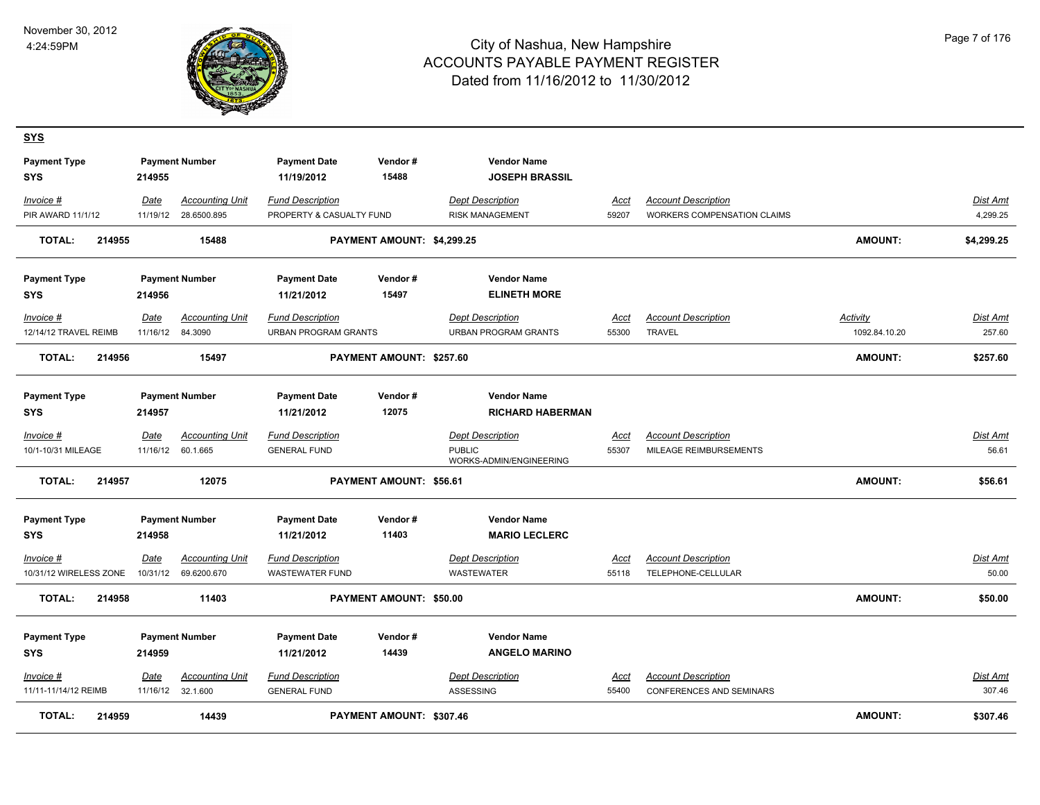# City of Nashua, New Hampshire
## ACCOUNTS PAYABLE PAYMENT REGISTER
### Dated from 11/16/2012 to 11/30/2012

November 30, 2012
4:24:59PM

## SYS

| Payment Type | Payment Number | Payment Date | Vendor # | Vendor Name |
|---|---|---|---|---|
| SYS | 214955 | 11/19/2012 | 15488 | **JOSEPH BRASSIL** |

| Invoice # | Date | Accounting Unit | Fund Description | Dept Description | Acct | Account Description | Dist Amt |
|---|---|---|---|---|---|---|---|
| PIR AWARD 11/1/12 | 11/19/12 | 28.6500.895 | PROPERTY & CASUALTY FUND | RISK MANAGEMENT | 59207 | WORKERS COMPENSATION CLAIMS | 4,299.25 |

**TOTAL: 214955 15488 PAYMENT AMOUNT: $4,299.25 AMOUNT: $4,299.25**

| Payment Type | Payment Number | Payment Date | Vendor # | Vendor Name |
|---|---|---|---|---|
| SYS | 214956 | 11/21/2012 | 15497 | **ELINETH MORE** |

| Invoice # | Date | Accounting Unit | Fund Description | Dept Description | Acct | Account Description | Activity | Dist Amt |
|---|---|---|---|---|---|---|---|---|
| 12/14/12 TRAVEL REIMB | 11/16/12 | 84.3090 | URBAN PROGRAM GRANTS | URBAN PROGRAM GRANTS | 55300 | TRAVEL | 1092.84.10.20 | 257.60 |

**TOTAL: 214956 15497 PAYMENT AMOUNT: $257.60 AMOUNT: $257.60**

| Payment Type | Payment Number | Payment Date | Vendor # | Vendor Name |
|---|---|---|---|---|
| SYS | 214957 | 11/21/2012 | 12075 | **RICHARD HABERMAN** |

| Invoice # | Date | Accounting Unit | Fund Description | Dept Description | Acct | Account Description | Dist Amt |
|---|---|---|---|---|---|---|---|
| 10/1-10/31 MILEAGE | 11/16/12 | 60.1.665 | GENERAL FUND | PUBLIC WORKS-ADMIN/ENGINEERING | 55307 | MILEAGE REIMBURSEMENTS | 56.61 |

**TOTAL: 214957 12075 PAYMENT AMOUNT: $56.61 AMOUNT: $56.61**

| Payment Type | Payment Number | Payment Date | Vendor # | Vendor Name |
|---|---|---|---|---|
| SYS | 214958 | 11/21/2012 | 11403 | **MARIO LECLERC** |

| Invoice # | Date | Accounting Unit | Fund Description | Dept Description | Acct | Account Description | Dist Amt |
|---|---|---|---|---|---|---|---|
| 10/31/12 WIRELESS ZONE | 10/31/12 | 69.6200.670 | WASTEWATER FUND | WASTEWATER | 55118 | TELEPHONE-CELLULAR | 50.00 |

**TOTAL: 214958 11403 PAYMENT AMOUNT: $50.00 AMOUNT: $50.00**

| Payment Type | Payment Number | Payment Date | Vendor # | Vendor Name |
|---|---|---|---|---|
| SYS | 214959 | 11/21/2012 | 14439 | **ANGELO MARINO** |

| Invoice # | Date | Accounting Unit | Fund Description | Dept Description | Acct | Account Description | Dist Amt |
|---|---|---|---|---|---|---|---|
| 11/11-11/14/12 REIMB | 11/16/12 | 32.1.600 | GENERAL FUND | ASSESSING | 55400 | CONFERENCES AND SEMINARS | 307.46 |

**TOTAL: 214959 14439 PAYMENT AMOUNT: $307.46 AMOUNT: $307.46**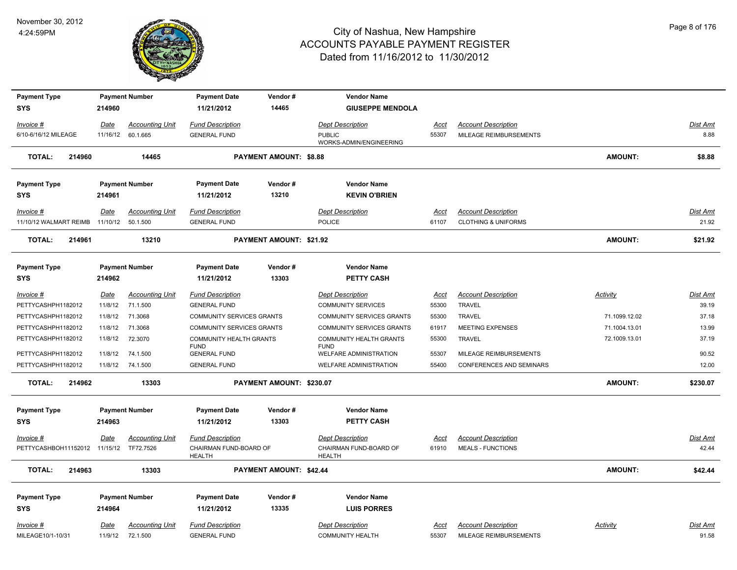# City of Nashua, New Hampshire
## ACCOUNTS PAYABLE PAYMENT REGISTER
### Dated from 11/16/2012 to 11/30/2012

November 30, 2012
4:24:59PM

| Payment Type | Payment Number | Payment Date | Vendor # | Vendor Name |
|---|---|---|---|---|
| SYS | 214960 | 11/21/2012 | 14465 | GIUSEPPE MENDOLA |

| Invoice # | Date | Accounting Unit | Fund Description | Dept Description | Acct | Account Description | Dist Amt |
|---|---|---|---|---|---|---|---|
| 6/10-6/16/12 MILEAGE | 11/16/12 | 60.1.665 | GENERAL FUND | PUBLIC WORKS-ADMIN/ENGINEERING | 55307 | MILEAGE REIMBURSEMENTS | 8.88 |

**TOTAL: 214960 14465 PAYMENT AMOUNT: $8.88 AMOUNT: $8.88**

| Payment Type | Payment Number | Payment Date | Vendor # | Vendor Name |
|---|---|---|---|---|
| SYS | 214961 | 11/21/2012 | 13210 | KEVIN O'BRIEN |

| Invoice # | Date | Accounting Unit | Fund Description | Dept Description | Acct | Account Description | Dist Amt |
|---|---|---|---|---|---|---|---|
| 11/10/12 WALMART REIMB | 11/10/12 | 50.1.500 | GENERAL FUND | POLICE | 61107 | CLOTHING & UNIFORMS | 21.92 |

**TOTAL: 214961 13210 PAYMENT AMOUNT: $21.92 AMOUNT: $21.92**

| Payment Type | Payment Number | Payment Date | Vendor # | Vendor Name |
|---|---|---|---|---|
| SYS | 214962 | 11/21/2012 | 13303 | PETTY CASH |

| Invoice # | Date | Accounting Unit | Fund Description | Dept Description | Acct | Account Description | Activity | Dist Amt |
|---|---|---|---|---|---|---|---|---|
| PETTYCASHPH1182012 | 11/8/12 | 71.1.500 | GENERAL FUND | COMMUNITY SERVICES | 55300 | TRAVEL | | 39.19 |
| PETTYCASHPH1182012 | 11/8/12 | 71.3068 | COMMUNITY SERVICES GRANTS | COMMUNITY SERVICES GRANTS | 55300 | TRAVEL | 71.1099.12.02 | 37.18 |
| PETTYCASHPH1182012 | 11/8/12 | 71.3068 | COMMUNITY SERVICES GRANTS | COMMUNITY SERVICES GRANTS | 61917 | MEETING EXPENSES | 71.1004.13.01 | 13.99 |
| PETTYCASHPH1182012 | 11/8/12 | 72.3070 | COMMUNITY HEALTH GRANTS FUND | COMMUNITY HEALTH GRANTS FUND | 55300 | TRAVEL | 72.1009.13.01 | 37.19 |
| PETTYCASHPH1182012 | 11/8/12 | 74.1.500 | GENERAL FUND | WELFARE ADMINISTRATION | 55307 | MILEAGE REIMBURSEMENTS | | 90.52 |
| PETTYCASHPH1182012 | 11/8/12 | 74.1.500 | GENERAL FUND | WELFARE ADMINISTRATION | 55400 | CONFERENCES AND SEMINARS | | 12.00 |

**TOTAL: 214962 13303 PAYMENT AMOUNT: $230.07 AMOUNT: $230.07**

| Payment Type | Payment Number | Payment Date | Vendor # | Vendor Name |
|---|---|---|---|---|
| SYS | 214963 | 11/21/2012 | 13303 | PETTY CASH |

| Invoice # | Date | Accounting Unit | Fund Description | Dept Description | Acct | Account Description | Dist Amt |
|---|---|---|---|---|---|---|---|
| PETTYCASHBOH11152012 | 11/15/12 | TF72.7526 | CHAIRMAN FUND-BOARD OF HEALTH | CHAIRMAN FUND-BOARD OF HEALTH | 61910 | MEALS - FUNCTIONS | 42.44 |

**TOTAL: 214963 13303 PAYMENT AMOUNT: $42.44 AMOUNT: $42.44**

| Payment Type | Payment Number | Payment Date | Vendor # | Vendor Name |
|---|---|---|---|---|
| SYS | 214964 | 11/21/2012 | 13335 | LUIS PORRES |

| Invoice # | Date | Accounting Unit | Fund Description | Dept Description | Acct | Account Description | Activity | Dist Amt |
|---|---|---|---|---|---|---|---|---|
| MILEAGE10/1-10/31 | 11/9/12 | 72.1.500 | GENERAL FUND | COMMUNITY HEALTH | 55307 | MILEAGE REIMBURSEMENTS | | 91.58 |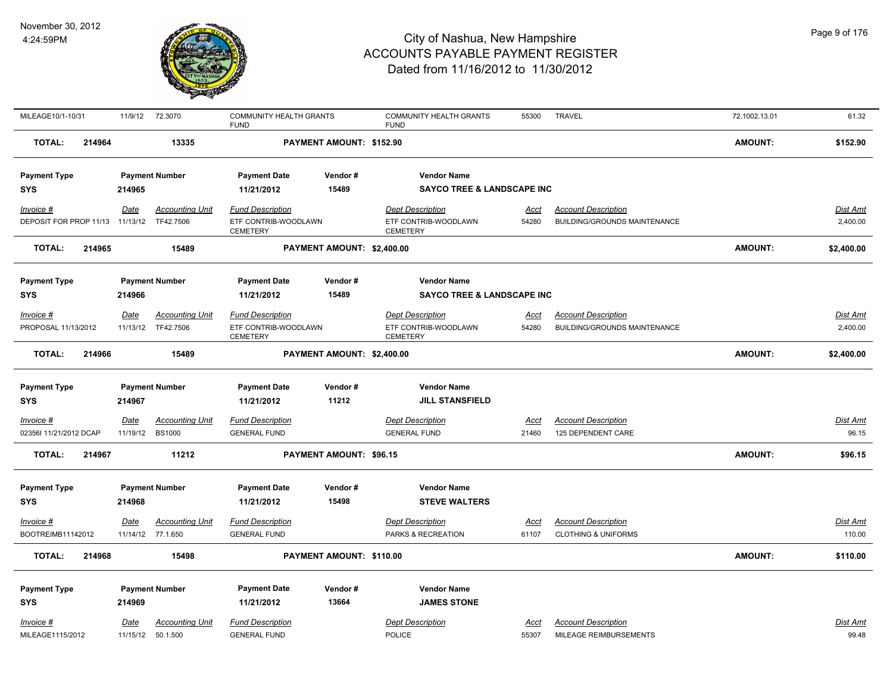| MILEAGE10/1-10/31 | 11/9/12 | 72.3070 | COMMUNITY HEALTH GRANTS FUND | COMMUNITY HEALTH GRANTS FUND | 55300 | TRAVEL | 72.1002.13.01 | 61.32 |
|---|---|---|---|---|---|---|---|---|

**TOTAL: 214964** | **13335** | **PAYMENT AMOUNT: $152.90** | **AMOUNT: $152.90**

| Payment Type | Payment Number | Payment Date | Vendor # | Vendor Name |
|---|---|---|---|---|
| **SYS** | **214965** | **11/21/2012** | **15489** | **SAYCO TREE & LANDSCAPE INC** |

| *Invoice #* | *Date* | *Accounting Unit* | *Fund Description* | *Dept Description* | *Acct* | *Account Description* | *Dist Amt* |
|---|---|---|---|---|---|---|---|
| DEPOSIT FOR PROP 11/13 | 11/13/12 | TF42.7506 | ETF CONTRIB-WOODLAWN CEMETERY | ETF CONTRIB-WOODLAWN CEMETERY | 54280 | BUILDING/GROUNDS MAINTENANCE | 2,400.00 |

**TOTAL: 214965** | **15489** | **PAYMENT AMOUNT: $2,400.00** | **AMOUNT: $2,400.00**

| Payment Type | Payment Number | Payment Date | Vendor # | Vendor Name |
|---|---|---|---|---|
| **SYS** | **214966** | **11/21/2012** | **15489** | **SAYCO TREE & LANDSCAPE INC** |

| *Invoice #* | *Date* | *Accounting Unit* | *Fund Description* | *Dept Description* | *Acct* | *Account Description* | *Dist Amt* |
|---|---|---|---|---|---|---|---|
| PROPOSAL 11/13/2012 | 11/13/12 | TF42.7506 | ETF CONTRIB-WOODLAWN CEMETERY | ETF CONTRIB-WOODLAWN CEMETERY | 54280 | BUILDING/GROUNDS MAINTENANCE | 2,400.00 |

**TOTAL: 214966** | **15489** | **PAYMENT AMOUNT: $2,400.00** | **AMOUNT: $2,400.00**

| Payment Type | Payment Number | Payment Date | Vendor # | Vendor Name |
|---|---|---|---|---|
| **SYS** | **214967** | **11/21/2012** | **11212** | **JILL STANSFIELD** |

| *Invoice #* | *Date* | *Accounting Unit* | *Fund Description* | *Dept Description* | *Acct* | *Account Description* | *Dist Amt* |
|---|---|---|---|---|---|---|---|
| 02356I 11/21/2012 DCAP | 11/19/12 | BS1000 | GENERAL FUND | GENERAL FUND | 21460 | 125 DEPENDENT CARE | 96.15 |

**TOTAL: 214967** | **11212** | **PAYMENT AMOUNT: $96.15** | **AMOUNT: $96.15**

| Payment Type | Payment Number | Payment Date | Vendor # | Vendor Name |
|---|---|---|---|---|
| **SYS** | **214968** | **11/21/2012** | **15498** | **STEVE WALTERS** |

| *Invoice #* | *Date* | *Accounting Unit* | *Fund Description* | *Dept Description* | *Acct* | *Account Description* | *Dist Amt* |
|---|---|---|---|---|---|---|---|
| BOOTREIMB11142012 | 11/14/12 | 77.1.650 | GENERAL FUND | PARKS & RECREATION | 61107 | CLOTHING & UNIFORMS | 110.00 |

**TOTAL: 214968** | **15498** | **PAYMENT AMOUNT: $110.00** | **AMOUNT: $110.00**

| Payment Type | Payment Number | Payment Date | Vendor # | Vendor Name |
|---|---|---|---|---|
| **SYS** | **214969** | **11/21/2012** | **13664** | **JAMES STONE** |

| *Invoice #* | *Date* | *Accounting Unit* | *Fund Description* | *Dept Description* | *Acct* | *Account Description* | *Dist Amt* |
|---|---|---|---|---|---|---|---|
| MILEAGE1115/2012 | 11/15/12 | 50.1.500 | GENERAL FUND | POLICE | 55307 | MILEAGE REIMBURSEMENTS | 99.48 |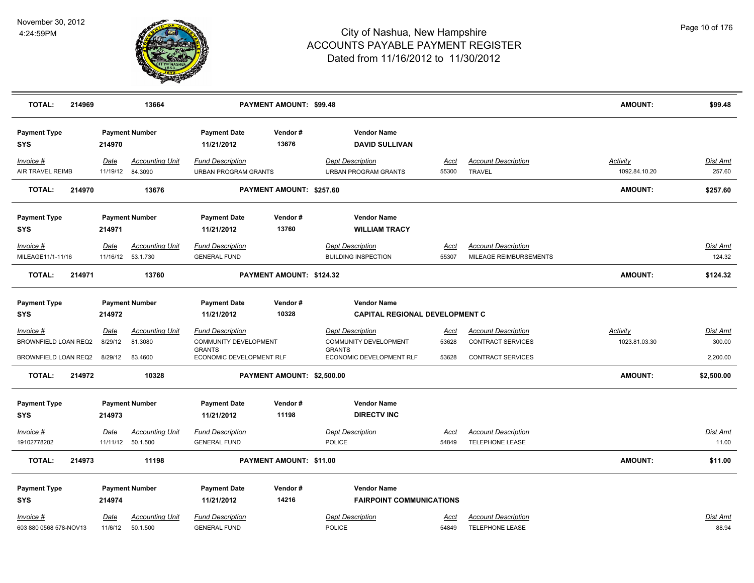November 30, 2012
4:24:59PM

# City of Nashua, New Hampshire
## ACCOUNTS PAYABLE PAYMENT REGISTER
### Dated from 11/16/2012 to 11/30/2012

| **TOTAL:** | **214969** | **13664** | **PAYMENT AMOUNT: $99.48** | | | | **AMOUNT:** | **$99.48** |
|---|---|---|---|---|---|---|---|---|

| Payment Type | Payment Number | | Payment Date | Vendor # | Vendor Name | | | | |
|---|---|---|---|---|---|---|---|---|---|
| **SYS** | **214970** | | **11/21/2012** | **13676** | **DAVID SULLIVAN** | | | | |
| *Invoice #* | *Date* | *Accounting Unit* | *Fund Description* | | *Dept Description* | *Acct* | *Account Description* | *Activity* | *Dist Amt* |
| AIR TRAVEL REIMB | 11/19/12 | 84.3090 | URBAN PROGRAM GRANTS | | URBAN PROGRAM GRANTS | 55300 | TRAVEL | 1092.84.10.20 | 257.60 |
| **TOTAL:** | **214970** | **13676** | **PAYMENT AMOUNT: $257.60** | | | | | **AMOUNT:** | **$257.60** |

| Payment Type | Payment Number | | Payment Date | Vendor # | Vendor Name | | | | |
|---|---|---|---|---|---|---|---|---|---|
| **SYS** | **214971** | | **11/21/2012** | **13760** | **WILLIAM TRACY** | | | | |
| *Invoice #* | *Date* | *Accounting Unit* | *Fund Description* | | *Dept Description* | *Acct* | *Account Description* | | *Dist Amt* |
| MILEAGE11/1-11/16 | 11/16/12 | 53.1.730 | GENERAL FUND | | BUILDING INSPECTION | 55307 | MILEAGE REIMBURSEMENTS | | 124.32 |
| **TOTAL:** | **214971** | **13760** | **PAYMENT AMOUNT: $124.32** | | | | | **AMOUNT:** | **$124.32** |

| Payment Type | Payment Number | | Payment Date | Vendor # | Vendor Name | | | | |
|---|---|---|---|---|---|---|---|---|---|
| **SYS** | **214972** | | **11/21/2012** | **10328** | **CAPITAL REGIONAL DEVELOPMENT C** | | | | |
| *Invoice #* | *Date* | *Accounting Unit* | *Fund Description* | | *Dept Description* | *Acct* | *Account Description* | *Activity* | *Dist Amt* |
| BROWNFIELD LOAN REQ2 | 8/29/12 | 81.3080 | COMMUNITY DEVELOPMENT GRANTS | | COMMUNITY DEVELOPMENT GRANTS | 53628 | CONTRACT SERVICES | 1023.81.03.30 | 300.00 |
| BROWNFIELD LOAN REQ2 | 8/29/12 | 83.4600 | ECONOMIC DEVELOPMENT RLF | | ECONOMIC DEVELOPMENT RLF | 53628 | CONTRACT SERVICES | | 2,200.00 |
| **TOTAL:** | **214972** | **10328** | **PAYMENT AMOUNT: $2,500.00** | | | | | **AMOUNT:** | **$2,500.00** |

| Payment Type | Payment Number | | Payment Date | Vendor # | Vendor Name | | | | |
|---|---|---|---|---|---|---|---|---|---|
| **SYS** | **214973** | | **11/21/2012** | **11198** | **DIRECTV INC** | | | | |
| *Invoice #* | *Date* | *Accounting Unit* | *Fund Description* | | *Dept Description* | *Acct* | *Account Description* | | *Dist Amt* |
| 19102778202 | 11/11/12 | 50.1.500 | GENERAL FUND | | POLICE | 54849 | TELEPHONE LEASE | | 11.00 |
| **TOTAL:** | **214973** | **11198** | **PAYMENT AMOUNT: $11.00** | | | | | **AMOUNT:** | **$11.00** |

| Payment Type | Payment Number | | Payment Date | Vendor # | Vendor Name | | | | |
|---|---|---|---|---|---|---|---|---|---|
| **SYS** | **214974** | | **11/21/2012** | **14216** | **FAIRPOINT COMMUNICATIONS** | | | | |
| *Invoice #* | *Date* | *Accounting Unit* | *Fund Description* | | *Dept Description* | *Acct* | *Account Description* | | *Dist Amt* |
| 603 880 0568 578-NOV13 | 11/6/12 | 50.1.500 | GENERAL FUND | | POLICE | 54849 | TELEPHONE LEASE | | 88.94 |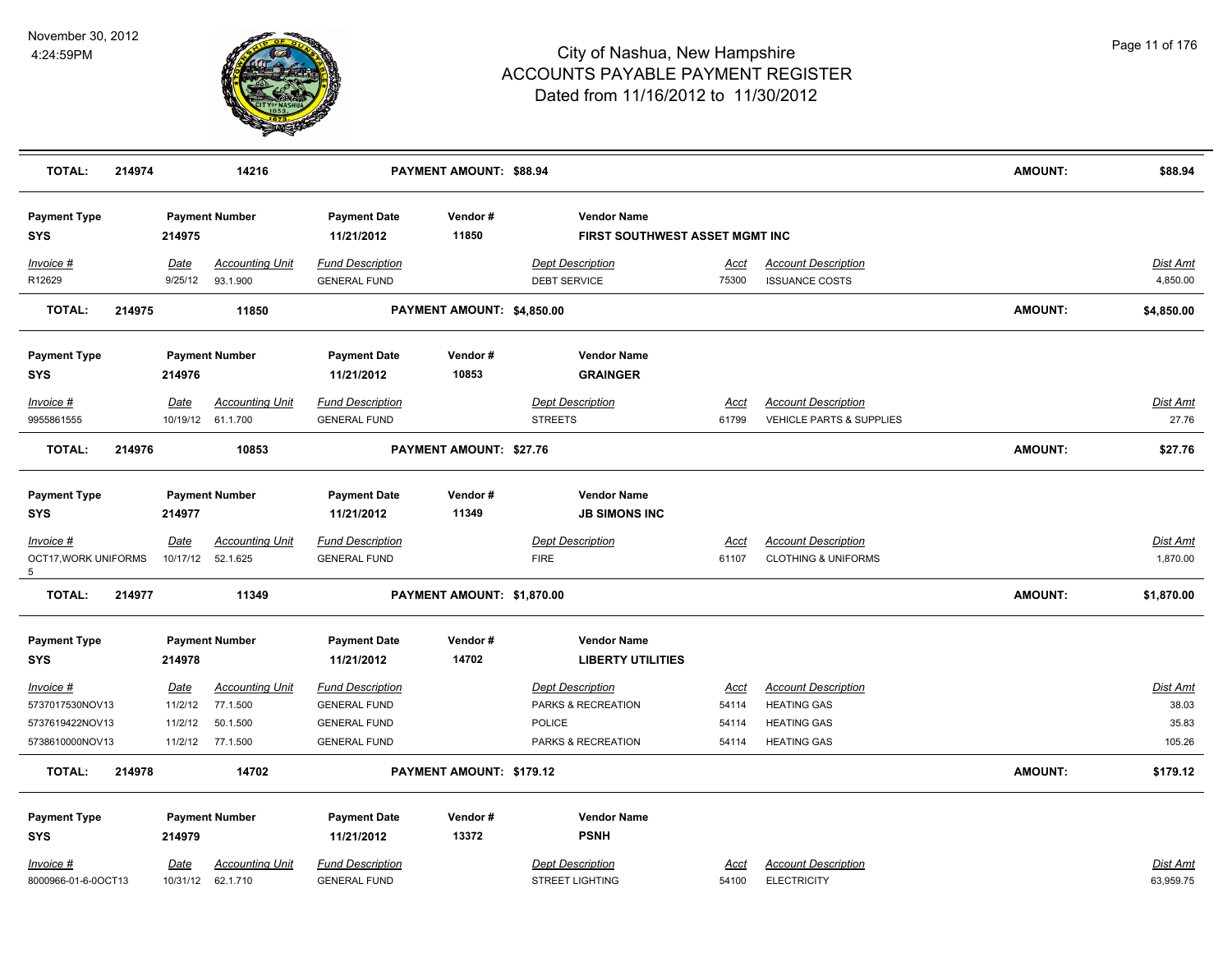| TOTAL: | 214974 | | 14216 | | PAYMENT AMOUNT: $88.94 | | | | | AMOUNT: | $88.94 |
|---|---|---|---|---|---|---|---|---|---|---|---|

**Payment Type** SYS | **Payment Number** 214975 | **Payment Date** 11/21/2012 | **Vendor #** 11850 | **Vendor Name** FIRST SOUTHWEST ASSET MGMT INC

| Invoice # | Date | Accounting Unit | Fund Description | Dept Description | Acct | Account Description | Dist Amt |
|---|---|---|---|---|---|---|---|
| R12629 | 9/25/12 | 93.1.900 | GENERAL FUND | DEBT SERVICE | 75300 | ISSUANCE COSTS | 4,850.00 |

**TOTAL:** 214975 | 11850 | **PAYMENT AMOUNT: $4,850.00** | **AMOUNT: $4,850.00**

**Payment Type** SYS | **Payment Number** 214976 | **Payment Date** 11/21/2012 | **Vendor #** 10853 | **Vendor Name** GRAINGER

| Invoice # | Date | Accounting Unit | Fund Description | Dept Description | Acct | Account Description | Dist Amt |
|---|---|---|---|---|---|---|---|
| 9955861555 | 10/19/12 | 61.1.700 | GENERAL FUND | STREETS | 61799 | VEHICLE PARTS & SUPPLIES | 27.76 |

**TOTAL:** 214976 | 10853 | **PAYMENT AMOUNT: $27.76** | **AMOUNT: $27.76**

**Payment Type** SYS | **Payment Number** 214977 | **Payment Date** 11/21/2012 | **Vendor #** 11349 | **Vendor Name** JB SIMONS INC

| Invoice # | Date | Accounting Unit | Fund Description | Dept Description | Acct | Account Description | Dist Amt |
|---|---|---|---|---|---|---|---|
| OCT17,WORK UNIFORMS 5 | 10/17/12 | 52.1.625 | GENERAL FUND | FIRE | 61107 | CLOTHING & UNIFORMS | 1,870.00 |

**TOTAL:** 214977 | 11349 | **PAYMENT AMOUNT: $1,870.00** | **AMOUNT: $1,870.00**

**Payment Type** SYS | **Payment Number** 214978 | **Payment Date** 11/21/2012 | **Vendor #** 14702 | **Vendor Name** LIBERTY UTILITIES

| Invoice # | Date | Accounting Unit | Fund Description | Dept Description | Acct | Account Description | Dist Amt |
|---|---|---|---|---|---|---|---|
| 5737017530NOV13 | 11/2/12 | 77.1.500 | GENERAL FUND | PARKS & RECREATION | 54114 | HEATING GAS | 38.03 |
| 5737619422NOV13 | 11/2/12 | 50.1.500 | GENERAL FUND | POLICE | 54114 | HEATING GAS | 35.83 |
| 5738610000NOV13 | 11/2/12 | 77.1.500 | GENERAL FUND | PARKS & RECREATION | 54114 | HEATING GAS | 105.26 |

**TOTAL:** 214978 | 14702 | **PAYMENT AMOUNT: $179.12** | **AMOUNT: $179.12**

**Payment Type** SYS | **Payment Number** 214979 | **Payment Date** 11/21/2012 | **Vendor #** 13372 | **Vendor Name** PSNH

| Invoice # | Date | Accounting Unit | Fund Description | Dept Description | Acct | Account Description | Dist Amt |
|---|---|---|---|---|---|---|---|
| 8000966-01-6-0OCT13 | 10/31/12 | 62.1.710 | GENERAL FUND | STREET LIGHTING | 54100 | ELECTRICITY | 63,959.75 |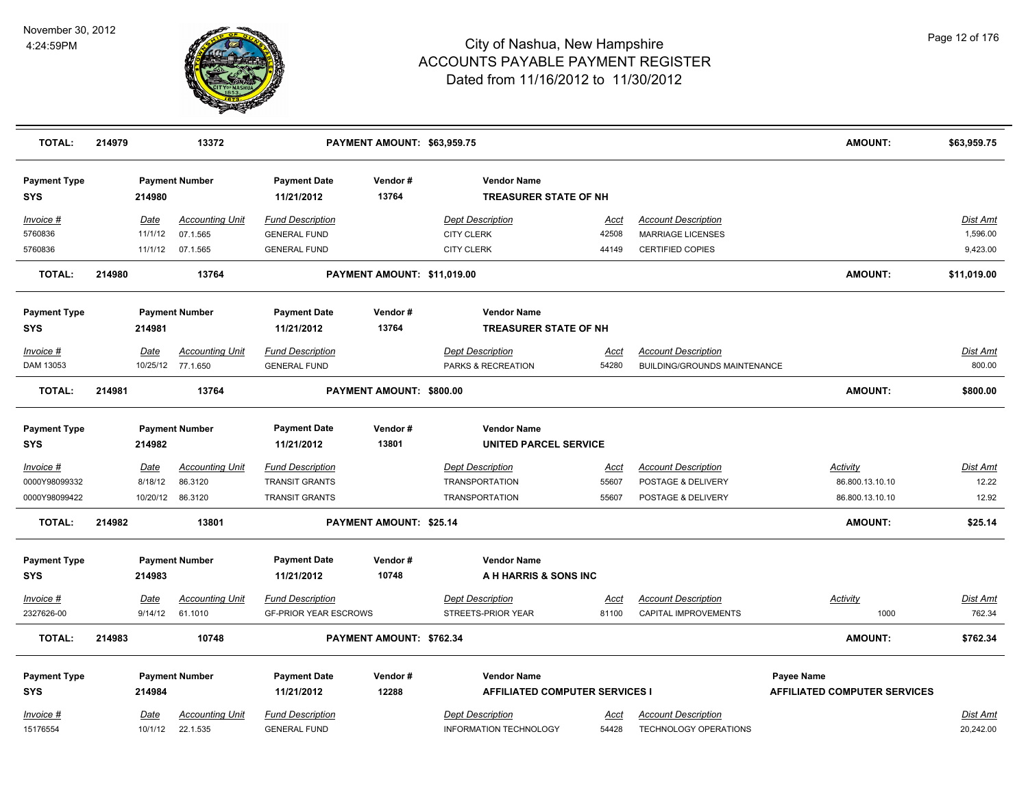# City of Nashua, New Hampshire
## ACCOUNTS PAYABLE PAYMENT REGISTER
### Dated from 11/16/2012 to 11/30/2012

November 30, 2012
4:24:59PM

| TOTAL: | 214979 | 13372 | PAYMENT AMOUNT: $63,959.75 | | | AMOUNT: | $63,959.75 |
|---|---|---|---|---|---|---|---|

| Payment Type | Payment Number | Payment Date | Vendor # | Vendor Name |
|---|---|---|---|---|
| SYS | 214980 | 11/21/2012 | 13764 | TREASURER STATE OF NH |

| Invoice # | Date | Accounting Unit | Fund Description | Dept Description | Acct | Account Description | Dist Amt |
|---|---|---|---|---|---|---|---|
| 5760836 | 11/1/12 | 07.1.565 | GENERAL FUND | CITY CLERK | 42508 | MARRIAGE LICENSES | 1,596.00 |
| 5760836 | 11/1/12 | 07.1.565 | GENERAL FUND | CITY CLERK | 44149 | CERTIFIED COPIES | 9,423.00 |

| TOTAL: | 214980 | 13764 | PAYMENT AMOUNT: $11,019.00 | AMOUNT: | $11,019.00 |
|---|---|---|---|---|---|

| Payment Type | Payment Number | Payment Date | Vendor # | Vendor Name |
|---|---|---|---|---|
| SYS | 214981 | 11/21/2012 | 13764 | TREASURER STATE OF NH |

| Invoice # | Date | Accounting Unit | Fund Description | Dept Description | Acct | Account Description | Dist Amt |
|---|---|---|---|---|---|---|---|
| DAM 13053 | 10/25/12 | 77.1.650 | GENERAL FUND | PARKS & RECREATION | 54280 | BUILDING/GROUNDS MAINTENANCE | 800.00 |

| TOTAL: | 214981 | 13764 | PAYMENT AMOUNT: $800.00 | AMOUNT: | $800.00 |
|---|---|---|---|---|---|

| Payment Type | Payment Number | Payment Date | Vendor # | Vendor Name |
|---|---|---|---|---|
| SYS | 214982 | 11/21/2012 | 13801 | UNITED PARCEL SERVICE |

| Invoice # | Date | Accounting Unit | Fund Description | Dept Description | Acct | Account Description | Activity | Dist Amt |
|---|---|---|---|---|---|---|---|---|
| 0000Y98099332 | 8/18/12 | 86.3120 | TRANSIT GRANTS | TRANSPORTATION | 55607 | POSTAGE & DELIVERY | 86.800.13.10.10 | 12.22 |
| 0000Y98099422 | 10/20/12 | 86.3120 | TRANSIT GRANTS | TRANSPORTATION | 55607 | POSTAGE & DELIVERY | 86.800.13.10.10 | 12.92 |

| TOTAL: | 214982 | 13801 | PAYMENT AMOUNT: $25.14 | AMOUNT: | $25.14 |
|---|---|---|---|---|---|

| Payment Type | Payment Number | Payment Date | Vendor # | Vendor Name |
|---|---|---|---|---|
| SYS | 214983 | 11/21/2012 | 10748 | A H HARRIS & SONS INC |

| Invoice # | Date | Accounting Unit | Fund Description | Dept Description | Acct | Account Description | Activity | Dist Amt |
|---|---|---|---|---|---|---|---|---|
| 2327626-00 | 9/14/12 | 61.1010 | GF-PRIOR YEAR ESCROWS | STREETS-PRIOR YEAR | 81100 | CAPITAL IMPROVEMENTS | 1000 | 762.34 |

| TOTAL: | 214983 | 10748 | PAYMENT AMOUNT: $762.34 | AMOUNT: | $762.34 |
|---|---|---|---|---|---|

| Payment Type | Payment Number | Payment Date | Vendor # | Vendor Name | Payee Name |
|---|---|---|---|---|---|
| SYS | 214984 | 11/21/2012 | 12288 | AFFILIATED COMPUTER SERVICES I | AFFILIATED COMPUTER SERVICES |

| Invoice # | Date | Accounting Unit | Fund Description | Dept Description | Acct | Account Description | Dist Amt |
|---|---|---|---|---|---|---|---|
| 15176554 | 10/1/12 | 22.1.535 | GENERAL FUND | INFORMATION TECHNOLOGY | 54428 | TECHNOLOGY OPERATIONS | 20,242.00 |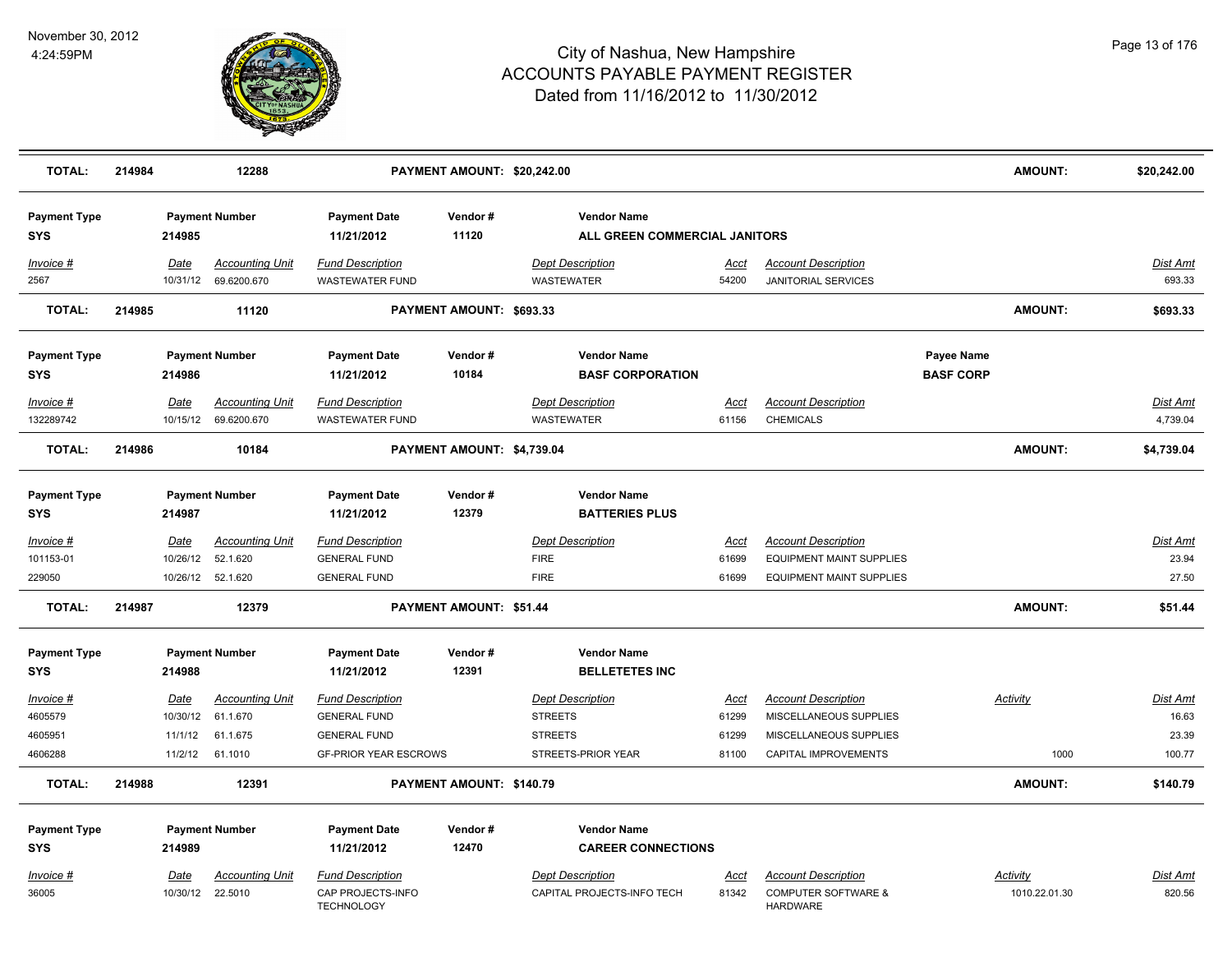| TOTAL: | 214984 | 12288 | PAYMENT AMOUNT: $20,242.00 | AMOUNT: | $20,242.00 |
|---|---|---|---|---|---|

| Payment Type | Payment Number | Payment Date | Vendor # | Vendor Name |
|---|---|---|---|---|
| SYS | 214985 | 11/21/2012 | 11120 | ALL GREEN COMMERCIAL JANITORS |

| Invoice # | Date | Accounting Unit | Fund Description | Dept Description | Acct | Account Description | Dist Amt |
|---|---|---|---|---|---|---|---|
| 2567 | 10/31/12 | 69.6200.670 | WASTEWATER FUND | WASTEWATER | 54200 | JANITORIAL SERVICES | 693.33 |

| TOTAL: | 214985 | 11120 | PAYMENT AMOUNT: $693.33 | AMOUNT: | $693.33 |
|---|---|---|---|---|---|

| Payment Type | Payment Number | Payment Date | Vendor # | Vendor Name | Payee Name |
|---|---|---|---|---|---|
| SYS | 214986 | 11/21/2012 | 10184 | BASF CORPORATION | BASF CORP |

| Invoice # | Date | Accounting Unit | Fund Description | Dept Description | Acct | Account Description | Dist Amt |
|---|---|---|---|---|---|---|---|
| 132289742 | 10/15/12 | 69.6200.670 | WASTEWATER FUND | WASTEWATER | 61156 | CHEMICALS | 4,739.04 |

| TOTAL: | 214986 | 10184 | PAYMENT AMOUNT: $4,739.04 | AMOUNT: | $4,739.04 |
|---|---|---|---|---|---|

| Payment Type | Payment Number | Payment Date | Vendor # | Vendor Name |
|---|---|---|---|---|
| SYS | 214987 | 11/21/2012 | 12379 | BATTERIES PLUS |

| Invoice # | Date | Accounting Unit | Fund Description | Dept Description | Acct | Account Description | Dist Amt |
|---|---|---|---|---|---|---|---|
| 101153-01 | 10/26/12 | 52.1.620 | GENERAL FUND | FIRE | 61699 | EQUIPMENT MAINT SUPPLIES | 23.94 |
| 229050 | 10/26/12 | 52.1.620 | GENERAL FUND | FIRE | 61699 | EQUIPMENT MAINT SUPPLIES | 27.50 |

| TOTAL: | 214987 | 12379 | PAYMENT AMOUNT: $51.44 | AMOUNT: | $51.44 |
|---|---|---|---|---|---|

| Payment Type | Payment Number | Payment Date | Vendor # | Vendor Name |
|---|---|---|---|---|
| SYS | 214988 | 11/21/2012 | 12391 | BELLETETES INC |

| Invoice # | Date | Accounting Unit | Fund Description | Dept Description | Acct | Account Description | Activity | Dist Amt |
|---|---|---|---|---|---|---|---|---|
| 4605579 | 10/30/12 | 61.1.670 | GENERAL FUND | STREETS | 61299 | MISCELLANEOUS SUPPLIES | | 16.63 |
| 4605951 | 11/1/12 | 61.1.675 | GENERAL FUND | STREETS | 61299 | MISCELLANEOUS SUPPLIES | | 23.39 |
| 4606288 | 11/2/12 | 61.1010 | GF-PRIOR YEAR ESCROWS | STREETS-PRIOR YEAR | 81100 | CAPITAL IMPROVEMENTS | 1000 | 100.77 |

| TOTAL: | 214988 | 12391 | PAYMENT AMOUNT: $140.79 | AMOUNT: | $140.79 |
|---|---|---|---|---|---|

| Payment Type | Payment Number | Payment Date | Vendor # | Vendor Name |
|---|---|---|---|---|
| SYS | 214989 | 11/21/2012 | 12470 | CAREER CONNECTIONS |

| Invoice # | Date | Accounting Unit | Fund Description | Dept Description | Acct | Account Description | Activity | Dist Amt |
|---|---|---|---|---|---|---|---|---|
| 36005 | 10/30/12 | 22.5010 | CAP PROJECTS-INFO TECHNOLOGY | CAPITAL PROJECTS-INFO TECH | 81342 | COMPUTER SOFTWARE & HARDWARE | 1010.22.01.30 | 820.56 |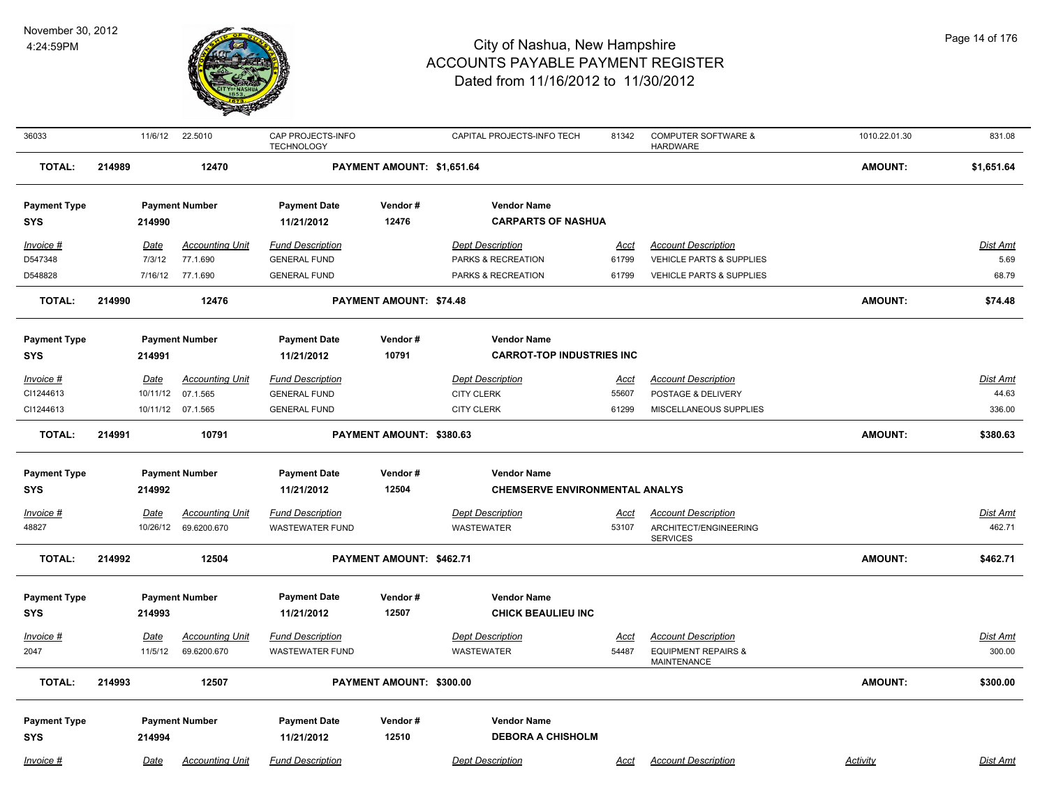| 36033 | 11/6/12 | 22.5010 | CAP PROJECTS-INFO TECHNOLOGY | | CAPITAL PROJECTS-INFO TECH | 81342 | COMPUTER SOFTWARE & HARDWARE | 1010.22.01.30 | 831.08 |
|---|---|---|---|---|---|---|---|---|---|
| **TOTAL:** | **214989** | **12470** | | **PAYMENT AMOUNT: $1,651.64** | | | | **AMOUNT:** | **$1,651.64** |

| **Payment Type** | **Payment Number** | | **Payment Date** | **Vendor #** | **Vendor Name** | | | | |
|---|---|---|---|---|---|---|---|---|---|
| **SYS** | **214990** | | **11/21/2012** | **12476** | **CARPARTS OF NASHUA** | | | | |
| *Invoice #* | *Date* | *Accounting Unit* | *Fund Description* | | *Dept Description* | *Acct* | *Account Description* | | *Dist Amt* |
| D547348 | 7/3/12 | 77.1.690 | GENERAL FUND | | PARKS & RECREATION | 61799 | VEHICLE PARTS & SUPPLIES | | 5.69 |
| D548828 | 7/16/12 | 77.1.690 | GENERAL FUND | | PARKS & RECREATION | 61799 | VEHICLE PARTS & SUPPLIES | | 68.79 |
| **TOTAL:** | **214990** | **12476** | | **PAYMENT AMOUNT: $74.48** | | | | **AMOUNT:** | **$74.48** |

| **Payment Type** | **Payment Number** | | **Payment Date** | **Vendor #** | **Vendor Name** | | | | |
|---|---|---|---|---|---|---|---|---|---|
| **SYS** | **214991** | | **11/21/2012** | **10791** | **CARROT-TOP INDUSTRIES INC** | | | | |
| *Invoice #* | *Date* | *Accounting Unit* | *Fund Description* | | *Dept Description* | *Acct* | *Account Description* | | *Dist Amt* |
| CI1244613 | 10/11/12 | 07.1.565 | GENERAL FUND | | CITY CLERK | 55607 | POSTAGE & DELIVERY | | 44.63 |
| CI1244613 | 10/11/12 | 07.1.565 | GENERAL FUND | | CITY CLERK | 61299 | MISCELLANEOUS SUPPLIES | | 336.00 |
| **TOTAL:** | **214991** | **10791** | | **PAYMENT AMOUNT: $380.63** | | | | **AMOUNT:** | **$380.63** |

| **Payment Type** | **Payment Number** | | **Payment Date** | **Vendor #** | **Vendor Name** | | | | |
|---|---|---|---|---|---|---|---|---|---|
| **SYS** | **214992** | | **11/21/2012** | **12504** | **CHEMSERVE ENVIRONMENTAL ANALYS** | | | | |
| *Invoice #* | *Date* | *Accounting Unit* | *Fund Description* | | *Dept Description* | *Acct* | *Account Description* | | *Dist Amt* |
| 48827 | 10/26/12 | 69.6200.670 | WASTEWATER FUND | | WASTEWATER | 53107 | ARCHITECT/ENGINEERING SERVICES | | 462.71 |
| **TOTAL:** | **214992** | **12504** | | **PAYMENT AMOUNT: $462.71** | | | | **AMOUNT:** | **$462.71** |

| **Payment Type** | **Payment Number** | | **Payment Date** | **Vendor #** | **Vendor Name** | | | | |
|---|---|---|---|---|---|---|---|---|---|
| **SYS** | **214993** | | **11/21/2012** | **12507** | **CHICK BEAULIEU INC** | | | | |
| *Invoice #* | *Date* | *Accounting Unit* | *Fund Description* | | *Dept Description* | *Acct* | *Account Description* | | *Dist Amt* |
| 2047 | 11/5/12 | 69.6200.670 | WASTEWATER FUND | | WASTEWATER | 54487 | EQUIPMENT REPAIRS & MAINTENANCE | | 300.00 |
| **TOTAL:** | **214993** | **12507** | | **PAYMENT AMOUNT: $300.00** | | | | **AMOUNT:** | **$300.00** |

| **Payment Type** | **Payment Number** | | **Payment Date** | **Vendor #** | **Vendor Name** | | | | |
|---|---|---|---|---|---|---|---|---|---|
| **SYS** | **214994** | | **11/21/2012** | **12510** | **DEBORA A CHISHOLM** | | | | |
| *Invoice #* | *Date* | *Accounting Unit* | *Fund Description* | | *Dept Description* | *Acct* | *Account Description* | *Activity* | *Dist Amt* |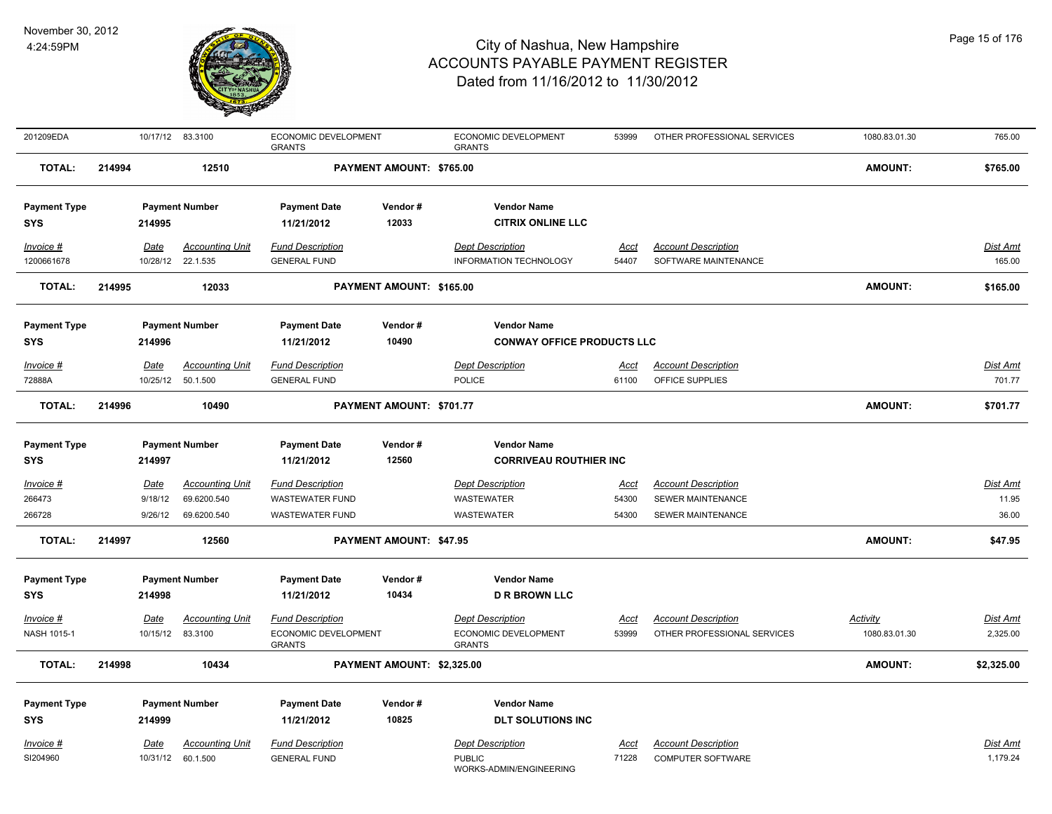# City of Nashua, New Hampshire
## ACCOUNTS PAYABLE PAYMENT REGISTER
### Dated from 11/16/2012 to 11/30/2012

November 30, 2012
4:24:59PM

| 201209EDA | 10/17/12 | 83.3100 | ECONOMIC DEVELOPMENT GRANTS | | ECONOMIC DEVELOPMENT GRANTS | 53999 | OTHER PROFESSIONAL SERVICES | 1080.83.01.30 | 765.00 |
|---|---|---|---|---|---|---|---|---|---|
| **TOTAL:** | **214994** | **12510** | | **PAYMENT AMOUNT: $765.00** | | | | **AMOUNT:** | **$765.00** |

| Payment Type | Payment Number | Payment Date | Vendor # | Vendor Name |
|---|---|---|---|---|
| **SYS** | **214995** | **11/21/2012** | **12033** | **CITRIX ONLINE LLC** |

| Invoice # | Date | Accounting Unit | Fund Description | Dept Description | Acct | Account Description | Dist Amt |
|---|---|---|---|---|---|---|---|
| 1200661678 | 10/28/12 | 22.1.535 | GENERAL FUND | INFORMATION TECHNOLOGY | 54407 | SOFTWARE MAINTENANCE | 165.00 |
| **TOTAL:** | **214995** | **12033** | **PAYMENT AMOUNT: $165.00** | | | **AMOUNT:** | **$165.00** |

| Payment Type | Payment Number | Payment Date | Vendor # | Vendor Name |
|---|---|---|---|---|
| **SYS** | **214996** | **11/21/2012** | **10490** | **CONWAY OFFICE PRODUCTS LLC** |

| Invoice # | Date | Accounting Unit | Fund Description | Dept Description | Acct | Account Description | Dist Amt |
|---|---|---|---|---|---|---|---|
| 72888A | 10/25/12 | 50.1.500 | GENERAL FUND | POLICE | 61100 | OFFICE SUPPLIES | 701.77 |
| **TOTAL:** | **214996** | **10490** | **PAYMENT AMOUNT: $701.77** | | | **AMOUNT:** | **$701.77** |

| Payment Type | Payment Number | Payment Date | Vendor # | Vendor Name |
|---|---|---|---|---|
| **SYS** | **214997** | **11/21/2012** | **12560** | **CORRIVEAU ROUTHIER INC** |

| Invoice # | Date | Accounting Unit | Fund Description | Dept Description | Acct | Account Description | Dist Amt |
|---|---|---|---|---|---|---|---|
| 266473 | 9/18/12 | 69.6200.540 | WASTEWATER FUND | WASTEWATER | 54300 | SEWER MAINTENANCE | 11.95 |
| 266728 | 9/26/12 | 69.6200.540 | WASTEWATER FUND | WASTEWATER | 54300 | SEWER MAINTENANCE | 36.00 |
| **TOTAL:** | **214997** | **12560** | **PAYMENT AMOUNT: $47.95** | | | **AMOUNT:** | **$47.95** |

| Payment Type | Payment Number | Payment Date | Vendor # | Vendor Name |
|---|---|---|---|---|
| **SYS** | **214998** | **11/21/2012** | **10434** | **D R BROWN LLC** |

| Invoice # | Date | Accounting Unit | Fund Description | Dept Description | Acct | Account Description | Activity | Dist Amt |
|---|---|---|---|---|---|---|---|---|
| NASH 1015-1 | 10/15/12 | 83.3100 | ECONOMIC DEVELOPMENT GRANTS | ECONOMIC DEVELOPMENT GRANTS | 53999 | OTHER PROFESSIONAL SERVICES | 1080.83.01.30 | 2,325.00 |
| **TOTAL:** | **214998** | **10434** | **PAYMENT AMOUNT: $2,325.00** | | | | **AMOUNT:** | **$2,325.00** |

| Payment Type | Payment Number | Payment Date | Vendor # | Vendor Name |
|---|---|---|---|---|
| **SYS** | **214999** | **11/21/2012** | **10825** | **DLT SOLUTIONS INC** |

| Invoice # | Date | Accounting Unit | Fund Description | Dept Description | Acct | Account Description | Dist Amt |
|---|---|---|---|---|---|---|---|
| SI204960 | 10/31/12 | 60.1.500 | GENERAL FUND | PUBLIC WORKS-ADMIN/ENGINEERING | 71228 | COMPUTER SOFTWARE | 1,179.24 |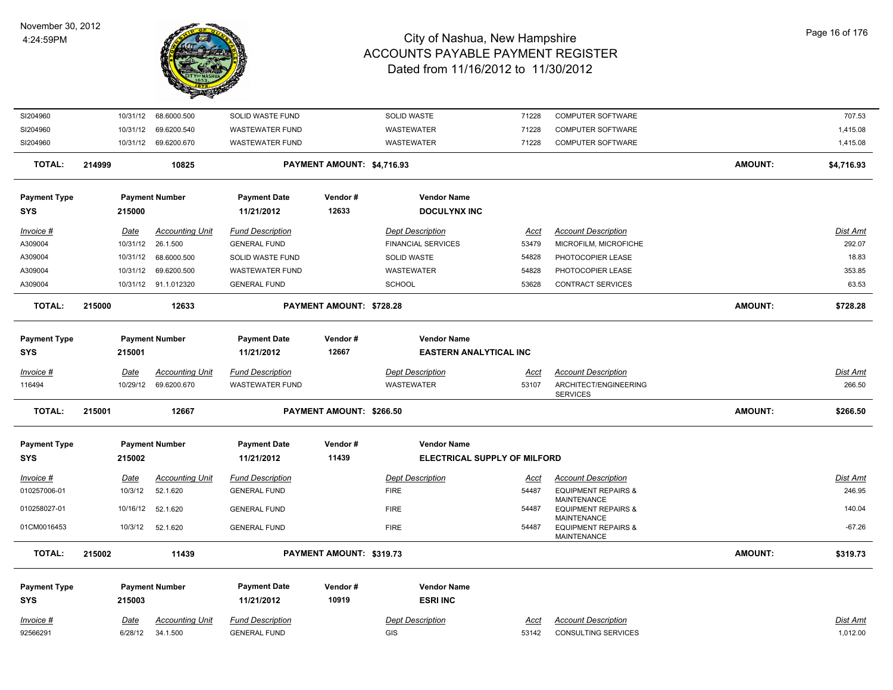# City of Nashua, New Hampshire
## ACCOUNTS PAYABLE PAYMENT REGISTER
### Dated from 11/16/2012 to 11/30/2012

November 30, 2012
4:24:59PM

| Invoice # | Date | Accounting Unit | Fund Description | Dept Description | Acct | Account Description | Dist Amt |
|---|---|---|---|---|---|---|---|
| SI204960 | 10/31/12 | 68.6000.500 | SOLID WASTE FUND | SOLID WASTE | 71228 | COMPUTER SOFTWARE | 707.53 |
| SI204960 | 10/31/12 | 69.6200.540 | WASTEWATER FUND | WASTEWATER | 71228 | COMPUTER SOFTWARE | 1,415.08 |
| SI204960 | 10/31/12 | 69.6200.670 | WASTEWATER FUND | WASTEWATER | 71228 | COMPUTER SOFTWARE | 1,415.08 |

**TOTAL:** 214999 | 10825 | PAYMENT AMOUNT: $4,716.93 | AMOUNT: $4,716.93

| Payment Type | Payment Number | Payment Date | Vendor # | Vendor Name |
|---|---|---|---|---|
| SYS | 215000 | 11/21/2012 | 12633 | DOCULYNX INC |

| Invoice # | Date | Accounting Unit | Fund Description | Dept Description | Acct | Account Description | Dist Amt |
|---|---|---|---|---|---|---|---|
| A309004 | 10/31/12 | 26.1.500 | GENERAL FUND | FINANCIAL SERVICES | 53479 | MICROFILM, MICROFICHE | 292.07 |
| A309004 | 10/31/12 | 68.6000.500 | SOLID WASTE FUND | SOLID WASTE | 54828 | PHOTOCOPIER LEASE | 18.83 |
| A309004 | 10/31/12 | 69.6200.500 | WASTEWATER FUND | WASTEWATER | 54828 | PHOTOCOPIER LEASE | 353.85 |
| A309004 | 10/31/12 | 91.1.012320 | GENERAL FUND | SCHOOL | 53628 | CONTRACT SERVICES | 63.53 |

**TOTAL:** 215000 | 12633 | PAYMENT AMOUNT: $728.28 | AMOUNT: $728.28

| Payment Type | Payment Number | Payment Date | Vendor # | Vendor Name |
|---|---|---|---|---|
| SYS | 215001 | 11/21/2012 | 12667 | EASTERN ANALYTICAL INC |

| Invoice # | Date | Accounting Unit | Fund Description | Dept Description | Acct | Account Description | Dist Amt |
|---|---|---|---|---|---|---|---|
| 116494 | 10/29/12 | 69.6200.670 | WASTEWATER FUND | WASTEWATER | 53107 | ARCHITECT/ENGINEERING SERVICES | 266.50 |

**TOTAL:** 215001 | 12667 | PAYMENT AMOUNT: $266.50 | AMOUNT: $266.50

| Payment Type | Payment Number | Payment Date | Vendor # | Vendor Name |
|---|---|---|---|---|
| SYS | 215002 | 11/21/2012 | 11439 | ELECTRICAL SUPPLY OF MILFORD |

| Invoice # | Date | Accounting Unit | Fund Description | Dept Description | Acct | Account Description | Dist Amt |
|---|---|---|---|---|---|---|---|
| 010257006-01 | 10/3/12 | 52.1.620 | GENERAL FUND | FIRE | 54487 | EQUIPMENT REPAIRS & MAINTENANCE | 246.95 |
| 010258027-01 | 10/16/12 | 52.1.620 | GENERAL FUND | FIRE | 54487 | EQUIPMENT REPAIRS & MAINTENANCE | 140.04 |
| 01CM0016453 | 10/3/12 | 52.1.620 | GENERAL FUND | FIRE | 54487 | EQUIPMENT REPAIRS & MAINTENANCE | -67.26 |

**TOTAL:** 215002 | 11439 | PAYMENT AMOUNT: $319.73 | AMOUNT: $319.73

| Payment Type | Payment Number | Payment Date | Vendor # | Vendor Name |
|---|---|---|---|---|
| SYS | 215003 | 11/21/2012 | 10919 | ESRI INC |

| Invoice # | Date | Accounting Unit | Fund Description | Dept Description | Acct | Account Description | Dist Amt |
|---|---|---|---|---|---|---|---|
| 92566291 | 6/28/12 | 34.1.500 | GENERAL FUND | GIS | 53142 | CONSULTING SERVICES | 1,012.00 |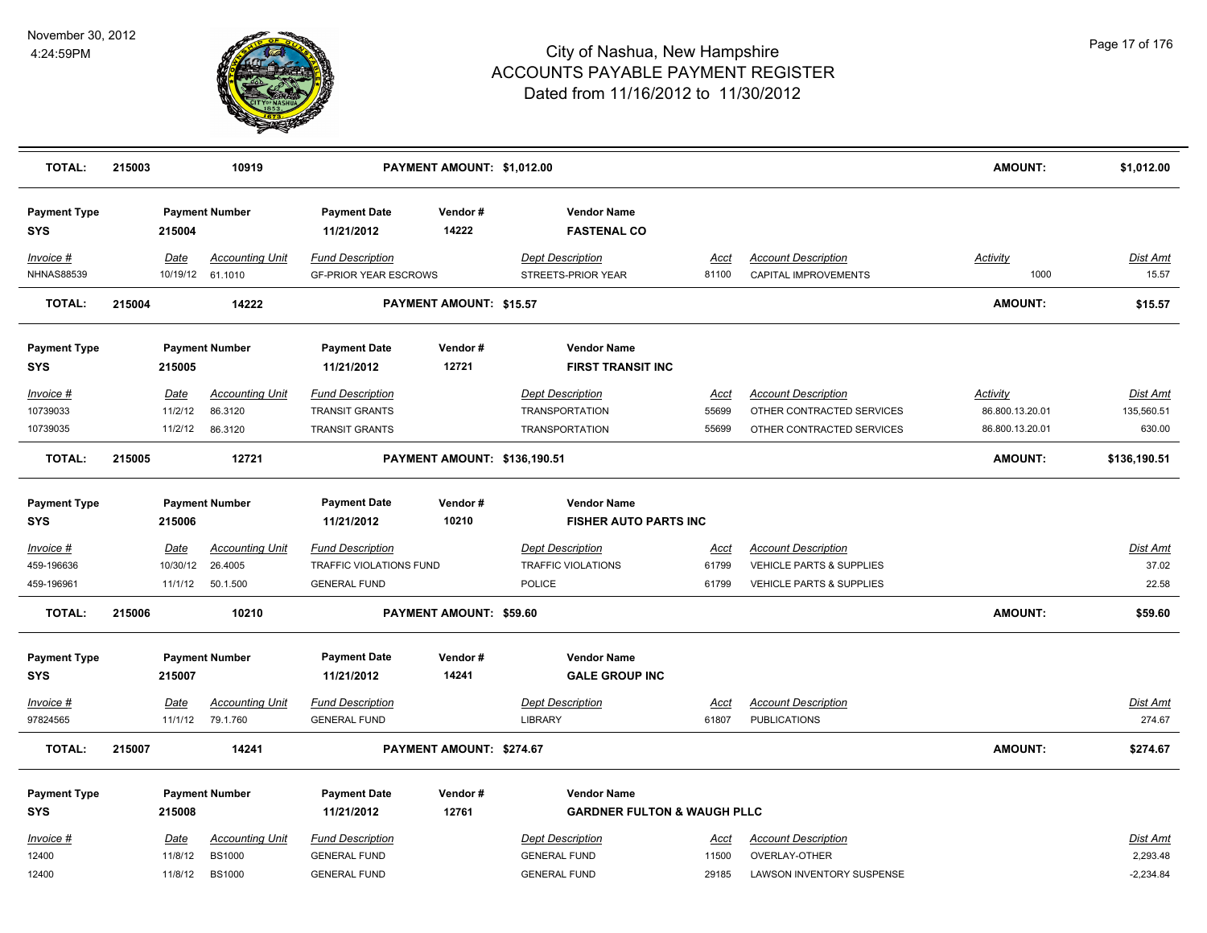# City of Nashua, New Hampshire
## ACCOUNTS PAYABLE PAYMENT REGISTER
### Dated from 11/16/2012 to 11/30/2012

November 30, 2012
4:24:59PM

| TOTAL: | 215003 | 10919 | PAYMENT AMOUNT: $1,012.00 | | | | | AMOUNT: | $1,012.00 |
|---|---|---|---|---|---|---|---|---|---|

**Payment Type:** SYS | **Payment Number:** 215004 | **Payment Date:** 11/21/2012 | **Vendor #:** 14222 | **Vendor Name:** FASTENAL CO

| Invoice # | Date | Accounting Unit | Fund Description | Dept Description | Acct | Account Description | Activity | Dist Amt |
|---|---|---|---|---|---|---|---|---|
| NHNAS88539 | 10/19/12 | 61.1010 | GF-PRIOR YEAR ESCROWS | STREETS-PRIOR YEAR | 81100 | CAPITAL IMPROVEMENTS | 1000 | 15.57 |
| **TOTAL:** | **215004** | **14222** | **PAYMENT AMOUNT: $15.57** | | | | **AMOUNT:** | **$15.57** |

**Payment Type:** SYS | **Payment Number:** 215005 | **Payment Date:** 11/21/2012 | **Vendor #:** 12721 | **Vendor Name:** FIRST TRANSIT INC

| Invoice # | Date | Accounting Unit | Fund Description | Dept Description | Acct | Account Description | Activity | Dist Amt |
|---|---|---|---|---|---|---|---|---|
| 10739033 | 11/2/12 | 86.3120 | TRANSIT GRANTS | TRANSPORTATION | 55699 | OTHER CONTRACTED SERVICES | 86.800.13.20.01 | 135,560.51 |
| 10739035 | 11/2/12 | 86.3120 | TRANSIT GRANTS | TRANSPORTATION | 55699 | OTHER CONTRACTED SERVICES | 86.800.13.20.01 | 630.00 |
| **TOTAL:** | **215005** | **12721** | **PAYMENT AMOUNT: $136,190.51** | | | | **AMOUNT:** | **$136,190.51** |

**Payment Type:** SYS | **Payment Number:** 215006 | **Payment Date:** 11/21/2012 | **Vendor #:** 10210 | **Vendor Name:** FISHER AUTO PARTS INC

| Invoice # | Date | Accounting Unit | Fund Description | Dept Description | Acct | Account Description | Dist Amt |
|---|---|---|---|---|---|---|---|
| 459-196636 | 10/30/12 | 26.4005 | TRAFFIC VIOLATIONS FUND | TRAFFIC VIOLATIONS | 61799 | VEHICLE PARTS & SUPPLIES | 37.02 |
| 459-196961 | 11/1/12 | 50.1.500 | GENERAL FUND | POLICE | 61799 | VEHICLE PARTS & SUPPLIES | 22.58 |
| **TOTAL:** | **215006** | **10210** | **PAYMENT AMOUNT: $59.60** | | | **AMOUNT:** | **$59.60** |

**Payment Type:** SYS | **Payment Number:** 215007 | **Payment Date:** 11/21/2012 | **Vendor #:** 14241 | **Vendor Name:** GALE GROUP INC

| Invoice # | Date | Accounting Unit | Fund Description | Dept Description | Acct | Account Description | Dist Amt |
|---|---|---|---|---|---|---|---|
| 97824565 | 11/1/12 | 79.1.760 | GENERAL FUND | LIBRARY | 61807 | PUBLICATIONS | 274.67 |
| **TOTAL:** | **215007** | **14241** | **PAYMENT AMOUNT: $274.67** | | | **AMOUNT:** | **$274.67** |

**Payment Type:** SYS | **Payment Number:** 215008 | **Payment Date:** 11/21/2012 | **Vendor #:** 12761 | **Vendor Name:** GARDNER FULTON & WAUGH PLLC

| Invoice # | Date | Accounting Unit | Fund Description | Dept Description | Acct | Account Description | Dist Amt |
|---|---|---|---|---|---|---|---|
| 12400 | 11/8/12 | BS1000 | GENERAL FUND | GENERAL FUND | 11500 | OVERLAY-OTHER | 2,293.48 |
| 12400 | 11/8/12 | BS1000 | GENERAL FUND | GENERAL FUND | 29185 | LAWSON INVENTORY SUSPENSE | -2,234.84 |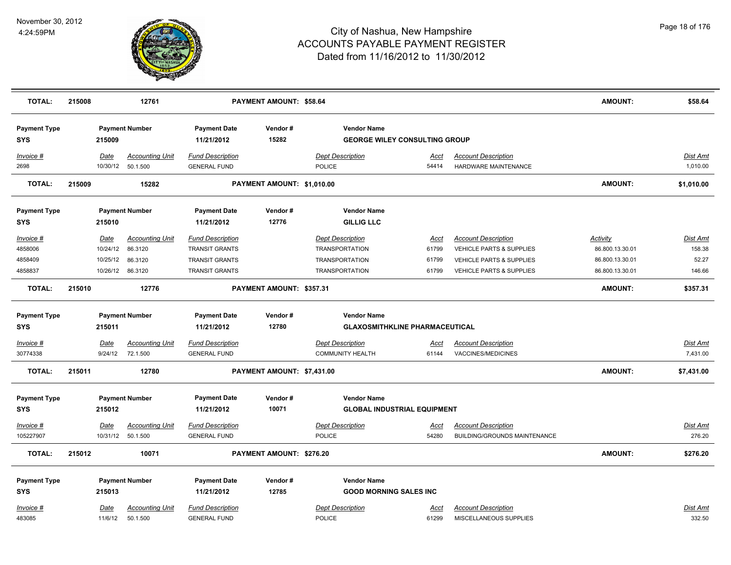| **TOTAL:** | **215008** | **12761** | | **PAYMENT AMOUNT: $58.64** | | | | **AMOUNT:** | **$58.64** |
|---|---|---|---|---|---|---|---|---|---|

| **Payment Type** | **Payment Number** | | **Payment Date** | **Vendor #** | **Vendor Name** | | | | |
|---|---|---|---|---|---|---|---|---|---|
| **SYS** | **215009** | | **11/21/2012** | **15282** | **GEORGE WILEY CONSULTING GROUP** | | | | |
| *Invoice #* | *Date* | *Accounting Unit* | *Fund Description* | | *Dept Description* | *Acct* | *Account Description* | | *Dist Amt* |
| 2698 | 10/30/12 | 50.1.500 | GENERAL FUND | | POLICE | 54414 | HARDWARE MAINTENANCE | | 1,010.00 |
| **TOTAL:** | **215009** | **15282** | | **PAYMENT AMOUNT: $1,010.00** | | | | **AMOUNT:** | **$1,010.00** |

| **Payment Type** | **Payment Number** | | **Payment Date** | **Vendor #** | **Vendor Name** | | | | |
|---|---|---|---|---|---|---|---|---|---|
| **SYS** | **215010** | | **11/21/2012** | **12776** | **GILLIG LLC** | | | | |
| *Invoice #* | *Date* | *Accounting Unit* | *Fund Description* | | *Dept Description* | *Acct* | *Account Description* | *Activity* | *Dist Amt* |
| 4858006 | 10/24/12 | 86.3120 | TRANSIT GRANTS | | TRANSPORTATION | 61799 | VEHICLE PARTS & SUPPLIES | 86.800.13.30.01 | 158.38 |
| 4858409 | 10/25/12 | 86.3120 | TRANSIT GRANTS | | TRANSPORTATION | 61799 | VEHICLE PARTS & SUPPLIES | 86.800.13.30.01 | 52.27 |
| 4858837 | 10/26/12 | 86.3120 | TRANSIT GRANTS | | TRANSPORTATION | 61799 | VEHICLE PARTS & SUPPLIES | 86.800.13.30.01 | 146.66 |
| **TOTAL:** | **215010** | **12776** | | **PAYMENT AMOUNT: $357.31** | | | | **AMOUNT:** | **$357.31** |

| **Payment Type** | **Payment Number** | | **Payment Date** | **Vendor #** | **Vendor Name** | | | | |
|---|---|---|---|---|---|---|---|---|---|
| **SYS** | **215011** | | **11/21/2012** | **12780** | **GLAXOSMITHKLINE PHARMACEUTICAL** | | | | |
| *Invoice #* | *Date* | *Accounting Unit* | *Fund Description* | | *Dept Description* | *Acct* | *Account Description* | | *Dist Amt* |
| 30774338 | 9/24/12 | 72.1.500 | GENERAL FUND | | COMMUNITY HEALTH | 61144 | VACCINES/MEDICINES | | 7,431.00 |
| **TOTAL:** | **215011** | **12780** | | **PAYMENT AMOUNT: $7,431.00** | | | | **AMOUNT:** | **$7,431.00** |

| **Payment Type** | **Payment Number** | | **Payment Date** | **Vendor #** | **Vendor Name** | | | | |
|---|---|---|---|---|---|---|---|---|---|
| **SYS** | **215012** | | **11/21/2012** | **10071** | **GLOBAL INDUSTRIAL EQUIPMENT** | | | | |
| *Invoice #* | *Date* | *Accounting Unit* | *Fund Description* | | *Dept Description* | *Acct* | *Account Description* | | *Dist Amt* |
| 105227907 | 10/31/12 | 50.1.500 | GENERAL FUND | | POLICE | 54280 | BUILDING/GROUNDS MAINTENANCE | | 276.20 |
| **TOTAL:** | **215012** | **10071** | | **PAYMENT AMOUNT: $276.20** | | | | **AMOUNT:** | **$276.20** |

| **Payment Type** | **Payment Number** | | **Payment Date** | **Vendor #** | **Vendor Name** | | | | |
|---|---|---|---|---|---|---|---|---|---|
| **SYS** | **215013** | | **11/21/2012** | **12785** | **GOOD MORNING SALES INC** | | | | |
| *Invoice #* | *Date* | *Accounting Unit* | *Fund Description* | | *Dept Description* | *Acct* | *Account Description* | | *Dist Amt* |
| 483085 | 11/6/12 | 50.1.500 | GENERAL FUND | | POLICE | 61299 | MISCELLANEOUS SUPPLIES | | 332.50 |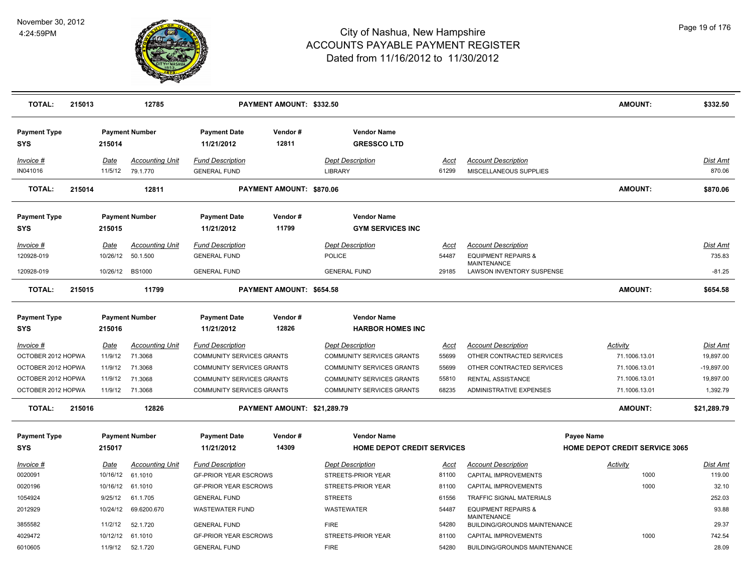# City of Nashua, New Hampshire
## ACCOUNTS PAYABLE PAYMENT REGISTER
### Dated from 11/16/2012 to 11/30/2012

November 30, 2012
4:24:59PM

| TOTAL: | 215013 | 12785 | PAYMENT AMOUNT: $332.50 | AMOUNT: | $332.50 |
|---|---|---|---|---|---|

| Payment Type | Payment Number | Payment Date | Vendor # | Vendor Name |
|---|---|---|---|---|
| SYS | 215014 | 11/21/2012 | 12811 | GRESSCO LTD |

| Invoice # | Date | Accounting Unit | Fund Description | Dept Description | Acct | Account Description | Dist Amt |
|---|---|---|---|---|---|---|---|
| IN041016 | 11/5/12 | 79.1.770 | GENERAL FUND | LIBRARY | 61299 | MISCELLANEOUS SUPPLIES | 870.06 |

| TOTAL: | 215014 | 12811 | PAYMENT AMOUNT: $870.06 | AMOUNT: | $870.06 |
|---|---|---|---|---|---|

| Payment Type | Payment Number | Payment Date | Vendor # | Vendor Name |
|---|---|---|---|---|
| SYS | 215015 | 11/21/2012 | 11799 | GYM SERVICES INC |

| Invoice # | Date | Accounting Unit | Fund Description | Dept Description | Acct | Account Description | Dist Amt |
|---|---|---|---|---|---|---|---|
| 120928-019 | 10/26/12 | 50.1.500 | GENERAL FUND | POLICE | 54487 | EQUIPMENT REPAIRS & MAINTENANCE | 735.83 |
| 120928-019 | 10/26/12 | BS1000 | GENERAL FUND | GENERAL FUND | 29185 | LAWSON INVENTORY SUSPENSE | -81.25 |

| TOTAL: | 215015 | 11799 | PAYMENT AMOUNT: $654.58 | AMOUNT: | $654.58 |
|---|---|---|---|---|---|

| Payment Type | Payment Number | Payment Date | Vendor # | Vendor Name |
|---|---|---|---|---|
| SYS | 215016 | 11/21/2012 | 12826 | HARBOR HOMES INC |

| Invoice # | Date | Accounting Unit | Fund Description | Dept Description | Acct | Account Description | Activity | Dist Amt |
|---|---|---|---|---|---|---|---|---|
| OCTOBER 2012 HOPWA | 11/9/12 | 71.3068 | COMMUNITY SERVICES GRANTS | COMMUNITY SERVICES GRANTS | 55699 | OTHER CONTRACTED SERVICES | 71.1006.13.01 | 19,897.00 |
| OCTOBER 2012 HOPWA | 11/9/12 | 71.3068 | COMMUNITY SERVICES GRANTS | COMMUNITY SERVICES GRANTS | 55699 | OTHER CONTRACTED SERVICES | 71.1006.13.01 | -19,897.00 |
| OCTOBER 2012 HOPWA | 11/9/12 | 71.3068 | COMMUNITY SERVICES GRANTS | COMMUNITY SERVICES GRANTS | 55810 | RENTAL ASSISTANCE | 71.1006.13.01 | 19,897.00 |
| OCTOBER 2012 HOPWA | 11/9/12 | 71.3068 | COMMUNITY SERVICES GRANTS | COMMUNITY SERVICES GRANTS | 68235 | ADMINISTRATIVE EXPENSES | 71.1006.13.01 | 1,392.79 |

| TOTAL: | 215016 | 12826 | PAYMENT AMOUNT: $21,289.79 | AMOUNT: | $21,289.79 |
|---|---|---|---|---|---|

| Payment Type | Payment Number | Payment Date | Vendor # | Vendor Name | Payee Name |
|---|---|---|---|---|---|
| SYS | 215017 | 11/21/2012 | 14309 | HOME DEPOT CREDIT SERVICES | HOME DEPOT CREDIT SERVICE 3065 |

| Invoice # | Date | Accounting Unit | Fund Description | Dept Description | Acct | Account Description | Activity | Dist Amt |
|---|---|---|---|---|---|---|---|---|
| 0020091 | 10/16/12 | 61.1010 | GF-PRIOR YEAR ESCROWS | STREETS-PRIOR YEAR | 81100 | CAPITAL IMPROVEMENTS | 1000 | 119.00 |
| 0020196 | 10/16/12 | 61.1010 | GF-PRIOR YEAR ESCROWS | STREETS-PRIOR YEAR | 81100 | CAPITAL IMPROVEMENTS | 1000 | 32.10 |
| 1054924 | 9/25/12 | 61.1.705 | GENERAL FUND | STREETS | 61556 | TRAFFIC SIGNAL MATERIALS | | 252.03 |
| 2012929 | 10/24/12 | 69.6200.670 | WASTEWATER FUND | WASTEWATER | 54487 | EQUIPMENT REPAIRS & MAINTENANCE | | 93.88 |
| 3855582 | 11/2/12 | 52.1.720 | GENERAL FUND | FIRE | 54280 | BUILDING/GROUNDS MAINTENANCE | | 29.37 |
| 4029472 | 10/12/12 | 61.1010 | GF-PRIOR YEAR ESCROWS | STREETS-PRIOR YEAR | 81100 | CAPITAL IMPROVEMENTS | 1000 | 742.54 |
| 6010605 | 11/9/12 | 52.1.720 | GENERAL FUND | FIRE | 54280 | BUILDING/GROUNDS MAINTENANCE | | 28.09 |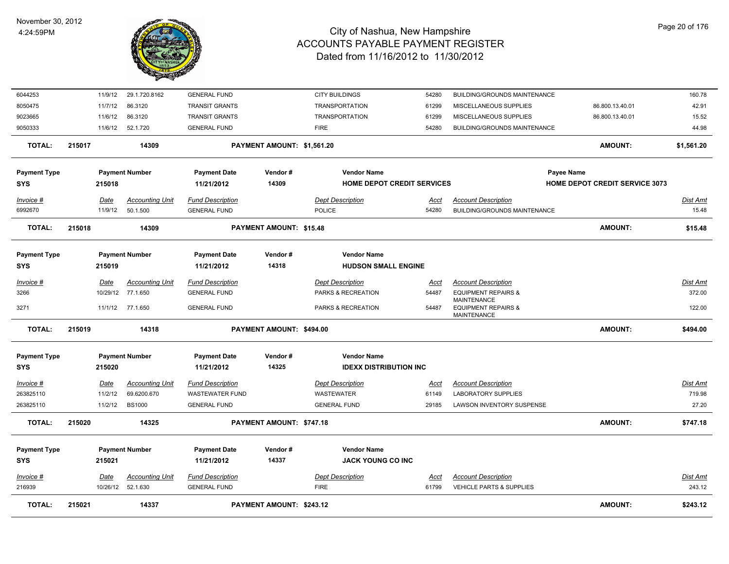# City of Nashua, New Hampshire
## ACCOUNTS PAYABLE PAYMENT REGISTER
### Dated from 11/16/2012 to 11/30/2012

November 30, 2012
4:24:59PM

| Invoice # | Date | Accounting Unit | Fund Description | Dept Description | Acct | Account Description | | Dist Amt |
|---|---|---|---|---|---|---|---|---|
| 6044253 | 11/9/12 | 29.1.720.8162 | GENERAL FUND | CITY BUILDINGS | 54280 | BUILDING/GROUNDS MAINTENANCE | | 160.78 |
| 8050475 | 11/7/12 | 86.3120 | TRANSIT GRANTS | TRANSPORTATION | 61299 | MISCELLANEOUS SUPPLIES | 86.800.13.40.01 | 42.91 |
| 9023665 | 11/6/12 | 86.3120 | TRANSIT GRANTS | TRANSPORTATION | 61299 | MISCELLANEOUS SUPPLIES | 86.800.13.40.01 | 15.52 |
| 9050333 | 11/6/12 | 52.1.720 | GENERAL FUND | FIRE | 54280 | BUILDING/GROUNDS MAINTENANCE | | 44.98 |

**TOTAL: 215017 — 14309 — PAYMENT AMOUNT: $1,561.20 — AMOUNT: $1,561.20**

| Payment Type | Payment Number | Payment Date | Vendor # | Vendor Name | Payee Name |
|---|---|---|---|---|---|
| SYS | 215018 | 11/21/2012 | 14309 | HOME DEPOT CREDIT SERVICES | HOME DEPOT CREDIT SERVICE 3073 |

| Invoice # | Date | Accounting Unit | Fund Description | Dept Description | Acct | Account Description | Dist Amt |
|---|---|---|---|---|---|---|---|
| 6992670 | 11/9/12 | 50.1.500 | GENERAL FUND | POLICE | 54280 | BUILDING/GROUNDS MAINTENANCE | 15.48 |

**TOTAL: 215018 — 14309 — PAYMENT AMOUNT: $15.48 — AMOUNT: $15.48**

| Payment Type | Payment Number | Payment Date | Vendor # | Vendor Name |
|---|---|---|---|---|
| SYS | 215019 | 11/21/2012 | 14318 | HUDSON SMALL ENGINE |

| Invoice # | Date | Accounting Unit | Fund Description | Dept Description | Acct | Account Description | Dist Amt |
|---|---|---|---|---|---|---|---|
| 3266 | 10/29/12 | 77.1.650 | GENERAL FUND | PARKS & RECREATION | 54487 | EQUIPMENT REPAIRS & MAINTENANCE | 372.00 |
| 3271 | 11/1/12 | 77.1.650 | GENERAL FUND | PARKS & RECREATION | 54487 | EQUIPMENT REPAIRS & MAINTENANCE | 122.00 |

**TOTAL: 215019 — 14318 — PAYMENT AMOUNT: $494.00 — AMOUNT: $494.00**

| Payment Type | Payment Number | Payment Date | Vendor # | Vendor Name |
|---|---|---|---|---|
| SYS | 215020 | 11/21/2012 | 14325 | IDEXX DISTRIBUTION INC |

| Invoice # | Date | Accounting Unit | Fund Description | Dept Description | Acct | Account Description | Dist Amt |
|---|---|---|---|---|---|---|---|
| 263825110 | 11/2/12 | 69.6200.670 | WASTEWATER FUND | WASTEWATER | 61149 | LABORATORY SUPPLIES | 719.98 |
| 263825110 | 11/2/12 | BS1000 | GENERAL FUND | GENERAL FUND | 29185 | LAWSON INVENTORY SUSPENSE | 27.20 |

**TOTAL: 215020 — 14325 — PAYMENT AMOUNT: $747.18 — AMOUNT: $747.18**

| Payment Type | Payment Number | Payment Date | Vendor # | Vendor Name |
|---|---|---|---|---|
| SYS | 215021 | 11/21/2012 | 14337 | JACK YOUNG CO INC |

| Invoice # | Date | Accounting Unit | Fund Description | Dept Description | Acct | Account Description | Dist Amt |
|---|---|---|---|---|---|---|---|
| 216939 | 10/26/12 | 52.1.630 | GENERAL FUND | FIRE | 61799 | VEHICLE PARTS & SUPPLIES | 243.12 |

**TOTAL: 215021 — 14337 — PAYMENT AMOUNT: $243.12 — AMOUNT: $243.12**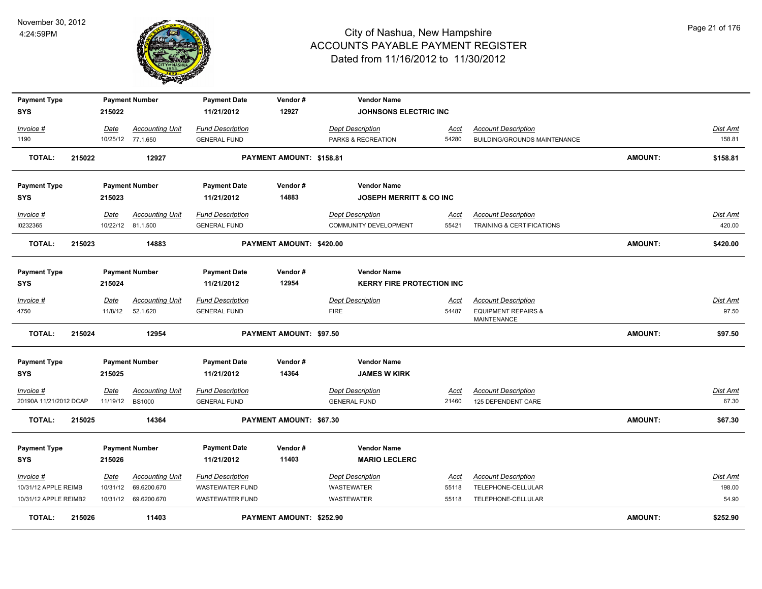# City of Nashua, New Hampshire
## ACCOUNTS PAYABLE PAYMENT REGISTER
### Dated from 11/16/2012 to 11/30/2012

November 30, 2012
4:24:59PM

| Payment Type | Payment Number | Payment Date | Vendor # | Vendor Name | | | |
|---|---|---|---|---|---|---|---|
| SYS | 215022 | 11/21/2012 | 12927 | JOHNSONS ELECTRIC INC | | | |

| Invoice # | Date | Accounting Unit | Fund Description | Dept Description | Acct | Account Description | Dist Amt |
|---|---|---|---|---|---|---|---|
| 1190 | 10/25/12 | 77.1.650 | GENERAL FUND | PARKS & RECREATION | 54280 | BUILDING/GROUNDS MAINTENANCE | 158.81 |

**TOTAL: 215022 — 12927 — PAYMENT AMOUNT: $158.81 — AMOUNT: $158.81**

| Payment Type | Payment Number | Payment Date | Vendor # | Vendor Name | | | |
|---|---|---|---|---|---|---|---|
| SYS | 215023 | 11/21/2012 | 14883 | JOSEPH MERRITT & CO INC | | | |

| Invoice # | Date | Accounting Unit | Fund Description | Dept Description | Acct | Account Description | Dist Amt |
|---|---|---|---|---|---|---|---|
| I0232365 | 10/22/12 | 81.1.500 | GENERAL FUND | COMMUNITY DEVELOPMENT | 55421 | TRAINING & CERTIFICATIONS | 420.00 |

**TOTAL: 215023 — 14883 — PAYMENT AMOUNT: $420.00 — AMOUNT: $420.00**

| Payment Type | Payment Number | Payment Date | Vendor # | Vendor Name | | | |
|---|---|---|---|---|---|---|---|
| SYS | 215024 | 11/21/2012 | 12954 | KERRY FIRE PROTECTION INC | | | |

| Invoice # | Date | Accounting Unit | Fund Description | Dept Description | Acct | Account Description | Dist Amt |
|---|---|---|---|---|---|---|---|
| 4750 | 11/8/12 | 52.1.620 | GENERAL FUND | FIRE | 54487 | EQUIPMENT REPAIRS & MAINTENANCE | 97.50 |

**TOTAL: 215024 — 12954 — PAYMENT AMOUNT: $97.50 — AMOUNT: $97.50**

| Payment Type | Payment Number | Payment Date | Vendor # | Vendor Name | | | |
|---|---|---|---|---|---|---|---|
| SYS | 215025 | 11/21/2012 | 14364 | JAMES W KIRK | | | |

| Invoice # | Date | Accounting Unit | Fund Description | Dept Description | Acct | Account Description | Dist Amt |
|---|---|---|---|---|---|---|---|
| 20190A 11/21/2012 DCAP | 11/19/12 | BS1000 | GENERAL FUND | GENERAL FUND | 21460 | 125 DEPENDENT CARE | 67.30 |

**TOTAL: 215025 — 14364 — PAYMENT AMOUNT: $67.30 — AMOUNT: $67.30**

| Payment Type | Payment Number | Payment Date | Vendor # | Vendor Name | | | |
|---|---|---|---|---|---|---|---|
| SYS | 215026 | 11/21/2012 | 11403 | MARIO LECLERC | | | |

| Invoice # | Date | Accounting Unit | Fund Description | Dept Description | Acct | Account Description | Dist Amt |
|---|---|---|---|---|---|---|---|
| 10/31/12 APPLE REIMB | 10/31/12 | 69.6200.670 | WASTEWATER FUND | WASTEWATER | 55118 | TELEPHONE-CELLULAR | 198.00 |
| 10/31/12 APPLE REIMB2 | 10/31/12 | 69.6200.670 | WASTEWATER FUND | WASTEWATER | 55118 | TELEPHONE-CELLULAR | 54.90 |

**TOTAL: 215026 — 11403 — PAYMENT AMOUNT: $252.90 — AMOUNT: $252.90**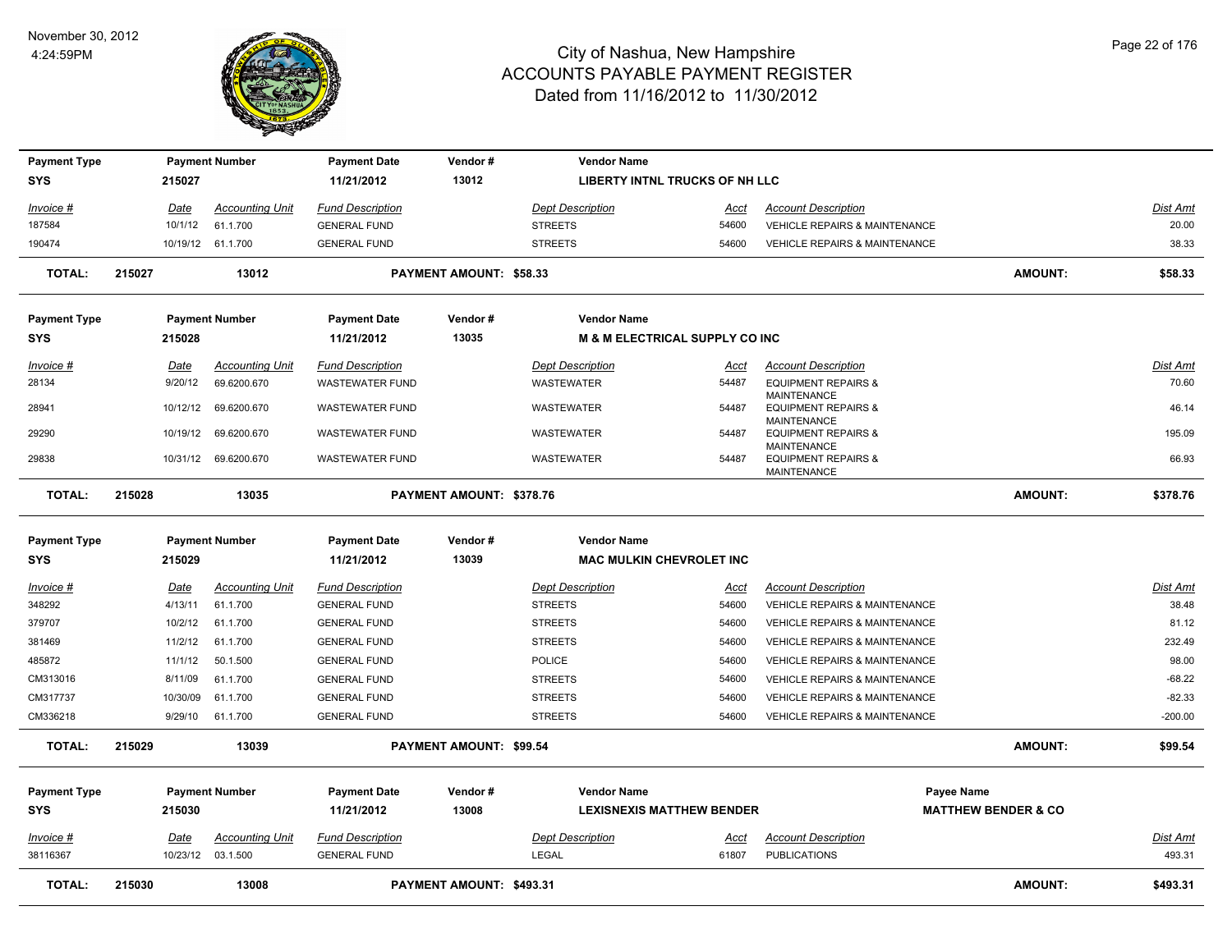# City of Nashua, New Hampshire
## ACCOUNTS PAYABLE PAYMENT REGISTER
### Dated from 11/16/2012 to 11/30/2012

November 30, 2012
4:24:59PM

| Payment Type | Payment Number | Payment Date | Vendor # | Vendor Name |
|---|---|---|---|---|
| SYS | 215027 | 11/21/2012 | 13012 | LIBERTY INTNL TRUCKS OF NH LLC |

| Invoice # | Date | Accounting Unit | Fund Description | Dept Description | Acct | Account Description | Dist Amt |
|---|---|---|---|---|---|---|---|
| 187584 | 10/1/12 | 61.1.700 | GENERAL FUND | STREETS | 54600 | VEHICLE REPAIRS & MAINTENANCE | 20.00 |
| 190474 | 10/19/12 | 61.1.700 | GENERAL FUND | STREETS | 54600 | VEHICLE REPAIRS & MAINTENANCE | 38.33 |

**TOTAL: 215027 13012 PAYMENT AMOUNT: $58.33 AMOUNT: $58.33**

| Payment Type | Payment Number | Payment Date | Vendor # | Vendor Name |
|---|---|---|---|---|
| SYS | 215028 | 11/21/2012 | 13035 | M & M ELECTRICAL SUPPLY CO INC |

| Invoice # | Date | Accounting Unit | Fund Description | Dept Description | Acct | Account Description | Dist Amt |
|---|---|---|---|---|---|---|---|
| 28134 | 9/20/12 | 69.6200.670 | WASTEWATER FUND | WASTEWATER | 54487 | EQUIPMENT REPAIRS & MAINTENANCE | 70.60 |
| 28941 | 10/12/12 | 69.6200.670 | WASTEWATER FUND | WASTEWATER | 54487 | EQUIPMENT REPAIRS & MAINTENANCE | 46.14 |
| 29290 | 10/19/12 | 69.6200.670 | WASTEWATER FUND | WASTEWATER | 54487 | EQUIPMENT REPAIRS & MAINTENANCE | 195.09 |
| 29838 | 10/31/12 | 69.6200.670 | WASTEWATER FUND | WASTEWATER | 54487 | EQUIPMENT REPAIRS & MAINTENANCE | 66.93 |

**TOTAL: 215028 13035 PAYMENT AMOUNT: $378.76 AMOUNT: $378.76**

| Payment Type | Payment Number | Payment Date | Vendor # | Vendor Name |
|---|---|---|---|---|
| SYS | 215029 | 11/21/2012 | 13039 | MAC MULKIN CHEVROLET INC |

| Invoice # | Date | Accounting Unit | Fund Description | Dept Description | Acct | Account Description | Dist Amt |
|---|---|---|---|---|---|---|---|
| 348292 | 4/13/11 | 61.1.700 | GENERAL FUND | STREETS | 54600 | VEHICLE REPAIRS & MAINTENANCE | 38.48 |
| 379707 | 10/2/12 | 61.1.700 | GENERAL FUND | STREETS | 54600 | VEHICLE REPAIRS & MAINTENANCE | 81.12 |
| 381469 | 11/2/12 | 61.1.700 | GENERAL FUND | STREETS | 54600 | VEHICLE REPAIRS & MAINTENANCE | 232.49 |
| 485872 | 11/1/12 | 50.1.500 | GENERAL FUND | POLICE | 54600 | VEHICLE REPAIRS & MAINTENANCE | 98.00 |
| CM313016 | 8/11/09 | 61.1.700 | GENERAL FUND | STREETS | 54600 | VEHICLE REPAIRS & MAINTENANCE | -68.22 |
| CM317737 | 10/30/09 | 61.1.700 | GENERAL FUND | STREETS | 54600 | VEHICLE REPAIRS & MAINTENANCE | -82.33 |
| CM336218 | 9/29/10 | 61.1.700 | GENERAL FUND | STREETS | 54600 | VEHICLE REPAIRS & MAINTENANCE | -200.00 |

**TOTAL: 215029 13039 PAYMENT AMOUNT: $99.54 AMOUNT: $99.54**

| Payment Type | Payment Number | Payment Date | Vendor # | Vendor Name | Payee Name |
|---|---|---|---|---|---|
| SYS | 215030 | 11/21/2012 | 13008 | LEXISNEXIS MATTHEW BENDER | MATTHEW BENDER & CO |

| Invoice # | Date | Accounting Unit | Fund Description | Dept Description | Acct | Account Description | Dist Amt |
|---|---|---|---|---|---|---|---|
| 38116367 | 10/23/12 | 03.1.500 | GENERAL FUND | LEGAL | 61807 | PUBLICATIONS | 493.31 |

**TOTAL: 215030 13008 PAYMENT AMOUNT: $493.31 AMOUNT: $493.31**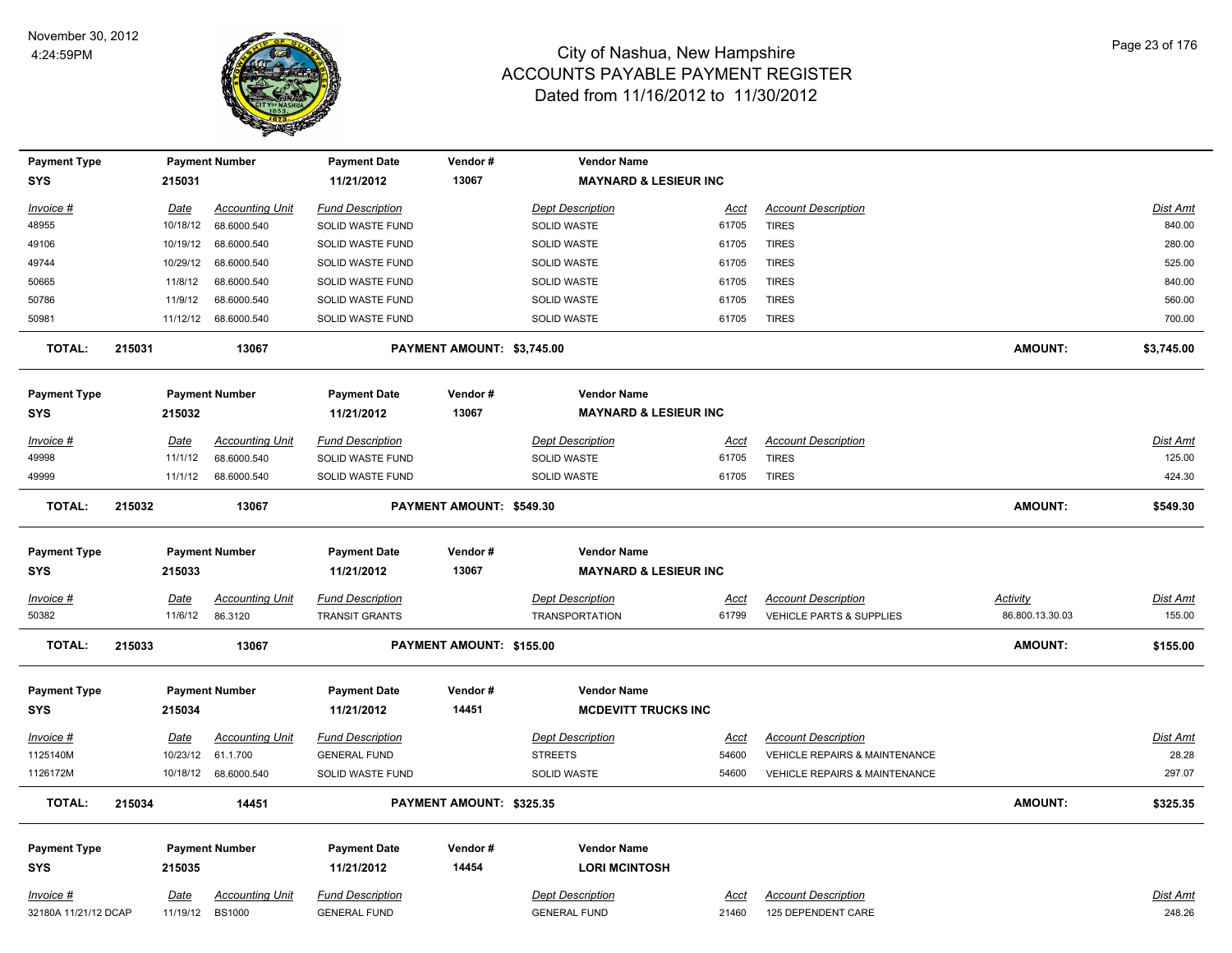# City of Nashua, New Hampshire
## ACCOUNTS PAYABLE PAYMENT REGISTER
### Dated from 11/16/2012 to 11/30/2012

November 30, 2012
4:24:59PM

| Payment Type | Payment Number | Payment Date | Vendor # | Vendor Name |
|---|---|---|---|---|
| SYS | 215031 | 11/21/2012 | 13067 | MAYNARD & LESIEUR INC |

| Invoice # | Date | Accounting Unit | Fund Description | Dept Description | Acct | Account Description | Dist Amt |
|---|---|---|---|---|---|---|---|
| 48955 | 10/18/12 | 68.6000.540 | SOLID WASTE FUND | SOLID WASTE | 61705 | TIRES | 840.00 |
| 49106 | 10/19/12 | 68.6000.540 | SOLID WASTE FUND | SOLID WASTE | 61705 | TIRES | 280.00 |
| 49744 | 10/29/12 | 68.6000.540 | SOLID WASTE FUND | SOLID WASTE | 61705 | TIRES | 525.00 |
| 50665 | 11/8/12 | 68.6000.540 | SOLID WASTE FUND | SOLID WASTE | 61705 | TIRES | 840.00 |
| 50786 | 11/9/12 | 68.6000.540 | SOLID WASTE FUND | SOLID WASTE | 61705 | TIRES | 560.00 |
| 50981 | 11/12/12 | 68.6000.540 | SOLID WASTE FUND | SOLID WASTE | 61705 | TIRES | 700.00 |

**TOTAL: 215031 13067 PAYMENT AMOUNT: $3,745.00 AMOUNT: $3,745.00**

| Payment Type | Payment Number | Payment Date | Vendor # | Vendor Name |
|---|---|---|---|---|
| SYS | 215032 | 11/21/2012 | 13067 | MAYNARD & LESIEUR INC |

| Invoice # | Date | Accounting Unit | Fund Description | Dept Description | Acct | Account Description | Dist Amt |
|---|---|---|---|---|---|---|---|
| 49998 | 11/1/12 | 68.6000.540 | SOLID WASTE FUND | SOLID WASTE | 61705 | TIRES | 125.00 |
| 49999 | 11/1/12 | 68.6000.540 | SOLID WASTE FUND | SOLID WASTE | 61705 | TIRES | 424.30 |

**TOTAL: 215032 13067 PAYMENT AMOUNT: $549.30 AMOUNT: $549.30**

| Payment Type | Payment Number | Payment Date | Vendor # | Vendor Name |
|---|---|---|---|---|
| SYS | 215033 | 11/21/2012 | 13067 | MAYNARD & LESIEUR INC |

| Invoice # | Date | Accounting Unit | Fund Description | Dept Description | Acct | Account Description | Activity | Dist Amt |
|---|---|---|---|---|---|---|---|---|
| 50382 | 11/6/12 | 86.3120 | TRANSIT GRANTS | TRANSPORTATION | 61799 | VEHICLE PARTS & SUPPLIES | 86.800.13.30.03 | 155.00 |

**TOTAL: 215033 13067 PAYMENT AMOUNT: $155.00 AMOUNT: $155.00**

| Payment Type | Payment Number | Payment Date | Vendor # | Vendor Name |
|---|---|---|---|---|
| SYS | 215034 | 11/21/2012 | 14451 | MCDEVITT TRUCKS INC |

| Invoice # | Date | Accounting Unit | Fund Description | Dept Description | Acct | Account Description | Dist Amt |
|---|---|---|---|---|---|---|---|
| 1125140M | 10/23/12 | 61.1.700 | GENERAL FUND | STREETS | 54600 | VEHICLE REPAIRS & MAINTENANCE | 28.28 |
| 1126172M | 10/18/12 | 68.6000.540 | SOLID WASTE FUND | SOLID WASTE | 54600 | VEHICLE REPAIRS & MAINTENANCE | 297.07 |

**TOTAL: 215034 14451 PAYMENT AMOUNT: $325.35 AMOUNT: $325.35**

| Payment Type | Payment Number | Payment Date | Vendor # | Vendor Name |
|---|---|---|---|---|
| SYS | 215035 | 11/21/2012 | 14454 | LORI MCINTOSH |

| Invoice # | Date | Accounting Unit | Fund Description | Dept Description | Acct | Account Description | Dist Amt |
|---|---|---|---|---|---|---|---|
| 32180A 11/21/12 DCAP | 11/19/12 | BS1000 | GENERAL FUND | GENERAL FUND | 21460 | 125 DEPENDENT CARE | 248.26 |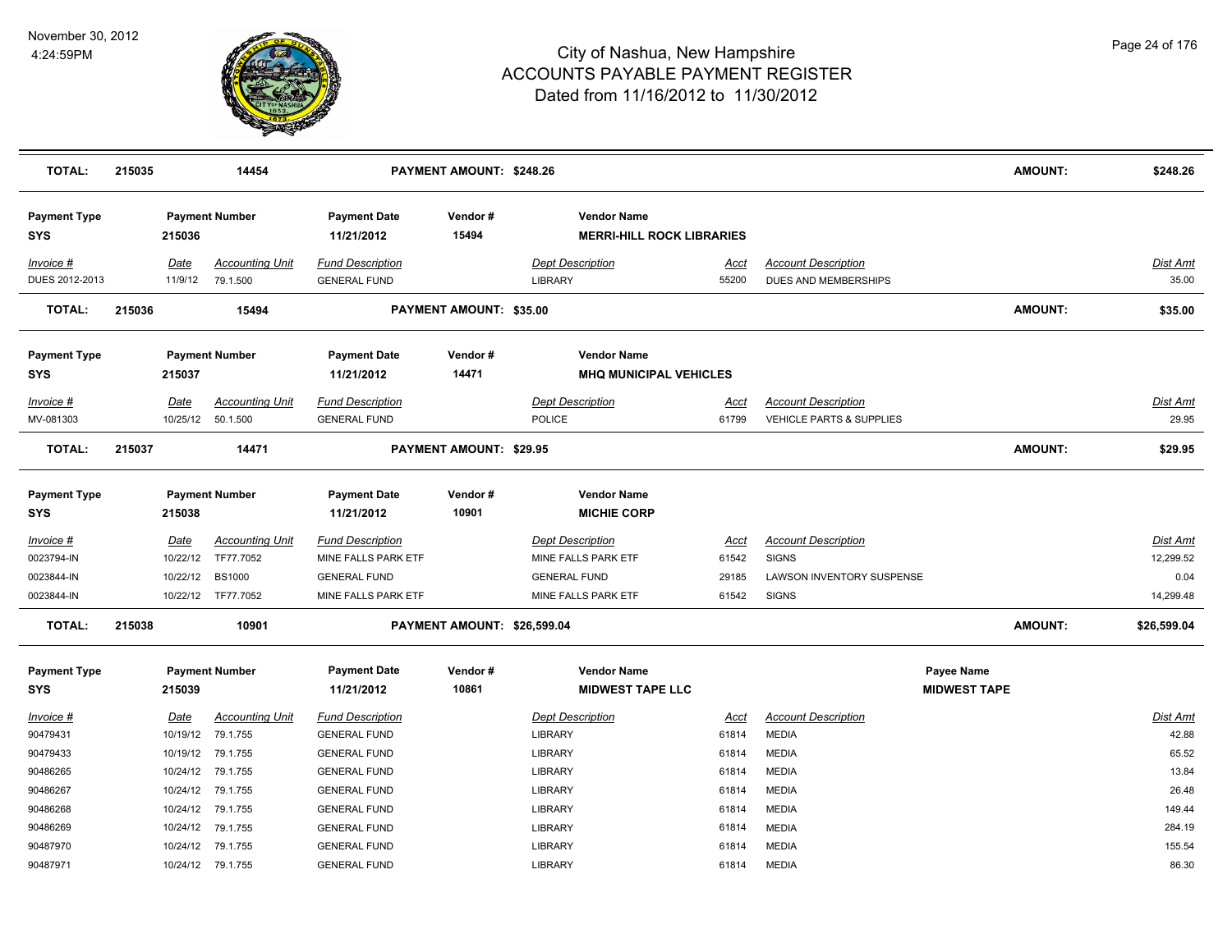# City of Nashua, New Hampshire
## ACCOUNTS PAYABLE PAYMENT REGISTER
### Dated from 11/16/2012 to 11/30/2012

November 30, 2012
4:24:59PM

| **TOTAL:** | **215035** | **14454** | **PAYMENT AMOUNT: $248.26** | **AMOUNT:** | **$248.26** |
|---|---|---|---|---|---|

| Payment Type | Payment Number | Payment Date | Vendor # | Vendor Name |
|---|---|---|---|---|
| **SYS** | **215036** | **11/21/2012** | **15494** | **MERRI-HILL ROCK LIBRARIES** |

| *Invoice #* | *Date* | *Accounting Unit* | *Fund Description* | *Dept Description* | *Acct* | *Account Description* | *Dist Amt* |
|---|---|---|---|---|---|---|---|
| DUES 2012-2013 | 11/9/12 | 79.1.500 | GENERAL FUND | LIBRARY | 55200 | DUES AND MEMBERSHIPS | 35.00 |
| **TOTAL:** | **215036** | **15494** | **PAYMENT AMOUNT: $35.00** | | | **AMOUNT:** | **$35.00** |

| Payment Type | Payment Number | Payment Date | Vendor # | Vendor Name |
|---|---|---|---|---|
| **SYS** | **215037** | **11/21/2012** | **14471** | **MHQ MUNICIPAL VEHICLES** |

| *Invoice #* | *Date* | *Accounting Unit* | *Fund Description* | *Dept Description* | *Acct* | *Account Description* | *Dist Amt* |
|---|---|---|---|---|---|---|---|
| MV-081303 | 10/25/12 | 50.1.500 | GENERAL FUND | POLICE | 61799 | VEHICLE PARTS & SUPPLIES | 29.95 |
| **TOTAL:** | **215037** | **14471** | **PAYMENT AMOUNT: $29.95** | | | **AMOUNT:** | **$29.95** |

| Payment Type | Payment Number | Payment Date | Vendor # | Vendor Name |
|---|---|---|---|---|
| **SYS** | **215038** | **11/21/2012** | **10901** | **MICHIE CORP** |

| *Invoice #* | *Date* | *Accounting Unit* | *Fund Description* | *Dept Description* | *Acct* | *Account Description* | *Dist Amt* |
|---|---|---|---|---|---|---|---|
| 0023794-IN | 10/22/12 | TF77.7052 | MINE FALLS PARK ETF | MINE FALLS PARK ETF | 61542 | SIGNS | 12,299.52 |
| 0023844-IN | 10/22/12 | BS1000 | GENERAL FUND | GENERAL FUND | 29185 | LAWSON INVENTORY SUSPENSE | 0.04 |
| 0023844-IN | 10/22/12 | TF77.7052 | MINE FALLS PARK ETF | MINE FALLS PARK ETF | 61542 | SIGNS | 14,299.48 |
| **TOTAL:** | **215038** | **10901** | **PAYMENT AMOUNT: $26,599.04** | | | **AMOUNT:** | **$26,599.04** |

| Payment Type | Payment Number | Payment Date | Vendor # | Vendor Name | Payee Name |
|---|---|---|---|---|---|
| **SYS** | **215039** | **11/21/2012** | **10861** | **MIDWEST TAPE LLC** | **MIDWEST TAPE** |

| *Invoice #* | *Date* | *Accounting Unit* | *Fund Description* | *Dept Description* | *Acct* | *Account Description* | *Dist Amt* |
|---|---|---|---|---|---|---|---|
| 90479431 | 10/19/12 | 79.1.755 | GENERAL FUND | LIBRARY | 61814 | MEDIA | 42.88 |
| 90479433 | 10/19/12 | 79.1.755 | GENERAL FUND | LIBRARY | 61814 | MEDIA | 65.52 |
| 90486265 | 10/24/12 | 79.1.755 | GENERAL FUND | LIBRARY | 61814 | MEDIA | 13.84 |
| 90486267 | 10/24/12 | 79.1.755 | GENERAL FUND | LIBRARY | 61814 | MEDIA | 26.48 |
| 90486268 | 10/24/12 | 79.1.755 | GENERAL FUND | LIBRARY | 61814 | MEDIA | 149.44 |
| 90486269 | 10/24/12 | 79.1.755 | GENERAL FUND | LIBRARY | 61814 | MEDIA | 284.19 |
| 90487970 | 10/24/12 | 79.1.755 | GENERAL FUND | LIBRARY | 61814 | MEDIA | 155.54 |
| 90487971 | 10/24/12 | 79.1.755 | GENERAL FUND | LIBRARY | 61814 | MEDIA | 86.30 |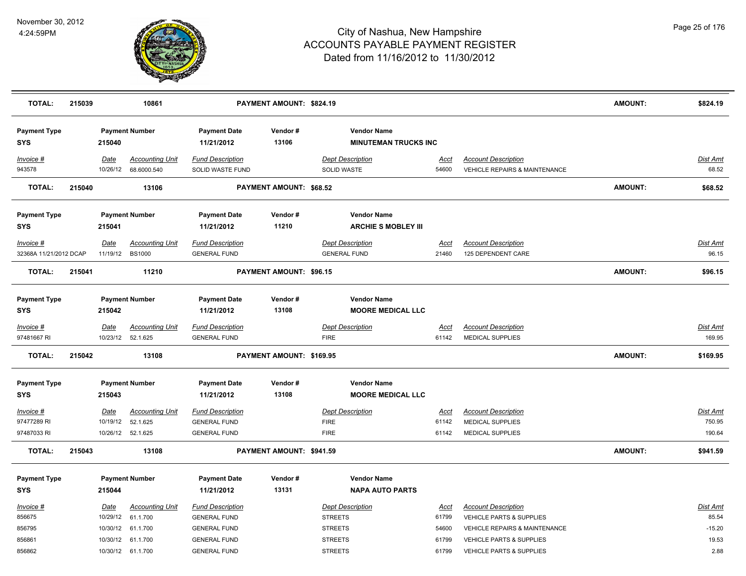# City of Nashua, New Hampshire
## ACCOUNTS PAYABLE PAYMENT REGISTER
### Dated from 11/16/2012 to 11/30/2012

November 30, 2012
4:24:59PM

| TOTAL: | 215039 | 10861 | PAYMENT AMOUNT: $824.19 | | | AMOUNT: | $824.19 |
|---|---|---|---|---|---|---|---|

| Payment Type | Payment Number | Payment Date | Vendor # | Vendor Name |
|---|---|---|---|---|
| SYS | 215040 | 11/21/2012 | 13106 | MINUTEMAN TRUCKS INC |

| Invoice # | Date | Accounting Unit | Fund Description | Dept Description | Acct | Account Description | Dist Amt |
|---|---|---|---|---|---|---|---|
| 943578 | 10/26/12 | 68.6000.540 | SOLID WASTE FUND | SOLID WASTE | 54600 | VEHICLE REPAIRS & MAINTENANCE | 68.52 |

| TOTAL: | 215040 | 13106 | PAYMENT AMOUNT: $68.52 | AMOUNT: | $68.52 |
|---|---|---|---|---|---|

| Payment Type | Payment Number | Payment Date | Vendor # | Vendor Name |
|---|---|---|---|---|
| SYS | 215041 | 11/21/2012 | 11210 | ARCHIE S MOBLEY III |

| Invoice # | Date | Accounting Unit | Fund Description | Dept Description | Acct | Account Description | Dist Amt |
|---|---|---|---|---|---|---|---|
| 32368A 11/21/2012 DCAP | 11/19/12 | BS1000 | GENERAL FUND | GENERAL FUND | 21460 | 125 DEPENDENT CARE | 96.15 |

| TOTAL: | 215041 | 11210 | PAYMENT AMOUNT: $96.15 | AMOUNT: | $96.15 |
|---|---|---|---|---|---|

| Payment Type | Payment Number | Payment Date | Vendor # | Vendor Name |
|---|---|---|---|---|
| SYS | 215042 | 11/21/2012 | 13108 | MOORE MEDICAL LLC |

| Invoice # | Date | Accounting Unit | Fund Description | Dept Description | Acct | Account Description | Dist Amt |
|---|---|---|---|---|---|---|---|
| 97481667 RI | 10/23/12 | 52.1.625 | GENERAL FUND | FIRE | 61142 | MEDICAL SUPPLIES | 169.95 |

| TOTAL: | 215042 | 13108 | PAYMENT AMOUNT: $169.95 | AMOUNT: | $169.95 |
|---|---|---|---|---|---|

| Payment Type | Payment Number | Payment Date | Vendor # | Vendor Name |
|---|---|---|---|---|
| SYS | 215043 | 11/21/2012 | 13108 | MOORE MEDICAL LLC |

| Invoice # | Date | Accounting Unit | Fund Description | Dept Description | Acct | Account Description | Dist Amt |
|---|---|---|---|---|---|---|---|
| 97477289 RI | 10/19/12 | 52.1.625 | GENERAL FUND | FIRE | 61142 | MEDICAL SUPPLIES | 750.95 |
| 97487033 RI | 10/26/12 | 52.1.625 | GENERAL FUND | FIRE | 61142 | MEDICAL SUPPLIES | 190.64 |

| TOTAL: | 215043 | 13108 | PAYMENT AMOUNT: $941.59 | AMOUNT: | $941.59 |
|---|---|---|---|---|---|

| Payment Type | Payment Number | Payment Date | Vendor # | Vendor Name |
|---|---|---|---|---|
| SYS | 215044 | 11/21/2012 | 13131 | NAPA AUTO PARTS |

| Invoice # | Date | Accounting Unit | Fund Description | Dept Description | Acct | Account Description | Dist Amt |
|---|---|---|---|---|---|---|---|
| 856675 | 10/29/12 | 61.1.700 | GENERAL FUND | STREETS | 61799 | VEHICLE PARTS & SUPPLIES | 85.54 |
| 856795 | 10/30/12 | 61.1.700 | GENERAL FUND | STREETS | 54600 | VEHICLE REPAIRS & MAINTENANCE | -15.20 |
| 856861 | 10/30/12 | 61.1.700 | GENERAL FUND | STREETS | 61799 | VEHICLE PARTS & SUPPLIES | 19.53 |
| 856862 | 10/30/12 | 61.1.700 | GENERAL FUND | STREETS | 61799 | VEHICLE PARTS & SUPPLIES | 2.88 |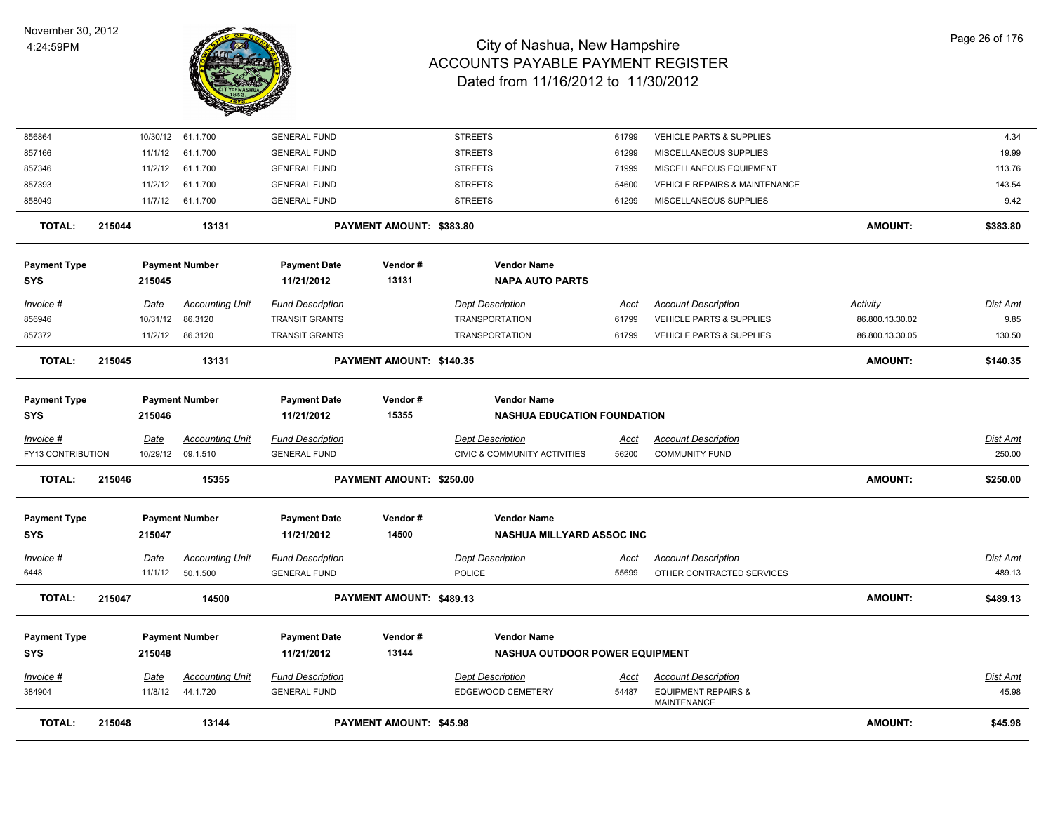| Invoice # | Date | Accounting Unit | Fund Description | Dept Description | Acct | Account Description | Activity | Dist Amt |
|---|---|---|---|---|---|---|---|---|
| 856864 | 10/30/12 | 61.1.700 | GENERAL FUND | STREETS | 61799 | VEHICLE PARTS & SUPPLIES | | 4.34 |
| 857166 | 11/1/12 | 61.1.700 | GENERAL FUND | STREETS | 61299 | MISCELLANEOUS SUPPLIES | | 19.99 |
| 857346 | 11/2/12 | 61.1.700 | GENERAL FUND | STREETS | 71999 | MISCELLANEOUS EQUIPMENT | | 113.76 |
| 857393 | 11/2/12 | 61.1.700 | GENERAL FUND | STREETS | 54600 | VEHICLE REPAIRS & MAINTENANCE | | 143.54 |
| 858049 | 11/7/12 | 61.1.700 | GENERAL FUND | STREETS | 61299 | MISCELLANEOUS SUPPLIES | | 9.42 |

**TOTAL: 215044 13131 PAYMENT AMOUNT: $383.80 AMOUNT: $383.80**

| Payment Type | Payment Number | Payment Date | Vendor # | Vendor Name |
|---|---|---|---|---|
| SYS | 215045 | 11/21/2012 | 13131 | NAPA AUTO PARTS |

| Invoice # | Date | Accounting Unit | Fund Description | Dept Description | Acct | Account Description | Activity | Dist Amt |
|---|---|---|---|---|---|---|---|---|
| 856946 | 10/31/12 | 86.3120 | TRANSIT GRANTS | TRANSPORTATION | 61799 | VEHICLE PARTS & SUPPLIES | 86.800.13.30.02 | 9.85 |
| 857372 | 11/2/12 | 86.3120 | TRANSIT GRANTS | TRANSPORTATION | 61799 | VEHICLE PARTS & SUPPLIES | 86.800.13.30.05 | 130.50 |

**TOTAL: 215045 13131 PAYMENT AMOUNT: $140.35 AMOUNT: $140.35**

| Payment Type | Payment Number | Payment Date | Vendor # | Vendor Name |
|---|---|---|---|---|
| SYS | 215046 | 11/21/2012 | 15355 | NASHUA EDUCATION FOUNDATION |

| Invoice # | Date | Accounting Unit | Fund Description | Dept Description | Acct | Account Description | Dist Amt |
|---|---|---|---|---|---|---|---|
| FY13 CONTRIBUTION | 10/29/12 | 09.1.510 | GENERAL FUND | CIVIC & COMMUNITY ACTIVITIES | 56200 | COMMUNITY FUND | 250.00 |

**TOTAL: 215046 15355 PAYMENT AMOUNT: $250.00 AMOUNT: $250.00**

| Payment Type | Payment Number | Payment Date | Vendor # | Vendor Name |
|---|---|---|---|---|
| SYS | 215047 | 11/21/2012 | 14500 | NASHUA MILLYARD ASSOC INC |

| Invoice # | Date | Accounting Unit | Fund Description | Dept Description | Acct | Account Description | Dist Amt |
|---|---|---|---|---|---|---|---|
| 6448 | 11/1/12 | 50.1.500 | GENERAL FUND | POLICE | 55699 | OTHER CONTRACTED SERVICES | 489.13 |

**TOTAL: 215047 14500 PAYMENT AMOUNT: $489.13 AMOUNT: $489.13**

| Payment Type | Payment Number | Payment Date | Vendor # | Vendor Name |
|---|---|---|---|---|
| SYS | 215048 | 11/21/2012 | 13144 | NASHUA OUTDOOR POWER EQUIPMENT |

| Invoice # | Date | Accounting Unit | Fund Description | Dept Description | Acct | Account Description | Dist Amt |
|---|---|---|---|---|---|---|---|
| 384904 | 11/8/12 | 44.1.720 | GENERAL FUND | EDGEWOOD CEMETERY | 54487 | EQUIPMENT REPAIRS & MAINTENANCE | 45.98 |

**TOTAL: 215048 13144 PAYMENT AMOUNT: $45.98 AMOUNT: $45.98**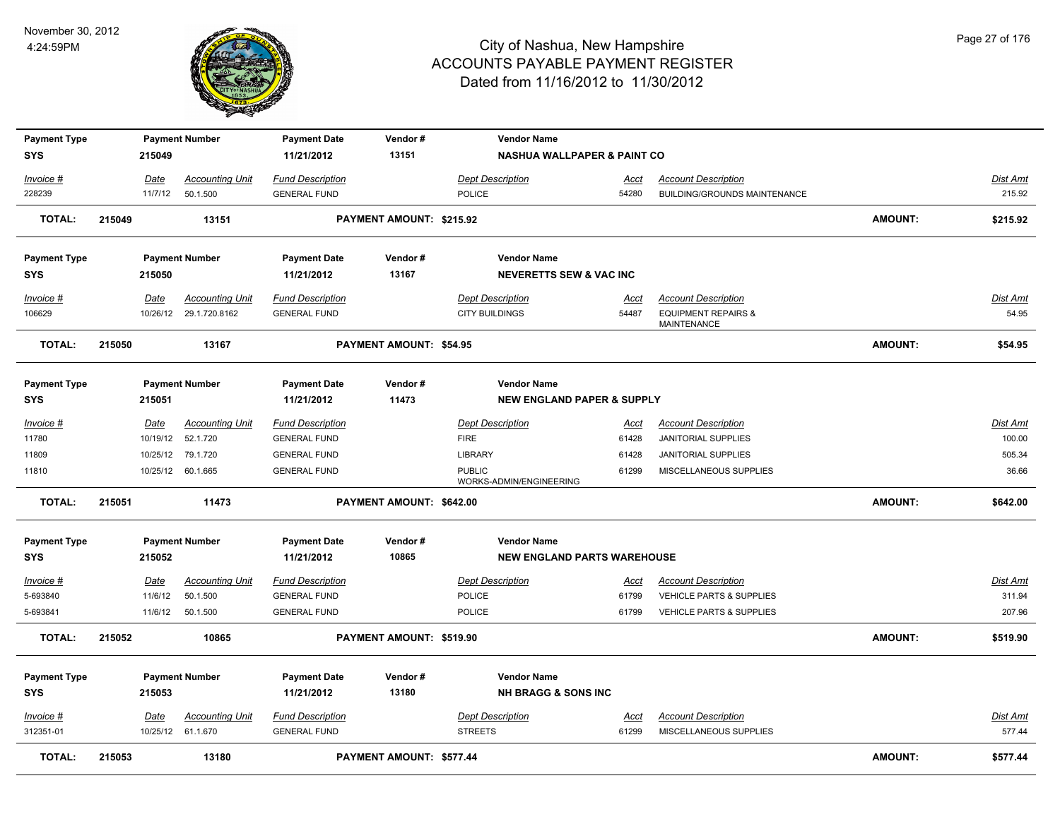# City of Nashua, New Hampshire
## ACCOUNTS PAYABLE PAYMENT REGISTER
### Dated from 11/16/2012 to 11/30/2012

November 30, 2012
4:24:59PM

| Payment Type | Payment Number | Payment Date | Vendor # | Vendor Name |
|---|---|---|---|---|
| SYS | 215049 | 11/21/2012 | 13151 | NASHUA WALLPAPER & PAINT CO |

| Invoice # | Date | Accounting Unit | Fund Description | Dept Description | Acct | Account Description | Dist Amt |
|---|---|---|---|---|---|---|---|
| 228239 | 11/7/12 | 50.1.500 | GENERAL FUND | POLICE | 54280 | BUILDING/GROUNDS MAINTENANCE | 215.92 |

**TOTAL: 215049 13151 PAYMENT AMOUNT: $215.92 AMOUNT: $215.92**

| Payment Type | Payment Number | Payment Date | Vendor # | Vendor Name |
|---|---|---|---|---|
| SYS | 215050 | 11/21/2012 | 13167 | NEVERETTS SEW & VAC INC |

| Invoice # | Date | Accounting Unit | Fund Description | Dept Description | Acct | Account Description | Dist Amt |
|---|---|---|---|---|---|---|---|
| 106629 | 10/26/12 | 29.1.720.8162 | GENERAL FUND | CITY BUILDINGS | 54487 | EQUIPMENT REPAIRS & MAINTENANCE | 54.95 |

**TOTAL: 215050 13167 PAYMENT AMOUNT: $54.95 AMOUNT: $54.95**

| Payment Type | Payment Number | Payment Date | Vendor # | Vendor Name |
|---|---|---|---|---|
| SYS | 215051 | 11/21/2012 | 11473 | NEW ENGLAND PAPER & SUPPLY |

| Invoice # | Date | Accounting Unit | Fund Description | Dept Description | Acct | Account Description | Dist Amt |
|---|---|---|---|---|---|---|---|
| 11780 | 10/19/12 | 52.1.720 | GENERAL FUND | FIRE | 61428 | JANITORIAL SUPPLIES | 100.00 |
| 11809 | 10/25/12 | 79.1.720 | GENERAL FUND | LIBRARY | 61428 | JANITORIAL SUPPLIES | 505.34 |
| 11810 | 10/25/12 | 60.1.665 | GENERAL FUND | PUBLIC WORKS-ADMIN/ENGINEERING | 61299 | MISCELLANEOUS SUPPLIES | 36.66 |

**TOTAL: 215051 11473 PAYMENT AMOUNT: $642.00 AMOUNT: $642.00**

| Payment Type | Payment Number | Payment Date | Vendor # | Vendor Name |
|---|---|---|---|---|
| SYS | 215052 | 11/21/2012 | 10865 | NEW ENGLAND PARTS WAREHOUSE |

| Invoice # | Date | Accounting Unit | Fund Description | Dept Description | Acct | Account Description | Dist Amt |
|---|---|---|---|---|---|---|---|
| 5-693840 | 11/6/12 | 50.1.500 | GENERAL FUND | POLICE | 61799 | VEHICLE PARTS & SUPPLIES | 311.94 |
| 5-693841 | 11/6/12 | 50.1.500 | GENERAL FUND | POLICE | 61799 | VEHICLE PARTS & SUPPLIES | 207.96 |

**TOTAL: 215052 10865 PAYMENT AMOUNT: $519.90 AMOUNT: $519.90**

| Payment Type | Payment Number | Payment Date | Vendor # | Vendor Name |
|---|---|---|---|---|
| SYS | 215053 | 11/21/2012 | 13180 | NH BRAGG & SONS INC |

| Invoice # | Date | Accounting Unit | Fund Description | Dept Description | Acct | Account Description | Dist Amt |
|---|---|---|---|---|---|---|---|
| 312351-01 | 10/25/12 | 61.1.670 | GENERAL FUND | STREETS | 61299 | MISCELLANEOUS SUPPLIES | 577.44 |

**TOTAL: 215053 13180 PAYMENT AMOUNT: $577.44 AMOUNT: $577.44**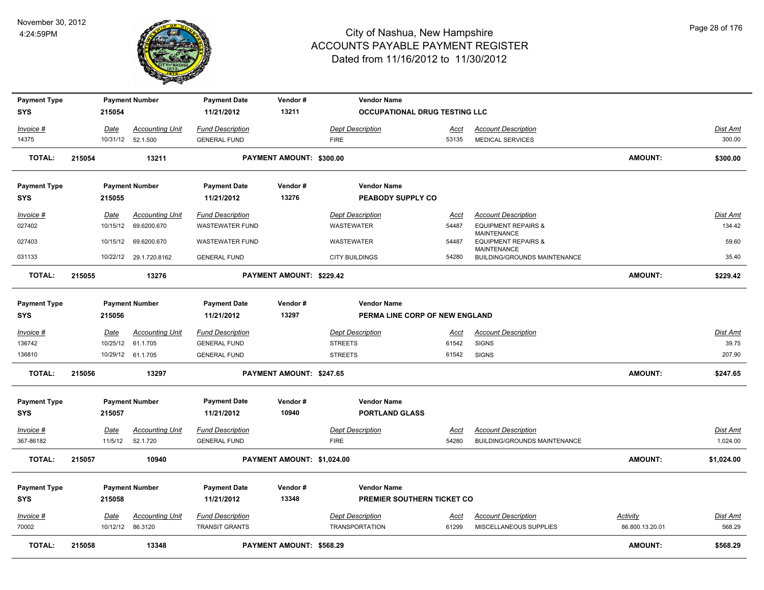# City of Nashua, New Hampshire
## ACCOUNTS PAYABLE PAYMENT REGISTER
### Dated from 11/16/2012 to 11/30/2012

November 30, 2012
4:24:59PM

| Payment Type | Payment Number | Payment Date | Vendor # | Vendor Name |
|---|---|---|---|---|
| SYS | 215054 | 11/21/2012 | 13211 | OCCUPATIONAL DRUG TESTING LLC |

| Invoice # | Date | Accounting Unit | Fund Description | Dept Description | Acct | Account Description | Dist Amt |
|---|---|---|---|---|---|---|---|
| 14375 | 10/31/12 | 52.1.500 | GENERAL FUND | FIRE | 53135 | MEDICAL SERVICES | 300.00 |

**TOTAL: 215054 13211 PAYMENT AMOUNT: $300.00 AMOUNT: $300.00**

| Payment Type | Payment Number | Payment Date | Vendor # | Vendor Name |
|---|---|---|---|---|
| SYS | 215055 | 11/21/2012 | 13276 | PEABODY SUPPLY CO |

| Invoice # | Date | Accounting Unit | Fund Description | Dept Description | Acct | Account Description | Dist Amt |
|---|---|---|---|---|---|---|---|
| 027402 | 10/15/12 | 69.6200.670 | WASTEWATER FUND | WASTEWATER | 54487 | EQUIPMENT REPAIRS & MAINTENANCE | 134.42 |
| 027403 | 10/15/12 | 69.6200.670 | WASTEWATER FUND | WASTEWATER | 54487 | EQUIPMENT REPAIRS & MAINTENANCE | 59.60 |
| 031133 | 10/22/12 | 29.1.720.8162 | GENERAL FUND | CITY BUILDINGS | 54280 | BUILDING/GROUNDS MAINTENANCE | 35.40 |

**TOTAL: 215055 13276 PAYMENT AMOUNT: $229.42 AMOUNT: $229.42**

| Payment Type | Payment Number | Payment Date | Vendor # | Vendor Name |
|---|---|---|---|---|
| SYS | 215056 | 11/21/2012 | 13297 | PERMA LINE CORP OF NEW ENGLAND |

| Invoice # | Date | Accounting Unit | Fund Description | Dept Description | Acct | Account Description | Dist Amt |
|---|---|---|---|---|---|---|---|
| 136742 | 10/25/12 | 61.1.705 | GENERAL FUND | STREETS | 61542 | SIGNS | 39.75 |
| 136810 | 10/29/12 | 61.1.705 | GENERAL FUND | STREETS | 61542 | SIGNS | 207.90 |

**TOTAL: 215056 13297 PAYMENT AMOUNT: $247.65 AMOUNT: $247.65**

| Payment Type | Payment Number | Payment Date | Vendor # | Vendor Name |
|---|---|---|---|---|
| SYS | 215057 | 11/21/2012 | 10940 | PORTLAND GLASS |

| Invoice # | Date | Accounting Unit | Fund Description | Dept Description | Acct | Account Description | Dist Amt |
|---|---|---|---|---|---|---|---|
| 367-86182 | 11/5/12 | 52.1.720 | GENERAL FUND | FIRE | 54280 | BUILDING/GROUNDS MAINTENANCE | 1,024.00 |

**TOTAL: 215057 10940 PAYMENT AMOUNT: $1,024.00 AMOUNT: $1,024.00**

| Payment Type | Payment Number | Payment Date | Vendor # | Vendor Name |
|---|---|---|---|---|
| SYS | 215058 | 11/21/2012 | 13348 | PREMIER SOUTHERN TICKET CO |

| Invoice # | Date | Accounting Unit | Fund Description | Dept Description | Acct | Account Description | Activity | Dist Amt |
|---|---|---|---|---|---|---|---|---|
| 70002 | 10/12/12 | 86.3120 | TRANSIT GRANTS | TRANSPORTATION | 61299 | MISCELLANEOUS SUPPLIES | 86.800.13.20.01 | 568.29 |

**TOTAL: 215058 13348 PAYMENT AMOUNT: $568.29 AMOUNT: $568.29**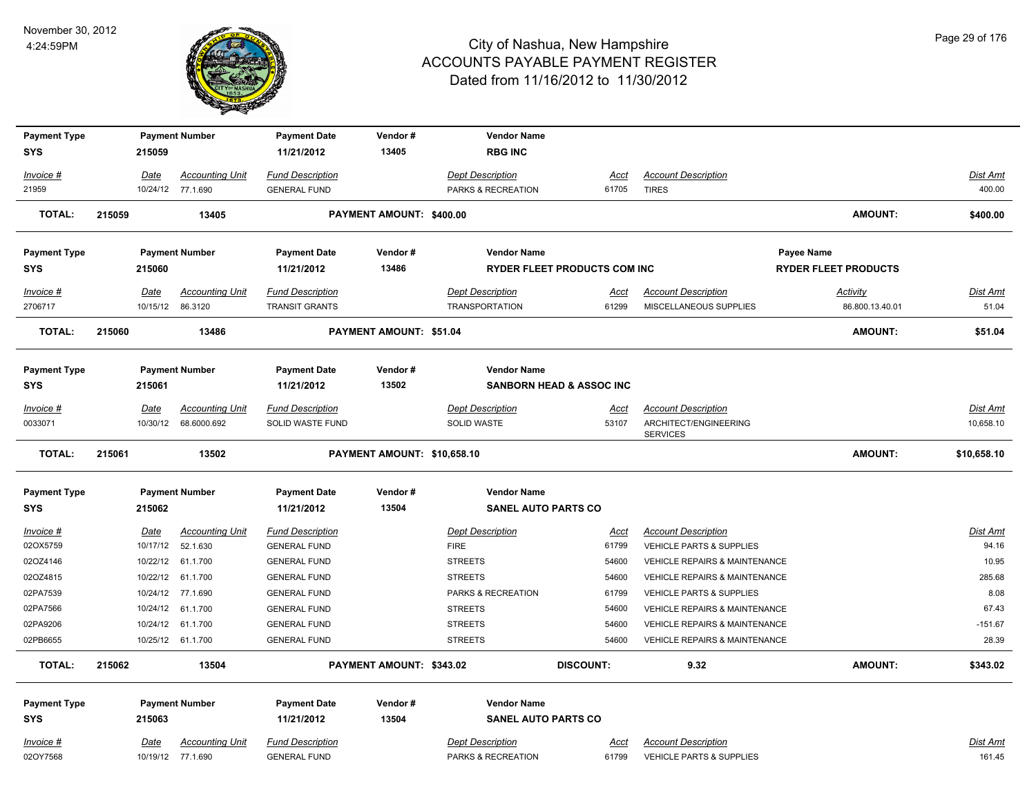# City of Nashua, New Hampshire
## ACCOUNTS PAYABLE PAYMENT REGISTER
### Dated from 11/16/2012 to 11/30/2012

November 30, 2012
4:24:59PM

| Payment Type | Payment Number | Payment Date | Vendor # | Vendor Name |
|---|---|---|---|---|
| SYS | 215059 | 11/21/2012 | 13405 | RBG INC |

| Invoice # | Date | Accounting Unit | Fund Description | Dept Description | Acct | Account Description | Dist Amt |
|---|---|---|---|---|---|---|---|
| 21959 | 10/24/12 | 77.1.690 | GENERAL FUND | PARKS & RECREATION | 61705 | TIRES | 400.00 |

**TOTAL: 215059 13405 PAYMENT AMOUNT: $400.00 AMOUNT: $400.00**

| Payment Type | Payment Number | Payment Date | Vendor # | Vendor Name | Payee Name |
|---|---|---|---|---|---|
| SYS | 215060 | 11/21/2012 | 13486 | RYDER FLEET PRODUCTS COM INC | RYDER FLEET PRODUCTS |

| Invoice # | Date | Accounting Unit | Fund Description | Dept Description | Acct | Account Description | Activity | Dist Amt |
|---|---|---|---|---|---|---|---|---|
| 2706717 | 10/15/12 | 86.3120 | TRANSIT GRANTS | TRANSPORTATION | 61299 | MISCELLANEOUS SUPPLIES | 86.800.13.40.01 | 51.04 |

**TOTAL: 215060 13486 PAYMENT AMOUNT: $51.04 AMOUNT: $51.04**

| Payment Type | Payment Number | Payment Date | Vendor # | Vendor Name |
|---|---|---|---|---|
| SYS | 215061 | 11/21/2012 | 13502 | SANBORN HEAD & ASSOC INC |

| Invoice # | Date | Accounting Unit | Fund Description | Dept Description | Acct | Account Description | Dist Amt |
|---|---|---|---|---|---|---|---|
| 0033071 | 10/30/12 | 68.6000.692 | SOLID WASTE FUND | SOLID WASTE | 53107 | ARCHITECT/ENGINEERING SERVICES | 10,658.10 |

**TOTAL: 215061 13502 PAYMENT AMOUNT: $10,658.10 AMOUNT: $10,658.10**

| Payment Type | Payment Number | Payment Date | Vendor # | Vendor Name |
|---|---|---|---|---|
| SYS | 215062 | 11/21/2012 | 13504 | SANEL AUTO PARTS CO |

| Invoice # | Date | Accounting Unit | Fund Description | Dept Description | Acct | Account Description | Dist Amt |
|---|---|---|---|---|---|---|---|
| 02OX5759 | 10/17/12 | 52.1.630 | GENERAL FUND | FIRE | 61799 | VEHICLE PARTS & SUPPLIES | 94.16 |
| 02OZ4146 | 10/22/12 | 61.1.700 | GENERAL FUND | STREETS | 54600 | VEHICLE REPAIRS & MAINTENANCE | 10.95 |
| 02OZ4815 | 10/22/12 | 61.1.700 | GENERAL FUND | STREETS | 54600 | VEHICLE REPAIRS & MAINTENANCE | 285.68 |
| 02PA7539 | 10/24/12 | 77.1.690 | GENERAL FUND | PARKS & RECREATION | 61799 | VEHICLE PARTS & SUPPLIES | 8.08 |
| 02PA7566 | 10/24/12 | 61.1.700 | GENERAL FUND | STREETS | 54600 | VEHICLE REPAIRS & MAINTENANCE | 67.43 |
| 02PA9206 | 10/24/12 | 61.1.700 | GENERAL FUND | STREETS | 54600 | VEHICLE REPAIRS & MAINTENANCE | -151.67 |
| 02PB6655 | 10/25/12 | 61.1.700 | GENERAL FUND | STREETS | 54600 | VEHICLE REPAIRS & MAINTENANCE | 28.39 |

**TOTAL: 215062 13504 PAYMENT AMOUNT: $343.02 DISCOUNT: 9.32 AMOUNT: $343.02**

| Payment Type | Payment Number | Payment Date | Vendor # | Vendor Name |
|---|---|---|---|---|
| SYS | 215063 | 11/21/2012 | 13504 | SANEL AUTO PARTS CO |

| Invoice # | Date | Accounting Unit | Fund Description | Dept Description | Acct | Account Description | Dist Amt |
|---|---|---|---|---|---|---|---|
| 02OY7568 | 10/19/12 | 77.1.690 | GENERAL FUND | PARKS & RECREATION | 61799 | VEHICLE PARTS & SUPPLIES | 161.45 |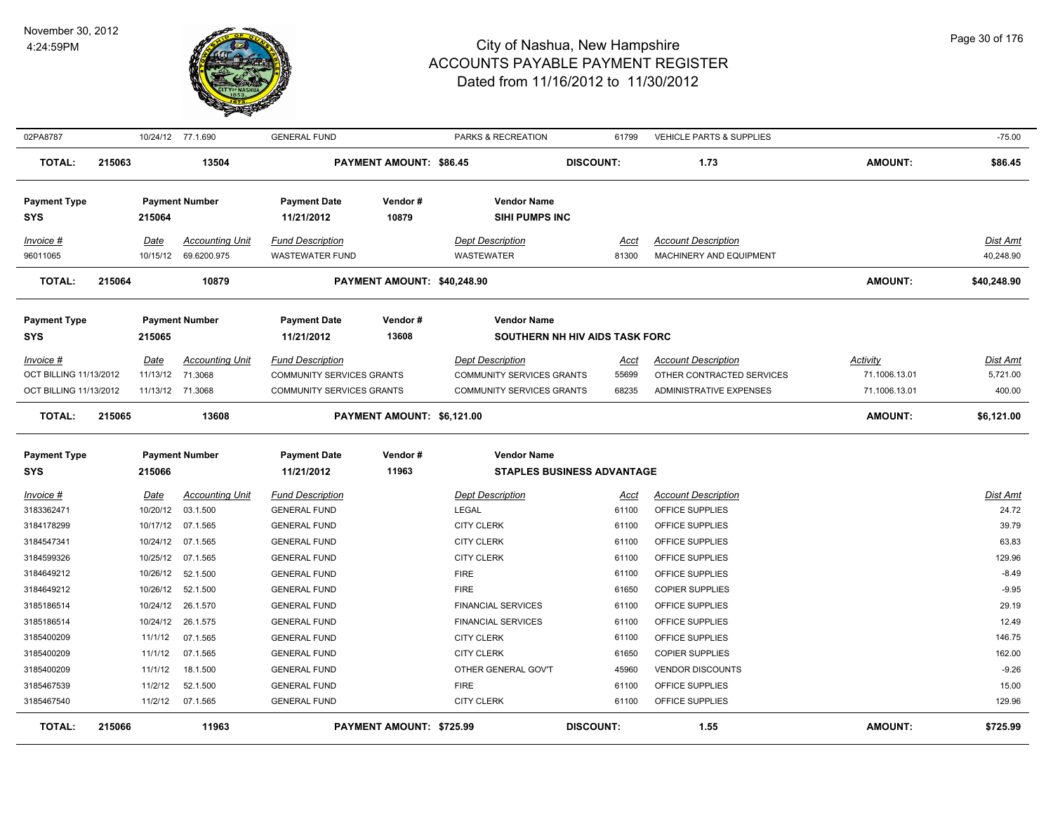| 02PA8787 | 10/24/12 | 77.1.690 | GENERAL FUND | | PARKS & RECREATION | 61799 | VEHICLE PARTS & SUPPLIES | | -75.00 |
|---|---|---|---|---|---|---|---|---|---|
| **TOTAL: 215063** | | **13504** | **PAYMENT AMOUNT: $86.45** | | **DISCOUNT:** | | **1.73** | **AMOUNT:** | **$86.45** |

| **Payment Type** | **Payment Number** | | **Payment Date** | **Vendor #** | **Vendor Name** | | | | |
|---|---|---|---|---|---|---|---|---|---|
| **SYS** | **215064** | | **11/21/2012** | **10879** | **SIHI PUMPS INC** | | | | |
| *Invoice #* | *Date* | *Accounting Unit* | *Fund Description* | | *Dept Description* | *Acct* | *Account Description* | | *Dist Amt* |
| 96011065 | 10/15/12 | 69.6200.975 | WASTEWATER FUND | | WASTEWATER | 81300 | MACHINERY AND EQUIPMENT | | 40,248.90 |
| **TOTAL: 215064** | | **10879** | **PAYMENT AMOUNT: $40,248.90** | | | | | **AMOUNT:** | **$40,248.90** |

| **Payment Type** | **Payment Number** | | **Payment Date** | **Vendor #** | **Vendor Name** | | | | |
|---|---|---|---|---|---|---|---|---|---|
| **SYS** | **215065** | | **11/21/2012** | **13608** | **SOUTHERN NH HIV AIDS TASK FORC** | | | | |
| *Invoice #* | *Date* | *Accounting Unit* | *Fund Description* | | *Dept Description* | *Acct* | *Account Description* | *Activity* | *Dist Amt* |
| OCT BILLING 11/13/2012 | 11/13/12 | 71.3068 | COMMUNITY SERVICES GRANTS | | COMMUNITY SERVICES GRANTS | 55699 | OTHER CONTRACTED SERVICES | 71.1006.13.01 | 5,721.00 |
| OCT BILLING 11/13/2012 | 11/13/12 | 71.3068 | COMMUNITY SERVICES GRANTS | | COMMUNITY SERVICES GRANTS | 68235 | ADMINISTRATIVE EXPENSES | 71.1006.13.01 | 400.00 |
| **TOTAL: 215065** | | **13608** | **PAYMENT AMOUNT: $6,121.00** | | | | | **AMOUNT:** | **$6,121.00** |

| **Payment Type** | **Payment Number** | | **Payment Date** | **Vendor #** | **Vendor Name** | | | | |
|---|---|---|---|---|---|---|---|---|---|
| **SYS** | **215066** | | **11/21/2012** | **11963** | **STAPLES BUSINESS ADVANTAGE** | | | | |
| *Invoice #* | *Date* | *Accounting Unit* | *Fund Description* | | *Dept Description* | *Acct* | *Account Description* | | *Dist Amt* |
| 3183362471 | 10/20/12 | 03.1.500 | GENERAL FUND | | LEGAL | 61100 | OFFICE SUPPLIES | | 24.72 |
| 3184178299 | 10/17/12 | 07.1.565 | GENERAL FUND | | CITY CLERK | 61100 | OFFICE SUPPLIES | | 39.79 |
| 3184547341 | 10/24/12 | 07.1.565 | GENERAL FUND | | CITY CLERK | 61100 | OFFICE SUPPLIES | | 63.83 |
| 3184599326 | 10/25/12 | 07.1.565 | GENERAL FUND | | CITY CLERK | 61100 | OFFICE SUPPLIES | | 129.96 |
| 3184649212 | 10/26/12 | 52.1.500 | GENERAL FUND | | FIRE | 61100 | OFFICE SUPPLIES | | -8.49 |
| 3184649212 | 10/26/12 | 52.1.500 | GENERAL FUND | | FIRE | 61650 | COPIER SUPPLIES | | -9.95 |
| 3185186514 | 10/24/12 | 26.1.570 | GENERAL FUND | | FINANCIAL SERVICES | 61100 | OFFICE SUPPLIES | | 29.19 |
| 3185186514 | 10/24/12 | 26.1.575 | GENERAL FUND | | FINANCIAL SERVICES | 61100 | OFFICE SUPPLIES | | 12.49 |
| 3185400209 | 11/1/12 | 07.1.565 | GENERAL FUND | | CITY CLERK | 61100 | OFFICE SUPPLIES | | 146.75 |
| 3185400209 | 11/1/12 | 07.1.565 | GENERAL FUND | | CITY CLERK | 61650 | COPIER SUPPLIES | | 162.00 |
| 3185400209 | 11/1/12 | 18.1.500 | GENERAL FUND | | OTHER GENERAL GOV'T | 45960 | VENDOR DISCOUNTS | | -9.26 |
| 3185467539 | 11/2/12 | 52.1.500 | GENERAL FUND | | FIRE | 61100 | OFFICE SUPPLIES | | 15.00 |
| 3185467540 | 11/2/12 | 07.1.565 | GENERAL FUND | | CITY CLERK | 61100 | OFFICE SUPPLIES | | 129.96 |
| **TOTAL: 215066** | | **11963** | **PAYMENT AMOUNT: $725.99** | | **DISCOUNT:** | | **1.55** | **AMOUNT:** | **$725.99** |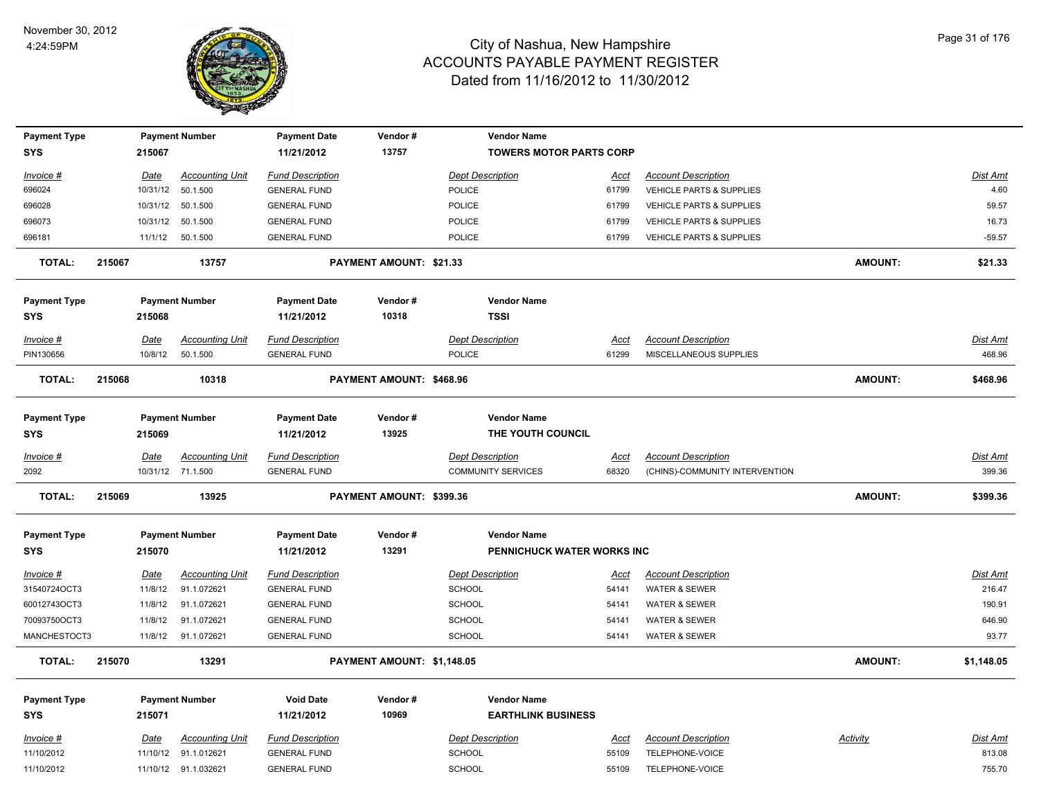# City of Nashua, New Hampshire
## ACCOUNTS PAYABLE PAYMENT REGISTER
### Dated from 11/16/2012 to 11/30/2012

November 30, 2012
4:24:59PM

| Payment Type | Payment Number | Payment Date | Vendor # | Vendor Name |
|---|---|---|---|---|
| SYS | 215067 | 11/21/2012 | 13757 | TOWERS MOTOR PARTS CORP |

| Invoice # | Date | Accounting Unit | Fund Description | Dept Description | Acct | Account Description | Dist Amt |
|---|---|---|---|---|---|---|---|
| 696024 | 10/31/12 | 50.1.500 | GENERAL FUND | POLICE | 61799 | VEHICLE PARTS & SUPPLIES | 4.60 |
| 696028 | 10/31/12 | 50.1.500 | GENERAL FUND | POLICE | 61799 | VEHICLE PARTS & SUPPLIES | 59.57 |
| 696073 | 10/31/12 | 50.1.500 | GENERAL FUND | POLICE | 61799 | VEHICLE PARTS & SUPPLIES | 16.73 |
| 696181 | 11/1/12 | 50.1.500 | GENERAL FUND | POLICE | 61799 | VEHICLE PARTS & SUPPLIES | -59.57 |

**TOTAL: 215067 13757 PAYMENT AMOUNT: $21.33 AMOUNT: $21.33**

| Payment Type | Payment Number | Payment Date | Vendor # | Vendor Name |
|---|---|---|---|---|
| SYS | 215068 | 11/21/2012 | 10318 | TSSI |

| Invoice # | Date | Accounting Unit | Fund Description | Dept Description | Acct | Account Description | Dist Amt |
|---|---|---|---|---|---|---|---|
| PIN130656 | 10/8/12 | 50.1.500 | GENERAL FUND | POLICE | 61299 | MISCELLANEOUS SUPPLIES | 468.96 |

**TOTAL: 215068 10318 PAYMENT AMOUNT: $468.96 AMOUNT: $468.96**

| Payment Type | Payment Number | Payment Date | Vendor # | Vendor Name |
|---|---|---|---|---|
| SYS | 215069 | 11/21/2012 | 13925 | THE YOUTH COUNCIL |

| Invoice # | Date | Accounting Unit | Fund Description | Dept Description | Acct | Account Description | Dist Amt |
|---|---|---|---|---|---|---|---|
| 2092 | 10/31/12 | 71.1.500 | GENERAL FUND | COMMUNITY SERVICES | 68320 | (CHINS)-COMMUNITY INTERVENTION | 399.36 |

**TOTAL: 215069 13925 PAYMENT AMOUNT: $399.36 AMOUNT: $399.36**

| Payment Type | Payment Number | Payment Date | Vendor # | Vendor Name |
|---|---|---|---|---|
| SYS | 215070 | 11/21/2012 | 13291 | PENNICHUCK WATER WORKS INC |

| Invoice # | Date | Accounting Unit | Fund Description | Dept Description | Acct | Account Description | Dist Amt |
|---|---|---|---|---|---|---|---|
| 31540724OCT3 | 11/8/12 | 91.1.072621 | GENERAL FUND | SCHOOL | 54141 | WATER & SEWER | 216.47 |
| 60012743OCT3 | 11/8/12 | 91.1.072621 | GENERAL FUND | SCHOOL | 54141 | WATER & SEWER | 190.91 |
| 70093750OCT3 | 11/8/12 | 91.1.072621 | GENERAL FUND | SCHOOL | 54141 | WATER & SEWER | 646.90 |
| MANCHESTOCT3 | 11/8/12 | 91.1.072621 | GENERAL FUND | SCHOOL | 54141 | WATER & SEWER | 93.77 |

**TOTAL: 215070 13291 PAYMENT AMOUNT: $1,148.05 AMOUNT: $1,148.05**

| Payment Type | Payment Number | Void Date | Vendor # | Vendor Name |
|---|---|---|---|---|
| SYS | 215071 | 11/21/2012 | 10969 | EARTHLINK BUSINESS |

| Invoice # | Date | Accounting Unit | Fund Description | Dept Description | Acct | Account Description | Activity | Dist Amt |
|---|---|---|---|---|---|---|---|---|
| 11/10/2012 | 11/10/12 | 91.1.012621 | GENERAL FUND | SCHOOL | 55109 | TELEPHONE-VOICE | | 813.08 |
| 11/10/2012 | 11/10/12 | 91.1.032621 | GENERAL FUND | SCHOOL | 55109 | TELEPHONE-VOICE | | 755.70 |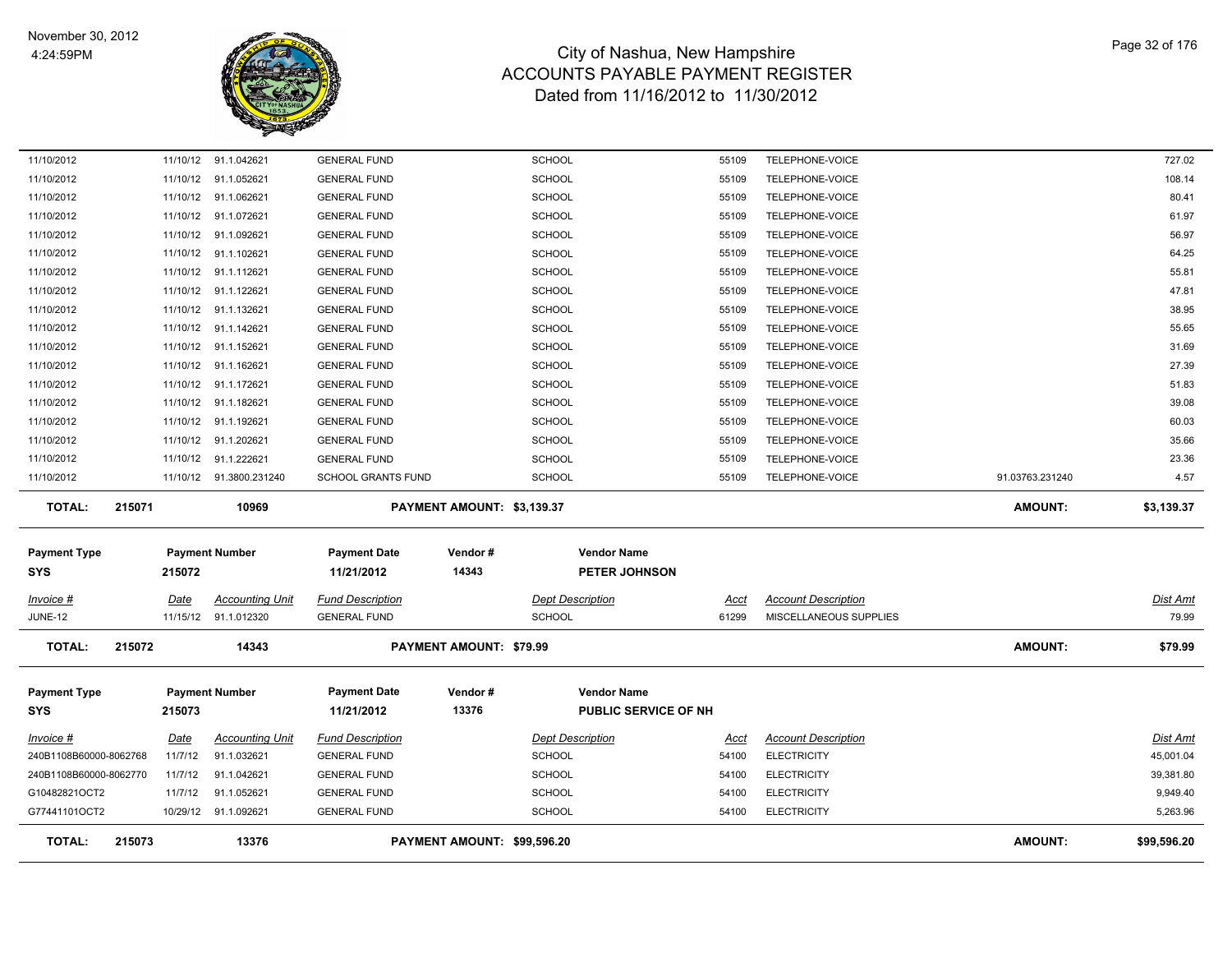# City of Nashua, New Hampshire
## ACCOUNTS PAYABLE PAYMENT REGISTER
### Dated from 11/16/2012 to 11/30/2012

November 30, 2012
4:24:59PM

| Invoice # | Date | Accounting Unit | Fund Description | Dept Description | Acct | Account Description | | Dist Amt |
|---|---|---|---|---|---|---|---|---|
| 11/10/2012 | 11/10/12 | 91.1.042621 | GENERAL FUND | SCHOOL | 55109 | TELEPHONE-VOICE | | 727.02 |
| 11/10/2012 | 11/10/12 | 91.1.052621 | GENERAL FUND | SCHOOL | 55109 | TELEPHONE-VOICE | | 108.14 |
| 11/10/2012 | 11/10/12 | 91.1.062621 | GENERAL FUND | SCHOOL | 55109 | TELEPHONE-VOICE | | 80.41 |
| 11/10/2012 | 11/10/12 | 91.1.072621 | GENERAL FUND | SCHOOL | 55109 | TELEPHONE-VOICE | | 61.97 |
| 11/10/2012 | 11/10/12 | 91.1.092621 | GENERAL FUND | SCHOOL | 55109 | TELEPHONE-VOICE | | 56.97 |
| 11/10/2012 | 11/10/12 | 91.1.102621 | GENERAL FUND | SCHOOL | 55109 | TELEPHONE-VOICE | | 64.25 |
| 11/10/2012 | 11/10/12 | 91.1.112621 | GENERAL FUND | SCHOOL | 55109 | TELEPHONE-VOICE | | 55.81 |
| 11/10/2012 | 11/10/12 | 91.1.122621 | GENERAL FUND | SCHOOL | 55109 | TELEPHONE-VOICE | | 47.81 |
| 11/10/2012 | 11/10/12 | 91.1.132621 | GENERAL FUND | SCHOOL | 55109 | TELEPHONE-VOICE | | 38.95 |
| 11/10/2012 | 11/10/12 | 91.1.142621 | GENERAL FUND | SCHOOL | 55109 | TELEPHONE-VOICE | | 55.65 |
| 11/10/2012 | 11/10/12 | 91.1.152621 | GENERAL FUND | SCHOOL | 55109 | TELEPHONE-VOICE | | 31.69 |
| 11/10/2012 | 11/10/12 | 91.1.162621 | GENERAL FUND | SCHOOL | 55109 | TELEPHONE-VOICE | | 27.39 |
| 11/10/2012 | 11/10/12 | 91.1.172621 | GENERAL FUND | SCHOOL | 55109 | TELEPHONE-VOICE | | 51.83 |
| 11/10/2012 | 11/10/12 | 91.1.182621 | GENERAL FUND | SCHOOL | 55109 | TELEPHONE-VOICE | | 39.08 |
| 11/10/2012 | 11/10/12 | 91.1.192621 | GENERAL FUND | SCHOOL | 55109 | TELEPHONE-VOICE | | 60.03 |
| 11/10/2012 | 11/10/12 | 91.1.202621 | GENERAL FUND | SCHOOL | 55109 | TELEPHONE-VOICE | | 35.66 |
| 11/10/2012 | 11/10/12 | 91.1.222621 | GENERAL FUND | SCHOOL | 55109 | TELEPHONE-VOICE | | 23.36 |
| 11/10/2012 | 11/10/12 | 91.3800.231240 | SCHOOL GRANTS FUND | SCHOOL | 55109 | TELEPHONE-VOICE | 91.03763.231240 | 4.57 |
| **TOTAL:** | **215071** | **10969** | **PAYMENT AMOUNT: $3,139.37** | | | | **AMOUNT:** | **$3,139.37** |

| Payment Type | Payment Number | Payment Date | Vendor # | Vendor Name |
|---|---|---|---|---|
| SYS | 215072 | 11/21/2012 | 14343 | PETER JOHNSON |

| Invoice # | Date | Accounting Unit | Fund Description | Dept Description | Acct | Account Description | | Dist Amt |
|---|---|---|---|---|---|---|---|---|
| JUNE-12 | 11/15/12 | 91.1.012320 | GENERAL FUND | SCHOOL | 61299 | MISCELLANEOUS SUPPLIES | | 79.99 |
| **TOTAL:** | **215072** | **14343** | **PAYMENT AMOUNT: $79.99** | | | | **AMOUNT:** | **$79.99** |

| Payment Type | Payment Number | Payment Date | Vendor # | Vendor Name |
|---|---|---|---|---|
| SYS | 215073 | 11/21/2012 | 13376 | PUBLIC SERVICE OF NH |

| Invoice # | Date | Accounting Unit | Fund Description | Dept Description | Acct | Account Description | | Dist Amt |
|---|---|---|---|---|---|---|---|---|
| 240B1108B60000-8062768 | 11/7/12 | 91.1.032621 | GENERAL FUND | SCHOOL | 54100 | ELECTRICITY | | 45,001.04 |
| 240B1108B60000-8062770 | 11/7/12 | 91.1.042621 | GENERAL FUND | SCHOOL | 54100 | ELECTRICITY | | 39,381.80 |
| G10482821OCT2 | 11/7/12 | 91.1.052621 | GENERAL FUND | SCHOOL | 54100 | ELECTRICITY | | 9,949.40 |
| G77441101OCT2 | 10/29/12 | 91.1.092621 | GENERAL FUND | SCHOOL | 54100 | ELECTRICITY | | 5,263.96 |
| **TOTAL:** | **215073** | **13376** | **PAYMENT AMOUNT: $99,596.20** | | | | **AMOUNT:** | **$99,596.20** |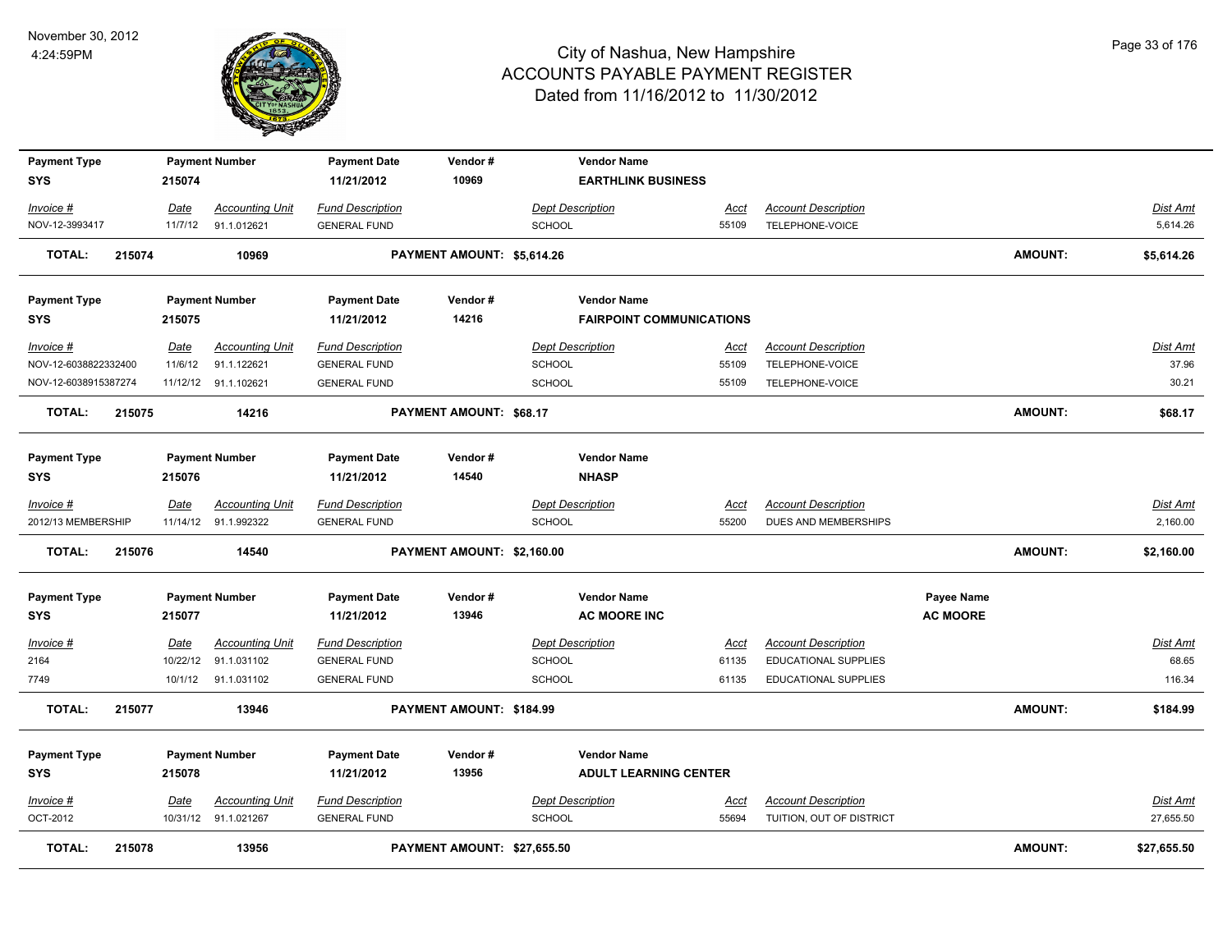# City of Nashua, New Hampshire
## ACCOUNTS PAYABLE PAYMENT REGISTER
### Dated from 11/16/2012 to 11/30/2012

November 30, 2012
4:24:59PM

| Payment Type | Payment Number | Payment Date | Vendor # | Vendor Name |
|---|---|---|---|---|
| SYS | 215074 | 11/21/2012 | 10969 | EARTHLINK BUSINESS |

| Invoice # | Date | Accounting Unit | Fund Description | Dept Description | Acct | Account Description | Dist Amt |
|---|---|---|---|---|---|---|---|
| NOV-12-3993417 | 11/7/12 | 91.1.012621 | GENERAL FUND | SCHOOL | 55109 | TELEPHONE-VOICE | 5,614.26 |

**TOTAL: 215074 10969 PAYMENT AMOUNT: $5,614.26 AMOUNT: $5,614.26**

| Payment Type | Payment Number | Payment Date | Vendor # | Vendor Name |
|---|---|---|---|---|
| SYS | 215075 | 11/21/2012 | 14216 | FAIRPOINT COMMUNICATIONS |

| Invoice # | Date | Accounting Unit | Fund Description | Dept Description | Acct | Account Description | Dist Amt |
|---|---|---|---|---|---|---|---|
| NOV-12-6038822332400 | 11/6/12 | 91.1.122621 | GENERAL FUND | SCHOOL | 55109 | TELEPHONE-VOICE | 37.96 |
| NOV-12-6038915387274 | 11/12/12 | 91.1.102621 | GENERAL FUND | SCHOOL | 55109 | TELEPHONE-VOICE | 30.21 |

**TOTAL: 215075 14216 PAYMENT AMOUNT: $68.17 AMOUNT: $68.17**

| Payment Type | Payment Number | Payment Date | Vendor # | Vendor Name |
|---|---|---|---|---|
| SYS | 215076 | 11/21/2012 | 14540 | NHASP |

| Invoice # | Date | Accounting Unit | Fund Description | Dept Description | Acct | Account Description | Dist Amt |
|---|---|---|---|---|---|---|---|
| 2012/13 MEMBERSHIP | 11/14/12 | 91.1.992322 | GENERAL FUND | SCHOOL | 55200 | DUES AND MEMBERSHIPS | 2,160.00 |

**TOTAL: 215076 14540 PAYMENT AMOUNT: $2,160.00 AMOUNT: $2,160.00**

| Payment Type | Payment Number | Payment Date | Vendor # | Vendor Name | Payee Name |
|---|---|---|---|---|---|
| SYS | 215077 | 11/21/2012 | 13946 | AC MOORE INC | AC MOORE |

| Invoice # | Date | Accounting Unit | Fund Description | Dept Description | Acct | Account Description | Dist Amt |
|---|---|---|---|---|---|---|---|
| 2164 | 10/22/12 | 91.1.031102 | GENERAL FUND | SCHOOL | 61135 | EDUCATIONAL SUPPLIES | 68.65 |
| 7749 | 10/1/12 | 91.1.031102 | GENERAL FUND | SCHOOL | 61135 | EDUCATIONAL SUPPLIES | 116.34 |

**TOTAL: 215077 13946 PAYMENT AMOUNT: $184.99 AMOUNT: $184.99**

| Payment Type | Payment Number | Payment Date | Vendor # | Vendor Name |
|---|---|---|---|---|
| SYS | 215078 | 11/21/2012 | 13956 | ADULT LEARNING CENTER |

| Invoice # | Date | Accounting Unit | Fund Description | Dept Description | Acct | Account Description | Dist Amt |
|---|---|---|---|---|---|---|---|
| OCT-2012 | 10/31/12 | 91.1.021267 | GENERAL FUND | SCHOOL | 55694 | TUITION, OUT OF DISTRICT | 27,655.50 |

**TOTAL: 215078 13956 PAYMENT AMOUNT: $27,655.50 AMOUNT: $27,655.50**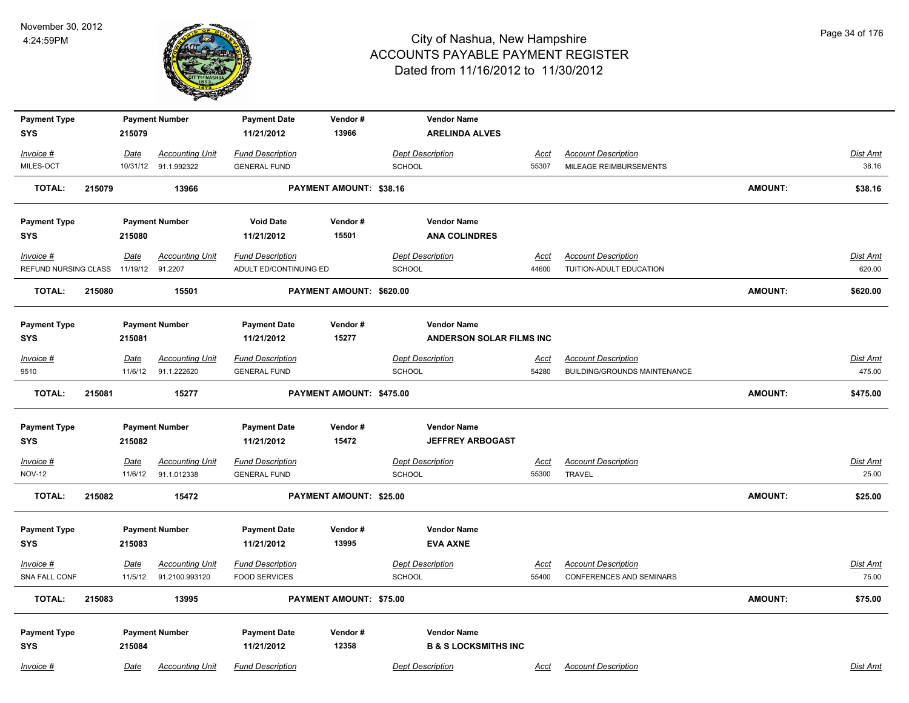# City of Nashua, New Hampshire
## ACCOUNTS PAYABLE PAYMENT REGISTER
### Dated from 11/16/2012 to 11/30/2012

November 30, 2012
4:24:59PM

| Payment Type | Payment Number | Payment Date | Vendor # | Vendor Name |
|---|---|---|---|---|
| SYS | 215079 | 11/21/2012 | 13966 | ARELINDA ALVES |

| Invoice # | Date | Accounting Unit | Fund Description | Dept Description | Acct | Account Description | Dist Amt |
|---|---|---|---|---|---|---|---|
| MILES-OCT | 10/31/12 | 91.1.992322 | GENERAL FUND | SCHOOL | 55307 | MILEAGE REIMBURSEMENTS | 38.16 |

**TOTAL: 215079 13966 PAYMENT AMOUNT: $38.16 AMOUNT: $38.16**

| Payment Type | Payment Number | Void Date | Vendor # | Vendor Name |
|---|---|---|---|---|
| SYS | 215080 | 11/21/2012 | 15501 | ANA COLINDRES |

| Invoice # | Date | Accounting Unit | Fund Description | Dept Description | Acct | Account Description | Dist Amt |
|---|---|---|---|---|---|---|---|
| REFUND NURSING CLASS | 11/19/12 | 91.2207 | ADULT ED/CONTINUING ED | SCHOOL | 44600 | TUITION-ADULT EDUCATION | 620.00 |

**TOTAL: 215080 15501 PAYMENT AMOUNT: $620.00 AMOUNT: $620.00**

| Payment Type | Payment Number | Payment Date | Vendor # | Vendor Name |
|---|---|---|---|---|
| SYS | 215081 | 11/21/2012 | 15277 | ANDERSON SOLAR FILMS INC |

| Invoice # | Date | Accounting Unit | Fund Description | Dept Description | Acct | Account Description | Dist Amt |
|---|---|---|---|---|---|---|---|
| 9510 | 11/6/12 | 91.1.222620 | GENERAL FUND | SCHOOL | 54280 | BUILDING/GROUNDS MAINTENANCE | 475.00 |

**TOTAL: 215081 15277 PAYMENT AMOUNT: $475.00 AMOUNT: $475.00**

| Payment Type | Payment Number | Payment Date | Vendor # | Vendor Name |
|---|---|---|---|---|
| SYS | 215082 | 11/21/2012 | 15472 | JEFFREY ARBOGAST |

| Invoice # | Date | Accounting Unit | Fund Description | Dept Description | Acct | Account Description | Dist Amt |
|---|---|---|---|---|---|---|---|
| NOV-12 | 11/6/12 | 91.1.012338 | GENERAL FUND | SCHOOL | 55300 | TRAVEL | 25.00 |

**TOTAL: 215082 15472 PAYMENT AMOUNT: $25.00 AMOUNT: $25.00**

| Payment Type | Payment Number | Payment Date | Vendor # | Vendor Name |
|---|---|---|---|---|
| SYS | 215083 | 11/21/2012 | 13995 | EVA AXNE |

| Invoice # | Date | Accounting Unit | Fund Description | Dept Description | Acct | Account Description | Dist Amt |
|---|---|---|---|---|---|---|---|
| SNA FALL CONF | 11/5/12 | 91.2100.993120 | FOOD SERVICES | SCHOOL | 55400 | CONFERENCES AND SEMINARS | 75.00 |

**TOTAL: 215083 13995 PAYMENT AMOUNT: $75.00 AMOUNT: $75.00**

| Payment Type | Payment Number | Payment Date | Vendor # | Vendor Name |
|---|---|---|---|---|
| SYS | 215084 | 11/21/2012 | 12358 | B & S LOCKSMITHS INC |

| Invoice # | Date | Accounting Unit | Fund Description | Dept Description | Acct | Account Description | Dist Amt |
|---|---|---|---|---|---|---|---|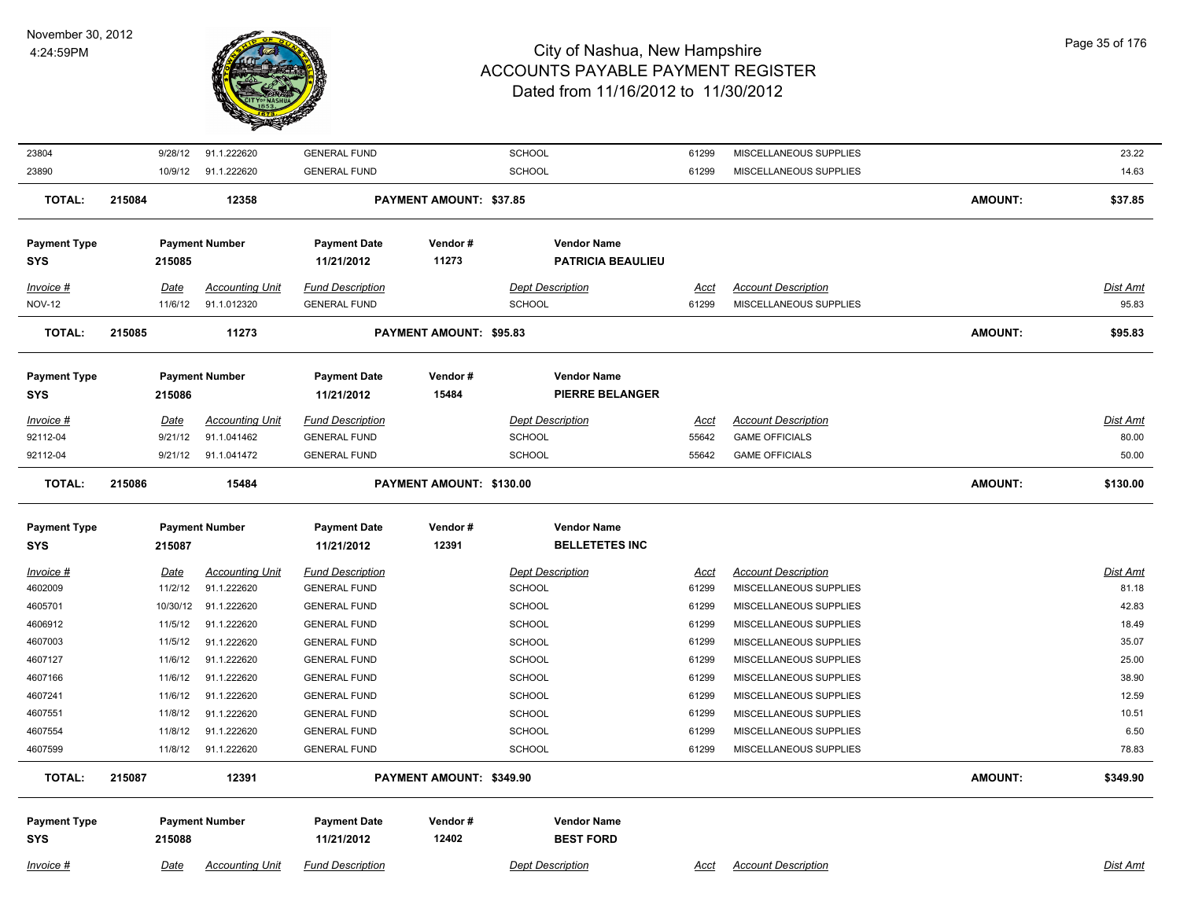| Invoice # | Date | Accounting Unit | Fund Description | Dept Description | Acct | Account Description | Dist Amt |
|---|---|---|---|---|---|---|---|
| 23804 | 9/28/12 | 91.1.222620 | GENERAL FUND | SCHOOL | 61299 | MISCELLANEOUS SUPPLIES | 23.22 |
| 23890 | 10/9/12 | 91.1.222620 | GENERAL FUND | SCHOOL | 61299 | MISCELLANEOUS SUPPLIES | 14.63 |

**TOTAL: 215084 12358 PAYMENT AMOUNT: $37.85 AMOUNT: $37.85**

| Payment Type | Payment Number | Payment Date | Vendor # | Vendor Name |
|---|---|---|---|---|
| SYS | 215085 | 11/21/2012 | 11273 | PATRICIA BEAULIEU |

| Invoice # | Date | Accounting Unit | Fund Description | Dept Description | Acct | Account Description | Dist Amt |
|---|---|---|---|---|---|---|---|
| NOV-12 | 11/6/12 | 91.1.012320 | GENERAL FUND | SCHOOL | 61299 | MISCELLANEOUS SUPPLIES | 95.83 |

**TOTAL: 215085 11273 PAYMENT AMOUNT: $95.83 AMOUNT: $95.83**

| Payment Type | Payment Number | Payment Date | Vendor # | Vendor Name |
|---|---|---|---|---|
| SYS | 215086 | 11/21/2012 | 15484 | PIERRE BELANGER |

| Invoice # | Date | Accounting Unit | Fund Description | Dept Description | Acct | Account Description | Dist Amt |
|---|---|---|---|---|---|---|---|
| 92112-04 | 9/21/12 | 91.1.041462 | GENERAL FUND | SCHOOL | 55642 | GAME OFFICIALS | 80.00 |
| 92112-04 | 9/21/12 | 91.1.041472 | GENERAL FUND | SCHOOL | 55642 | GAME OFFICIALS | 50.00 |

**TOTAL: 215086 15484 PAYMENT AMOUNT: $130.00 AMOUNT: $130.00**

| Payment Type | Payment Number | Payment Date | Vendor # | Vendor Name |
|---|---|---|---|---|
| SYS | 215087 | 11/21/2012 | 12391 | BELLETETES INC |

| Invoice # | Date | Accounting Unit | Fund Description | Dept Description | Acct | Account Description | Dist Amt |
|---|---|---|---|---|---|---|---|
| 4602009 | 11/2/12 | 91.1.222620 | GENERAL FUND | SCHOOL | 61299 | MISCELLANEOUS SUPPLIES | 81.18 |
| 4605701 | 10/30/12 | 91.1.222620 | GENERAL FUND | SCHOOL | 61299 | MISCELLANEOUS SUPPLIES | 42.83 |
| 4606912 | 11/5/12 | 91.1.222620 | GENERAL FUND | SCHOOL | 61299 | MISCELLANEOUS SUPPLIES | 18.49 |
| 4607003 | 11/5/12 | 91.1.222620 | GENERAL FUND | SCHOOL | 61299 | MISCELLANEOUS SUPPLIES | 35.07 |
| 4607127 | 11/6/12 | 91.1.222620 | GENERAL FUND | SCHOOL | 61299 | MISCELLANEOUS SUPPLIES | 25.00 |
| 4607166 | 11/6/12 | 91.1.222620 | GENERAL FUND | SCHOOL | 61299 | MISCELLANEOUS SUPPLIES | 38.90 |
| 4607241 | 11/6/12 | 91.1.222620 | GENERAL FUND | SCHOOL | 61299 | MISCELLANEOUS SUPPLIES | 12.59 |
| 4607551 | 11/8/12 | 91.1.222620 | GENERAL FUND | SCHOOL | 61299 | MISCELLANEOUS SUPPLIES | 10.51 |
| 4607554 | 11/8/12 | 91.1.222620 | GENERAL FUND | SCHOOL | 61299 | MISCELLANEOUS SUPPLIES | 6.50 |
| 4607599 | 11/8/12 | 91.1.222620 | GENERAL FUND | SCHOOL | 61299 | MISCELLANEOUS SUPPLIES | 78.83 |

**TOTAL: 215087 12391 PAYMENT AMOUNT: $349.90 AMOUNT: $349.90**

| Payment Type | Payment Number | Payment Date | Vendor # | Vendor Name |
|---|---|---|---|---|
| SYS | 215088 | 11/21/2012 | 12402 | BEST FORD |

| Invoice # | Date | Accounting Unit | Fund Description | Dept Description | Acct | Account Description | Dist Amt |
|---|---|---|---|---|---|---|---|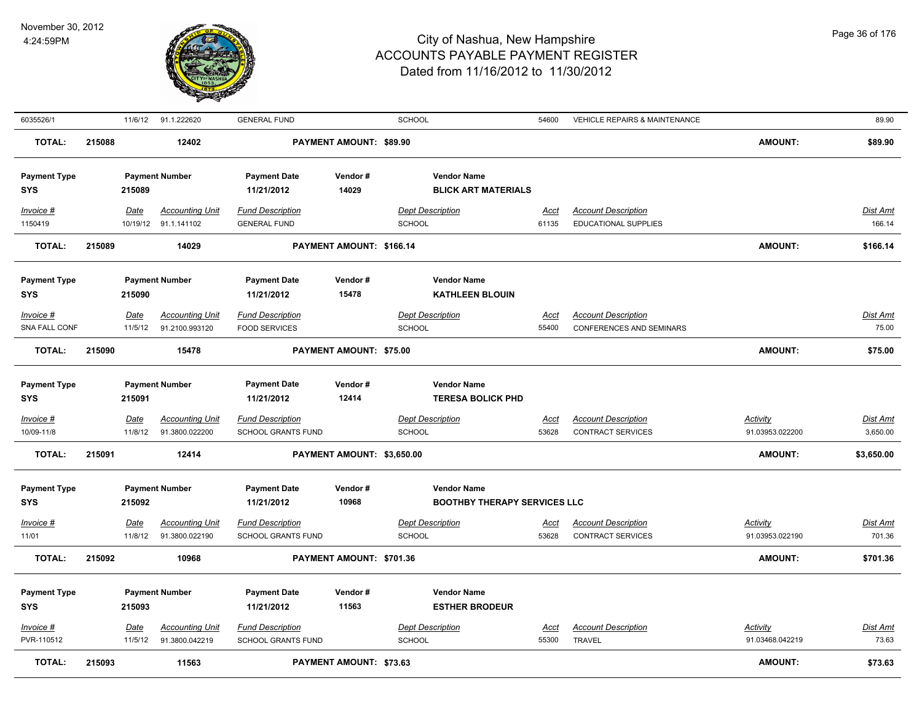| Invoice # | Date | Accounting Unit | Fund Description | Dept Description | Acct | Account Description | Activity | Dist Amt |
|---|---|---|---|---|---|---|---|---|
| 6035526/1 | 11/6/12 | 91.1.222620 | GENERAL FUND | SCHOOL | 54600 | VEHICLE REPAIRS & MAINTENANCE | | 89.90 |

**TOTAL: 215088 — 12402 — PAYMENT AMOUNT: $89.90 — AMOUNT: $89.90**

| Payment Type | Payment Number | Payment Date | Vendor # | Vendor Name |
|---|---|---|---|---|
| SYS | 215089 | 11/21/2012 | 14029 | **BLICK ART MATERIALS** |

| Invoice # | Date | Accounting Unit | Fund Description | Dept Description | Acct | Account Description | Dist Amt |
|---|---|---|---|---|---|---|---|
| 1150419 | 10/19/12 | 91.1.141102 | GENERAL FUND | SCHOOL | 61135 | EDUCATIONAL SUPPLIES | 166.14 |

**TOTAL: 215089 — 14029 — PAYMENT AMOUNT: $166.14 — AMOUNT: $166.14**

| Payment Type | Payment Number | Payment Date | Vendor # | Vendor Name |
|---|---|---|---|---|
| SYS | 215090 | 11/21/2012 | 15478 | **KATHLEEN BLOUIN** |

| Invoice # | Date | Accounting Unit | Fund Description | Dept Description | Acct | Account Description | Dist Amt |
|---|---|---|---|---|---|---|---|
| SNA FALL CONF | 11/5/12 | 91.2100.993120 | FOOD SERVICES | SCHOOL | 55400 | CONFERENCES AND SEMINARS | 75.00 |

**TOTAL: 215090 — 15478 — PAYMENT AMOUNT: $75.00 — AMOUNT: $75.00**

| Payment Type | Payment Number | Payment Date | Vendor # | Vendor Name |
|---|---|---|---|---|
| SYS | 215091 | 11/21/2012 | 12414 | **TERESA BOLICK PHD** |

| Invoice # | Date | Accounting Unit | Fund Description | Dept Description | Acct | Account Description | Activity | Dist Amt |
|---|---|---|---|---|---|---|---|---|
| 10/09-11/8 | 11/8/12 | 91.3800.022200 | SCHOOL GRANTS FUND | SCHOOL | 53628 | CONTRACT SERVICES | 91.03953.022200 | 3,650.00 |

**TOTAL: 215091 — 12414 — PAYMENT AMOUNT: $3,650.00 — AMOUNT: $3,650.00**

| Payment Type | Payment Number | Payment Date | Vendor # | Vendor Name |
|---|---|---|---|---|
| SYS | 215092 | 11/21/2012 | 10968 | **BOOTHBY THERAPY SERVICES LLC** |

| Invoice # | Date | Accounting Unit | Fund Description | Dept Description | Acct | Account Description | Activity | Dist Amt |
|---|---|---|---|---|---|---|---|---|
| 11/01 | 11/8/12 | 91.3800.022190 | SCHOOL GRANTS FUND | SCHOOL | 53628 | CONTRACT SERVICES | 91.03953.022190 | 701.36 |

**TOTAL: 215092 — 10968 — PAYMENT AMOUNT: $701.36 — AMOUNT: $701.36**

| Payment Type | Payment Number | Payment Date | Vendor # | Vendor Name |
|---|---|---|---|---|
| SYS | 215093 | 11/21/2012 | 11563 | **ESTHER BRODEUR** |

| Invoice # | Date | Accounting Unit | Fund Description | Dept Description | Acct | Account Description | Activity | Dist Amt |
|---|---|---|---|---|---|---|---|---|
| PVR-110512 | 11/5/12 | 91.3800.042219 | SCHOOL GRANTS FUND | SCHOOL | 55300 | TRAVEL | 91.03468.042219 | 73.63 |

**TOTAL: 215093 — 11563 — PAYMENT AMOUNT: $73.63 — AMOUNT: $73.63**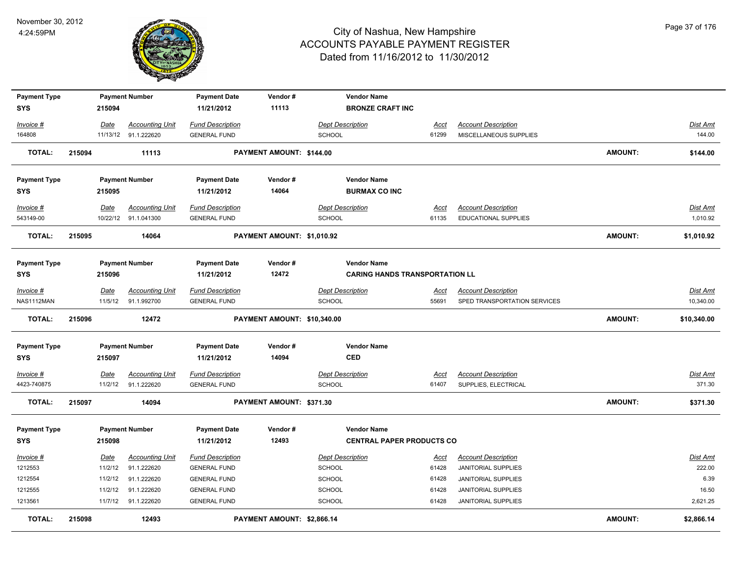# City of Nashua, New Hampshire
## ACCOUNTS PAYABLE PAYMENT REGISTER
### Dated from 11/16/2012 to 11/30/2012

November 30, 2012
4:24:59PM

| Payment Type | Payment Number | Payment Date | Vendor # | Vendor Name |
|---|---|---|---|---|
| SYS | 215094 | 11/21/2012 | 11113 | BRONZE CRAFT INC |

| Invoice # | Date | Accounting Unit | Fund Description | Dept Description | Acct | Account Description | Dist Amt |
|---|---|---|---|---|---|---|---|
| 164808 | 11/13/12 | 91.1.222620 | GENERAL FUND | SCHOOL | 61299 | MISCELLANEOUS SUPPLIES | 144.00 |

**TOTAL: 215094 11113 PAYMENT AMOUNT: $144.00 AMOUNT: $144.00**

| Payment Type | Payment Number | Payment Date | Vendor # | Vendor Name |
|---|---|---|---|---|
| SYS | 215095 | 11/21/2012 | 14064 | BURMAX CO INC |

| Invoice # | Date | Accounting Unit | Fund Description | Dept Description | Acct | Account Description | Dist Amt |
|---|---|---|---|---|---|---|---|
| 543149-00 | 10/22/12 | 91.1.041300 | GENERAL FUND | SCHOOL | 61135 | EDUCATIONAL SUPPLIES | 1,010.92 |

**TOTAL: 215095 14064 PAYMENT AMOUNT: $1,010.92 AMOUNT: $1,010.92**

| Payment Type | Payment Number | Payment Date | Vendor # | Vendor Name |
|---|---|---|---|---|
| SYS | 215096 | 11/21/2012 | 12472 | CARING HANDS TRANSPORTATION LL |

| Invoice # | Date | Accounting Unit | Fund Description | Dept Description | Acct | Account Description | Dist Amt |
|---|---|---|---|---|---|---|---|
| NAS1112MAN | 11/5/12 | 91.1.992700 | GENERAL FUND | SCHOOL | 55691 | SPED TRANSPORTATION SERVICES | 10,340.00 |

**TOTAL: 215096 12472 PAYMENT AMOUNT: $10,340.00 AMOUNT: $10,340.00**

| Payment Type | Payment Number | Payment Date | Vendor # | Vendor Name |
|---|---|---|---|---|
| SYS | 215097 | 11/21/2012 | 14094 | CED |

| Invoice # | Date | Accounting Unit | Fund Description | Dept Description | Acct | Account Description | Dist Amt |
|---|---|---|---|---|---|---|---|
| 4423-740875 | 11/2/12 | 91.1.222620 | GENERAL FUND | SCHOOL | 61407 | SUPPLIES, ELECTRICAL | 371.30 |

**TOTAL: 215097 14094 PAYMENT AMOUNT: $371.30 AMOUNT: $371.30**

| Payment Type | Payment Number | Payment Date | Vendor # | Vendor Name |
|---|---|---|---|---|
| SYS | 215098 | 11/21/2012 | 12493 | CENTRAL PAPER PRODUCTS CO |

| Invoice # | Date | Accounting Unit | Fund Description | Dept Description | Acct | Account Description | Dist Amt |
|---|---|---|---|---|---|---|---|
| 1212553 | 11/2/12 | 91.1.222620 | GENERAL FUND | SCHOOL | 61428 | JANITORIAL SUPPLIES | 222.00 |
| 1212554 | 11/2/12 | 91.1.222620 | GENERAL FUND | SCHOOL | 61428 | JANITORIAL SUPPLIES | 6.39 |
| 1212555 | 11/2/12 | 91.1.222620 | GENERAL FUND | SCHOOL | 61428 | JANITORIAL SUPPLIES | 16.50 |
| 1213561 | 11/7/12 | 91.1.222620 | GENERAL FUND | SCHOOL | 61428 | JANITORIAL SUPPLIES | 2,621.25 |

**TOTAL: 215098 12493 PAYMENT AMOUNT: $2,866.14 AMOUNT: $2,866.14**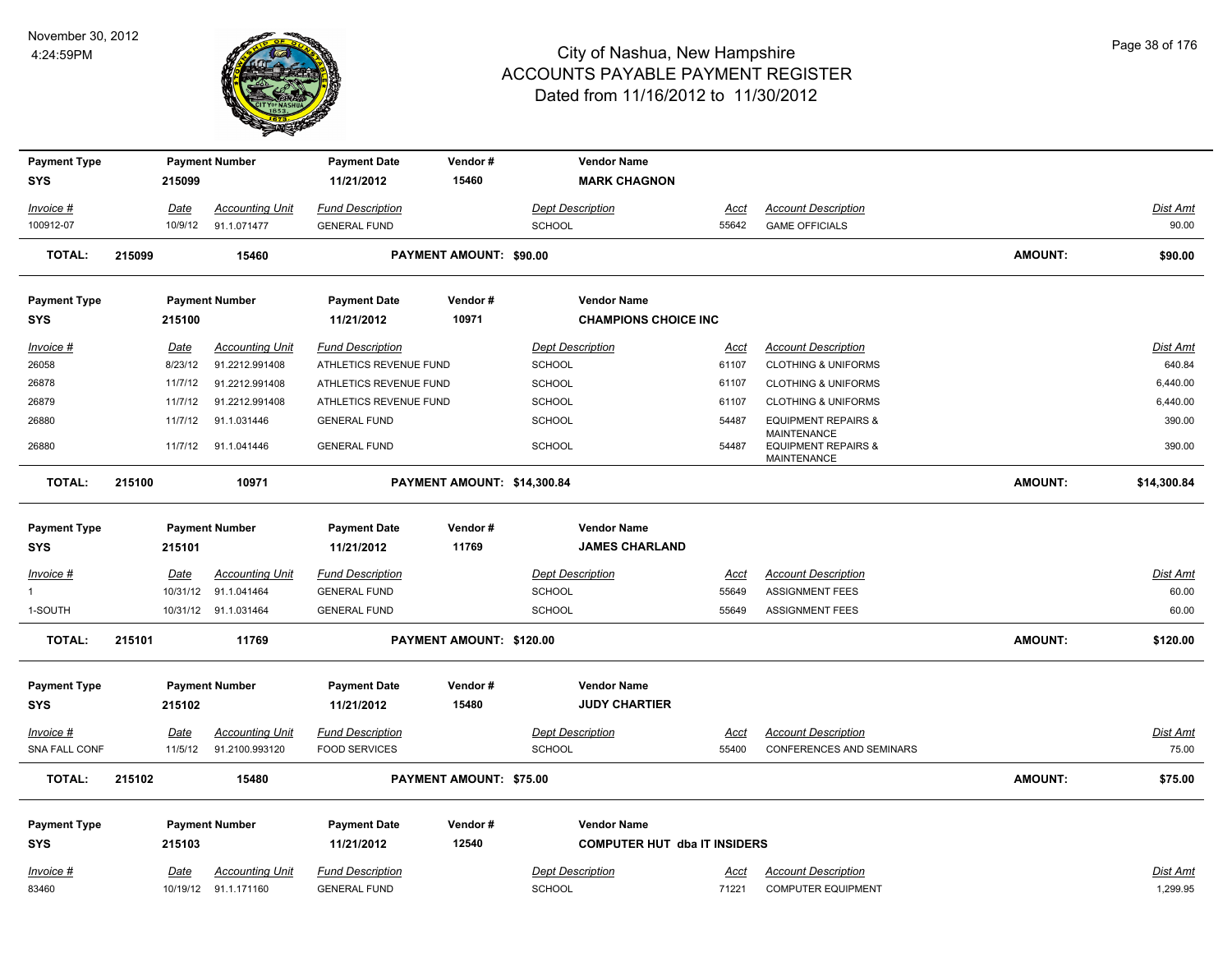# City of Nashua, New Hampshire
## ACCOUNTS PAYABLE PAYMENT REGISTER
### Dated from 11/16/2012 to 11/30/2012

November 30, 2012
4:24:59PM

| Payment Type | Payment Number | Payment Date | Vendor # | Vendor Name |
|---|---|---|---|---|
| SYS | 215099 | 11/21/2012 | 15460 | MARK CHAGNON |

| Invoice # | Date | Accounting Unit | Fund Description | Dept Description | Acct | Account Description | Dist Amt |
|---|---|---|---|---|---|---|---|
| 100912-07 | 10/9/12 | 91.1.071477 | GENERAL FUND | SCHOOL | 55642 | GAME OFFICIALS | 90.00 |

**TOTAL: 215099 15460 PAYMENT AMOUNT: $90.00 AMOUNT: $90.00**

| Payment Type | Payment Number | Payment Date | Vendor # | Vendor Name |
|---|---|---|---|---|
| SYS | 215100 | 11/21/2012 | 10971 | CHAMPIONS CHOICE INC |

| Invoice # | Date | Accounting Unit | Fund Description | Dept Description | Acct | Account Description | Dist Amt |
|---|---|---|---|---|---|---|---|
| 26058 | 8/23/12 | 91.2212.991408 | ATHLETICS REVENUE FUND | SCHOOL | 61107 | CLOTHING & UNIFORMS | 640.84 |
| 26878 | 11/7/12 | 91.2212.991408 | ATHLETICS REVENUE FUND | SCHOOL | 61107 | CLOTHING & UNIFORMS | 6,440.00 |
| 26879 | 11/7/12 | 91.2212.991408 | ATHLETICS REVENUE FUND | SCHOOL | 61107 | CLOTHING & UNIFORMS | 6,440.00 |
| 26880 | 11/7/12 | 91.1.031446 | GENERAL FUND | SCHOOL | 54487 | EQUIPMENT REPAIRS & MAINTENANCE | 390.00 |
| 26880 | 11/7/12 | 91.1.041446 | GENERAL FUND | SCHOOL | 54487 | EQUIPMENT REPAIRS & MAINTENANCE | 390.00 |

**TOTAL: 215100 10971 PAYMENT AMOUNT: $14,300.84 AMOUNT: $14,300.84**

| Payment Type | Payment Number | Payment Date | Vendor # | Vendor Name |
|---|---|---|---|---|
| SYS | 215101 | 11/21/2012 | 11769 | JAMES CHARLAND |

| Invoice # | Date | Accounting Unit | Fund Description | Dept Description | Acct | Account Description | Dist Amt |
|---|---|---|---|---|---|---|---|
| 1 | 10/31/12 | 91.1.041464 | GENERAL FUND | SCHOOL | 55649 | ASSIGNMENT FEES | 60.00 |
| 1-SOUTH | 10/31/12 | 91.1.031464 | GENERAL FUND | SCHOOL | 55649 | ASSIGNMENT FEES | 60.00 |

**TOTAL: 215101 11769 PAYMENT AMOUNT: $120.00 AMOUNT: $120.00**

| Payment Type | Payment Number | Payment Date | Vendor # | Vendor Name |
|---|---|---|---|---|
| SYS | 215102 | 11/21/2012 | 15480 | JUDY CHARTIER |

| Invoice # | Date | Accounting Unit | Fund Description | Dept Description | Acct | Account Description | Dist Amt |
|---|---|---|---|---|---|---|---|
| SNA FALL CONF | 11/5/12 | 91.2100.993120 | FOOD SERVICES | SCHOOL | 55400 | CONFERENCES AND SEMINARS | 75.00 |

**TOTAL: 215102 15480 PAYMENT AMOUNT: $75.00 AMOUNT: $75.00**

| Payment Type | Payment Number | Payment Date | Vendor # | Vendor Name |
|---|---|---|---|---|
| SYS | 215103 | 11/21/2012 | 12540 | COMPUTER HUT dba IT INSIDERS |

| Invoice # | Date | Accounting Unit | Fund Description | Dept Description | Acct | Account Description | Dist Amt |
|---|---|---|---|---|---|---|---|
| 83460 | 10/19/12 | 91.1.171160 | GENERAL FUND | SCHOOL | 71221 | COMPUTER EQUIPMENT | 1,299.95 |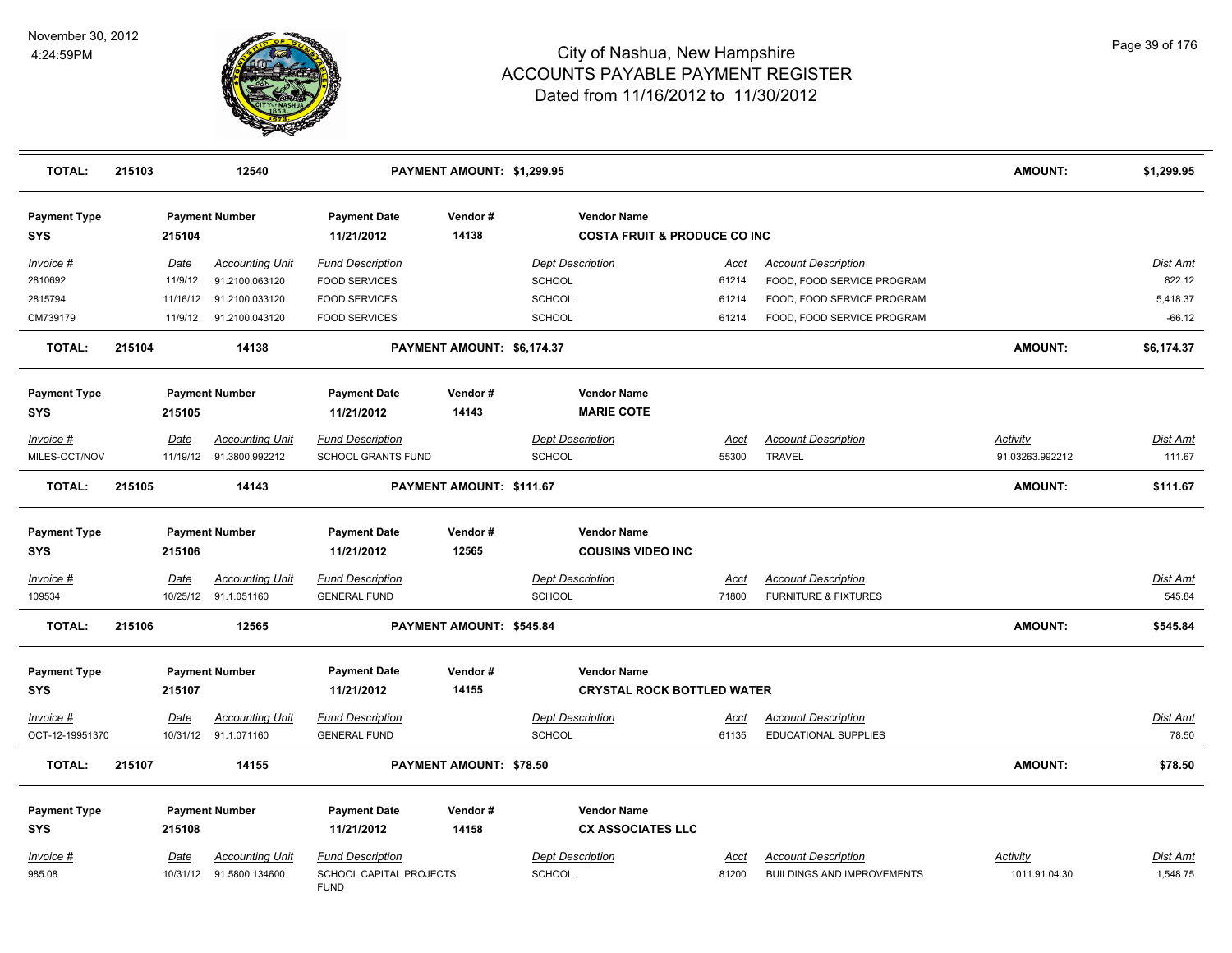# City of Nashua, New Hampshire
## ACCOUNTS PAYABLE PAYMENT REGISTER
### Dated from 11/16/2012 to 11/30/2012

November 30, 2012
4:24:59PM

| TOTAL: | 215103 | 12540 | PAYMENT AMOUNT: $1,299.95 | AMOUNT: | $1,299.95 |
|---|---|---|---|---|---|

**Payment Type:** SYS | **Payment Number:** 215104 | **Payment Date:** 11/21/2012 | **Vendor #:** 14138 | **Vendor Name:** COSTA FRUIT & PRODUCE CO INC

| Invoice # | Date | Accounting Unit | Fund Description | Dept Description | Acct | Account Description | Dist Amt |
|---|---|---|---|---|---|---|---|
| 2810692 | 11/9/12 | 91.2100.063120 | FOOD SERVICES | SCHOOL | 61214 | FOOD, FOOD SERVICE PROGRAM | 822.12 |
| 2815794 | 11/16/12 | 91.2100.033120 | FOOD SERVICES | SCHOOL | 61214 | FOOD, FOOD SERVICE PROGRAM | 5,418.37 |
| CM739179 | 11/9/12 | 91.2100.043120 | FOOD SERVICES | SCHOOL | 61214 | FOOD, FOOD SERVICE PROGRAM | -66.12 |

| TOTAL: | 215104 | 14138 | PAYMENT AMOUNT: $6,174.37 | AMOUNT: | $6,174.37 |
|---|---|---|---|---|---|

**Payment Type:** SYS | **Payment Number:** 215105 | **Payment Date:** 11/21/2012 | **Vendor #:** 14143 | **Vendor Name:** MARIE COTE

| Invoice # | Date | Accounting Unit | Fund Description | Dept Description | Acct | Account Description | Activity | Dist Amt |
|---|---|---|---|---|---|---|---|---|
| MILES-OCT/NOV | 11/19/12 | 91.3800.992212 | SCHOOL GRANTS FUND | SCHOOL | 55300 | TRAVEL | 91.03263.992212 | 111.67 |

| TOTAL: | 215105 | 14143 | PAYMENT AMOUNT: $111.67 | AMOUNT: | $111.67 |
|---|---|---|---|---|---|

**Payment Type:** SYS | **Payment Number:** 215106 | **Payment Date:** 11/21/2012 | **Vendor #:** 12565 | **Vendor Name:** COUSINS VIDEO INC

| Invoice # | Date | Accounting Unit | Fund Description | Dept Description | Acct | Account Description | Dist Amt |
|---|---|---|---|---|---|---|---|
| 109534 | 10/25/12 | 91.1.051160 | GENERAL FUND | SCHOOL | 71800 | FURNITURE & FIXTURES | 545.84 |

| TOTAL: | 215106 | 12565 | PAYMENT AMOUNT: $545.84 | AMOUNT: | $545.84 |
|---|---|---|---|---|---|

**Payment Type:** SYS | **Payment Number:** 215107 | **Payment Date:** 11/21/2012 | **Vendor #:** 14155 | **Vendor Name:** CRYSTAL ROCK BOTTLED WATER

| Invoice # | Date | Accounting Unit | Fund Description | Dept Description | Acct | Account Description | Dist Amt |
|---|---|---|---|---|---|---|---|
| OCT-12-19951370 | 10/31/12 | 91.1.071160 | GENERAL FUND | SCHOOL | 61135 | EDUCATIONAL SUPPLIES | 78.50 |

| TOTAL: | 215107 | 14155 | PAYMENT AMOUNT: $78.50 | AMOUNT: | $78.50 |
|---|---|---|---|---|---|

**Payment Type:** SYS | **Payment Number:** 215108 | **Payment Date:** 11/21/2012 | **Vendor #:** 14158 | **Vendor Name:** CX ASSOCIATES LLC

| Invoice # | Date | Accounting Unit | Fund Description | Dept Description | Acct | Account Description | Activity | Dist Amt |
|---|---|---|---|---|---|---|---|---|
| 985.08 | 10/31/12 | 91.5800.134600 | SCHOOL CAPITAL PROJECTS FUND | SCHOOL | 81200 | BUILDINGS AND IMPROVEMENTS | 1011.91.04.30 | 1,548.75 |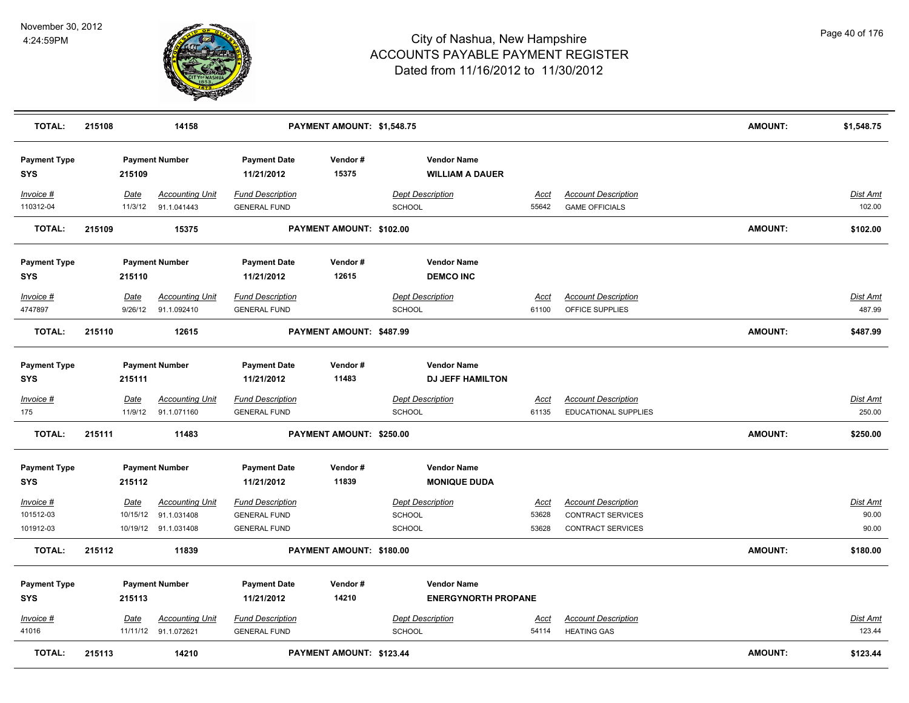| TOTAL: | 215108 | 14158 | PAYMENT AMOUNT: $1,548.75 | | | AMOUNT: | $1,548.75 |
|---|---|---|---|---|---|---|---|

**Payment Type:** SYS | **Payment Number:** 215109 | **Payment Date:** 11/21/2012 | **Vendor #:** 15375 | **Vendor Name:** WILLIAM A DAUER

| Invoice # | Date | Accounting Unit | Fund Description | Dept Description | Acct | Account Description | Dist Amt |
|---|---|---|---|---|---|---|---|
| 110312-04 | 11/3/12 | 91.1.041443 | GENERAL FUND | SCHOOL | 55642 | GAME OFFICIALS | 102.00 |

**TOTAL:** 215109 | 15375 | **PAYMENT AMOUNT:** $102.00 | **AMOUNT:** $102.00

**Payment Type:** SYS | **Payment Number:** 215110 | **Payment Date:** 11/21/2012 | **Vendor #:** 12615 | **Vendor Name:** DEMCO INC

| Invoice # | Date | Accounting Unit | Fund Description | Dept Description | Acct | Account Description | Dist Amt |
|---|---|---|---|---|---|---|---|
| 4747897 | 9/26/12 | 91.1.092410 | GENERAL FUND | SCHOOL | 61100 | OFFICE SUPPLIES | 487.99 |

**TOTAL:** 215110 | 12615 | **PAYMENT AMOUNT:** $487.99 | **AMOUNT:** $487.99

**Payment Type:** SYS | **Payment Number:** 215111 | **Payment Date:** 11/21/2012 | **Vendor #:** 11483 | **Vendor Name:** DJ JEFF HAMILTON

| Invoice # | Date | Accounting Unit | Fund Description | Dept Description | Acct | Account Description | Dist Amt |
|---|---|---|---|---|---|---|---|
| 175 | 11/9/12 | 91.1.071160 | GENERAL FUND | SCHOOL | 61135 | EDUCATIONAL SUPPLIES | 250.00 |

**TOTAL:** 215111 | 11483 | **PAYMENT AMOUNT:** $250.00 | **AMOUNT:** $250.00

**Payment Type:** SYS | **Payment Number:** 215112 | **Payment Date:** 11/21/2012 | **Vendor #:** 11839 | **Vendor Name:** MONIQUE DUDA

| Invoice # | Date | Accounting Unit | Fund Description | Dept Description | Acct | Account Description | Dist Amt |
|---|---|---|---|---|---|---|---|
| 101512-03 | 10/15/12 | 91.1.031408 | GENERAL FUND | SCHOOL | 53628 | CONTRACT SERVICES | 90.00 |
| 101912-03 | 10/19/12 | 91.1.031408 | GENERAL FUND | SCHOOL | 53628 | CONTRACT SERVICES | 90.00 |

**TOTAL:** 215112 | 11839 | **PAYMENT AMOUNT:** $180.00 | **AMOUNT:** $180.00

**Payment Type:** SYS | **Payment Number:** 215113 | **Payment Date:** 11/21/2012 | **Vendor #:** 14210 | **Vendor Name:** ENERGYNORTH PROPANE

| Invoice # | Date | Accounting Unit | Fund Description | Dept Description | Acct | Account Description | Dist Amt |
|---|---|---|---|---|---|---|---|
| 41016 | 11/11/12 | 91.1.072621 | GENERAL FUND | SCHOOL | 54114 | HEATING GAS | 123.44 |

**TOTAL:** 215113 | 14210 | **PAYMENT AMOUNT:** $123.44 | **AMOUNT:** $123.44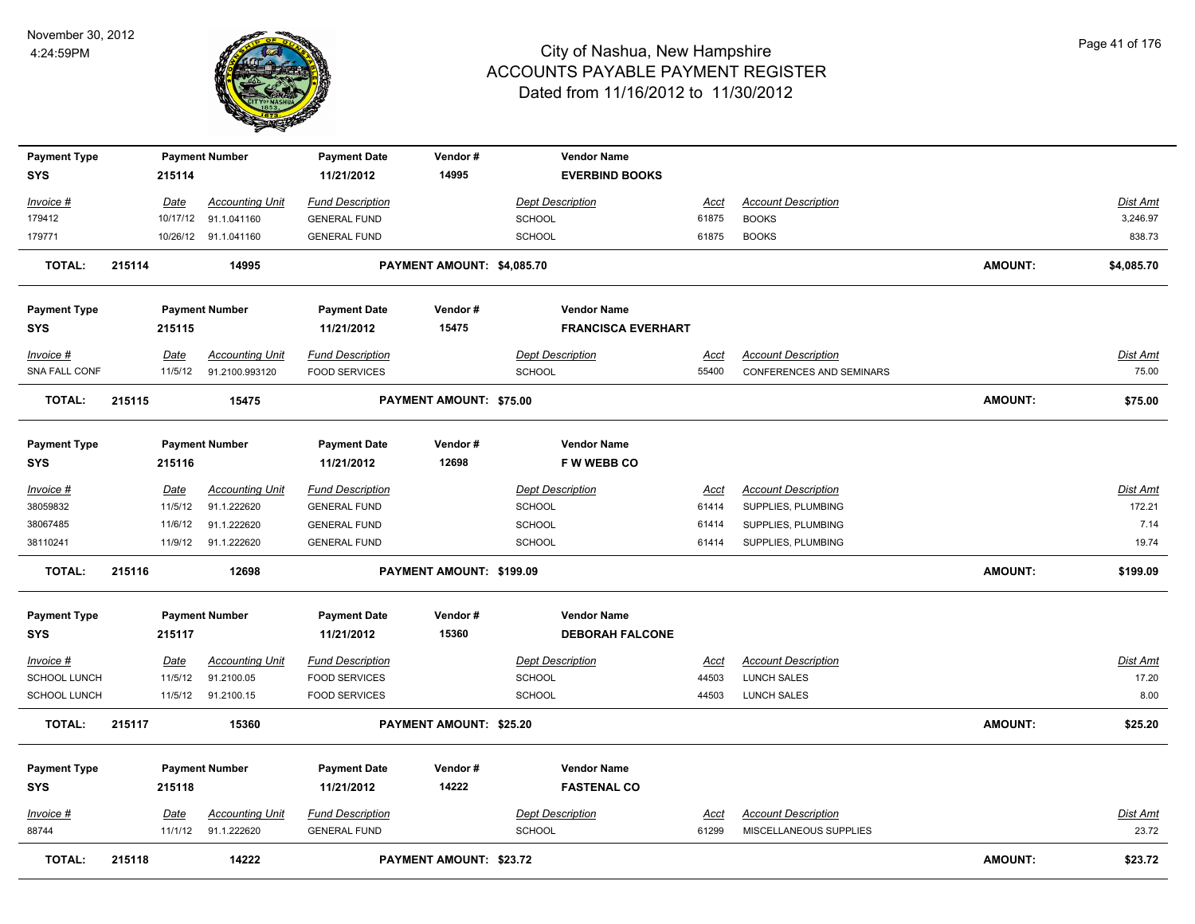# City of Nashua, New Hampshire
# ACCOUNTS PAYABLE PAYMENT REGISTER
## Dated from 11/16/2012 to 11/30/2012

November 30, 2012
4:24:59PM

| Payment Type | Payment Number | Payment Date | Vendor # | Vendor Name | | | |
|---|---|---|---|---|---|---|---|
| SYS | 215114 | 11/21/2012 | 14995 | EVERBIND BOOKS | | | |

| Invoice # | Date | Accounting Unit | Fund Description | Dept Description | Acct | Account Description | Dist Amt |
|---|---|---|---|---|---|---|---|
| 179412 | 10/17/12 | 91.1.041160 | GENERAL FUND | SCHOOL | 61875 | BOOKS | 3,246.97 |
| 179771 | 10/26/12 | 91.1.041160 | GENERAL FUND | SCHOOL | 61875 | BOOKS | 838.73 |

**TOTAL: 215114 14995 PAYMENT AMOUNT: $4,085.70 AMOUNT: $4,085.70**

| Payment Type | Payment Number | Payment Date | Vendor # | Vendor Name | | | |
|---|---|---|---|---|---|---|---|
| SYS | 215115 | 11/21/2012 | 15475 | FRANCISCA EVERHART | | | |

| Invoice # | Date | Accounting Unit | Fund Description | Dept Description | Acct | Account Description | Dist Amt |
|---|---|---|---|---|---|---|---|
| SNA FALL CONF | 11/5/12 | 91.2100.993120 | FOOD SERVICES | SCHOOL | 55400 | CONFERENCES AND SEMINARS | 75.00 |

**TOTAL: 215115 15475 PAYMENT AMOUNT: $75.00 AMOUNT: $75.00**

| Payment Type | Payment Number | Payment Date | Vendor # | Vendor Name | | | |
|---|---|---|---|---|---|---|---|
| SYS | 215116 | 11/21/2012 | 12698 | F W WEBB CO | | | |

| Invoice # | Date | Accounting Unit | Fund Description | Dept Description | Acct | Account Description | Dist Amt |
|---|---|---|---|---|---|---|---|
| 38059832 | 11/5/12 | 91.1.222620 | GENERAL FUND | SCHOOL | 61414 | SUPPLIES, PLUMBING | 172.21 |
| 38067485 | 11/6/12 | 91.1.222620 | GENERAL FUND | SCHOOL | 61414 | SUPPLIES, PLUMBING | 7.14 |
| 38110241 | 11/9/12 | 91.1.222620 | GENERAL FUND | SCHOOL | 61414 | SUPPLIES, PLUMBING | 19.74 |

**TOTAL: 215116 12698 PAYMENT AMOUNT: $199.09 AMOUNT: $199.09**

| Payment Type | Payment Number | Payment Date | Vendor # | Vendor Name | | | |
|---|---|---|---|---|---|---|---|
| SYS | 215117 | 11/21/2012 | 15360 | DEBORAH FALCONE | | | |

| Invoice # | Date | Accounting Unit | Fund Description | Dept Description | Acct | Account Description | Dist Amt |
|---|---|---|---|---|---|---|---|
| SCHOOL LUNCH | 11/5/12 | 91.2100.05 | FOOD SERVICES | SCHOOL | 44503 | LUNCH SALES | 17.20 |
| SCHOOL LUNCH | 11/5/12 | 91.2100.15 | FOOD SERVICES | SCHOOL | 44503 | LUNCH SALES | 8.00 |

**TOTAL: 215117 15360 PAYMENT AMOUNT: $25.20 AMOUNT: $25.20**

| Payment Type | Payment Number | Payment Date | Vendor # | Vendor Name | | | |
|---|---|---|---|---|---|---|---|
| SYS | 215118 | 11/21/2012 | 14222 | FASTENAL CO | | | |

| Invoice # | Date | Accounting Unit | Fund Description | Dept Description | Acct | Account Description | Dist Amt |
|---|---|---|---|---|---|---|---|
| 88744 | 11/1/12 | 91.1.222620 | GENERAL FUND | SCHOOL | 61299 | MISCELLANEOUS SUPPLIES | 23.72 |

**TOTAL: 215118 14222 PAYMENT AMOUNT: $23.72 AMOUNT: $23.72**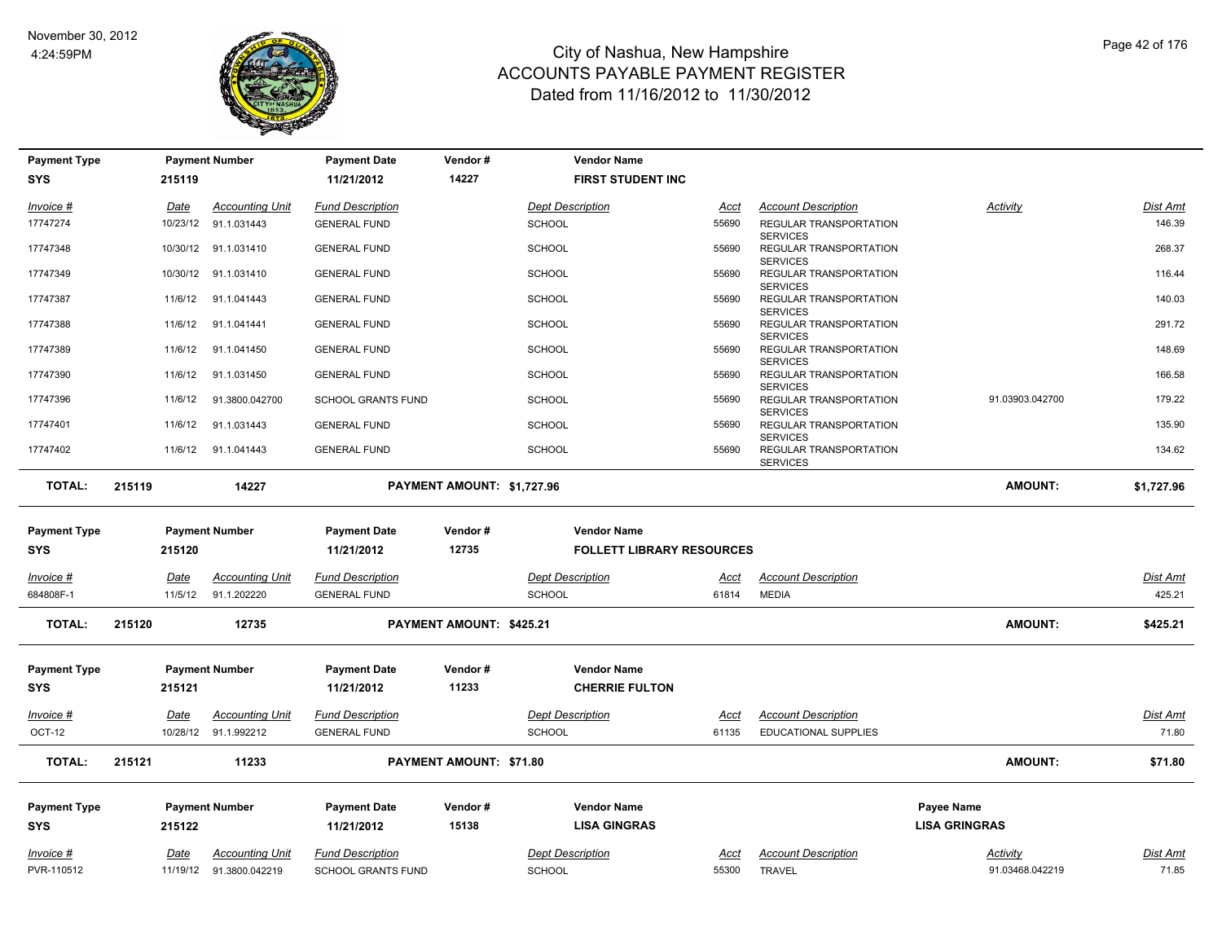# City of Nashua, New Hampshire
## ACCOUNTS PAYABLE PAYMENT REGISTER
### Dated from 11/16/2012 to 11/30/2012

November 30, 2012
4:24:59PM

| Payment Type | Payment Number | Payment Date | Vendor # | Vendor Name |
|---|---|---|---|---|
| SYS | 215119 | 11/21/2012 | 14227 | FIRST STUDENT INC |

| Invoice # | Date | Accounting Unit | Fund Description | Dept Description | Acct | Account Description | Activity | Dist Amt |
|---|---|---|---|---|---|---|---|---|
| 17747274 | 10/23/12 | 91.1.031443 | GENERAL FUND | SCHOOL | 55690 | REGULAR TRANSPORTATION SERVICES | | 146.39 |
| 17747348 | 10/30/12 | 91.1.031410 | GENERAL FUND | SCHOOL | 55690 | REGULAR TRANSPORTATION SERVICES | | 268.37 |
| 17747349 | 10/30/12 | 91.1.031410 | GENERAL FUND | SCHOOL | 55690 | REGULAR TRANSPORTATION SERVICES | | 116.44 |
| 17747387 | 11/6/12 | 91.1.041443 | GENERAL FUND | SCHOOL | 55690 | REGULAR TRANSPORTATION SERVICES | | 140.03 |
| 17747388 | 11/6/12 | 91.1.041441 | GENERAL FUND | SCHOOL | 55690 | REGULAR TRANSPORTATION SERVICES | | 291.72 |
| 17747389 | 11/6/12 | 91.1.041450 | GENERAL FUND | SCHOOL | 55690 | REGULAR TRANSPORTATION SERVICES | | 148.69 |
| 17747390 | 11/6/12 | 91.1.031450 | GENERAL FUND | SCHOOL | 55690 | REGULAR TRANSPORTATION SERVICES | | 166.58 |
| 17747396 | 11/6/12 | 91.3800.042700 | SCHOOL GRANTS FUND | SCHOOL | 55690 | REGULAR TRANSPORTATION SERVICES | 91.03903.042700 | 179.22 |
| 17747401 | 11/6/12 | 91.1.031443 | GENERAL FUND | SCHOOL | 55690 | REGULAR TRANSPORTATION SERVICES | | 135.90 |
| 17747402 | 11/6/12 | 91.1.041443 | GENERAL FUND | SCHOOL | 55690 | REGULAR TRANSPORTATION SERVICES | | 134.62 |

**TOTAL: 215119 14227 PAYMENT AMOUNT: $1,727.96 AMOUNT: $1,727.96**

| Payment Type | Payment Number | Payment Date | Vendor # | Vendor Name |
|---|---|---|---|---|
| SYS | 215120 | 11/21/2012 | 12735 | FOLLETT LIBRARY RESOURCES |

| Invoice # | Date | Accounting Unit | Fund Description | Dept Description | Acct | Account Description | Activity | Dist Amt |
|---|---|---|---|---|---|---|---|---|
| 684808F-1 | 11/5/12 | 91.1.202220 | GENERAL FUND | SCHOOL | 61814 | MEDIA | | 425.21 |

**TOTAL: 215120 12735 PAYMENT AMOUNT: $425.21 AMOUNT: $425.21**

| Payment Type | Payment Number | Payment Date | Vendor # | Vendor Name |
|---|---|---|---|---|
| SYS | 215121 | 11/21/2012 | 11233 | CHERRIE FULTON |

| Invoice # | Date | Accounting Unit | Fund Description | Dept Description | Acct | Account Description | Activity | Dist Amt |
|---|---|---|---|---|---|---|---|---|
| OCT-12 | 10/28/12 | 91.1.992212 | GENERAL FUND | SCHOOL | 61135 | EDUCATIONAL SUPPLIES | | 71.80 |

**TOTAL: 215121 11233 PAYMENT AMOUNT: $71.80 AMOUNT: $71.80**

| Payment Type | Payment Number | Payment Date | Vendor # | Vendor Name | Payee Name |
|---|---|---|---|---|---|
| SYS | 215122 | 11/21/2012 | 15138 | LISA GINGRAS | LISA GINGRAS |

| Invoice # | Date | Accounting Unit | Fund Description | Dept Description | Acct | Account Description | Activity | Dist Amt |
|---|---|---|---|---|---|---|---|---|
| PVR-110512 | 11/19/12 | 91.3800.042219 | SCHOOL GRANTS FUND | SCHOOL | 55300 | TRAVEL | 91.03468.042219 | 71.85 |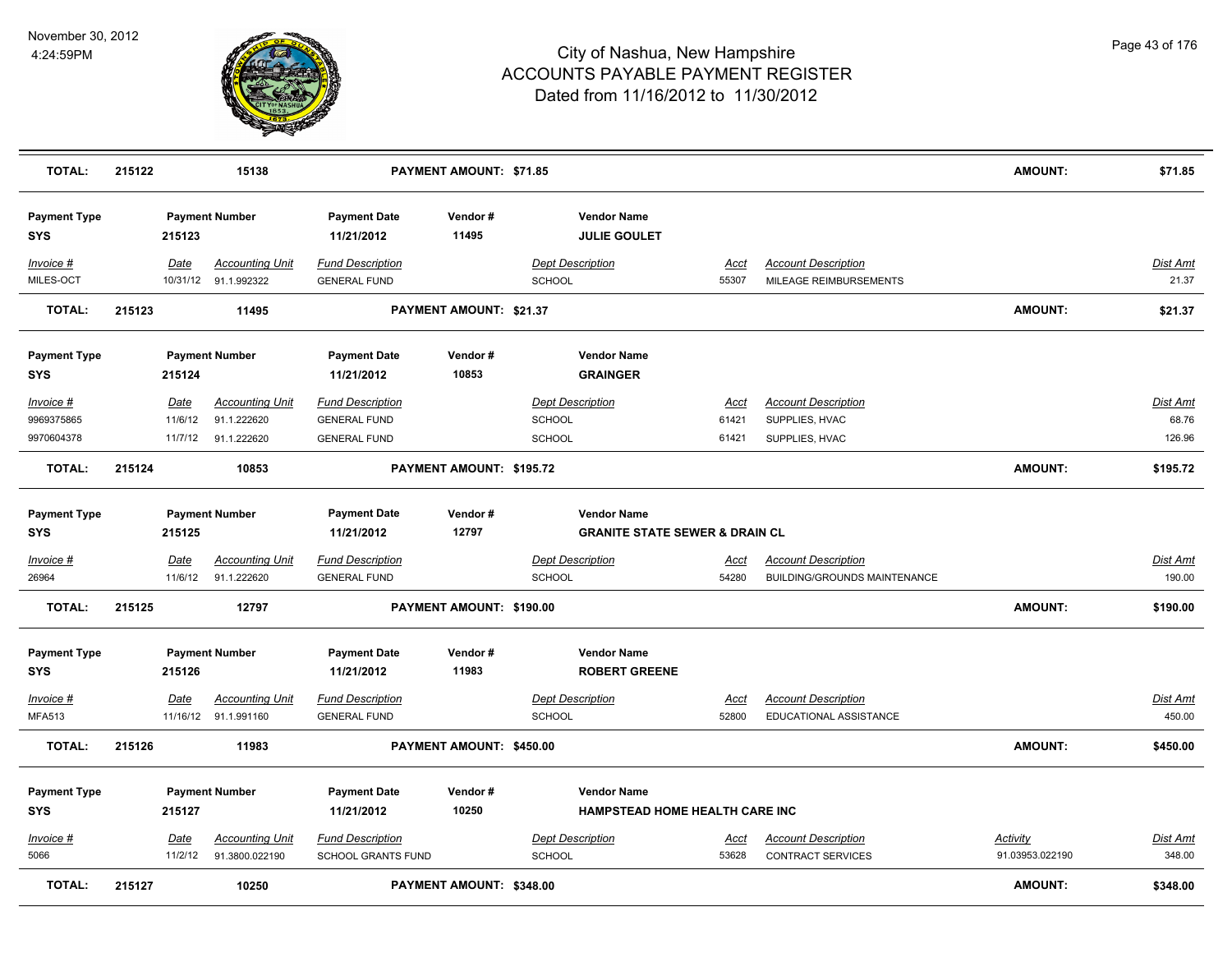| TOTAL: | 215122 | 15138 | PAYMENT AMOUNT: $71.85 | AMOUNT: | $71.85 |
|---|---|---|---|---|---|

| Payment Type | Payment Number | Payment Date | Vendor # | Vendor Name |
|---|---|---|---|---|
| SYS | 215123 | 11/21/2012 | 11495 | **JULIE GOULET** |

| Invoice # | Date | Accounting Unit | Fund Description | Dept Description | Acct | Account Description | Dist Amt |
|---|---|---|---|---|---|---|---|
| MILES-OCT | 10/31/12 | 91.1.992322 | GENERAL FUND | SCHOOL | 55307 | MILEAGE REIMBURSEMENTS | 21.37 |

| TOTAL: | 215123 | 11495 | PAYMENT AMOUNT: $21.37 | AMOUNT: | $21.37 |
|---|---|---|---|---|---|

| Payment Type | Payment Number | Payment Date | Vendor # | Vendor Name |
|---|---|---|---|---|
| SYS | 215124 | 11/21/2012 | 10853 | **GRAINGER** |

| Invoice # | Date | Accounting Unit | Fund Description | Dept Description | Acct | Account Description | Dist Amt |
|---|---|---|---|---|---|---|---|
| 9969375865 | 11/6/12 | 91.1.222620 | GENERAL FUND | SCHOOL | 61421 | SUPPLIES, HVAC | 68.76 |
| 9970604378 | 11/7/12 | 91.1.222620 | GENERAL FUND | SCHOOL | 61421 | SUPPLIES, HVAC | 126.96 |

| TOTAL: | 215124 | 10853 | PAYMENT AMOUNT: $195.72 | AMOUNT: | $195.72 |
|---|---|---|---|---|---|

| Payment Type | Payment Number | Payment Date | Vendor # | Vendor Name |
|---|---|---|---|---|
| SYS | 215125 | 11/21/2012 | 12797 | **GRANITE STATE SEWER & DRAIN CL** |

| Invoice # | Date | Accounting Unit | Fund Description | Dept Description | Acct | Account Description | Dist Amt |
|---|---|---|---|---|---|---|---|
| 26964 | 11/6/12 | 91.1.222620 | GENERAL FUND | SCHOOL | 54280 | BUILDING/GROUNDS MAINTENANCE | 190.00 |

| TOTAL: | 215125 | 12797 | PAYMENT AMOUNT: $190.00 | AMOUNT: | $190.00 |
|---|---|---|---|---|---|

| Payment Type | Payment Number | Payment Date | Vendor # | Vendor Name |
|---|---|---|---|---|
| SYS | 215126 | 11/21/2012 | 11983 | **ROBERT GREENE** |

| Invoice # | Date | Accounting Unit | Fund Description | Dept Description | Acct | Account Description | Dist Amt |
|---|---|---|---|---|---|---|---|
| MFA513 | 11/16/12 | 91.1.991160 | GENERAL FUND | SCHOOL | 52800 | EDUCATIONAL ASSISTANCE | 450.00 |

| TOTAL: | 215126 | 11983 | PAYMENT AMOUNT: $450.00 | AMOUNT: | $450.00 |
|---|---|---|---|---|---|

| Payment Type | Payment Number | Payment Date | Vendor # | Vendor Name |
|---|---|---|---|---|
| SYS | 215127 | 11/21/2012 | 10250 | **HAMPSTEAD HOME HEALTH CARE INC** |

| Invoice # | Date | Accounting Unit | Fund Description | Dept Description | Acct | Account Description | Activity | Dist Amt |
|---|---|---|---|---|---|---|---|---|
| 5066 | 11/2/12 | 91.3800.022190 | SCHOOL GRANTS FUND | SCHOOL | 53628 | CONTRACT SERVICES | 91.03953.022190 | 348.00 |

| TOTAL: | 215127 | 10250 | PAYMENT AMOUNT: $348.00 | AMOUNT: | $348.00 |
|---|---|---|---|---|---|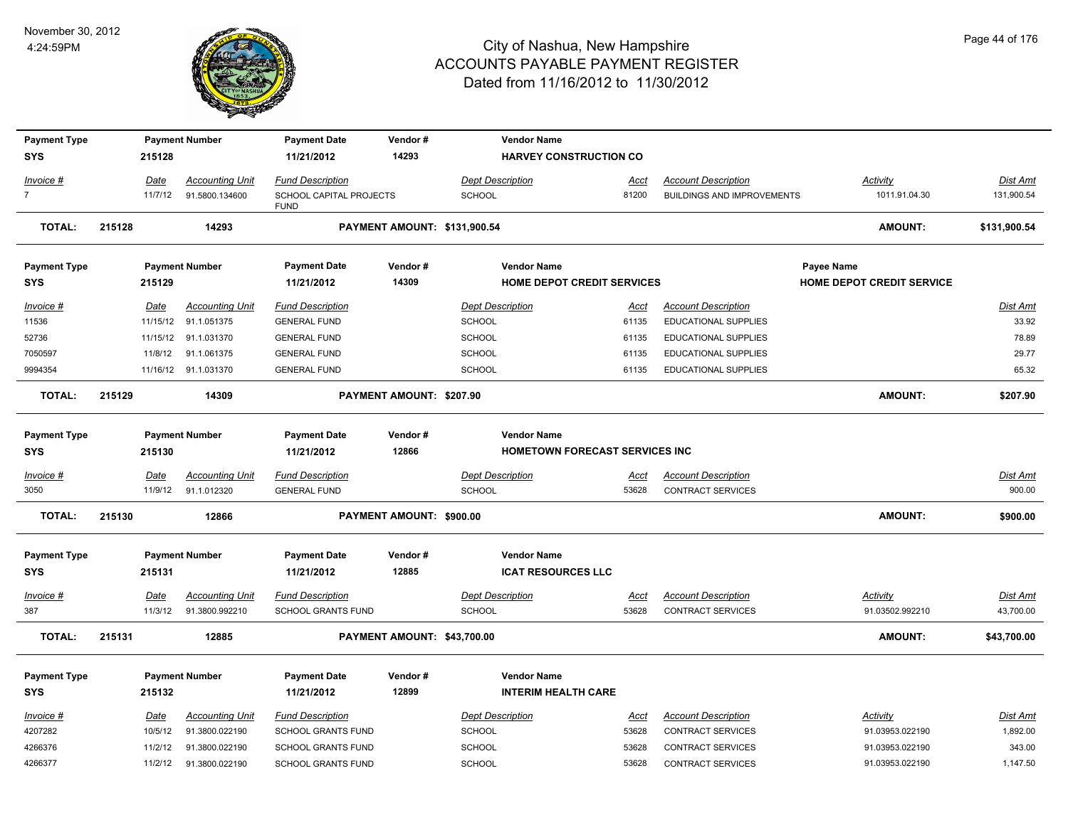# City of Nashua, New Hampshire
## ACCOUNTS PAYABLE PAYMENT REGISTER
### Dated from 11/16/2012 to 11/30/2012

November 30, 2012
4:24:59PM

| Payment Type | Payment Number | Payment Date | Vendor # | Vendor Name |
|---|---|---|---|---|
| SYS | 215128 | 11/21/2012 | 14293 | HARVEY CONSTRUCTION CO |

| Invoice # | Date | Accounting Unit | Fund Description | Dept Description | Acct | Account Description | Activity | Dist Amt |
|---|---|---|---|---|---|---|---|---|
| 7 | 11/7/12 | 91.5800.134600 | SCHOOL CAPITAL PROJECTS FUND | SCHOOL | 81200 | BUILDINGS AND IMPROVEMENTS | 1011.91.04.30 | 131,900.54 |

**TOTAL: 215128 14293 PAYMENT AMOUNT: $131,900.54 AMOUNT: $131,900.54**

| Payment Type | Payment Number | Payment Date | Vendor # | Vendor Name | Payee Name |
|---|---|---|---|---|---|
| SYS | 215129 | 11/21/2012 | 14309 | HOME DEPOT CREDIT SERVICES | HOME DEPOT CREDIT SERVICE |

| Invoice # | Date | Accounting Unit | Fund Description | Dept Description | Acct | Account Description | Dist Amt |
|---|---|---|---|---|---|---|---|
| 11536 | 11/15/12 | 91.1.051375 | GENERAL FUND | SCHOOL | 61135 | EDUCATIONAL SUPPLIES | 33.92 |
| 52736 | 11/15/12 | 91.1.031370 | GENERAL FUND | SCHOOL | 61135 | EDUCATIONAL SUPPLIES | 78.89 |
| 7050597 | 11/8/12 | 91.1.061375 | GENERAL FUND | SCHOOL | 61135 | EDUCATIONAL SUPPLIES | 29.77 |
| 9994354 | 11/16/12 | 91.1.031370 | GENERAL FUND | SCHOOL | 61135 | EDUCATIONAL SUPPLIES | 65.32 |

**TOTAL: 215129 14309 PAYMENT AMOUNT: $207.90 AMOUNT: $207.90**

| Payment Type | Payment Number | Payment Date | Vendor # | Vendor Name |
|---|---|---|---|---|
| SYS | 215130 | 11/21/2012 | 12866 | HOMETOWN FORECAST SERVICES INC |

| Invoice # | Date | Accounting Unit | Fund Description | Dept Description | Acct | Account Description | Dist Amt |
|---|---|---|---|---|---|---|---|
| 3050 | 11/9/12 | 91.1.012320 | GENERAL FUND | SCHOOL | 53628 | CONTRACT SERVICES | 900.00 |

**TOTAL: 215130 12866 PAYMENT AMOUNT: $900.00 AMOUNT: $900.00**

| Payment Type | Payment Number | Payment Date | Vendor # | Vendor Name |
|---|---|---|---|---|
| SYS | 215131 | 11/21/2012 | 12885 | ICAT RESOURCES LLC |

| Invoice # | Date | Accounting Unit | Fund Description | Dept Description | Acct | Account Description | Activity | Dist Amt |
|---|---|---|---|---|---|---|---|---|
| 387 | 11/3/12 | 91.3800.992210 | SCHOOL GRANTS FUND | SCHOOL | 53628 | CONTRACT SERVICES | 91.03502.992210 | 43,700.00 |

**TOTAL: 215131 12885 PAYMENT AMOUNT: $43,700.00 AMOUNT: $43,700.00**

| Payment Type | Payment Number | Payment Date | Vendor # | Vendor Name |
|---|---|---|---|---|
| SYS | 215132 | 11/21/2012 | 12899 | INTERIM HEALTH CARE |

| Invoice # | Date | Accounting Unit | Fund Description | Dept Description | Acct | Account Description | Activity | Dist Amt |
|---|---|---|---|---|---|---|---|---|
| 4207282 | 10/5/12 | 91.3800.022190 | SCHOOL GRANTS FUND | SCHOOL | 53628 | CONTRACT SERVICES | 91.03953.022190 | 1,892.00 |
| 4266376 | 11/2/12 | 91.3800.022190 | SCHOOL GRANTS FUND | SCHOOL | 53628 | CONTRACT SERVICES | 91.03953.022190 | 343.00 |
| 4266377 | 11/2/12 | 91.3800.022190 | SCHOOL GRANTS FUND | SCHOOL | 53628 | CONTRACT SERVICES | 91.03953.022190 | 1,147.50 |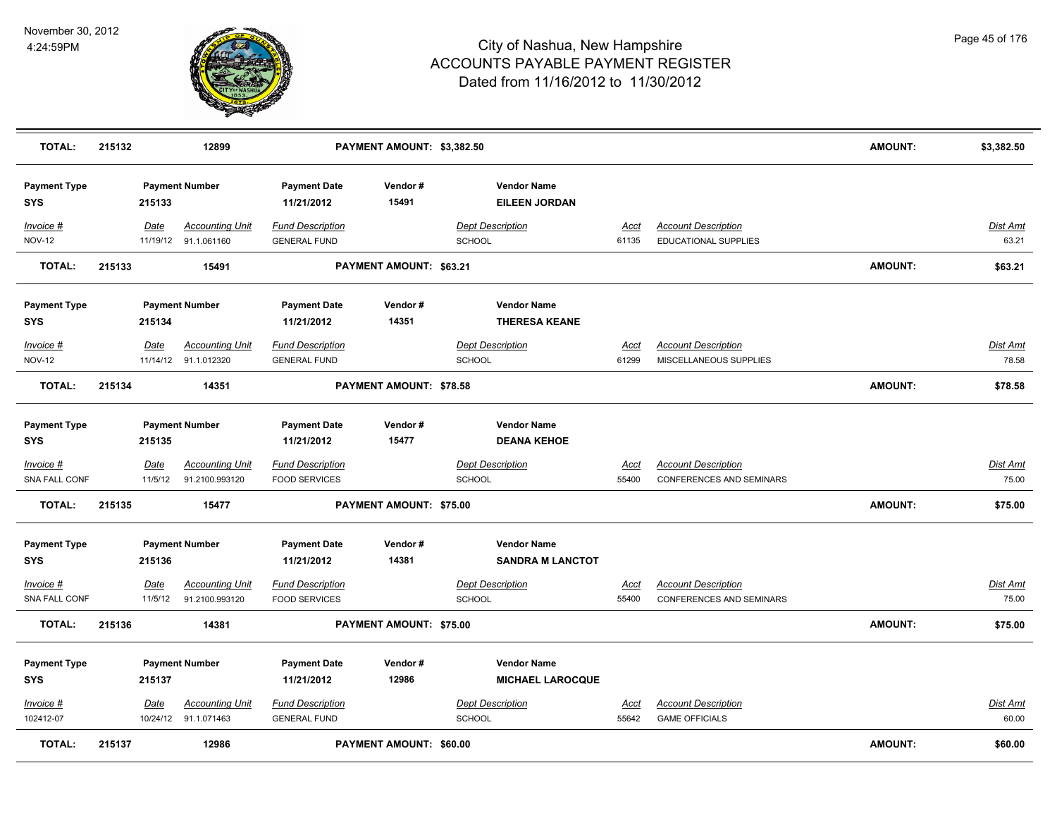# City of Nashua, New Hampshire
# ACCOUNTS PAYABLE PAYMENT REGISTER
## Dated from 11/16/2012 to 11/30/2012

November 30, 2012
4:24:59PM

| **TOTAL:** | **215132** | **12899** | **PAYMENT AMOUNT: $3,382.50** | **AMOUNT:** | **$3,382.50** |
|---|---|---|---|---|---|

| Payment Type | Payment Number | Payment Date | Vendor # | Vendor Name |
|---|---|---|---|---|
| **SYS** | **215133** | **11/21/2012** | **15491** | **EILEEN JORDAN** |

| *Invoice #* | *Date* | *Accounting Unit* | *Fund Description* | *Dept Description* | *Acct* | *Account Description* | *Dist Amt* |
|---|---|---|---|---|---|---|---|
| NOV-12 | 11/19/12 | 91.1.061160 | GENERAL FUND | SCHOOL | 61135 | EDUCATIONAL SUPPLIES | 63.21 |

| **TOTAL:** | **215133** | **15491** | **PAYMENT AMOUNT: $63.21** | **AMOUNT:** | **$63.21** |
|---|---|---|---|---|---|

| Payment Type | Payment Number | Payment Date | Vendor # | Vendor Name |
|---|---|---|---|---|
| **SYS** | **215134** | **11/21/2012** | **14351** | **THERESA KEANE** |

| *Invoice #* | *Date* | *Accounting Unit* | *Fund Description* | *Dept Description* | *Acct* | *Account Description* | *Dist Amt* |
|---|---|---|---|---|---|---|---|
| NOV-12 | 11/14/12 | 91.1.012320 | GENERAL FUND | SCHOOL | 61299 | MISCELLANEOUS SUPPLIES | 78.58 |

| **TOTAL:** | **215134** | **14351** | **PAYMENT AMOUNT: $78.58** | **AMOUNT:** | **$78.58** |
|---|---|---|---|---|---|

| Payment Type | Payment Number | Payment Date | Vendor # | Vendor Name |
|---|---|---|---|---|
| **SYS** | **215135** | **11/21/2012** | **15477** | **DEANA KEHOE** |

| *Invoice #* | *Date* | *Accounting Unit* | *Fund Description* | *Dept Description* | *Acct* | *Account Description* | *Dist Amt* |
|---|---|---|---|---|---|---|---|
| SNA FALL CONF | 11/5/12 | 91.2100.993120 | FOOD SERVICES | SCHOOL | 55400 | CONFERENCES AND SEMINARS | 75.00 |

| **TOTAL:** | **215135** | **15477** | **PAYMENT AMOUNT: $75.00** | **AMOUNT:** | **$75.00** |
|---|---|---|---|---|---|

| Payment Type | Payment Number | Payment Date | Vendor # | Vendor Name |
|---|---|---|---|---|
| **SYS** | **215136** | **11/21/2012** | **14381** | **SANDRA M LANCTOT** |

| *Invoice #* | *Date* | *Accounting Unit* | *Fund Description* | *Dept Description* | *Acct* | *Account Description* | *Dist Amt* |
|---|---|---|---|---|---|---|---|
| SNA FALL CONF | 11/5/12 | 91.2100.993120 | FOOD SERVICES | SCHOOL | 55400 | CONFERENCES AND SEMINARS | 75.00 |

| **TOTAL:** | **215136** | **14381** | **PAYMENT AMOUNT: $75.00** | **AMOUNT:** | **$75.00** |
|---|---|---|---|---|---|

| Payment Type | Payment Number | Payment Date | Vendor # | Vendor Name |
|---|---|---|---|---|
| **SYS** | **215137** | **11/21/2012** | **12986** | **MICHAEL LAROCQUE** |

| *Invoice #* | *Date* | *Accounting Unit* | *Fund Description* | *Dept Description* | *Acct* | *Account Description* | *Dist Amt* |
|---|---|---|---|---|---|---|---|
| 102412-07 | 10/24/12 | 91.1.071463 | GENERAL FUND | SCHOOL | 55642 | GAME OFFICIALS | 60.00 |

| **TOTAL:** | **215137** | **12986** | **PAYMENT AMOUNT: $60.00** | **AMOUNT:** | **$60.00** |
|---|---|---|---|---|---|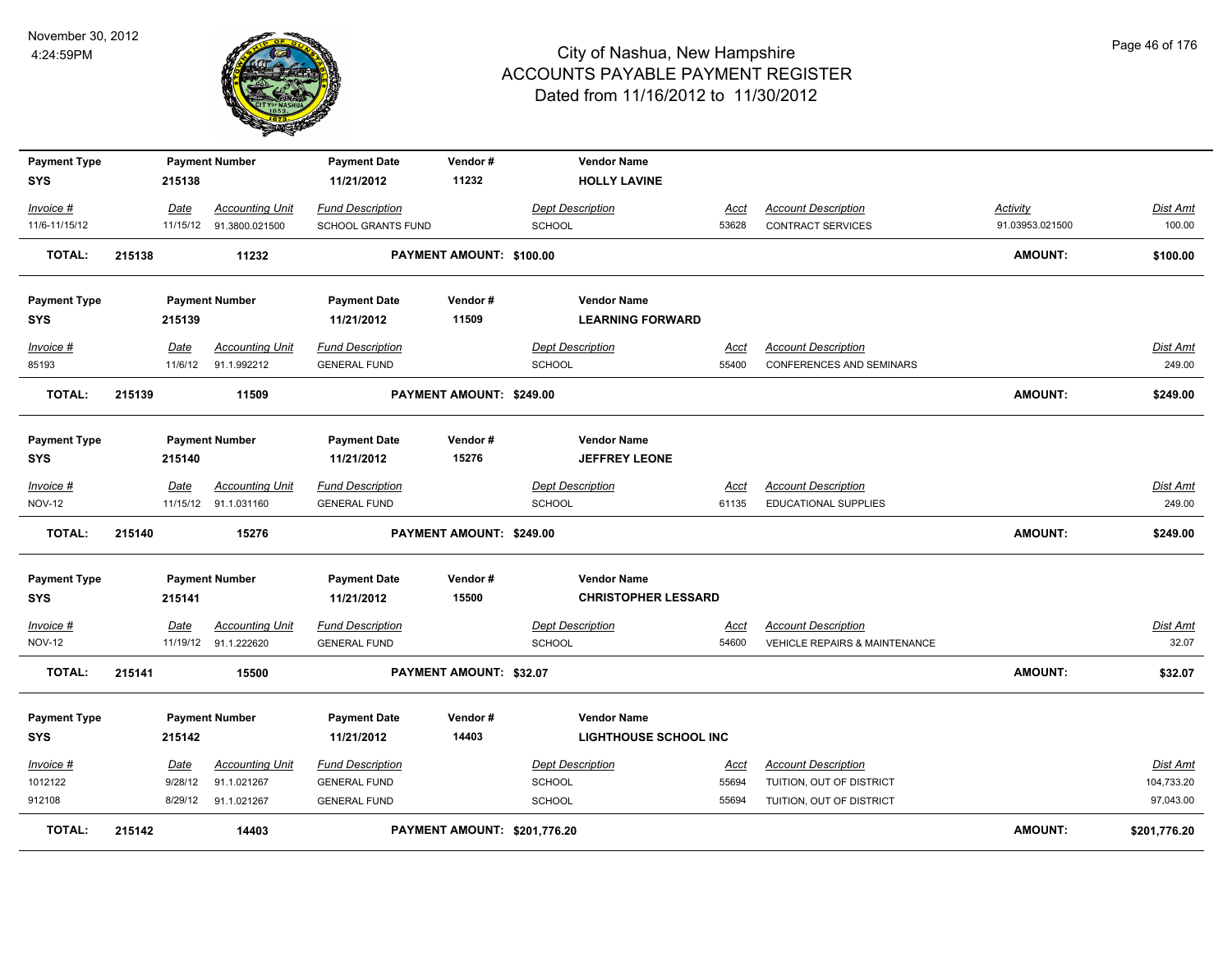# City of Nashua, New Hampshire
## ACCOUNTS PAYABLE PAYMENT REGISTER
### Dated from 11/16/2012 to 11/30/2012

November 30, 2012
4:24:59PM

| Payment Type | Payment Number | Payment Date | Vendor # | Vendor Name |
|---|---|---|---|---|
| SYS | 215138 | 11/21/2012 | 11232 | HOLLY LAVINE |

| Invoice # | Date | Accounting Unit | Fund Description | Dept Description | Acct | Account Description | Activity | Dist Amt |
|---|---|---|---|---|---|---|---|---|
| 11/6-11/15/12 | 11/15/12 | 91.3800.021500 | SCHOOL GRANTS FUND | SCHOOL | 53628 | CONTRACT SERVICES | 91.03953.021500 | 100.00 |

**TOTAL: 215138 11232 PAYMENT AMOUNT: $100.00 AMOUNT: $100.00**

| Payment Type | Payment Number | Payment Date | Vendor # | Vendor Name |
|---|---|---|---|---|
| SYS | 215139 | 11/21/2012 | 11509 | LEARNING FORWARD |

| Invoice # | Date | Accounting Unit | Fund Description | Dept Description | Acct | Account Description | Dist Amt |
|---|---|---|---|---|---|---|---|
| 85193 | 11/6/12 | 91.1.992212 | GENERAL FUND | SCHOOL | 55400 | CONFERENCES AND SEMINARS | 249.00 |

**TOTAL: 215139 11509 PAYMENT AMOUNT: $249.00 AMOUNT: $249.00**

| Payment Type | Payment Number | Payment Date | Vendor # | Vendor Name |
|---|---|---|---|---|
| SYS | 215140 | 11/21/2012 | 15276 | JEFFREY LEONE |

| Invoice # | Date | Accounting Unit | Fund Description | Dept Description | Acct | Account Description | Dist Amt |
|---|---|---|---|---|---|---|---|
| NOV-12 | 11/15/12 | 91.1.031160 | GENERAL FUND | SCHOOL | 61135 | EDUCATIONAL SUPPLIES | 249.00 |

**TOTAL: 215140 15276 PAYMENT AMOUNT: $249.00 AMOUNT: $249.00**

| Payment Type | Payment Number | Payment Date | Vendor # | Vendor Name |
|---|---|---|---|---|
| SYS | 215141 | 11/21/2012 | 15500 | CHRISTOPHER LESSARD |

| Invoice # | Date | Accounting Unit | Fund Description | Dept Description | Acct | Account Description | Dist Amt |
|---|---|---|---|---|---|---|---|
| NOV-12 | 11/19/12 | 91.1.222620 | GENERAL FUND | SCHOOL | 54600 | VEHICLE REPAIRS & MAINTENANCE | 32.07 |

**TOTAL: 215141 15500 PAYMENT AMOUNT: $32.07 AMOUNT: $32.07**

| Payment Type | Payment Number | Payment Date | Vendor # | Vendor Name |
|---|---|---|---|---|
| SYS | 215142 | 11/21/2012 | 14403 | LIGHTHOUSE SCHOOL INC |

| Invoice # | Date | Accounting Unit | Fund Description | Dept Description | Acct | Account Description | Dist Amt |
|---|---|---|---|---|---|---|---|
| 1012122 | 9/28/12 | 91.1.021267 | GENERAL FUND | SCHOOL | 55694 | TUITION, OUT OF DISTRICT | 104,733.20 |
| 912108 | 8/29/12 | 91.1.021267 | GENERAL FUND | SCHOOL | 55694 | TUITION, OUT OF DISTRICT | 97,043.00 |

**TOTAL: 215142 14403 PAYMENT AMOUNT: $201,776.20 AMOUNT: $201,776.20**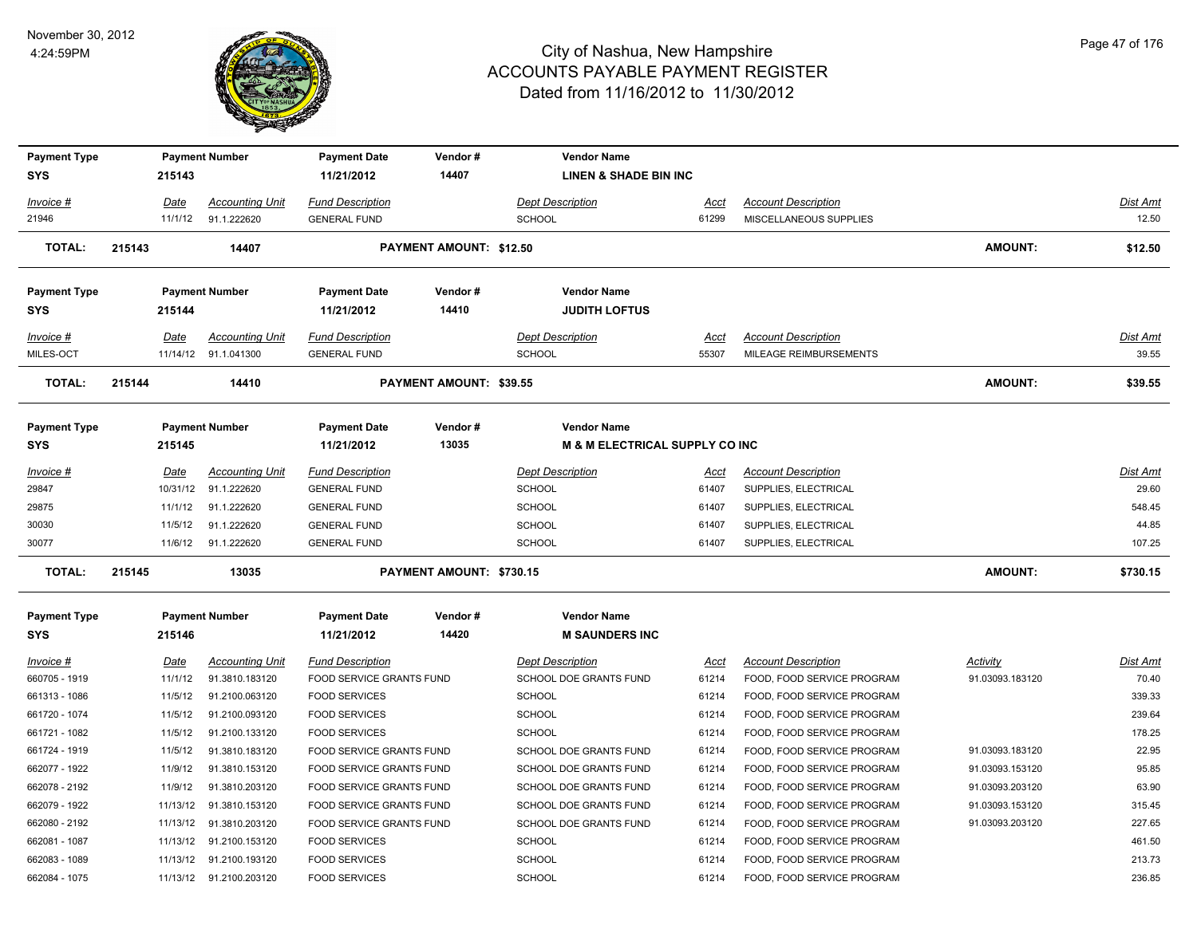# City of Nashua, New Hampshire
## ACCOUNTS PAYABLE PAYMENT REGISTER
### Dated from 11/16/2012 to 11/30/2012

November 30, 2012
4:24:59PM

| Payment Type | Payment Number | Payment Date | Vendor # | Vendor Name |
|---|---|---|---|---|
| SYS | 215143 | 11/21/2012 | 14407 | LINEN & SHADE BIN INC |

| Invoice # | Date | Accounting Unit | Fund Description | Dept Description | Acct | Account Description | Dist Amt |
|---|---|---|---|---|---|---|---|
| 21946 | 11/1/12 | 91.1.222620 | GENERAL FUND | SCHOOL | 61299 | MISCELLANEOUS SUPPLIES | 12.50 |

**TOTAL: 215143 14407 PAYMENT AMOUNT: $12.50 AMOUNT: $12.50**

| Payment Type | Payment Number | Payment Date | Vendor # | Vendor Name |
|---|---|---|---|---|
| SYS | 215144 | 11/21/2012 | 14410 | JUDITH LOFTUS |

| Invoice # | Date | Accounting Unit | Fund Description | Dept Description | Acct | Account Description | Dist Amt |
|---|---|---|---|---|---|---|---|
| MILES-OCT | 11/14/12 | 91.1.041300 | GENERAL FUND | SCHOOL | 55307 | MILEAGE REIMBURSEMENTS | 39.55 |

**TOTAL: 215144 14410 PAYMENT AMOUNT: $39.55 AMOUNT: $39.55**

| Payment Type | Payment Number | Payment Date | Vendor # | Vendor Name |
|---|---|---|---|---|
| SYS | 215145 | 11/21/2012 | 13035 | M & M ELECTRICAL SUPPLY CO INC |

| Invoice # | Date | Accounting Unit | Fund Description | Dept Description | Acct | Account Description | Dist Amt |
|---|---|---|---|---|---|---|---|
| 29847 | 10/31/12 | 91.1.222620 | GENERAL FUND | SCHOOL | 61407 | SUPPLIES, ELECTRICAL | 29.60 |
| 29875 | 11/1/12 | 91.1.222620 | GENERAL FUND | SCHOOL | 61407 | SUPPLIES, ELECTRICAL | 548.45 |
| 30030 | 11/5/12 | 91.1.222620 | GENERAL FUND | SCHOOL | 61407 | SUPPLIES, ELECTRICAL | 44.85 |
| 30077 | 11/6/12 | 91.1.222620 | GENERAL FUND | SCHOOL | 61407 | SUPPLIES, ELECTRICAL | 107.25 |

**TOTAL: 215145 13035 PAYMENT AMOUNT: $730.15 AMOUNT: $730.15**

| Payment Type | Payment Number | Payment Date | Vendor # | Vendor Name |
|---|---|---|---|---|
| SYS | 215146 | 11/21/2012 | 14420 | M SAUNDERS INC |

| Invoice # | Date | Accounting Unit | Fund Description | Dept Description | Acct | Account Description | Activity | Dist Amt |
|---|---|---|---|---|---|---|---|---|
| 660705 - 1919 | 11/1/12 | 91.3810.183120 | FOOD SERVICE GRANTS FUND | SCHOOL DOE GRANTS FUND | 61214 | FOOD, FOOD SERVICE PROGRAM | 91.03093.183120 | 70.40 |
| 661313 - 1086 | 11/5/12 | 91.2100.063120 | FOOD SERVICES | SCHOOL | 61214 | FOOD, FOOD SERVICE PROGRAM | | 339.33 |
| 661720 - 1074 | 11/5/12 | 91.2100.093120 | FOOD SERVICES | SCHOOL | 61214 | FOOD, FOOD SERVICE PROGRAM | | 239.64 |
| 661721 - 1082 | 11/5/12 | 91.2100.133120 | FOOD SERVICES | SCHOOL | 61214 | FOOD, FOOD SERVICE PROGRAM | | 178.25 |
| 661724 - 1919 | 11/5/12 | 91.3810.183120 | FOOD SERVICE GRANTS FUND | SCHOOL DOE GRANTS FUND | 61214 | FOOD, FOOD SERVICE PROGRAM | 91.03093.183120 | 22.95 |
| 662077 - 1922 | 11/9/12 | 91.3810.153120 | FOOD SERVICE GRANTS FUND | SCHOOL DOE GRANTS FUND | 61214 | FOOD, FOOD SERVICE PROGRAM | 91.03093.153120 | 95.85 |
| 662078 - 2192 | 11/9/12 | 91.3810.203120 | FOOD SERVICE GRANTS FUND | SCHOOL DOE GRANTS FUND | 61214 | FOOD, FOOD SERVICE PROGRAM | 91.03093.203120 | 63.90 |
| 662079 - 1922 | 11/13/12 | 91.3810.153120 | FOOD SERVICE GRANTS FUND | SCHOOL DOE GRANTS FUND | 61214 | FOOD, FOOD SERVICE PROGRAM | 91.03093.153120 | 315.45 |
| 662080 - 2192 | 11/13/12 | 91.3810.203120 | FOOD SERVICE GRANTS FUND | SCHOOL DOE GRANTS FUND | 61214 | FOOD, FOOD SERVICE PROGRAM | 91.03093.203120 | 227.65 |
| 662081 - 1087 | 11/13/12 | 91.2100.153120 | FOOD SERVICES | SCHOOL | 61214 | FOOD, FOOD SERVICE PROGRAM | | 461.50 |
| 662083 - 1089 | 11/13/12 | 91.2100.193120 | FOOD SERVICES | SCHOOL | 61214 | FOOD, FOOD SERVICE PROGRAM | | 213.73 |
| 662084 - 1075 | 11/13/12 | 91.2100.203120 | FOOD SERVICES | SCHOOL | 61214 | FOOD, FOOD SERVICE PROGRAM | | 236.85 |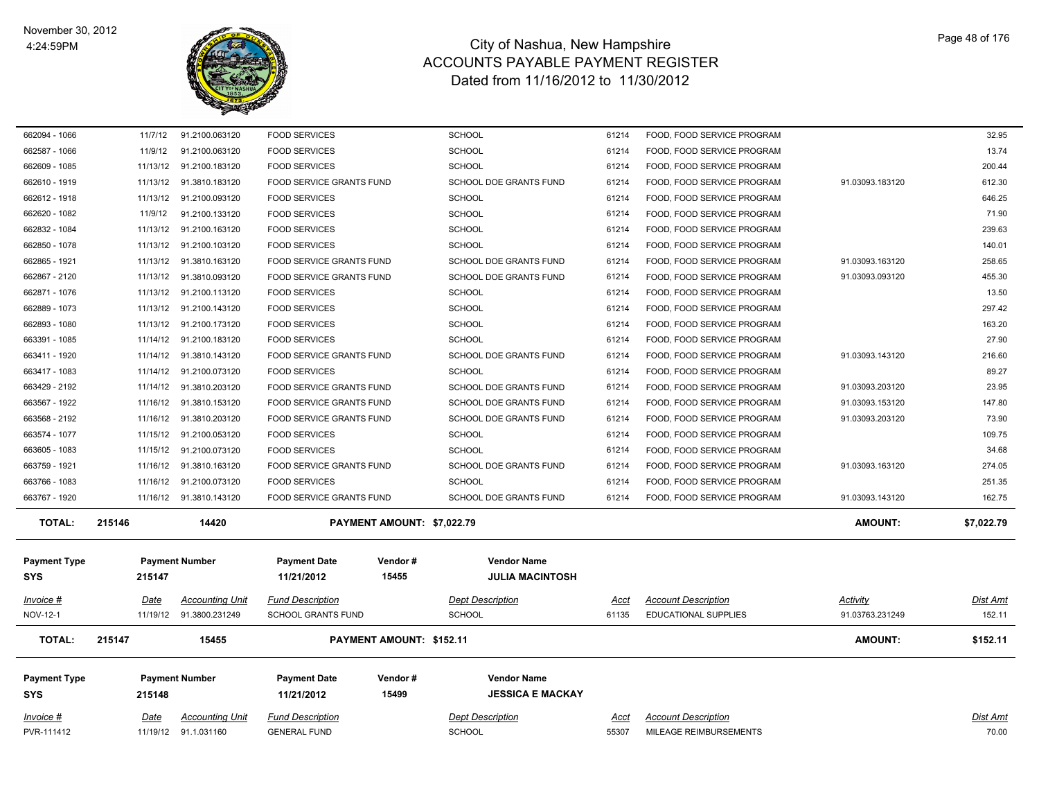# City of Nashua, New Hampshire
## ACCOUNTS PAYABLE PAYMENT REGISTER
### Dated from 11/16/2012 to 11/30/2012

November 30, 2012
4:24:59PM

| Invoice # | Date | Accounting Unit | Fund Description | Dept Description | Acct | Account Description | Activity | Dist Amt |
|---|---|---|---|---|---|---|---|---|
| 662094 - 1066 | 11/7/12 | 91.2100.063120 | FOOD SERVICES | SCHOOL | 61214 | FOOD, FOOD SERVICE PROGRAM | | 32.95 |
| 662587 - 1066 | 11/9/12 | 91.2100.063120 | FOOD SERVICES | SCHOOL | 61214 | FOOD, FOOD SERVICE PROGRAM | | 13.74 |
| 662609 - 1085 | 11/13/12 | 91.2100.183120 | FOOD SERVICES | SCHOOL | 61214 | FOOD, FOOD SERVICE PROGRAM | | 200.44 |
| 662610 - 1919 | 11/13/12 | 91.3810.183120 | FOOD SERVICE GRANTS FUND | SCHOOL DOE GRANTS FUND | 61214 | FOOD, FOOD SERVICE PROGRAM | 91.03093.183120 | 612.30 |
| 662612 - 1918 | 11/13/12 | 91.2100.093120 | FOOD SERVICES | SCHOOL | 61214 | FOOD, FOOD SERVICE PROGRAM | | 646.25 |
| 662620 - 1082 | 11/9/12 | 91.2100.133120 | FOOD SERVICES | SCHOOL | 61214 | FOOD, FOOD SERVICE PROGRAM | | 71.90 |
| 662832 - 1084 | 11/13/12 | 91.2100.163120 | FOOD SERVICES | SCHOOL | 61214 | FOOD, FOOD SERVICE PROGRAM | | 239.63 |
| 662850 - 1078 | 11/13/12 | 91.2100.103120 | FOOD SERVICES | SCHOOL | 61214 | FOOD, FOOD SERVICE PROGRAM | | 140.01 |
| 662865 - 1921 | 11/13/12 | 91.3810.163120 | FOOD SERVICE GRANTS FUND | SCHOOL DOE GRANTS FUND | 61214 | FOOD, FOOD SERVICE PROGRAM | 91.03093.163120 | 258.65 |
| 662867 - 2120 | 11/13/12 | 91.3810.093120 | FOOD SERVICE GRANTS FUND | SCHOOL DOE GRANTS FUND | 61214 | FOOD, FOOD SERVICE PROGRAM | 91.03093.093120 | 455.30 |
| 662871 - 1076 | 11/13/12 | 91.2100.113120 | FOOD SERVICES | SCHOOL | 61214 | FOOD, FOOD SERVICE PROGRAM | | 13.50 |
| 662889 - 1073 | 11/13/12 | 91.2100.143120 | FOOD SERVICES | SCHOOL | 61214 | FOOD, FOOD SERVICE PROGRAM | | 297.42 |
| 662893 - 1080 | 11/13/12 | 91.2100.173120 | FOOD SERVICES | SCHOOL | 61214 | FOOD, FOOD SERVICE PROGRAM | | 163.20 |
| 663391 - 1085 | 11/14/12 | 91.2100.183120 | FOOD SERVICES | SCHOOL | 61214 | FOOD, FOOD SERVICE PROGRAM | | 27.90 |
| 663411 - 1920 | 11/14/12 | 91.3810.143120 | FOOD SERVICE GRANTS FUND | SCHOOL DOE GRANTS FUND | 61214 | FOOD, FOOD SERVICE PROGRAM | 91.03093.143120 | 216.60 |
| 663417 - 1083 | 11/14/12 | 91.2100.073120 | FOOD SERVICES | SCHOOL | 61214 | FOOD, FOOD SERVICE PROGRAM | | 89.27 |
| 663429 - 2192 | 11/14/12 | 91.3810.203120 | FOOD SERVICE GRANTS FUND | SCHOOL DOE GRANTS FUND | 61214 | FOOD, FOOD SERVICE PROGRAM | 91.03093.203120 | 23.95 |
| 663567 - 1922 | 11/16/12 | 91.3810.153120 | FOOD SERVICE GRANTS FUND | SCHOOL DOE GRANTS FUND | 61214 | FOOD, FOOD SERVICE PROGRAM | 91.03093.153120 | 147.80 |
| 663568 - 2192 | 11/16/12 | 91.3810.203120 | FOOD SERVICE GRANTS FUND | SCHOOL DOE GRANTS FUND | 61214 | FOOD, FOOD SERVICE PROGRAM | 91.03093.203120 | 73.90 |
| 663574 - 1077 | 11/15/12 | 91.2100.053120 | FOOD SERVICES | SCHOOL | 61214 | FOOD, FOOD SERVICE PROGRAM | | 109.75 |
| 663605 - 1083 | 11/15/12 | 91.2100.073120 | FOOD SERVICES | SCHOOL | 61214 | FOOD, FOOD SERVICE PROGRAM | | 34.68 |
| 663759 - 1921 | 11/16/12 | 91.3810.163120 | FOOD SERVICE GRANTS FUND | SCHOOL DOE GRANTS FUND | 61214 | FOOD, FOOD SERVICE PROGRAM | 91.03093.163120 | 274.05 |
| 663766 - 1083 | 11/16/12 | 91.2100.073120 | FOOD SERVICES | SCHOOL | 61214 | FOOD, FOOD SERVICE PROGRAM | | 251.35 |
| 663767 - 1920 | 11/16/12 | 91.3810.143120 | FOOD SERVICE GRANTS FUND | SCHOOL DOE GRANTS FUND | 61214 | FOOD, FOOD SERVICE PROGRAM | 91.03093.143120 | 162.75 |

**TOTAL: 215146 — 14420 — PAYMENT AMOUNT: $7,022.79 — AMOUNT: $7,022.79**

| Payment Type | Payment Number | Payment Date | Vendor # | Vendor Name |
|---|---|---|---|---|
| SYS | 215147 | 11/21/2012 | 15455 | JULIA MACINTOSH |

| Invoice # | Date | Accounting Unit | Fund Description | Dept Description | Acct | Account Description | Activity | Dist Amt |
|---|---|---|---|---|---|---|---|---|
| NOV-12-1 | 11/19/12 | 91.3800.231249 | SCHOOL GRANTS FUND | SCHOOL | 61135 | EDUCATIONAL SUPPLIES | 91.03763.231249 | 152.11 |

**TOTAL: 215147 — 15455 — PAYMENT AMOUNT: $152.11 — AMOUNT: $152.11**

| Payment Type | Payment Number | Payment Date | Vendor # | Vendor Name |
|---|---|---|---|---|
| SYS | 215148 | 11/21/2012 | 15499 | JESSICA E MACKAY |

| Invoice # | Date | Accounting Unit | Fund Description | Dept Description | Acct | Account Description | Dist Amt |
|---|---|---|---|---|---|---|---|
| PVR-111412 | 11/19/12 | 91.1.031160 | GENERAL FUND | SCHOOL | 55307 | MILEAGE REIMBURSEMENTS | 70.00 |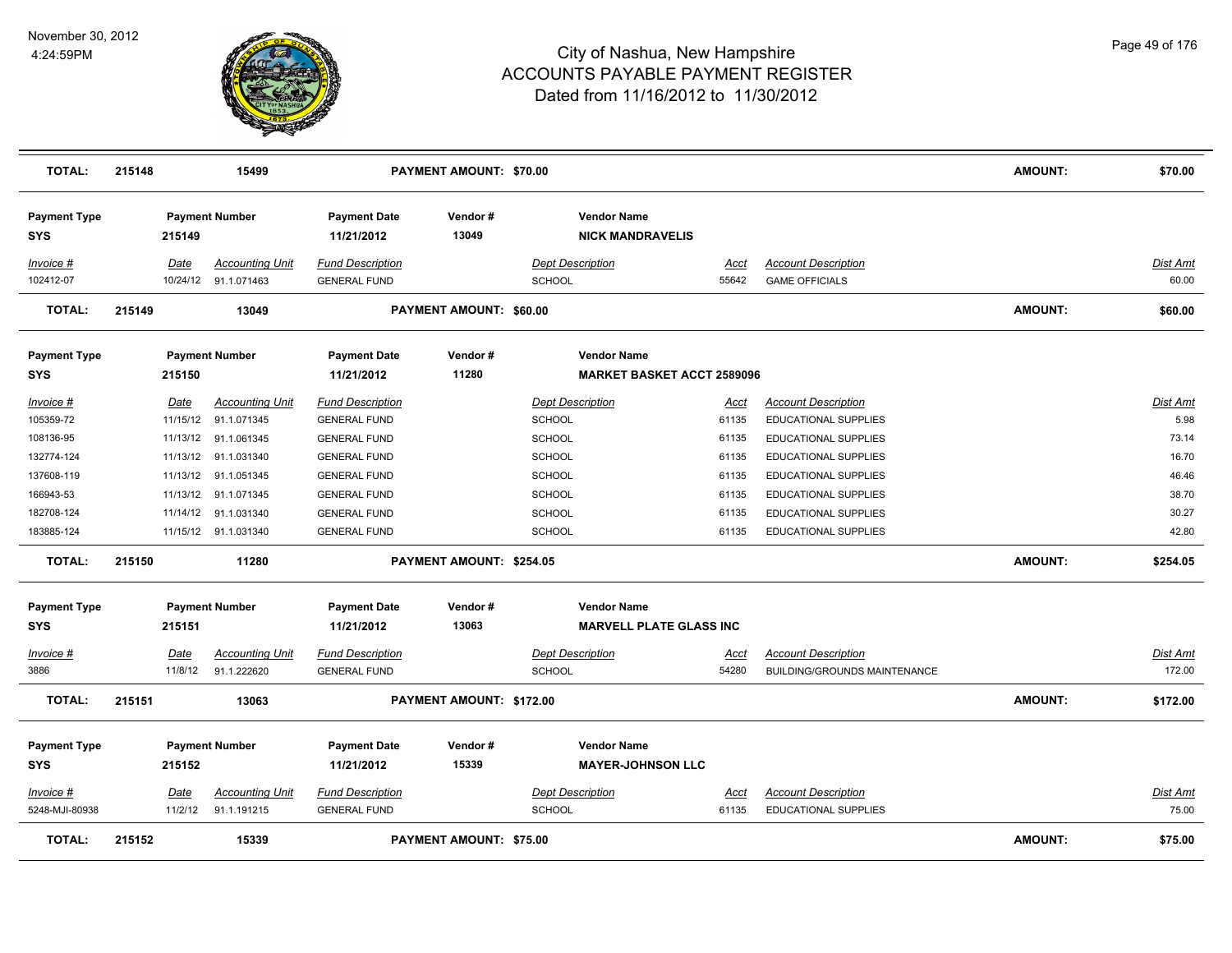# City of Nashua, New Hampshire
## ACCOUNTS PAYABLE PAYMENT REGISTER
### Dated from 11/16/2012 to 11/30/2012

November 30, 2012
4:24:59PM

| TOTAL: | 215148 | 15499 | PAYMENT AMOUNT: $70.00 | AMOUNT: | $70.00 |
|---|---|---|---|---|---|

| Payment Type | Payment Number | Payment Date | Vendor # | Vendor Name |
|---|---|---|---|---|
| SYS | 215149 | 11/21/2012 | 13049 | NICK MANDRAVELIS |

| Invoice # | Date | Accounting Unit | Fund Description | Dept Description | Acct | Account Description | Dist Amt |
|---|---|---|---|---|---|---|---|
| 102412-07 | 10/24/12 | 91.1.071463 | GENERAL FUND | SCHOOL | 55642 | GAME OFFICIALS | 60.00 |

| TOTAL: | 215149 | 13049 | PAYMENT AMOUNT: $60.00 | AMOUNT: | $60.00 |
|---|---|---|---|---|---|

| Payment Type | Payment Number | Payment Date | Vendor # | Vendor Name |
|---|---|---|---|---|
| SYS | 215150 | 11/21/2012 | 11280 | MARKET BASKET ACCT 2589096 |

| Invoice # | Date | Accounting Unit | Fund Description | Dept Description | Acct | Account Description | Dist Amt |
|---|---|---|---|---|---|---|---|
| 105359-72 | 11/15/12 | 91.1.071345 | GENERAL FUND | SCHOOL | 61135 | EDUCATIONAL SUPPLIES | 5.98 |
| 108136-95 | 11/13/12 | 91.1.061345 | GENERAL FUND | SCHOOL | 61135 | EDUCATIONAL SUPPLIES | 73.14 |
| 132774-124 | 11/13/12 | 91.1.031340 | GENERAL FUND | SCHOOL | 61135 | EDUCATIONAL SUPPLIES | 16.70 |
| 137608-119 | 11/13/12 | 91.1.051345 | GENERAL FUND | SCHOOL | 61135 | EDUCATIONAL SUPPLIES | 46.46 |
| 166943-53 | 11/13/12 | 91.1.071345 | GENERAL FUND | SCHOOL | 61135 | EDUCATIONAL SUPPLIES | 38.70 |
| 182708-124 | 11/14/12 | 91.1.031340 | GENERAL FUND | SCHOOL | 61135 | EDUCATIONAL SUPPLIES | 30.27 |
| 183885-124 | 11/15/12 | 91.1.031340 | GENERAL FUND | SCHOOL | 61135 | EDUCATIONAL SUPPLIES | 42.80 |

| TOTAL: | 215150 | 11280 | PAYMENT AMOUNT: $254.05 | AMOUNT: | $254.05 |
|---|---|---|---|---|---|

| Payment Type | Payment Number | Payment Date | Vendor # | Vendor Name |
|---|---|---|---|---|
| SYS | 215151 | 11/21/2012 | 13063 | MARVELL PLATE GLASS INC |

| Invoice # | Date | Accounting Unit | Fund Description | Dept Description | Acct | Account Description | Dist Amt |
|---|---|---|---|---|---|---|---|
| 3886 | 11/8/12 | 91.1.222620 | GENERAL FUND | SCHOOL | 54280 | BUILDING/GROUNDS MAINTENANCE | 172.00 |

| TOTAL: | 215151 | 13063 | PAYMENT AMOUNT: $172.00 | AMOUNT: | $172.00 |
|---|---|---|---|---|---|

| Payment Type | Payment Number | Payment Date | Vendor # | Vendor Name |
|---|---|---|---|---|
| SYS | 215152 | 11/21/2012 | 15339 | MAYER-JOHNSON LLC |

| Invoice # | Date | Accounting Unit | Fund Description | Dept Description | Acct | Account Description | Dist Amt |
|---|---|---|---|---|---|---|---|
| 5248-MJI-80938 | 11/2/12 | 91.1.191215 | GENERAL FUND | SCHOOL | 61135 | EDUCATIONAL SUPPLIES | 75.00 |

| TOTAL: | 215152 | 15339 | PAYMENT AMOUNT: $75.00 | AMOUNT: | $75.00 |
|---|---|---|---|---|---|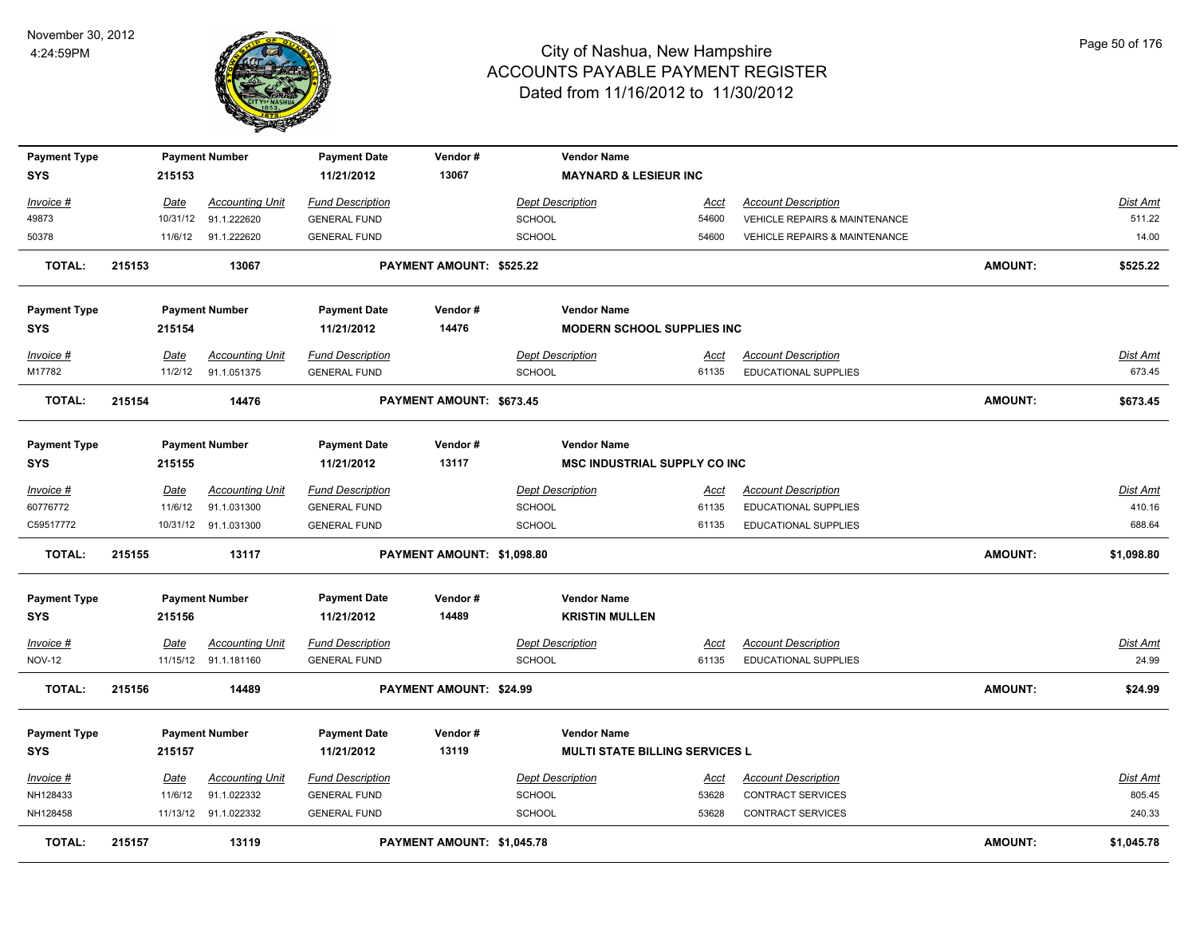# City of Nashua, New Hampshire
## ACCOUNTS PAYABLE PAYMENT REGISTER
### Dated from 11/16/2012 to 11/30/2012

November 30, 2012
4:24:59PM

| Payment Type | Payment Number | Payment Date | Vendor # | Vendor Name |
|---|---|---|---|---|
| SYS | 215153 | 11/21/2012 | 13067 | MAYNARD & LESIEUR INC |

| Invoice # | Date | Accounting Unit | Fund Description | Dept Description | Acct | Account Description | Dist Amt |
|---|---|---|---|---|---|---|---|
| 49873 | 10/31/12 | 91.1.222620 | GENERAL FUND | SCHOOL | 54600 | VEHICLE REPAIRS & MAINTENANCE | 511.22 |
| 50378 | 11/6/12 | 91.1.222620 | GENERAL FUND | SCHOOL | 54600 | VEHICLE REPAIRS & MAINTENANCE | 14.00 |

**TOTAL: 215153 13067 PAYMENT AMOUNT: $525.22 AMOUNT: $525.22**

| Payment Type | Payment Number | Payment Date | Vendor # | Vendor Name |
|---|---|---|---|---|
| SYS | 215154 | 11/21/2012 | 14476 | MODERN SCHOOL SUPPLIES INC |

| Invoice # | Date | Accounting Unit | Fund Description | Dept Description | Acct | Account Description | Dist Amt |
|---|---|---|---|---|---|---|---|
| M17782 | 11/2/12 | 91.1.051375 | GENERAL FUND | SCHOOL | 61135 | EDUCATIONAL SUPPLIES | 673.45 |

**TOTAL: 215154 14476 PAYMENT AMOUNT: $673.45 AMOUNT: $673.45**

| Payment Type | Payment Number | Payment Date | Vendor # | Vendor Name |
|---|---|---|---|---|
| SYS | 215155 | 11/21/2012 | 13117 | MSC INDUSTRIAL SUPPLY CO INC |

| Invoice # | Date | Accounting Unit | Fund Description | Dept Description | Acct | Account Description | Dist Amt |
|---|---|---|---|---|---|---|---|
| 60776772 | 11/6/12 | 91.1.031300 | GENERAL FUND | SCHOOL | 61135 | EDUCATIONAL SUPPLIES | 410.16 |
| C59517772 | 10/31/12 | 91.1.031300 | GENERAL FUND | SCHOOL | 61135 | EDUCATIONAL SUPPLIES | 688.64 |

**TOTAL: 215155 13117 PAYMENT AMOUNT: $1,098.80 AMOUNT: $1,098.80**

| Payment Type | Payment Number | Payment Date | Vendor # | Vendor Name |
|---|---|---|---|---|
| SYS | 215156 | 11/21/2012 | 14489 | KRISTIN MULLEN |

| Invoice # | Date | Accounting Unit | Fund Description | Dept Description | Acct | Account Description | Dist Amt |
|---|---|---|---|---|---|---|---|
| NOV-12 | 11/15/12 | 91.1.181160 | GENERAL FUND | SCHOOL | 61135 | EDUCATIONAL SUPPLIES | 24.99 |

**TOTAL: 215156 14489 PAYMENT AMOUNT: $24.99 AMOUNT: $24.99**

| Payment Type | Payment Number | Payment Date | Vendor # | Vendor Name |
|---|---|---|---|---|
| SYS | 215157 | 11/21/2012 | 13119 | MULTI STATE BILLING SERVICES L |

| Invoice # | Date | Accounting Unit | Fund Description | Dept Description | Acct | Account Description | Dist Amt |
|---|---|---|---|---|---|---|---|
| NH128433 | 11/6/12 | 91.1.022332 | GENERAL FUND | SCHOOL | 53628 | CONTRACT SERVICES | 805.45 |
| NH128458 | 11/13/12 | 91.1.022332 | GENERAL FUND | SCHOOL | 53628 | CONTRACT SERVICES | 240.33 |

**TOTAL: 215157 13119 PAYMENT AMOUNT: $1,045.78 AMOUNT: $1,045.78**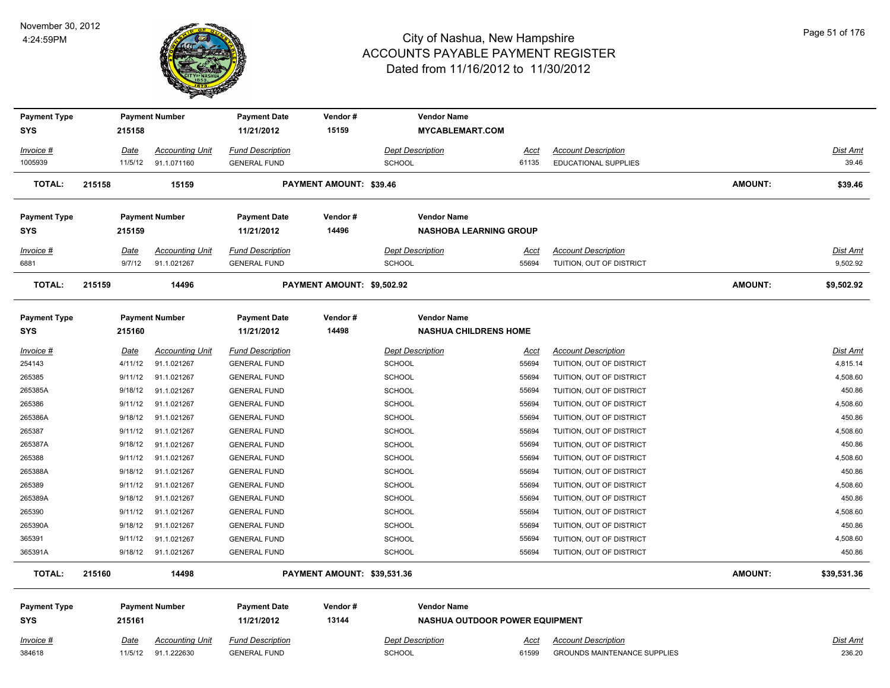# City of Nashua, New Hampshire
## ACCOUNTS PAYABLE PAYMENT REGISTER
### Dated from 11/16/2012 to 11/30/2012

November 30, 2012
4:24:59PM

| Payment Type | Payment Number | Payment Date | Vendor # | Vendor Name |
|---|---|---|---|---|
| SYS | 215158 | 11/21/2012 | 15159 | MYCABLEMART.COM |

| Invoice # | Date | Accounting Unit | Fund Description | Dept Description | Acct | Account Description | Dist Amt |
|---|---|---|---|---|---|---|---|
| 1005939 | 11/5/12 | 91.1.071160 | GENERAL FUND | SCHOOL | 61135 | EDUCATIONAL SUPPLIES | 39.46 |

**TOTAL: 215158 15159 PAYMENT AMOUNT: $39.46 AMOUNT: $39.46**

| Payment Type | Payment Number | Payment Date | Vendor # | Vendor Name |
|---|---|---|---|---|
| SYS | 215159 | 11/21/2012 | 14496 | NASHOBA LEARNING GROUP |

| Invoice # | Date | Accounting Unit | Fund Description | Dept Description | Acct | Account Description | Dist Amt |
|---|---|---|---|---|---|---|---|
| 6881 | 9/7/12 | 91.1.021267 | GENERAL FUND | SCHOOL | 55694 | TUITION, OUT OF DISTRICT | 9,502.92 |

**TOTAL: 215159 14496 PAYMENT AMOUNT: $9,502.92 AMOUNT: $9,502.92**

| Payment Type | Payment Number | Payment Date | Vendor # | Vendor Name |
|---|---|---|---|---|
| SYS | 215160 | 11/21/2012 | 14498 | NASHUA CHILDRENS HOME |

| Invoice # | Date | Accounting Unit | Fund Description | Dept Description | Acct | Account Description | Dist Amt |
|---|---|---|---|---|---|---|---|
| 254143 | 4/11/12 | 91.1.021267 | GENERAL FUND | SCHOOL | 55694 | TUITION, OUT OF DISTRICT | 4,815.14 |
| 265385 | 9/11/12 | 91.1.021267 | GENERAL FUND | SCHOOL | 55694 | TUITION, OUT OF DISTRICT | 4,508.60 |
| 265385A | 9/18/12 | 91.1.021267 | GENERAL FUND | SCHOOL | 55694 | TUITION, OUT OF DISTRICT | 450.86 |
| 265386 | 9/11/12 | 91.1.021267 | GENERAL FUND | SCHOOL | 55694 | TUITION, OUT OF DISTRICT | 4,508.60 |
| 265386A | 9/18/12 | 91.1.021267 | GENERAL FUND | SCHOOL | 55694 | TUITION, OUT OF DISTRICT | 450.86 |
| 265387 | 9/11/12 | 91.1.021267 | GENERAL FUND | SCHOOL | 55694 | TUITION, OUT OF DISTRICT | 4,508.60 |
| 265387A | 9/18/12 | 91.1.021267 | GENERAL FUND | SCHOOL | 55694 | TUITION, OUT OF DISTRICT | 450.86 |
| 265388 | 9/11/12 | 91.1.021267 | GENERAL FUND | SCHOOL | 55694 | TUITION, OUT OF DISTRICT | 4,508.60 |
| 265388A | 9/18/12 | 91.1.021267 | GENERAL FUND | SCHOOL | 55694 | TUITION, OUT OF DISTRICT | 450.86 |
| 265389 | 9/11/12 | 91.1.021267 | GENERAL FUND | SCHOOL | 55694 | TUITION, OUT OF DISTRICT | 4,508.60 |
| 265389A | 9/18/12 | 91.1.021267 | GENERAL FUND | SCHOOL | 55694 | TUITION, OUT OF DISTRICT | 450.86 |
| 265390 | 9/11/12 | 91.1.021267 | GENERAL FUND | SCHOOL | 55694 | TUITION, OUT OF DISTRICT | 4,508.60 |
| 265390A | 9/18/12 | 91.1.021267 | GENERAL FUND | SCHOOL | 55694 | TUITION, OUT OF DISTRICT | 450.86 |
| 365391 | 9/11/12 | 91.1.021267 | GENERAL FUND | SCHOOL | 55694 | TUITION, OUT OF DISTRICT | 4,508.60 |
| 365391A | 9/18/12 | 91.1.021267 | GENERAL FUND | SCHOOL | 55694 | TUITION, OUT OF DISTRICT | 450.86 |

**TOTAL: 215160 14498 PAYMENT AMOUNT: $39,531.36 AMOUNT: $39,531.36**

| Payment Type | Payment Number | Payment Date | Vendor # | Vendor Name |
|---|---|---|---|---|
| SYS | 215161 | 11/21/2012 | 13144 | NASHUA OUTDOOR POWER EQUIPMENT |

| Invoice # | Date | Accounting Unit | Fund Description | Dept Description | Acct | Account Description | Dist Amt |
|---|---|---|---|---|---|---|---|
| 384618 | 11/5/12 | 91.1.222630 | GENERAL FUND | SCHOOL | 61599 | GROUNDS MAINTENANCE SUPPLIES | 236.20 |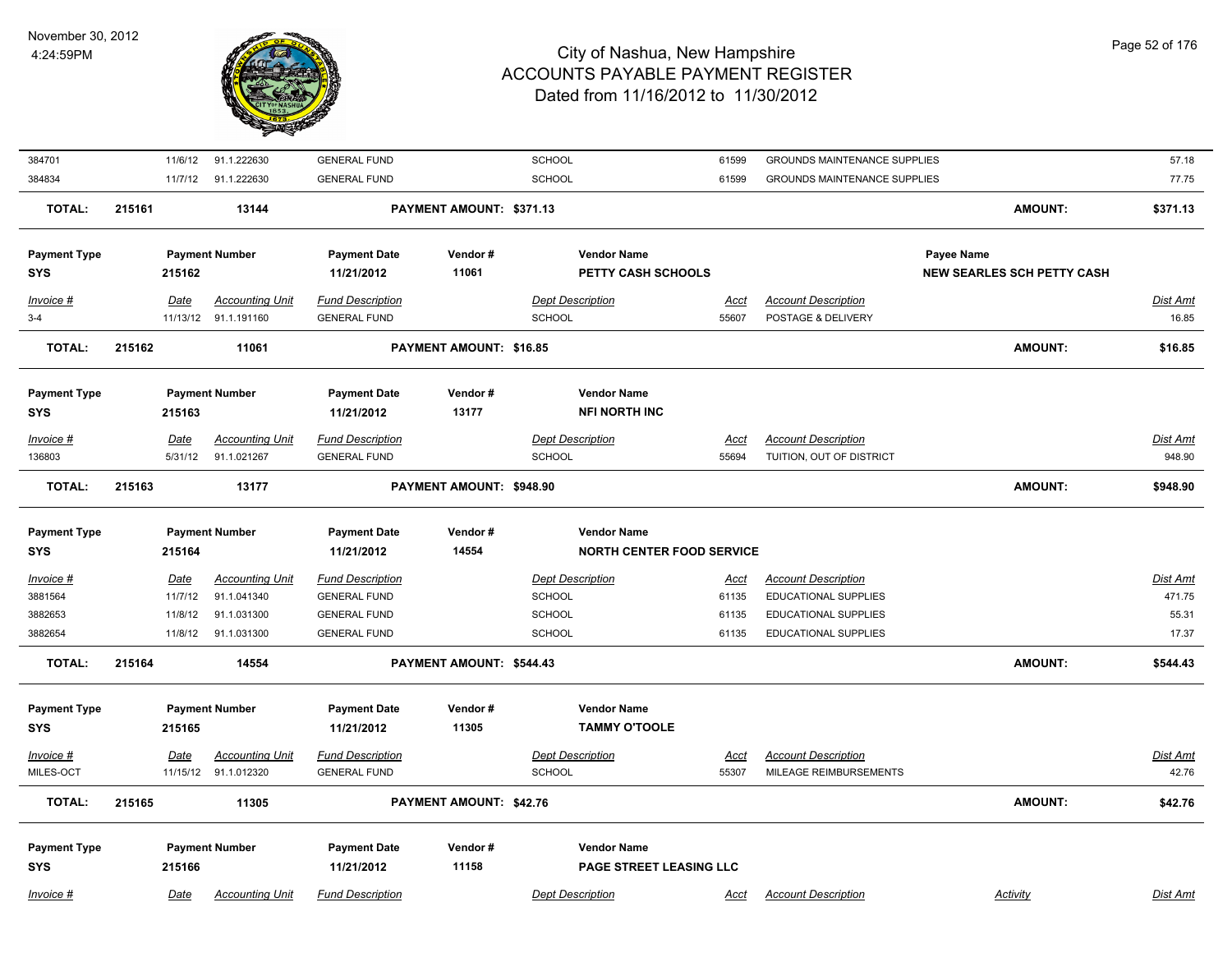| Invoice # | Date | Accounting Unit | Fund Description | Dept Description | Acct | Account Description | Dist Amt |
|---|---|---|---|---|---|---|---|
| 384701 | 11/6/12 | 91.1.222630 | GENERAL FUND | SCHOOL | 61599 | GROUNDS MAINTENANCE SUPPLIES | 57.18 |
| 384834 | 11/7/12 | 91.1.222630 | GENERAL FUND | SCHOOL | 61599 | GROUNDS MAINTENANCE SUPPLIES | 77.75 |

**TOTAL: 215161 13144 PAYMENT AMOUNT: $371.13 AMOUNT: $371.13**

| Payment Type | Payment Number | Payment Date | Vendor # | Vendor Name | Payee Name |
|---|---|---|---|---|---|
| SYS | 215162 | 11/21/2012 | 11061 | PETTY CASH SCHOOLS | NEW SEARLES SCH PETTY CASH |

| Invoice # | Date | Accounting Unit | Fund Description | Dept Description | Acct | Account Description | Dist Amt |
|---|---|---|---|---|---|---|---|
| 3-4 | 11/13/12 | 91.1.191160 | GENERAL FUND | SCHOOL | 55607 | POSTAGE & DELIVERY | 16.85 |

**TOTAL: 215162 11061 PAYMENT AMOUNT: $16.85 AMOUNT: $16.85**

| Payment Type | Payment Number | Payment Date | Vendor # | Vendor Name |
|---|---|---|---|---|
| SYS | 215163 | 11/21/2012 | 13177 | NFI NORTH INC |

| Invoice # | Date | Accounting Unit | Fund Description | Dept Description | Acct | Account Description | Dist Amt |
|---|---|---|---|---|---|---|---|
| 136803 | 5/31/12 | 91.1.021267 | GENERAL FUND | SCHOOL | 55694 | TUITION, OUT OF DISTRICT | 948.90 |

**TOTAL: 215163 13177 PAYMENT AMOUNT: $948.90 AMOUNT: $948.90**

| Payment Type | Payment Number | Payment Date | Vendor # | Vendor Name |
|---|---|---|---|---|
| SYS | 215164 | 11/21/2012 | 14554 | NORTH CENTER FOOD SERVICE |

| Invoice # | Date | Accounting Unit | Fund Description | Dept Description | Acct | Account Description | Dist Amt |
|---|---|---|---|---|---|---|---|
| 3881564 | 11/7/12 | 91.1.041340 | GENERAL FUND | SCHOOL | 61135 | EDUCATIONAL SUPPLIES | 471.75 |
| 3882653 | 11/8/12 | 91.1.031300 | GENERAL FUND | SCHOOL | 61135 | EDUCATIONAL SUPPLIES | 55.31 |
| 3882654 | 11/8/12 | 91.1.031300 | GENERAL FUND | SCHOOL | 61135 | EDUCATIONAL SUPPLIES | 17.37 |

**TOTAL: 215164 14554 PAYMENT AMOUNT: $544.43 AMOUNT: $544.43**

| Payment Type | Payment Number | Payment Date | Vendor # | Vendor Name |
|---|---|---|---|---|
| SYS | 215165 | 11/21/2012 | 11305 | TAMMY O'TOOLE |

| Invoice # | Date | Accounting Unit | Fund Description | Dept Description | Acct | Account Description | Dist Amt |
|---|---|---|---|---|---|---|---|
| MILES-OCT | 11/15/12 | 91.1.012320 | GENERAL FUND | SCHOOL | 55307 | MILEAGE REIMBURSEMENTS | 42.76 |

**TOTAL: 215165 11305 PAYMENT AMOUNT: $42.76 AMOUNT: $42.76**

| Payment Type | Payment Number | Payment Date | Vendor # | Vendor Name |
|---|---|---|---|---|
| SYS | 215166 | 11/21/2012 | 11158 | PAGE STREET LEASING LLC |

| Invoice # | Date | Accounting Unit | Fund Description | Dept Description | Acct | Account Description | Activity | Dist Amt |
|---|---|---|---|---|---|---|---|---|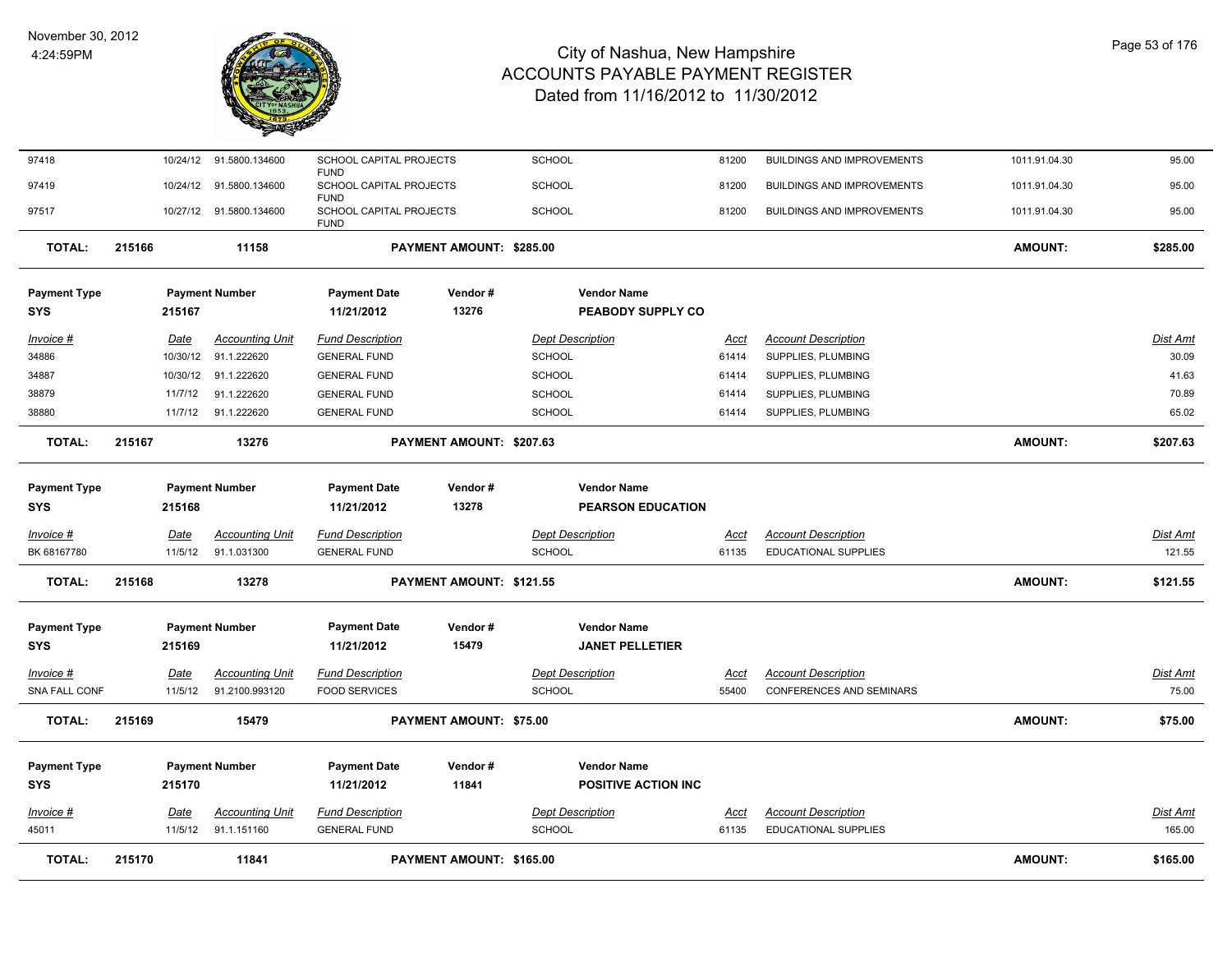| Invoice # | Date | Accounting Unit | Fund Description | Dept Description | Acct | Account Description | | Dist Amt |
|---|---|---|---|---|---|---|---|---|
| 97418 | 10/24/12 | 91.5800.134600 | SCHOOL CAPITAL PROJECTS FUND | SCHOOL | 81200 | BUILDINGS AND IMPROVEMENTS | 1011.91.04.30 | 95.00 |
| 97419 | 10/24/12 | 91.5800.134600 | SCHOOL CAPITAL PROJECTS FUND | SCHOOL | 81200 | BUILDINGS AND IMPROVEMENTS | 1011.91.04.30 | 95.00 |
| 97517 | 10/27/12 | 91.5800.134600 | SCHOOL CAPITAL PROJECTS FUND | SCHOOL | 81200 | BUILDINGS AND IMPROVEMENTS | 1011.91.04.30 | 95.00 |

**TOTAL: 215166 11158 PAYMENT AMOUNT: $285.00 AMOUNT: $285.00**

| Payment Type | Payment Number | Payment Date | Vendor # | Vendor Name |
|---|---|---|---|---|
| SYS | 215167 | 11/21/2012 | 13276 | PEABODY SUPPLY CO |

| Invoice # | Date | Accounting Unit | Fund Description | Dept Description | Acct | Account Description | Dist Amt |
|---|---|---|---|---|---|---|---|
| 34886 | 10/30/12 | 91.1.222620 | GENERAL FUND | SCHOOL | 61414 | SUPPLIES, PLUMBING | 30.09 |
| 34887 | 10/30/12 | 91.1.222620 | GENERAL FUND | SCHOOL | 61414 | SUPPLIES, PLUMBING | 41.63 |
| 38879 | 11/7/12 | 91.1.222620 | GENERAL FUND | SCHOOL | 61414 | SUPPLIES, PLUMBING | 70.89 |
| 38880 | 11/7/12 | 91.1.222620 | GENERAL FUND | SCHOOL | 61414 | SUPPLIES, PLUMBING | 65.02 |

**TOTAL: 215167 13276 PAYMENT AMOUNT: $207.63 AMOUNT: $207.63**

| Payment Type | Payment Number | Payment Date | Vendor # | Vendor Name |
|---|---|---|---|---|
| SYS | 215168 | 11/21/2012 | 13278 | PEARSON EDUCATION |

| Invoice # | Date | Accounting Unit | Fund Description | Dept Description | Acct | Account Description | Dist Amt |
|---|---|---|---|---|---|---|---|
| BK 68167780 | 11/5/12 | 91.1.031300 | GENERAL FUND | SCHOOL | 61135 | EDUCATIONAL SUPPLIES | 121.55 |

**TOTAL: 215168 13278 PAYMENT AMOUNT: $121.55 AMOUNT: $121.55**

| Payment Type | Payment Number | Payment Date | Vendor # | Vendor Name |
|---|---|---|---|---|
| SYS | 215169 | 11/21/2012 | 15479 | JANET PELLETIER |

| Invoice # | Date | Accounting Unit | Fund Description | Dept Description | Acct | Account Description | Dist Amt |
|---|---|---|---|---|---|---|---|
| SNA FALL CONF | 11/5/12 | 91.2100.993120 | FOOD SERVICES | SCHOOL | 55400 | CONFERENCES AND SEMINARS | 75.00 |

**TOTAL: 215169 15479 PAYMENT AMOUNT: $75.00 AMOUNT: $75.00**

| Payment Type | Payment Number | Payment Date | Vendor # | Vendor Name |
|---|---|---|---|---|
| SYS | 215170 | 11/21/2012 | 11841 | POSITIVE ACTION INC |

| Invoice # | Date | Accounting Unit | Fund Description | Dept Description | Acct | Account Description | Dist Amt |
|---|---|---|---|---|---|---|---|
| 45011 | 11/5/12 | 91.1.151160 | GENERAL FUND | SCHOOL | 61135 | EDUCATIONAL SUPPLIES | 165.00 |

**TOTAL: 215170 11841 PAYMENT AMOUNT: $165.00 AMOUNT: $165.00**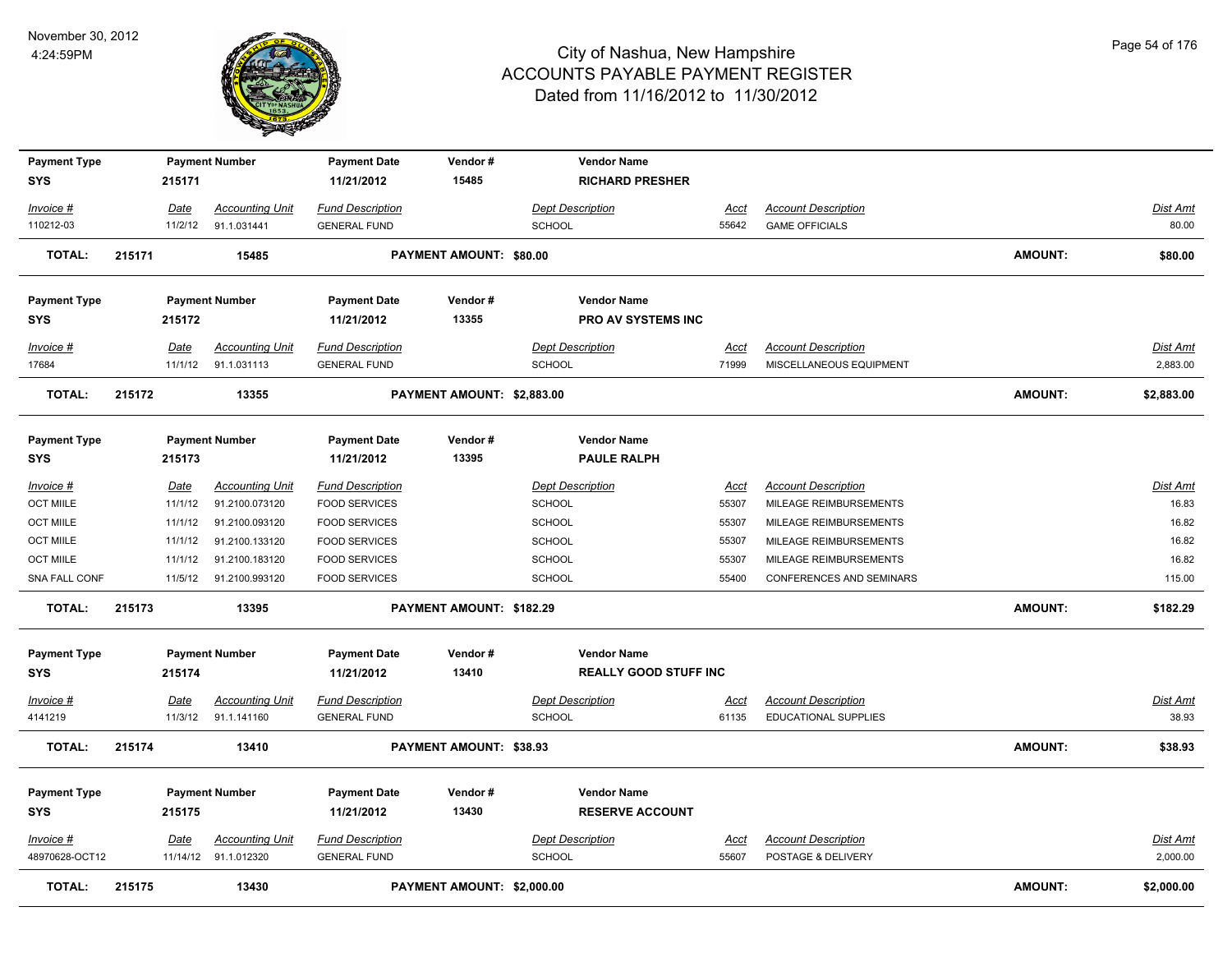# City of Nashua, New Hampshire
## ACCOUNTS PAYABLE PAYMENT REGISTER
### Dated from 11/16/2012 to 11/30/2012

| Payment Type | Payment Number | Payment Date | Vendor # | Vendor Name |
|---|---|---|---|---|
| SYS | 215171 | 11/21/2012 | 15485 | RICHARD PRESHER |

| Invoice # | Date | Accounting Unit | Fund Description | Dept Description | Acct | Account Description | Dist Amt |
|---|---|---|---|---|---|---|---|
| 110212-03 | 11/2/12 | 91.1.031441 | GENERAL FUND | SCHOOL | 55642 | GAME OFFICIALS | 80.00 |

**TOTAL: 215171 15485 PAYMENT AMOUNT: $80.00 AMOUNT: $80.00**

| Payment Type | Payment Number | Payment Date | Vendor # | Vendor Name |
|---|---|---|---|---|
| SYS | 215172 | 11/21/2012 | 13355 | PRO AV SYSTEMS INC |

| Invoice # | Date | Accounting Unit | Fund Description | Dept Description | Acct | Account Description | Dist Amt |
|---|---|---|---|---|---|---|---|
| 17684 | 11/1/12 | 91.1.031113 | GENERAL FUND | SCHOOL | 71999 | MISCELLANEOUS EQUIPMENT | 2,883.00 |

**TOTAL: 215172 13355 PAYMENT AMOUNT: $2,883.00 AMOUNT: $2,883.00**

| Payment Type | Payment Number | Payment Date | Vendor # | Vendor Name |
|---|---|---|---|---|
| SYS | 215173 | 11/21/2012 | 13395 | PAULE RALPH |

| Invoice # | Date | Accounting Unit | Fund Description | Dept Description | Acct | Account Description | Dist Amt |
|---|---|---|---|---|---|---|---|
| OCT MIILE | 11/1/12 | 91.2100.073120 | FOOD SERVICES | SCHOOL | 55307 | MILEAGE REIMBURSEMENTS | 16.83 |
| OCT MIILE | 11/1/12 | 91.2100.093120 | FOOD SERVICES | SCHOOL | 55307 | MILEAGE REIMBURSEMENTS | 16.82 |
| OCT MIILE | 11/1/12 | 91.2100.133120 | FOOD SERVICES | SCHOOL | 55307 | MILEAGE REIMBURSEMENTS | 16.82 |
| OCT MIILE | 11/1/12 | 91.2100.183120 | FOOD SERVICES | SCHOOL | 55307 | MILEAGE REIMBURSEMENTS | 16.82 |
| SNA FALL CONF | 11/5/12 | 91.2100.993120 | FOOD SERVICES | SCHOOL | 55400 | CONFERENCES AND SEMINARS | 115.00 |

**TOTAL: 215173 13395 PAYMENT AMOUNT: $182.29 AMOUNT: $182.29**

| Payment Type | Payment Number | Payment Date | Vendor # | Vendor Name |
|---|---|---|---|---|
| SYS | 215174 | 11/21/2012 | 13410 | REALLY GOOD STUFF INC |

| Invoice # | Date | Accounting Unit | Fund Description | Dept Description | Acct | Account Description | Dist Amt |
|---|---|---|---|---|---|---|---|
| 4141219 | 11/3/12 | 91.1.141160 | GENERAL FUND | SCHOOL | 61135 | EDUCATIONAL SUPPLIES | 38.93 |

**TOTAL: 215174 13410 PAYMENT AMOUNT: $38.93 AMOUNT: $38.93**

| Payment Type | Payment Number | Payment Date | Vendor # | Vendor Name |
|---|---|---|---|---|
| SYS | 215175 | 11/21/2012 | 13430 | RESERVE ACCOUNT |

| Invoice # | Date | Accounting Unit | Fund Description | Dept Description | Acct | Account Description | Dist Amt |
|---|---|---|---|---|---|---|---|
| 48970628-OCT12 | 11/14/12 | 91.1.012320 | GENERAL FUND | SCHOOL | 55607 | POSTAGE & DELIVERY | 2,000.00 |

**TOTAL: 215175 13430 PAYMENT AMOUNT: $2,000.00 AMOUNT: $2,000.00**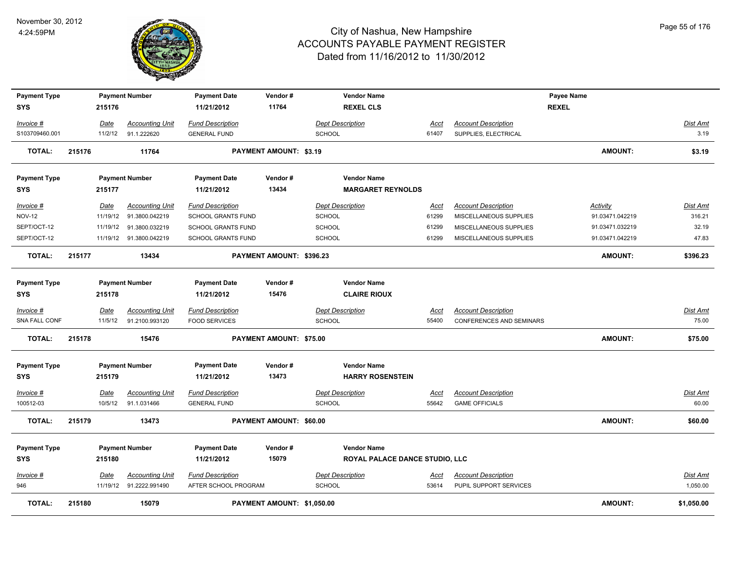# City of Nashua, New Hampshire
## ACCOUNTS PAYABLE PAYMENT REGISTER
### Dated from 11/16/2012 to 11/30/2012

November 30, 2012
4:24:59PM

| Payment Type | Payment Number | Payment Date | Vendor # | Vendor Name | Payee Name |
|---|---|---|---|---|---|
| SYS | 215176 | 11/21/2012 | 11764 | REXEL CLS | REXEL |

| Invoice # | Date | Accounting Unit | Fund Description | Dept Description | Acct | Account Description | Dist Amt |
|---|---|---|---|---|---|---|---|
| S103709460.001 | 11/2/12 | 91.1.222620 | GENERAL FUND | SCHOOL | 61407 | SUPPLIES, ELECTRICAL | 3.19 |

**TOTAL: 215176 11764 PAYMENT AMOUNT: $3.19 AMOUNT: $3.19**

| Payment Type | Payment Number | Payment Date | Vendor # | Vendor Name |
|---|---|---|---|---|
| SYS | 215177 | 11/21/2012 | 13434 | MARGARET REYNOLDS |

| Invoice # | Date | Accounting Unit | Fund Description | Dept Description | Acct | Account Description | Activity | Dist Amt |
|---|---|---|---|---|---|---|---|---|
| NOV-12 | 11/19/12 | 91.3800.042219 | SCHOOL GRANTS FUND | SCHOOL | 61299 | MISCELLANEOUS SUPPLIES | 91.03471.042219 | 316.21 |
| SEPT/OCT-12 | 11/19/12 | 91.3800.032219 | SCHOOL GRANTS FUND | SCHOOL | 61299 | MISCELLANEOUS SUPPLIES | 91.03471.032219 | 32.19 |
| SEPT/OCT-12 | 11/19/12 | 91.3800.042219 | SCHOOL GRANTS FUND | SCHOOL | 61299 | MISCELLANEOUS SUPPLIES | 91.03471.042219 | 47.83 |

**TOTAL: 215177 13434 PAYMENT AMOUNT: $396.23 AMOUNT: $396.23**

| Payment Type | Payment Number | Payment Date | Vendor # | Vendor Name |
|---|---|---|---|---|
| SYS | 215178 | 11/21/2012 | 15476 | CLAIRE RIOUX |

| Invoice # | Date | Accounting Unit | Fund Description | Dept Description | Acct | Account Description | Dist Amt |
|---|---|---|---|---|---|---|---|
| SNA FALL CONF | 11/5/12 | 91.2100.993120 | FOOD SERVICES | SCHOOL | 55400 | CONFERENCES AND SEMINARS | 75.00 |

**TOTAL: 215178 15476 PAYMENT AMOUNT: $75.00 AMOUNT: $75.00**

| Payment Type | Payment Number | Payment Date | Vendor # | Vendor Name |
|---|---|---|---|---|
| SYS | 215179 | 11/21/2012 | 13473 | HARRY ROSENSTEIN |

| Invoice # | Date | Accounting Unit | Fund Description | Dept Description | Acct | Account Description | Dist Amt |
|---|---|---|---|---|---|---|---|
| 100512-03 | 10/5/12 | 91.1.031466 | GENERAL FUND | SCHOOL | 55642 | GAME OFFICIALS | 60.00 |

**TOTAL: 215179 13473 PAYMENT AMOUNT: $60.00 AMOUNT: $60.00**

| Payment Type | Payment Number | Payment Date | Vendor # | Vendor Name |
|---|---|---|---|---|
| SYS | 215180 | 11/21/2012 | 15079 | ROYAL PALACE DANCE STUDIO, LLC |

| Invoice # | Date | Accounting Unit | Fund Description | Dept Description | Acct | Account Description | Dist Amt |
|---|---|---|---|---|---|---|---|
| 946 | 11/19/12 | 91.2222.991490 | AFTER SCHOOL PROGRAM | SCHOOL | 53614 | PUPIL SUPPORT SERVICES | 1,050.00 |

**TOTAL: 215180 15079 PAYMENT AMOUNT: $1,050.00 AMOUNT: $1,050.00**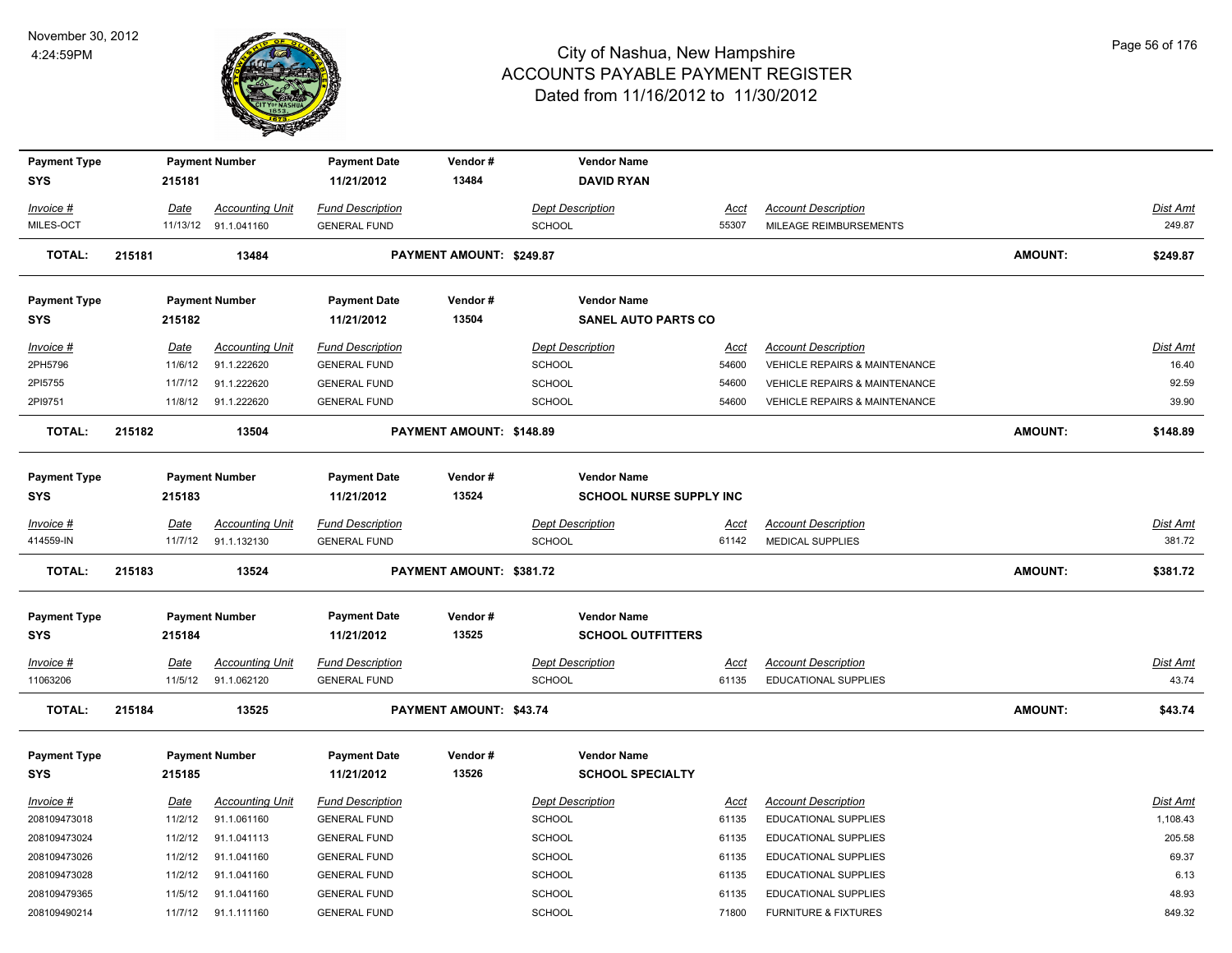# City of Nashua, New Hampshire
## ACCOUNTS PAYABLE PAYMENT REGISTER
### Dated from 11/16/2012 to 11/30/2012

November 30, 2012
4:24:59PM

| Payment Type | Payment Number | Payment Date | Vendor # | Vendor Name |
|---|---|---|---|---|
| SYS | 215181 | 11/21/2012 | 13484 | DAVID RYAN |

| Invoice # | Date | Accounting Unit | Fund Description | Dept Description | Acct | Account Description | Dist Amt |
|---|---|---|---|---|---|---|---|
| MILES-OCT | 11/13/12 | 91.1.041160 | GENERAL FUND | SCHOOL | 55307 | MILEAGE REIMBURSEMENTS | 249.87 |

**TOTAL: 215181 13484 PAYMENT AMOUNT: $249.87 AMOUNT: $249.87**

| Payment Type | Payment Number | Payment Date | Vendor # | Vendor Name |
|---|---|---|---|---|
| SYS | 215182 | 11/21/2012 | 13504 | SANEL AUTO PARTS CO |

| Invoice # | Date | Accounting Unit | Fund Description | Dept Description | Acct | Account Description | Dist Amt |
|---|---|---|---|---|---|---|---|
| 2PH5796 | 11/6/12 | 91.1.222620 | GENERAL FUND | SCHOOL | 54600 | VEHICLE REPAIRS & MAINTENANCE | 16.40 |
| 2PI5755 | 11/7/12 | 91.1.222620 | GENERAL FUND | SCHOOL | 54600 | VEHICLE REPAIRS & MAINTENANCE | 92.59 |
| 2PI9751 | 11/8/12 | 91.1.222620 | GENERAL FUND | SCHOOL | 54600 | VEHICLE REPAIRS & MAINTENANCE | 39.90 |

**TOTAL: 215182 13504 PAYMENT AMOUNT: $148.89 AMOUNT: $148.89**

| Payment Type | Payment Number | Payment Date | Vendor # | Vendor Name |
|---|---|---|---|---|
| SYS | 215183 | 11/21/2012 | 13524 | SCHOOL NURSE SUPPLY INC |

| Invoice # | Date | Accounting Unit | Fund Description | Dept Description | Acct | Account Description | Dist Amt |
|---|---|---|---|---|---|---|---|
| 414559-IN | 11/7/12 | 91.1.132130 | GENERAL FUND | SCHOOL | 61142 | MEDICAL SUPPLIES | 381.72 |

**TOTAL: 215183 13524 PAYMENT AMOUNT: $381.72 AMOUNT: $381.72**

| Payment Type | Payment Number | Payment Date | Vendor # | Vendor Name |
|---|---|---|---|---|
| SYS | 215184 | 11/21/2012 | 13525 | SCHOOL OUTFITTERS |

| Invoice # | Date | Accounting Unit | Fund Description | Dept Description | Acct | Account Description | Dist Amt |
|---|---|---|---|---|---|---|---|
| 11063206 | 11/5/12 | 91.1.062120 | GENERAL FUND | SCHOOL | 61135 | EDUCATIONAL SUPPLIES | 43.74 |

**TOTAL: 215184 13525 PAYMENT AMOUNT: $43.74 AMOUNT: $43.74**

| Payment Type | Payment Number | Payment Date | Vendor # | Vendor Name |
|---|---|---|---|---|
| SYS | 215185 | 11/21/2012 | 13526 | SCHOOL SPECIALTY |

| Invoice # | Date | Accounting Unit | Fund Description | Dept Description | Acct | Account Description | Dist Amt |
|---|---|---|---|---|---|---|---|
| 208109473018 | 11/2/12 | 91.1.061160 | GENERAL FUND | SCHOOL | 61135 | EDUCATIONAL SUPPLIES | 1,108.43 |
| 208109473024 | 11/2/12 | 91.1.041113 | GENERAL FUND | SCHOOL | 61135 | EDUCATIONAL SUPPLIES | 205.58 |
| 208109473026 | 11/2/12 | 91.1.041160 | GENERAL FUND | SCHOOL | 61135 | EDUCATIONAL SUPPLIES | 69.37 |
| 208109473028 | 11/2/12 | 91.1.041160 | GENERAL FUND | SCHOOL | 61135 | EDUCATIONAL SUPPLIES | 6.13 |
| 208109479365 | 11/5/12 | 91.1.041160 | GENERAL FUND | SCHOOL | 61135 | EDUCATIONAL SUPPLIES | 48.93 |
| 208109490214 | 11/7/12 | 91.1.111160 | GENERAL FUND | SCHOOL | 71800 | FURNITURE & FIXTURES | 849.32 |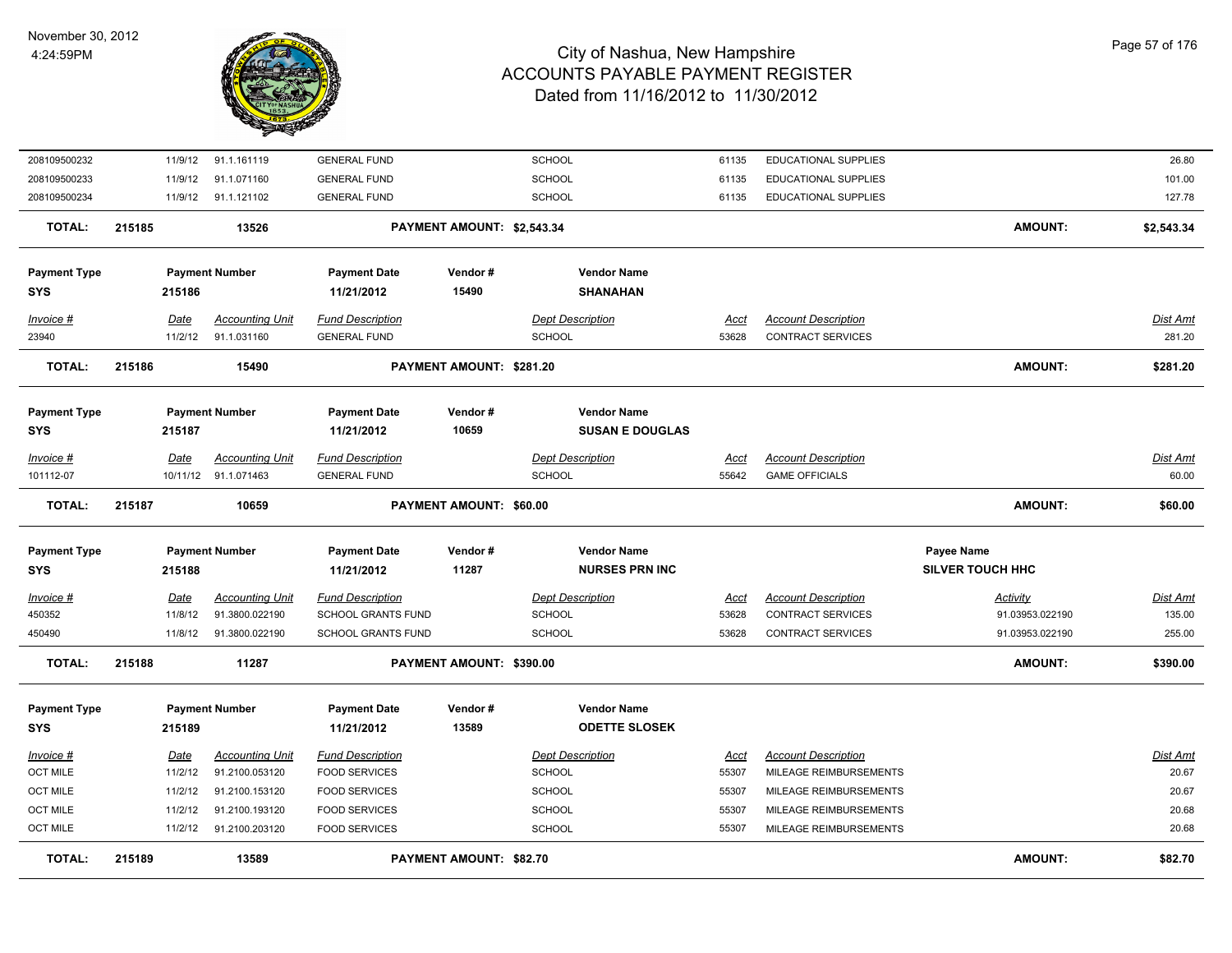| Invoice # | Date | Accounting Unit | Fund Description | Dept Description | Acct | Account Description | | Dist Amt |
|---|---|---|---|---|---|---|---|---|
| 208109500232 | 11/9/12 | 91.1.161119 | GENERAL FUND | SCHOOL | 61135 | EDUCATIONAL SUPPLIES | | 26.80 |
| 208109500233 | 11/9/12 | 91.1.071160 | GENERAL FUND | SCHOOL | 61135 | EDUCATIONAL SUPPLIES | | 101.00 |
| 208109500234 | 11/9/12 | 91.1.121102 | GENERAL FUND | SCHOOL | 61135 | EDUCATIONAL SUPPLIES | | 127.78 |
| **TOTAL:** 215185 | | 13526 | **PAYMENT AMOUNT: $2,543.34** | | | | **AMOUNT:** | **$2,543.34** |

| Payment Type | Payment Number | Payment Date | Vendor # | Vendor Name |
|---|---|---|---|---|
| **SYS** | **215186** | **11/21/2012** | **15490** | **SHANAHAN** |

| Invoice # | Date | Accounting Unit | Fund Description | Dept Description | Acct | Account Description | | Dist Amt |
|---|---|---|---|---|---|---|---|---|
| 23940 | 11/2/12 | 91.1.031160 | GENERAL FUND | SCHOOL | 53628 | CONTRACT SERVICES | | 281.20 |
| **TOTAL:** 215186 | | 15490 | **PAYMENT AMOUNT: $281.20** | | | | **AMOUNT:** | **$281.20** |

| Payment Type | Payment Number | Payment Date | Vendor # | Vendor Name |
|---|---|---|---|---|
| **SYS** | **215187** | **11/21/2012** | **10659** | **SUSAN E DOUGLAS** |

| Invoice # | Date | Accounting Unit | Fund Description | Dept Description | Acct | Account Description | | Dist Amt |
|---|---|---|---|---|---|---|---|---|
| 101112-07 | 10/11/12 | 91.1.071463 | GENERAL FUND | SCHOOL | 55642 | GAME OFFICIALS | | 60.00 |
| **TOTAL:** 215187 | | 10659 | **PAYMENT AMOUNT: $60.00** | | | | **AMOUNT:** | **$60.00** |

| Payment Type | Payment Number | Payment Date | Vendor # | Vendor Name | Payee Name |
|---|---|---|---|---|---|
| **SYS** | **215188** | **11/21/2012** | **11287** | **NURSES PRN INC** | **SILVER TOUCH HHC** |

| Invoice # | Date | Accounting Unit | Fund Description | Dept Description | Acct | Account Description | Activity | Dist Amt |
|---|---|---|---|---|---|---|---|---|
| 450352 | 11/8/12 | 91.3800.022190 | SCHOOL GRANTS FUND | SCHOOL | 53628 | CONTRACT SERVICES | 91.03953.022190 | 135.00 |
| 450490 | 11/8/12 | 91.3800.022190 | SCHOOL GRANTS FUND | SCHOOL | 53628 | CONTRACT SERVICES | 91.03953.022190 | 255.00 |
| **TOTAL:** 215188 | | 11287 | **PAYMENT AMOUNT: $390.00** | | | | **AMOUNT:** | **$390.00** |

| Payment Type | Payment Number | Payment Date | Vendor # | Vendor Name |
|---|---|---|---|---|
| **SYS** | **215189** | **11/21/2012** | **13589** | **ODETTE SLOSEK** |

| Invoice # | Date | Accounting Unit | Fund Description | Dept Description | Acct | Account Description | | Dist Amt |
|---|---|---|---|---|---|---|---|---|
| OCT MILE | 11/2/12 | 91.2100.053120 | FOOD SERVICES | SCHOOL | 55307 | MILEAGE REIMBURSEMENTS | | 20.67 |
| OCT MILE | 11/2/12 | 91.2100.153120 | FOOD SERVICES | SCHOOL | 55307 | MILEAGE REIMBURSEMENTS | | 20.67 |
| OCT MILE | 11/2/12 | 91.2100.193120 | FOOD SERVICES | SCHOOL | 55307 | MILEAGE REIMBURSEMENTS | | 20.68 |
| OCT MILE | 11/2/12 | 91.2100.203120 | FOOD SERVICES | SCHOOL | 55307 | MILEAGE REIMBURSEMENTS | | 20.68 |
| **TOTAL:** 215189 | | 13589 | **PAYMENT AMOUNT: $82.70** | | | | **AMOUNT:** | **$82.70** |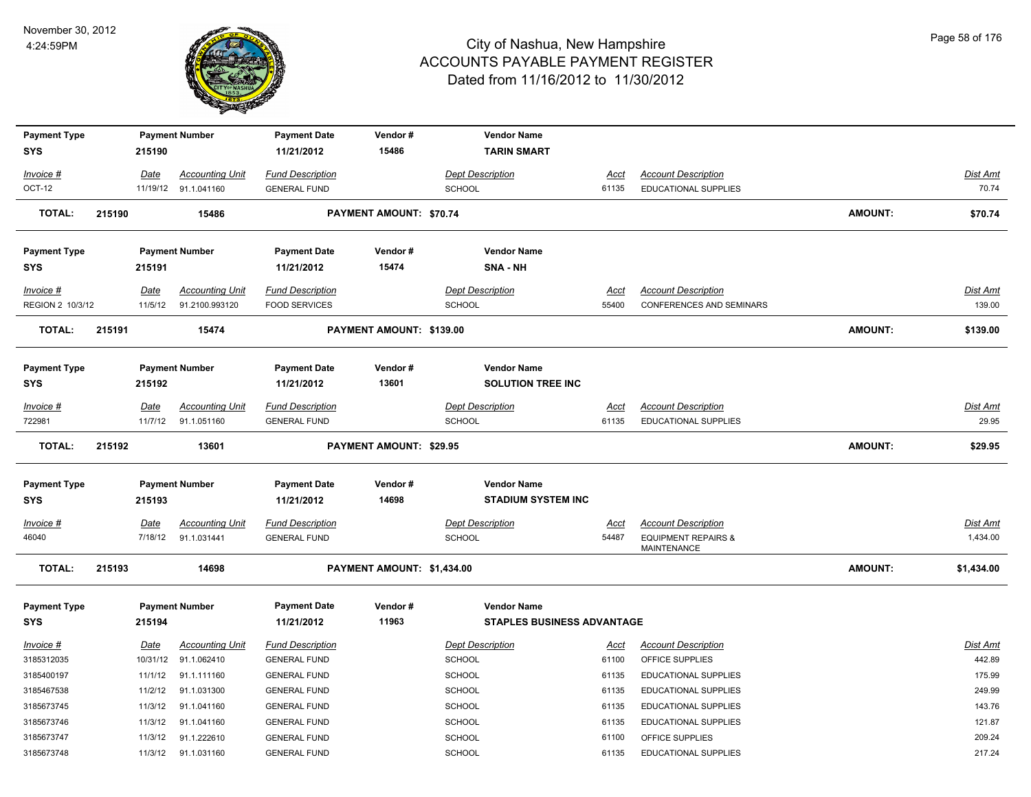# City of Nashua, New Hampshire
# ACCOUNTS PAYABLE PAYMENT REGISTER
## Dated from 11/16/2012 to 11/30/2012

November 30, 2012
4:24:59PM

| Payment Type | Payment Number | Payment Date | Vendor # | Vendor Name |
|---|---|---|---|---|
| SYS | 215190 | 11/21/2012 | 15486 | TARIN SMART |

| Invoice # | Date | Accounting Unit | Fund Description | Dept Description | Acct | Account Description | Dist Amt |
|---|---|---|---|---|---|---|---|
| OCT-12 | 11/19/12 | 91.1.041160 | GENERAL FUND | SCHOOL | 61135 | EDUCATIONAL SUPPLIES | 70.74 |

**TOTAL: 215190 15486 PAYMENT AMOUNT: $70.74 AMOUNT: $70.74**

| Payment Type | Payment Number | Payment Date | Vendor # | Vendor Name |
|---|---|---|---|---|
| SYS | 215191 | 11/21/2012 | 15474 | SNA - NH |

| Invoice # | Date | Accounting Unit | Fund Description | Dept Description | Acct | Account Description | Dist Amt |
|---|---|---|---|---|---|---|---|
| REGION 2 10/3/12 | 11/5/12 | 91.2100.993120 | FOOD SERVICES | SCHOOL | 55400 | CONFERENCES AND SEMINARS | 139.00 |

**TOTAL: 215191 15474 PAYMENT AMOUNT: $139.00 AMOUNT: $139.00**

| Payment Type | Payment Number | Payment Date | Vendor # | Vendor Name |
|---|---|---|---|---|
| SYS | 215192 | 11/21/2012 | 13601 | SOLUTION TREE INC |

| Invoice # | Date | Accounting Unit | Fund Description | Dept Description | Acct | Account Description | Dist Amt |
|---|---|---|---|---|---|---|---|
| 722981 | 11/7/12 | 91.1.051160 | GENERAL FUND | SCHOOL | 61135 | EDUCATIONAL SUPPLIES | 29.95 |

**TOTAL: 215192 13601 PAYMENT AMOUNT: $29.95 AMOUNT: $29.95**

| Payment Type | Payment Number | Payment Date | Vendor # | Vendor Name |
|---|---|---|---|---|
| SYS | 215193 | 11/21/2012 | 14698 | STADIUM SYSTEM INC |

| Invoice # | Date | Accounting Unit | Fund Description | Dept Description | Acct | Account Description | Dist Amt |
|---|---|---|---|---|---|---|---|
| 46040 | 7/18/12 | 91.1.031441 | GENERAL FUND | SCHOOL | 54487 | EQUIPMENT REPAIRS & MAINTENANCE | 1,434.00 |

**TOTAL: 215193 14698 PAYMENT AMOUNT: $1,434.00 AMOUNT: $1,434.00**

| Payment Type | Payment Number | Payment Date | Vendor # | Vendor Name |
|---|---|---|---|---|
| SYS | 215194 | 11/21/2012 | 11963 | STAPLES BUSINESS ADVANTAGE |

| Invoice # | Date | Accounting Unit | Fund Description | Dept Description | Acct | Account Description | Dist Amt |
|---|---|---|---|---|---|---|---|
| 3185312035 | 10/31/12 | 91.1.062410 | GENERAL FUND | SCHOOL | 61100 | OFFICE SUPPLIES | 442.89 |
| 3185400197 | 11/1/12 | 91.1.111160 | GENERAL FUND | SCHOOL | 61135 | EDUCATIONAL SUPPLIES | 175.99 |
| 3185467538 | 11/2/12 | 91.1.031300 | GENERAL FUND | SCHOOL | 61135 | EDUCATIONAL SUPPLIES | 249.99 |
| 3185673745 | 11/3/12 | 91.1.041160 | GENERAL FUND | SCHOOL | 61135 | EDUCATIONAL SUPPLIES | 143.76 |
| 3185673746 | 11/3/12 | 91.1.041160 | GENERAL FUND | SCHOOL | 61135 | EDUCATIONAL SUPPLIES | 121.87 |
| 3185673747 | 11/3/12 | 91.1.222610 | GENERAL FUND | SCHOOL | 61100 | OFFICE SUPPLIES | 209.24 |
| 3185673748 | 11/3/12 | 91.1.031160 | GENERAL FUND | SCHOOL | 61135 | EDUCATIONAL SUPPLIES | 217.24 |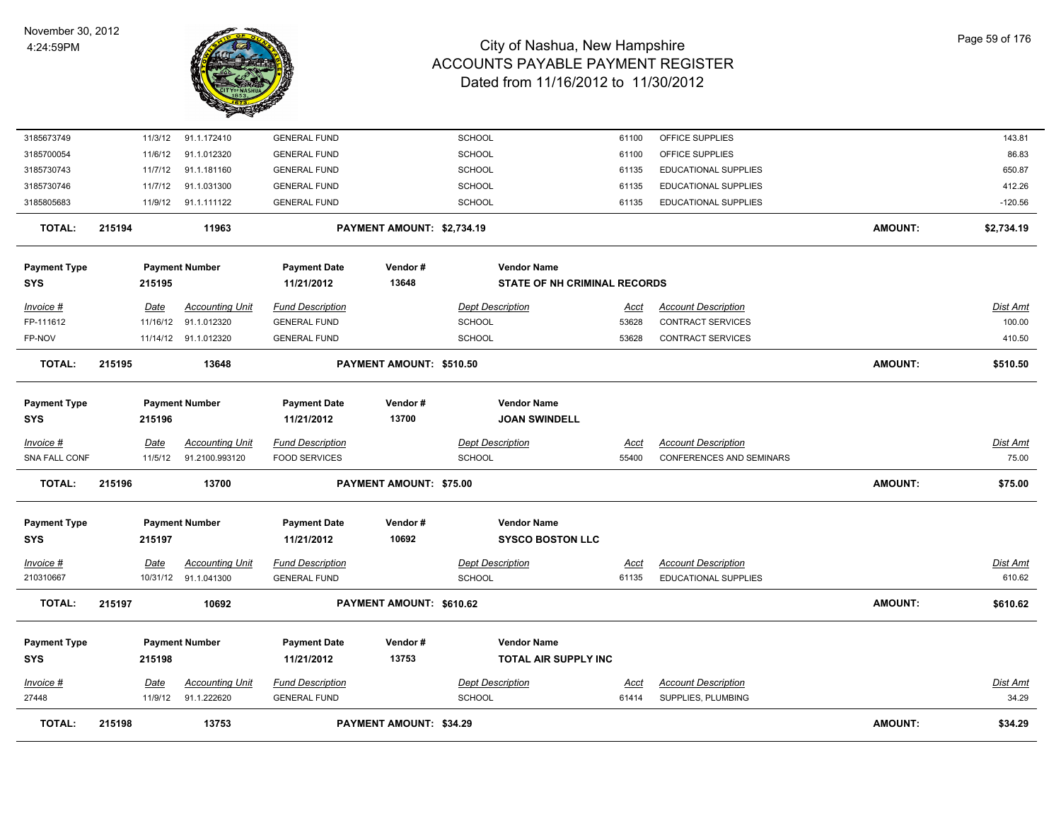| Invoice # | Date | Accounting Unit | Fund Description | Dept Description | Acct | Account Description | Dist Amt |
|---|---|---|---|---|---|---|---|
| 3185673749 | 11/3/12 | 91.1.172410 | GENERAL FUND | SCHOOL | 61100 | OFFICE SUPPLIES | 143.81 |
| 3185700054 | 11/6/12 | 91.1.012320 | GENERAL FUND | SCHOOL | 61100 | OFFICE SUPPLIES | 86.83 |
| 3185730743 | 11/7/12 | 91.1.181160 | GENERAL FUND | SCHOOL | 61135 | EDUCATIONAL SUPPLIES | 650.87 |
| 3185730746 | 11/7/12 | 91.1.031300 | GENERAL FUND | SCHOOL | 61135 | EDUCATIONAL SUPPLIES | 412.26 |
| 3185805683 | 11/9/12 | 91.1.111122 | GENERAL FUND | SCHOOL | 61135 | EDUCATIONAL SUPPLIES | -120.56 |

**TOTAL: 215194 11963 PAYMENT AMOUNT: $2,734.19 AMOUNT: $2,734.19**

| Payment Type | Payment Number | Payment Date | Vendor # | Vendor Name |
|---|---|---|---|---|
| SYS | 215195 | 11/21/2012 | 13648 | STATE OF NH CRIMINAL RECORDS |

| Invoice # | Date | Accounting Unit | Fund Description | Dept Description | Acct | Account Description | Dist Amt |
|---|---|---|---|---|---|---|---|
| FP-111612 | 11/16/12 | 91.1.012320 | GENERAL FUND | SCHOOL | 53628 | CONTRACT SERVICES | 100.00 |
| FP-NOV | 11/14/12 | 91.1.012320 | GENERAL FUND | SCHOOL | 53628 | CONTRACT SERVICES | 410.50 |

**TOTAL: 215195 13648 PAYMENT AMOUNT: $510.50 AMOUNT: $510.50**

| Payment Type | Payment Number | Payment Date | Vendor # | Vendor Name |
|---|---|---|---|---|
| SYS | 215196 | 11/21/2012 | 13700 | JOAN SWINDELL |

| Invoice # | Date | Accounting Unit | Fund Description | Dept Description | Acct | Account Description | Dist Amt |
|---|---|---|---|---|---|---|---|
| SNA FALL CONF | 11/5/12 | 91.2100.993120 | FOOD SERVICES | SCHOOL | 55400 | CONFERENCES AND SEMINARS | 75.00 |

**TOTAL: 215196 13700 PAYMENT AMOUNT: $75.00 AMOUNT: $75.00**

| Payment Type | Payment Number | Payment Date | Vendor # | Vendor Name |
|---|---|---|---|---|
| SYS | 215197 | 11/21/2012 | 10692 | SYSCO BOSTON LLC |

| Invoice # | Date | Accounting Unit | Fund Description | Dept Description | Acct | Account Description | Dist Amt |
|---|---|---|---|---|---|---|---|
| 210310667 | 10/31/12 | 91.1.041300 | GENERAL FUND | SCHOOL | 61135 | EDUCATIONAL SUPPLIES | 610.62 |

**TOTAL: 215197 10692 PAYMENT AMOUNT: $610.62 AMOUNT: $610.62**

| Payment Type | Payment Number | Payment Date | Vendor # | Vendor Name |
|---|---|---|---|---|
| SYS | 215198 | 11/21/2012 | 13753 | TOTAL AIR SUPPLY INC |

| Invoice # | Date | Accounting Unit | Fund Description | Dept Description | Acct | Account Description | Dist Amt |
|---|---|---|---|---|---|---|---|
| 27448 | 11/9/12 | 91.1.222620 | GENERAL FUND | SCHOOL | 61414 | SUPPLIES, PLUMBING | 34.29 |

**TOTAL: 215198 13753 PAYMENT AMOUNT: $34.29 AMOUNT: $34.29**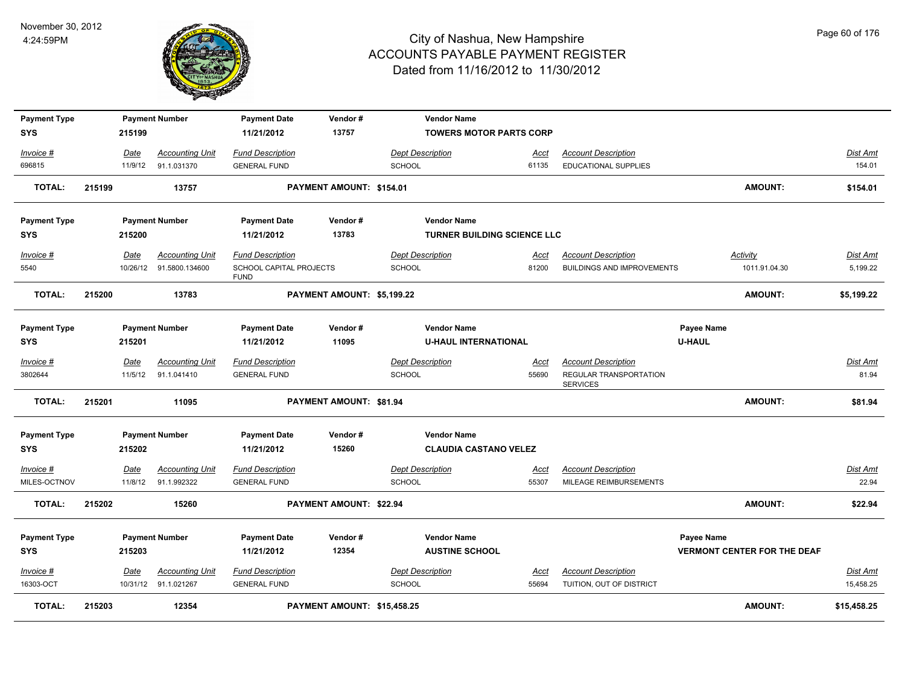# City of Nashua, New Hampshire
## ACCOUNTS PAYABLE PAYMENT REGISTER
### Dated from 11/16/2012 to 11/30/2012

November 30, 2012
4:24:59PM

| Payment Type | Payment Number | Payment Date | Vendor # | Vendor Name | | | | |
|---|---|---|---|---|---|---|---|---|
| SYS | 215199 | 11/21/2012 | 13757 | TOWERS MOTOR PARTS CORP | | | | |
| *Invoice #* | *Date* | *Accounting Unit* | *Fund Description* | *Dept Description* | *Acct* | *Account Description* | | *Dist Amt* |
| 696815 | 11/9/12 | 91.1.031370 | GENERAL FUND | SCHOOL | 61135 | EDUCATIONAL SUPPLIES | | 154.01 |
| **TOTAL: 215199** | **13757** | | **PAYMENT AMOUNT: $154.01** | | | | **AMOUNT:** | **$154.01** |

| Payment Type | Payment Number | Payment Date | Vendor # | Vendor Name | | | | |
|---|---|---|---|---|---|---|---|---|
| SYS | 215200 | 11/21/2012 | 13783 | TURNER BUILDING SCIENCE LLC | | | | |
| *Invoice #* | *Date* | *Accounting Unit* | *Fund Description* | *Dept Description* | *Acct* | *Account Description* | *Activity* | *Dist Amt* |
| 5540 | 10/26/12 | 91.5800.134600 | SCHOOL CAPITAL PROJECTS FUND | SCHOOL | 81200 | BUILDINGS AND IMPROVEMENTS | 1011.91.04.30 | 5,199.22 |
| **TOTAL: 215200** | **13783** | | **PAYMENT AMOUNT: $5,199.22** | | | | **AMOUNT:** | **$5,199.22** |

| Payment Type | Payment Number | Payment Date | Vendor # | Vendor Name | | | Payee Name | |
|---|---|---|---|---|---|---|---|---|
| SYS | 215201 | 11/21/2012 | 11095 | U-HAUL INTERNATIONAL | | | U-HAUL | |
| *Invoice #* | *Date* | *Accounting Unit* | *Fund Description* | *Dept Description* | *Acct* | *Account Description* | | *Dist Amt* |
| 3802644 | 11/5/12 | 91.1.041410 | GENERAL FUND | SCHOOL | 55690 | REGULAR TRANSPORTATION SERVICES | | 81.94 |
| **TOTAL: 215201** | **11095** | | **PAYMENT AMOUNT: $81.94** | | | | **AMOUNT:** | **$81.94** |

| Payment Type | Payment Number | Payment Date | Vendor # | Vendor Name | | | | |
|---|---|---|---|---|---|---|---|---|
| SYS | 215202 | 11/21/2012 | 15260 | CLAUDIA CASTANO VELEZ | | | | |
| *Invoice #* | *Date* | *Accounting Unit* | *Fund Description* | *Dept Description* | *Acct* | *Account Description* | | *Dist Amt* |
| MILES-OCTNOV | 11/8/12 | 91.1.992322 | GENERAL FUND | SCHOOL | 55307 | MILEAGE REIMBURSEMENTS | | 22.94 |
| **TOTAL: 215202** | **15260** | | **PAYMENT AMOUNT: $22.94** | | | | **AMOUNT:** | **$22.94** |

| Payment Type | Payment Number | Payment Date | Vendor # | Vendor Name | | | Payee Name | |
|---|---|---|---|---|---|---|---|---|
| SYS | 215203 | 11/21/2012 | 12354 | AUSTINE SCHOOL | | | VERMONT CENTER FOR THE DEAF | |
| *Invoice #* | *Date* | *Accounting Unit* | *Fund Description* | *Dept Description* | *Acct* | *Account Description* | | *Dist Amt* |
| 16303-OCT | 10/31/12 | 91.1.021267 | GENERAL FUND | SCHOOL | 55694 | TUITION, OUT OF DISTRICT | | 15,458.25 |
| **TOTAL: 215203** | **12354** | | **PAYMENT AMOUNT: $15,458.25** | | | | **AMOUNT:** | **$15,458.25** |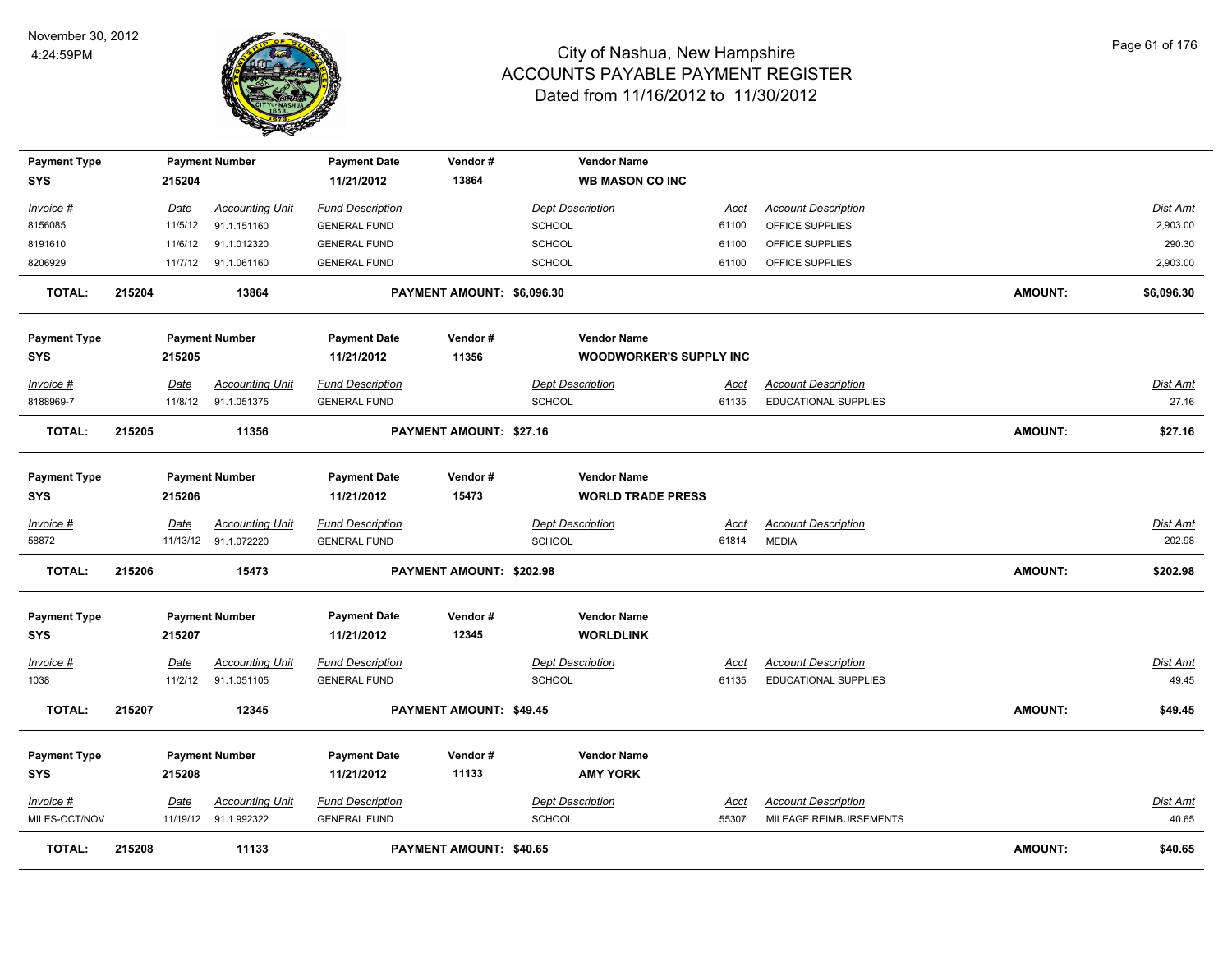# City of Nashua, New Hampshire
## ACCOUNTS PAYABLE PAYMENT REGISTER
### Dated from 11/16/2012 to 11/30/2012

November 30, 2012
4:24:59PM

| Payment Type | Payment Number | Payment Date | Vendor # | Vendor Name |
|---|---|---|---|---|
| SYS | 215204 | 11/21/2012 | 13864 | WB MASON CO INC |

| Invoice # | Date | Accounting Unit | Fund Description | Dept Description | Acct | Account Description | Dist Amt |
|---|---|---|---|---|---|---|---|
| 8156085 | 11/5/12 | 91.1.151160 | GENERAL FUND | SCHOOL | 61100 | OFFICE SUPPLIES | 2,903.00 |
| 8191610 | 11/6/12 | 91.1.012320 | GENERAL FUND | SCHOOL | 61100 | OFFICE SUPPLIES | 290.30 |
| 8206929 | 11/7/12 | 91.1.061160 | GENERAL FUND | SCHOOL | 61100 | OFFICE SUPPLIES | 2,903.00 |

**TOTAL: 215204 13864 PAYMENT AMOUNT: $6,096.30 AMOUNT: $6,096.30**

| Payment Type | Payment Number | Payment Date | Vendor # | Vendor Name |
|---|---|---|---|---|
| SYS | 215205 | 11/21/2012 | 11356 | WOODWORKER'S SUPPLY INC |

| Invoice # | Date | Accounting Unit | Fund Description | Dept Description | Acct | Account Description | Dist Amt |
|---|---|---|---|---|---|---|---|
| 8188969-7 | 11/8/12 | 91.1.051375 | GENERAL FUND | SCHOOL | 61135 | EDUCATIONAL SUPPLIES | 27.16 |

**TOTAL: 215205 11356 PAYMENT AMOUNT: $27.16 AMOUNT: $27.16**

| Payment Type | Payment Number | Payment Date | Vendor # | Vendor Name |
|---|---|---|---|---|
| SYS | 215206 | 11/21/2012 | 15473 | WORLD TRADE PRESS |

| Invoice # | Date | Accounting Unit | Fund Description | Dept Description | Acct | Account Description | Dist Amt |
|---|---|---|---|---|---|---|---|
| 58872 | 11/13/12 | 91.1.072220 | GENERAL FUND | SCHOOL | 61814 | MEDIA | 202.98 |

**TOTAL: 215206 15473 PAYMENT AMOUNT: $202.98 AMOUNT: $202.98**

| Payment Type | Payment Number | Payment Date | Vendor # | Vendor Name |
|---|---|---|---|---|
| SYS | 215207 | 11/21/2012 | 12345 | WORLDLINK |

| Invoice # | Date | Accounting Unit | Fund Description | Dept Description | Acct | Account Description | Dist Amt |
|---|---|---|---|---|---|---|---|
| 1038 | 11/2/12 | 91.1.051105 | GENERAL FUND | SCHOOL | 61135 | EDUCATIONAL SUPPLIES | 49.45 |

**TOTAL: 215207 12345 PAYMENT AMOUNT: $49.45 AMOUNT: $49.45**

| Payment Type | Payment Number | Payment Date | Vendor # | Vendor Name |
|---|---|---|---|---|
| SYS | 215208 | 11/21/2012 | 11133 | AMY YORK |

| Invoice # | Date | Accounting Unit | Fund Description | Dept Description | Acct | Account Description | Dist Amt |
|---|---|---|---|---|---|---|---|
| MILES-OCT/NOV | 11/19/12 | 91.1.992322 | GENERAL FUND | SCHOOL | 55307 | MILEAGE REIMBURSEMENTS | 40.65 |

**TOTAL: 215208 11133 PAYMENT AMOUNT: $40.65 AMOUNT: $40.65**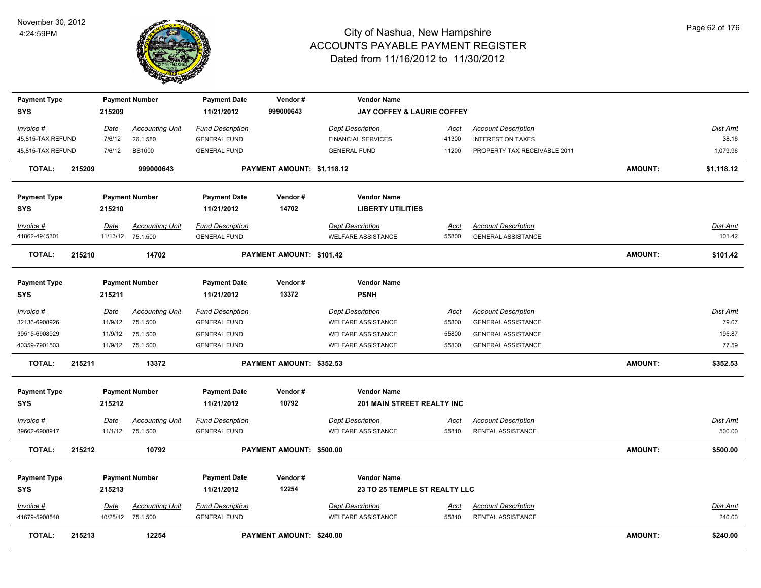# City of Nashua, New Hampshire
## ACCOUNTS PAYABLE PAYMENT REGISTER
### Dated from 11/16/2012 to 11/30/2012

November 30, 2012
4:24:59PM

| Payment Type | Payment Number | Payment Date | Vendor # | Vendor Name |
|---|---|---|---|---|
| SYS | 215209 | 11/21/2012 | 999000643 | JAY COFFEY & LAURIE COFFEY |

| Invoice # | Date | Accounting Unit | Fund Description | Dept Description | Acct | Account Description | Dist Amt |
|---|---|---|---|---|---|---|---|
| 45,815-TAX REFUND | 7/6/12 | 26.1.580 | GENERAL FUND | FINANCIAL SERVICES | 41300 | INTEREST ON TAXES | 38.16 |
| 45,815-TAX REFUND | 7/6/12 | BS1000 | GENERAL FUND | GENERAL FUND | 11200 | PROPERTY TAX RECEIVABLE 2011 | 1,079.96 |

**TOTAL: 215209 999000643 PAYMENT AMOUNT: $1,118.12 AMOUNT: $1,118.12**

| Payment Type | Payment Number | Payment Date | Vendor # | Vendor Name |
|---|---|---|---|---|
| SYS | 215210 | 11/21/2012 | 14702 | LIBERTY UTILITIES |

| Invoice # | Date | Accounting Unit | Fund Description | Dept Description | Acct | Account Description | Dist Amt |
|---|---|---|---|---|---|---|---|
| 41862-4945301 | 11/13/12 | 75.1.500 | GENERAL FUND | WELFARE ASSISTANCE | 55800 | GENERAL ASSISTANCE | 101.42 |

**TOTAL: 215210 14702 PAYMENT AMOUNT: $101.42 AMOUNT: $101.42**

| Payment Type | Payment Number | Payment Date | Vendor # | Vendor Name |
|---|---|---|---|---|
| SYS | 215211 | 11/21/2012 | 13372 | PSNH |

| Invoice # | Date | Accounting Unit | Fund Description | Dept Description | Acct | Account Description | Dist Amt |
|---|---|---|---|---|---|---|---|
| 32136-6908926 | 11/9/12 | 75.1.500 | GENERAL FUND | WELFARE ASSISTANCE | 55800 | GENERAL ASSISTANCE | 79.07 |
| 39515-6908929 | 11/9/12 | 75.1.500 | GENERAL FUND | WELFARE ASSISTANCE | 55800 | GENERAL ASSISTANCE | 195.87 |
| 40359-7901503 | 11/9/12 | 75.1.500 | GENERAL FUND | WELFARE ASSISTANCE | 55800 | GENERAL ASSISTANCE | 77.59 |

**TOTAL: 215211 13372 PAYMENT AMOUNT: $352.53 AMOUNT: $352.53**

| Payment Type | Payment Number | Payment Date | Vendor # | Vendor Name |
|---|---|---|---|---|
| SYS | 215212 | 11/21/2012 | 10792 | 201 MAIN STREET REALTY INC |

| Invoice # | Date | Accounting Unit | Fund Description | Dept Description | Acct | Account Description | Dist Amt |
|---|---|---|---|---|---|---|---|
| 39662-6908917 | 11/1/12 | 75.1.500 | GENERAL FUND | WELFARE ASSISTANCE | 55810 | RENTAL ASSISTANCE | 500.00 |

**TOTAL: 215212 10792 PAYMENT AMOUNT: $500.00 AMOUNT: $500.00**

| Payment Type | Payment Number | Payment Date | Vendor # | Vendor Name |
|---|---|---|---|---|
| SYS | 215213 | 11/21/2012 | 12254 | 23 TO 25 TEMPLE ST REALTY LLC |

| Invoice # | Date | Accounting Unit | Fund Description | Dept Description | Acct | Account Description | Dist Amt |
|---|---|---|---|---|---|---|---|
| 41679-5908540 | 10/25/12 | 75.1.500 | GENERAL FUND | WELFARE ASSISTANCE | 55810 | RENTAL ASSISTANCE | 240.00 |

**TOTAL: 215213 12254 PAYMENT AMOUNT: $240.00 AMOUNT: $240.00**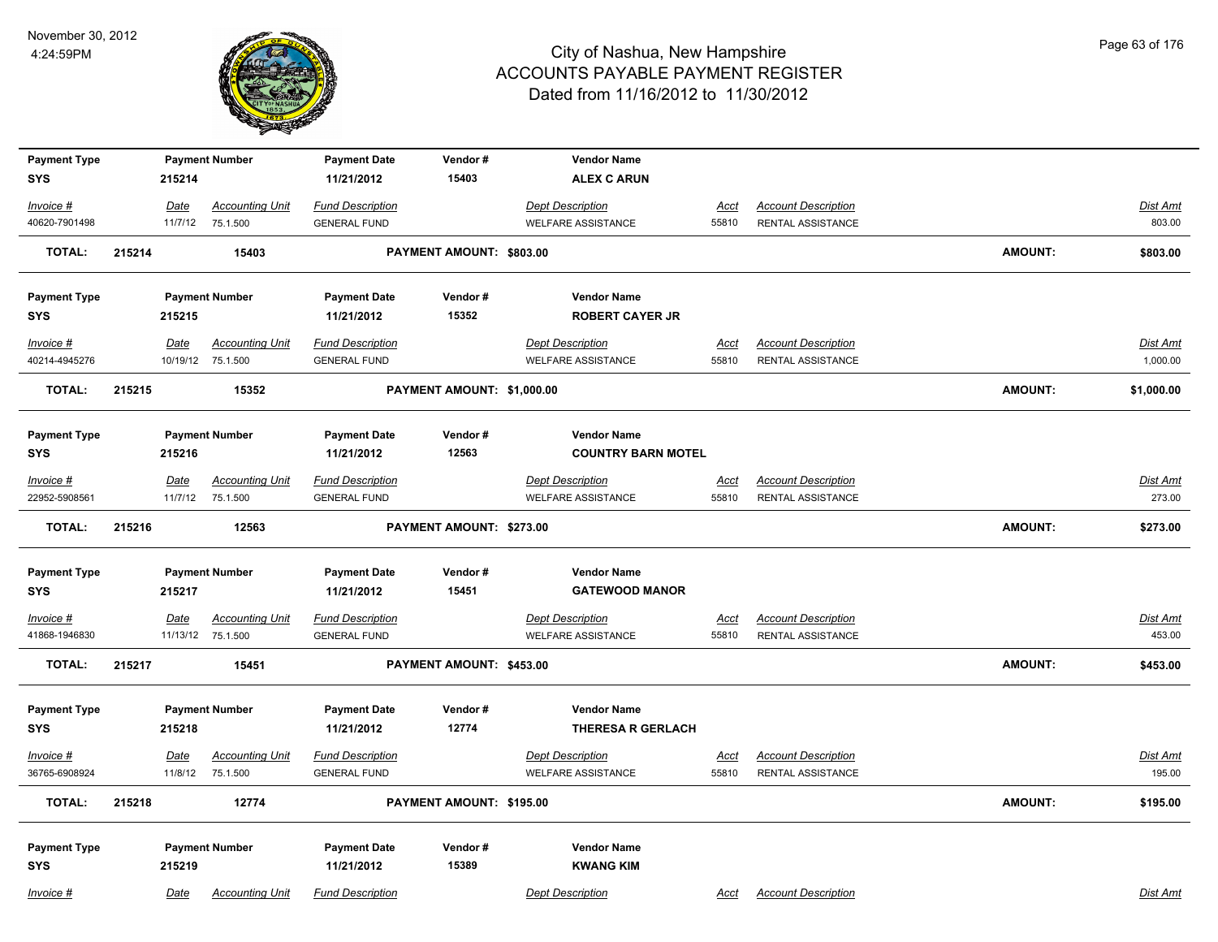| Payment Type | Payment Number | Payment Date | Vendor # | Vendor Name |
|---|---|---|---|---|
| SYS | 215214 | 11/21/2012 | 15403 | **ALEX C ARUN** |

| Invoice # | Date | Accounting Unit | Fund Description | Dept Description | Acct | Account Description | Dist Amt |
|---|---|---|---|---|---|---|---|
| 40620-7901498 | 11/7/12 | 75.1.500 | GENERAL FUND | WELFARE ASSISTANCE | 55810 | RENTAL ASSISTANCE | 803.00 |

**TOTAL: 215214 15403 PAYMENT AMOUNT: $803.00 AMOUNT: $803.00**

| Payment Type | Payment Number | Payment Date | Vendor # | Vendor Name |
|---|---|---|---|---|
| SYS | 215215 | 11/21/2012 | 15352 | **ROBERT CAYER JR** |

| Invoice # | Date | Accounting Unit | Fund Description | Dept Description | Acct | Account Description | Dist Amt |
|---|---|---|---|---|---|---|---|
| 40214-4945276 | 10/19/12 | 75.1.500 | GENERAL FUND | WELFARE ASSISTANCE | 55810 | RENTAL ASSISTANCE | 1,000.00 |

**TOTAL: 215215 15352 PAYMENT AMOUNT: $1,000.00 AMOUNT: $1,000.00**

| Payment Type | Payment Number | Payment Date | Vendor # | Vendor Name |
|---|---|---|---|---|
| SYS | 215216 | 11/21/2012 | 12563 | **COUNTRY BARN MOTEL** |

| Invoice # | Date | Accounting Unit | Fund Description | Dept Description | Acct | Account Description | Dist Amt |
|---|---|---|---|---|---|---|---|
| 22952-5908561 | 11/7/12 | 75.1.500 | GENERAL FUND | WELFARE ASSISTANCE | 55810 | RENTAL ASSISTANCE | 273.00 |

**TOTAL: 215216 12563 PAYMENT AMOUNT: $273.00 AMOUNT: $273.00**

| Payment Type | Payment Number | Payment Date | Vendor # | Vendor Name |
|---|---|---|---|---|
| SYS | 215217 | 11/21/2012 | 15451 | **GATEWOOD MANOR** |

| Invoice # | Date | Accounting Unit | Fund Description | Dept Description | Acct | Account Description | Dist Amt |
|---|---|---|---|---|---|---|---|
| 41868-1946830 | 11/13/12 | 75.1.500 | GENERAL FUND | WELFARE ASSISTANCE | 55810 | RENTAL ASSISTANCE | 453.00 |

**TOTAL: 215217 15451 PAYMENT AMOUNT: $453.00 AMOUNT: $453.00**

| Payment Type | Payment Number | Payment Date | Vendor # | Vendor Name |
|---|---|---|---|---|
| SYS | 215218 | 11/21/2012 | 12774 | **THERESA R GERLACH** |

| Invoice # | Date | Accounting Unit | Fund Description | Dept Description | Acct | Account Description | Dist Amt |
|---|---|---|---|---|---|---|---|
| 36765-6908924 | 11/8/12 | 75.1.500 | GENERAL FUND | WELFARE ASSISTANCE | 55810 | RENTAL ASSISTANCE | 195.00 |

**TOTAL: 215218 12774 PAYMENT AMOUNT: $195.00 AMOUNT: $195.00**

| Payment Type | Payment Number | Payment Date | Vendor # | Vendor Name |
|---|---|---|---|---|
| SYS | 215219 | 11/21/2012 | 15389 | **KWANG KIM** |

| Invoice # | Date | Accounting Unit | Fund Description | Dept Description | Acct | Account Description | Dist Amt |
|---|---|---|---|---|---|---|---|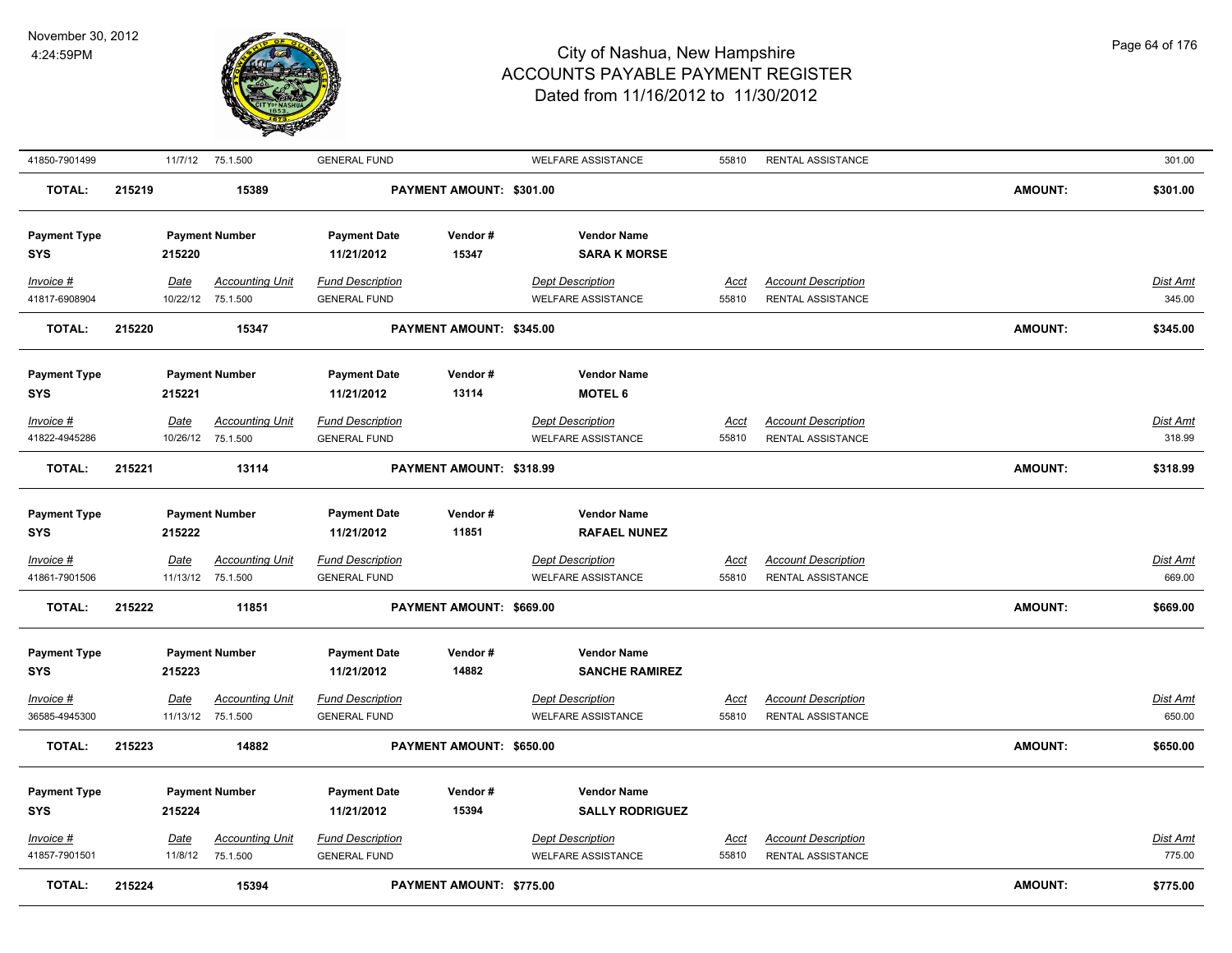| Invoice # | Date | Accounting Unit | Fund Description | Dept Description | Acct | Account Description | Dist Amt |
|---|---|---|---|---|---|---|---|
| 41850-7901499 | 11/7/12 | 75.1.500 | GENERAL FUND | WELFARE ASSISTANCE | 55810 | RENTAL ASSISTANCE | 301.00 |

**TOTAL:** 215219 15389 **PAYMENT AMOUNT: $301.00** **AMOUNT: $301.00**

| Payment Type | Payment Number | Payment Date | Vendor # | Vendor Name |
|---|---|---|---|---|
| SYS | 215220 | 11/21/2012 | 15347 | SARA K MORSE |

| Invoice # | Date | Accounting Unit | Fund Description | Dept Description | Acct | Account Description | Dist Amt |
|---|---|---|---|---|---|---|---|
| 41817-6908904 | 10/22/12 | 75.1.500 | GENERAL FUND | WELFARE ASSISTANCE | 55810 | RENTAL ASSISTANCE | 345.00 |

**TOTAL:** 215220 15347 **PAYMENT AMOUNT: $345.00** **AMOUNT: $345.00**

| Payment Type | Payment Number | Payment Date | Vendor # | Vendor Name |
|---|---|---|---|---|
| SYS | 215221 | 11/21/2012 | 13114 | MOTEL 6 |

| Invoice # | Date | Accounting Unit | Fund Description | Dept Description | Acct | Account Description | Dist Amt |
|---|---|---|---|---|---|---|---|
| 41822-4945286 | 10/26/12 | 75.1.500 | GENERAL FUND | WELFARE ASSISTANCE | 55810 | RENTAL ASSISTANCE | 318.99 |

**TOTAL:** 215221 13114 **PAYMENT AMOUNT: $318.99** **AMOUNT: $318.99**

| Payment Type | Payment Number | Payment Date | Vendor # | Vendor Name |
|---|---|---|---|---|
| SYS | 215222 | 11/21/2012 | 11851 | RAFAEL NUNEZ |

| Invoice # | Date | Accounting Unit | Fund Description | Dept Description | Acct | Account Description | Dist Amt |
|---|---|---|---|---|---|---|---|
| 41861-7901506 | 11/13/12 | 75.1.500 | GENERAL FUND | WELFARE ASSISTANCE | 55810 | RENTAL ASSISTANCE | 669.00 |

**TOTAL:** 215222 11851 **PAYMENT AMOUNT: $669.00** **AMOUNT: $669.00**

| Payment Type | Payment Number | Payment Date | Vendor # | Vendor Name |
|---|---|---|---|---|
| SYS | 215223 | 11/21/2012 | 14882 | SANCHE RAMIREZ |

| Invoice # | Date | Accounting Unit | Fund Description | Dept Description | Acct | Account Description | Dist Amt |
|---|---|---|---|---|---|---|---|
| 36585-4945300 | 11/13/12 | 75.1.500 | GENERAL FUND | WELFARE ASSISTANCE | 55810 | RENTAL ASSISTANCE | 650.00 |

**TOTAL:** 215223 14882 **PAYMENT AMOUNT: $650.00** **AMOUNT: $650.00**

| Payment Type | Payment Number | Payment Date | Vendor # | Vendor Name |
|---|---|---|---|---|
| SYS | 215224 | 11/21/2012 | 15394 | SALLY RODRIGUEZ |

| Invoice # | Date | Accounting Unit | Fund Description | Dept Description | Acct | Account Description | Dist Amt |
|---|---|---|---|---|---|---|---|
| 41857-7901501 | 11/8/12 | 75.1.500 | GENERAL FUND | WELFARE ASSISTANCE | 55810 | RENTAL ASSISTANCE | 775.00 |

**TOTAL:** 215224 15394 **PAYMENT AMOUNT: $775.00** **AMOUNT: $775.00**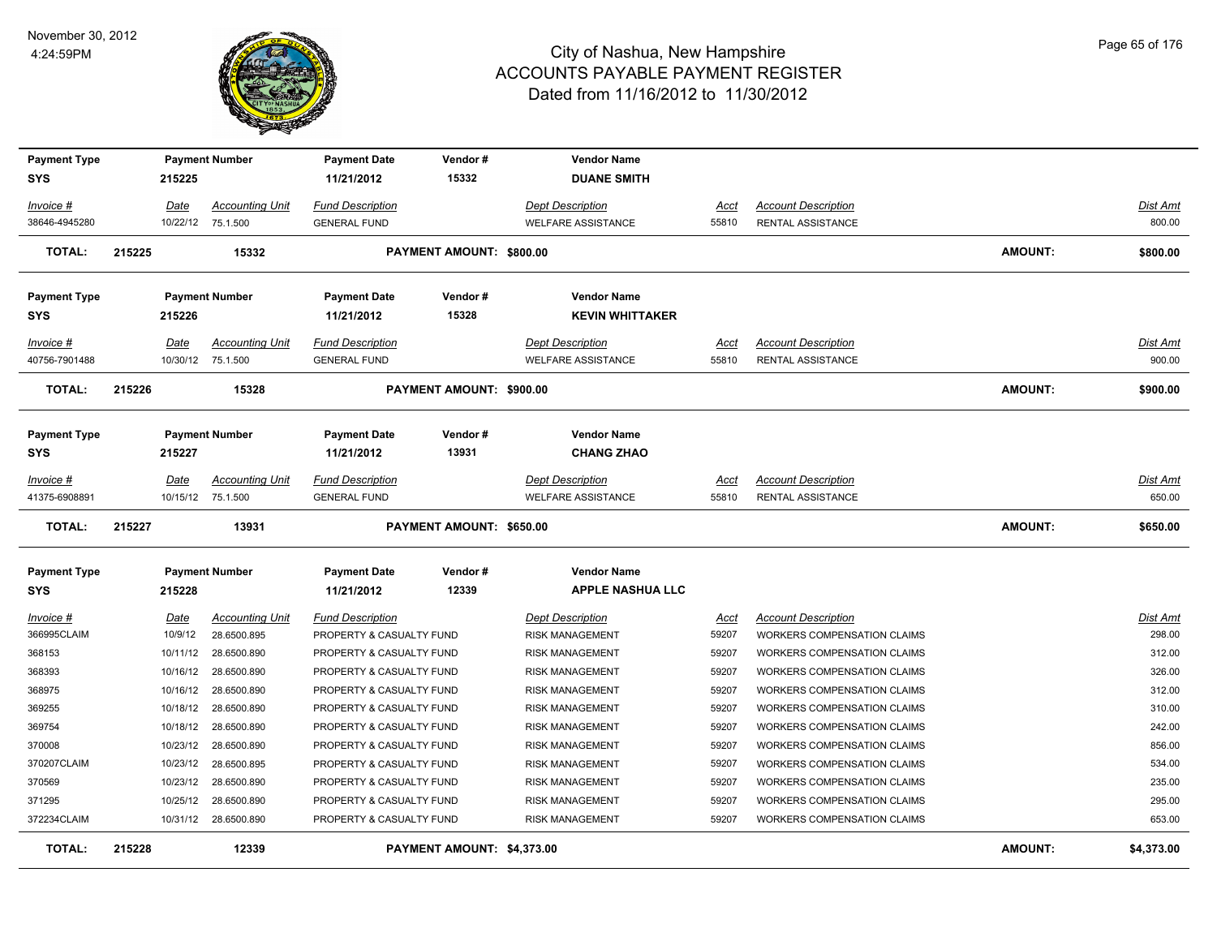# City of Nashua, New Hampshire
## ACCOUNTS PAYABLE PAYMENT REGISTER
### Dated from 11/16/2012 to 11/30/2012

November 30, 2012
4:24:59PM

| Payment Type | Payment Number | Payment Date | Vendor # | Vendor Name |
|---|---|---|---|---|
| SYS | 215225 | 11/21/2012 | 15332 | DUANE SMITH |

| Invoice # | Date | Accounting Unit | Fund Description | Dept Description | Acct | Account Description | Dist Amt |
|---|---|---|---|---|---|---|---|
| 38646-4945280 | 10/22/12 | 75.1.500 | GENERAL FUND | WELFARE ASSISTANCE | 55810 | RENTAL ASSISTANCE | 800.00 |

**TOTAL: 215225 15332 PAYMENT AMOUNT: $800.00 AMOUNT: $800.00**

| Payment Type | Payment Number | Payment Date | Vendor # | Vendor Name |
|---|---|---|---|---|
| SYS | 215226 | 11/21/2012 | 15328 | KEVIN WHITTAKER |

| Invoice # | Date | Accounting Unit | Fund Description | Dept Description | Acct | Account Description | Dist Amt |
|---|---|---|---|---|---|---|---|
| 40756-7901488 | 10/30/12 | 75.1.500 | GENERAL FUND | WELFARE ASSISTANCE | 55810 | RENTAL ASSISTANCE | 900.00 |

**TOTAL: 215226 15328 PAYMENT AMOUNT: $900.00 AMOUNT: $900.00**

| Payment Type | Payment Number | Payment Date | Vendor # | Vendor Name |
|---|---|---|---|---|
| SYS | 215227 | 11/21/2012 | 13931 | CHANG ZHAO |

| Invoice # | Date | Accounting Unit | Fund Description | Dept Description | Acct | Account Description | Dist Amt |
|---|---|---|---|---|---|---|---|
| 41375-6908891 | 10/15/12 | 75.1.500 | GENERAL FUND | WELFARE ASSISTANCE | 55810 | RENTAL ASSISTANCE | 650.00 |

**TOTAL: 215227 13931 PAYMENT AMOUNT: $650.00 AMOUNT: $650.00**

| Payment Type | Payment Number | Payment Date | Vendor # | Vendor Name |
|---|---|---|---|---|
| SYS | 215228 | 11/21/2012 | 12339 | APPLE NASHUA LLC |

| Invoice # | Date | Accounting Unit | Fund Description | Dept Description | Acct | Account Description | Dist Amt |
|---|---|---|---|---|---|---|---|
| 366995CLAIM | 10/9/12 | 28.6500.895 | PROPERTY & CASUALTY FUND | RISK MANAGEMENT | 59207 | WORKERS COMPENSATION CLAIMS | 298.00 |
| 368153 | 10/11/12 | 28.6500.890 | PROPERTY & CASUALTY FUND | RISK MANAGEMENT | 59207 | WORKERS COMPENSATION CLAIMS | 312.00 |
| 368393 | 10/16/12 | 28.6500.890 | PROPERTY & CASUALTY FUND | RISK MANAGEMENT | 59207 | WORKERS COMPENSATION CLAIMS | 326.00 |
| 368975 | 10/16/12 | 28.6500.890 | PROPERTY & CASUALTY FUND | RISK MANAGEMENT | 59207 | WORKERS COMPENSATION CLAIMS | 312.00 |
| 369255 | 10/18/12 | 28.6500.890 | PROPERTY & CASUALTY FUND | RISK MANAGEMENT | 59207 | WORKERS COMPENSATION CLAIMS | 310.00 |
| 369754 | 10/18/12 | 28.6500.890 | PROPERTY & CASUALTY FUND | RISK MANAGEMENT | 59207 | WORKERS COMPENSATION CLAIMS | 242.00 |
| 370008 | 10/23/12 | 28.6500.890 | PROPERTY & CASUALTY FUND | RISK MANAGEMENT | 59207 | WORKERS COMPENSATION CLAIMS | 856.00 |
| 370207CLAIM | 10/23/12 | 28.6500.895 | PROPERTY & CASUALTY FUND | RISK MANAGEMENT | 59207 | WORKERS COMPENSATION CLAIMS | 534.00 |
| 370569 | 10/23/12 | 28.6500.890 | PROPERTY & CASUALTY FUND | RISK MANAGEMENT | 59207 | WORKERS COMPENSATION CLAIMS | 235.00 |
| 371295 | 10/25/12 | 28.6500.890 | PROPERTY & CASUALTY FUND | RISK MANAGEMENT | 59207 | WORKERS COMPENSATION CLAIMS | 295.00 |
| 372234CLAIM | 10/31/12 | 28.6500.890 | PROPERTY & CASUALTY FUND | RISK MANAGEMENT | 59207 | WORKERS COMPENSATION CLAIMS | 653.00 |

**TOTAL: 215228 12339 PAYMENT AMOUNT: $4,373.00 AMOUNT: $4,373.00**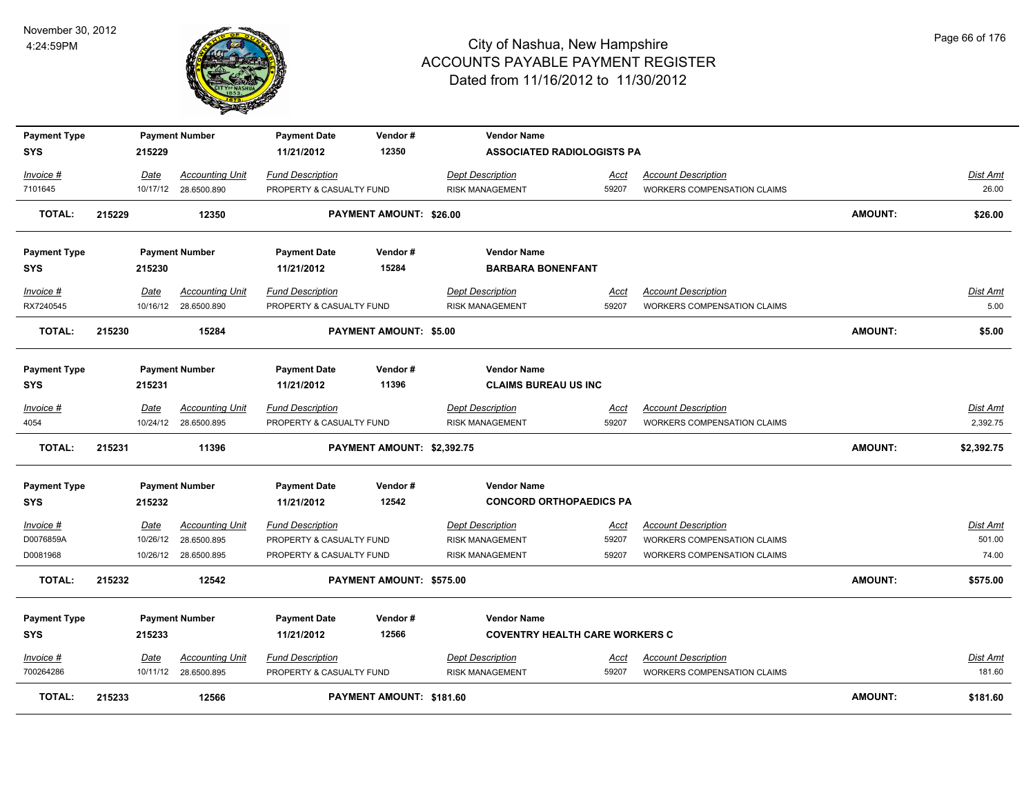# City of Nashua, New Hampshire
## ACCOUNTS PAYABLE PAYMENT REGISTER
### Dated from 11/16/2012 to 11/30/2012

November 30, 2012
4:24:59PM

| Payment Type | Payment Number | Payment Date | Vendor # | Vendor Name |
|---|---|---|---|---|
| SYS | 215229 | 11/21/2012 | 12350 | ASSOCIATED RADIOLOGISTS PA |

| Invoice # | Date | Accounting Unit | Fund Description | Dept Description | Acct | Account Description | Dist Amt |
|---|---|---|---|---|---|---|---|
| 7101645 | 10/17/12 | 28.6500.890 | PROPERTY & CASUALTY FUND | RISK MANAGEMENT | 59207 | WORKERS COMPENSATION CLAIMS | 26.00 |

**TOTAL: 215229 12350 PAYMENT AMOUNT: $26.00 AMOUNT: $26.00**

| Payment Type | Payment Number | Payment Date | Vendor # | Vendor Name |
|---|---|---|---|---|
| SYS | 215230 | 11/21/2012 | 15284 | BARBARA BONENFANT |

| Invoice # | Date | Accounting Unit | Fund Description | Dept Description | Acct | Account Description | Dist Amt |
|---|---|---|---|---|---|---|---|
| RX7240545 | 10/16/12 | 28.6500.890 | PROPERTY & CASUALTY FUND | RISK MANAGEMENT | 59207 | WORKERS COMPENSATION CLAIMS | 5.00 |

**TOTAL: 215230 15284 PAYMENT AMOUNT: $5.00 AMOUNT: $5.00**

| Payment Type | Payment Number | Payment Date | Vendor # | Vendor Name |
|---|---|---|---|---|
| SYS | 215231 | 11/21/2012 | 11396 | CLAIMS BUREAU US INC |

| Invoice # | Date | Accounting Unit | Fund Description | Dept Description | Acct | Account Description | Dist Amt |
|---|---|---|---|---|---|---|---|
| 4054 | 10/24/12 | 28.6500.895 | PROPERTY & CASUALTY FUND | RISK MANAGEMENT | 59207 | WORKERS COMPENSATION CLAIMS | 2,392.75 |

**TOTAL: 215231 11396 PAYMENT AMOUNT: $2,392.75 AMOUNT: $2,392.75**

| Payment Type | Payment Number | Payment Date | Vendor # | Vendor Name |
|---|---|---|---|---|
| SYS | 215232 | 11/21/2012 | 12542 | CONCORD ORTHOPAEDICS PA |

| Invoice # | Date | Accounting Unit | Fund Description | Dept Description | Acct | Account Description | Dist Amt |
|---|---|---|---|---|---|---|---|
| D0076859A | 10/26/12 | 28.6500.895 | PROPERTY & CASUALTY FUND | RISK MANAGEMENT | 59207 | WORKERS COMPENSATION CLAIMS | 501.00 |
| D0081968 | 10/26/12 | 28.6500.895 | PROPERTY & CASUALTY FUND | RISK MANAGEMENT | 59207 | WORKERS COMPENSATION CLAIMS | 74.00 |

**TOTAL: 215232 12542 PAYMENT AMOUNT: $575.00 AMOUNT: $575.00**

| Payment Type | Payment Number | Payment Date | Vendor # | Vendor Name |
|---|---|---|---|---|
| SYS | 215233 | 11/21/2012 | 12566 | COVENTRY HEALTH CARE WORKERS C |

| Invoice # | Date | Accounting Unit | Fund Description | Dept Description | Acct | Account Description | Dist Amt |
|---|---|---|---|---|---|---|---|
| 700264286 | 10/11/12 | 28.6500.895 | PROPERTY & CASUALTY FUND | RISK MANAGEMENT | 59207 | WORKERS COMPENSATION CLAIMS | 181.60 |

**TOTAL: 215233 12566 PAYMENT AMOUNT: $181.60 AMOUNT: $181.60**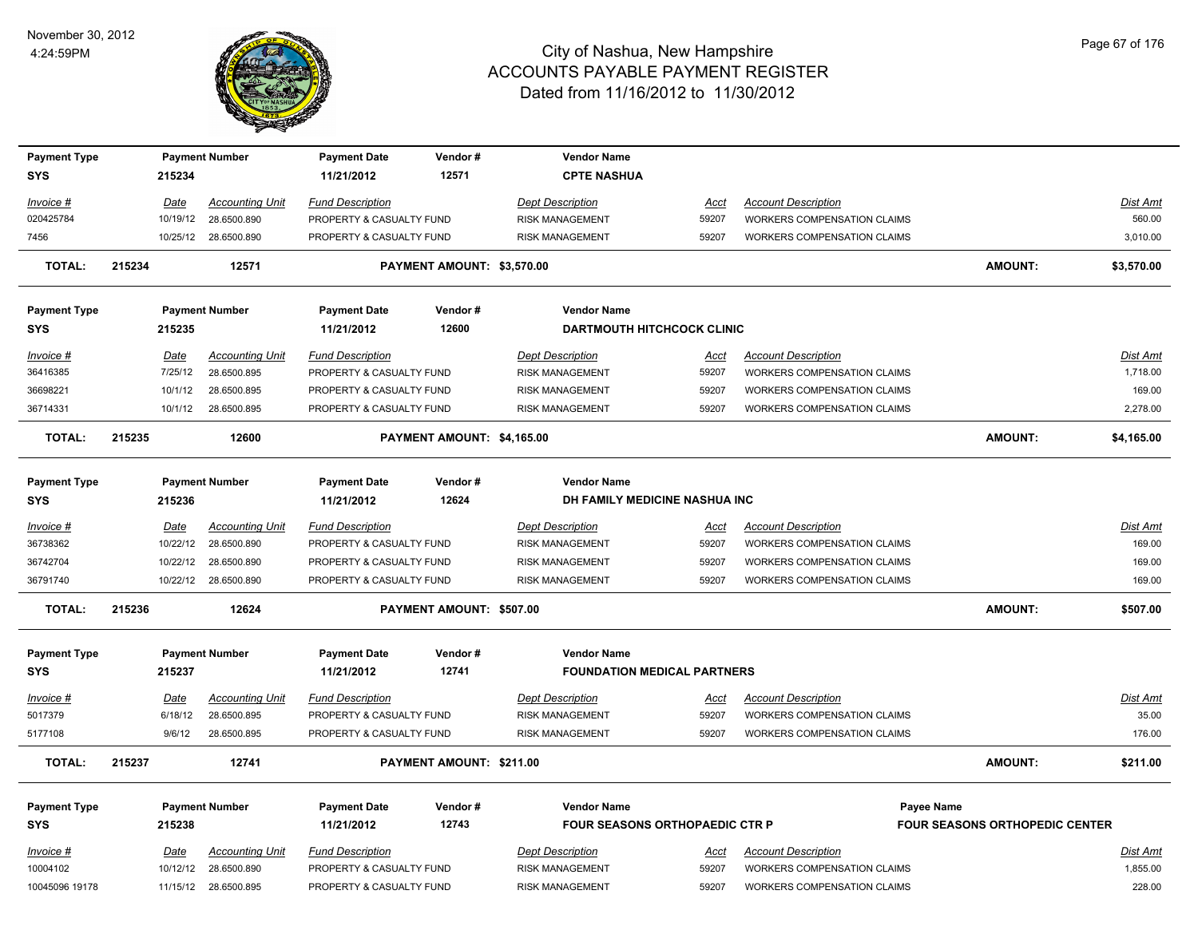# City of Nashua, New Hampshire
## ACCOUNTS PAYABLE PAYMENT REGISTER
### Dated from 11/16/2012 to 11/30/2012

November 30, 2012
4:24:59PM

| Payment Type | Payment Number | Payment Date | Vendor # | Vendor Name |
|---|---|---|---|---|
| SYS | 215234 | 11/21/2012 | 12571 | CPTE NASHUA |

| Invoice # | Date | Accounting Unit | Fund Description | Dept Description | Acct | Account Description | Dist Amt |
|---|---|---|---|---|---|---|---|
| 020425784 | 10/19/12 | 28.6500.890 | PROPERTY & CASUALTY FUND | RISK MANAGEMENT | 59207 | WORKERS COMPENSATION CLAIMS | 560.00 |
| 7456 | 10/25/12 | 28.6500.890 | PROPERTY & CASUALTY FUND | RISK MANAGEMENT | 59207 | WORKERS COMPENSATION CLAIMS | 3,010.00 |

**TOTAL: 215234 12571 PAYMENT AMOUNT: $3,570.00 AMOUNT: $3,570.00**

| Payment Type | Payment Number | Payment Date | Vendor # | Vendor Name |
|---|---|---|---|---|
| SYS | 215235 | 11/21/2012 | 12600 | DARTMOUTH HITCHCOCK CLINIC |

| Invoice # | Date | Accounting Unit | Fund Description | Dept Description | Acct | Account Description | Dist Amt |
|---|---|---|---|---|---|---|---|
| 36416385 | 7/25/12 | 28.6500.895 | PROPERTY & CASUALTY FUND | RISK MANAGEMENT | 59207 | WORKERS COMPENSATION CLAIMS | 1,718.00 |
| 36698221 | 10/1/12 | 28.6500.895 | PROPERTY & CASUALTY FUND | RISK MANAGEMENT | 59207 | WORKERS COMPENSATION CLAIMS | 169.00 |
| 36714331 | 10/1/12 | 28.6500.895 | PROPERTY & CASUALTY FUND | RISK MANAGEMENT | 59207 | WORKERS COMPENSATION CLAIMS | 2,278.00 |

**TOTAL: 215235 12600 PAYMENT AMOUNT: $4,165.00 AMOUNT: $4,165.00**

| Payment Type | Payment Number | Payment Date | Vendor # | Vendor Name |
|---|---|---|---|---|
| SYS | 215236 | 11/21/2012 | 12624 | DH FAMILY MEDICINE NASHUA INC |

| Invoice # | Date | Accounting Unit | Fund Description | Dept Description | Acct | Account Description | Dist Amt |
|---|---|---|---|---|---|---|---|
| 36738362 | 10/22/12 | 28.6500.890 | PROPERTY & CASUALTY FUND | RISK MANAGEMENT | 59207 | WORKERS COMPENSATION CLAIMS | 169.00 |
| 36742704 | 10/22/12 | 28.6500.890 | PROPERTY & CASUALTY FUND | RISK MANAGEMENT | 59207 | WORKERS COMPENSATION CLAIMS | 169.00 |
| 36791740 | 10/22/12 | 28.6500.890 | PROPERTY & CASUALTY FUND | RISK MANAGEMENT | 59207 | WORKERS COMPENSATION CLAIMS | 169.00 |

**TOTAL: 215236 12624 PAYMENT AMOUNT: $507.00 AMOUNT: $507.00**

| Payment Type | Payment Number | Payment Date | Vendor # | Vendor Name |
|---|---|---|---|---|
| SYS | 215237 | 11/21/2012 | 12741 | FOUNDATION MEDICAL PARTNERS |

| Invoice # | Date | Accounting Unit | Fund Description | Dept Description | Acct | Account Description | Dist Amt |
|---|---|---|---|---|---|---|---|
| 5017379 | 6/18/12 | 28.6500.895 | PROPERTY & CASUALTY FUND | RISK MANAGEMENT | 59207 | WORKERS COMPENSATION CLAIMS | 35.00 |
| 5177108 | 9/6/12 | 28.6500.895 | PROPERTY & CASUALTY FUND | RISK MANAGEMENT | 59207 | WORKERS COMPENSATION CLAIMS | 176.00 |

**TOTAL: 215237 12741 PAYMENT AMOUNT: $211.00 AMOUNT: $211.00**

| Payment Type | Payment Number | Payment Date | Vendor # | Vendor Name | Payee Name |
|---|---|---|---|---|---|
| SYS | 215238 | 11/21/2012 | 12743 | FOUR SEASONS ORTHOPAEDIC CTR P | FOUR SEASONS ORTHOPEDIC CENTER |

| Invoice # | Date | Accounting Unit | Fund Description | Dept Description | Acct | Account Description | Dist Amt |
|---|---|---|---|---|---|---|---|
| 10004102 | 10/12/12 | 28.6500.890 | PROPERTY & CASUALTY FUND | RISK MANAGEMENT | 59207 | WORKERS COMPENSATION CLAIMS | 1,855.00 |
| 10045096 19178 | 11/15/12 | 28.6500.895 | PROPERTY & CASUALTY FUND | RISK MANAGEMENT | 59207 | WORKERS COMPENSATION CLAIMS | 228.00 |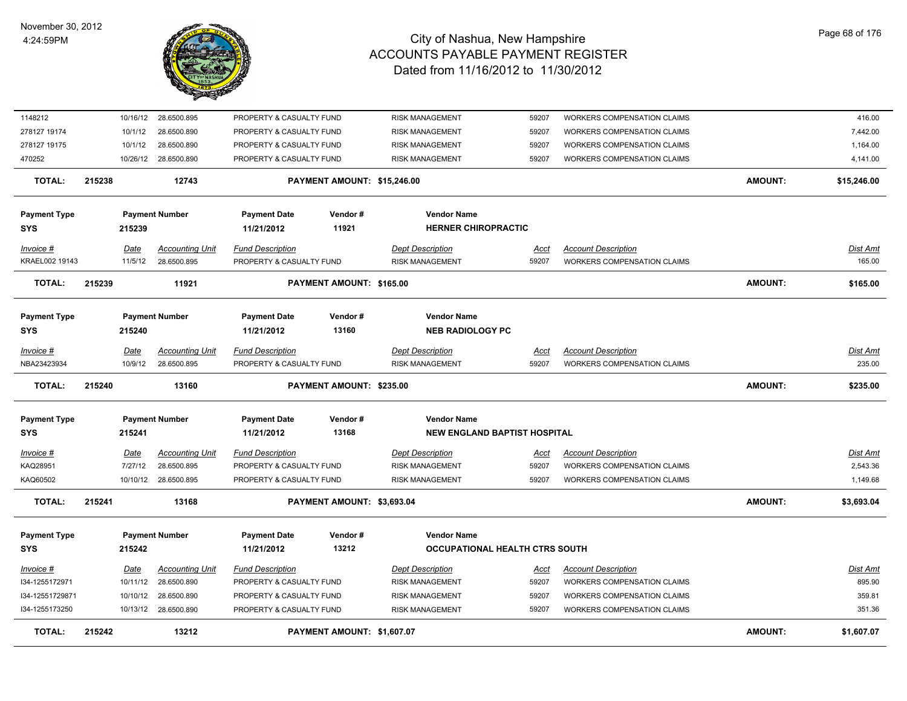# City of Nashua, New Hampshire
## ACCOUNTS PAYABLE PAYMENT REGISTER
### Dated from 11/16/2012 to 11/30/2012

November 30, 2012
4:24:59PM

| Invoice # | Date | Accounting Unit | Fund Description | Dept Description | Acct | Account Description | | Dist Amt |
|---|---|---|---|---|---|---|---|---|
| 1148212 | 10/16/12 | 28.6500.895 | PROPERTY & CASUALTY FUND | RISK MANAGEMENT | 59207 | WORKERS COMPENSATION CLAIMS | | 416.00 |
| 278127 19174 | 10/1/12 | 28.6500.890 | PROPERTY & CASUALTY FUND | RISK MANAGEMENT | 59207 | WORKERS COMPENSATION CLAIMS | | 7,442.00 |
| 278127 19175 | 10/1/12 | 28.6500.890 | PROPERTY & CASUALTY FUND | RISK MANAGEMENT | 59207 | WORKERS COMPENSATION CLAIMS | | 1,164.00 |
| 470252 | 10/26/12 | 28.6500.890 | PROPERTY & CASUALTY FUND | RISK MANAGEMENT | 59207 | WORKERS COMPENSATION CLAIMS | | 4,141.00 |
| **TOTAL:** | **215238** | **12743** | **PAYMENT AMOUNT: $15,246.00** | | | | **AMOUNT:** | **$15,246.00** |

| Payment Type | Payment Number | Payment Date | Vendor # | Vendor Name |
|---|---|---|---|---|
| SYS | 215239 | 11/21/2012 | 11921 | HERNER CHIROPRACTIC |

| Invoice # | Date | Accounting Unit | Fund Description | Dept Description | Acct | Account Description | | Dist Amt |
|---|---|---|---|---|---|---|---|---|
| KRAEL002 19143 | 11/5/12 | 28.6500.895 | PROPERTY & CASUALTY FUND | RISK MANAGEMENT | 59207 | WORKERS COMPENSATION CLAIMS | | 165.00 |
| **TOTAL:** | **215239** | **11921** | **PAYMENT AMOUNT: $165.00** | | | | **AMOUNT:** | **$165.00** |

| Payment Type | Payment Number | Payment Date | Vendor # | Vendor Name |
|---|---|---|---|---|
| SYS | 215240 | 11/21/2012 | 13160 | NEB RADIOLOGY PC |

| Invoice # | Date | Accounting Unit | Fund Description | Dept Description | Acct | Account Description | | Dist Amt |
|---|---|---|---|---|---|---|---|---|
| NBA23423934 | 10/9/12 | 28.6500.895 | PROPERTY & CASUALTY FUND | RISK MANAGEMENT | 59207 | WORKERS COMPENSATION CLAIMS | | 235.00 |
| **TOTAL:** | **215240** | **13160** | **PAYMENT AMOUNT: $235.00** | | | | **AMOUNT:** | **$235.00** |

| Payment Type | Payment Number | Payment Date | Vendor # | Vendor Name |
|---|---|---|---|---|
| SYS | 215241 | 11/21/2012 | 13168 | NEW ENGLAND BAPTIST HOSPITAL |

| Invoice # | Date | Accounting Unit | Fund Description | Dept Description | Acct | Account Description | | Dist Amt |
|---|---|---|---|---|---|---|---|---|
| KAQ28951 | 7/27/12 | 28.6500.895 | PROPERTY & CASUALTY FUND | RISK MANAGEMENT | 59207 | WORKERS COMPENSATION CLAIMS | | 2,543.36 |
| KAQ60502 | 10/10/12 | 28.6500.895 | PROPERTY & CASUALTY FUND | RISK MANAGEMENT | 59207 | WORKERS COMPENSATION CLAIMS | | 1,149.68 |
| **TOTAL:** | **215241** | **13168** | **PAYMENT AMOUNT: $3,693.04** | | | | **AMOUNT:** | **$3,693.04** |

| Payment Type | Payment Number | Payment Date | Vendor # | Vendor Name |
|---|---|---|---|---|
| SYS | 215242 | 11/21/2012 | 13212 | OCCUPATIONAL HEALTH CTRS SOUTH |

| Invoice # | Date | Accounting Unit | Fund Description | Dept Description | Acct | Account Description | | Dist Amt |
|---|---|---|---|---|---|---|---|---|
| I34-1255172971 | 10/11/12 | 28.6500.890 | PROPERTY & CASUALTY FUND | RISK MANAGEMENT | 59207 | WORKERS COMPENSATION CLAIMS | | 895.90 |
| I34-12551729871 | 10/10/12 | 28.6500.890 | PROPERTY & CASUALTY FUND | RISK MANAGEMENT | 59207 | WORKERS COMPENSATION CLAIMS | | 359.81 |
| I34-1255173250 | 10/13/12 | 28.6500.890 | PROPERTY & CASUALTY FUND | RISK MANAGEMENT | 59207 | WORKERS COMPENSATION CLAIMS | | 351.36 |
| **TOTAL:** | **215242** | **13212** | **PAYMENT AMOUNT: $1,607.07** | | | | **AMOUNT:** | **$1,607.07** |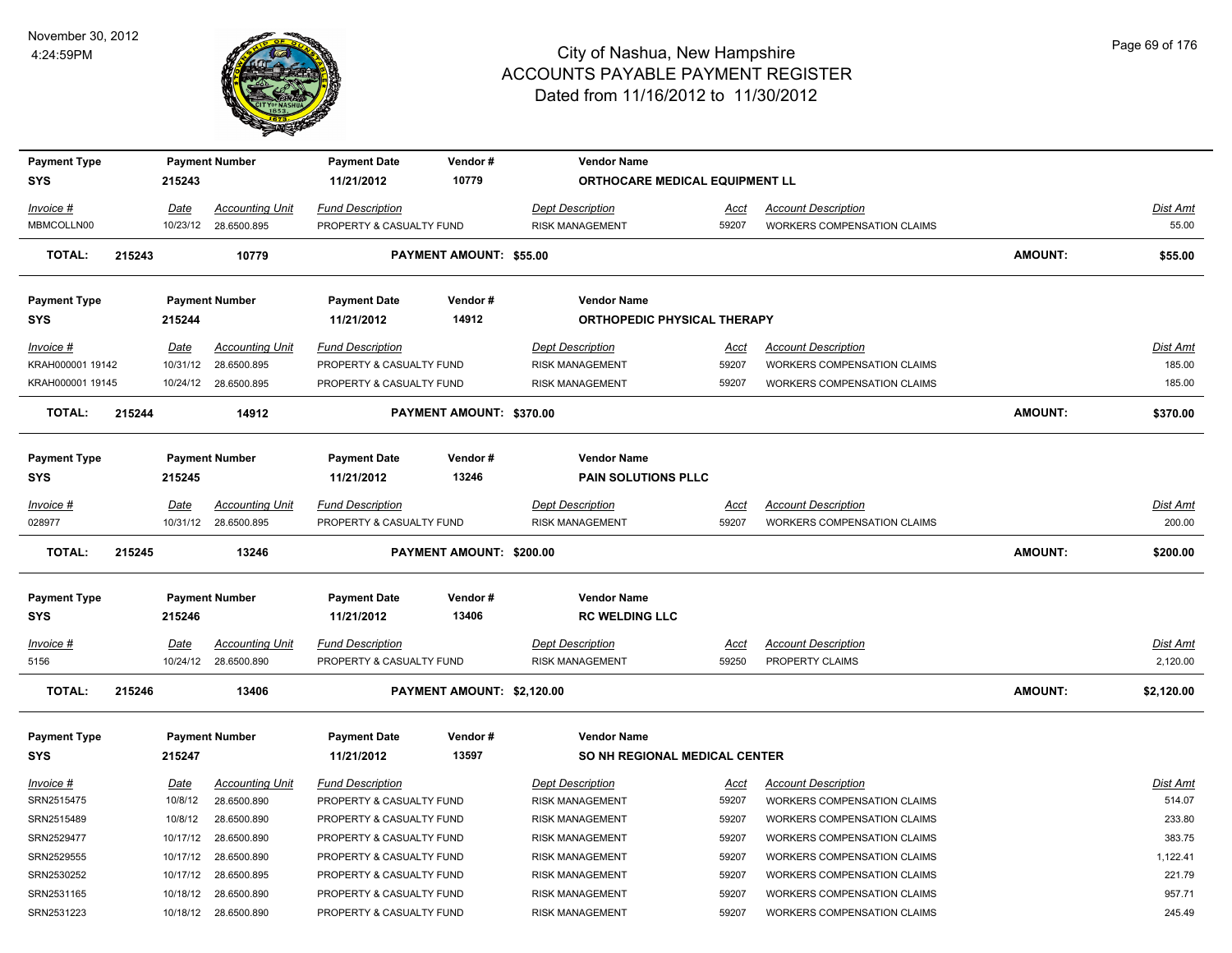# City of Nashua, New Hampshire
## ACCOUNTS PAYABLE PAYMENT REGISTER
### Dated from 11/16/2012 to 11/30/2012

November 30, 2012
4:24:59PM

| Payment Type | Payment Number | Payment Date | Vendor # | Vendor Name |
|---|---|---|---|---|
| SYS | 215243 | 11/21/2012 | 10779 | ORTHOCARE MEDICAL EQUIPMENT LL |

| Invoice # | Date | Accounting Unit | Fund Description | Dept Description | Acct | Account Description | Dist Amt |
|---|---|---|---|---|---|---|---|
| MBMCOLLN00 | 10/23/12 | 28.6500.895 | PROPERTY & CASUALTY FUND | RISK MANAGEMENT | 59207 | WORKERS COMPENSATION CLAIMS | 55.00 |

**TOTAL: 215243 10779 PAYMENT AMOUNT: $55.00 AMOUNT: $55.00**

| Payment Type | Payment Number | Payment Date | Vendor # | Vendor Name |
|---|---|---|---|---|
| SYS | 215244 | 11/21/2012 | 14912 | ORTHOPEDIC PHYSICAL THERAPY |

| Invoice # | Date | Accounting Unit | Fund Description | Dept Description | Acct | Account Description | Dist Amt |
|---|---|---|---|---|---|---|---|
| KRAH000001 19142 | 10/31/12 | 28.6500.895 | PROPERTY & CASUALTY FUND | RISK MANAGEMENT | 59207 | WORKERS COMPENSATION CLAIMS | 185.00 |
| KRAH000001 19145 | 10/24/12 | 28.6500.895 | PROPERTY & CASUALTY FUND | RISK MANAGEMENT | 59207 | WORKERS COMPENSATION CLAIMS | 185.00 |

**TOTAL: 215244 14912 PAYMENT AMOUNT: $370.00 AMOUNT: $370.00**

| Payment Type | Payment Number | Payment Date | Vendor # | Vendor Name |
|---|---|---|---|---|
| SYS | 215245 | 11/21/2012 | 13246 | PAIN SOLUTIONS PLLC |

| Invoice # | Date | Accounting Unit | Fund Description | Dept Description | Acct | Account Description | Dist Amt |
|---|---|---|---|---|---|---|---|
| 028977 | 10/31/12 | 28.6500.895 | PROPERTY & CASUALTY FUND | RISK MANAGEMENT | 59207 | WORKERS COMPENSATION CLAIMS | 200.00 |

**TOTAL: 215245 13246 PAYMENT AMOUNT: $200.00 AMOUNT: $200.00**

| Payment Type | Payment Number | Payment Date | Vendor # | Vendor Name |
|---|---|---|---|---|
| SYS | 215246 | 11/21/2012 | 13406 | RC WELDING LLC |

| Invoice # | Date | Accounting Unit | Fund Description | Dept Description | Acct | Account Description | Dist Amt |
|---|---|---|---|---|---|---|---|
| 5156 | 10/24/12 | 28.6500.890 | PROPERTY & CASUALTY FUND | RISK MANAGEMENT | 59250 | PROPERTY CLAIMS | 2,120.00 |

**TOTAL: 215246 13406 PAYMENT AMOUNT: $2,120.00 AMOUNT: $2,120.00**

| Payment Type | Payment Number | Payment Date | Vendor # | Vendor Name |
|---|---|---|---|---|
| SYS | 215247 | 11/21/2012 | 13597 | SO NH REGIONAL MEDICAL CENTER |

| Invoice # | Date | Accounting Unit | Fund Description | Dept Description | Acct | Account Description | Dist Amt |
|---|---|---|---|---|---|---|---|
| SRN2515475 | 10/8/12 | 28.6500.890 | PROPERTY & CASUALTY FUND | RISK MANAGEMENT | 59207 | WORKERS COMPENSATION CLAIMS | 514.07 |
| SRN2515489 | 10/8/12 | 28.6500.890 | PROPERTY & CASUALTY FUND | RISK MANAGEMENT | 59207 | WORKERS COMPENSATION CLAIMS | 233.80 |
| SRN2529477 | 10/17/12 | 28.6500.890 | PROPERTY & CASUALTY FUND | RISK MANAGEMENT | 59207 | WORKERS COMPENSATION CLAIMS | 383.75 |
| SRN2529555 | 10/17/12 | 28.6500.890 | PROPERTY & CASUALTY FUND | RISK MANAGEMENT | 59207 | WORKERS COMPENSATION CLAIMS | 1,122.41 |
| SRN2530252 | 10/17/12 | 28.6500.895 | PROPERTY & CASUALTY FUND | RISK MANAGEMENT | 59207 | WORKERS COMPENSATION CLAIMS | 221.79 |
| SRN2531165 | 10/18/12 | 28.6500.890 | PROPERTY & CASUALTY FUND | RISK MANAGEMENT | 59207 | WORKERS COMPENSATION CLAIMS | 957.71 |
| SRN2531223 | 10/18/12 | 28.6500.890 | PROPERTY & CASUALTY FUND | RISK MANAGEMENT | 59207 | WORKERS COMPENSATION CLAIMS | 245.49 |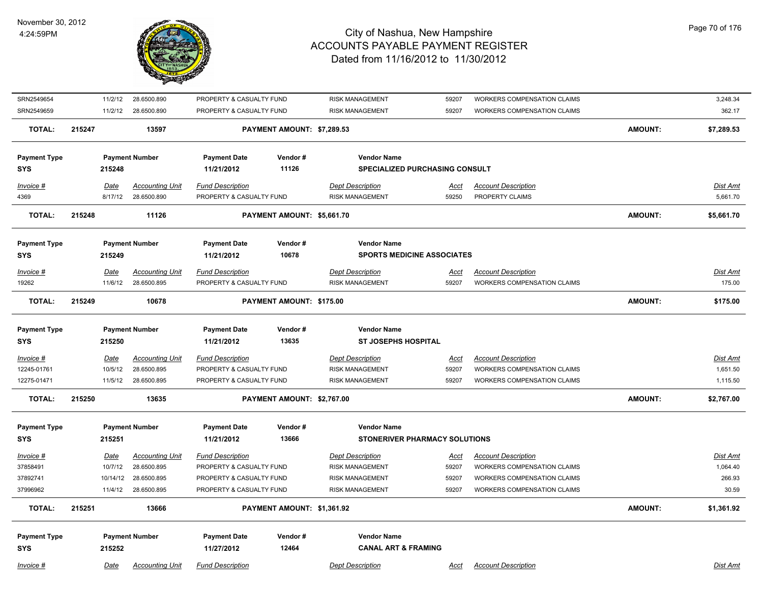| Invoice # | Date | Accounting Unit | Fund Description | Dept Description | Acct | Account Description | Dist Amt |
|---|---|---|---|---|---|---|---|
| SRN2549654 | 11/2/12 | 28.6500.890 | PROPERTY & CASUALTY FUND | RISK MANAGEMENT | 59207 | WORKERS COMPENSATION CLAIMS | 3,248.34 |
| SRN2549659 | 11/2/12 | 28.6500.890 | PROPERTY & CASUALTY FUND | RISK MANAGEMENT | 59207 | WORKERS COMPENSATION CLAIMS | 362.17 |

**TOTAL: 215247 13597 PAYMENT AMOUNT: $7,289.53 AMOUNT: $7,289.53**

| Payment Type | Payment Number | Payment Date | Vendor # | Vendor Name |
|---|---|---|---|---|
| SYS | 215248 | 11/21/2012 | 11126 | SPECIALIZED PURCHASING CONSULT |

| Invoice # | Date | Accounting Unit | Fund Description | Dept Description | Acct | Account Description | Dist Amt |
|---|---|---|---|---|---|---|---|
| 4369 | 8/17/12 | 28.6500.890 | PROPERTY & CASUALTY FUND | RISK MANAGEMENT | 59250 | PROPERTY CLAIMS | 5,661.70 |

**TOTAL: 215248 11126 PAYMENT AMOUNT: $5,661.70 AMOUNT: $5,661.70**

| Payment Type | Payment Number | Payment Date | Vendor # | Vendor Name |
|---|---|---|---|---|
| SYS | 215249 | 11/21/2012 | 10678 | SPORTS MEDICINE ASSOCIATES |

| Invoice # | Date | Accounting Unit | Fund Description | Dept Description | Acct | Account Description | Dist Amt |
|---|---|---|---|---|---|---|---|
| 19262 | 11/6/12 | 28.6500.895 | PROPERTY & CASUALTY FUND | RISK MANAGEMENT | 59207 | WORKERS COMPENSATION CLAIMS | 175.00 |

**TOTAL: 215249 10678 PAYMENT AMOUNT: $175.00 AMOUNT: $175.00**

| Payment Type | Payment Number | Payment Date | Vendor # | Vendor Name |
|---|---|---|---|---|
| SYS | 215250 | 11/21/2012 | 13635 | ST JOSEPHS HOSPITAL |

| Invoice # | Date | Accounting Unit | Fund Description | Dept Description | Acct | Account Description | Dist Amt |
|---|---|---|---|---|---|---|---|
| 12245-01761 | 10/5/12 | 28.6500.895 | PROPERTY & CASUALTY FUND | RISK MANAGEMENT | 59207 | WORKERS COMPENSATION CLAIMS | 1,651.50 |
| 12275-01471 | 11/5/12 | 28.6500.895 | PROPERTY & CASUALTY FUND | RISK MANAGEMENT | 59207 | WORKERS COMPENSATION CLAIMS | 1,115.50 |

**TOTAL: 215250 13635 PAYMENT AMOUNT: $2,767.00 AMOUNT: $2,767.00**

| Payment Type | Payment Number | Payment Date | Vendor # | Vendor Name |
|---|---|---|---|---|
| SYS | 215251 | 11/21/2012 | 13666 | STONERIVER PHARMACY SOLUTIONS |

| Invoice # | Date | Accounting Unit | Fund Description | Dept Description | Acct | Account Description | Dist Amt |
|---|---|---|---|---|---|---|---|
| 37858491 | 10/7/12 | 28.6500.895 | PROPERTY & CASUALTY FUND | RISK MANAGEMENT | 59207 | WORKERS COMPENSATION CLAIMS | 1,064.40 |
| 37892741 | 10/14/12 | 28.6500.895 | PROPERTY & CASUALTY FUND | RISK MANAGEMENT | 59207 | WORKERS COMPENSATION CLAIMS | 266.93 |
| 37996962 | 11/4/12 | 28.6500.895 | PROPERTY & CASUALTY FUND | RISK MANAGEMENT | 59207 | WORKERS COMPENSATION CLAIMS | 30.59 |

**TOTAL: 215251 13666 PAYMENT AMOUNT: $1,361.92 AMOUNT: $1,361.92**

| Payment Type | Payment Number | Payment Date | Vendor # | Vendor Name |
|---|---|---|---|---|
| SYS | 215252 | 11/27/2012 | 12464 | CANAL ART & FRAMING |

| Invoice # | Date | Accounting Unit | Fund Description | Dept Description | Acct | Account Description | Dist Amt |
|---|---|---|---|---|---|---|---|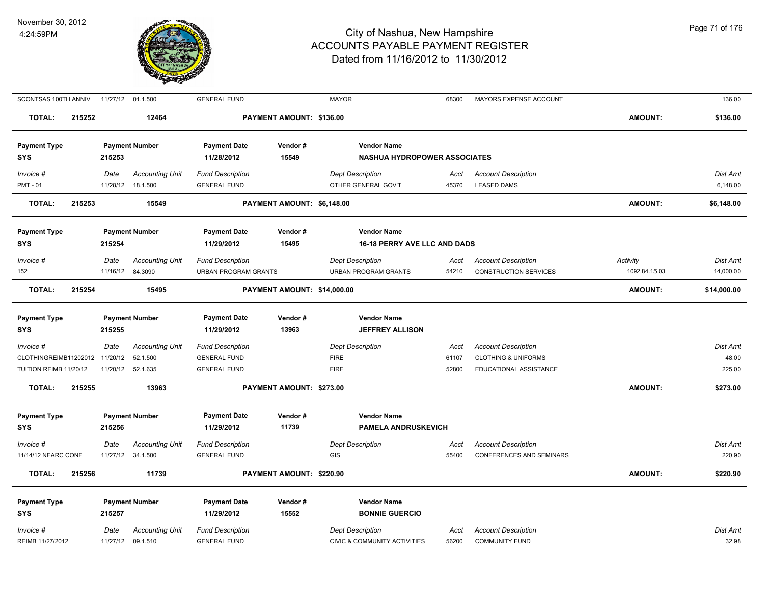| SCONTSAS 100TH ANNIV | 11/27/12 | 01.1.500 | GENERAL FUND | | MAYOR | 68300 | MAYORS EXPENSE ACCOUNT | | 136.00 |
|---|---|---|---|---|---|---|---|---|---|
| **TOTAL:** | **215252** | **12464** | | **PAYMENT AMOUNT: $136.00** | | | | **AMOUNT:** | **$136.00** |

| **Payment Type** | **Payment Number** | | **Payment Date** | **Vendor #** | **Vendor Name** | | | | |
|---|---|---|---|---|---|---|---|---|---|
| **SYS** | **215253** | | **11/28/2012** | **15549** | **NASHUA HYDROPOWER ASSOCIATES** | | | | |
| *Invoice #* | *Date* | *Accounting Unit* | *Fund Description* | | *Dept Description* | *Acct* | *Account Description* | | *Dist Amt* |
| PMT - 01 | 11/28/12 | 18.1.500 | GENERAL FUND | | OTHER GENERAL GOV'T | 45370 | LEASED DAMS | | 6,148.00 |
| **TOTAL:** | **215253** | **15549** | | **PAYMENT AMOUNT: $6,148.00** | | | | **AMOUNT:** | **$6,148.00** |

| **Payment Type** | **Payment Number** | | **Payment Date** | **Vendor #** | **Vendor Name** | | | | |
|---|---|---|---|---|---|---|---|---|---|
| **SYS** | **215254** | | **11/29/2012** | **15495** | **16-18 PERRY AVE LLC AND DADS** | | | | |
| *Invoice #* | *Date* | *Accounting Unit* | *Fund Description* | | *Dept Description* | *Acct* | *Account Description* | *Activity* | *Dist Amt* |
| 152 | 11/16/12 | 84.3090 | URBAN PROGRAM GRANTS | | URBAN PROGRAM GRANTS | 54210 | CONSTRUCTION SERVICES | 1092.84.15.03 | 14,000.00 |
| **TOTAL:** | **215254** | **15495** | | **PAYMENT AMOUNT: $14,000.00** | | | | **AMOUNT:** | **$14,000.00** |

| **Payment Type** | **Payment Number** | | **Payment Date** | **Vendor #** | **Vendor Name** | | | | |
|---|---|---|---|---|---|---|---|---|---|
| **SYS** | **215255** | | **11/29/2012** | **13963** | **JEFFREY ALLISON** | | | | |
| *Invoice #* | *Date* | *Accounting Unit* | *Fund Description* | | *Dept Description* | *Acct* | *Account Description* | | *Dist Amt* |
| CLOTHINGREIMB11202012 | 11/20/12 | 52.1.500 | GENERAL FUND | | FIRE | 61107 | CLOTHING & UNIFORMS | | 48.00 |
| TUITION REIMB 11/20/12 | 11/20/12 | 52.1.635 | GENERAL FUND | | FIRE | 52800 | EDUCATIONAL ASSISTANCE | | 225.00 |
| **TOTAL:** | **215255** | **13963** | | **PAYMENT AMOUNT: $273.00** | | | | **AMOUNT:** | **$273.00** |

| **Payment Type** | **Payment Number** | | **Payment Date** | **Vendor #** | **Vendor Name** | | | | |
|---|---|---|---|---|---|---|---|---|---|
| **SYS** | **215256** | | **11/29/2012** | **11739** | **PAMELA ANDRUSKEVICH** | | | | |
| *Invoice #* | *Date* | *Accounting Unit* | *Fund Description* | | *Dept Description* | *Acct* | *Account Description* | | *Dist Amt* |
| 11/14/12 NEARC CONF | 11/27/12 | 34.1.500 | GENERAL FUND | | GIS | 55400 | CONFERENCES AND SEMINARS | | 220.90 |
| **TOTAL:** | **215256** | **11739** | | **PAYMENT AMOUNT: $220.90** | | | | **AMOUNT:** | **$220.90** |

| **Payment Type** | **Payment Number** | | **Payment Date** | **Vendor #** | **Vendor Name** | | | | |
|---|---|---|---|---|---|---|---|---|---|
| **SYS** | **215257** | | **11/29/2012** | **15552** | **BONNIE GUERCIO** | | | | |
| *Invoice #* | *Date* | *Accounting Unit* | *Fund Description* | | *Dept Description* | *Acct* | *Account Description* | | *Dist Amt* |
| REIMB 11/27/2012 | 11/27/12 | 09.1.510 | GENERAL FUND | | CIVIC & COMMUNITY ACTIVITIES | 56200 | COMMUNITY FUND | | 32.98 |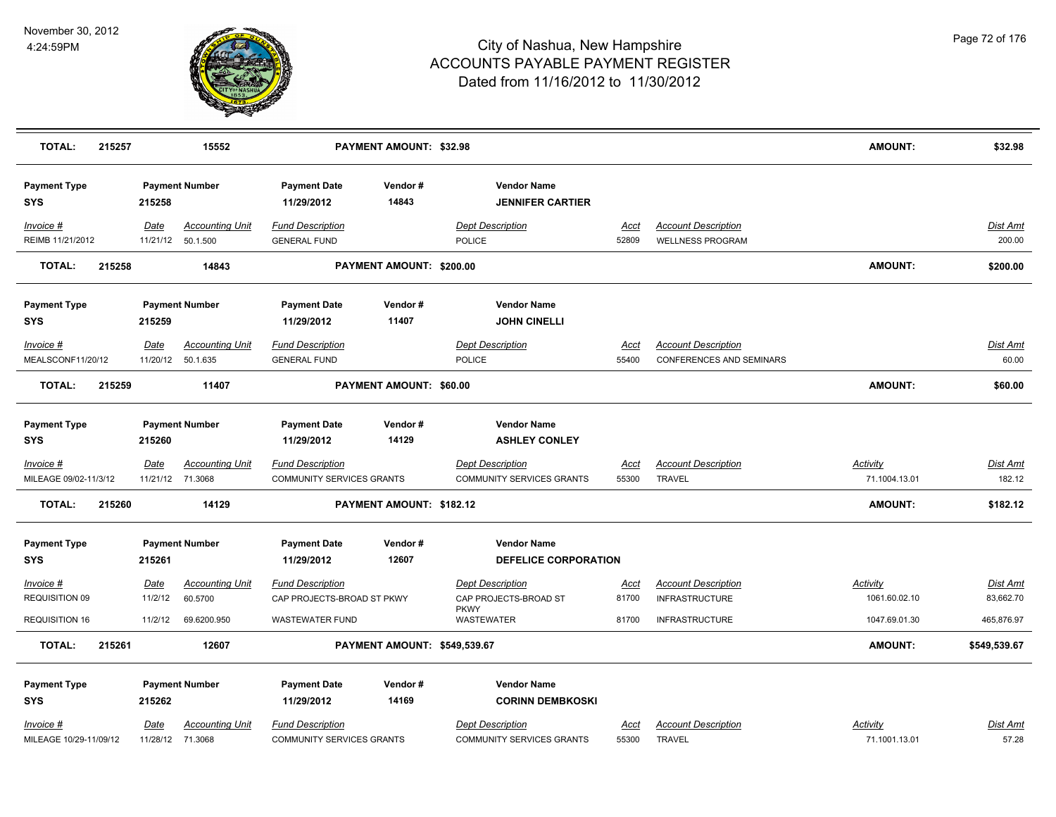| TOTAL: | 215257 | 15552 | PAYMENT AMOUNT: $32.98 | | | | | AMOUNT: | $32.98 |
|---|---|---|---|---|---|---|---|---|---|

| Payment Type | Payment Number | | Payment Date | Vendor # | Vendor Name | | | | |
|---|---|---|---|---|---|---|---|---|---|
| SYS | 215258 | | 11/29/2012 | 14843 | JENNIFER CARTIER | | | | |
| *Invoice #* | *Date* | *Accounting Unit* | *Fund Description* | | *Dept Description* | *Acct* | *Account Description* | | *Dist Amt* |
| REIMB 11/21/2012 | 11/21/12 | 50.1.500 | GENERAL FUND | | POLICE | 52809 | WELLNESS PROGRAM | | 200.00 |
| **TOTAL:** | **215258** | **14843** | **PAYMENT AMOUNT: $200.00** | | | | | **AMOUNT:** | **$200.00** |

| Payment Type | Payment Number | | Payment Date | Vendor # | Vendor Name | | | | |
|---|---|---|---|---|---|---|---|---|---|
| SYS | 215259 | | 11/29/2012 | 11407 | JOHN CINELLI | | | | |
| *Invoice #* | *Date* | *Accounting Unit* | *Fund Description* | | *Dept Description* | *Acct* | *Account Description* | | *Dist Amt* |
| MEALSCONF11/20/12 | 11/20/12 | 50.1.635 | GENERAL FUND | | POLICE | 55400 | CONFERENCES AND SEMINARS | | 60.00 |
| **TOTAL:** | **215259** | **11407** | **PAYMENT AMOUNT: $60.00** | | | | | **AMOUNT:** | **$60.00** |

| Payment Type | Payment Number | | Payment Date | Vendor # | Vendor Name | | | | |
|---|---|---|---|---|---|---|---|---|---|
| SYS | 215260 | | 11/29/2012 | 14129 | ASHLEY CONLEY | | | | |
| *Invoice #* | *Date* | *Accounting Unit* | *Fund Description* | | *Dept Description* | *Acct* | *Account Description* | *Activity* | *Dist Amt* |
| MILEAGE 09/02-11/3/12 | 11/21/12 | 71.3068 | COMMUNITY SERVICES GRANTS | | COMMUNITY SERVICES GRANTS | 55300 | TRAVEL | 71.1004.13.01 | 182.12 |
| **TOTAL:** | **215260** | **14129** | **PAYMENT AMOUNT: $182.12** | | | | | **AMOUNT:** | **$182.12** |

| Payment Type | Payment Number | | Payment Date | Vendor # | Vendor Name | | | | |
|---|---|---|---|---|---|---|---|---|---|
| SYS | 215261 | | 11/29/2012 | 12607 | DEFELICE CORPORATION | | | | |
| *Invoice #* | *Date* | *Accounting Unit* | *Fund Description* | | *Dept Description* | *Acct* | *Account Description* | *Activity* | *Dist Amt* |
| REQUISITION 09 | 11/2/12 | 60.5700 | CAP PROJECTS-BROAD ST PKWY | | CAP PROJECTS-BROAD ST PKWY | 81700 | INFRASTRUCTURE | 1061.60.02.10 | 83,662.70 |
| REQUISITION 16 | 11/2/12 | 69.6200.950 | WASTEWATER FUND | | WASTEWATER | 81700 | INFRASTRUCTURE | 1047.69.01.30 | 465,876.97 |
| **TOTAL:** | **215261** | **12607** | **PAYMENT AMOUNT: $549,539.67** | | | | | **AMOUNT:** | **$549,539.67** |

| Payment Type | Payment Number | | Payment Date | Vendor # | Vendor Name | | | | |
|---|---|---|---|---|---|---|---|---|---|
| SYS | 215262 | | 11/29/2012 | 14169 | CORINN DEMBKOSKI | | | | |
| *Invoice #* | *Date* | *Accounting Unit* | *Fund Description* | | *Dept Description* | *Acct* | *Account Description* | *Activity* | *Dist Amt* |
| MILEAGE 10/29-11/09/12 | 11/28/12 | 71.3068 | COMMUNITY SERVICES GRANTS | | COMMUNITY SERVICES GRANTS | 55300 | TRAVEL | 71.1001.13.01 | 57.28 |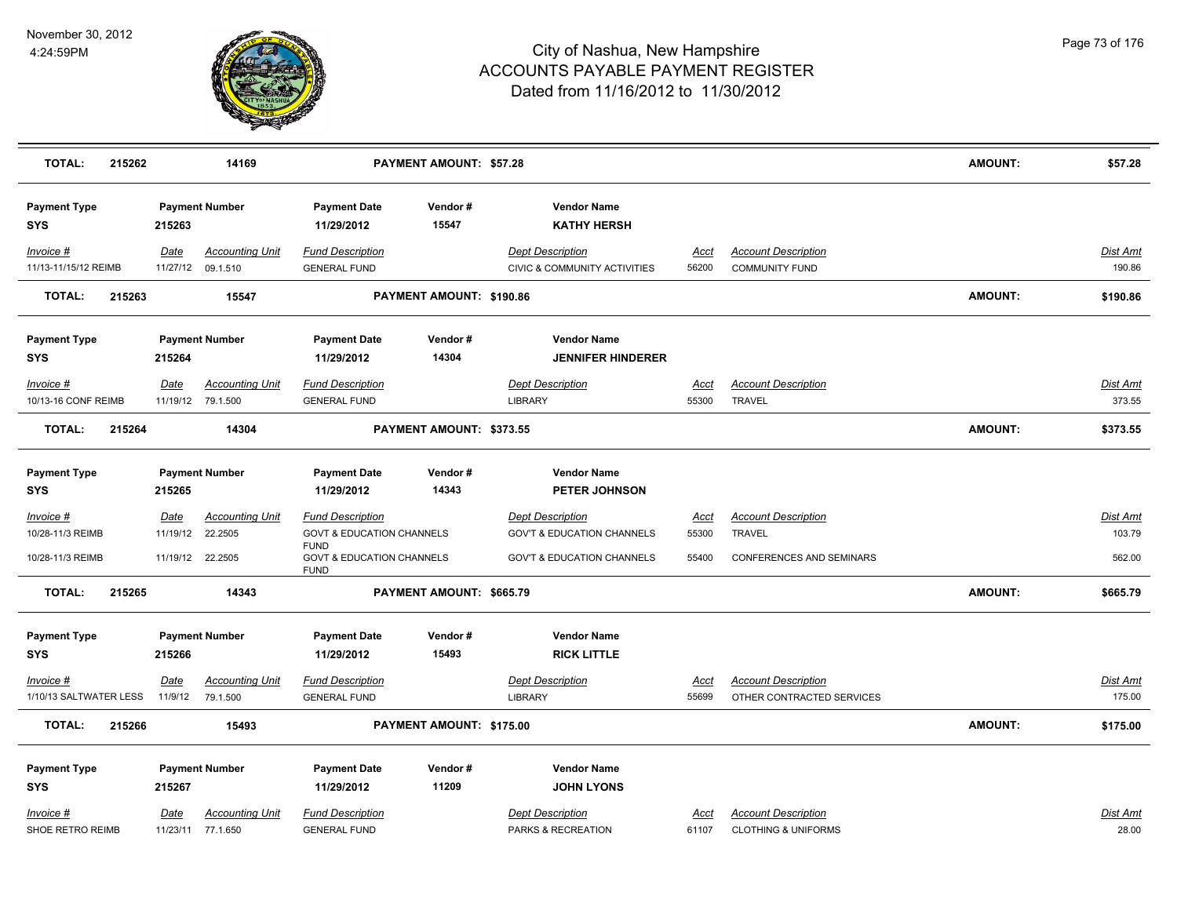# City of Nashua, New Hampshire
## ACCOUNTS PAYABLE PAYMENT REGISTER
### Dated from 11/16/2012 to 11/30/2012

November 30, 2012
4:24:59PM

| TOTAL: | 215262 | 14169 | PAYMENT AMOUNT: $57.28 | AMOUNT: | $57.28 |
|---|---|---|---|---|---|

| Payment Type | Payment Number | Payment Date | Vendor # | Vendor Name |
|---|---|---|---|---|
| SYS | 215263 | 11/29/2012 | 15547 | KATHY HERSH |

| Invoice # | Date | Accounting Unit | Fund Description | Dept Description | Acct | Account Description | Dist Amt |
|---|---|---|---|---|---|---|---|
| 11/13-11/15/12 REIMB | 11/27/12 | 09.1.510 | GENERAL FUND | CIVIC & COMMUNITY ACTIVITIES | 56200 | COMMUNITY FUND | 190.86 |

| TOTAL: | 215263 | 15547 | PAYMENT AMOUNT: $190.86 | AMOUNT: | $190.86 |
|---|---|---|---|---|---|

| Payment Type | Payment Number | Payment Date | Vendor # | Vendor Name |
|---|---|---|---|---|
| SYS | 215264 | 11/29/2012 | 14304 | JENNIFER HINDERER |

| Invoice # | Date | Accounting Unit | Fund Description | Dept Description | Acct | Account Description | Dist Amt |
|---|---|---|---|---|---|---|---|
| 10/13-16 CONF REIMB | 11/19/12 | 79.1.500 | GENERAL FUND | LIBRARY | 55300 | TRAVEL | 373.55 |

| TOTAL: | 215264 | 14304 | PAYMENT AMOUNT: $373.55 | AMOUNT: | $373.55 |
|---|---|---|---|---|---|

| Payment Type | Payment Number | Payment Date | Vendor # | Vendor Name |
|---|---|---|---|---|
| SYS | 215265 | 11/29/2012 | 14343 | PETER JOHNSON |

| Invoice # | Date | Accounting Unit | Fund Description | Dept Description | Acct | Account Description | Dist Amt |
|---|---|---|---|---|---|---|---|
| 10/28-11/3 REIMB | 11/19/12 | 22.2505 | GOVT & EDUCATION CHANNELS FUND | GOV'T & EDUCATION CHANNELS | 55300 | TRAVEL | 103.79 |
| 10/28-11/3 REIMB | 11/19/12 | 22.2505 | GOVT & EDUCATION CHANNELS FUND | GOV'T & EDUCATION CHANNELS | 55400 | CONFERENCES AND SEMINARS | 562.00 |

| TOTAL: | 215265 | 14343 | PAYMENT AMOUNT: $665.79 | AMOUNT: | $665.79 |
|---|---|---|---|---|---|

| Payment Type | Payment Number | Payment Date | Vendor # | Vendor Name |
|---|---|---|---|---|
| SYS | 215266 | 11/29/2012 | 15493 | RICK LITTLE |

| Invoice # | Date | Accounting Unit | Fund Description | Dept Description | Acct | Account Description | Dist Amt |
|---|---|---|---|---|---|---|---|
| 1/10/13 SALTWATER LESS | 11/9/12 | 79.1.500 | GENERAL FUND | LIBRARY | 55699 | OTHER CONTRACTED SERVICES | 175.00 |

| TOTAL: | 215266 | 15493 | PAYMENT AMOUNT: $175.00 | AMOUNT: | $175.00 |
|---|---|---|---|---|---|

| Payment Type | Payment Number | Payment Date | Vendor # | Vendor Name |
|---|---|---|---|---|
| SYS | 215267 | 11/29/2012 | 11209 | JOHN LYONS |

| Invoice # | Date | Accounting Unit | Fund Description | Dept Description | Acct | Account Description | Dist Amt |
|---|---|---|---|---|---|---|---|
| SHOE RETRO REIMB | 11/23/11 | 77.1.650 | GENERAL FUND | PARKS & RECREATION | 61107 | CLOTHING & UNIFORMS | 28.00 |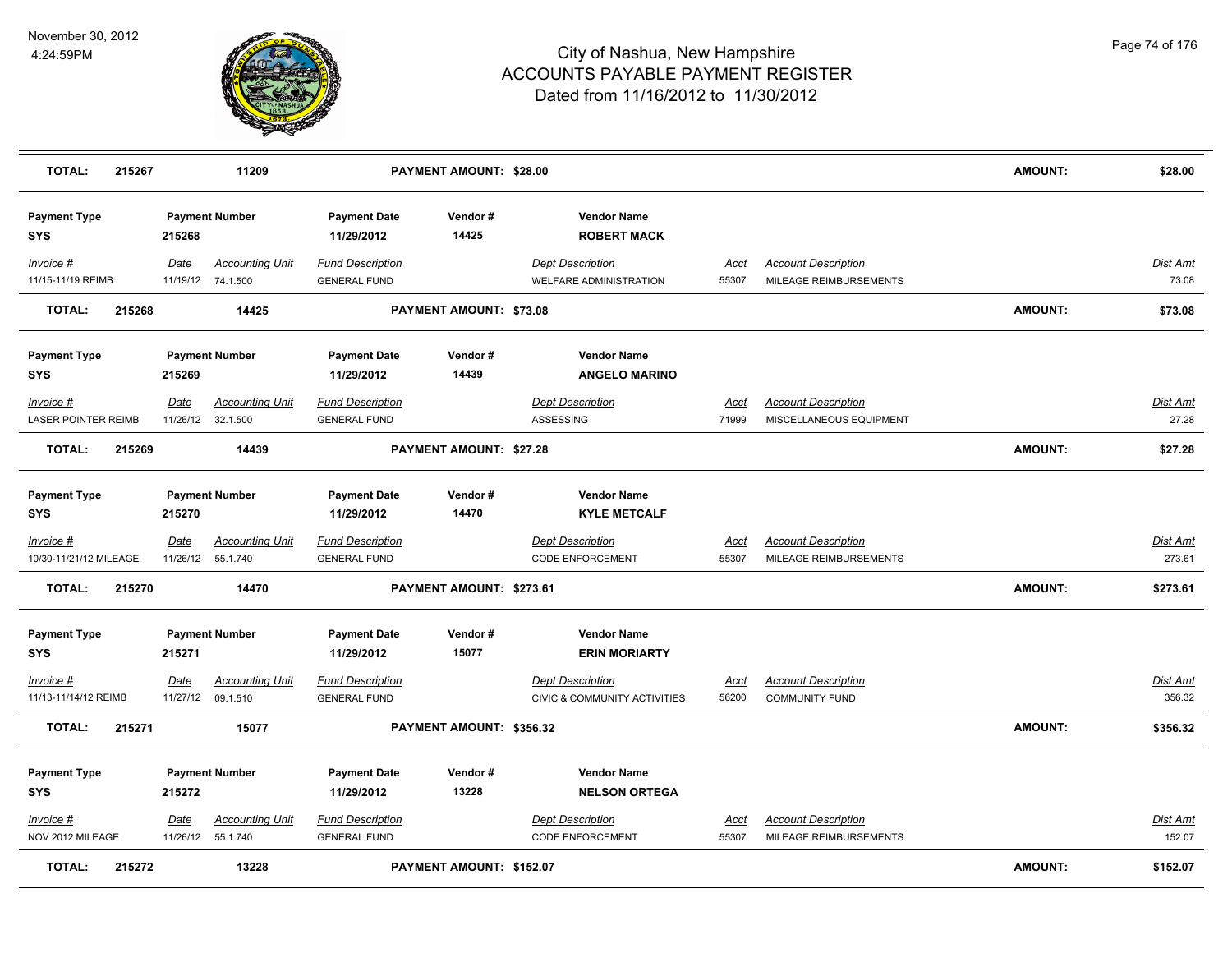| TOTAL: | 215267 | 11209 | | PAYMENT AMOUNT: $28.00 | | | | AMOUNT: | $28.00 |
|---|---|---|---|---|---|---|---|---|---|

| Payment Type | Payment Number | | Payment Date | Vendor # | Vendor Name | | | |
|---|---|---|---|---|---|---|---|---|
| SYS | 215268 | | 11/29/2012 | 14425 | ROBERT MACK | | | |
| *Invoice #* | *Date* | *Accounting Unit* | *Fund Description* | | *Dept Description* | *Acct* | *Account Description* | *Dist Amt* |
| 11/15-11/19 REIMB | 11/19/12 | 74.1.500 | GENERAL FUND | | WELFARE ADMINISTRATION | 55307 | MILEAGE REIMBURSEMENTS | 73.08 |
| **TOTAL:** | **215268** | **14425** | | **PAYMENT AMOUNT: $73.08** | | | **AMOUNT:** | **$73.08** |

| Payment Type | Payment Number | | Payment Date | Vendor # | Vendor Name | | | |
|---|---|---|---|---|---|---|---|---|
| SYS | 215269 | | 11/29/2012 | 14439 | ANGELO MARINO | | | |
| *Invoice #* | *Date* | *Accounting Unit* | *Fund Description* | | *Dept Description* | *Acct* | *Account Description* | *Dist Amt* |
| LASER POINTER REIMB | 11/26/12 | 32.1.500 | GENERAL FUND | | ASSESSING | 71999 | MISCELLANEOUS EQUIPMENT | 27.28 |
| **TOTAL:** | **215269** | **14439** | | **PAYMENT AMOUNT: $27.28** | | | **AMOUNT:** | **$27.28** |

| Payment Type | Payment Number | | Payment Date | Vendor # | Vendor Name | | | |
|---|---|---|---|---|---|---|---|---|
| SYS | 215270 | | 11/29/2012 | 14470 | KYLE METCALF | | | |
| *Invoice #* | *Date* | *Accounting Unit* | *Fund Description* | | *Dept Description* | *Acct* | *Account Description* | *Dist Amt* |
| 10/30-11/21/12 MILEAGE | 11/26/12 | 55.1.740 | GENERAL FUND | | CODE ENFORCEMENT | 55307 | MILEAGE REIMBURSEMENTS | 273.61 |
| **TOTAL:** | **215270** | **14470** | | **PAYMENT AMOUNT: $273.61** | | | **AMOUNT:** | **$273.61** |

| Payment Type | Payment Number | | Payment Date | Vendor # | Vendor Name | | | |
|---|---|---|---|---|---|---|---|---|
| SYS | 215271 | | 11/29/2012 | 15077 | ERIN MORIARTY | | | |
| *Invoice #* | *Date* | *Accounting Unit* | *Fund Description* | | *Dept Description* | *Acct* | *Account Description* | *Dist Amt* |
| 11/13-11/14/12 REIMB | 11/27/12 | 09.1.510 | GENERAL FUND | | CIVIC & COMMUNITY ACTIVITIES | 56200 | COMMUNITY FUND | 356.32 |
| **TOTAL:** | **215271** | **15077** | | **PAYMENT AMOUNT: $356.32** | | | **AMOUNT:** | **$356.32** |

| Payment Type | Payment Number | | Payment Date | Vendor # | Vendor Name | | | |
|---|---|---|---|---|---|---|---|---|
| SYS | 215272 | | 11/29/2012 | 13228 | NELSON ORTEGA | | | |
| *Invoice #* | *Date* | *Accounting Unit* | *Fund Description* | | *Dept Description* | *Acct* | *Account Description* | *Dist Amt* |
| NOV 2012 MILEAGE | 11/26/12 | 55.1.740 | GENERAL FUND | | CODE ENFORCEMENT | 55307 | MILEAGE REIMBURSEMENTS | 152.07 |
| **TOTAL:** | **215272** | **13228** | | **PAYMENT AMOUNT: $152.07** | | | **AMOUNT:** | **$152.07** |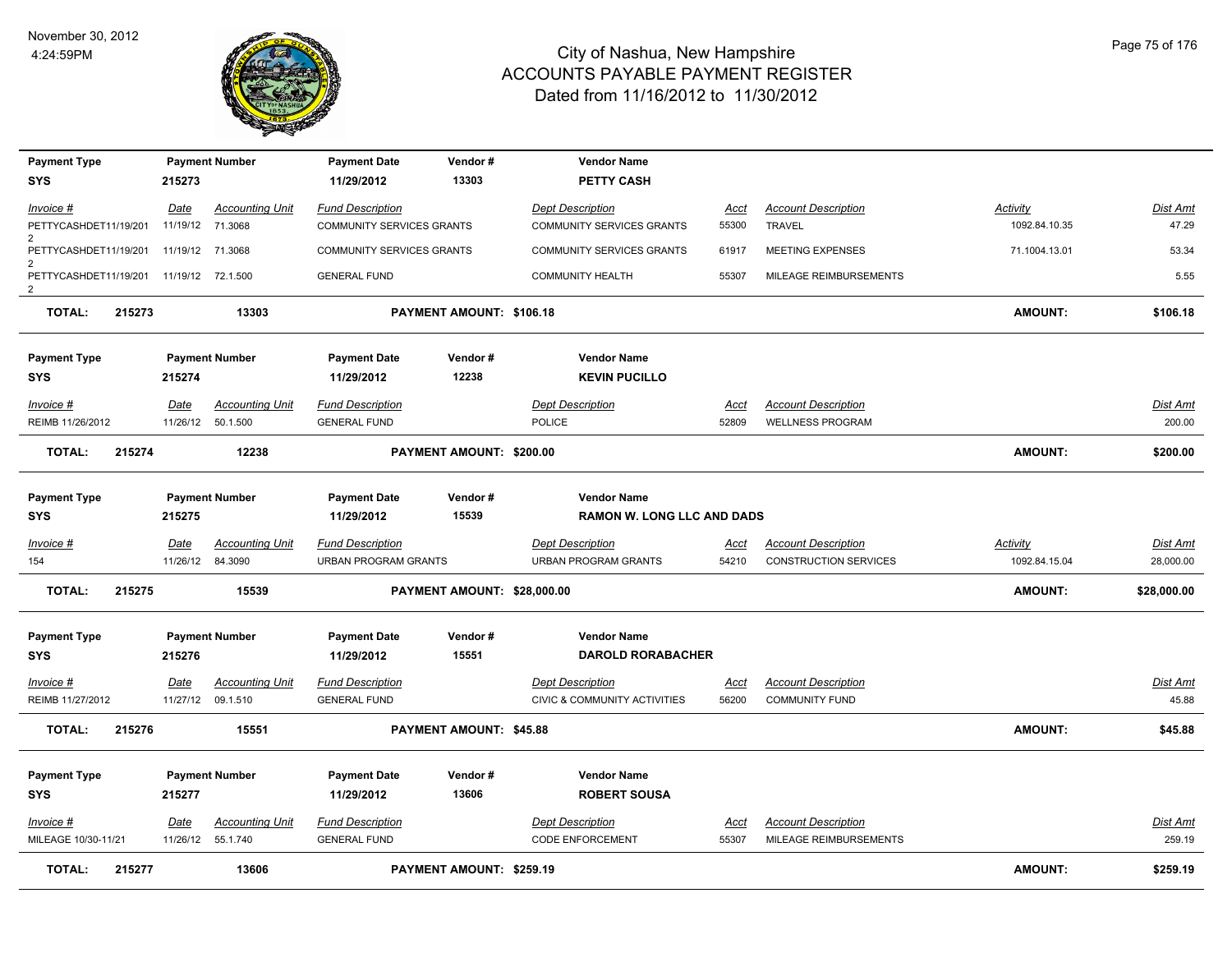# City of Nashua, New Hampshire
## ACCOUNTS PAYABLE PAYMENT REGISTER
### Dated from 11/16/2012 to 11/30/2012

November 30, 2012
4:24:59PM

| Payment Type | Payment Number | Payment Date | Vendor # | Vendor Name |
|---|---|---|---|---|
| SYS | 215273 | 11/29/2012 | 13303 | PETTY CASH |

| Invoice # | Date | Accounting Unit | Fund Description | Dept Description | Acct | Account Description | Activity | Dist Amt |
|---|---|---|---|---|---|---|---|---|
| PETTYCASHDET11/19/2012 | 11/19/12 | 71.3068 | COMMUNITY SERVICES GRANTS | COMMUNITY SERVICES GRANTS | 55300 | TRAVEL | 1092.84.10.35 | 47.29 |
| PETTYCASHDET11/19/2012 | 11/19/12 | 71.3068 | COMMUNITY SERVICES GRANTS | COMMUNITY SERVICES GRANTS | 61917 | MEETING EXPENSES | 71.1004.13.01 | 53.34 |
| PETTYCASHDET11/19/2012 | 11/19/12 | 72.1.500 | GENERAL FUND | COMMUNITY HEALTH | 55307 | MILEAGE REIMBURSEMENTS | | 5.55 |

**TOTAL: 215273 — 13303 — PAYMENT AMOUNT: $106.18 — AMOUNT: $106.18**

| Payment Type | Payment Number | Payment Date | Vendor # | Vendor Name |
|---|---|---|---|---|
| SYS | 215274 | 11/29/2012 | 12238 | KEVIN PUCILLO |

| Invoice # | Date | Accounting Unit | Fund Description | Dept Description | Acct | Account Description | Dist Amt |
|---|---|---|---|---|---|---|---|
| REIMB 11/26/2012 | 11/26/12 | 50.1.500 | GENERAL FUND | POLICE | 52809 | WELLNESS PROGRAM | 200.00 |

**TOTAL: 215274 — 12238 — PAYMENT AMOUNT: $200.00 — AMOUNT: $200.00**

| Payment Type | Payment Number | Payment Date | Vendor # | Vendor Name |
|---|---|---|---|---|
| SYS | 215275 | 11/29/2012 | 15539 | RAMON W. LONG LLC AND DADS |

| Invoice # | Date | Accounting Unit | Fund Description | Dept Description | Acct | Account Description | Activity | Dist Amt |
|---|---|---|---|---|---|---|---|---|
| 154 | 11/26/12 | 84.3090 | URBAN PROGRAM GRANTS | URBAN PROGRAM GRANTS | 54210 | CONSTRUCTION SERVICES | 1092.84.15.04 | 28,000.00 |

**TOTAL: 215275 — 15539 — PAYMENT AMOUNT: $28,000.00 — AMOUNT: $28,000.00**

| Payment Type | Payment Number | Payment Date | Vendor # | Vendor Name |
|---|---|---|---|---|
| SYS | 215276 | 11/29/2012 | 15551 | DAROLD RORABACHER |

| Invoice # | Date | Accounting Unit | Fund Description | Dept Description | Acct | Account Description | Dist Amt |
|---|---|---|---|---|---|---|---|
| REIMB 11/27/2012 | 11/27/12 | 09.1.510 | GENERAL FUND | CIVIC & COMMUNITY ACTIVITIES | 56200 | COMMUNITY FUND | 45.88 |

**TOTAL: 215276 — 15551 — PAYMENT AMOUNT: $45.88 — AMOUNT: $45.88**

| Payment Type | Payment Number | Payment Date | Vendor # | Vendor Name |
|---|---|---|---|---|
| SYS | 215277 | 11/29/2012 | 13606 | ROBERT SOUSA |

| Invoice # | Date | Accounting Unit | Fund Description | Dept Description | Acct | Account Description | Dist Amt |
|---|---|---|---|---|---|---|---|
| MILEAGE 10/30-11/21 | 11/26/12 | 55.1.740 | GENERAL FUND | CODE ENFORCEMENT | 55307 | MILEAGE REIMBURSEMENTS | 259.19 |

**TOTAL: 215277 — 13606 — PAYMENT AMOUNT: $259.19 — AMOUNT: $259.19**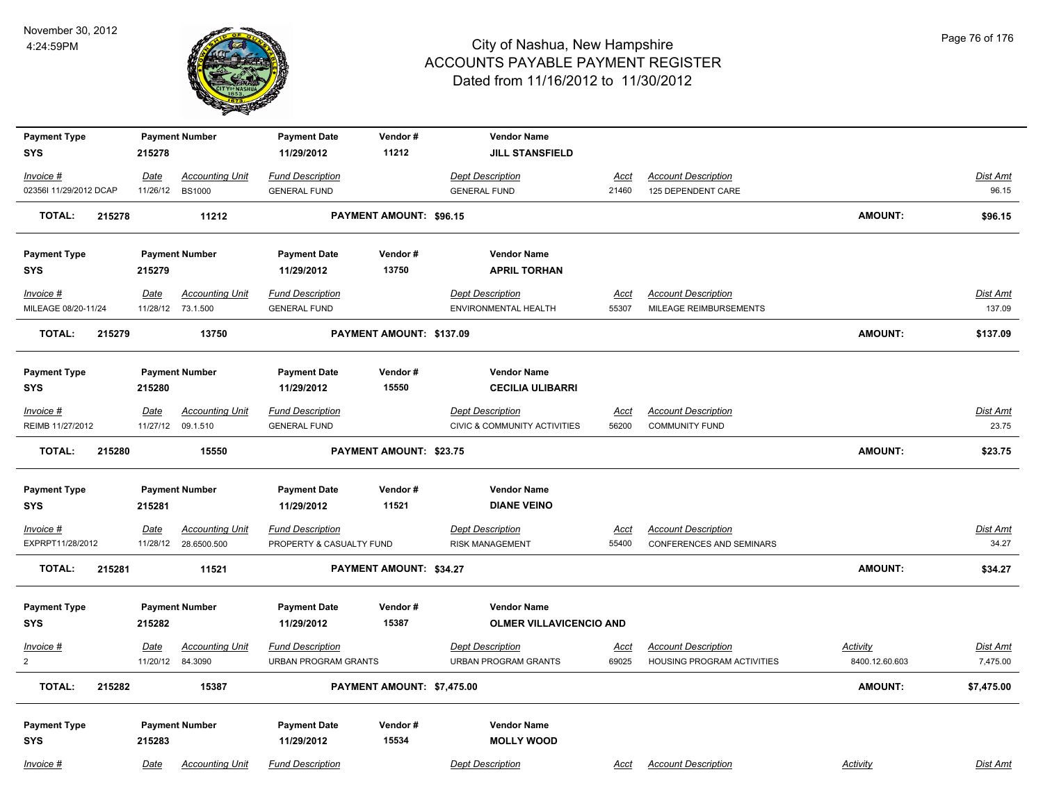# City of Nashua, New Hampshire
## ACCOUNTS PAYABLE PAYMENT REGISTER
### Dated from 11/16/2012 to 11/30/2012

November 30, 2012
4:24:59PM

| Payment Type | Payment Number | Payment Date | Vendor # | Vendor Name |
|---|---|---|---|---|
| SYS | 215278 | 11/29/2012 | 11212 | JILL STANSFIELD |

| Invoice # | Date | Accounting Unit | Fund Description | Dept Description | Acct | Account Description | Dist Amt |
|---|---|---|---|---|---|---|---|
| 02356I 11/29/2012 DCAP | 11/26/12 | BS1000 | GENERAL FUND | GENERAL FUND | 21460 | 125 DEPENDENT CARE | 96.15 |

**TOTAL: 215278 | 11212 | PAYMENT AMOUNT: $96.15 | AMOUNT: $96.15**

| Payment Type | Payment Number | Payment Date | Vendor # | Vendor Name |
|---|---|---|---|---|
| SYS | 215279 | 11/29/2012 | 13750 | APRIL TORHAN |

| Invoice # | Date | Accounting Unit | Fund Description | Dept Description | Acct | Account Description | Dist Amt |
|---|---|---|---|---|---|---|---|
| MILEAGE 08/20-11/24 | 11/28/12 | 73.1.500 | GENERAL FUND | ENVIRONMENTAL HEALTH | 55307 | MILEAGE REIMBURSEMENTS | 137.09 |

**TOTAL: 215279 | 13750 | PAYMENT AMOUNT: $137.09 | AMOUNT: $137.09**

| Payment Type | Payment Number | Payment Date | Vendor # | Vendor Name |
|---|---|---|---|---|
| SYS | 215280 | 11/29/2012 | 15550 | CECILIA ULIBARRI |

| Invoice # | Date | Accounting Unit | Fund Description | Dept Description | Acct | Account Description | Dist Amt |
|---|---|---|---|---|---|---|---|
| REIMB 11/27/2012 | 11/27/12 | 09.1.510 | GENERAL FUND | CIVIC & COMMUNITY ACTIVITIES | 56200 | COMMUNITY FUND | 23.75 |

**TOTAL: 215280 | 15550 | PAYMENT AMOUNT: $23.75 | AMOUNT: $23.75**

| Payment Type | Payment Number | Payment Date | Vendor # | Vendor Name |
|---|---|---|---|---|
| SYS | 215281 | 11/29/2012 | 11521 | DIANE VEINO |

| Invoice # | Date | Accounting Unit | Fund Description | Dept Description | Acct | Account Description | Dist Amt |
|---|---|---|---|---|---|---|---|
| EXPRPT11/28/2012 | 11/28/12 | 28.6500.500 | PROPERTY & CASUALTY FUND | RISK MANAGEMENT | 55400 | CONFERENCES AND SEMINARS | 34.27 |

**TOTAL: 215281 | 11521 | PAYMENT AMOUNT: $34.27 | AMOUNT: $34.27**

| Payment Type | Payment Number | Payment Date | Vendor # | Vendor Name |
|---|---|---|---|---|
| SYS | 215282 | 11/29/2012 | 15387 | OLMER VILLAVICENCIO AND |

| Invoice # | Date | Accounting Unit | Fund Description | Dept Description | Acct | Account Description | Activity | Dist Amt |
|---|---|---|---|---|---|---|---|---|
| 2 | 11/20/12 | 84.3090 | URBAN PROGRAM GRANTS | URBAN PROGRAM GRANTS | 69025 | HOUSING PROGRAM ACTIVITIES | 8400.12.60.603 | 7,475.00 |

**TOTAL: 215282 | 15387 | PAYMENT AMOUNT: $7,475.00 | AMOUNT: $7,475.00**

| Payment Type | Payment Number | Payment Date | Vendor # | Vendor Name |
|---|---|---|---|---|
| SYS | 215283 | 11/29/2012 | 15534 | MOLLY WOOD |

| Invoice # | Date | Accounting Unit | Fund Description | Dept Description | Acct | Account Description | Activity | Dist Amt |
|---|---|---|---|---|---|---|---|---|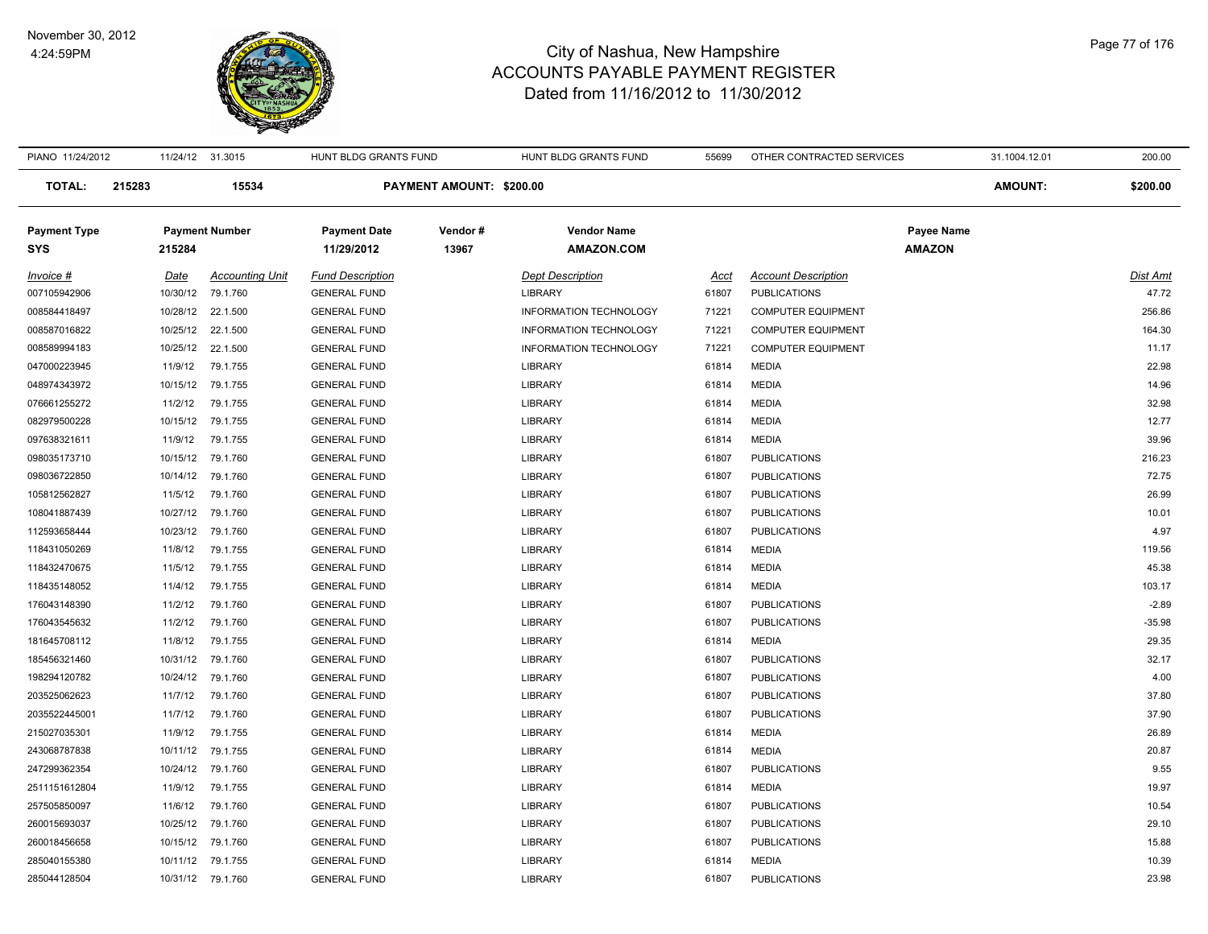# City of Nashua, New Hampshire
## ACCOUNTS PAYABLE PAYMENT REGISTER
### Dated from 11/16/2012 to 11/30/2012

| PIANO 11/24/2012 | 11/24/12 | 31.3015 | HUNT BLDG GRANTS FUND | HUNT BLDG GRANTS FUND | 55699 | OTHER CONTRACTED SERVICES | 31.1004.12.01 | 200.00 |
|---|---|---|---|---|---|---|---|---|

**TOTAL: 215283 15534 PAYMENT AMOUNT: $200.00 AMOUNT: $200.00**

| Payment Type | Payment Number | Payment Date | Vendor # | Vendor Name | Payee Name |
|---|---|---|---|---|---|
| SYS | 215284 | 11/29/2012 | 13967 | AMAZON.COM | AMAZON |

| Invoice # | Date | Accounting Unit | Fund Description | Dept Description | Acct | Account Description | Dist Amt |
|---|---|---|---|---|---|---|---|
| 007105942906 | 10/30/12 | 79.1.760 | GENERAL FUND | LIBRARY | 61807 | PUBLICATIONS | 47.72 |
| 008584418497 | 10/28/12 | 22.1.500 | GENERAL FUND | INFORMATION TECHNOLOGY | 71221 | COMPUTER EQUIPMENT | 256.86 |
| 008587016822 | 10/25/12 | 22.1.500 | GENERAL FUND | INFORMATION TECHNOLOGY | 71221 | COMPUTER EQUIPMENT | 164.30 |
| 008589994183 | 10/25/12 | 22.1.500 | GENERAL FUND | INFORMATION TECHNOLOGY | 71221 | COMPUTER EQUIPMENT | 11.17 |
| 047000223945 | 11/9/12 | 79.1.755 | GENERAL FUND | LIBRARY | 61814 | MEDIA | 22.98 |
| 048974343972 | 10/15/12 | 79.1.755 | GENERAL FUND | LIBRARY | 61814 | MEDIA | 14.96 |
| 076661255272 | 11/2/12 | 79.1.755 | GENERAL FUND | LIBRARY | 61814 | MEDIA | 32.98 |
| 082979500228 | 10/15/12 | 79.1.755 | GENERAL FUND | LIBRARY | 61814 | MEDIA | 12.77 |
| 097638321611 | 11/9/12 | 79.1.755 | GENERAL FUND | LIBRARY | 61814 | MEDIA | 39.96 |
| 098035173710 | 10/15/12 | 79.1.760 | GENERAL FUND | LIBRARY | 61807 | PUBLICATIONS | 216.23 |
| 098036722850 | 10/14/12 | 79.1.760 | GENERAL FUND | LIBRARY | 61807 | PUBLICATIONS | 72.75 |
| 105812562827 | 11/5/12 | 79.1.760 | GENERAL FUND | LIBRARY | 61807 | PUBLICATIONS | 26.99 |
| 108041887439 | 10/27/12 | 79.1.760 | GENERAL FUND | LIBRARY | 61807 | PUBLICATIONS | 10.01 |
| 112593658444 | 10/23/12 | 79.1.760 | GENERAL FUND | LIBRARY | 61807 | PUBLICATIONS | 4.97 |
| 118431050269 | 11/8/12 | 79.1.755 | GENERAL FUND | LIBRARY | 61814 | MEDIA | 119.56 |
| 118432470675 | 11/5/12 | 79.1.755 | GENERAL FUND | LIBRARY | 61814 | MEDIA | 45.38 |
| 118435148052 | 11/4/12 | 79.1.755 | GENERAL FUND | LIBRARY | 61814 | MEDIA | 103.17 |
| 176043148390 | 11/2/12 | 79.1.760 | GENERAL FUND | LIBRARY | 61807 | PUBLICATIONS | -2.89 |
| 176043545632 | 11/2/12 | 79.1.760 | GENERAL FUND | LIBRARY | 61807 | PUBLICATIONS | -35.98 |
| 181645708112 | 11/8/12 | 79.1.755 | GENERAL FUND | LIBRARY | 61814 | MEDIA | 29.35 |
| 185456321460 | 10/31/12 | 79.1.760 | GENERAL FUND | LIBRARY | 61807 | PUBLICATIONS | 32.17 |
| 198294120782 | 10/24/12 | 79.1.760 | GENERAL FUND | LIBRARY | 61807 | PUBLICATIONS | 4.00 |
| 203525062623 | 11/7/12 | 79.1.760 | GENERAL FUND | LIBRARY | 61807 | PUBLICATIONS | 37.80 |
| 2035522445001 | 11/7/12 | 79.1.760 | GENERAL FUND | LIBRARY | 61807 | PUBLICATIONS | 37.90 |
| 215027035301 | 11/9/12 | 79.1.755 | GENERAL FUND | LIBRARY | 61814 | MEDIA | 26.89 |
| 243068787838 | 10/11/12 | 79.1.755 | GENERAL FUND | LIBRARY | 61814 | MEDIA | 20.87 |
| 247299362354 | 10/24/12 | 79.1.760 | GENERAL FUND | LIBRARY | 61807 | PUBLICATIONS | 9.55 |
| 2511151612804 | 11/9/12 | 79.1.755 | GENERAL FUND | LIBRARY | 61814 | MEDIA | 19.97 |
| 257505850097 | 11/6/12 | 79.1.760 | GENERAL FUND | LIBRARY | 61807 | PUBLICATIONS | 10.54 |
| 260015693037 | 10/25/12 | 79.1.760 | GENERAL FUND | LIBRARY | 61807 | PUBLICATIONS | 29.10 |
| 260018456658 | 10/15/12 | 79.1.760 | GENERAL FUND | LIBRARY | 61807 | PUBLICATIONS | 15.88 |
| 285040155380 | 10/11/12 | 79.1.755 | GENERAL FUND | LIBRARY | 61814 | MEDIA | 10.39 |
| 285044128504 | 10/31/12 | 79.1.760 | GENERAL FUND | LIBRARY | 61807 | PUBLICATIONS | 23.98 |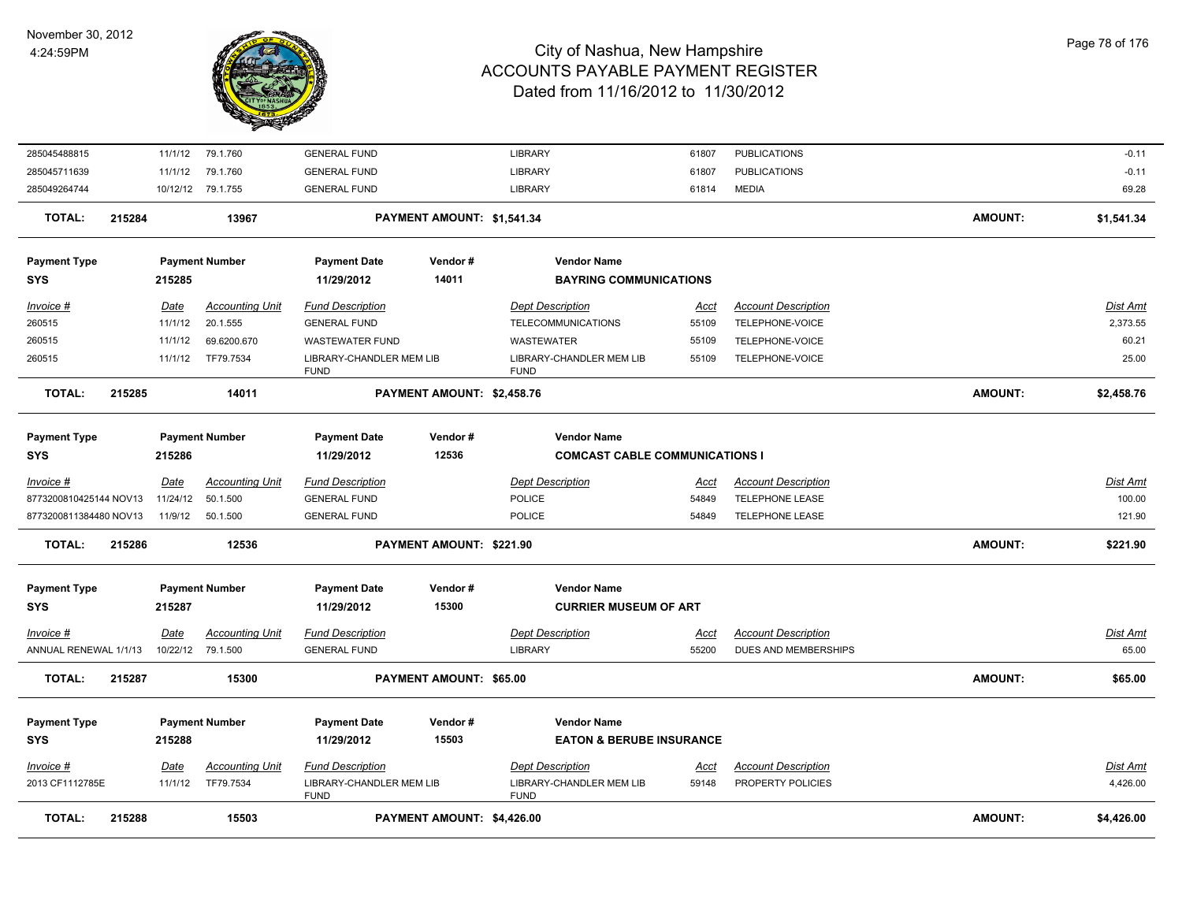# City of Nashua, New Hampshire
## ACCOUNTS PAYABLE PAYMENT REGISTER
### Dated from 11/16/2012 to 11/30/2012

November 30, 2012
4:24:59PM

| Invoice # | Date | Accounting Unit | Fund Description | Dept Description | Acct | Account Description | Dist Amt |
|---|---|---|---|---|---|---|---|
| 285045488815 | 11/1/12 | 79.1.760 | GENERAL FUND | LIBRARY | 61807 | PUBLICATIONS | -0.11 |
| 285045711639 | 11/1/12 | 79.1.760 | GENERAL FUND | LIBRARY | 61807 | PUBLICATIONS | -0.11 |
| 285049264744 | 10/12/12 | 79.1.755 | GENERAL FUND | LIBRARY | 61814 | MEDIA | 69.28 |

**TOTAL: 215284 — 13967 — PAYMENT AMOUNT: $1,541.34 — AMOUNT: $1,541.34**

| Payment Type | Payment Number | Payment Date | Vendor # | Vendor Name |
|---|---|---|---|---|
| SYS | 215285 | 11/29/2012 | 14011 | BAYRING COMMUNICATIONS |

| Invoice # | Date | Accounting Unit | Fund Description | Dept Description | Acct | Account Description | Dist Amt |
|---|---|---|---|---|---|---|---|
| 260515 | 11/1/12 | 20.1.555 | GENERAL FUND | TELECOMMUNICATIONS | 55109 | TELEPHONE-VOICE | 2,373.55 |
| 260515 | 11/1/12 | 69.6200.670 | WASTEWATER FUND | WASTEWATER | 55109 | TELEPHONE-VOICE | 60.21 |
| 260515 | 11/1/12 | TF79.7534 | LIBRARY-CHANDLER MEM LIB FUND | LIBRARY-CHANDLER MEM LIB FUND | 55109 | TELEPHONE-VOICE | 25.00 |

**TOTAL: 215285 — 14011 — PAYMENT AMOUNT: $2,458.76 — AMOUNT: $2,458.76**

| Payment Type | Payment Number | Payment Date | Vendor # | Vendor Name |
|---|---|---|---|---|
| SYS | 215286 | 11/29/2012 | 12536 | COMCAST CABLE COMMUNICATIONS I |

| Invoice # | Date | Accounting Unit | Fund Description | Dept Description | Acct | Account Description | Dist Amt |
|---|---|---|---|---|---|---|---|
| 8773200810425144 NOV13 | 11/24/12 | 50.1.500 | GENERAL FUND | POLICE | 54849 | TELEPHONE LEASE | 100.00 |
| 8773200811384480 NOV13 | 11/9/12 | 50.1.500 | GENERAL FUND | POLICE | 54849 | TELEPHONE LEASE | 121.90 |

**TOTAL: 215286 — 12536 — PAYMENT AMOUNT: $221.90 — AMOUNT: $221.90**

| Payment Type | Payment Number | Payment Date | Vendor # | Vendor Name |
|---|---|---|---|---|
| SYS | 215287 | 11/29/2012 | 15300 | CURRIER MUSEUM OF ART |

| Invoice # | Date | Accounting Unit | Fund Description | Dept Description | Acct | Account Description | Dist Amt |
|---|---|---|---|---|---|---|---|
| ANNUAL RENEWAL 1/1/13 | 10/22/12 | 79.1.500 | GENERAL FUND | LIBRARY | 55200 | DUES AND MEMBERSHIPS | 65.00 |

**TOTAL: 215287 — 15300 — PAYMENT AMOUNT: $65.00 — AMOUNT: $65.00**

| Payment Type | Payment Number | Payment Date | Vendor # | Vendor Name |
|---|---|---|---|---|
| SYS | 215288 | 11/29/2012 | 15503 | EATON & BERUBE INSURANCE |

| Invoice # | Date | Accounting Unit | Fund Description | Dept Description | Acct | Account Description | Dist Amt |
|---|---|---|---|---|---|---|---|
| 2013 CF1112785E | 11/1/12 | TF79.7534 | LIBRARY-CHANDLER MEM LIB FUND | LIBRARY-CHANDLER MEM LIB FUND | 59148 | PROPERTY POLICIES | 4,426.00 |

**TOTAL: 215288 — 15503 — PAYMENT AMOUNT: $4,426.00 — AMOUNT: $4,426.00**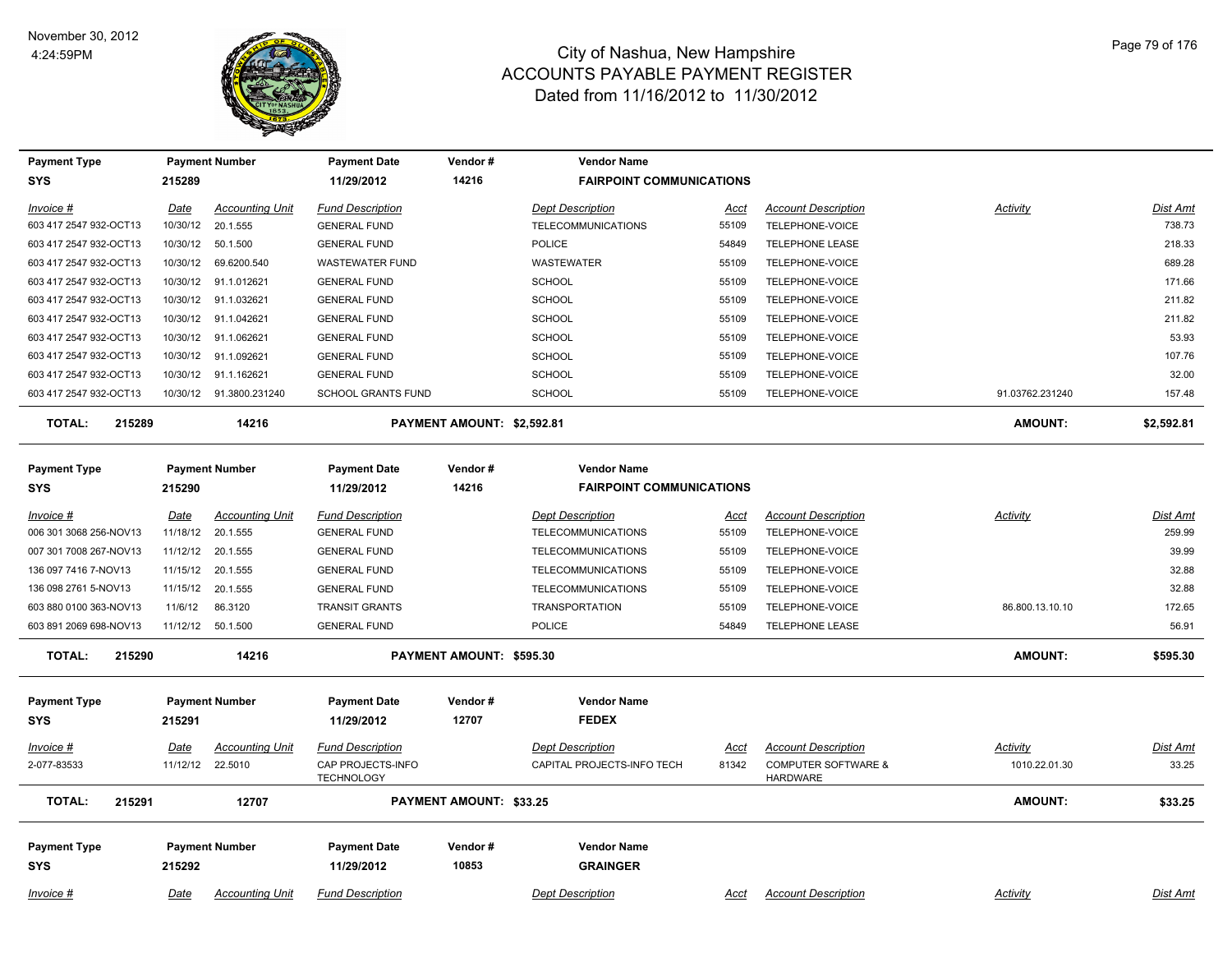# City of Nashua, New Hampshire
## ACCOUNTS PAYABLE PAYMENT REGISTER
### Dated from 11/16/2012 to 11/30/2012

November 30, 2012
4:24:59PM

| Payment Type | Payment Number | Payment Date | Vendor # | Vendor Name |
|---|---|---|---|---|
| SYS | 215289 | 11/29/2012 | 14216 | FAIRPOINT COMMUNICATIONS |

| Invoice # | Date | Accounting Unit | Fund Description | Dept Description | Acct | Account Description | Activity | Dist Amt |
|---|---|---|---|---|---|---|---|---|
| 603 417 2547 932-OCT13 | 10/30/12 | 20.1.555 | GENERAL FUND | TELECOMMUNICATIONS | 55109 | TELEPHONE-VOICE | | 738.73 |
| 603 417 2547 932-OCT13 | 10/30/12 | 50.1.500 | GENERAL FUND | POLICE | 54849 | TELEPHONE LEASE | | 218.33 |
| 603 417 2547 932-OCT13 | 10/30/12 | 69.6200.540 | WASTEWATER FUND | WASTEWATER | 55109 | TELEPHONE-VOICE | | 689.28 |
| 603 417 2547 932-OCT13 | 10/30/12 | 91.1.012621 | GENERAL FUND | SCHOOL | 55109 | TELEPHONE-VOICE | | 171.66 |
| 603 417 2547 932-OCT13 | 10/30/12 | 91.1.032621 | GENERAL FUND | SCHOOL | 55109 | TELEPHONE-VOICE | | 211.82 |
| 603 417 2547 932-OCT13 | 10/30/12 | 91.1.042621 | GENERAL FUND | SCHOOL | 55109 | TELEPHONE-VOICE | | 211.82 |
| 603 417 2547 932-OCT13 | 10/30/12 | 91.1.062621 | GENERAL FUND | SCHOOL | 55109 | TELEPHONE-VOICE | | 53.93 |
| 603 417 2547 932-OCT13 | 10/30/12 | 91.1.092621 | GENERAL FUND | SCHOOL | 55109 | TELEPHONE-VOICE | | 107.76 |
| 603 417 2547 932-OCT13 | 10/30/12 | 91.1.162621 | GENERAL FUND | SCHOOL | 55109 | TELEPHONE-VOICE | | 32.00 |
| 603 417 2547 932-OCT13 | 10/30/12 | 91.3800.231240 | SCHOOL GRANTS FUND | SCHOOL | 55109 | TELEPHONE-VOICE | 91.03762.231240 | 157.48 |

**TOTAL: 215289 14216 PAYMENT AMOUNT: $2,592.81 AMOUNT: $2,592.81**

| Payment Type | Payment Number | Payment Date | Vendor # | Vendor Name |
|---|---|---|---|---|
| SYS | 215290 | 11/29/2012 | 14216 | FAIRPOINT COMMUNICATIONS |

| Invoice # | Date | Accounting Unit | Fund Description | Dept Description | Acct | Account Description | Activity | Dist Amt |
|---|---|---|---|---|---|---|---|---|
| 006 301 3068 256-NOV13 | 11/18/12 | 20.1.555 | GENERAL FUND | TELECOMMUNICATIONS | 55109 | TELEPHONE-VOICE | | 259.99 |
| 007 301 7008 267-NOV13 | 11/12/12 | 20.1.555 | GENERAL FUND | TELECOMMUNICATIONS | 55109 | TELEPHONE-VOICE | | 39.99 |
| 136 097 7416 7-NOV13 | 11/15/12 | 20.1.555 | GENERAL FUND | TELECOMMUNICATIONS | 55109 | TELEPHONE-VOICE | | 32.88 |
| 136 098 2761 5-NOV13 | 11/15/12 | 20.1.555 | GENERAL FUND | TELECOMMUNICATIONS | 55109 | TELEPHONE-VOICE | | 32.88 |
| 603 880 0100 363-NOV13 | 11/6/12 | 86.3120 | TRANSIT GRANTS | TRANSPORTATION | 55109 | TELEPHONE-VOICE | 86.800.13.10.10 | 172.65 |
| 603 891 2069 698-NOV13 | 11/12/12 | 50.1.500 | GENERAL FUND | POLICE | 54849 | TELEPHONE LEASE | | 56.91 |

**TOTAL: 215290 14216 PAYMENT AMOUNT: $595.30 AMOUNT: $595.30**

| Payment Type | Payment Number | Payment Date | Vendor # | Vendor Name |
|---|---|---|---|---|
| SYS | 215291 | 11/29/2012 | 12707 | FEDEX |

| Invoice # | Date | Accounting Unit | Fund Description | Dept Description | Acct | Account Description | Activity | Dist Amt |
|---|---|---|---|---|---|---|---|---|
| 2-077-83533 | 11/12/12 | 22.5010 | CAP PROJECTS-INFO TECHNOLOGY | CAPITAL PROJECTS-INFO TECH | 81342 | COMPUTER SOFTWARE & HARDWARE | 1010.22.01.30 | 33.25 |

**TOTAL: 215291 12707 PAYMENT AMOUNT: $33.25 AMOUNT: $33.25**

| Payment Type | Payment Number | Payment Date | Vendor # | Vendor Name |
|---|---|---|---|---|
| SYS | 215292 | 11/29/2012 | 10853 | GRAINGER |

| Invoice # | Date | Accounting Unit | Fund Description | Dept Description | Acct | Account Description | Activity | Dist Amt |
|---|---|---|---|---|---|---|---|---|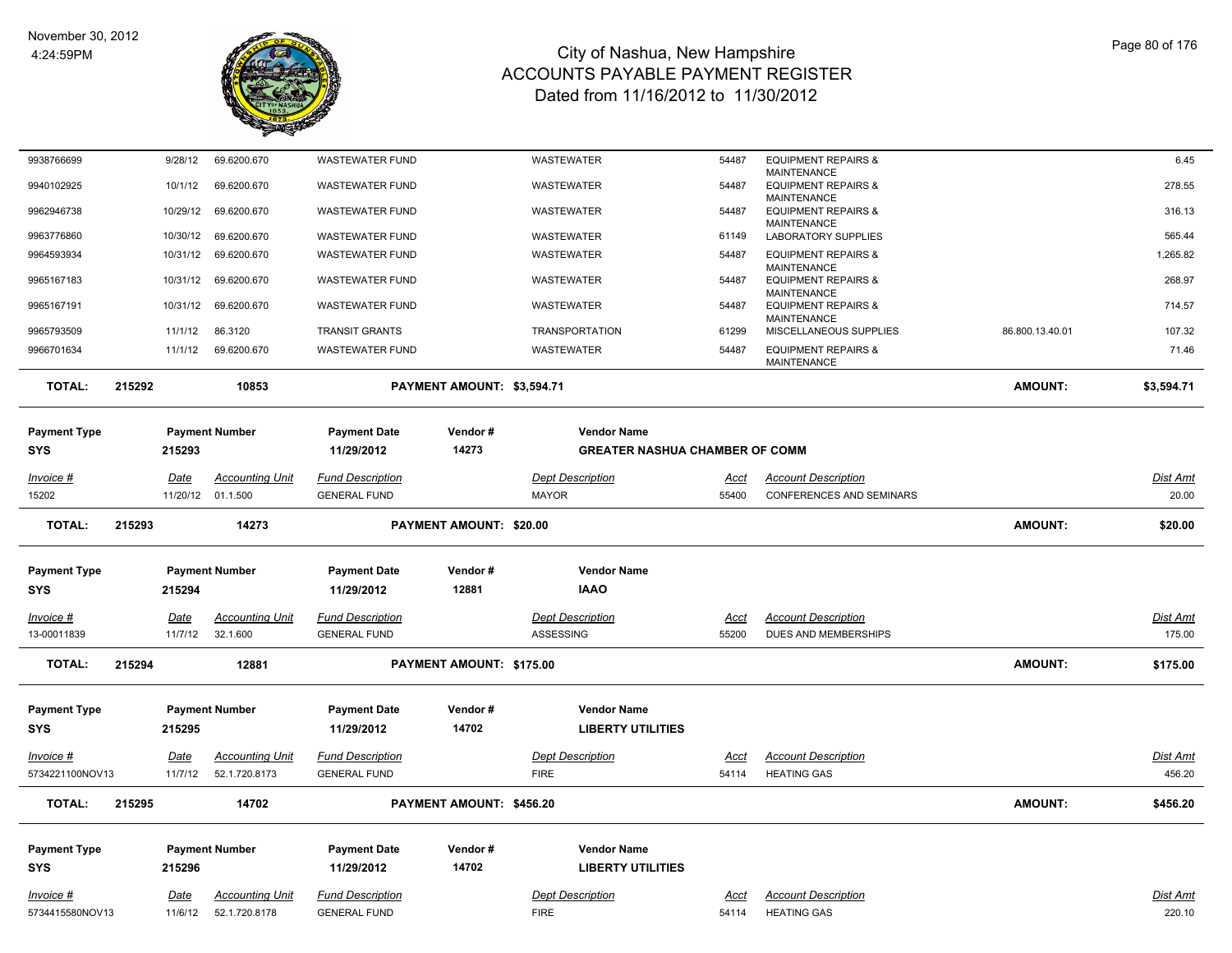# City of Nashua, New Hampshire
## ACCOUNTS PAYABLE PAYMENT REGISTER
### Dated from 11/16/2012 to 11/30/2012

| Invoice # | Date | Accounting Unit | Fund Description | Dept Description | Acct | Account Description | | Dist Amt |
|---|---|---|---|---|---|---|---|---|
| 9938766699 | 9/28/12 | 69.6200.670 | WASTEWATER FUND | WASTEWATER | 54487 | EQUIPMENT REPAIRS & MAINTENANCE | | 6.45 |
| 9940102925 | 10/1/12 | 69.6200.670 | WASTEWATER FUND | WASTEWATER | 54487 | EQUIPMENT REPAIRS & MAINTENANCE | | 278.55 |
| 9962946738 | 10/29/12 | 69.6200.670 | WASTEWATER FUND | WASTEWATER | 54487 | EQUIPMENT REPAIRS & MAINTENANCE | | 316.13 |
| 9963776860 | 10/30/12 | 69.6200.670 | WASTEWATER FUND | WASTEWATER | 61149 | LABORATORY SUPPLIES | | 565.44 |
| 9964593934 | 10/31/12 | 69.6200.670 | WASTEWATER FUND | WASTEWATER | 54487 | EQUIPMENT REPAIRS & MAINTENANCE | | 1,265.82 |
| 9965167183 | 10/31/12 | 69.6200.670 | WASTEWATER FUND | WASTEWATER | 54487 | EQUIPMENT REPAIRS & MAINTENANCE | | 268.97 |
| 9965167191 | 10/31/12 | 69.6200.670 | WASTEWATER FUND | WASTEWATER | 54487 | EQUIPMENT REPAIRS & MAINTENANCE | | 714.57 |
| 9965793509 | 11/1/12 | 86.3120 | TRANSIT GRANTS | TRANSPORTATION | 61299 | MISCELLANEOUS SUPPLIES | 86.800.13.40.01 | 107.32 |
| 9966701634 | 11/1/12 | 69.6200.670 | WASTEWATER FUND | WASTEWATER | 54487 | EQUIPMENT REPAIRS & MAINTENANCE | | 71.46 |

**TOTAL: 215292 — 10853 — PAYMENT AMOUNT: $3,594.71 — AMOUNT: $3,594.71**

| Payment Type | Payment Number | Payment Date | Vendor # | Vendor Name |
|---|---|---|---|---|
| SYS | 215293 | 11/29/2012 | 14273 | GREATER NASHUA CHAMBER OF COMM |

| Invoice # | Date | Accounting Unit | Fund Description | Dept Description | Acct | Account Description | Dist Amt |
|---|---|---|---|---|---|---|---|
| 15202 | 11/20/12 | 01.1.500 | GENERAL FUND | MAYOR | 55400 | CONFERENCES AND SEMINARS | 20.00 |

**TOTAL: 215293 — 14273 — PAYMENT AMOUNT: $20.00 — AMOUNT: $20.00**

| Payment Type | Payment Number | Payment Date | Vendor # | Vendor Name |
|---|---|---|---|---|
| SYS | 215294 | 11/29/2012 | 12881 | IAAO |

| Invoice # | Date | Accounting Unit | Fund Description | Dept Description | Acct | Account Description | Dist Amt |
|---|---|---|---|---|---|---|---|
| 13-00011839 | 11/7/12 | 32.1.600 | GENERAL FUND | ASSESSING | 55200 | DUES AND MEMBERSHIPS | 175.00 |

**TOTAL: 215294 — 12881 — PAYMENT AMOUNT: $175.00 — AMOUNT: $175.00**

| Payment Type | Payment Number | Payment Date | Vendor # | Vendor Name |
|---|---|---|---|---|
| SYS | 215295 | 11/29/2012 | 14702 | LIBERTY UTILITIES |

| Invoice # | Date | Accounting Unit | Fund Description | Dept Description | Acct | Account Description | Dist Amt |
|---|---|---|---|---|---|---|---|
| 5734221100NOV13 | 11/7/12 | 52.1.720.8173 | GENERAL FUND | FIRE | 54114 | HEATING GAS | 456.20 |

**TOTAL: 215295 — 14702 — PAYMENT AMOUNT: $456.20 — AMOUNT: $456.20**

| Payment Type | Payment Number | Payment Date | Vendor # | Vendor Name |
|---|---|---|---|---|
| SYS | 215296 | 11/29/2012 | 14702 | LIBERTY UTILITIES |

| Invoice # | Date | Accounting Unit | Fund Description | Dept Description | Acct | Account Description | Dist Amt |
|---|---|---|---|---|---|---|---|
| 5734415580NOV13 | 11/6/12 | 52.1.720.8178 | GENERAL FUND | FIRE | 54114 | HEATING GAS | 220.10 |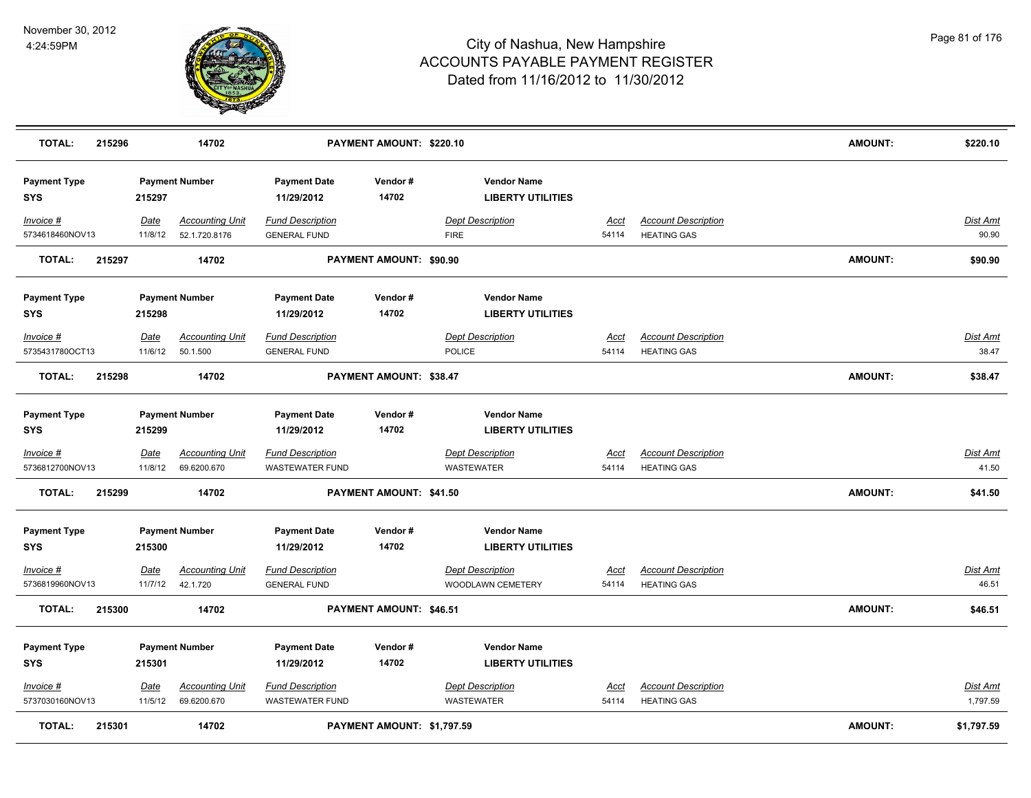# City of Nashua, New Hampshire
## ACCOUNTS PAYABLE PAYMENT REGISTER
### Dated from 11/16/2012 to 11/30/2012

November 30, 2012
4:24:59PM

| **TOTAL:** | **215296** | **14702** | **PAYMENT AMOUNT: $220.10** | **AMOUNT:** | **$220.10** |
|---|---|---|---|---|---|

| Payment Type | Payment Number | Payment Date | Vendor # | Vendor Name |
|---|---|---|---|---|
| **SYS** | **215297** | **11/29/2012** | **14702** | **LIBERTY UTILITIES** |

| Invoice # | Date | Accounting Unit | Fund Description | Dept Description | Acct | Account Description | Dist Amt |
|---|---|---|---|---|---|---|---|
| 5734618460NOV13 | 11/8/12 | 52.1.720.8176 | GENERAL FUND | FIRE | 54114 | HEATING GAS | 90.90 |

| **TOTAL:** | **215297** | **14702** | **PAYMENT AMOUNT: $90.90** | **AMOUNT:** | **$90.90** |
|---|---|---|---|---|---|

| Payment Type | Payment Number | Payment Date | Vendor # | Vendor Name |
|---|---|---|---|---|
| **SYS** | **215298** | **11/29/2012** | **14702** | **LIBERTY UTILITIES** |

| Invoice # | Date | Accounting Unit | Fund Description | Dept Description | Acct | Account Description | Dist Amt |
|---|---|---|---|---|---|---|---|
| 5735431780OCT13 | 11/6/12 | 50.1.500 | GENERAL FUND | POLICE | 54114 | HEATING GAS | 38.47 |

| **TOTAL:** | **215298** | **14702** | **PAYMENT AMOUNT: $38.47** | **AMOUNT:** | **$38.47** |
|---|---|---|---|---|---|

| Payment Type | Payment Number | Payment Date | Vendor # | Vendor Name |
|---|---|---|---|---|
| **SYS** | **215299** | **11/29/2012** | **14702** | **LIBERTY UTILITIES** |

| Invoice # | Date | Accounting Unit | Fund Description | Dept Description | Acct | Account Description | Dist Amt |
|---|---|---|---|---|---|---|---|
| 5736812700NOV13 | 11/8/12 | 69.6200.670 | WASTEWATER FUND | WASTEWATER | 54114 | HEATING GAS | 41.50 |

| **TOTAL:** | **215299** | **14702** | **PAYMENT AMOUNT: $41.50** | **AMOUNT:** | **$41.50** |
|---|---|---|---|---|---|

| Payment Type | Payment Number | Payment Date | Vendor # | Vendor Name |
|---|---|---|---|---|
| **SYS** | **215300** | **11/29/2012** | **14702** | **LIBERTY UTILITIES** |

| Invoice # | Date | Accounting Unit | Fund Description | Dept Description | Acct | Account Description | Dist Amt |
|---|---|---|---|---|---|---|---|
| 5736819960NOV13 | 11/7/12 | 42.1.720 | GENERAL FUND | WOODLAWN CEMETERY | 54114 | HEATING GAS | 46.51 |

| **TOTAL:** | **215300** | **14702** | **PAYMENT AMOUNT: $46.51** | **AMOUNT:** | **$46.51** |
|---|---|---|---|---|---|

| Payment Type | Payment Number | Payment Date | Vendor # | Vendor Name |
|---|---|---|---|---|
| **SYS** | **215301** | **11/29/2012** | **14702** | **LIBERTY UTILITIES** |

| Invoice # | Date | Accounting Unit | Fund Description | Dept Description | Acct | Account Description | Dist Amt |
|---|---|---|---|---|---|---|---|
| 5737030160NOV13 | 11/5/12 | 69.6200.670 | WASTEWATER FUND | WASTEWATER | 54114 | HEATING GAS | 1,797.59 |

| **TOTAL:** | **215301** | **14702** | **PAYMENT AMOUNT: $1,797.59** | **AMOUNT:** | **$1,797.59** |
|---|---|---|---|---|---|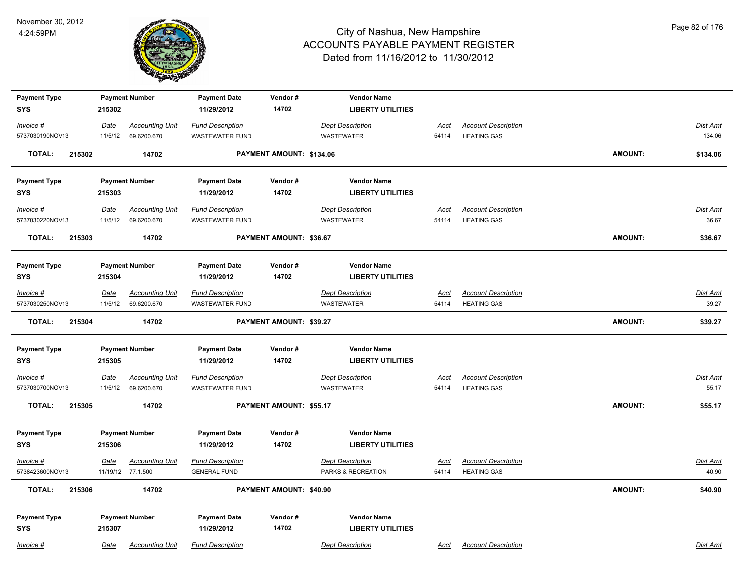# City of Nashua, New Hampshire
# ACCOUNTS PAYABLE PAYMENT REGISTER
## Dated from 11/16/2012 to 11/30/2012

November 30, 2012
4:24:59PM

| Payment Type | Payment Number | Payment Date | Vendor # | Vendor Name |
|---|---|---|---|---|
| SYS | 215302 | 11/29/2012 | 14702 | LIBERTY UTILITIES |

| Invoice # | Date | Accounting Unit | Fund Description | Dept Description | Acct | Account Description | Dist Amt |
|---|---|---|---|---|---|---|---|
| 5737030190NOV13 | 11/5/12 | 69.6200.670 | WASTEWATER FUND | WASTEWATER | 54114 | HEATING GAS | 134.06 |

**TOTAL: 215302 14702 PAYMENT AMOUNT: $134.06 AMOUNT: $134.06**

| Payment Type | Payment Number | Payment Date | Vendor # | Vendor Name |
|---|---|---|---|---|
| SYS | 215303 | 11/29/2012 | 14702 | LIBERTY UTILITIES |

| Invoice # | Date | Accounting Unit | Fund Description | Dept Description | Acct | Account Description | Dist Amt |
|---|---|---|---|---|---|---|---|
| 5737030220NOV13 | 11/5/12 | 69.6200.670 | WASTEWATER FUND | WASTEWATER | 54114 | HEATING GAS | 36.67 |

**TOTAL: 215303 14702 PAYMENT AMOUNT: $36.67 AMOUNT: $36.67**

| Payment Type | Payment Number | Payment Date | Vendor # | Vendor Name |
|---|---|---|---|---|
| SYS | 215304 | 11/29/2012 | 14702 | LIBERTY UTILITIES |

| Invoice # | Date | Accounting Unit | Fund Description | Dept Description | Acct | Account Description | Dist Amt |
|---|---|---|---|---|---|---|---|
| 5737030250NOV13 | 11/5/12 | 69.6200.670 | WASTEWATER FUND | WASTEWATER | 54114 | HEATING GAS | 39.27 |

**TOTAL: 215304 14702 PAYMENT AMOUNT: $39.27 AMOUNT: $39.27**

| Payment Type | Payment Number | Payment Date | Vendor # | Vendor Name |
|---|---|---|---|---|
| SYS | 215305 | 11/29/2012 | 14702 | LIBERTY UTILITIES |

| Invoice # | Date | Accounting Unit | Fund Description | Dept Description | Acct | Account Description | Dist Amt |
|---|---|---|---|---|---|---|---|
| 5737030700NOV13 | 11/5/12 | 69.6200.670 | WASTEWATER FUND | WASTEWATER | 54114 | HEATING GAS | 55.17 |

**TOTAL: 215305 14702 PAYMENT AMOUNT: $55.17 AMOUNT: $55.17**

| Payment Type | Payment Number | Payment Date | Vendor # | Vendor Name |
|---|---|---|---|---|
| SYS | 215306 | 11/29/2012 | 14702 | LIBERTY UTILITIES |

| Invoice # | Date | Accounting Unit | Fund Description | Dept Description | Acct | Account Description | Dist Amt |
|---|---|---|---|---|---|---|---|
| 5738423600NOV13 | 11/19/12 | 77.1.500 | GENERAL FUND | PARKS & RECREATION | 54114 | HEATING GAS | 40.90 |

**TOTAL: 215306 14702 PAYMENT AMOUNT: $40.90 AMOUNT: $40.90**

| Payment Type | Payment Number | Payment Date | Vendor # | Vendor Name |
|---|---|---|---|---|
| SYS | 215307 | 11/29/2012 | 14702 | LIBERTY UTILITIES |

| Invoice # | Date | Accounting Unit | Fund Description | Dept Description | Acct | Account Description | Dist Amt |
|---|---|---|---|---|---|---|---|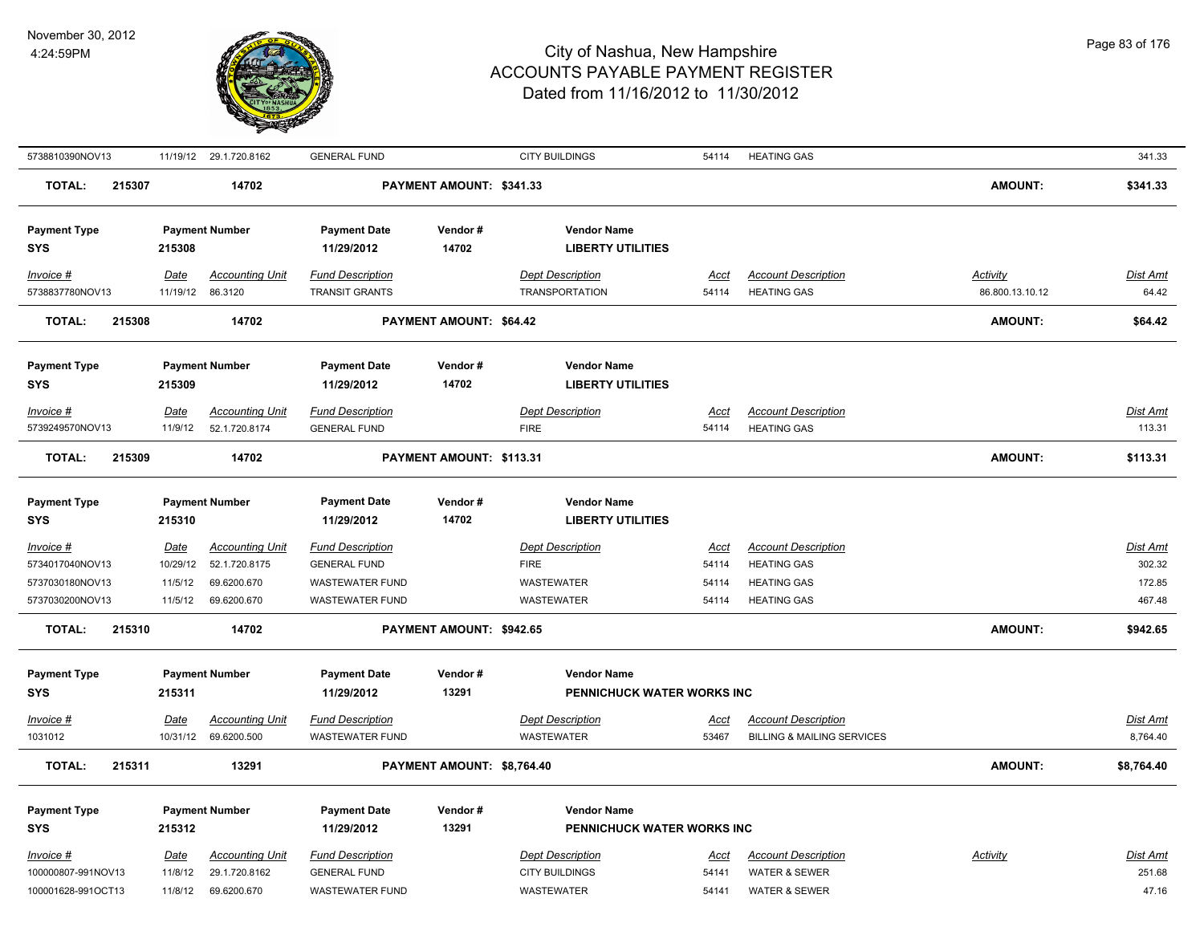| | | | | | | | | |
|---|---|---|---|---|---|---|---|---|
| 5738810390NOV13 | 11/19/12 | 29.1.720.8162 | GENERAL FUND | CITY BUILDINGS | 54114 | HEATING GAS | | 341.33 |
| **TOTAL:** | **215307** | **14702** | **PAYMENT AMOUNT: $341.33** | | | | **AMOUNT:** | **$341.33** |

| **Payment Type** | **Payment Number** | **Payment Date** | **Vendor #** | **Vendor Name** |
|---|---|---|---|---|
| **SYS** | **215308** | **11/29/2012** | **14702** | **LIBERTY UTILITIES** |

| *Invoice #* | *Date* | *Accounting Unit* | *Fund Description* | *Dept Description* | *Acct* | *Account Description* | *Activity* | *Dist Amt* |
|---|---|---|---|---|---|---|---|---|
| 5738837780NOV13 | 11/19/12 | 86.3120 | TRANSIT GRANTS | TRANSPORTATION | 54114 | HEATING GAS | 86.800.13.10.12 | 64.42 |
| **TOTAL:** | **215308** | **14702** | **PAYMENT AMOUNT: $64.42** | | | | **AMOUNT:** | **$64.42** |

| **Payment Type** | **Payment Number** | **Payment Date** | **Vendor #** | **Vendor Name** |
|---|---|---|---|---|
| **SYS** | **215309** | **11/29/2012** | **14702** | **LIBERTY UTILITIES** |

| *Invoice #* | *Date* | *Accounting Unit* | *Fund Description* | *Dept Description* | *Acct* | *Account Description* | | *Dist Amt* |
|---|---|---|---|---|---|---|---|---|
| 5739249570NOV13 | 11/9/12 | 52.1.720.8174 | GENERAL FUND | FIRE | 54114 | HEATING GAS | | 113.31 |
| **TOTAL:** | **215309** | **14702** | **PAYMENT AMOUNT: $113.31** | | | | **AMOUNT:** | **$113.31** |

| **Payment Type** | **Payment Number** | **Payment Date** | **Vendor #** | **Vendor Name** |
|---|---|---|---|---|
| **SYS** | **215310** | **11/29/2012** | **14702** | **LIBERTY UTILITIES** |

| *Invoice #* | *Date* | *Accounting Unit* | *Fund Description* | *Dept Description* | *Acct* | *Account Description* | | *Dist Amt* |
|---|---|---|---|---|---|---|---|---|
| 5734017040NOV13 | 10/29/12 | 52.1.720.8175 | GENERAL FUND | FIRE | 54114 | HEATING GAS | | 302.32 |
| 5737030180NOV13 | 11/5/12 | 69.6200.670 | WASTEWATER FUND | WASTEWATER | 54114 | HEATING GAS | | 172.85 |
| 5737030200NOV13 | 11/5/12 | 69.6200.670 | WASTEWATER FUND | WASTEWATER | 54114 | HEATING GAS | | 467.48 |
| **TOTAL:** | **215310** | **14702** | **PAYMENT AMOUNT: $942.65** | | | | **AMOUNT:** | **$942.65** |

| **Payment Type** | **Payment Number** | **Payment Date** | **Vendor #** | **Vendor Name** |
|---|---|---|---|---|
| **SYS** | **215311** | **11/29/2012** | **13291** | **PENNICHUCK WATER WORKS INC** |

| *Invoice #* | *Date* | *Accounting Unit* | *Fund Description* | *Dept Description* | *Acct* | *Account Description* | | *Dist Amt* |
|---|---|---|---|---|---|---|---|---|
| 1031012 | 10/31/12 | 69.6200.500 | WASTEWATER FUND | WASTEWATER | 53467 | BILLING & MAILING SERVICES | | 8,764.40 |
| **TOTAL:** | **215311** | **13291** | **PAYMENT AMOUNT: $8,764.40** | | | | **AMOUNT:** | **$8,764.40** |

| **Payment Type** | **Payment Number** | **Payment Date** | **Vendor #** | **Vendor Name** |
|---|---|---|---|---|
| **SYS** | **215312** | **11/29/2012** | **13291** | **PENNICHUCK WATER WORKS INC** |

| *Invoice #* | *Date* | *Accounting Unit* | *Fund Description* | *Dept Description* | *Acct* | *Account Description* | *Activity* | *Dist Amt* |
|---|---|---|---|---|---|---|---|---|
| 100000807-991NOV13 | 11/8/12 | 29.1.720.8162 | GENERAL FUND | CITY BUILDINGS | 54141 | WATER & SEWER | | 251.68 |
| 100001628-991OCT13 | 11/8/12 | 69.6200.670 | WASTEWATER FUND | WASTEWATER | 54141 | WATER & SEWER | | 47.16 |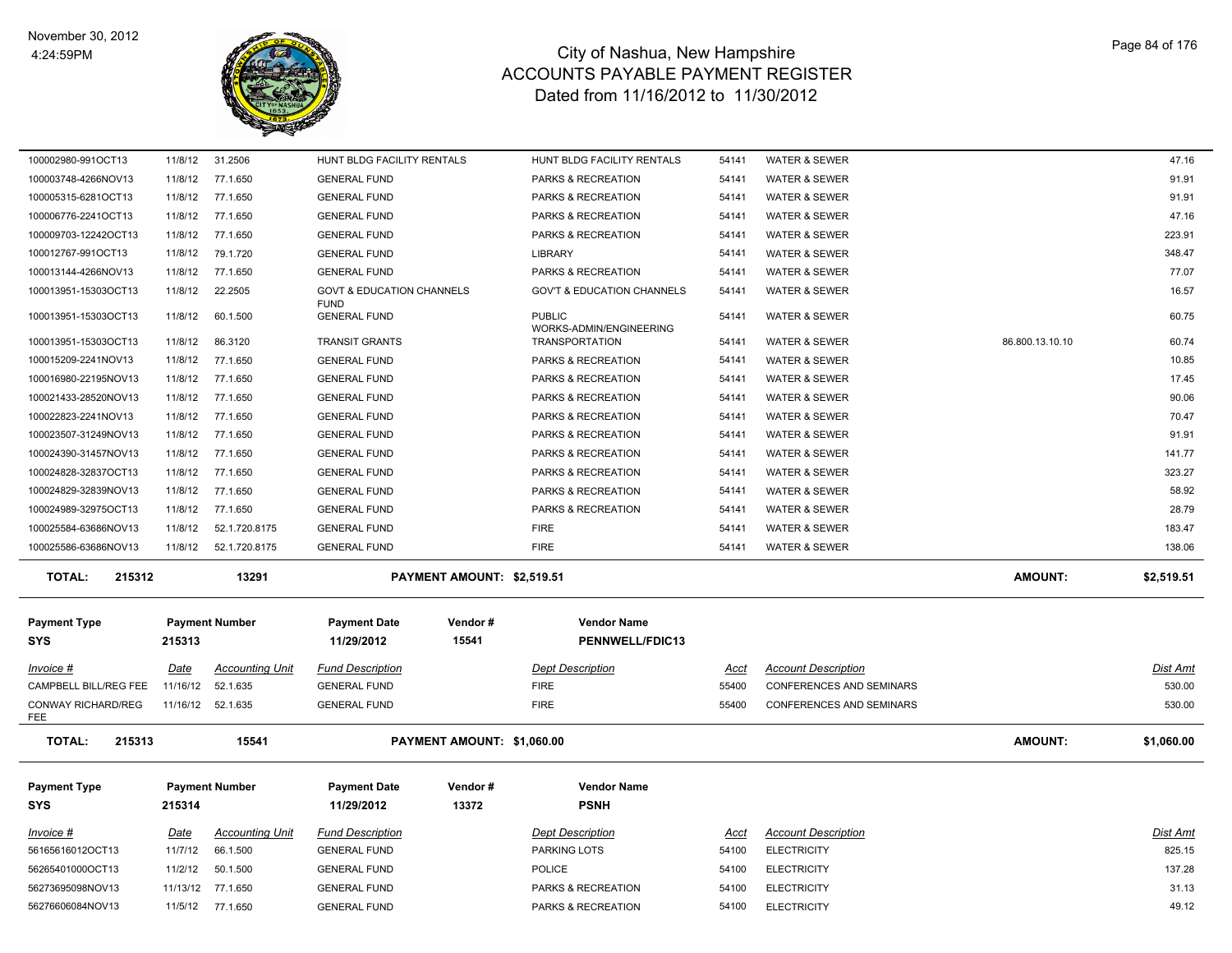| Invoice # | Date | Accounting Unit | Fund Description | Dept Description | Acct | Account Description | | Dist Amt |
|---|---|---|---|---|---|---|---|---|
| 100002980-991OCT13 | 11/8/12 | 31.2506 | HUNT BLDG FACILITY RENTALS | HUNT BLDG FACILITY RENTALS | 54141 | WATER & SEWER | | 47.16 |
| 100003748-4266NOV13 | 11/8/12 | 77.1.650 | GENERAL FUND | PARKS & RECREATION | 54141 | WATER & SEWER | | 91.91 |
| 100005315-6281OCT13 | 11/8/12 | 77.1.650 | GENERAL FUND | PARKS & RECREATION | 54141 | WATER & SEWER | | 91.91 |
| 100006776-2241OCT13 | 11/8/12 | 77.1.650 | GENERAL FUND | PARKS & RECREATION | 54141 | WATER & SEWER | | 47.16 |
| 100009703-12242OCT13 | 11/8/12 | 77.1.650 | GENERAL FUND | PARKS & RECREATION | 54141 | WATER & SEWER | | 223.91 |
| 100012767-991OCT13 | 11/8/12 | 79.1.720 | GENERAL FUND | LIBRARY | 54141 | WATER & SEWER | | 348.47 |
| 100013144-4266NOV13 | 11/8/12 | 77.1.650 | GENERAL FUND | PARKS & RECREATION | 54141 | WATER & SEWER | | 77.07 |
| 100013951-15303OCT13 | 11/8/12 | 22.2505 | GOVT & EDUCATION CHANNELS FUND | GOV'T & EDUCATION CHANNELS | 54141 | WATER & SEWER | | 16.57 |
| 100013951-15303OCT13 | 11/8/12 | 60.1.500 | GENERAL FUND | PUBLIC WORKS-ADMIN/ENGINEERING | 54141 | WATER & SEWER | | 60.75 |
| 100013951-15303OCT13 | 11/8/12 | 86.3120 | TRANSIT GRANTS | TRANSPORTATION | 54141 | WATER & SEWER | 86.800.13.10.10 | 60.74 |
| 100015209-2241NOV13 | 11/8/12 | 77.1.650 | GENERAL FUND | PARKS & RECREATION | 54141 | WATER & SEWER | | 10.85 |
| 100016980-22195NOV13 | 11/8/12 | 77.1.650 | GENERAL FUND | PARKS & RECREATION | 54141 | WATER & SEWER | | 17.45 |
| 100021433-28520NOV13 | 11/8/12 | 77.1.650 | GENERAL FUND | PARKS & RECREATION | 54141 | WATER & SEWER | | 90.06 |
| 100022823-2241NOV13 | 11/8/12 | 77.1.650 | GENERAL FUND | PARKS & RECREATION | 54141 | WATER & SEWER | | 70.47 |
| 100023507-31249NOV13 | 11/8/12 | 77.1.650 | GENERAL FUND | PARKS & RECREATION | 54141 | WATER & SEWER | | 91.91 |
| 100024390-31457NOV13 | 11/8/12 | 77.1.650 | GENERAL FUND | PARKS & RECREATION | 54141 | WATER & SEWER | | 141.77 |
| 100024828-32837OCT13 | 11/8/12 | 77.1.650 | GENERAL FUND | PARKS & RECREATION | 54141 | WATER & SEWER | | 323.27 |
| 100024829-32839NOV13 | 11/8/12 | 77.1.650 | GENERAL FUND | PARKS & RECREATION | 54141 | WATER & SEWER | | 58.92 |
| 100024989-32975OCT13 | 11/8/12 | 77.1.650 | GENERAL FUND | PARKS & RECREATION | 54141 | WATER & SEWER | | 28.79 |
| 100025584-63686NOV13 | 11/8/12 | 52.1.720.8175 | GENERAL FUND | FIRE | 54141 | WATER & SEWER | | 183.47 |
| 100025586-63686NOV13 | 11/8/12 | 52.1.720.8175 | GENERAL FUND | FIRE | 54141 | WATER & SEWER | | 138.06 |

**TOTAL: 215312 — 13291 — PAYMENT AMOUNT: $2,519.51 — AMOUNT: $2,519.51**

| Payment Type | Payment Number | Payment Date | Vendor # | Vendor Name |
|---|---|---|---|---|
| SYS | 215313 | 11/29/2012 | 15541 | PENNWELL/FDIC13 |

| Invoice # | Date | Accounting Unit | Fund Description | Dept Description | Acct | Account Description | Dist Amt |
|---|---|---|---|---|---|---|---|
| CAMPBELL BILL/REG FEE | 11/16/12 | 52.1.635 | GENERAL FUND | FIRE | 55400 | CONFERENCES AND SEMINARS | 530.00 |
| CONWAY RICHARD/REG FEE | 11/16/12 | 52.1.635 | GENERAL FUND | FIRE | 55400 | CONFERENCES AND SEMINARS | 530.00 |

**TOTAL: 215313 — 15541 — PAYMENT AMOUNT: $1,060.00 — AMOUNT: $1,060.00**

| Payment Type | Payment Number | Payment Date | Vendor # | Vendor Name |
|---|---|---|---|---|
| SYS | 215314 | 11/29/2012 | 13372 | PSNH |

| Invoice # | Date | Accounting Unit | Fund Description | Dept Description | Acct | Account Description | Dist Amt |
|---|---|---|---|---|---|---|---|
| 56165616012OCT13 | 11/7/12 | 66.1.500 | GENERAL FUND | PARKING LOTS | 54100 | ELECTRICITY | 825.15 |
| 56265401000OCT13 | 11/2/12 | 50.1.500 | GENERAL FUND | POLICE | 54100 | ELECTRICITY | 137.28 |
| 56273695098NOV13 | 11/13/12 | 77.1.650 | GENERAL FUND | PARKS & RECREATION | 54100 | ELECTRICITY | 31.13 |
| 56276606084NOV13 | 11/5/12 | 77.1.650 | GENERAL FUND | PARKS & RECREATION | 54100 | ELECTRICITY | 49.12 |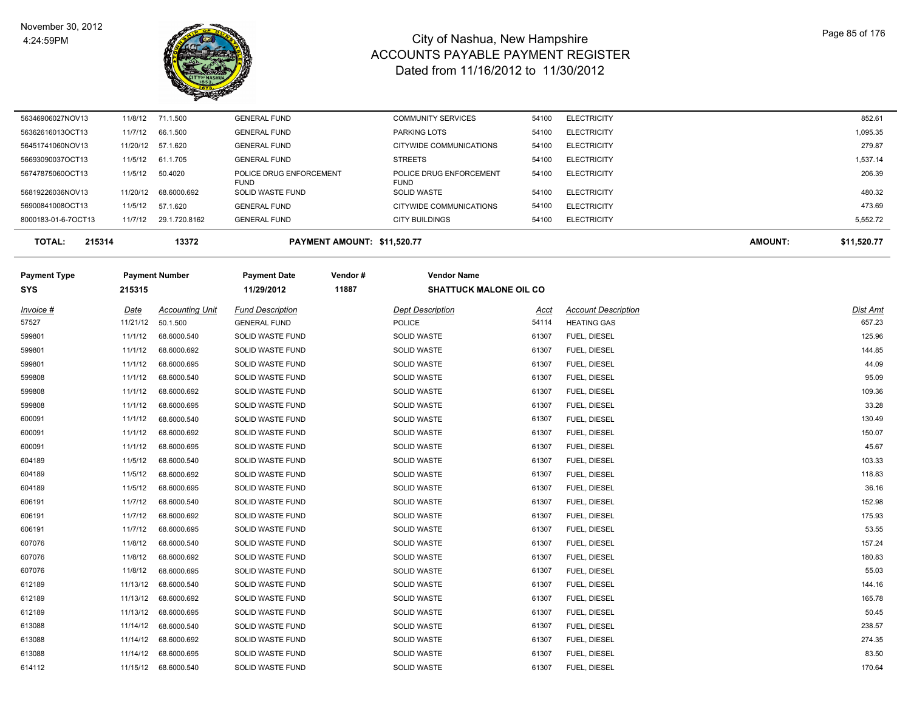| | | | | | | | | |
|---|---|---|---|---|---|---|---|---|
| 56346906027NOV13 | 11/8/12 | 71.1.500 | GENERAL FUND | COMMUNITY SERVICES | 54100 | ELECTRICITY | | 852.61 |
| 56362616013OCT13 | 11/7/12 | 66.1.500 | GENERAL FUND | PARKING LOTS | 54100 | ELECTRICITY | | 1,095.35 |
| 56451741060NOV13 | 11/20/12 | 57.1.620 | GENERAL FUND | CITYWIDE COMMUNICATIONS | 54100 | ELECTRICITY | | 279.87 |
| 56693090037OCT13 | 11/5/12 | 61.1.705 | GENERAL FUND | STREETS | 54100 | ELECTRICITY | | 1,537.14 |
| 56747875060OCT13 | 11/5/12 | 50.4020 | POLICE DRUG ENFORCEMENT FUND | POLICE DRUG ENFORCEMENT FUND | 54100 | ELECTRICITY | | 206.39 |
| 56819226036NOV13 | 11/20/12 | 68.6000.692 | SOLID WASTE FUND | SOLID WASTE | 54100 | ELECTRICITY | | 480.32 |
| 56900841008OCT13 | 11/5/12 | 57.1.620 | GENERAL FUND | CITYWIDE COMMUNICATIONS | 54100 | ELECTRICITY | | 473.69 |
| 8000183-01-6-7OCT13 | 11/7/12 | 29.1.720.8162 | GENERAL FUND | CITY BUILDINGS | 54100 | ELECTRICITY | | 5,552.72 |
| **TOTAL: 215314** | | **13372** | **PAYMENT AMOUNT: $11,520.77** | | | | **AMOUNT:** | **$11,520.77** |

| Payment Type | Payment Number | Payment Date | Vendor # | Vendor Name |
|---|---|---|---|---|
| SYS | 215315 | 11/29/2012 | 11887 | SHATTUCK MALONE OIL CO |

| Invoice # | Date | Accounting Unit | Fund Description | Dept Description | Acct | Account Description | Dist Amt |
|---|---|---|---|---|---|---|---|
| 57527 | 11/21/12 | 50.1.500 | GENERAL FUND | POLICE | 54114 | HEATING GAS | 657.23 |
| 599801 | 11/1/12 | 68.6000.540 | SOLID WASTE FUND | SOLID WASTE | 61307 | FUEL, DIESEL | 125.96 |
| 599801 | 11/1/12 | 68.6000.692 | SOLID WASTE FUND | SOLID WASTE | 61307 | FUEL, DIESEL | 144.85 |
| 599801 | 11/1/12 | 68.6000.695 | SOLID WASTE FUND | SOLID WASTE | 61307 | FUEL, DIESEL | 44.09 |
| 599808 | 11/1/12 | 68.6000.540 | SOLID WASTE FUND | SOLID WASTE | 61307 | FUEL, DIESEL | 95.09 |
| 599808 | 11/1/12 | 68.6000.692 | SOLID WASTE FUND | SOLID WASTE | 61307 | FUEL, DIESEL | 109.36 |
| 599808 | 11/1/12 | 68.6000.695 | SOLID WASTE FUND | SOLID WASTE | 61307 | FUEL, DIESEL | 33.28 |
| 600091 | 11/1/12 | 68.6000.540 | SOLID WASTE FUND | SOLID WASTE | 61307 | FUEL, DIESEL | 130.49 |
| 600091 | 11/1/12 | 68.6000.692 | SOLID WASTE FUND | SOLID WASTE | 61307 | FUEL, DIESEL | 150.07 |
| 600091 | 11/1/12 | 68.6000.695 | SOLID WASTE FUND | SOLID WASTE | 61307 | FUEL, DIESEL | 45.67 |
| 604189 | 11/5/12 | 68.6000.540 | SOLID WASTE FUND | SOLID WASTE | 61307 | FUEL, DIESEL | 103.33 |
| 604189 | 11/5/12 | 68.6000.692 | SOLID WASTE FUND | SOLID WASTE | 61307 | FUEL, DIESEL | 118.83 |
| 604189 | 11/5/12 | 68.6000.695 | SOLID WASTE FUND | SOLID WASTE | 61307 | FUEL, DIESEL | 36.16 |
| 606191 | 11/7/12 | 68.6000.540 | SOLID WASTE FUND | SOLID WASTE | 61307 | FUEL, DIESEL | 152.98 |
| 606191 | 11/7/12 | 68.6000.692 | SOLID WASTE FUND | SOLID WASTE | 61307 | FUEL, DIESEL | 175.93 |
| 606191 | 11/7/12 | 68.6000.695 | SOLID WASTE FUND | SOLID WASTE | 61307 | FUEL, DIESEL | 53.55 |
| 607076 | 11/8/12 | 68.6000.540 | SOLID WASTE FUND | SOLID WASTE | 61307 | FUEL, DIESEL | 157.24 |
| 607076 | 11/8/12 | 68.6000.692 | SOLID WASTE FUND | SOLID WASTE | 61307 | FUEL, DIESEL | 180.83 |
| 607076 | 11/8/12 | 68.6000.695 | SOLID WASTE FUND | SOLID WASTE | 61307 | FUEL, DIESEL | 55.03 |
| 612189 | 11/13/12 | 68.6000.540 | SOLID WASTE FUND | SOLID WASTE | 61307 | FUEL, DIESEL | 144.16 |
| 612189 | 11/13/12 | 68.6000.692 | SOLID WASTE FUND | SOLID WASTE | 61307 | FUEL, DIESEL | 165.78 |
| 612189 | 11/13/12 | 68.6000.695 | SOLID WASTE FUND | SOLID WASTE | 61307 | FUEL, DIESEL | 50.45 |
| 613088 | 11/14/12 | 68.6000.540 | SOLID WASTE FUND | SOLID WASTE | 61307 | FUEL, DIESEL | 238.57 |
| 613088 | 11/14/12 | 68.6000.692 | SOLID WASTE FUND | SOLID WASTE | 61307 | FUEL, DIESEL | 274.35 |
| 613088 | 11/14/12 | 68.6000.695 | SOLID WASTE FUND | SOLID WASTE | 61307 | FUEL, DIESEL | 83.50 |
| 614112 | 11/15/12 | 68.6000.540 | SOLID WASTE FUND | SOLID WASTE | 61307 | FUEL, DIESEL | 170.64 |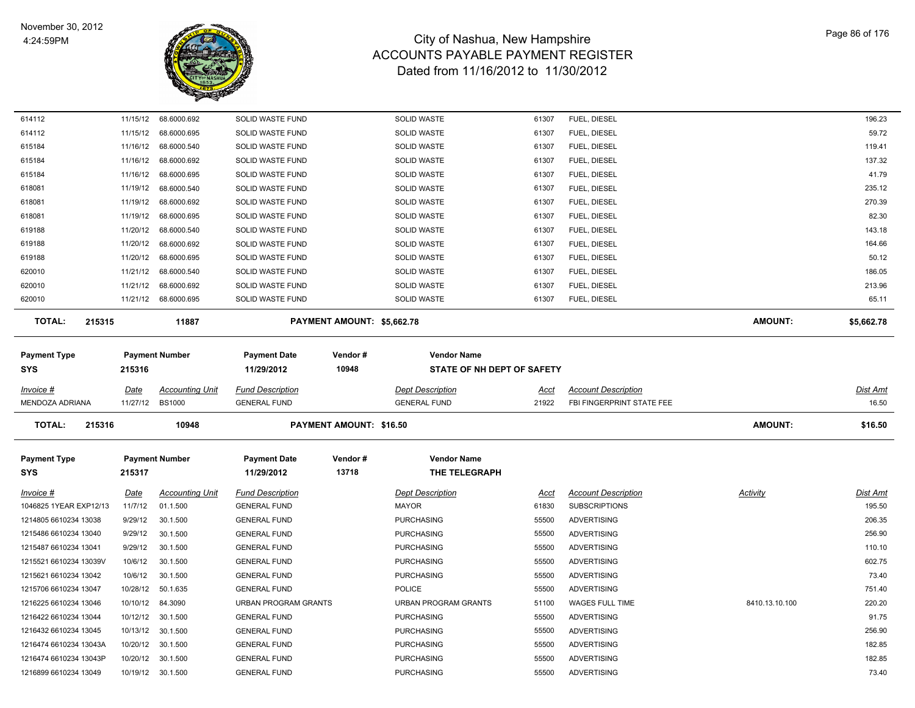# City of Nashua, New Hampshire
## ACCOUNTS PAYABLE PAYMENT REGISTER
### Dated from 11/16/2012 to 11/30/2012

November 30, 2012
4:24:59PM

| | | | | | | | | |
|---|---|---|---|---|---|---|---|---|
| 614112 | 11/15/12 | 68.6000.692 | SOLID WASTE FUND | SOLID WASTE | 61307 | FUEL, DIESEL | | 196.23 |
| 614112 | 11/15/12 | 68.6000.695 | SOLID WASTE FUND | SOLID WASTE | 61307 | FUEL, DIESEL | | 59.72 |
| 615184 | 11/16/12 | 68.6000.540 | SOLID WASTE FUND | SOLID WASTE | 61307 | FUEL, DIESEL | | 119.41 |
| 615184 | 11/16/12 | 68.6000.692 | SOLID WASTE FUND | SOLID WASTE | 61307 | FUEL, DIESEL | | 137.32 |
| 615184 | 11/16/12 | 68.6000.695 | SOLID WASTE FUND | SOLID WASTE | 61307 | FUEL, DIESEL | | 41.79 |
| 618081 | 11/19/12 | 68.6000.540 | SOLID WASTE FUND | SOLID WASTE | 61307 | FUEL, DIESEL | | 235.12 |
| 618081 | 11/19/12 | 68.6000.692 | SOLID WASTE FUND | SOLID WASTE | 61307 | FUEL, DIESEL | | 270.39 |
| 618081 | 11/19/12 | 68.6000.695 | SOLID WASTE FUND | SOLID WASTE | 61307 | FUEL, DIESEL | | 82.30 |
| 619188 | 11/20/12 | 68.6000.540 | SOLID WASTE FUND | SOLID WASTE | 61307 | FUEL, DIESEL | | 143.18 |
| 619188 | 11/20/12 | 68.6000.692 | SOLID WASTE FUND | SOLID WASTE | 61307 | FUEL, DIESEL | | 164.66 |
| 619188 | 11/20/12 | 68.6000.695 | SOLID WASTE FUND | SOLID WASTE | 61307 | FUEL, DIESEL | | 50.12 |
| 620010 | 11/21/12 | 68.6000.540 | SOLID WASTE FUND | SOLID WASTE | 61307 | FUEL, DIESEL | | 186.05 |
| 620010 | 11/21/12 | 68.6000.692 | SOLID WASTE FUND | SOLID WASTE | 61307 | FUEL, DIESEL | | 213.96 |
| 620010 | 11/21/12 | 68.6000.695 | SOLID WASTE FUND | SOLID WASTE | 61307 | FUEL, DIESEL | | 65.11 |

**TOTAL: 215315 — 11887 — PAYMENT AMOUNT: $5,662.78 — AMOUNT: $5,662.78**

| Payment Type | Payment Number | Payment Date | Vendor # | Vendor Name |
|---|---|---|---|---|
| SYS | 215316 | 11/29/2012 | 10948 | STATE OF NH DEPT OF SAFETY |

| Invoice # | Date | Accounting Unit | Fund Description | Dept Description | Acct | Account Description | Dist Amt |
|---|---|---|---|---|---|---|---|
| MENDOZA ADRIANA | 11/27/12 | BS1000 | GENERAL FUND | GENERAL FUND | 21922 | FBI FINGERPRINT STATE FEE | 16.50 |

**TOTAL: 215316 — 10948 — PAYMENT AMOUNT: $16.50 — AMOUNT: $16.50**

| Payment Type | Payment Number | Payment Date | Vendor # | Vendor Name |
|---|---|---|---|---|
| SYS | 215317 | 11/29/2012 | 13718 | THE TELEGRAPH |

| Invoice # | Date | Accounting Unit | Fund Description | Dept Description | Acct | Account Description | Activity | Dist Amt |
|---|---|---|---|---|---|---|---|---|
| 1046825 1YEAR EXP12/13 | 11/7/12 | 01.1.500 | GENERAL FUND | MAYOR | 61830 | SUBSCRIPTIONS | | 195.50 |
| 1214805 6610234 13038 | 9/29/12 | 30.1.500 | GENERAL FUND | PURCHASING | 55500 | ADVERTISING | | 206.35 |
| 1215486 6610234 13040 | 9/29/12 | 30.1.500 | GENERAL FUND | PURCHASING | 55500 | ADVERTISING | | 256.90 |
| 1215487 6610234 13041 | 9/29/12 | 30.1.500 | GENERAL FUND | PURCHASING | 55500 | ADVERTISING | | 110.10 |
| 1215521 6610234 13039V | 10/6/12 | 30.1.500 | GENERAL FUND | PURCHASING | 55500 | ADVERTISING | | 602.75 |
| 1215621 6610234 13042 | 10/6/12 | 30.1.500 | GENERAL FUND | PURCHASING | 55500 | ADVERTISING | | 73.40 |
| 1215706 6610234 13047 | 10/28/12 | 50.1.635 | GENERAL FUND | POLICE | 55500 | ADVERTISING | | 751.40 |
| 1216225 6610234 13046 | 10/10/12 | 84.3090 | URBAN PROGRAM GRANTS | URBAN PROGRAM GRANTS | 51100 | WAGES FULL TIME | 8410.13.10.100 | 220.20 |
| 1216422 6610234 13044 | 10/12/12 | 30.1.500 | GENERAL FUND | PURCHASING | 55500 | ADVERTISING | | 91.75 |
| 1216432 6610234 13045 | 10/13/12 | 30.1.500 | GENERAL FUND | PURCHASING | 55500 | ADVERTISING | | 256.90 |
| 1216474 6610234 13043A | 10/20/12 | 30.1.500 | GENERAL FUND | PURCHASING | 55500 | ADVERTISING | | 182.85 |
| 1216474 6610234 13043P | 10/20/12 | 30.1.500 | GENERAL FUND | PURCHASING | 55500 | ADVERTISING | | 182.85 |
| 1216899 6610234 13049 | 10/19/12 | 30.1.500 | GENERAL FUND | PURCHASING | 55500 | ADVERTISING | | 73.40 |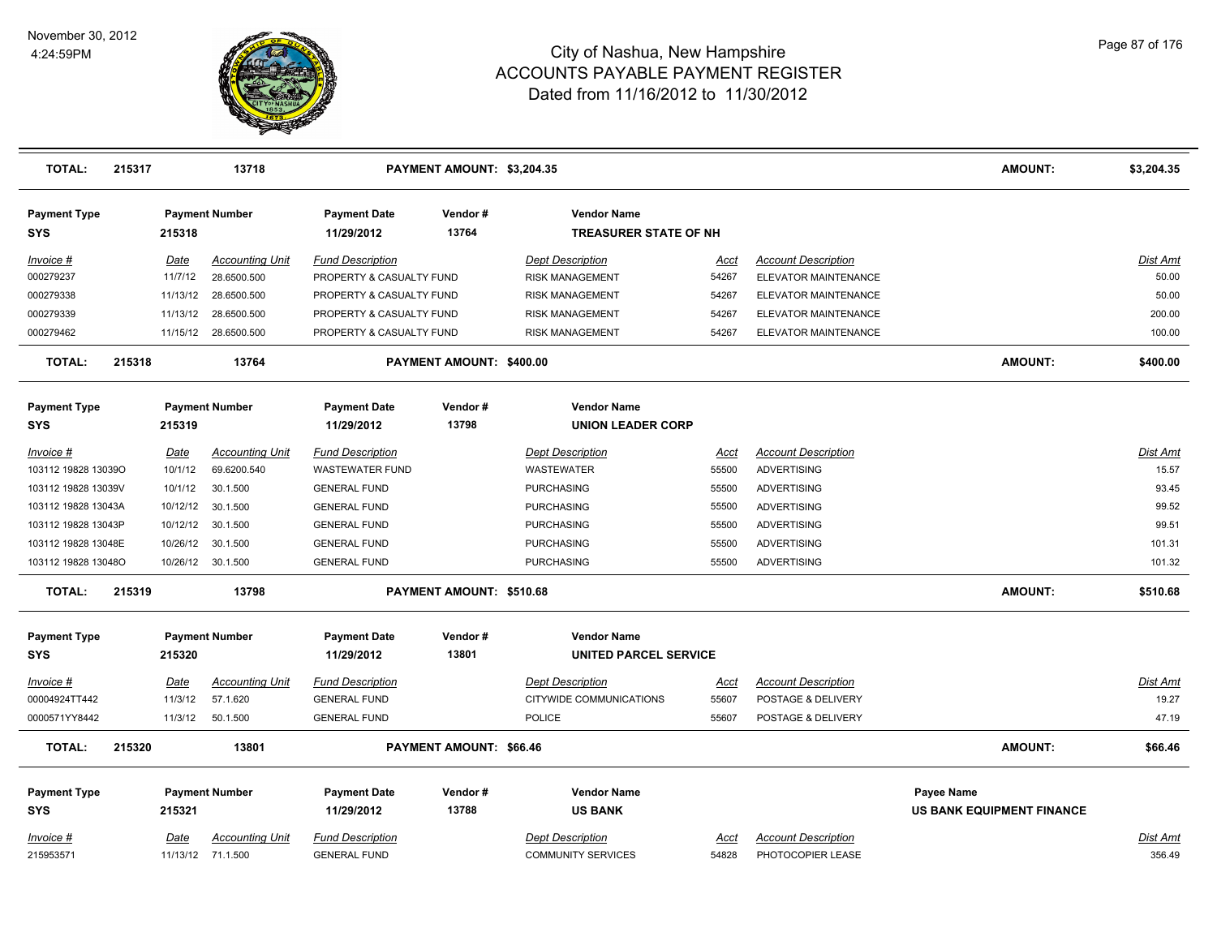# City of Nashua, New Hampshire
## ACCOUNTS PAYABLE PAYMENT REGISTER
### Dated from 11/16/2012 to 11/30/2012

November 30, 2012
4:24:59PM

| TOTAL: | 215317 | 13718 | PAYMENT AMOUNT: $3,204.35 | AMOUNT: | $3,204.35 |
|---|---|---|---|---|---|

**Payment Type:** SYS  **Payment Number:** 215318  **Payment Date:** 11/29/2012  **Vendor #:** 13764  **Vendor Name:** TREASURER STATE OF NH

| Invoice # | Date | Accounting Unit | Fund Description | Dept Description | Acct | Account Description | Dist Amt |
|---|---|---|---|---|---|---|---|
| 000279237 | 11/7/12 | 28.6500.500 | PROPERTY & CASUALTY FUND | RISK MANAGEMENT | 54267 | ELEVATOR MAINTENANCE | 50.00 |
| 000279338 | 11/13/12 | 28.6500.500 | PROPERTY & CASUALTY FUND | RISK MANAGEMENT | 54267 | ELEVATOR MAINTENANCE | 50.00 |
| 000279339 | 11/13/12 | 28.6500.500 | PROPERTY & CASUALTY FUND | RISK MANAGEMENT | 54267 | ELEVATOR MAINTENANCE | 200.00 |
| 000279462 | 11/15/12 | 28.6500.500 | PROPERTY & CASUALTY FUND | RISK MANAGEMENT | 54267 | ELEVATOR MAINTENANCE | 100.00 |

| TOTAL: | 215318 | 13764 | PAYMENT AMOUNT: $400.00 | AMOUNT: | $400.00 |
|---|---|---|---|---|---|

**Payment Type:** SYS  **Payment Number:** 215319  **Payment Date:** 11/29/2012  **Vendor #:** 13798  **Vendor Name:** UNION LEADER CORP

| Invoice # | Date | Accounting Unit | Fund Description | Dept Description | Acct | Account Description | Dist Amt |
|---|---|---|---|---|---|---|---|
| 103112 19828 13039O | 10/1/12 | 69.6200.540 | WASTEWATER FUND | WASTEWATER | 55500 | ADVERTISING | 15.57 |
| 103112 19828 13039V | 10/1/12 | 30.1.500 | GENERAL FUND | PURCHASING | 55500 | ADVERTISING | 93.45 |
| 103112 19828 13043A | 10/12/12 | 30.1.500 | GENERAL FUND | PURCHASING | 55500 | ADVERTISING | 99.52 |
| 103112 19828 13043P | 10/12/12 | 30.1.500 | GENERAL FUND | PURCHASING | 55500 | ADVERTISING | 99.51 |
| 103112 19828 13048E | 10/26/12 | 30.1.500 | GENERAL FUND | PURCHASING | 55500 | ADVERTISING | 101.31 |
| 103112 19828 13048O | 10/26/12 | 30.1.500 | GENERAL FUND | PURCHASING | 55500 | ADVERTISING | 101.32 |

| TOTAL: | 215319 | 13798 | PAYMENT AMOUNT: $510.68 | AMOUNT: | $510.68 |
|---|---|---|---|---|---|

**Payment Type:** SYS  **Payment Number:** 215320  **Payment Date:** 11/29/2012  **Vendor #:** 13801  **Vendor Name:** UNITED PARCEL SERVICE

| Invoice # | Date | Accounting Unit | Fund Description | Dept Description | Acct | Account Description | Dist Amt |
|---|---|---|---|---|---|---|---|
| 00004924TT442 | 11/3/12 | 57.1.620 | GENERAL FUND | CITYWIDE COMMUNICATIONS | 55607 | POSTAGE & DELIVERY | 19.27 |
| 0000571YY8442 | 11/3/12 | 50.1.500 | GENERAL FUND | POLICE | 55607 | POSTAGE & DELIVERY | 47.19 |

| TOTAL: | 215320 | 13801 | PAYMENT AMOUNT: $66.46 | AMOUNT: | $66.46 |
|---|---|---|---|---|---|

**Payment Type:** SYS  **Payment Number:** 215321  **Payment Date:** 11/29/2012  **Vendor #:** 13788  **Vendor Name:** US BANK  **Payee Name:** US BANK EQUIPMENT FINANCE

| Invoice # | Date | Accounting Unit | Fund Description | Dept Description | Acct | Account Description | Dist Amt |
|---|---|---|---|---|---|---|---|
| 215953571 | 11/13/12 | 71.1.500 | GENERAL FUND | COMMUNITY SERVICES | 54828 | PHOTOCOPIER LEASE | 356.49 |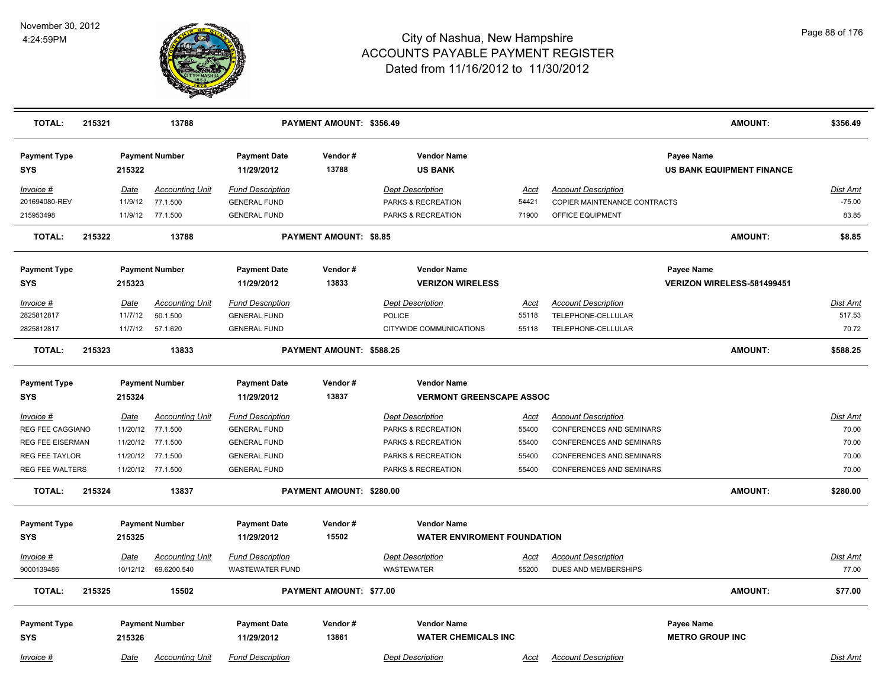# City of Nashua, New Hampshire
## ACCOUNTS PAYABLE PAYMENT REGISTER
### Dated from 11/16/2012 to 11/30/2012

November 30, 2012
4:24:59PM

| **TOTAL:** | **215321** | **13788** | | **PAYMENT AMOUNT: $356.49** | | | | **AMOUNT:** | **$356.49** |
|---|---|---|---|---|---|---|---|---|---|

| Payment Type | Payment Number | | Payment Date | Vendor # | Vendor Name | | | Payee Name | |
|---|---|---|---|---|---|---|---|---|---|
| **SYS** | **215322** | | **11/29/2012** | **13788** | **US BANK** | | | **US BANK EQUIPMENT FINANCE** | |
| *Invoice #* | *Date* | *Accounting Unit* | *Fund Description* | | *Dept Description* | *Acct* | *Account Description* | | *Dist Amt* |
| 201694080-REV | 11/9/12 | 77.1.500 | GENERAL FUND | | PARKS & RECREATION | 54421 | COPIER MAINTENANCE CONTRACTS | | -75.00 |
| 215953498 | 11/9/12 | 77.1.500 | GENERAL FUND | | PARKS & RECREATION | 71900 | OFFICE EQUIPMENT | | 83.85 |
| **TOTAL:** | **215322** | **13788** | | **PAYMENT AMOUNT: $8.85** | | | | **AMOUNT:** | **$8.85** |

| Payment Type | Payment Number | | Payment Date | Vendor # | Vendor Name | | | Payee Name | |
|---|---|---|---|---|---|---|---|---|---|
| **SYS** | **215323** | | **11/29/2012** | **13833** | **VERIZON WIRELESS** | | | **VERIZON WIRELESS-581499451** | |
| *Invoice #* | *Date* | *Accounting Unit* | *Fund Description* | | *Dept Description* | *Acct* | *Account Description* | | *Dist Amt* |
| 2825812817 | 11/7/12 | 50.1.500 | GENERAL FUND | | POLICE | 55118 | TELEPHONE-CELLULAR | | 517.53 |
| 2825812817 | 11/7/12 | 57.1.620 | GENERAL FUND | | CITYWIDE COMMUNICATIONS | 55118 | TELEPHONE-CELLULAR | | 70.72 |
| **TOTAL:** | **215323** | **13833** | | **PAYMENT AMOUNT: $588.25** | | | | **AMOUNT:** | **$588.25** |

| Payment Type | Payment Number | | Payment Date | Vendor # | Vendor Name | | | Payee Name | |
|---|---|---|---|---|---|---|---|---|---|
| **SYS** | **215324** | | **11/29/2012** | **13837** | **VERMONT GREENSCAPE ASSOC** | | | | |
| *Invoice #* | *Date* | *Accounting Unit* | *Fund Description* | | *Dept Description* | *Acct* | *Account Description* | | *Dist Amt* |
| REG FEE CAGGIANO | 11/20/12 | 77.1.500 | GENERAL FUND | | PARKS & RECREATION | 55400 | CONFERENCES AND SEMINARS | | 70.00 |
| REG FEE EISERMAN | 11/20/12 | 77.1.500 | GENERAL FUND | | PARKS & RECREATION | 55400 | CONFERENCES AND SEMINARS | | 70.00 |
| REG FEE TAYLOR | 11/20/12 | 77.1.500 | GENERAL FUND | | PARKS & RECREATION | 55400 | CONFERENCES AND SEMINARS | | 70.00 |
| REG FEE WALTERS | 11/20/12 | 77.1.500 | GENERAL FUND | | PARKS & RECREATION | 55400 | CONFERENCES AND SEMINARS | | 70.00 |
| **TOTAL:** | **215324** | **13837** | | **PAYMENT AMOUNT: $280.00** | | | | **AMOUNT:** | **$280.00** |

| Payment Type | Payment Number | | Payment Date | Vendor # | Vendor Name | | | Payee Name | |
|---|---|---|---|---|---|---|---|---|---|
| **SYS** | **215325** | | **11/29/2012** | **15502** | **WATER ENVIROMENT FOUNDATION** | | | | |
| *Invoice #* | *Date* | *Accounting Unit* | *Fund Description* | | *Dept Description* | *Acct* | *Account Description* | | *Dist Amt* |
| 9000139486 | 10/12/12 | 69.6200.540 | WASTEWATER FUND | | WASTEWATER | 55200 | DUES AND MEMBERSHIPS | | 77.00 |
| **TOTAL:** | **215325** | **15502** | | **PAYMENT AMOUNT: $77.00** | | | | **AMOUNT:** | **$77.00** |

| Payment Type | Payment Number | | Payment Date | Vendor # | Vendor Name | | | Payee Name | |
|---|---|---|---|---|---|---|---|---|---|
| **SYS** | **215326** | | **11/29/2012** | **13861** | **WATER CHEMICALS INC** | | | **METRO GROUP INC** | |
| *Invoice #* | *Date* | *Accounting Unit* | *Fund Description* | | *Dept Description* | *Acct* | *Account Description* | | *Dist Amt* |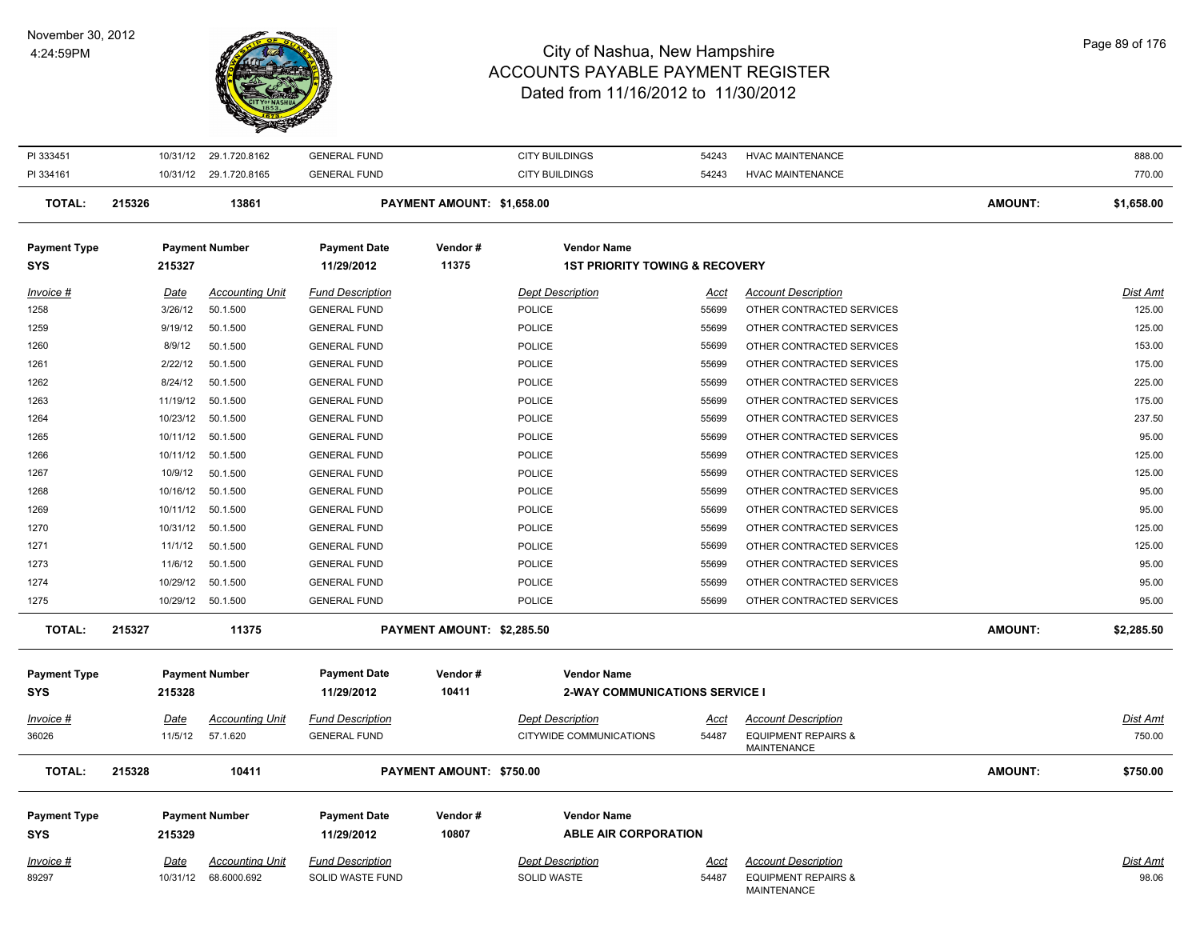# City of Nashua, New Hampshire
## ACCOUNTS PAYABLE PAYMENT REGISTER
### Dated from 11/16/2012 to 11/30/2012

November 30, 2012
4:24:59PM

| Invoice # | Date | Accounting Unit | Fund Description | Dept Description | Acct | Account Description | Dist Amt |
|---|---|---|---|---|---|---|---|
| PI 333451 | 10/31/12 | 29.1.720.8162 | GENERAL FUND | CITY BUILDINGS | 54243 | HVAC MAINTENANCE | 888.00 |
| PI 334161 | 10/31/12 | 29.1.720.8165 | GENERAL FUND | CITY BUILDINGS | 54243 | HVAC MAINTENANCE | 770.00 |

**TOTAL: 215326 13861 PAYMENT AMOUNT: $1,658.00 AMOUNT: $1,658.00**

| Payment Type | Payment Number | Payment Date | Vendor # | Vendor Name |
|---|---|---|---|---|
| SYS | 215327 | 11/29/2012 | 11375 | 1ST PRIORITY TOWING & RECOVERY |

| Invoice # | Date | Accounting Unit | Fund Description | Dept Description | Acct | Account Description | Dist Amt |
|---|---|---|---|---|---|---|---|
| 1258 | 3/26/12 | 50.1.500 | GENERAL FUND | POLICE | 55699 | OTHER CONTRACTED SERVICES | 125.00 |
| 1259 | 9/19/12 | 50.1.500 | GENERAL FUND | POLICE | 55699 | OTHER CONTRACTED SERVICES | 125.00 |
| 1260 | 8/9/12 | 50.1.500 | GENERAL FUND | POLICE | 55699 | OTHER CONTRACTED SERVICES | 153.00 |
| 1261 | 2/22/12 | 50.1.500 | GENERAL FUND | POLICE | 55699 | OTHER CONTRACTED SERVICES | 175.00 |
| 1262 | 8/24/12 | 50.1.500 | GENERAL FUND | POLICE | 55699 | OTHER CONTRACTED SERVICES | 225.00 |
| 1263 | 11/19/12 | 50.1.500 | GENERAL FUND | POLICE | 55699 | OTHER CONTRACTED SERVICES | 175.00 |
| 1264 | 10/23/12 | 50.1.500 | GENERAL FUND | POLICE | 55699 | OTHER CONTRACTED SERVICES | 237.50 |
| 1265 | 10/11/12 | 50.1.500 | GENERAL FUND | POLICE | 55699 | OTHER CONTRACTED SERVICES | 95.00 |
| 1266 | 10/11/12 | 50.1.500 | GENERAL FUND | POLICE | 55699 | OTHER CONTRACTED SERVICES | 125.00 |
| 1267 | 10/9/12 | 50.1.500 | GENERAL FUND | POLICE | 55699 | OTHER CONTRACTED SERVICES | 125.00 |
| 1268 | 10/16/12 | 50.1.500 | GENERAL FUND | POLICE | 55699 | OTHER CONTRACTED SERVICES | 95.00 |
| 1269 | 10/11/12 | 50.1.500 | GENERAL FUND | POLICE | 55699 | OTHER CONTRACTED SERVICES | 95.00 |
| 1270 | 10/31/12 | 50.1.500 | GENERAL FUND | POLICE | 55699 | OTHER CONTRACTED SERVICES | 125.00 |
| 1271 | 11/1/12 | 50.1.500 | GENERAL FUND | POLICE | 55699 | OTHER CONTRACTED SERVICES | 125.00 |
| 1273 | 11/6/12 | 50.1.500 | GENERAL FUND | POLICE | 55699 | OTHER CONTRACTED SERVICES | 95.00 |
| 1274 | 10/29/12 | 50.1.500 | GENERAL FUND | POLICE | 55699 | OTHER CONTRACTED SERVICES | 95.00 |
| 1275 | 10/29/12 | 50.1.500 | GENERAL FUND | POLICE | 55699 | OTHER CONTRACTED SERVICES | 95.00 |

**TOTAL: 215327 11375 PAYMENT AMOUNT: $2,285.50 AMOUNT: $2,285.50**

| Payment Type | Payment Number | Payment Date | Vendor # | Vendor Name |
|---|---|---|---|---|
| SYS | 215328 | 11/29/2012 | 10411 | 2-WAY COMMUNICATIONS SERVICE I |

| Invoice # | Date | Accounting Unit | Fund Description | Dept Description | Acct | Account Description | Dist Amt |
|---|---|---|---|---|---|---|---|
| 36026 | 11/5/12 | 57.1.620 | GENERAL FUND | CITYWIDE COMMUNICATIONS | 54487 | EQUIPMENT REPAIRS & MAINTENANCE | 750.00 |

**TOTAL: 215328 10411 PAYMENT AMOUNT: $750.00 AMOUNT: $750.00**

| Payment Type | Payment Number | Payment Date | Vendor # | Vendor Name |
|---|---|---|---|---|
| SYS | 215329 | 11/29/2012 | 10807 | ABLE AIR CORPORATION |

| Invoice # | Date | Accounting Unit | Fund Description | Dept Description | Acct | Account Description | Dist Amt |
|---|---|---|---|---|---|---|---|
| 89297 | 10/31/12 | 68.6000.692 | SOLID WASTE FUND | SOLID WASTE | 54487 | EQUIPMENT REPAIRS & MAINTENANCE | 98.06 |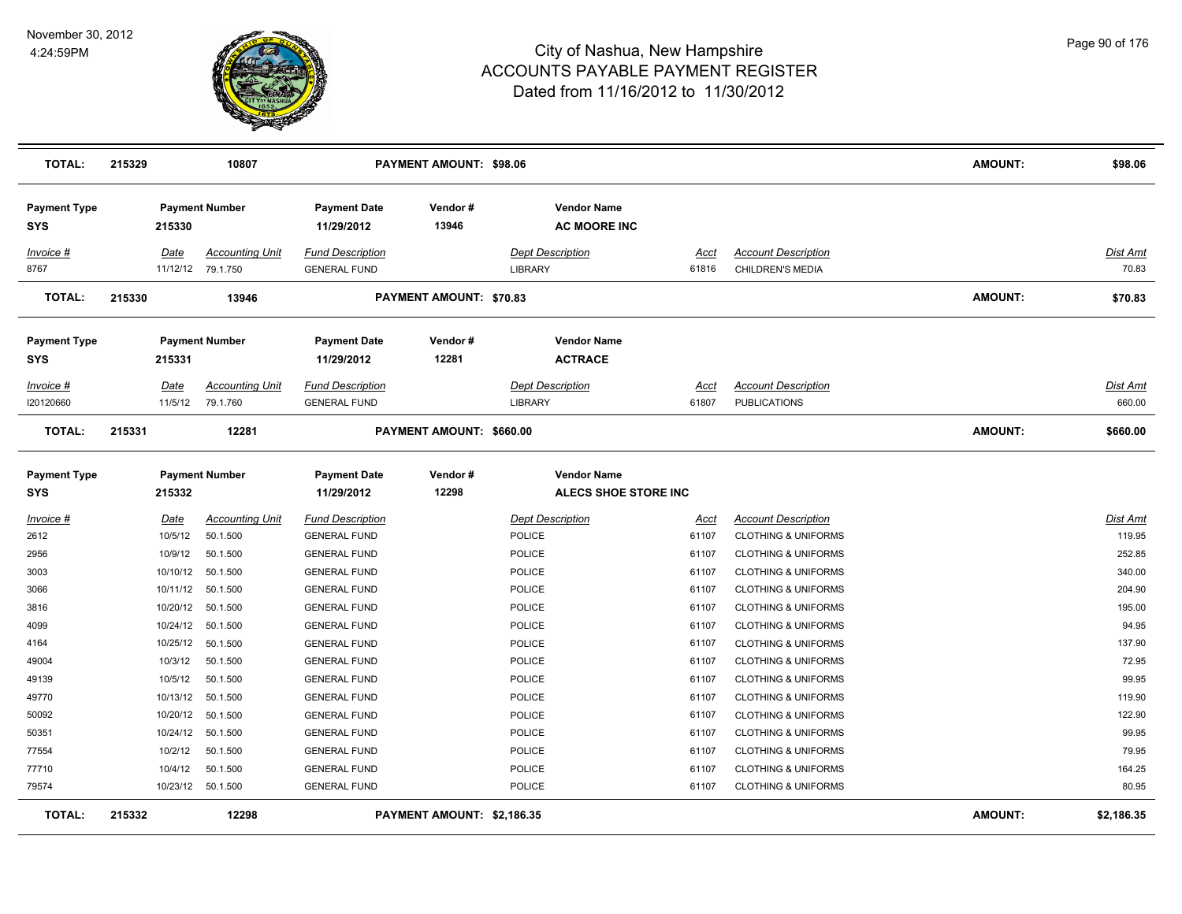# City of Nashua, New Hampshire
## ACCOUNTS PAYABLE PAYMENT REGISTER
### Dated from 11/16/2012 to 11/30/2012

November 30, 2012
4:24:59PM

| **TOTAL:** | **215329** | **10807** | **PAYMENT AMOUNT: $98.06** | **AMOUNT:** | **$98.06** |
|---|---|---|---|---|---|

| Payment Type | Payment Number | Payment Date | Vendor # | Vendor Name |
|---|---|---|---|---|
| **SYS** | **215330** | **11/29/2012** | **13946** | **AC MOORE INC** |

| Invoice # | Date | Accounting Unit | Fund Description | Dept Description | Acct | Account Description | Dist Amt |
|---|---|---|---|---|---|---|---|
| 8767 | 11/12/12 | 79.1.750 | GENERAL FUND | LIBRARY | 61816 | CHILDREN'S MEDIA | 70.83 |

| **TOTAL:** | **215330** | **13946** | **PAYMENT AMOUNT: $70.83** | **AMOUNT:** | **$70.83** |
|---|---|---|---|---|---|

| Payment Type | Payment Number | Payment Date | Vendor # | Vendor Name |
|---|---|---|---|---|
| **SYS** | **215331** | **11/29/2012** | **12281** | **ACTRACE** |

| Invoice # | Date | Accounting Unit | Fund Description | Dept Description | Acct | Account Description | Dist Amt |
|---|---|---|---|---|---|---|---|
| I20120660 | 11/5/12 | 79.1.760 | GENERAL FUND | LIBRARY | 61807 | PUBLICATIONS | 660.00 |

| **TOTAL:** | **215331** | **12281** | **PAYMENT AMOUNT: $660.00** | **AMOUNT:** | **$660.00** |
|---|---|---|---|---|---|

| Payment Type | Payment Number | Payment Date | Vendor # | Vendor Name |
|---|---|---|---|---|
| **SYS** | **215332** | **11/29/2012** | **12298** | **ALECS SHOE STORE INC** |

| Invoice # | Date | Accounting Unit | Fund Description | Dept Description | Acct | Account Description | Dist Amt |
|---|---|---|---|---|---|---|---|
| 2612 | 10/5/12 | 50.1.500 | GENERAL FUND | POLICE | 61107 | CLOTHING & UNIFORMS | 119.95 |
| 2956 | 10/9/12 | 50.1.500 | GENERAL FUND | POLICE | 61107 | CLOTHING & UNIFORMS | 252.85 |
| 3003 | 10/10/12 | 50.1.500 | GENERAL FUND | POLICE | 61107 | CLOTHING & UNIFORMS | 340.00 |
| 3066 | 10/11/12 | 50.1.500 | GENERAL FUND | POLICE | 61107 | CLOTHING & UNIFORMS | 204.90 |
| 3816 | 10/20/12 | 50.1.500 | GENERAL FUND | POLICE | 61107 | CLOTHING & UNIFORMS | 195.00 |
| 4099 | 10/24/12 | 50.1.500 | GENERAL FUND | POLICE | 61107 | CLOTHING & UNIFORMS | 94.95 |
| 4164 | 10/25/12 | 50.1.500 | GENERAL FUND | POLICE | 61107 | CLOTHING & UNIFORMS | 137.90 |
| 49004 | 10/3/12 | 50.1.500 | GENERAL FUND | POLICE | 61107 | CLOTHING & UNIFORMS | 72.95 |
| 49139 | 10/5/12 | 50.1.500 | GENERAL FUND | POLICE | 61107 | CLOTHING & UNIFORMS | 99.95 |
| 49770 | 10/13/12 | 50.1.500 | GENERAL FUND | POLICE | 61107 | CLOTHING & UNIFORMS | 119.90 |
| 50092 | 10/20/12 | 50.1.500 | GENERAL FUND | POLICE | 61107 | CLOTHING & UNIFORMS | 122.90 |
| 50351 | 10/24/12 | 50.1.500 | GENERAL FUND | POLICE | 61107 | CLOTHING & UNIFORMS | 99.95 |
| 77554 | 10/2/12 | 50.1.500 | GENERAL FUND | POLICE | 61107 | CLOTHING & UNIFORMS | 79.95 |
| 77710 | 10/4/12 | 50.1.500 | GENERAL FUND | POLICE | 61107 | CLOTHING & UNIFORMS | 164.25 |
| 79574 | 10/23/12 | 50.1.500 | GENERAL FUND | POLICE | 61107 | CLOTHING & UNIFORMS | 80.95 |

| **TOTAL:** | **215332** | **12298** | **PAYMENT AMOUNT: $2,186.35** | **AMOUNT:** | **$2,186.35** |
|---|---|---|---|---|---|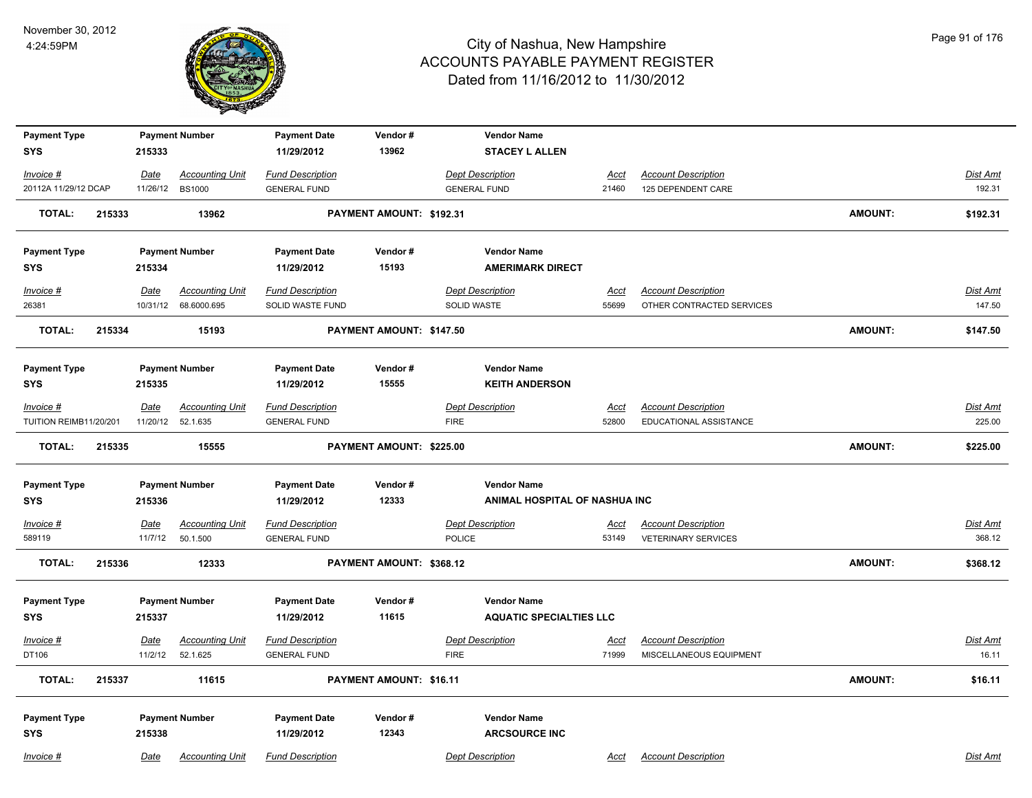# City of Nashua, New Hampshire
# ACCOUNTS PAYABLE PAYMENT REGISTER
## Dated from 11/16/2012 to 11/30/2012

November 30, 2012
4:24:59PM

| Payment Type | Payment Number | Payment Date | Vendor # | Vendor Name |
|---|---|---|---|---|
| SYS | 215333 | 11/29/2012 | 13962 | STACEY L ALLEN |

| Invoice # | Date | Accounting Unit | Fund Description | Dept Description | Acct | Account Description | Dist Amt |
|---|---|---|---|---|---|---|---|
| 20112A 11/29/12 DCAP | 11/26/12 | BS1000 | GENERAL FUND | GENERAL FUND | 21460 | 125 DEPENDENT CARE | 192.31 |

**TOTAL: 215333 13962 PAYMENT AMOUNT: $192.31 AMOUNT: $192.31**

| Payment Type | Payment Number | Payment Date | Vendor # | Vendor Name |
|---|---|---|---|---|
| SYS | 215334 | 11/29/2012 | 15193 | AMERIMARK DIRECT |

| Invoice # | Date | Accounting Unit | Fund Description | Dept Description | Acct | Account Description | Dist Amt |
|---|---|---|---|---|---|---|---|
| 26381 | 10/31/12 | 68.6000.695 | SOLID WASTE FUND | SOLID WASTE | 55699 | OTHER CONTRACTED SERVICES | 147.50 |

**TOTAL: 215334 15193 PAYMENT AMOUNT: $147.50 AMOUNT: $147.50**

| Payment Type | Payment Number | Payment Date | Vendor # | Vendor Name |
|---|---|---|---|---|
| SYS | 215335 | 11/29/2012 | 15555 | KEITH ANDERSON |

| Invoice # | Date | Accounting Unit | Fund Description | Dept Description | Acct | Account Description | Dist Amt |
|---|---|---|---|---|---|---|---|
| TUITION REIMB11/20/201 | 11/20/12 | 52.1.635 | GENERAL FUND | FIRE | 52800 | EDUCATIONAL ASSISTANCE | 225.00 |

**TOTAL: 215335 15555 PAYMENT AMOUNT: $225.00 AMOUNT: $225.00**

| Payment Type | Payment Number | Payment Date | Vendor # | Vendor Name |
|---|---|---|---|---|
| SYS | 215336 | 11/29/2012 | 12333 | ANIMAL HOSPITAL OF NASHUA INC |

| Invoice # | Date | Accounting Unit | Fund Description | Dept Description | Acct | Account Description | Dist Amt |
|---|---|---|---|---|---|---|---|
| 589119 | 11/7/12 | 50.1.500 | GENERAL FUND | POLICE | 53149 | VETERINARY SERVICES | 368.12 |

**TOTAL: 215336 12333 PAYMENT AMOUNT: $368.12 AMOUNT: $368.12**

| Payment Type | Payment Number | Payment Date | Vendor # | Vendor Name |
|---|---|---|---|---|
| SYS | 215337 | 11/29/2012 | 11615 | AQUATIC SPECIALTIES LLC |

| Invoice # | Date | Accounting Unit | Fund Description | Dept Description | Acct | Account Description | Dist Amt |
|---|---|---|---|---|---|---|---|
| DT106 | 11/2/12 | 52.1.625 | GENERAL FUND | FIRE | 71999 | MISCELLANEOUS EQUIPMENT | 16.11 |

**TOTAL: 215337 11615 PAYMENT AMOUNT: $16.11 AMOUNT: $16.11**

| Payment Type | Payment Number | Payment Date | Vendor # | Vendor Name |
|---|---|---|---|---|
| SYS | 215338 | 11/29/2012 | 12343 | ARCSOURCE INC |

| Invoice # | Date | Accounting Unit | Fund Description | Dept Description | Acct | Account Description | Dist Amt |
|---|---|---|---|---|---|---|---|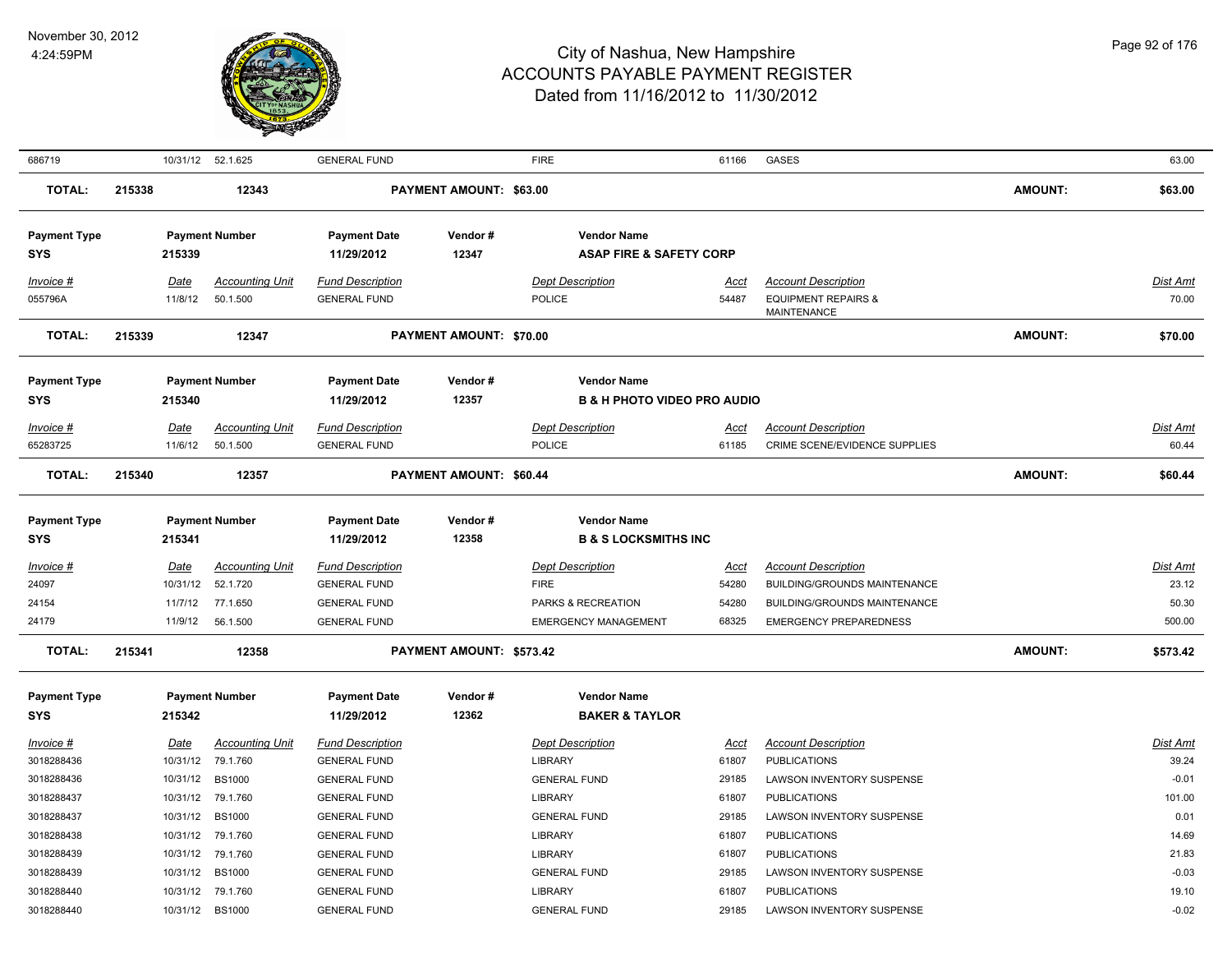| Invoice # | Date | Accounting Unit | Fund Description | | Dept Description | Acct | Account Description | | Dist Amt |
|---|---|---|---|---|---|---|---|---|---|
| 686719 | 10/31/12 | 52.1.625 | GENERAL FUND | | FIRE | 61166 | GASES | | 63.00 |
| **TOTAL:** | **215338** | **12343** | | **PAYMENT AMOUNT: $63.00** | | | | **AMOUNT:** | **$63.00** |

| Payment Type | Payment Number | Payment Date | Vendor # | Vendor Name |
|---|---|---|---|---|
| SYS | 215339 | 11/29/2012 | 12347 | ASAP FIRE & SAFETY CORP |

| Invoice # | Date | Accounting Unit | Fund Description | | Dept Description | Acct | Account Description | | Dist Amt |
|---|---|---|---|---|---|---|---|---|---|
| 055796A | 11/8/12 | 50.1.500 | GENERAL FUND | | POLICE | 54487 | EQUIPMENT REPAIRS & MAINTENANCE | | 70.00 |
| **TOTAL:** | **215339** | **12347** | | **PAYMENT AMOUNT: $70.00** | | | | **AMOUNT:** | **$70.00** |

| Payment Type | Payment Number | Payment Date | Vendor # | Vendor Name |
|---|---|---|---|---|
| SYS | 215340 | 11/29/2012 | 12357 | B & H PHOTO VIDEO PRO AUDIO |

| Invoice # | Date | Accounting Unit | Fund Description | | Dept Description | Acct | Account Description | | Dist Amt |
|---|---|---|---|---|---|---|---|---|---|
| 65283725 | 11/6/12 | 50.1.500 | GENERAL FUND | | POLICE | 61185 | CRIME SCENE/EVIDENCE SUPPLIES | | 60.44 |
| **TOTAL:** | **215340** | **12357** | | **PAYMENT AMOUNT: $60.44** | | | | **AMOUNT:** | **$60.44** |

| Payment Type | Payment Number | Payment Date | Vendor # | Vendor Name |
|---|---|---|---|---|
| SYS | 215341 | 11/29/2012 | 12358 | B & S LOCKSMITHS INC |

| Invoice # | Date | Accounting Unit | Fund Description | | Dept Description | Acct | Account Description | | Dist Amt |
|---|---|---|---|---|---|---|---|---|---|
| 24097 | 10/31/12 | 52.1.720 | GENERAL FUND | | FIRE | 54280 | BUILDING/GROUNDS MAINTENANCE | | 23.12 |
| 24154 | 11/7/12 | 77.1.650 | GENERAL FUND | | PARKS & RECREATION | 54280 | BUILDING/GROUNDS MAINTENANCE | | 50.30 |
| 24179 | 11/9/12 | 56.1.500 | GENERAL FUND | | EMERGENCY MANAGEMENT | 68325 | EMERGENCY PREPAREDNESS | | 500.00 |
| **TOTAL:** | **215341** | **12358** | | **PAYMENT AMOUNT: $573.42** | | | | **AMOUNT:** | **$573.42** |

| Payment Type | Payment Number | Payment Date | Vendor # | Vendor Name |
|---|---|---|---|---|
| SYS | 215342 | 11/29/2012 | 12362 | BAKER & TAYLOR |

| Invoice # | Date | Accounting Unit | Fund Description | Dept Description | Acct | Account Description | Dist Amt |
|---|---|---|---|---|---|---|---|
| 3018288436 | 10/31/12 | 79.1.760 | GENERAL FUND | LIBRARY | 61807 | PUBLICATIONS | 39.24 |
| 3018288436 | 10/31/12 | BS1000 | GENERAL FUND | GENERAL FUND | 29185 | LAWSON INVENTORY SUSPENSE | -0.01 |
| 3018288437 | 10/31/12 | 79.1.760 | GENERAL FUND | LIBRARY | 61807 | PUBLICATIONS | 101.00 |
| 3018288437 | 10/31/12 | BS1000 | GENERAL FUND | GENERAL FUND | 29185 | LAWSON INVENTORY SUSPENSE | 0.01 |
| 3018288438 | 10/31/12 | 79.1.760 | GENERAL FUND | LIBRARY | 61807 | PUBLICATIONS | 14.69 |
| 3018288439 | 10/31/12 | 79.1.760 | GENERAL FUND | LIBRARY | 61807 | PUBLICATIONS | 21.83 |
| 3018288439 | 10/31/12 | BS1000 | GENERAL FUND | GENERAL FUND | 29185 | LAWSON INVENTORY SUSPENSE | -0.03 |
| 3018288440 | 10/31/12 | 79.1.760 | GENERAL FUND | LIBRARY | 61807 | PUBLICATIONS | 19.10 |
| 3018288440 | 10/31/12 | BS1000 | GENERAL FUND | GENERAL FUND | 29185 | LAWSON INVENTORY SUSPENSE | -0.02 |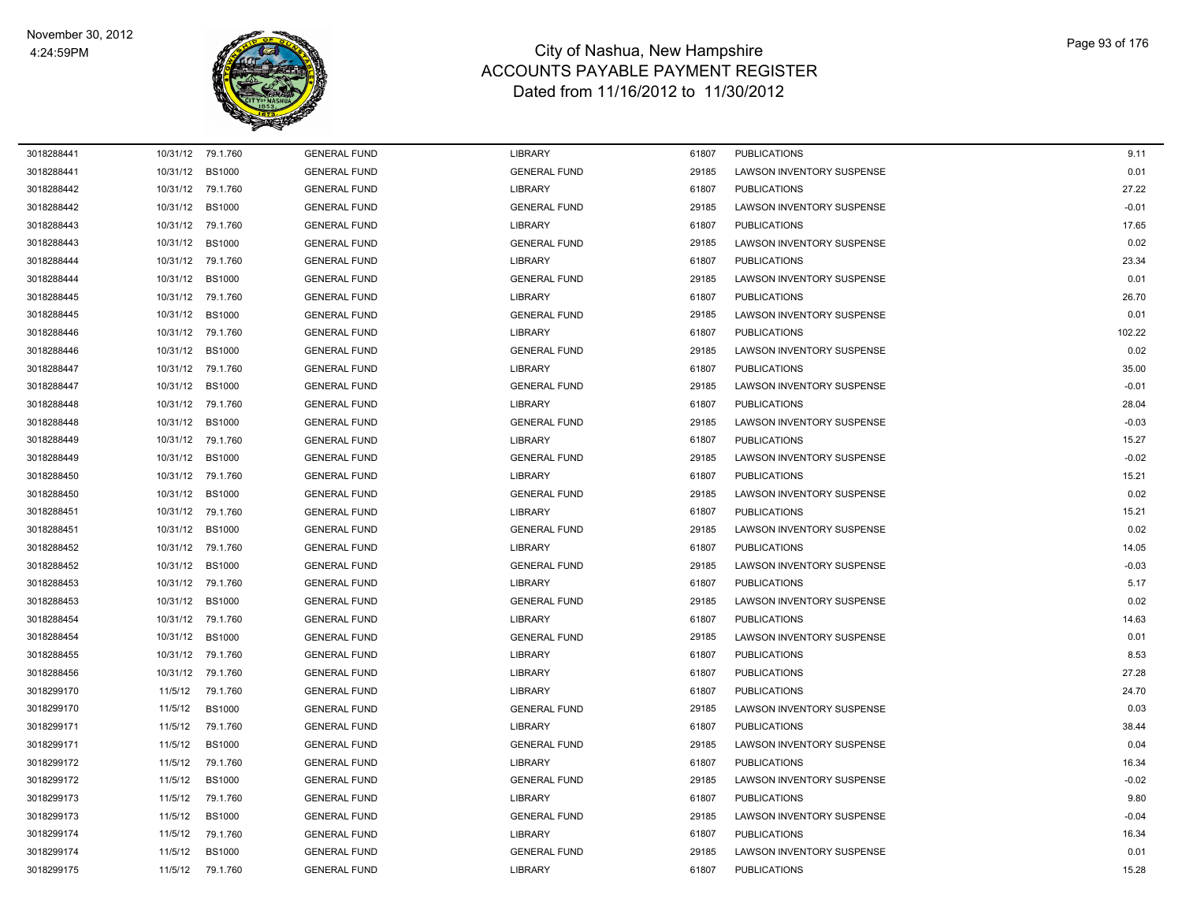# City of Nashua, New Hampshire
## ACCOUNTS PAYABLE PAYMENT REGISTER
### Dated from 11/16/2012 to 11/30/2012

| | | | | | | | |
|---|---|---|---|---|---|---|---|
| 3018288441 | 10/31/12 | 79.1.760 | GENERAL FUND | LIBRARY | 61807 | PUBLICATIONS | 9.11 |
| 3018288441 | 10/31/12 | BS1000 | GENERAL FUND | GENERAL FUND | 29185 | LAWSON INVENTORY SUSPENSE | 0.01 |
| 3018288442 | 10/31/12 | 79.1.760 | GENERAL FUND | LIBRARY | 61807 | PUBLICATIONS | 27.22 |
| 3018288442 | 10/31/12 | BS1000 | GENERAL FUND | GENERAL FUND | 29185 | LAWSON INVENTORY SUSPENSE | -0.01 |
| 3018288443 | 10/31/12 | 79.1.760 | GENERAL FUND | LIBRARY | 61807 | PUBLICATIONS | 17.65 |
| 3018288443 | 10/31/12 | BS1000 | GENERAL FUND | GENERAL FUND | 29185 | LAWSON INVENTORY SUSPENSE | 0.02 |
| 3018288444 | 10/31/12 | 79.1.760 | GENERAL FUND | LIBRARY | 61807 | PUBLICATIONS | 23.34 |
| 3018288444 | 10/31/12 | BS1000 | GENERAL FUND | GENERAL FUND | 29185 | LAWSON INVENTORY SUSPENSE | 0.01 |
| 3018288445 | 10/31/12 | 79.1.760 | GENERAL FUND | LIBRARY | 61807 | PUBLICATIONS | 26.70 |
| 3018288445 | 10/31/12 | BS1000 | GENERAL FUND | GENERAL FUND | 29185 | LAWSON INVENTORY SUSPENSE | 0.01 |
| 3018288446 | 10/31/12 | 79.1.760 | GENERAL FUND | LIBRARY | 61807 | PUBLICATIONS | 102.22 |
| 3018288446 | 10/31/12 | BS1000 | GENERAL FUND | GENERAL FUND | 29185 | LAWSON INVENTORY SUSPENSE | 0.02 |
| 3018288447 | 10/31/12 | 79.1.760 | GENERAL FUND | LIBRARY | 61807 | PUBLICATIONS | 35.00 |
| 3018288447 | 10/31/12 | BS1000 | GENERAL FUND | GENERAL FUND | 29185 | LAWSON INVENTORY SUSPENSE | -0.01 |
| 3018288448 | 10/31/12 | 79.1.760 | GENERAL FUND | LIBRARY | 61807 | PUBLICATIONS | 28.04 |
| 3018288448 | 10/31/12 | BS1000 | GENERAL FUND | GENERAL FUND | 29185 | LAWSON INVENTORY SUSPENSE | -0.03 |
| 3018288449 | 10/31/12 | 79.1.760 | GENERAL FUND | LIBRARY | 61807 | PUBLICATIONS | 15.27 |
| 3018288449 | 10/31/12 | BS1000 | GENERAL FUND | GENERAL FUND | 29185 | LAWSON INVENTORY SUSPENSE | -0.02 |
| 3018288450 | 10/31/12 | 79.1.760 | GENERAL FUND | LIBRARY | 61807 | PUBLICATIONS | 15.21 |
| 3018288450 | 10/31/12 | BS1000 | GENERAL FUND | GENERAL FUND | 29185 | LAWSON INVENTORY SUSPENSE | 0.02 |
| 3018288451 | 10/31/12 | 79.1.760 | GENERAL FUND | LIBRARY | 61807 | PUBLICATIONS | 15.21 |
| 3018288451 | 10/31/12 | BS1000 | GENERAL FUND | GENERAL FUND | 29185 | LAWSON INVENTORY SUSPENSE | 0.02 |
| 3018288452 | 10/31/12 | 79.1.760 | GENERAL FUND | LIBRARY | 61807 | PUBLICATIONS | 14.05 |
| 3018288452 | 10/31/12 | BS1000 | GENERAL FUND | GENERAL FUND | 29185 | LAWSON INVENTORY SUSPENSE | -0.03 |
| 3018288453 | 10/31/12 | 79.1.760 | GENERAL FUND | LIBRARY | 61807 | PUBLICATIONS | 5.17 |
| 3018288453 | 10/31/12 | BS1000 | GENERAL FUND | GENERAL FUND | 29185 | LAWSON INVENTORY SUSPENSE | 0.02 |
| 3018288454 | 10/31/12 | 79.1.760 | GENERAL FUND | LIBRARY | 61807 | PUBLICATIONS | 14.63 |
| 3018288454 | 10/31/12 | BS1000 | GENERAL FUND | GENERAL FUND | 29185 | LAWSON INVENTORY SUSPENSE | 0.01 |
| 3018288455 | 10/31/12 | 79.1.760 | GENERAL FUND | LIBRARY | 61807 | PUBLICATIONS | 8.53 |
| 3018288456 | 10/31/12 | 79.1.760 | GENERAL FUND | LIBRARY | 61807 | PUBLICATIONS | 27.28 |
| 3018299170 | 11/5/12 | 79.1.760 | GENERAL FUND | LIBRARY | 61807 | PUBLICATIONS | 24.70 |
| 3018299170 | 11/5/12 | BS1000 | GENERAL FUND | GENERAL FUND | 29185 | LAWSON INVENTORY SUSPENSE | 0.03 |
| 3018299171 | 11/5/12 | 79.1.760 | GENERAL FUND | LIBRARY | 61807 | PUBLICATIONS | 38.44 |
| 3018299171 | 11/5/12 | BS1000 | GENERAL FUND | GENERAL FUND | 29185 | LAWSON INVENTORY SUSPENSE | 0.04 |
| 3018299172 | 11/5/12 | 79.1.760 | GENERAL FUND | LIBRARY | 61807 | PUBLICATIONS | 16.34 |
| 3018299172 | 11/5/12 | BS1000 | GENERAL FUND | GENERAL FUND | 29185 | LAWSON INVENTORY SUSPENSE | -0.02 |
| 3018299173 | 11/5/12 | 79.1.760 | GENERAL FUND | LIBRARY | 61807 | PUBLICATIONS | 9.80 |
| 3018299173 | 11/5/12 | BS1000 | GENERAL FUND | GENERAL FUND | 29185 | LAWSON INVENTORY SUSPENSE | -0.04 |
| 3018299174 | 11/5/12 | 79.1.760 | GENERAL FUND | LIBRARY | 61807 | PUBLICATIONS | 16.34 |
| 3018299174 | 11/5/12 | BS1000 | GENERAL FUND | GENERAL FUND | 29185 | LAWSON INVENTORY SUSPENSE | 0.01 |
| 3018299175 | 11/5/12 | 79.1.760 | GENERAL FUND | LIBRARY | 61807 | PUBLICATIONS | 15.28 |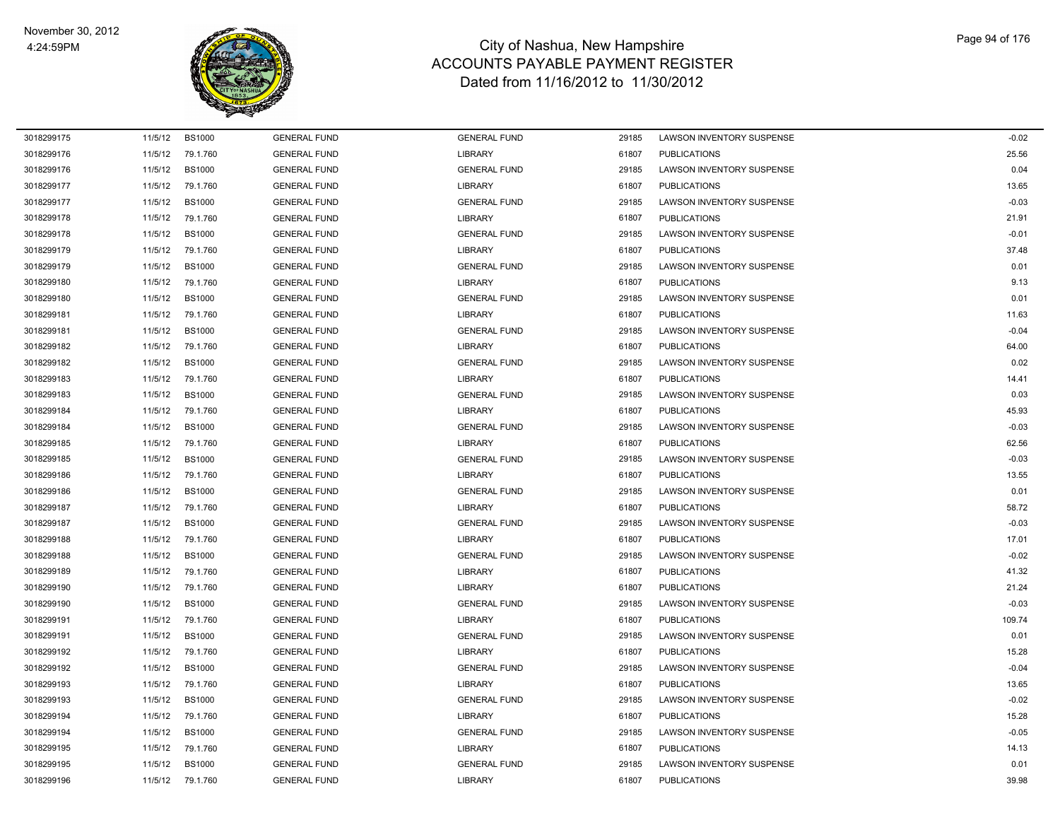# City of Nashua, New Hampshire
## ACCOUNTS PAYABLE PAYMENT REGISTER
### Dated from 11/16/2012 to 11/30/2012

November 30, 2012
4:24:59PM

| | | | | | | | |
|---|---|---|---|---|---|---|---|
| 3018299175 | 11/5/12 | BS1000 | GENERAL FUND | GENERAL FUND | 29185 | LAWSON INVENTORY SUSPENSE | -0.02 |
| 3018299176 | 11/5/12 | 79.1.760 | GENERAL FUND | LIBRARY | 61807 | PUBLICATIONS | 25.56 |
| 3018299176 | 11/5/12 | BS1000 | GENERAL FUND | GENERAL FUND | 29185 | LAWSON INVENTORY SUSPENSE | 0.04 |
| 3018299177 | 11/5/12 | 79.1.760 | GENERAL FUND | LIBRARY | 61807 | PUBLICATIONS | 13.65 |
| 3018299177 | 11/5/12 | BS1000 | GENERAL FUND | GENERAL FUND | 29185 | LAWSON INVENTORY SUSPENSE | -0.03 |
| 3018299178 | 11/5/12 | 79.1.760 | GENERAL FUND | LIBRARY | 61807 | PUBLICATIONS | 21.91 |
| 3018299178 | 11/5/12 | BS1000 | GENERAL FUND | GENERAL FUND | 29185 | LAWSON INVENTORY SUSPENSE | -0.01 |
| 3018299179 | 11/5/12 | 79.1.760 | GENERAL FUND | LIBRARY | 61807 | PUBLICATIONS | 37.48 |
| 3018299179 | 11/5/12 | BS1000 | GENERAL FUND | GENERAL FUND | 29185 | LAWSON INVENTORY SUSPENSE | 0.01 |
| 3018299180 | 11/5/12 | 79.1.760 | GENERAL FUND | LIBRARY | 61807 | PUBLICATIONS | 9.13 |
| 3018299180 | 11/5/12 | BS1000 | GENERAL FUND | GENERAL FUND | 29185 | LAWSON INVENTORY SUSPENSE | 0.01 |
| 3018299181 | 11/5/12 | 79.1.760 | GENERAL FUND | LIBRARY | 61807 | PUBLICATIONS | 11.63 |
| 3018299181 | 11/5/12 | BS1000 | GENERAL FUND | GENERAL FUND | 29185 | LAWSON INVENTORY SUSPENSE | -0.04 |
| 3018299182 | 11/5/12 | 79.1.760 | GENERAL FUND | LIBRARY | 61807 | PUBLICATIONS | 64.00 |
| 3018299182 | 11/5/12 | BS1000 | GENERAL FUND | GENERAL FUND | 29185 | LAWSON INVENTORY SUSPENSE | 0.02 |
| 3018299183 | 11/5/12 | 79.1.760 | GENERAL FUND | LIBRARY | 61807 | PUBLICATIONS | 14.41 |
| 3018299183 | 11/5/12 | BS1000 | GENERAL FUND | GENERAL FUND | 29185 | LAWSON INVENTORY SUSPENSE | 0.03 |
| 3018299184 | 11/5/12 | 79.1.760 | GENERAL FUND | LIBRARY | 61807 | PUBLICATIONS | 45.93 |
| 3018299184 | 11/5/12 | BS1000 | GENERAL FUND | GENERAL FUND | 29185 | LAWSON INVENTORY SUSPENSE | -0.03 |
| 3018299185 | 11/5/12 | 79.1.760 | GENERAL FUND | LIBRARY | 61807 | PUBLICATIONS | 62.56 |
| 3018299185 | 11/5/12 | BS1000 | GENERAL FUND | GENERAL FUND | 29185 | LAWSON INVENTORY SUSPENSE | -0.03 |
| 3018299186 | 11/5/12 | 79.1.760 | GENERAL FUND | LIBRARY | 61807 | PUBLICATIONS | 13.55 |
| 3018299186 | 11/5/12 | BS1000 | GENERAL FUND | GENERAL FUND | 29185 | LAWSON INVENTORY SUSPENSE | 0.01 |
| 3018299187 | 11/5/12 | 79.1.760 | GENERAL FUND | LIBRARY | 61807 | PUBLICATIONS | 58.72 |
| 3018299187 | 11/5/12 | BS1000 | GENERAL FUND | GENERAL FUND | 29185 | LAWSON INVENTORY SUSPENSE | -0.03 |
| 3018299188 | 11/5/12 | 79.1.760 | GENERAL FUND | LIBRARY | 61807 | PUBLICATIONS | 17.01 |
| 3018299188 | 11/5/12 | BS1000 | GENERAL FUND | GENERAL FUND | 29185 | LAWSON INVENTORY SUSPENSE | -0.02 |
| 3018299189 | 11/5/12 | 79.1.760 | GENERAL FUND | LIBRARY | 61807 | PUBLICATIONS | 41.32 |
| 3018299190 | 11/5/12 | 79.1.760 | GENERAL FUND | LIBRARY | 61807 | PUBLICATIONS | 21.24 |
| 3018299190 | 11/5/12 | BS1000 | GENERAL FUND | GENERAL FUND | 29185 | LAWSON INVENTORY SUSPENSE | -0.03 |
| 3018299191 | 11/5/12 | 79.1.760 | GENERAL FUND | LIBRARY | 61807 | PUBLICATIONS | 109.74 |
| 3018299191 | 11/5/12 | BS1000 | GENERAL FUND | GENERAL FUND | 29185 | LAWSON INVENTORY SUSPENSE | 0.01 |
| 3018299192 | 11/5/12 | 79.1.760 | GENERAL FUND | LIBRARY | 61807 | PUBLICATIONS | 15.28 |
| 3018299192 | 11/5/12 | BS1000 | GENERAL FUND | GENERAL FUND | 29185 | LAWSON INVENTORY SUSPENSE | -0.04 |
| 3018299193 | 11/5/12 | 79.1.760 | GENERAL FUND | LIBRARY | 61807 | PUBLICATIONS | 13.65 |
| 3018299193 | 11/5/12 | BS1000 | GENERAL FUND | GENERAL FUND | 29185 | LAWSON INVENTORY SUSPENSE | -0.02 |
| 3018299194 | 11/5/12 | 79.1.760 | GENERAL FUND | LIBRARY | 61807 | PUBLICATIONS | 15.28 |
| 3018299194 | 11/5/12 | BS1000 | GENERAL FUND | GENERAL FUND | 29185 | LAWSON INVENTORY SUSPENSE | -0.05 |
| 3018299195 | 11/5/12 | 79.1.760 | GENERAL FUND | LIBRARY | 61807 | PUBLICATIONS | 14.13 |
| 3018299195 | 11/5/12 | BS1000 | GENERAL FUND | GENERAL FUND | 29185 | LAWSON INVENTORY SUSPENSE | 0.01 |
| 3018299196 | 11/5/12 | 79.1.760 | GENERAL FUND | LIBRARY | 61807 | PUBLICATIONS | 39.98 |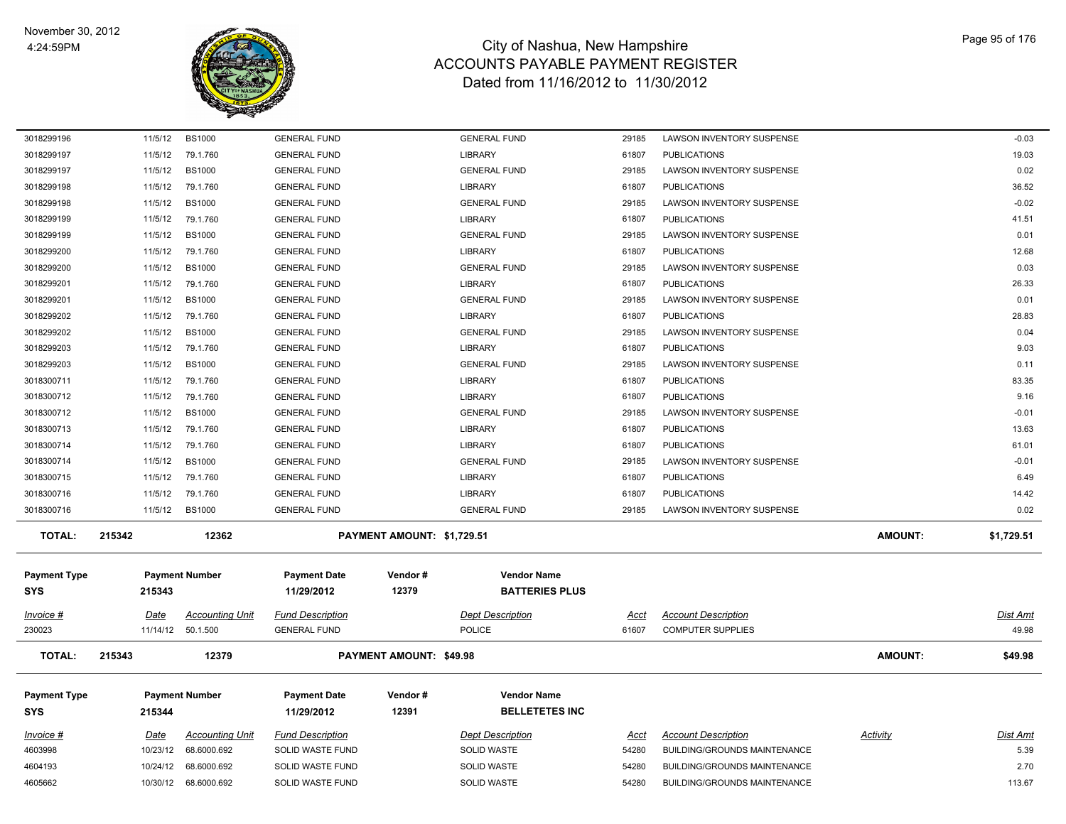# City of Nashua, New Hampshire
## ACCOUNTS PAYABLE PAYMENT REGISTER
### Dated from 11/16/2012 to 11/30/2012

November 30, 2012
4:24:59PM

| Invoice # | Date | Accounting Unit | Fund Description | | Dept Description | Acct | Account Description | | Dist Amt |
|---|---|---|---|---|---|---|---|---|---|
| 3018299196 | 11/5/12 | BS1000 | GENERAL FUND | | GENERAL FUND | 29185 | LAWSON INVENTORY SUSPENSE | | -0.03 |
| 3018299197 | 11/5/12 | 79.1.760 | GENERAL FUND | | LIBRARY | 61807 | PUBLICATIONS | | 19.03 |
| 3018299197 | 11/5/12 | BS1000 | GENERAL FUND | | GENERAL FUND | 29185 | LAWSON INVENTORY SUSPENSE | | 0.02 |
| 3018299198 | 11/5/12 | 79.1.760 | GENERAL FUND | | LIBRARY | 61807 | PUBLICATIONS | | 36.52 |
| 3018299198 | 11/5/12 | BS1000 | GENERAL FUND | | GENERAL FUND | 29185 | LAWSON INVENTORY SUSPENSE | | -0.02 |
| 3018299199 | 11/5/12 | 79.1.760 | GENERAL FUND | | LIBRARY | 61807 | PUBLICATIONS | | 41.51 |
| 3018299199 | 11/5/12 | BS1000 | GENERAL FUND | | GENERAL FUND | 29185 | LAWSON INVENTORY SUSPENSE | | 0.01 |
| 3018299200 | 11/5/12 | 79.1.760 | GENERAL FUND | | LIBRARY | 61807 | PUBLICATIONS | | 12.68 |
| 3018299200 | 11/5/12 | BS1000 | GENERAL FUND | | GENERAL FUND | 29185 | LAWSON INVENTORY SUSPENSE | | 0.03 |
| 3018299201 | 11/5/12 | 79.1.760 | GENERAL FUND | | LIBRARY | 61807 | PUBLICATIONS | | 26.33 |
| 3018299201 | 11/5/12 | BS1000 | GENERAL FUND | | GENERAL FUND | 29185 | LAWSON INVENTORY SUSPENSE | | 0.01 |
| 3018299202 | 11/5/12 | 79.1.760 | GENERAL FUND | | LIBRARY | 61807 | PUBLICATIONS | | 28.83 |
| 3018299202 | 11/5/12 | BS1000 | GENERAL FUND | | GENERAL FUND | 29185 | LAWSON INVENTORY SUSPENSE | | 0.04 |
| 3018299203 | 11/5/12 | 79.1.760 | GENERAL FUND | | LIBRARY | 61807 | PUBLICATIONS | | 9.03 |
| 3018299203 | 11/5/12 | BS1000 | GENERAL FUND | | GENERAL FUND | 29185 | LAWSON INVENTORY SUSPENSE | | 0.11 |
| 3018300711 | 11/5/12 | 79.1.760 | GENERAL FUND | | LIBRARY | 61807 | PUBLICATIONS | | 83.35 |
| 3018300712 | 11/5/12 | 79.1.760 | GENERAL FUND | | LIBRARY | 61807 | PUBLICATIONS | | 9.16 |
| 3018300712 | 11/5/12 | BS1000 | GENERAL FUND | | GENERAL FUND | 29185 | LAWSON INVENTORY SUSPENSE | | -0.01 |
| 3018300713 | 11/5/12 | 79.1.760 | GENERAL FUND | | LIBRARY | 61807 | PUBLICATIONS | | 13.63 |
| 3018300714 | 11/5/12 | 79.1.760 | GENERAL FUND | | LIBRARY | 61807 | PUBLICATIONS | | 61.01 |
| 3018300714 | 11/5/12 | BS1000 | GENERAL FUND | | GENERAL FUND | 29185 | LAWSON INVENTORY SUSPENSE | | -0.01 |
| 3018300715 | 11/5/12 | 79.1.760 | GENERAL FUND | | LIBRARY | 61807 | PUBLICATIONS | | 6.49 |
| 3018300716 | 11/5/12 | 79.1.760 | GENERAL FUND | | LIBRARY | 61807 | PUBLICATIONS | | 14.42 |
| 3018300716 | 11/5/12 | BS1000 | GENERAL FUND | | GENERAL FUND | 29185 | LAWSON INVENTORY SUSPENSE | | 0.02 |
| **TOTAL:** | **215342** | **12362** | | **PAYMENT AMOUNT: $1,729.51** | | | | **AMOUNT:** | **$1,729.51** |

| Payment Type | Payment Number | Payment Date | Vendor # | Vendor Name |
|---|---|---|---|---|
| SYS | 215343 | 11/29/2012 | 12379 | BATTERIES PLUS |

| Invoice # | Date | Accounting Unit | Fund Description | | Dept Description | Acct | Account Description | | Dist Amt |
|---|---|---|---|---|---|---|---|---|---|
| 230023 | 11/14/12 | 50.1.500 | GENERAL FUND | | POLICE | 61607 | COMPUTER SUPPLIES | | 49.98 |
| **TOTAL:** | **215343** | **12379** | | **PAYMENT AMOUNT: $49.98** | | | | **AMOUNT:** | **$49.98** |

| Payment Type | Payment Number | Payment Date | Vendor # | Vendor Name |
|---|---|---|---|---|
| SYS | 215344 | 11/29/2012 | 12391 | BELLETETES INC |

| Invoice # | Date | Accounting Unit | Fund Description | Dept Description | Acct | Account Description | Activity | Dist Amt |
|---|---|---|---|---|---|---|---|---|
| 4603998 | 10/23/12 | 68.6000.692 | SOLID WASTE FUND | SOLID WASTE | 54280 | BUILDING/GROUNDS MAINTENANCE | | 5.39 |
| 4604193 | 10/24/12 | 68.6000.692 | SOLID WASTE FUND | SOLID WASTE | 54280 | BUILDING/GROUNDS MAINTENANCE | | 2.70 |
| 4605662 | 10/30/12 | 68.6000.692 | SOLID WASTE FUND | SOLID WASTE | 54280 | BUILDING/GROUNDS MAINTENANCE | | 113.67 |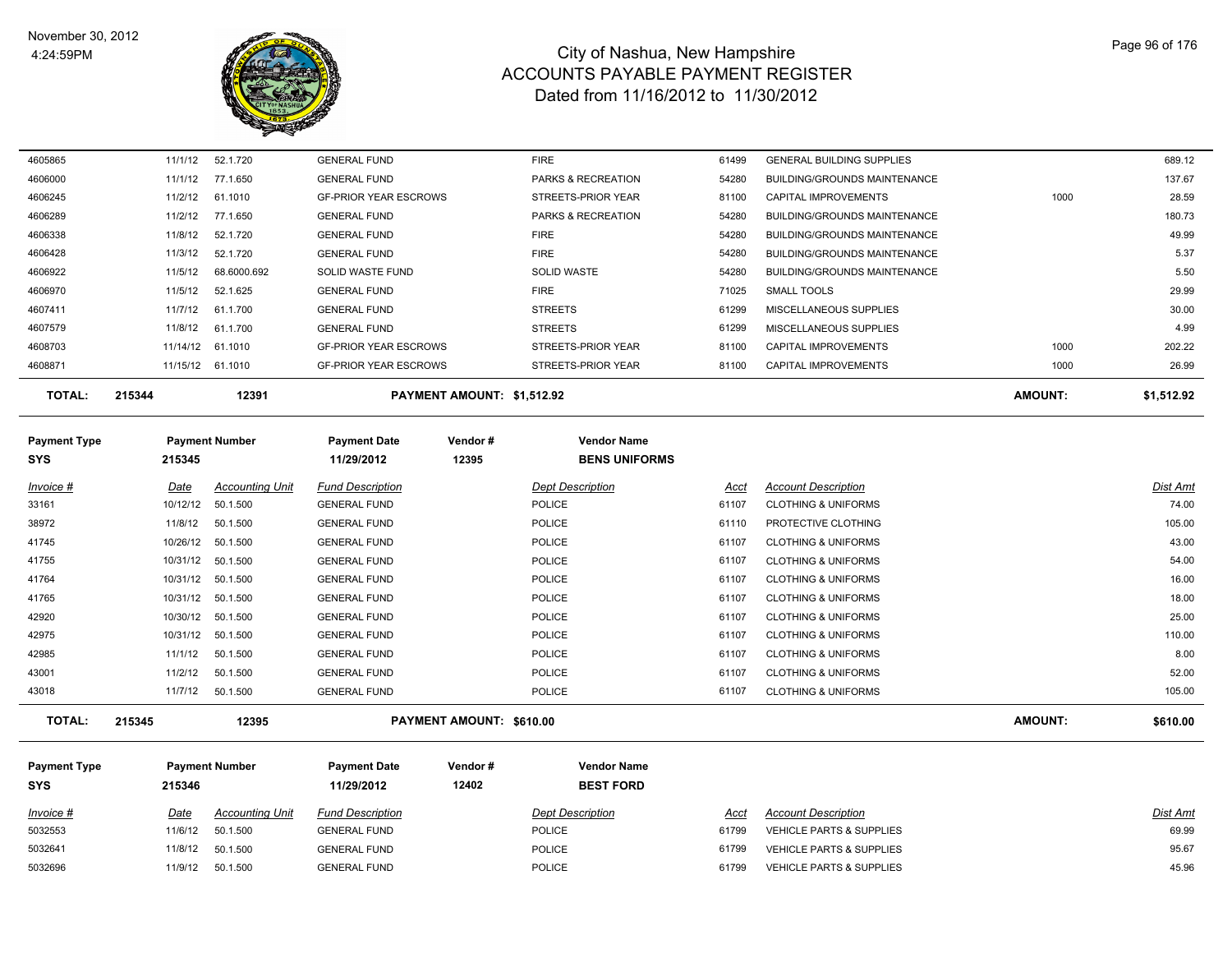| Invoice # | Date | Accounting Unit | Fund Description | Dept Description | Acct | Account Description | | Dist Amt |
|---|---|---|---|---|---|---|---|---|
| 4605865 | 11/1/12 | 52.1.720 | GENERAL FUND | FIRE | 61499 | GENERAL BUILDING SUPPLIES | | 689.12 |
| 4606000 | 11/1/12 | 77.1.650 | GENERAL FUND | PARKS & RECREATION | 54280 | BUILDING/GROUNDS MAINTENANCE | | 137.67 |
| 4606245 | 11/2/12 | 61.1010 | GF-PRIOR YEAR ESCROWS | STREETS-PRIOR YEAR | 81100 | CAPITAL IMPROVEMENTS | 1000 | 28.59 |
| 4606289 | 11/2/12 | 77.1.650 | GENERAL FUND | PARKS & RECREATION | 54280 | BUILDING/GROUNDS MAINTENANCE | | 180.73 |
| 4606338 | 11/8/12 | 52.1.720 | GENERAL FUND | FIRE | 54280 | BUILDING/GROUNDS MAINTENANCE | | 49.99 |
| 4606428 | 11/3/12 | 52.1.720 | GENERAL FUND | FIRE | 54280 | BUILDING/GROUNDS MAINTENANCE | | 5.37 |
| 4606922 | 11/5/12 | 68.6000.692 | SOLID WASTE FUND | SOLID WASTE | 54280 | BUILDING/GROUNDS MAINTENANCE | | 5.50 |
| 4606970 | 11/5/12 | 52.1.625 | GENERAL FUND | FIRE | 71025 | SMALL TOOLS | | 29.99 |
| 4607411 | 11/7/12 | 61.1.700 | GENERAL FUND | STREETS | 61299 | MISCELLANEOUS SUPPLIES | | 30.00 |
| 4607579 | 11/8/12 | 61.1.700 | GENERAL FUND | STREETS | 61299 | MISCELLANEOUS SUPPLIES | | 4.99 |
| 4608703 | 11/14/12 | 61.1010 | GF-PRIOR YEAR ESCROWS | STREETS-PRIOR YEAR | 81100 | CAPITAL IMPROVEMENTS | 1000 | 202.22 |
| 4608871 | 11/15/12 | 61.1010 | GF-PRIOR YEAR ESCROWS | STREETS-PRIOR YEAR | 81100 | CAPITAL IMPROVEMENTS | 1000 | 26.99 |

**TOTAL:** 215344 12391 **PAYMENT AMOUNT: $1,512.92** **AMOUNT: $1,512.92**

| Payment Type | Payment Number | Payment Date | Vendor # | Vendor Name |
|---|---|---|---|---|
| SYS | 215345 | 11/29/2012 | 12395 | BENS UNIFORMS |

| Invoice # | Date | Accounting Unit | Fund Description | Dept Description | Acct | Account Description | Dist Amt |
|---|---|---|---|---|---|---|---|
| 33161 | 10/12/12 | 50.1.500 | GENERAL FUND | POLICE | 61107 | CLOTHING & UNIFORMS | 74.00 |
| 38972 | 11/8/12 | 50.1.500 | GENERAL FUND | POLICE | 61110 | PROTECTIVE CLOTHING | 105.00 |
| 41745 | 10/26/12 | 50.1.500 | GENERAL FUND | POLICE | 61107 | CLOTHING & UNIFORMS | 43.00 |
| 41755 | 10/31/12 | 50.1.500 | GENERAL FUND | POLICE | 61107 | CLOTHING & UNIFORMS | 54.00 |
| 41764 | 10/31/12 | 50.1.500 | GENERAL FUND | POLICE | 61107 | CLOTHING & UNIFORMS | 16.00 |
| 41765 | 10/31/12 | 50.1.500 | GENERAL FUND | POLICE | 61107 | CLOTHING & UNIFORMS | 18.00 |
| 42920 | 10/30/12 | 50.1.500 | GENERAL FUND | POLICE | 61107 | CLOTHING & UNIFORMS | 25.00 |
| 42975 | 10/31/12 | 50.1.500 | GENERAL FUND | POLICE | 61107 | CLOTHING & UNIFORMS | 110.00 |
| 42985 | 11/1/12 | 50.1.500 | GENERAL FUND | POLICE | 61107 | CLOTHING & UNIFORMS | 8.00 |
| 43001 | 11/2/12 | 50.1.500 | GENERAL FUND | POLICE | 61107 | CLOTHING & UNIFORMS | 52.00 |
| 43018 | 11/7/12 | 50.1.500 | GENERAL FUND | POLICE | 61107 | CLOTHING & UNIFORMS | 105.00 |

**TOTAL:** 215345 12395 **PAYMENT AMOUNT: $610.00** **AMOUNT: $610.00**

| Payment Type | Payment Number | Payment Date | Vendor # | Vendor Name |
|---|---|---|---|---|
| SYS | 215346 | 11/29/2012 | 12402 | BEST FORD |

| Invoice # | Date | Accounting Unit | Fund Description | Dept Description | Acct | Account Description | Dist Amt |
|---|---|---|---|---|---|---|---|
| 5032553 | 11/6/12 | 50.1.500 | GENERAL FUND | POLICE | 61799 | VEHICLE PARTS & SUPPLIES | 69.99 |
| 5032641 | 11/8/12 | 50.1.500 | GENERAL FUND | POLICE | 61799 | VEHICLE PARTS & SUPPLIES | 95.67 |
| 5032696 | 11/9/12 | 50.1.500 | GENERAL FUND | POLICE | 61799 | VEHICLE PARTS & SUPPLIES | 45.96 |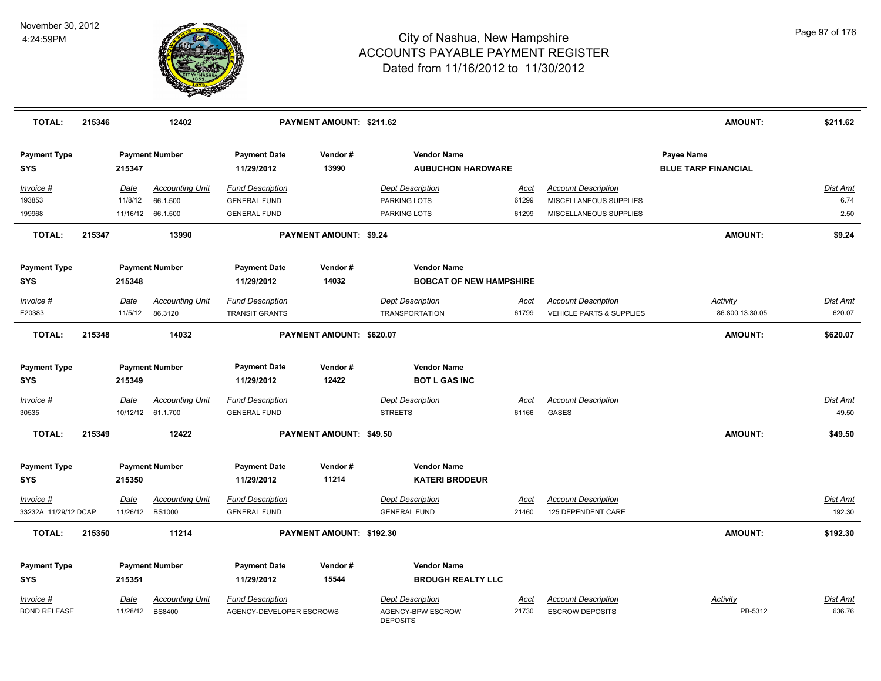# City of Nashua, New Hampshire
## ACCOUNTS PAYABLE PAYMENT REGISTER
### Dated from 11/16/2012 to 11/30/2012

November 30, 2012
4:24:59PM

| **TOTAL:** | **215346** | **12402** | **PAYMENT AMOUNT: $211.62** | **AMOUNT:** | **$211.62** |
|---|---|---|---|---|---|

| **Payment Type** | **Payment Number** | **Payment Date** | **Vendor #** | **Vendor Name** | **Payee Name** |
|---|---|---|---|---|---|
| **SYS** | **215347** | **11/29/2012** | **13990** | **AUBUCHON HARDWARE** | **BLUE TARP FINANCIAL** |

| Invoice # | Date | Accounting Unit | Fund Description | Dept Description | Acct | Account Description | Dist Amt |
|---|---|---|---|---|---|---|---|
| 193853 | 11/8/12 | 66.1.500 | GENERAL FUND | PARKING LOTS | 61299 | MISCELLANEOUS SUPPLIES | 6.74 |
| 199968 | 11/16/12 | 66.1.500 | GENERAL FUND | PARKING LOTS | 61299 | MISCELLANEOUS SUPPLIES | 2.50 |

| **TOTAL:** | **215347** | **13990** | **PAYMENT AMOUNT: $9.24** | **AMOUNT:** | **$9.24** |
|---|---|---|---|---|---|

| **Payment Type** | **Payment Number** | **Payment Date** | **Vendor #** | **Vendor Name** |
|---|---|---|---|---|
| **SYS** | **215348** | **11/29/2012** | **14032** | **BOBCAT OF NEW HAMPSHIRE** |

| Invoice # | Date | Accounting Unit | Fund Description | Dept Description | Acct | Account Description | Activity | Dist Amt |
|---|---|---|---|---|---|---|---|---|
| E20383 | 11/5/12 | 86.3120 | TRANSIT GRANTS | TRANSPORTATION | 61799 | VEHICLE PARTS & SUPPLIES | 86.800.13.30.05 | 620.07 |

| **TOTAL:** | **215348** | **14032** | **PAYMENT AMOUNT: $620.07** | **AMOUNT:** | **$620.07** |
|---|---|---|---|---|---|

| **Payment Type** | **Payment Number** | **Payment Date** | **Vendor #** | **Vendor Name** |
|---|---|---|---|---|
| **SYS** | **215349** | **11/29/2012** | **12422** | **BOT L GAS INC** |

| Invoice # | Date | Accounting Unit | Fund Description | Dept Description | Acct | Account Description | Dist Amt |
|---|---|---|---|---|---|---|---|
| 30535 | 10/12/12 | 61.1.700 | GENERAL FUND | STREETS | 61166 | GASES | 49.50 |

| **TOTAL:** | **215349** | **12422** | **PAYMENT AMOUNT: $49.50** | **AMOUNT:** | **$49.50** |
|---|---|---|---|---|---|

| **Payment Type** | **Payment Number** | **Payment Date** | **Vendor #** | **Vendor Name** |
|---|---|---|---|---|
| **SYS** | **215350** | **11/29/2012** | **11214** | **KATERI BRODEUR** |

| Invoice # | Date | Accounting Unit | Fund Description | Dept Description | Acct | Account Description | Dist Amt |
|---|---|---|---|---|---|---|---|
| 33232A 11/29/12 DCAP | 11/26/12 | BS1000 | GENERAL FUND | GENERAL FUND | 21460 | 125 DEPENDENT CARE | 192.30 |

| **TOTAL:** | **215350** | **11214** | **PAYMENT AMOUNT: $192.30** | **AMOUNT:** | **$192.30** |
|---|---|---|---|---|---|

| **Payment Type** | **Payment Number** | **Payment Date** | **Vendor #** | **Vendor Name** |
|---|---|---|---|---|
| **SYS** | **215351** | **11/29/2012** | **15544** | **BROUGH REALTY LLC** |

| Invoice # | Date | Accounting Unit | Fund Description | Dept Description | Acct | Account Description | Activity | Dist Amt |
|---|---|---|---|---|---|---|---|---|
| BOND RELEASE | 11/28/12 | BS8400 | AGENCY-DEVELOPER ESCROWS | AGENCY-BPW ESCROW DEPOSITS | 21730 | ESCROW DEPOSITS | PB-5312 | 636.76 |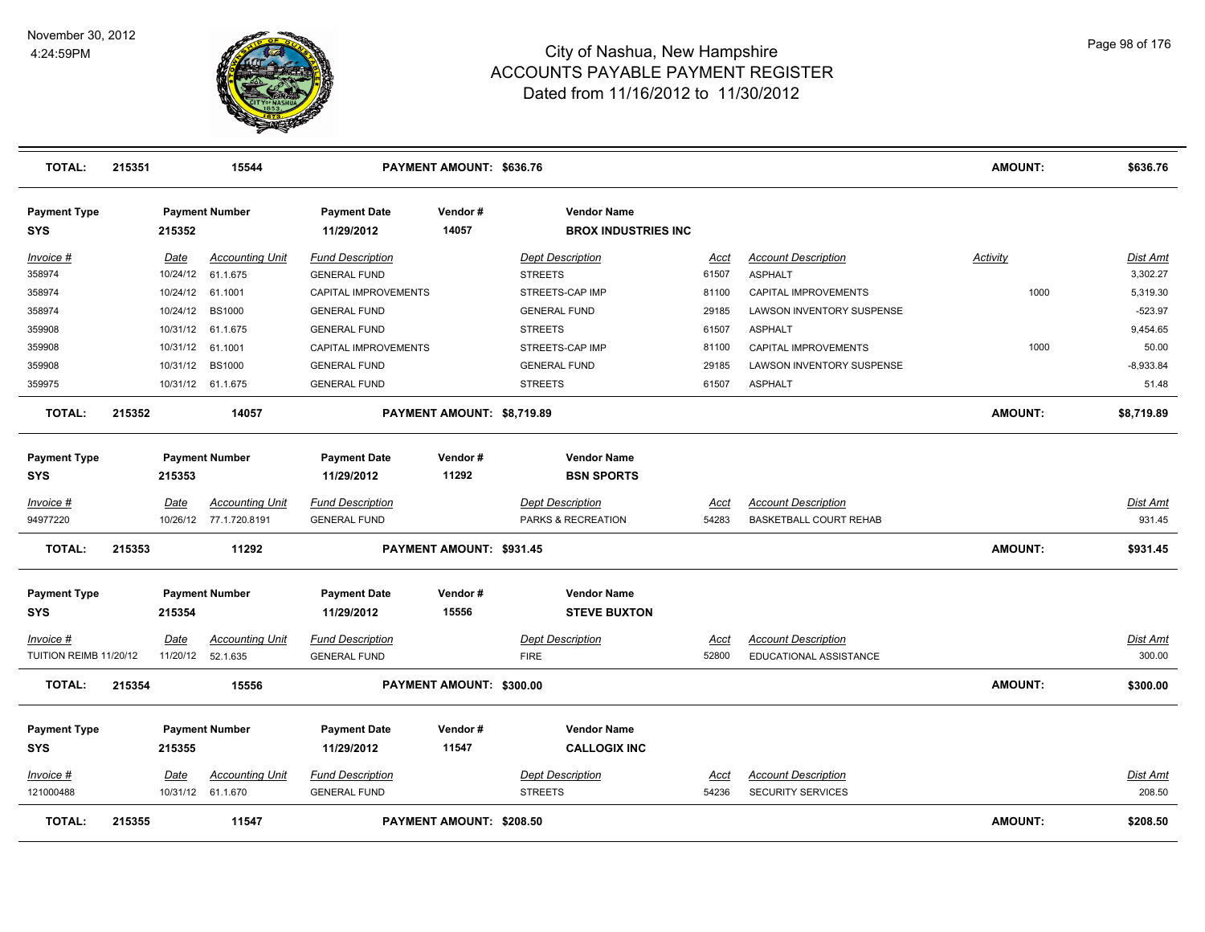# City of Nashua, New Hampshire
## ACCOUNTS PAYABLE PAYMENT REGISTER
### Dated from 11/16/2012 to 11/30/2012

November 30, 2012
4:24:59PM

| TOTAL: | 215351 | 15544 | PAYMENT AMOUNT: $636.76 | AMOUNT: | $636.76 |
|---|---|---|---|---|---|

**Payment Type:** SYS | **Payment Number:** 215352 | **Payment Date:** 11/29/2012 | **Vendor #:** 14057 | **Vendor Name:** BROX INDUSTRIES INC

| Invoice # | Date | Accounting Unit | Fund Description | Dept Description | Acct | Account Description | Activity | Dist Amt |
|---|---|---|---|---|---|---|---|---|
| 358974 | 10/24/12 | 61.1.675 | GENERAL FUND | STREETS | 61507 | ASPHALT | | 3,302.27 |
| 358974 | 10/24/12 | 61.1001 | CAPITAL IMPROVEMENTS | STREETS-CAP IMP | 81100 | CAPITAL IMPROVEMENTS | 1000 | 5,319.30 |
| 358974 | 10/24/12 | BS1000 | GENERAL FUND | GENERAL FUND | 29185 | LAWSON INVENTORY SUSPENSE | | -523.97 |
| 359908 | 10/31/12 | 61.1.675 | GENERAL FUND | STREETS | 61507 | ASPHALT | | 9,454.65 |
| 359908 | 10/31/12 | 61.1001 | CAPITAL IMPROVEMENTS | STREETS-CAP IMP | 81100 | CAPITAL IMPROVEMENTS | 1000 | 50.00 |
| 359908 | 10/31/12 | BS1000 | GENERAL FUND | GENERAL FUND | 29185 | LAWSON INVENTORY SUSPENSE | | -8,933.84 |
| 359975 | 10/31/12 | 61.1.675 | GENERAL FUND | STREETS | 61507 | ASPHALT | | 51.48 |

| TOTAL: | 215352 | 14057 | PAYMENT AMOUNT: $8,719.89 | AMOUNT: | $8,719.89 |
|---|---|---|---|---|---|

**Payment Type:** SYS | **Payment Number:** 215353 | **Payment Date:** 11/29/2012 | **Vendor #:** 11292 | **Vendor Name:** BSN SPORTS

| Invoice # | Date | Accounting Unit | Fund Description | Dept Description | Acct | Account Description | Dist Amt |
|---|---|---|---|---|---|---|---|
| 94977220 | 10/26/12 | 77.1.720.8191 | GENERAL FUND | PARKS & RECREATION | 54283 | BASKETBALL COURT REHAB | 931.45 |

| TOTAL: | 215353 | 11292 | PAYMENT AMOUNT: $931.45 | AMOUNT: | $931.45 |
|---|---|---|---|---|---|

**Payment Type:** SYS | **Payment Number:** 215354 | **Payment Date:** 11/29/2012 | **Vendor #:** 15556 | **Vendor Name:** STEVE BUXTON

| Invoice # | Date | Accounting Unit | Fund Description | Dept Description | Acct | Account Description | Dist Amt |
|---|---|---|---|---|---|---|---|
| TUITION REIMB 11/20/12 | 11/20/12 | 52.1.635 | GENERAL FUND | FIRE | 52800 | EDUCATIONAL ASSISTANCE | 300.00 |

| TOTAL: | 215354 | 15556 | PAYMENT AMOUNT: $300.00 | AMOUNT: | $300.00 |
|---|---|---|---|---|---|

**Payment Type:** SYS | **Payment Number:** 215355 | **Payment Date:** 11/29/2012 | **Vendor #:** 11547 | **Vendor Name:** CALLOGIX INC

| Invoice # | Date | Accounting Unit | Fund Description | Dept Description | Acct | Account Description | Dist Amt |
|---|---|---|---|---|---|---|---|
| 121000488 | 10/31/12 | 61.1.670 | GENERAL FUND | STREETS | 54236 | SECURITY SERVICES | 208.50 |

| TOTAL: | 215355 | 11547 | PAYMENT AMOUNT: $208.50 | AMOUNT: | $208.50 |
|---|---|---|---|---|---|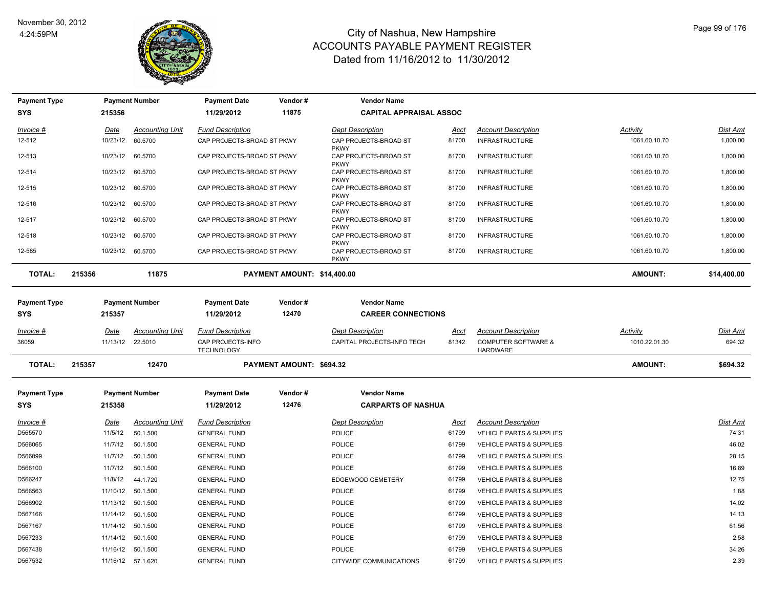# City of Nashua, New Hampshire
## ACCOUNTS PAYABLE PAYMENT REGISTER
### Dated from 11/16/2012 to 11/30/2012

| Payment Type | Payment Number | Payment Date | Vendor # | Vendor Name |
|---|---|---|---|---|
| SYS | 215356 | 11/29/2012 | 11875 | CAPITAL APPRAISAL ASSOC |

| Invoice # | Date | Accounting Unit | Fund Description | Dept Description | Acct | Account Description | Activity | Dist Amt |
|---|---|---|---|---|---|---|---|---|
| 12-512 | 10/23/12 | 60.5700 | CAP PROJECTS-BROAD ST PKWY | CAP PROJECTS-BROAD ST PKWY | 81700 | INFRASTRUCTURE | 1061.60.10.70 | 1,800.00 |
| 12-513 | 10/23/12 | 60.5700 | CAP PROJECTS-BROAD ST PKWY | CAP PROJECTS-BROAD ST PKWY | 81700 | INFRASTRUCTURE | 1061.60.10.70 | 1,800.00 |
| 12-514 | 10/23/12 | 60.5700 | CAP PROJECTS-BROAD ST PKWY | CAP PROJECTS-BROAD ST PKWY | 81700 | INFRASTRUCTURE | 1061.60.10.70 | 1,800.00 |
| 12-515 | 10/23/12 | 60.5700 | CAP PROJECTS-BROAD ST PKWY | CAP PROJECTS-BROAD ST PKWY | 81700 | INFRASTRUCTURE | 1061.60.10.70 | 1,800.00 |
| 12-516 | 10/23/12 | 60.5700 | CAP PROJECTS-BROAD ST PKWY | CAP PROJECTS-BROAD ST PKWY | 81700 | INFRASTRUCTURE | 1061.60.10.70 | 1,800.00 |
| 12-517 | 10/23/12 | 60.5700 | CAP PROJECTS-BROAD ST PKWY | CAP PROJECTS-BROAD ST PKWY | 81700 | INFRASTRUCTURE | 1061.60.10.70 | 1,800.00 |
| 12-518 | 10/23/12 | 60.5700 | CAP PROJECTS-BROAD ST PKWY | CAP PROJECTS-BROAD ST PKWY | 81700 | INFRASTRUCTURE | 1061.60.10.70 | 1,800.00 |
| 12-585 | 10/23/12 | 60.5700 | CAP PROJECTS-BROAD ST PKWY | CAP PROJECTS-BROAD ST PKWY | 81700 | INFRASTRUCTURE | 1061.60.10.70 | 1,800.00 |

**TOTAL: 215356 11875 PAYMENT AMOUNT: $14,400.00 AMOUNT: $14,400.00**

| Payment Type | Payment Number | Payment Date | Vendor # | Vendor Name |
|---|---|---|---|---|
| SYS | 215357 | 11/29/2012 | 12470 | CAREER CONNECTIONS |

| Invoice # | Date | Accounting Unit | Fund Description | Dept Description | Acct | Account Description | Activity | Dist Amt |
|---|---|---|---|---|---|---|---|---|
| 36059 | 11/13/12 | 22.5010 | CAP PROJECTS-INFO TECHNOLOGY | CAPITAL PROJECTS-INFO TECH | 81342 | COMPUTER SOFTWARE & HARDWARE | 1010.22.01.30 | 694.32 |

**TOTAL: 215357 12470 PAYMENT AMOUNT: $694.32 AMOUNT: $694.32**

| Payment Type | Payment Number | Payment Date | Vendor # | Vendor Name |
|---|---|---|---|---|
| SYS | 215358 | 11/29/2012 | 12476 | CARPARTS OF NASHUA |

| Invoice # | Date | Accounting Unit | Fund Description | Dept Description | Acct | Account Description | Dist Amt |
|---|---|---|---|---|---|---|---|
| D565570 | 11/5/12 | 50.1.500 | GENERAL FUND | POLICE | 61799 | VEHICLE PARTS & SUPPLIES | 74.31 |
| D566065 | 11/7/12 | 50.1.500 | GENERAL FUND | POLICE | 61799 | VEHICLE PARTS & SUPPLIES | 46.02 |
| D566099 | 11/7/12 | 50.1.500 | GENERAL FUND | POLICE | 61799 | VEHICLE PARTS & SUPPLIES | 28.15 |
| D566100 | 11/7/12 | 50.1.500 | GENERAL FUND | POLICE | 61799 | VEHICLE PARTS & SUPPLIES | 16.89 |
| D566247 | 11/8/12 | 44.1.720 | GENERAL FUND | EDGEWOOD CEMETERY | 61799 | VEHICLE PARTS & SUPPLIES | 12.75 |
| D566563 | 11/10/12 | 50.1.500 | GENERAL FUND | POLICE | 61799 | VEHICLE PARTS & SUPPLIES | 1.88 |
| D566902 | 11/13/12 | 50.1.500 | GENERAL FUND | POLICE | 61799 | VEHICLE PARTS & SUPPLIES | 14.02 |
| D567166 | 11/14/12 | 50.1.500 | GENERAL FUND | POLICE | 61799 | VEHICLE PARTS & SUPPLIES | 14.13 |
| D567167 | 11/14/12 | 50.1.500 | GENERAL FUND | POLICE | 61799 | VEHICLE PARTS & SUPPLIES | 61.56 |
| D567233 | 11/14/12 | 50.1.500 | GENERAL FUND | POLICE | 61799 | VEHICLE PARTS & SUPPLIES | 2.58 |
| D567438 | 11/16/12 | 50.1.500 | GENERAL FUND | POLICE | 61799 | VEHICLE PARTS & SUPPLIES | 34.26 |
| D567532 | 11/16/12 | 57.1.620 | GENERAL FUND | CITYWIDE COMMUNICATIONS | 61799 | VEHICLE PARTS & SUPPLIES | 2.39 |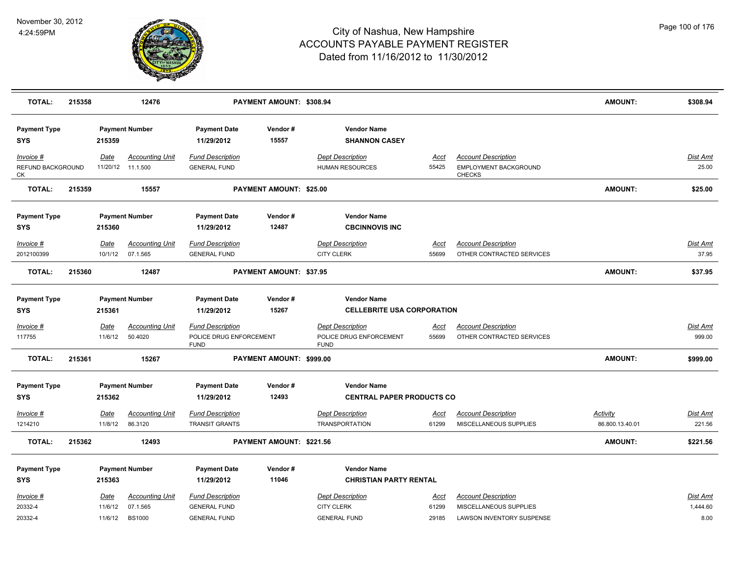| TOTAL: | 215358 | 12476 | PAYMENT AMOUNT: $308.94 | | | | AMOUNT: | $308.94 |
|---|---|---|---|---|---|---|---|---|

**Payment Type:** SYS | **Payment Number:** 215359 | **Payment Date:** 11/29/2012 | **Vendor #:** 15557 | **Vendor Name:** SHANNON CASEY

| Invoice # | Date | Accounting Unit | Fund Description | Dept Description | Acct | Account Description | Dist Amt |
|---|---|---|---|---|---|---|---|
| REFUND BACKGROUND CK | 11/20/12 | 11.1.500 | GENERAL FUND | HUMAN RESOURCES | 55425 | EMPLOYMENT BACKGROUND CHECKS | 25.00 |

| TOTAL: | 215359 | 15557 | PAYMENT AMOUNT: $25.00 | AMOUNT: | $25.00 |
|---|---|---|---|---|---|

**Payment Type:** SYS | **Payment Number:** 215360 | **Payment Date:** 11/29/2012 | **Vendor #:** 12487 | **Vendor Name:** CBCINNOVIS INC

| Invoice # | Date | Accounting Unit | Fund Description | Dept Description | Acct | Account Description | Dist Amt |
|---|---|---|---|---|---|---|---|
| 2012100399 | 10/1/12 | 07.1.565 | GENERAL FUND | CITY CLERK | 55699 | OTHER CONTRACTED SERVICES | 37.95 |

| TOTAL: | 215360 | 12487 | PAYMENT AMOUNT: $37.95 | AMOUNT: | $37.95 |
|---|---|---|---|---|---|

**Payment Type:** SYS | **Payment Number:** 215361 | **Payment Date:** 11/29/2012 | **Vendor #:** 15267 | **Vendor Name:** CELLEBRITE USA CORPORATION

| Invoice # | Date | Accounting Unit | Fund Description | Dept Description | Acct | Account Description | Dist Amt |
|---|---|---|---|---|---|---|---|
| 117755 | 11/6/12 | 50.4020 | POLICE DRUG ENFORCEMENT FUND | POLICE DRUG ENFORCEMENT FUND | 55699 | OTHER CONTRACTED SERVICES | 999.00 |

| TOTAL: | 215361 | 15267 | PAYMENT AMOUNT: $999.00 | AMOUNT: | $999.00 |
|---|---|---|---|---|---|

**Payment Type:** SYS | **Payment Number:** 215362 | **Payment Date:** 11/29/2012 | **Vendor #:** 12493 | **Vendor Name:** CENTRAL PAPER PRODUCTS CO

| Invoice # | Date | Accounting Unit | Fund Description | Dept Description | Acct | Account Description | Activity | Dist Amt |
|---|---|---|---|---|---|---|---|---|
| 1214210 | 11/8/12 | 86.3120 | TRANSIT GRANTS | TRANSPORTATION | 61299 | MISCELLANEOUS SUPPLIES | 86.800.13.40.01 | 221.56 |

| TOTAL: | 215362 | 12493 | PAYMENT AMOUNT: $221.56 | AMOUNT: | $221.56 |
|---|---|---|---|---|---|

**Payment Type:** SYS | **Payment Number:** 215363 | **Payment Date:** 11/29/2012 | **Vendor #:** 11046 | **Vendor Name:** CHRISTIAN PARTY RENTAL

| Invoice # | Date | Accounting Unit | Fund Description | Dept Description | Acct | Account Description | Dist Amt |
|---|---|---|---|---|---|---|---|
| 20332-4 | 11/6/12 | 07.1.565 | GENERAL FUND | CITY CLERK | 61299 | MISCELLANEOUS SUPPLIES | 1,444.60 |
| 20332-4 | 11/6/12 | BS1000 | GENERAL FUND | GENERAL FUND | 29185 | LAWSON INVENTORY SUSPENSE | 8.00 |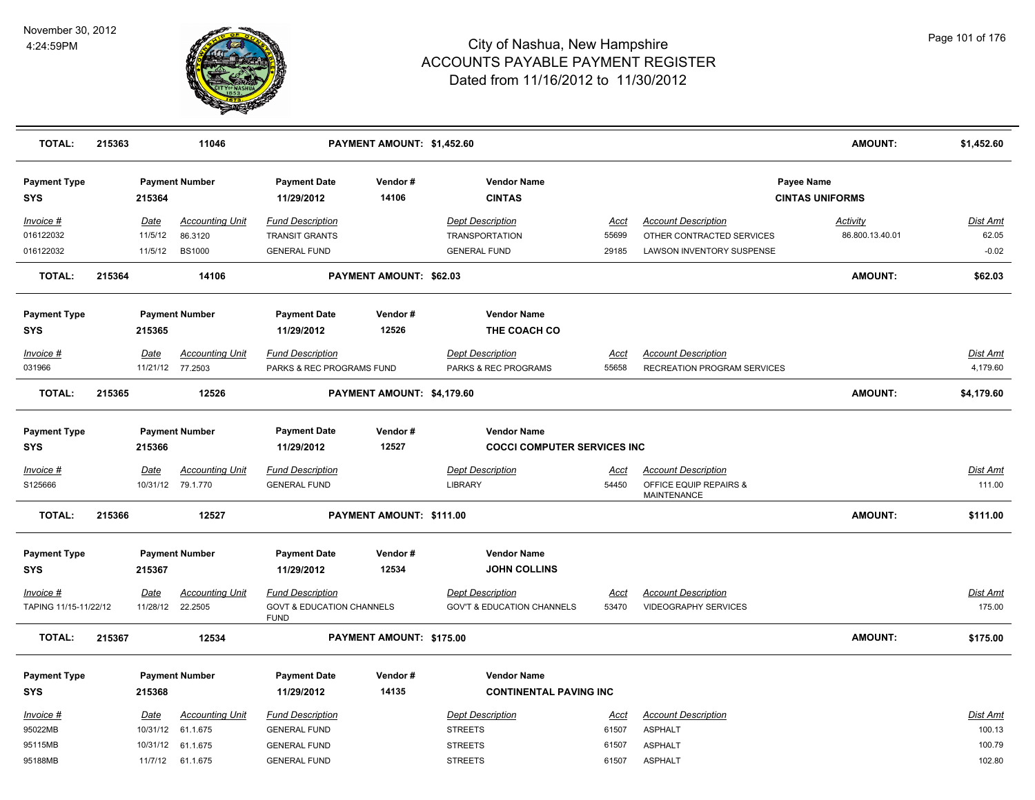# City of Nashua, New Hampshire
## ACCOUNTS PAYABLE PAYMENT REGISTER
### Dated from 11/16/2012 to 11/30/2012

November 30, 2012
4:24:59PM

| TOTAL: | 215363 | 11046 | PAYMENT AMOUNT: $1,452.60 | AMOUNT: | $1,452.60 |
|---|---|---|---|---|---|

**Payment Type:** SYS | **Payment Number:** 215364 | **Payment Date:** 11/29/2012 | **Vendor #:** 14106 | **Vendor Name:** CINTAS | **Payee Name:** CINTAS UNIFORMS

| Invoice # | Date | Accounting Unit | Fund Description | Dept Description | Acct | Account Description | Activity | Dist Amt |
|---|---|---|---|---|---|---|---|---|
| 016122032 | 11/5/12 | 86.3120 | TRANSIT GRANTS | TRANSPORTATION | 55699 | OTHER CONTRACTED SERVICES | 86.800.13.40.01 | 62.05 |
| 016122032 | 11/5/12 | BS1000 | GENERAL FUND | GENERAL FUND | 29185 | LAWSON INVENTORY SUSPENSE | | -0.02 |

| TOTAL: | 215364 | 14106 | PAYMENT AMOUNT: $62.03 | AMOUNT: | $62.03 |
|---|---|---|---|---|---|

**Payment Type:** SYS | **Payment Number:** 215365 | **Payment Date:** 11/29/2012 | **Vendor #:** 12526 | **Vendor Name:** THE COACH CO

| Invoice # | Date | Accounting Unit | Fund Description | Dept Description | Acct | Account Description | Dist Amt |
|---|---|---|---|---|---|---|---|
| 031966 | 11/21/12 | 77.2503 | PARKS & REC PROGRAMS FUND | PARKS & REC PROGRAMS | 55658 | RECREATION PROGRAM SERVICES | 4,179.60 |

| TOTAL: | 215365 | 12526 | PAYMENT AMOUNT: $4,179.60 | AMOUNT: | $4,179.60 |
|---|---|---|---|---|---|

**Payment Type:** SYS | **Payment Number:** 215366 | **Payment Date:** 11/29/2012 | **Vendor #:** 12527 | **Vendor Name:** COCCI COMPUTER SERVICES INC

| Invoice # | Date | Accounting Unit | Fund Description | Dept Description | Acct | Account Description | Dist Amt |
|---|---|---|---|---|---|---|---|
| S125666 | 10/31/12 | 79.1.770 | GENERAL FUND | LIBRARY | 54450 | OFFICE EQUIP REPAIRS & MAINTENANCE | 111.00 |

| TOTAL: | 215366 | 12527 | PAYMENT AMOUNT: $111.00 | AMOUNT: | $111.00 |
|---|---|---|---|---|---|

**Payment Type:** SYS | **Payment Number:** 215367 | **Payment Date:** 11/29/2012 | **Vendor #:** 12534 | **Vendor Name:** JOHN COLLINS

| Invoice # | Date | Accounting Unit | Fund Description | Dept Description | Acct | Account Description | Dist Amt |
|---|---|---|---|---|---|---|---|
| TAPING 11/15-11/22/12 | 11/28/12 | 22.2505 | GOVT & EDUCATION CHANNELS FUND | GOV'T & EDUCATION CHANNELS | 53470 | VIDEOGRAPHY SERVICES | 175.00 |

| TOTAL: | 215367 | 12534 | PAYMENT AMOUNT: $175.00 | AMOUNT: | $175.00 |
|---|---|---|---|---|---|

**Payment Type:** SYS | **Payment Number:** 215368 | **Payment Date:** 11/29/2012 | **Vendor #:** 14135 | **Vendor Name:** CONTINENTAL PAVING INC

| Invoice # | Date | Accounting Unit | Fund Description | Dept Description | Acct | Account Description | Dist Amt |
|---|---|---|---|---|---|---|---|
| 95022MB | 10/31/12 | 61.1.675 | GENERAL FUND | STREETS | 61507 | ASPHALT | 100.13 |
| 95115MB | 10/31/12 | 61.1.675 | GENERAL FUND | STREETS | 61507 | ASPHALT | 100.79 |
| 95188MB | 11/7/12 | 61.1.675 | GENERAL FUND | STREETS | 61507 | ASPHALT | 102.80 |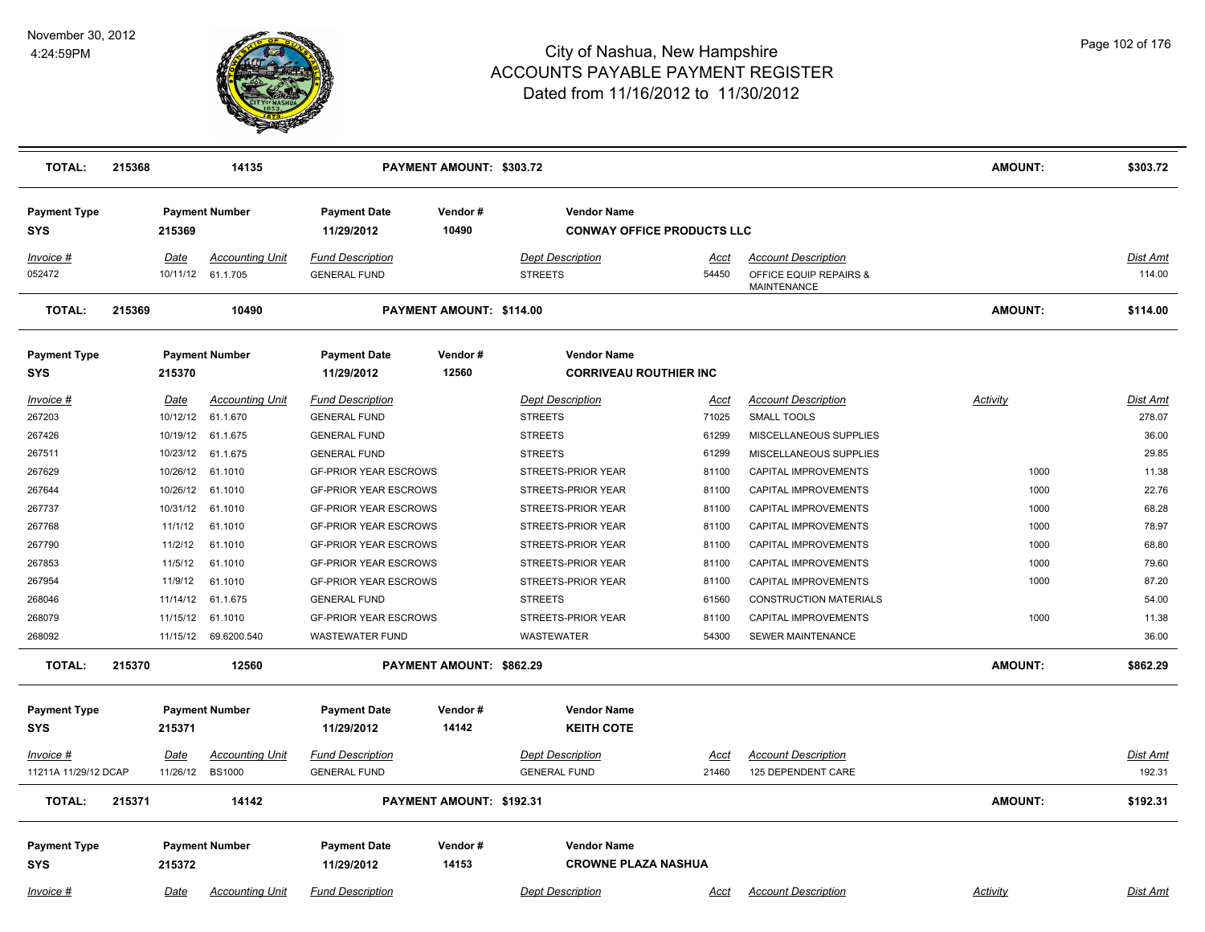# City of Nashua, New Hampshire
# ACCOUNTS PAYABLE PAYMENT REGISTER
## Dated from 11/16/2012 to 11/30/2012

November 30, 2012
4:24:59PM

| **TOTAL:** | **215368** | **14135** | **PAYMENT AMOUNT: $303.72** | **AMOUNT:** | **$303.72** |
|---|---|---|---|---|---|

| Payment Type | Payment Number | Payment Date | Vendor # | Vendor Name |
|---|---|---|---|---|
| **SYS** | **215369** | **11/29/2012** | **10490** | **CONWAY OFFICE PRODUCTS LLC** |

| Invoice # | Date | Accounting Unit | Fund Description | Dept Description | Acct | Account Description | Dist Amt |
|---|---|---|---|---|---|---|---|
| 052472 | 10/11/12 | 61.1.705 | GENERAL FUND | STREETS | 54450 | OFFICE EQUIP REPAIRS & MAINTENANCE | 114.00 |

| **TOTAL:** | **215369** | **10490** | **PAYMENT AMOUNT: $114.00** | **AMOUNT:** | **$114.00** |
|---|---|---|---|---|---|

| Payment Type | Payment Number | Payment Date | Vendor # | Vendor Name |
|---|---|---|---|---|
| **SYS** | **215370** | **11/29/2012** | **12560** | **CORRIVEAU ROUTHIER INC** |

| Invoice # | Date | Accounting Unit | Fund Description | Dept Description | Acct | Account Description | Activity | Dist Amt |
|---|---|---|---|---|---|---|---|---|
| 267203 | 10/12/12 | 61.1.670 | GENERAL FUND | STREETS | 71025 | SMALL TOOLS | | 278.07 |
| 267426 | 10/19/12 | 61.1.675 | GENERAL FUND | STREETS | 61299 | MISCELLANEOUS SUPPLIES | | 36.00 |
| 267511 | 10/23/12 | 61.1.675 | GENERAL FUND | STREETS | 61299 | MISCELLANEOUS SUPPLIES | | 29.85 |
| 267629 | 10/26/12 | 61.1010 | GF-PRIOR YEAR ESCROWS | STREETS-PRIOR YEAR | 81100 | CAPITAL IMPROVEMENTS | 1000 | 11.38 |
| 267644 | 10/26/12 | 61.1010 | GF-PRIOR YEAR ESCROWS | STREETS-PRIOR YEAR | 81100 | CAPITAL IMPROVEMENTS | 1000 | 22.76 |
| 267737 | 10/31/12 | 61.1010 | GF-PRIOR YEAR ESCROWS | STREETS-PRIOR YEAR | 81100 | CAPITAL IMPROVEMENTS | 1000 | 68.28 |
| 267768 | 11/1/12 | 61.1010 | GF-PRIOR YEAR ESCROWS | STREETS-PRIOR YEAR | 81100 | CAPITAL IMPROVEMENTS | 1000 | 78.97 |
| 267790 | 11/2/12 | 61.1010 | GF-PRIOR YEAR ESCROWS | STREETS-PRIOR YEAR | 81100 | CAPITAL IMPROVEMENTS | 1000 | 68.80 |
| 267853 | 11/5/12 | 61.1010 | GF-PRIOR YEAR ESCROWS | STREETS-PRIOR YEAR | 81100 | CAPITAL IMPROVEMENTS | 1000 | 79.60 |
| 267954 | 11/9/12 | 61.1010 | GF-PRIOR YEAR ESCROWS | STREETS-PRIOR YEAR | 81100 | CAPITAL IMPROVEMENTS | 1000 | 87.20 |
| 268046 | 11/14/12 | 61.1.675 | GENERAL FUND | STREETS | 61560 | CONSTRUCTION MATERIALS | | 54.00 |
| 268079 | 11/15/12 | 61.1010 | GF-PRIOR YEAR ESCROWS | STREETS-PRIOR YEAR | 81100 | CAPITAL IMPROVEMENTS | 1000 | 11.38 |
| 268092 | 11/15/12 | 69.6200.540 | WASTEWATER FUND | WASTEWATER | 54300 | SEWER MAINTENANCE | | 36.00 |

| **TOTAL:** | **215370** | **12560** | **PAYMENT AMOUNT: $862.29** | **AMOUNT:** | **$862.29** |
|---|---|---|---|---|---|

| Payment Type | Payment Number | Payment Date | Vendor # | Vendor Name |
|---|---|---|---|---|
| **SYS** | **215371** | **11/29/2012** | **14142** | **KEITH COTE** |

| Invoice # | Date | Accounting Unit | Fund Description | Dept Description | Acct | Account Description | Dist Amt |
|---|---|---|---|---|---|---|---|
| 11211A 11/29/12 DCAP | 11/26/12 | BS1000 | GENERAL FUND | GENERAL FUND | 21460 | 125 DEPENDENT CARE | 192.31 |

| **TOTAL:** | **215371** | **14142** | **PAYMENT AMOUNT: $192.31** | **AMOUNT:** | **$192.31** |
|---|---|---|---|---|---|

| Payment Type | Payment Number | Payment Date | Vendor # | Vendor Name |
|---|---|---|---|---|
| **SYS** | **215372** | **11/29/2012** | **14153** | **CROWNE PLAZA NASHUA** |

| Invoice # | Date | Accounting Unit | Fund Description | Dept Description | Acct | Account Description | Activity | Dist Amt |
|---|---|---|---|---|---|---|---|---|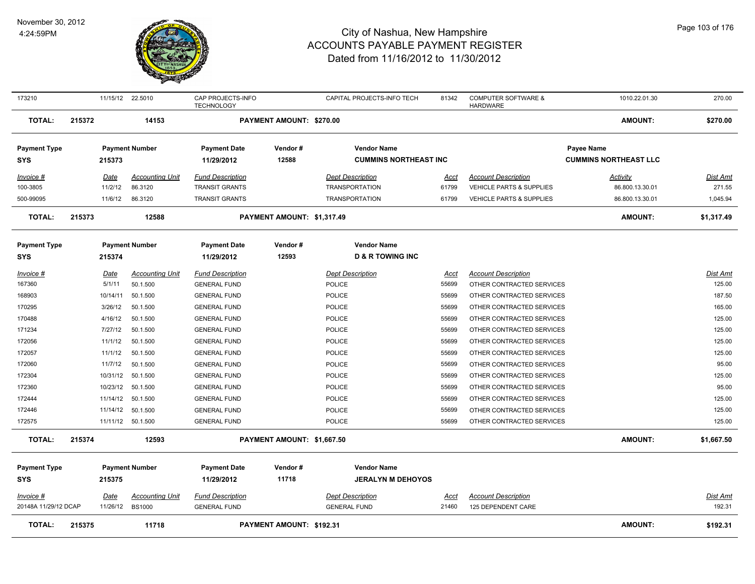# City of Nashua, New Hampshire
## ACCOUNTS PAYABLE PAYMENT REGISTER
### Dated from 11/16/2012 to 11/30/2012

November 30, 2012
4:24:59PM

| 173210 | 11/15/12 | 22.5010 | CAP PROJECTS-INFO TECHNOLOGY | CAPITAL PROJECTS-INFO TECH | 81342 | COMPUTER SOFTWARE & HARDWARE | 1010.22.01.30 | 270.00 |
|---|---|---|---|---|---|---|---|---|
| **TOTAL: 215372** | | **14153** | **PAYMENT AMOUNT: $270.00** | | | | **AMOUNT:** | **$270.00** |

| Payment Type | Payment Number | | Payment Date | Vendor # | Vendor Name | | Payee Name | |
|---|---|---|---|---|---|---|---|---|
| **SYS** | **215373** | | **11/29/2012** | **12588** | **CUMMINS NORTHEAST INC** | | **CUMMINS NORTHEAST LLC** | |
| *Invoice #* | *Date* | *Accounting Unit* | *Fund Description* | *Dept Description* | *Acct* | *Account Description* | *Activity* | *Dist Amt* |
| 100-3805 | 11/2/12 | 86.3120 | TRANSIT GRANTS | TRANSPORTATION | 61799 | VEHICLE PARTS & SUPPLIES | 86.800.13.30.01 | 271.55 |
| 500-99095 | 11/6/12 | 86.3120 | TRANSIT GRANTS | TRANSPORTATION | 61799 | VEHICLE PARTS & SUPPLIES | 86.800.13.30.01 | 1,045.94 |
| **TOTAL: 215373** | | **12588** | **PAYMENT AMOUNT: $1,317.49** | | | | **AMOUNT:** | **$1,317.49** |

| Payment Type | Payment Number | | Payment Date | Vendor # | Vendor Name | | | |
|---|---|---|---|---|---|---|---|---|
| **SYS** | **215374** | | **11/29/2012** | **12593** | **D & R TOWING INC** | | | |
| *Invoice #* | *Date* | *Accounting Unit* | *Fund Description* | *Dept Description* | *Acct* | *Account Description* | | *Dist Amt* |
| 167360 | 5/1/11 | 50.1.500 | GENERAL FUND | POLICE | 55699 | OTHER CONTRACTED SERVICES | | 125.00 |
| 168903 | 10/14/11 | 50.1.500 | GENERAL FUND | POLICE | 55699 | OTHER CONTRACTED SERVICES | | 187.50 |
| 170295 | 3/26/12 | 50.1.500 | GENERAL FUND | POLICE | 55699 | OTHER CONTRACTED SERVICES | | 165.00 |
| 170488 | 4/16/12 | 50.1.500 | GENERAL FUND | POLICE | 55699 | OTHER CONTRACTED SERVICES | | 125.00 |
| 171234 | 7/27/12 | 50.1.500 | GENERAL FUND | POLICE | 55699 | OTHER CONTRACTED SERVICES | | 125.00 |
| 172056 | 11/1/12 | 50.1.500 | GENERAL FUND | POLICE | 55699 | OTHER CONTRACTED SERVICES | | 125.00 |
| 172057 | 11/1/12 | 50.1.500 | GENERAL FUND | POLICE | 55699 | OTHER CONTRACTED SERVICES | | 125.00 |
| 172060 | 11/7/12 | 50.1.500 | GENERAL FUND | POLICE | 55699 | OTHER CONTRACTED SERVICES | | 95.00 |
| 172304 | 10/31/12 | 50.1.500 | GENERAL FUND | POLICE | 55699 | OTHER CONTRACTED SERVICES | | 125.00 |
| 172360 | 10/23/12 | 50.1.500 | GENERAL FUND | POLICE | 55699 | OTHER CONTRACTED SERVICES | | 95.00 |
| 172444 | 11/14/12 | 50.1.500 | GENERAL FUND | POLICE | 55699 | OTHER CONTRACTED SERVICES | | 125.00 |
| 172446 | 11/14/12 | 50.1.500 | GENERAL FUND | POLICE | 55699 | OTHER CONTRACTED SERVICES | | 125.00 |
| 172575 | 11/11/12 | 50.1.500 | GENERAL FUND | POLICE | 55699 | OTHER CONTRACTED SERVICES | | 125.00 |
| **TOTAL: 215374** | | **12593** | **PAYMENT AMOUNT: $1,667.50** | | | | **AMOUNT:** | **$1,667.50** |

| Payment Type | Payment Number | | Payment Date | Vendor # | Vendor Name | | | |
|---|---|---|---|---|---|---|---|---|
| **SYS** | **215375** | | **11/29/2012** | **11718** | **JERALYN M DEHOYOS** | | | |
| *Invoice #* | *Date* | *Accounting Unit* | *Fund Description* | *Dept Description* | *Acct* | *Account Description* | | *Dist Amt* |
| 20148A 11/29/12 DCAP | 11/26/12 | BS1000 | GENERAL FUND | GENERAL FUND | 21460 | 125 DEPENDENT CARE | | 192.31 |
| **TOTAL: 215375** | | **11718** | **PAYMENT AMOUNT: $192.31** | | | | **AMOUNT:** | **$192.31** |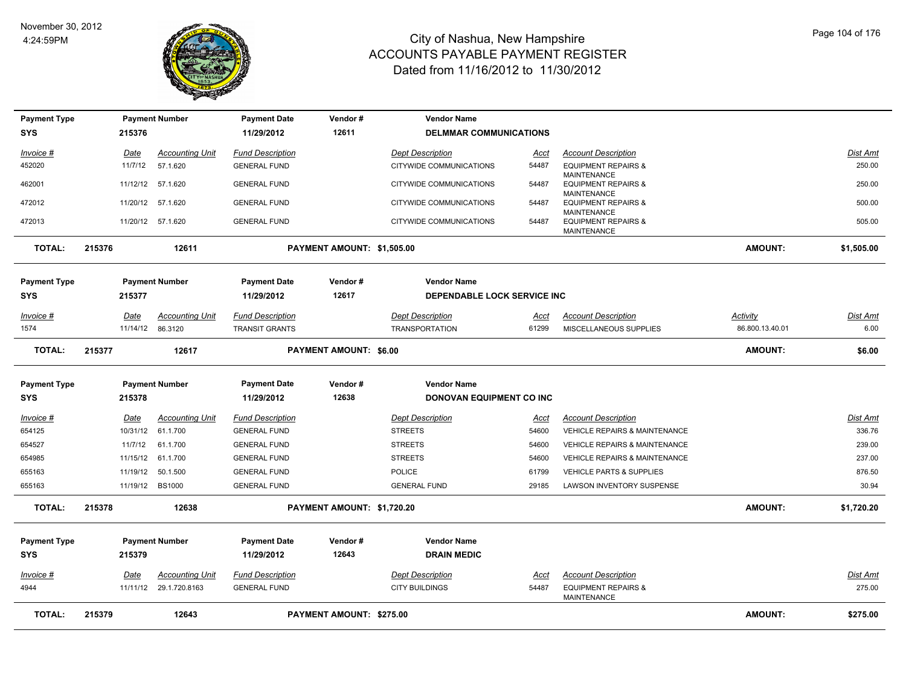# City of Nashua, New Hampshire
## ACCOUNTS PAYABLE PAYMENT REGISTER
### Dated from 11/16/2012 to 11/30/2012

November 30, 2012
4:24:59PM

| Payment Type | Payment Number | Payment Date | Vendor # | Vendor Name |
|---|---|---|---|---|
| SYS | 215376 | 11/29/2012 | 12611 | DELMMAR COMMUNICATIONS |

| Invoice # | Date | Accounting Unit | Fund Description | Dept Description | Acct | Account Description | Dist Amt |
|---|---|---|---|---|---|---|---|
| 452020 | 11/7/12 | 57.1.620 | GENERAL FUND | CITYWIDE COMMUNICATIONS | 54487 | EQUIPMENT REPAIRS & MAINTENANCE | 250.00 |
| 462001 | 11/12/12 | 57.1.620 | GENERAL FUND | CITYWIDE COMMUNICATIONS | 54487 | EQUIPMENT REPAIRS & MAINTENANCE | 250.00 |
| 472012 | 11/20/12 | 57.1.620 | GENERAL FUND | CITYWIDE COMMUNICATIONS | 54487 | EQUIPMENT REPAIRS & MAINTENANCE | 500.00 |
| 472013 | 11/20/12 | 57.1.620 | GENERAL FUND | CITYWIDE COMMUNICATIONS | 54487 | EQUIPMENT REPAIRS & MAINTENANCE | 505.00 |

**TOTAL:** 215376 12611 **PAYMENT AMOUNT: $1,505.00** **AMOUNT: $1,505.00**

| Payment Type | Payment Number | Payment Date | Vendor # | Vendor Name |
|---|---|---|---|---|
| SYS | 215377 | 11/29/2012 | 12617 | DEPENDABLE LOCK SERVICE INC |

| Invoice # | Date | Accounting Unit | Fund Description | Dept Description | Acct | Account Description | Activity | Dist Amt |
|---|---|---|---|---|---|---|---|---|
| 1574 | 11/14/12 | 86.3120 | TRANSIT GRANTS | TRANSPORTATION | 61299 | MISCELLANEOUS SUPPLIES | 86.800.13.40.01 | 6.00 |

**TOTAL:** 215377 12617 **PAYMENT AMOUNT: $6.00** **AMOUNT: $6.00**

| Payment Type | Payment Number | Payment Date | Vendor # | Vendor Name |
|---|---|---|---|---|
| SYS | 215378 | 11/29/2012 | 12638 | DONOVAN EQUIPMENT CO INC |

| Invoice # | Date | Accounting Unit | Fund Description | Dept Description | Acct | Account Description | Dist Amt |
|---|---|---|---|---|---|---|---|
| 654125 | 10/31/12 | 61.1.700 | GENERAL FUND | STREETS | 54600 | VEHICLE REPAIRS & MAINTENANCE | 336.76 |
| 654527 | 11/7/12 | 61.1.700 | GENERAL FUND | STREETS | 54600 | VEHICLE REPAIRS & MAINTENANCE | 239.00 |
| 654985 | 11/15/12 | 61.1.700 | GENERAL FUND | STREETS | 54600 | VEHICLE REPAIRS & MAINTENANCE | 237.00 |
| 655163 | 11/19/12 | 50.1.500 | GENERAL FUND | POLICE | 61799 | VEHICLE PARTS & SUPPLIES | 876.50 |
| 655163 | 11/19/12 | BS1000 | GENERAL FUND | GENERAL FUND | 29185 | LAWSON INVENTORY SUSPENSE | 30.94 |

**TOTAL:** 215378 12638 **PAYMENT AMOUNT: $1,720.20** **AMOUNT: $1,720.20**

| Payment Type | Payment Number | Payment Date | Vendor # | Vendor Name |
|---|---|---|---|---|
| SYS | 215379 | 11/29/2012 | 12643 | DRAIN MEDIC |

| Invoice # | Date | Accounting Unit | Fund Description | Dept Description | Acct | Account Description | Dist Amt |
|---|---|---|---|---|---|---|---|
| 4944 | 11/11/12 | 29.1.720.8163 | GENERAL FUND | CITY BUILDINGS | 54487 | EQUIPMENT REPAIRS & MAINTENANCE | 275.00 |

**TOTAL:** 215379 12643 **PAYMENT AMOUNT: $275.00** **AMOUNT: $275.00**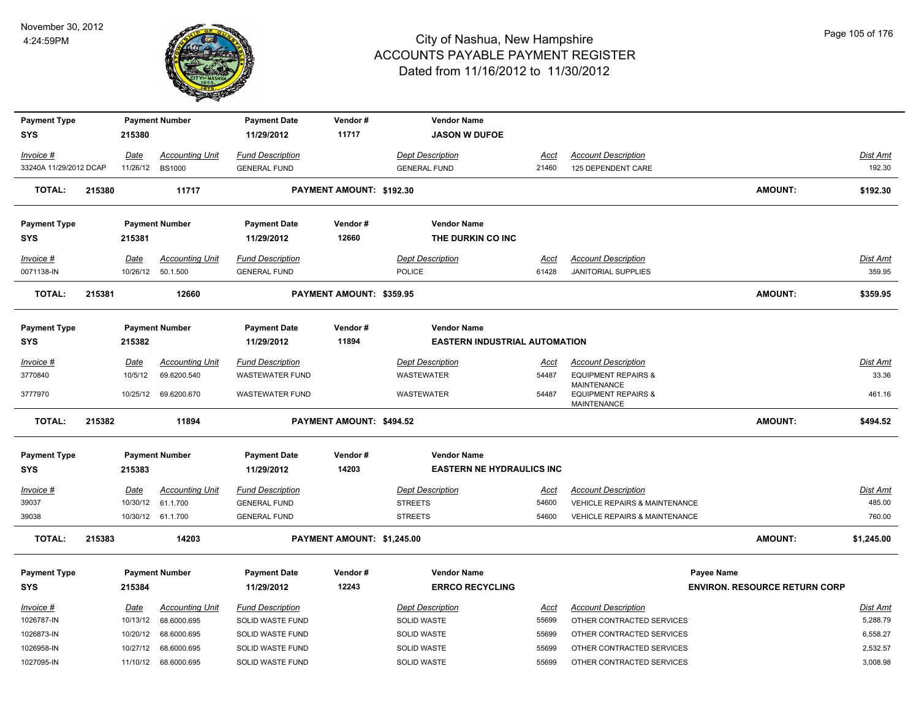# City of Nashua, New Hampshire
## ACCOUNTS PAYABLE PAYMENT REGISTER
### Dated from 11/16/2012 to 11/30/2012

November 30, 2012
4:24:59PM

| Payment Type | Payment Number | Payment Date | Vendor # | Vendor Name |
|---|---|---|---|---|
| SYS | 215380 | 11/29/2012 | 11717 | JASON W DUFOE |

| Invoice # | Date | Accounting Unit | Fund Description | Dept Description | Acct | Account Description | Dist Amt |
|---|---|---|---|---|---|---|---|
| 33240A 11/29/2012 DCAP | 11/26/12 | BS1000 | GENERAL FUND | GENERAL FUND | 21460 | 125 DEPENDENT CARE | 192.30 |

**TOTAL: 215380 11717 PAYMENT AMOUNT: $192.30 AMOUNT: $192.30**

| Payment Type | Payment Number | Payment Date | Vendor # | Vendor Name |
|---|---|---|---|---|
| SYS | 215381 | 11/29/2012 | 12660 | THE DURKIN CO INC |

| Invoice # | Date | Accounting Unit | Fund Description | Dept Description | Acct | Account Description | Dist Amt |
|---|---|---|---|---|---|---|---|
| 0071138-IN | 10/26/12 | 50.1.500 | GENERAL FUND | POLICE | 61428 | JANITORIAL SUPPLIES | 359.95 |

**TOTAL: 215381 12660 PAYMENT AMOUNT: $359.95 AMOUNT: $359.95**

| Payment Type | Payment Number | Payment Date | Vendor # | Vendor Name |
|---|---|---|---|---|
| SYS | 215382 | 11/29/2012 | 11894 | EASTERN INDUSTRIAL AUTOMATION |

| Invoice # | Date | Accounting Unit | Fund Description | Dept Description | Acct | Account Description | Dist Amt |
|---|---|---|---|---|---|---|---|
| 3770840 | 10/5/12 | 69.6200.540 | WASTEWATER FUND | WASTEWATER | 54487 | EQUIPMENT REPAIRS & MAINTENANCE | 33.36 |
| 3777970 | 10/25/12 | 69.6200.670 | WASTEWATER FUND | WASTEWATER | 54487 | EQUIPMENT REPAIRS & MAINTENANCE | 461.16 |

**TOTAL: 215382 11894 PAYMENT AMOUNT: $494.52 AMOUNT: $494.52**

| Payment Type | Payment Number | Payment Date | Vendor # | Vendor Name |
|---|---|---|---|---|
| SYS | 215383 | 11/29/2012 | 14203 | EASTERN NE HYDRAULICS INC |

| Invoice # | Date | Accounting Unit | Fund Description | Dept Description | Acct | Account Description | Dist Amt |
|---|---|---|---|---|---|---|---|
| 39037 | 10/30/12 | 61.1.700 | GENERAL FUND | STREETS | 54600 | VEHICLE REPAIRS & MAINTENANCE | 485.00 |
| 39038 | 10/30/12 | 61.1.700 | GENERAL FUND | STREETS | 54600 | VEHICLE REPAIRS & MAINTENANCE | 760.00 |

**TOTAL: 215383 14203 PAYMENT AMOUNT: $1,245.00 AMOUNT: $1,245.00**

| Payment Type | Payment Number | Payment Date | Vendor # | Vendor Name | Payee Name |
|---|---|---|---|---|---|
| SYS | 215384 | 11/29/2012 | 12243 | ERRCO RECYCLING | ENVIRON. RESOURCE RETURN CORP |

| Invoice # | Date | Accounting Unit | Fund Description | Dept Description | Acct | Account Description | Dist Amt |
|---|---|---|---|---|---|---|---|
| 1026787-IN | 10/13/12 | 68.6000.695 | SOLID WASTE FUND | SOLID WASTE | 55699 | OTHER CONTRACTED SERVICES | 5,288.79 |
| 1026873-IN | 10/20/12 | 68.6000.695 | SOLID WASTE FUND | SOLID WASTE | 55699 | OTHER CONTRACTED SERVICES | 6,558.27 |
| 1026958-IN | 10/27/12 | 68.6000.695 | SOLID WASTE FUND | SOLID WASTE | 55699 | OTHER CONTRACTED SERVICES | 2,532.57 |
| 1027095-IN | 11/10/12 | 68.6000.695 | SOLID WASTE FUND | SOLID WASTE | 55699 | OTHER CONTRACTED SERVICES | 3,008.98 |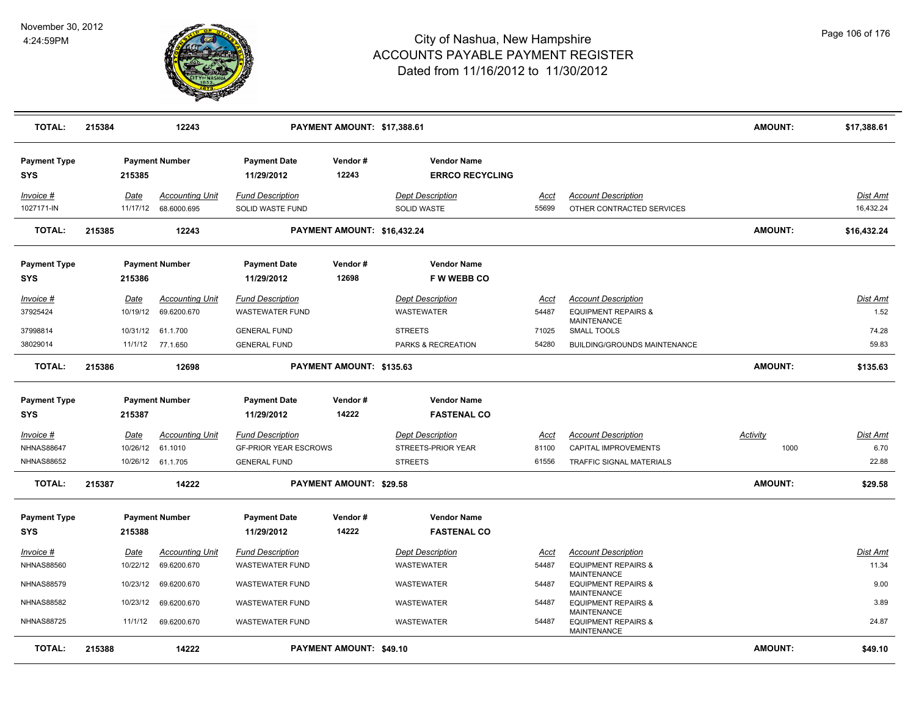# City of Nashua, New Hampshire
## ACCOUNTS PAYABLE PAYMENT REGISTER
### Dated from 11/16/2012 to 11/30/2012

| TOTAL: | 215384 | 12243 | PAYMENT AMOUNT: $17,388.61 | AMOUNT: | $17,388.61 |
|---|---|---|---|---|---|

| Payment Type | Payment Number | Payment Date | Vendor # | Vendor Name |
|---|---|---|---|---|
| SYS | 215385 | 11/29/2012 | 12243 | ERRCO RECYCLING |

| Invoice # | Date | Accounting Unit | Fund Description | Dept Description | Acct | Account Description | Dist Amt |
|---|---|---|---|---|---|---|---|
| 1027171-IN | 11/17/12 | 68.6000.695 | SOLID WASTE FUND | SOLID WASTE | 55699 | OTHER CONTRACTED SERVICES | 16,432.24 |

| TOTAL: | 215385 | 12243 | PAYMENT AMOUNT: $16,432.24 | AMOUNT: | $16,432.24 |
|---|---|---|---|---|---|

| Payment Type | Payment Number | Payment Date | Vendor # | Vendor Name |
|---|---|---|---|---|
| SYS | 215386 | 11/29/2012 | 12698 | F W WEBB CO |

| Invoice # | Date | Accounting Unit | Fund Description | Dept Description | Acct | Account Description | Dist Amt |
|---|---|---|---|---|---|---|---|
| 37925424 | 10/19/12 | 69.6200.670 | WASTEWATER FUND | WASTEWATER | 54487 | EQUIPMENT REPAIRS & MAINTENANCE | 1.52 |
| 37998814 | 10/31/12 | 61.1.700 | GENERAL FUND | STREETS | 71025 | SMALL TOOLS | 74.28 |
| 38029014 | 11/1/12 | 77.1.650 | GENERAL FUND | PARKS & RECREATION | 54280 | BUILDING/GROUNDS MAINTENANCE | 59.83 |

| TOTAL: | 215386 | 12698 | PAYMENT AMOUNT: $135.63 | AMOUNT: | $135.63 |
|---|---|---|---|---|---|

| Payment Type | Payment Number | Payment Date | Vendor # | Vendor Name |
|---|---|---|---|---|
| SYS | 215387 | 11/29/2012 | 14222 | FASTENAL CO |

| Invoice # | Date | Accounting Unit | Fund Description | Dept Description | Acct | Account Description | Activity | Dist Amt |
|---|---|---|---|---|---|---|---|---|
| NHNAS88647 | 10/26/12 | 61.1010 | GF-PRIOR YEAR ESCROWS | STREETS-PRIOR YEAR | 81100 | CAPITAL IMPROVEMENTS | 1000 | 6.70 |
| NHNAS88652 | 10/26/12 | 61.1.705 | GENERAL FUND | STREETS | 61556 | TRAFFIC SIGNAL MATERIALS | | 22.88 |

| TOTAL: | 215387 | 14222 | PAYMENT AMOUNT: $29.58 | AMOUNT: | $29.58 |
|---|---|---|---|---|---|

| Payment Type | Payment Number | Payment Date | Vendor # | Vendor Name |
|---|---|---|---|---|
| SYS | 215388 | 11/29/2012 | 14222 | FASTENAL CO |

| Invoice # | Date | Accounting Unit | Fund Description | Dept Description | Acct | Account Description | Dist Amt |
|---|---|---|---|---|---|---|---|
| NHNAS88560 | 10/22/12 | 69.6200.670 | WASTEWATER FUND | WASTEWATER | 54487 | EQUIPMENT REPAIRS & MAINTENANCE | 11.34 |
| NHNAS88579 | 10/23/12 | 69.6200.670 | WASTEWATER FUND | WASTEWATER | 54487 | EQUIPMENT REPAIRS & MAINTENANCE | 9.00 |
| NHNAS88582 | 10/23/12 | 69.6200.670 | WASTEWATER FUND | WASTEWATER | 54487 | EQUIPMENT REPAIRS & MAINTENANCE | 3.89 |
| NHNAS88725 | 11/1/12 | 69.6200.670 | WASTEWATER FUND | WASTEWATER | 54487 | EQUIPMENT REPAIRS & MAINTENANCE | 24.87 |

| TOTAL: | 215388 | 14222 | PAYMENT AMOUNT: $49.10 | AMOUNT: | $49.10 |
|---|---|---|---|---|---|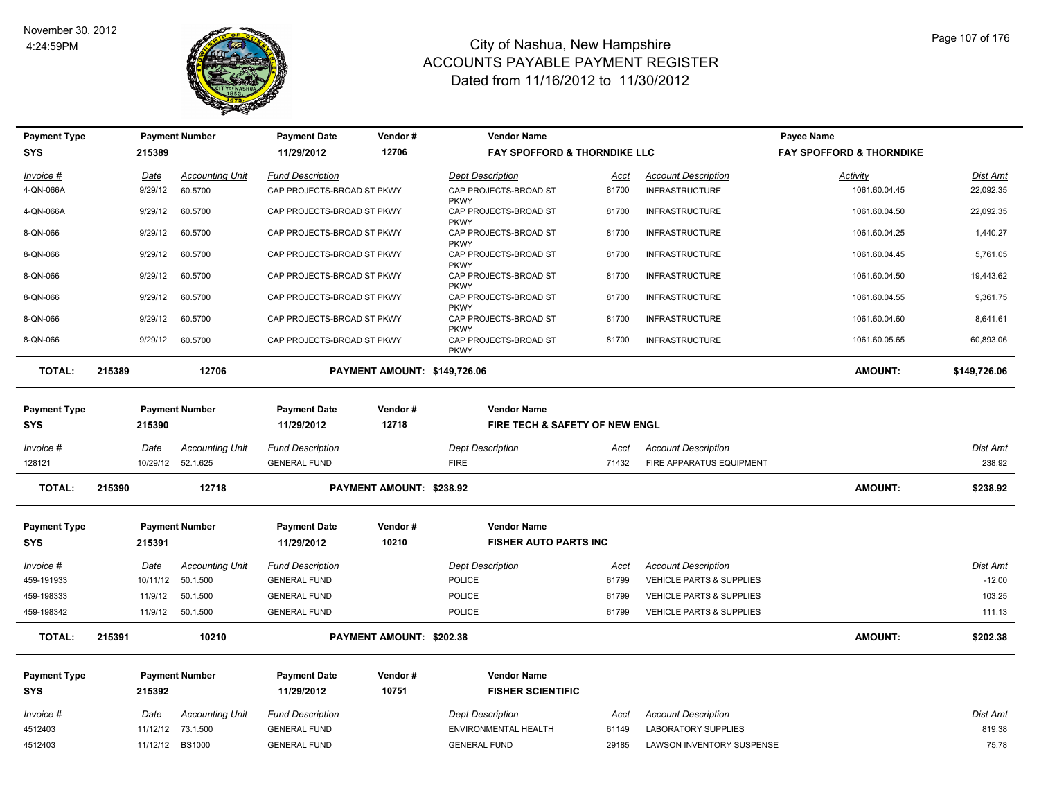# City of Nashua, New Hampshire
## ACCOUNTS PAYABLE PAYMENT REGISTER
### Dated from 11/16/2012 to 11/30/2012

November 30, 2012
4:24:59PM

| Payment Type | Payment Number | Payment Date | Vendor # | Vendor Name | Payee Name |
|---|---|---|---|---|---|
| SYS | 215389 | 11/29/2012 | 12706 | FAY SPOFFORD & THORNDIKE LLC | FAY SPOFFORD & THORNDIKE |

| Invoice # | Date | Accounting Unit | Fund Description | Dept Description | Acct | Account Description | Activity | Dist Amt |
|---|---|---|---|---|---|---|---|---|
| 4-QN-066A | 9/29/12 | 60.5700 | CAP PROJECTS-BROAD ST PKWY | CAP PROJECTS-BROAD ST PKWY | 81700 | INFRASTRUCTURE | 1061.60.04.45 | 22,092.35 |
| 4-QN-066A | 9/29/12 | 60.5700 | CAP PROJECTS-BROAD ST PKWY | CAP PROJECTS-BROAD ST PKWY | 81700 | INFRASTRUCTURE | 1061.60.04.50 | 22,092.35 |
| 8-QN-066 | 9/29/12 | 60.5700 | CAP PROJECTS-BROAD ST PKWY | CAP PROJECTS-BROAD ST PKWY | 81700 | INFRASTRUCTURE | 1061.60.04.25 | 1,440.27 |
| 8-QN-066 | 9/29/12 | 60.5700 | CAP PROJECTS-BROAD ST PKWY | CAP PROJECTS-BROAD ST PKWY | 81700 | INFRASTRUCTURE | 1061.60.04.45 | 5,761.05 |
| 8-QN-066 | 9/29/12 | 60.5700 | CAP PROJECTS-BROAD ST PKWY | CAP PROJECTS-BROAD ST PKWY | 81700 | INFRASTRUCTURE | 1061.60.04.50 | 19,443.62 |
| 8-QN-066 | 9/29/12 | 60.5700 | CAP PROJECTS-BROAD ST PKWY | CAP PROJECTS-BROAD ST PKWY | 81700 | INFRASTRUCTURE | 1061.60.04.55 | 9,361.75 |
| 8-QN-066 | 9/29/12 | 60.5700 | CAP PROJECTS-BROAD ST PKWY | CAP PROJECTS-BROAD ST PKWY | 81700 | INFRASTRUCTURE | 1061.60.04.60 | 8,641.61 |
| 8-QN-066 | 9/29/12 | 60.5700 | CAP PROJECTS-BROAD ST PKWY | CAP PROJECTS-BROAD ST PKWY | 81700 | INFRASTRUCTURE | 1061.60.05.65 | 60,893.06 |

**TOTAL: 215389 12706 PAYMENT AMOUNT: $149,726.06 AMOUNT: $149,726.06**

| Payment Type | Payment Number | Payment Date | Vendor # | Vendor Name |
|---|---|---|---|---|
| SYS | 215390 | 11/29/2012 | 12718 | FIRE TECH & SAFETY OF NEW ENGL |

| Invoice # | Date | Accounting Unit | Fund Description | Dept Description | Acct | Account Description | Dist Amt |
|---|---|---|---|---|---|---|---|
| 128121 | 10/29/12 | 52.1.625 | GENERAL FUND | FIRE | 71432 | FIRE APPARATUS EQUIPMENT | 238.92 |

**TOTAL: 215390 12718 PAYMENT AMOUNT: $238.92 AMOUNT: $238.92**

| Payment Type | Payment Number | Payment Date | Vendor # | Vendor Name |
|---|---|---|---|---|
| SYS | 215391 | 11/29/2012 | 10210 | FISHER AUTO PARTS INC |

| Invoice # | Date | Accounting Unit | Fund Description | Dept Description | Acct | Account Description | Dist Amt |
|---|---|---|---|---|---|---|---|
| 459-191933 | 10/11/12 | 50.1.500 | GENERAL FUND | POLICE | 61799 | VEHICLE PARTS & SUPPLIES | -12.00 |
| 459-198333 | 11/9/12 | 50.1.500 | GENERAL FUND | POLICE | 61799 | VEHICLE PARTS & SUPPLIES | 103.25 |
| 459-198342 | 11/9/12 | 50.1.500 | GENERAL FUND | POLICE | 61799 | VEHICLE PARTS & SUPPLIES | 111.13 |

**TOTAL: 215391 10210 PAYMENT AMOUNT: $202.38 AMOUNT: $202.38**

| Payment Type | Payment Number | Payment Date | Vendor # | Vendor Name |
|---|---|---|---|---|
| SYS | 215392 | 11/29/2012 | 10751 | FISHER SCIENTIFIC |

| Invoice # | Date | Accounting Unit | Fund Description | Dept Description | Acct | Account Description | Dist Amt |
|---|---|---|---|---|---|---|---|
| 4512403 | 11/12/12 | 73.1.500 | GENERAL FUND | ENVIRONMENTAL HEALTH | 61149 | LABORATORY SUPPLIES | 819.38 |
| 4512403 | 11/12/12 | BS1000 | GENERAL FUND | GENERAL FUND | 29185 | LAWSON INVENTORY SUSPENSE | 75.78 |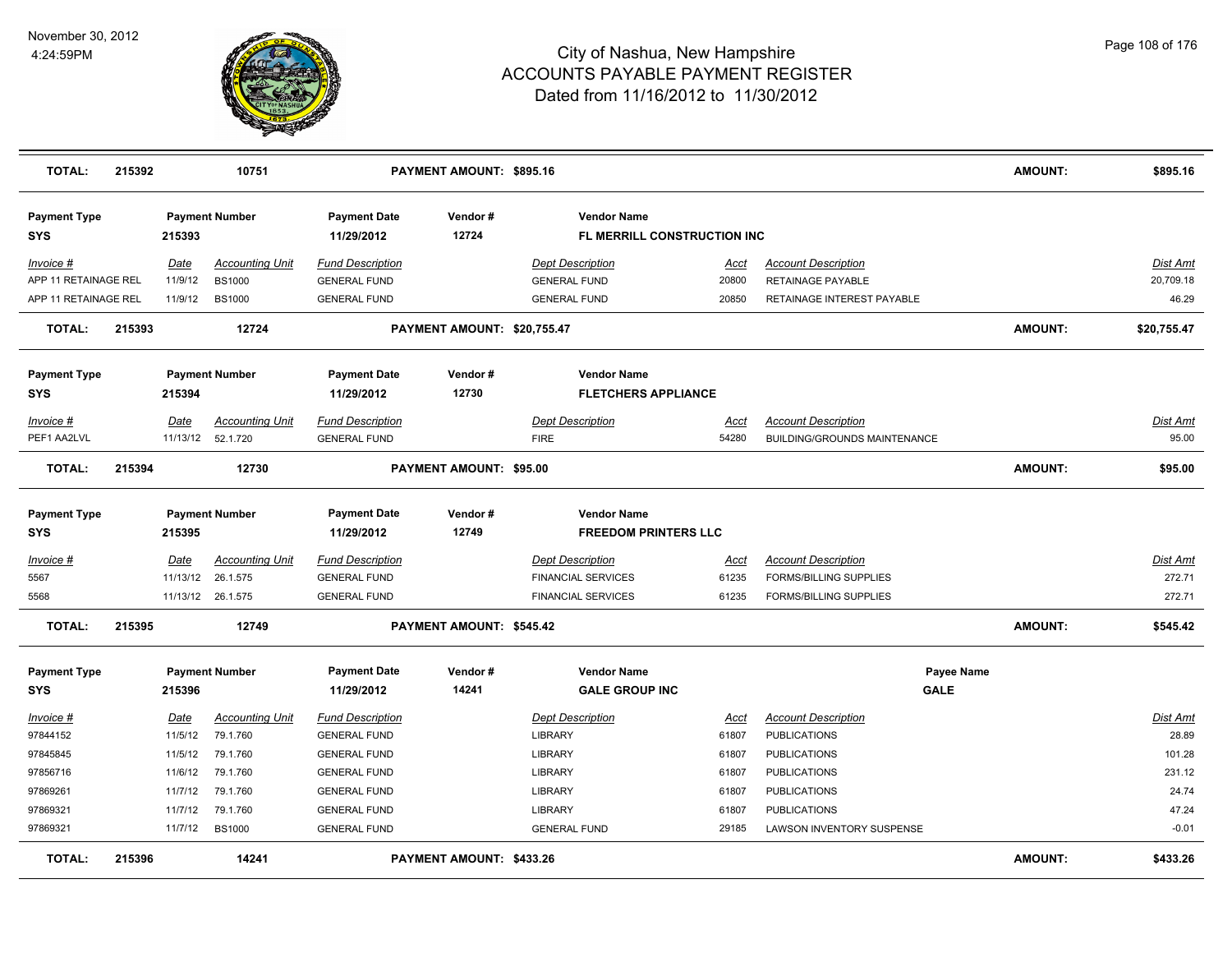# City of Nashua, New Hampshire
## ACCOUNTS PAYABLE PAYMENT REGISTER
### Dated from 11/16/2012 to 11/30/2012

November 30, 2012
4:24:59PM

| **TOTAL:** | **215392** | **10751** | **PAYMENT AMOUNT: $895.16** | | | **AMOUNT:** | **$895.16** |
|---|---|---|---|---|---|---|---|

**Payment Type:** SYS | **Payment Number:** 215393 | **Payment Date:** 11/29/2012 | **Vendor #:** 12724 | **Vendor Name:** FL MERRILL CONSTRUCTION INC

| Invoice # | Date | Accounting Unit | Fund Description | Dept Description | Acct | Account Description | Dist Amt |
|---|---|---|---|---|---|---|---|
| APP 11 RETAINAGE REL | 11/9/12 | BS1000 | GENERAL FUND | GENERAL FUND | 20800 | RETAINAGE PAYABLE | 20,709.18 |
| APP 11 RETAINAGE REL | 11/9/12 | BS1000 | GENERAL FUND | GENERAL FUND | 20850 | RETAINAGE INTEREST PAYABLE | 46.29 |
| **TOTAL: 215393** | | **12724** | **PAYMENT AMOUNT: $20,755.47** | | | **AMOUNT:** | **$20,755.47** |

**Payment Type:** SYS | **Payment Number:** 215394 | **Payment Date:** 11/29/2012 | **Vendor #:** 12730 | **Vendor Name:** FLETCHERS APPLIANCE

| Invoice # | Date | Accounting Unit | Fund Description | Dept Description | Acct | Account Description | Dist Amt |
|---|---|---|---|---|---|---|---|
| PEF1 AA2LVL | 11/13/12 | 52.1.720 | GENERAL FUND | FIRE | 54280 | BUILDING/GROUNDS MAINTENANCE | 95.00 |
| **TOTAL: 215394** | | **12730** | **PAYMENT AMOUNT: $95.00** | | | **AMOUNT:** | **$95.00** |

**Payment Type:** SYS | **Payment Number:** 215395 | **Payment Date:** 11/29/2012 | **Vendor #:** 12749 | **Vendor Name:** FREEDOM PRINTERS LLC

| Invoice # | Date | Accounting Unit | Fund Description | Dept Description | Acct | Account Description | Dist Amt |
|---|---|---|---|---|---|---|---|
| 5567 | 11/13/12 | 26.1.575 | GENERAL FUND | FINANCIAL SERVICES | 61235 | FORMS/BILLING SUPPLIES | 272.71 |
| 5568 | 11/13/12 | 26.1.575 | GENERAL FUND | FINANCIAL SERVICES | 61235 | FORMS/BILLING SUPPLIES | 272.71 |
| **TOTAL: 215395** | | **12749** | **PAYMENT AMOUNT: $545.42** | | | **AMOUNT:** | **$545.42** |

**Payment Type:** SYS | **Payment Number:** 215396 | **Payment Date:** 11/29/2012 | **Vendor #:** 14241 | **Vendor Name:** GALE GROUP INC | **Payee Name:** GALE

| Invoice # | Date | Accounting Unit | Fund Description | Dept Description | Acct | Account Description | Dist Amt |
|---|---|---|---|---|---|---|---|
| 97844152 | 11/5/12 | 79.1.760 | GENERAL FUND | LIBRARY | 61807 | PUBLICATIONS | 28.89 |
| 97845845 | 11/5/12 | 79.1.760 | GENERAL FUND | LIBRARY | 61807 | PUBLICATIONS | 101.28 |
| 97856716 | 11/6/12 | 79.1.760 | GENERAL FUND | LIBRARY | 61807 | PUBLICATIONS | 231.12 |
| 97869261 | 11/7/12 | 79.1.760 | GENERAL FUND | LIBRARY | 61807 | PUBLICATIONS | 24.74 |
| 97869321 | 11/7/12 | 79.1.760 | GENERAL FUND | LIBRARY | 61807 | PUBLICATIONS | 47.24 |
| 97869321 | 11/7/12 | BS1000 | GENERAL FUND | GENERAL FUND | 29185 | LAWSON INVENTORY SUSPENSE | -0.01 |
| **TOTAL: 215396** | | **14241** | **PAYMENT AMOUNT: $433.26** | | | **AMOUNT:** | **$433.26** |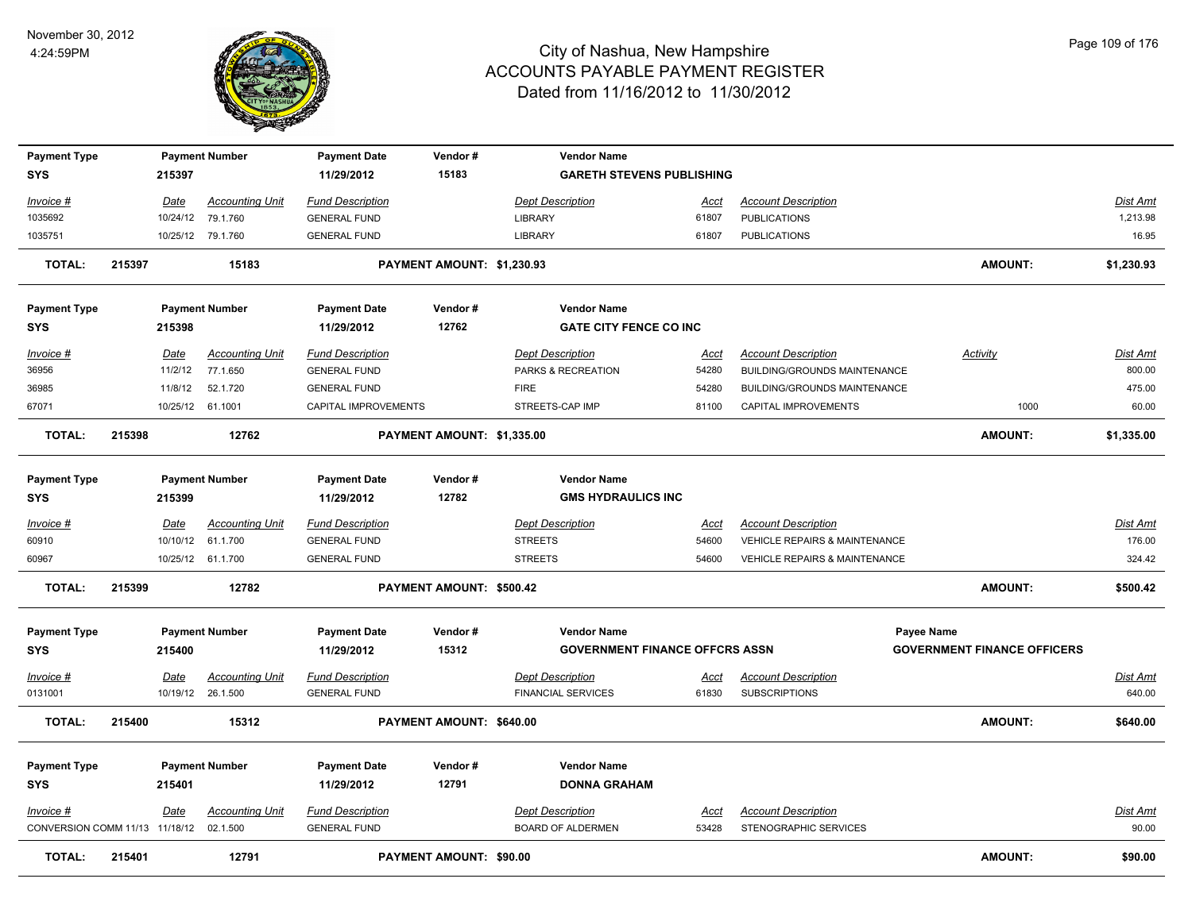# City of Nashua, New Hampshire
## ACCOUNTS PAYABLE PAYMENT REGISTER
### Dated from 11/16/2012 to 11/30/2012

November 30, 2012
4:24:59PM

| Payment Type | Payment Number | Payment Date | Vendor # | Vendor Name |
|---|---|---|---|---|
| SYS | 215397 | 11/29/2012 | 15183 | GARETH STEVENS PUBLISHING |

| Invoice # | Date | Accounting Unit | Fund Description | Dept Description | Acct | Account Description | Dist Amt |
|---|---|---|---|---|---|---|---|
| 1035692 | 10/24/12 | 79.1.760 | GENERAL FUND | LIBRARY | 61807 | PUBLICATIONS | 1,213.98 |
| 1035751 | 10/25/12 | 79.1.760 | GENERAL FUND | LIBRARY | 61807 | PUBLICATIONS | 16.95 |

**TOTAL: 215397 15183 PAYMENT AMOUNT: $1,230.93 AMOUNT: $1,230.93**

| Payment Type | Payment Number | Payment Date | Vendor # | Vendor Name |
|---|---|---|---|---|
| SYS | 215398 | 11/29/2012 | 12762 | GATE CITY FENCE CO INC |

| Invoice # | Date | Accounting Unit | Fund Description | Dept Description | Acct | Account Description | Activity | Dist Amt |
|---|---|---|---|---|---|---|---|---|
| 36956 | 11/2/12 | 77.1.650 | GENERAL FUND | PARKS & RECREATION | 54280 | BUILDING/GROUNDS MAINTENANCE | | 800.00 |
| 36985 | 11/8/12 | 52.1.720 | GENERAL FUND | FIRE | 54280 | BUILDING/GROUNDS MAINTENANCE | | 475.00 |
| 67071 | 10/25/12 | 61.1001 | CAPITAL IMPROVEMENTS | STREETS-CAP IMP | 81100 | CAPITAL IMPROVEMENTS | 1000 | 60.00 |

**TOTAL: 215398 12762 PAYMENT AMOUNT: $1,335.00 AMOUNT: $1,335.00**

| Payment Type | Payment Number | Payment Date | Vendor # | Vendor Name |
|---|---|---|---|---|
| SYS | 215399 | 11/29/2012 | 12782 | GMS HYDRAULICS INC |

| Invoice # | Date | Accounting Unit | Fund Description | Dept Description | Acct | Account Description | Dist Amt |
|---|---|---|---|---|---|---|---|
| 60910 | 10/10/12 | 61.1.700 | GENERAL FUND | STREETS | 54600 | VEHICLE REPAIRS & MAINTENANCE | 176.00 |
| 60967 | 10/25/12 | 61.1.700 | GENERAL FUND | STREETS | 54600 | VEHICLE REPAIRS & MAINTENANCE | 324.42 |

**TOTAL: 215399 12782 PAYMENT AMOUNT: $500.42 AMOUNT: $500.42**

| Payment Type | Payment Number | Payment Date | Vendor # | Vendor Name | Payee Name |
|---|---|---|---|---|---|
| SYS | 215400 | 11/29/2012 | 15312 | GOVERNMENT FINANCE OFFCRS ASSN | GOVERNMENT FINANCE OFFICERS |

| Invoice # | Date | Accounting Unit | Fund Description | Dept Description | Acct | Account Description | Dist Amt |
|---|---|---|---|---|---|---|---|
| 0131001 | 10/19/12 | 26.1.500 | GENERAL FUND | FINANCIAL SERVICES | 61830 | SUBSCRIPTIONS | 640.00 |

**TOTAL: 215400 15312 PAYMENT AMOUNT: $640.00 AMOUNT: $640.00**

| Payment Type | Payment Number | Payment Date | Vendor # | Vendor Name |
|---|---|---|---|---|
| SYS | 215401 | 11/29/2012 | 12791 | DONNA GRAHAM |

| Invoice # | Date | Accounting Unit | Fund Description | Dept Description | Acct | Account Description | Dist Amt |
|---|---|---|---|---|---|---|---|
| CONVERSION COMM 11/13 | 11/18/12 | 02.1.500 | GENERAL FUND | BOARD OF ALDERMEN | 53428 | STENOGRAPHIC SERVICES | 90.00 |

**TOTAL: 215401 12791 PAYMENT AMOUNT: $90.00 AMOUNT: $90.00**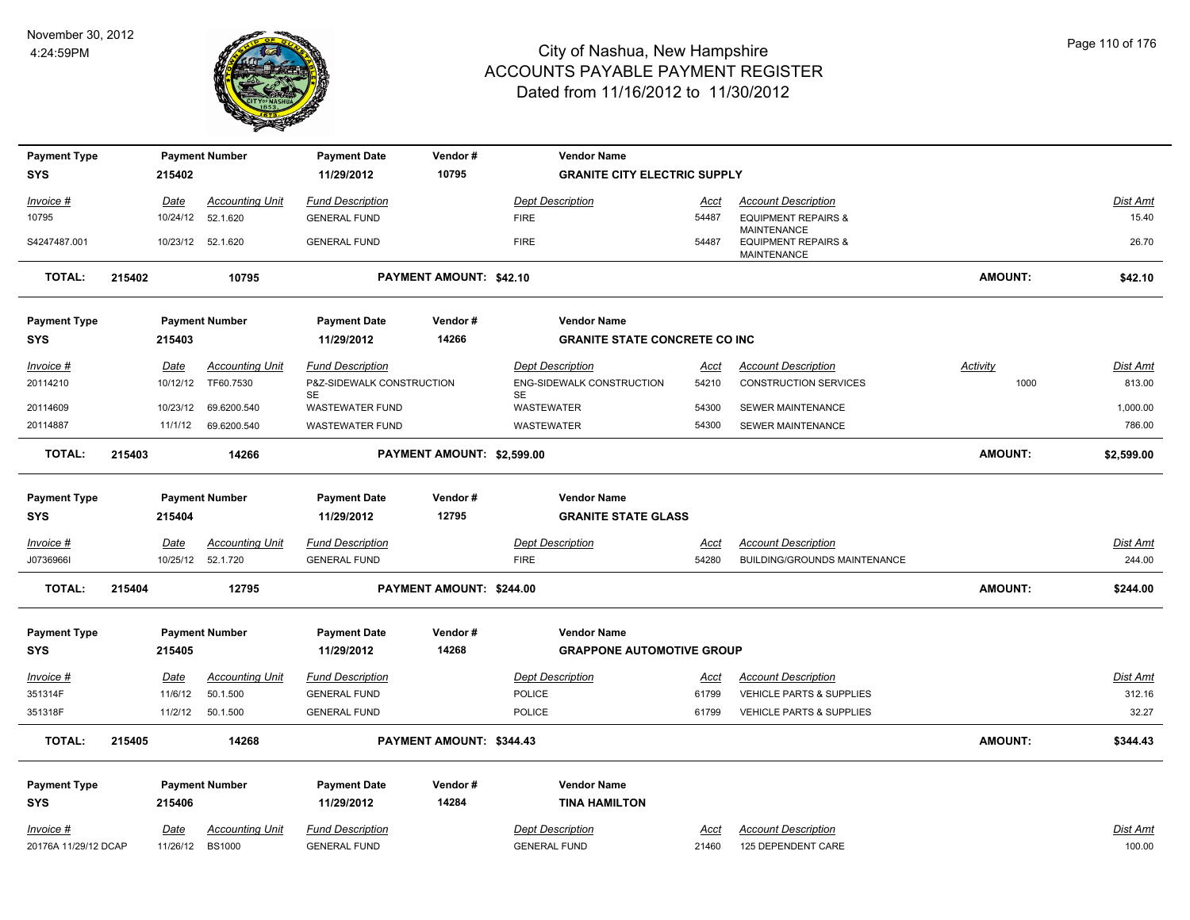# City of Nashua, New Hampshire
# ACCOUNTS PAYABLE PAYMENT REGISTER
Dated from 11/16/2012 to 11/30/2012

November 30, 2012
4:24:59PM

| Payment Type | Payment Number | Payment Date | Vendor # | Vendor Name |
|---|---|---|---|---|
| SYS | 215402 | 11/29/2012 | 10795 | GRANITE CITY ELECTRIC SUPPLY |

| Invoice # | Date | Accounting Unit | Fund Description | Dept Description | Acct | Account Description | Dist Amt |
|---|---|---|---|---|---|---|---|
| 10795 | 10/24/12 | 52.1.620 | GENERAL FUND | FIRE | 54487 | EQUIPMENT REPAIRS & MAINTENANCE | 15.40 |
| S4247487.001 | 10/23/12 | 52.1.620 | GENERAL FUND | FIRE | 54487 | EQUIPMENT REPAIRS & MAINTENANCE | 26.70 |

**TOTAL: 215402 10795 PAYMENT AMOUNT: $42.10 AMOUNT: $42.10**

| Payment Type | Payment Number | Payment Date | Vendor # | Vendor Name |
|---|---|---|---|---|
| SYS | 215403 | 11/29/2012 | 14266 | GRANITE STATE CONCRETE CO INC |

| Invoice # | Date | Accounting Unit | Fund Description | Dept Description | Acct | Account Description | Activity | Dist Amt |
|---|---|---|---|---|---|---|---|---|
| 20114210 | 10/12/12 | TF60.7530 | P&Z-SIDEWALK CONSTRUCTION SE | ENG-SIDEWALK CONSTRUCTION SE | 54210 | CONSTRUCTION SERVICES | 1000 | 813.00 |
| 20114609 | 10/23/12 | 69.6200.540 | WASTEWATER FUND | WASTEWATER | 54300 | SEWER MAINTENANCE | | 1,000.00 |
| 20114887 | 11/1/12 | 69.6200.540 | WASTEWATER FUND | WASTEWATER | 54300 | SEWER MAINTENANCE | | 786.00 |

**TOTAL: 215403 14266 PAYMENT AMOUNT: $2,599.00 AMOUNT: $2,599.00**

| Payment Type | Payment Number | Payment Date | Vendor # | Vendor Name |
|---|---|---|---|---|
| SYS | 215404 | 11/29/2012 | 12795 | GRANITE STATE GLASS |

| Invoice # | Date | Accounting Unit | Fund Description | Dept Description | Acct | Account Description | Dist Amt |
|---|---|---|---|---|---|---|---|
| J0736966I | 10/25/12 | 52.1.720 | GENERAL FUND | FIRE | 54280 | BUILDING/GROUNDS MAINTENANCE | 244.00 |

**TOTAL: 215404 12795 PAYMENT AMOUNT: $244.00 AMOUNT: $244.00**

| Payment Type | Payment Number | Payment Date | Vendor # | Vendor Name |
|---|---|---|---|---|
| SYS | 215405 | 11/29/2012 | 14268 | GRAPPONE AUTOMOTIVE GROUP |

| Invoice # | Date | Accounting Unit | Fund Description | Dept Description | Acct | Account Description | Dist Amt |
|---|---|---|---|---|---|---|---|
| 351314F | 11/6/12 | 50.1.500 | GENERAL FUND | POLICE | 61799 | VEHICLE PARTS & SUPPLIES | 312.16 |
| 351318F | 11/2/12 | 50.1.500 | GENERAL FUND | POLICE | 61799 | VEHICLE PARTS & SUPPLIES | 32.27 |

**TOTAL: 215405 14268 PAYMENT AMOUNT: $344.43 AMOUNT: $344.43**

| Payment Type | Payment Number | Payment Date | Vendor # | Vendor Name |
|---|---|---|---|---|
| SYS | 215406 | 11/29/2012 | 14284 | TINA HAMILTON |

| Invoice # | Date | Accounting Unit | Fund Description | Dept Description | Acct | Account Description | Dist Amt |
|---|---|---|---|---|---|---|---|
| 20176A 11/29/12 DCAP | 11/26/12 | BS1000 | GENERAL FUND | GENERAL FUND | 21460 | 125 DEPENDENT CARE | 100.00 |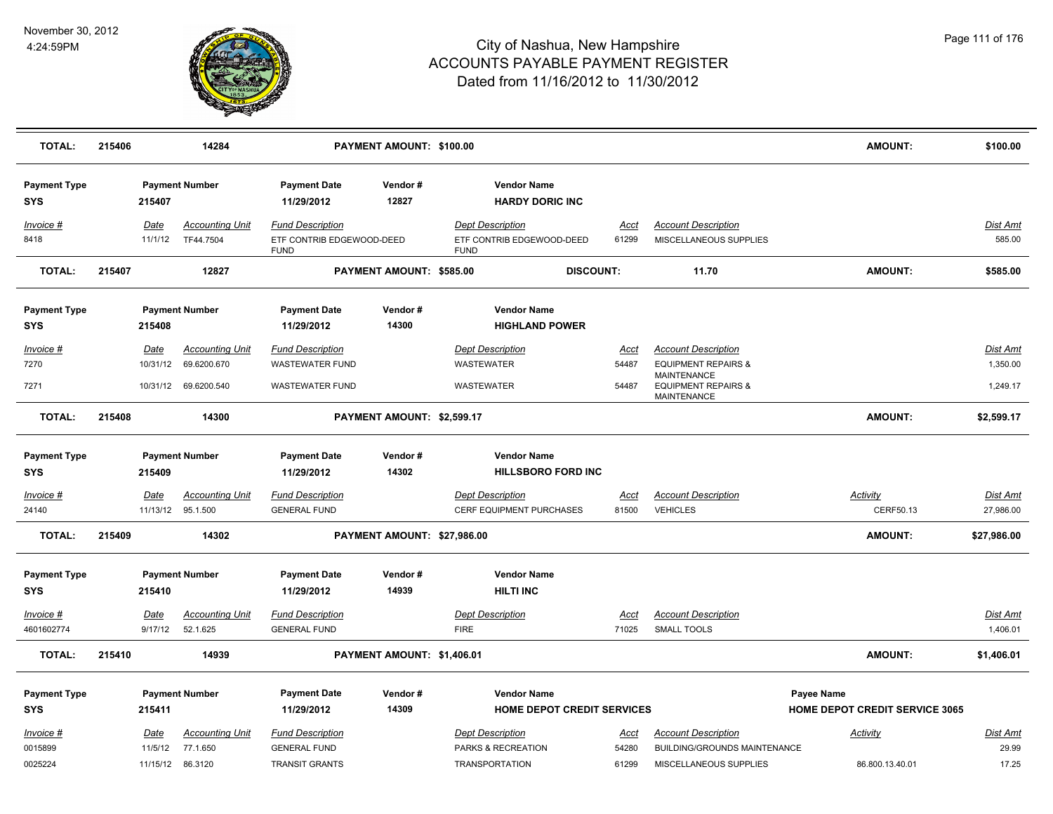# City of Nashua, New Hampshire
## ACCOUNTS PAYABLE PAYMENT REGISTER
### Dated from 11/16/2012 to 11/30/2012

November 30, 2012
4:24:59PM

| TOTAL: | 215406 | 14284 | PAYMENT AMOUNT: $100.00 | | AMOUNT: | $100.00 |
|---|---|---|---|---|---|---|

| Payment Type | Payment Number | Payment Date | Vendor # | Vendor Name |
|---|---|---|---|---|
| SYS | 215407 | 11/29/2012 | 12827 | HARDY DORIC INC |

| Invoice # | Date | Accounting Unit | Fund Description | Dept Description | Acct | Account Description | Dist Amt |
|---|---|---|---|---|---|---|---|
| 8418 | 11/1/12 | TF44.7504 | ETF CONTRIB EDGEWOOD-DEED FUND | ETF CONTRIB EDGEWOOD-DEED FUND | 61299 | MISCELLANEOUS SUPPLIES | 585.00 |

| TOTAL: | 215407 | 12827 | PAYMENT AMOUNT: $585.00 | DISCOUNT: 11.70 | AMOUNT: | $585.00 |
|---|---|---|---|---|---|---|

| Payment Type | Payment Number | Payment Date | Vendor # | Vendor Name |
|---|---|---|---|---|
| SYS | 215408 | 11/29/2012 | 14300 | HIGHLAND POWER |

| Invoice # | Date | Accounting Unit | Fund Description | Dept Description | Acct | Account Description | Dist Amt |
|---|---|---|---|---|---|---|---|
| 7270 | 10/31/12 | 69.6200.670 | WASTEWATER FUND | WASTEWATER | 54487 | EQUIPMENT REPAIRS & MAINTENANCE | 1,350.00 |
| 7271 | 10/31/12 | 69.6200.540 | WASTEWATER FUND | WASTEWATER | 54487 | EQUIPMENT REPAIRS & MAINTENANCE | 1,249.17 |

| TOTAL: | 215408 | 14300 | PAYMENT AMOUNT: $2,599.17 | AMOUNT: | $2,599.17 |
|---|---|---|---|---|---|

| Payment Type | Payment Number | Payment Date | Vendor # | Vendor Name |
|---|---|---|---|---|
| SYS | 215409 | 11/29/2012 | 14302 | HILLSBORO FORD INC |

| Invoice # | Date | Accounting Unit | Fund Description | Dept Description | Acct | Account Description | Activity | Dist Amt |
|---|---|---|---|---|---|---|---|---|
| 24140 | 11/13/12 | 95.1.500 | GENERAL FUND | CERF EQUIPMENT PURCHASES | 81500 | VEHICLES | CERF50.13 | 27,986.00 |

| TOTAL: | 215409 | 14302 | PAYMENT AMOUNT: $27,986.00 | AMOUNT: | $27,986.00 |
|---|---|---|---|---|---|

| Payment Type | Payment Number | Payment Date | Vendor # | Vendor Name |
|---|---|---|---|---|
| SYS | 215410 | 11/29/2012 | 14939 | HILTI INC |

| Invoice # | Date | Accounting Unit | Fund Description | Dept Description | Acct | Account Description | Dist Amt |
|---|---|---|---|---|---|---|---|
| 4601602774 | 9/17/12 | 52.1.625 | GENERAL FUND | FIRE | 71025 | SMALL TOOLS | 1,406.01 |

| TOTAL: | 215410 | 14939 | PAYMENT AMOUNT: $1,406.01 | AMOUNT: | $1,406.01 |
|---|---|---|---|---|---|

| Payment Type | Payment Number | Payment Date | Vendor # | Vendor Name | Payee Name |
|---|---|---|---|---|---|
| SYS | 215411 | 11/29/2012 | 14309 | HOME DEPOT CREDIT SERVICES | HOME DEPOT CREDIT SERVICE 3065 |

| Invoice # | Date | Accounting Unit | Fund Description | Dept Description | Acct | Account Description | Activity | Dist Amt |
|---|---|---|---|---|---|---|---|---|
| 0015899 | 11/5/12 | 77.1.650 | GENERAL FUND | PARKS & RECREATION | 54280 | BUILDING/GROUNDS MAINTENANCE | | 29.99 |
| 0025224 | 11/15/12 | 86.3120 | TRANSIT GRANTS | TRANSPORTATION | 61299 | MISCELLANEOUS SUPPLIES | 86.800.13.40.01 | 17.25 |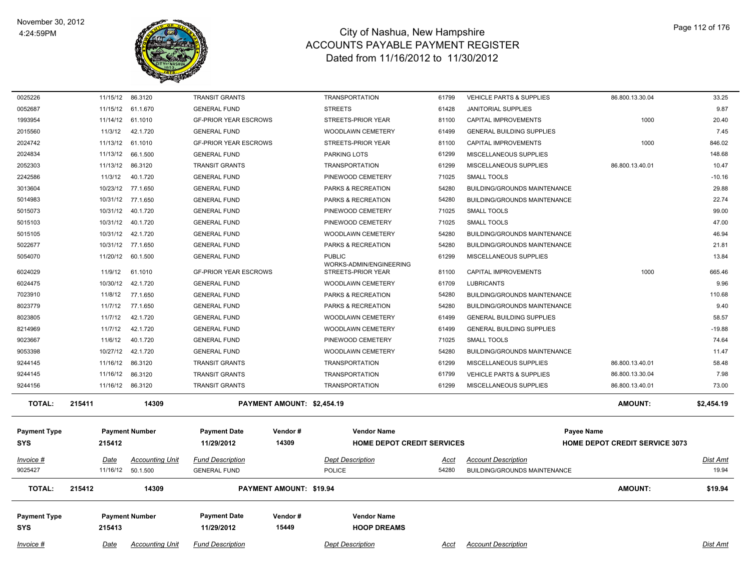# City of Nashua, New Hampshire
## ACCOUNTS PAYABLE PAYMENT REGISTER
### Dated from 11/16/2012 to 11/30/2012

November 30, 2012
4:24:59PM

| Invoice # | Date | Accounting Unit | Fund Description | Dept Description | Acct | Account Description | | Dist Amt |
|---|---|---|---|---|---|---|---|---|
| 0025226 | 11/15/12 | 86.3120 | TRANSIT GRANTS | TRANSPORTATION | 61799 | VEHICLE PARTS & SUPPLIES | 86.800.13.30.04 | 33.25 |
| 0052687 | 11/15/12 | 61.1.670 | GENERAL FUND | STREETS | 61428 | JANITORIAL SUPPLIES | | 9.87 |
| 1993954 | 11/14/12 | 61.1010 | GF-PRIOR YEAR ESCROWS | STREETS-PRIOR YEAR | 81100 | CAPITAL IMPROVEMENTS | 1000 | 20.40 |
| 2015560 | 11/3/12 | 42.1.720 | GENERAL FUND | WOODLAWN CEMETERY | 61499 | GENERAL BUILDING SUPPLIES | | 7.45 |
| 2024742 | 11/13/12 | 61.1010 | GF-PRIOR YEAR ESCROWS | STREETS-PRIOR YEAR | 81100 | CAPITAL IMPROVEMENTS | 1000 | 846.02 |
| 2024834 | 11/13/12 | 66.1.500 | GENERAL FUND | PARKING LOTS | 61299 | MISCELLANEOUS SUPPLIES | | 148.68 |
| 2052303 | 11/13/12 | 86.3120 | TRANSIT GRANTS | TRANSPORTATION | 61299 | MISCELLANEOUS SUPPLIES | 86.800.13.40.01 | 10.47 |
| 2242586 | 11/3/12 | 40.1.720 | GENERAL FUND | PINEWOOD CEMETERY | 71025 | SMALL TOOLS | | -10.16 |
| 3013604 | 10/23/12 | 77.1.650 | GENERAL FUND | PARKS & RECREATION | 54280 | BUILDING/GROUNDS MAINTENANCE | | 29.88 |
| 5014983 | 10/31/12 | 77.1.650 | GENERAL FUND | PARKS & RECREATION | 54280 | BUILDING/GROUNDS MAINTENANCE | | 22.74 |
| 5015073 | 10/31/12 | 40.1.720 | GENERAL FUND | PINEWOOD CEMETERY | 71025 | SMALL TOOLS | | 99.00 |
| 5015103 | 10/31/12 | 40.1.720 | GENERAL FUND | PINEWOOD CEMETERY | 71025 | SMALL TOOLS | | 47.00 |
| 5015105 | 10/31/12 | 42.1.720 | GENERAL FUND | WOODLAWN CEMETERY | 54280 | BUILDING/GROUNDS MAINTENANCE | | 46.94 |
| 5022677 | 10/31/12 | 77.1.650 | GENERAL FUND | PARKS & RECREATION | 54280 | BUILDING/GROUNDS MAINTENANCE | | 21.81 |
| 5054070 | 11/20/12 | 60.1.500 | GENERAL FUND | PUBLIC WORKS-ADMIN/ENGINEERING | 61299 | MISCELLANEOUS SUPPLIES | | 13.84 |
| 6024029 | 11/9/12 | 61.1010 | GF-PRIOR YEAR ESCROWS | STREETS-PRIOR YEAR | 81100 | CAPITAL IMPROVEMENTS | 1000 | 665.46 |
| 6024475 | 10/30/12 | 42.1.720 | GENERAL FUND | WOODLAWN CEMETERY | 61709 | LUBRICANTS | | 9.96 |
| 7023910 | 11/8/12 | 77.1.650 | GENERAL FUND | PARKS & RECREATION | 54280 | BUILDING/GROUNDS MAINTENANCE | | 110.68 |
| 8023779 | 11/7/12 | 77.1.650 | GENERAL FUND | PARKS & RECREATION | 54280 | BUILDING/GROUNDS MAINTENANCE | | 9.40 |
| 8023805 | 11/7/12 | 42.1.720 | GENERAL FUND | WOODLAWN CEMETERY | 61499 | GENERAL BUILDING SUPPLIES | | 58.57 |
| 8214969 | 11/7/12 | 42.1.720 | GENERAL FUND | WOODLAWN CEMETERY | 61499 | GENERAL BUILDING SUPPLIES | | -19.88 |
| 9023667 | 11/6/12 | 40.1.720 | GENERAL FUND | PINEWOOD CEMETERY | 71025 | SMALL TOOLS | | 74.64 |
| 9053398 | 10/27/12 | 42.1.720 | GENERAL FUND | WOODLAWN CEMETERY | 54280 | BUILDING/GROUNDS MAINTENANCE | | 11.47 |
| 9244145 | 11/16/12 | 86.3120 | TRANSIT GRANTS | TRANSPORTATION | 61299 | MISCELLANEOUS SUPPLIES | 86.800.13.40.01 | 58.48 |
| 9244145 | 11/16/12 | 86.3120 | TRANSIT GRANTS | TRANSPORTATION | 61799 | VEHICLE PARTS & SUPPLIES | 86.800.13.30.04 | 7.98 |
| 9244156 | 11/16/12 | 86.3120 | TRANSIT GRANTS | TRANSPORTATION | 61299 | MISCELLANEOUS SUPPLIES | 86.800.13.40.01 | 73.00 |

**TOTAL: 215411 — 14309 — PAYMENT AMOUNT: $2,454.19 — AMOUNT: $2,454.19**

| Payment Type | Payment Number | Payment Date | Vendor # | Vendor Name | Payee Name |
|---|---|---|---|---|---|
| SYS | 215412 | 11/29/2012 | 14309 | HOME DEPOT CREDIT SERVICES | HOME DEPOT CREDIT SERVICE 3073 |

| Invoice # | Date | Accounting Unit | Fund Description | Dept Description | Acct | Account Description | Dist Amt |
|---|---|---|---|---|---|---|---|
| 9025427 | 11/16/12 | 50.1.500 | GENERAL FUND | POLICE | 54280 | BUILDING/GROUNDS MAINTENANCE | 19.94 |

**TOTAL: 215412 — 14309 — PAYMENT AMOUNT: $19.94 — AMOUNT: $19.94**

| Payment Type | Payment Number | Payment Date | Vendor # | Vendor Name |
|---|---|---|---|---|
| SYS | 215413 | 11/29/2012 | 15449 | HOOP DREAMS |

| Invoice # | Date | Accounting Unit | Fund Description | Dept Description | Acct | Account Description | Dist Amt |
|---|---|---|---|---|---|---|---|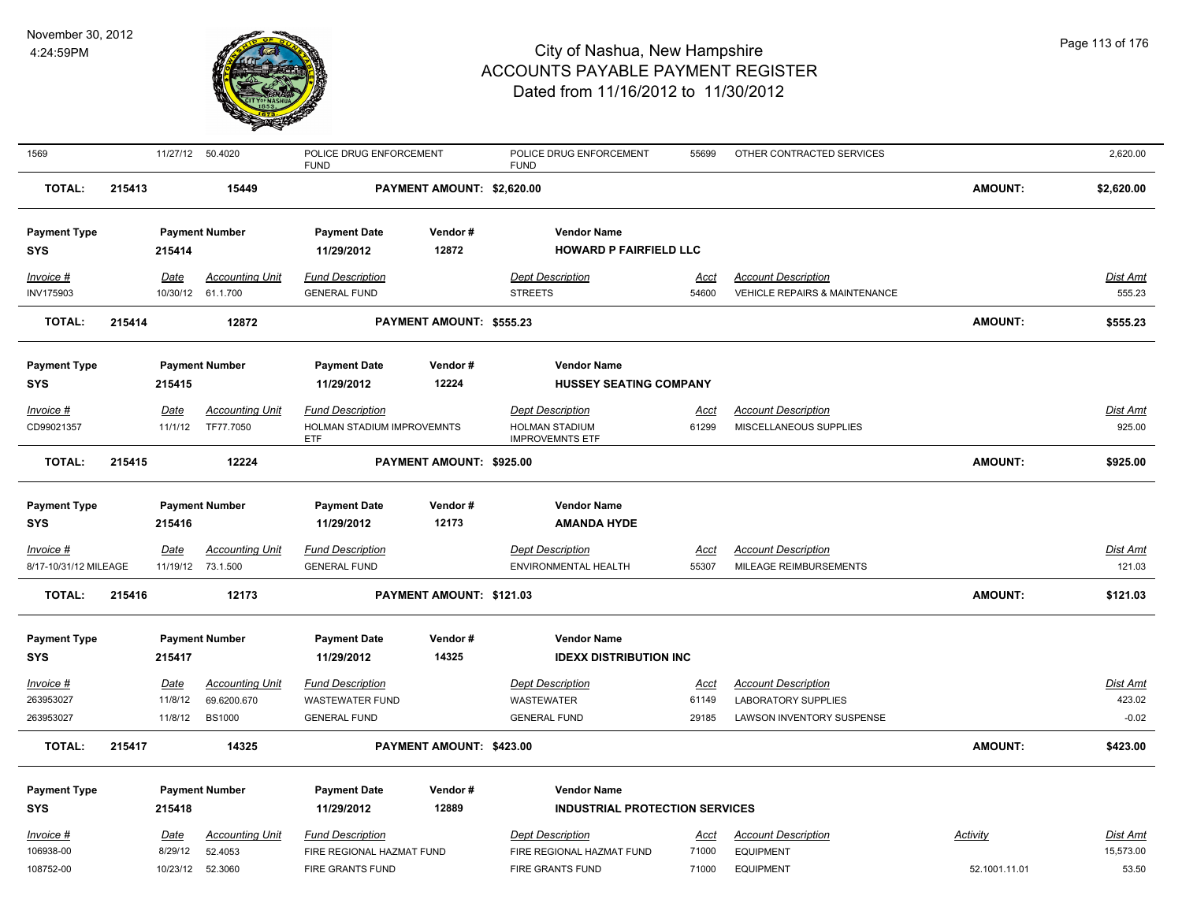| 1569 | 11/27/12 | 50.4020 | POLICE DRUG ENFORCEMENT FUND | | POLICE DRUG ENFORCEMENT FUND | 55699 | OTHER CONTRACTED SERVICES | | 2,620.00 |
|---|---|---|---|---|---|---|---|---|---|
| **TOTAL:** | **215413** | **15449** | | **PAYMENT AMOUNT: $2,620.00** | | | | **AMOUNT:** | **$2,620.00** |

| Payment Type | Payment Number | | Payment Date | Vendor # | Vendor Name | | | | |
|---|---|---|---|---|---|---|---|---|---|
| **SYS** | **215414** | | **11/29/2012** | **12872** | **HOWARD P FAIRFIELD LLC** | | | | |
| *Invoice #* | *Date* | *Accounting Unit* | *Fund Description* | | *Dept Description* | *Acct* | *Account Description* | | *Dist Amt* |
| INV175903 | 10/30/12 | 61.1.700 | GENERAL FUND | | STREETS | 54600 | VEHICLE REPAIRS & MAINTENANCE | | 555.23 |
| **TOTAL:** | **215414** | **12872** | | **PAYMENT AMOUNT: $555.23** | | | | **AMOUNT:** | **$555.23** |

| Payment Type | Payment Number | | Payment Date | Vendor # | Vendor Name | | | | |
|---|---|---|---|---|---|---|---|---|---|
| **SYS** | **215415** | | **11/29/2012** | **12224** | **HUSSEY SEATING COMPANY** | | | | |
| *Invoice #* | *Date* | *Accounting Unit* | *Fund Description* | | *Dept Description* | *Acct* | *Account Description* | | *Dist Amt* |
| CD99021357 | 11/1/12 | TF77.7050 | HOLMAN STADIUM IMPROVEMNTS ETF | | HOLMAN STADIUM IMPROVEMNTS ETF | 61299 | MISCELLANEOUS SUPPLIES | | 925.00 |
| **TOTAL:** | **215415** | **12224** | | **PAYMENT AMOUNT: $925.00** | | | | **AMOUNT:** | **$925.00** |

| Payment Type | Payment Number | | Payment Date | Vendor # | Vendor Name | | | | |
|---|---|---|---|---|---|---|---|---|---|
| **SYS** | **215416** | | **11/29/2012** | **12173** | **AMANDA HYDE** | | | | |
| *Invoice #* | *Date* | *Accounting Unit* | *Fund Description* | | *Dept Description* | *Acct* | *Account Description* | | *Dist Amt* |
| 8/17-10/31/12 MILEAGE | 11/19/12 | 73.1.500 | GENERAL FUND | | ENVIRONMENTAL HEALTH | 55307 | MILEAGE REIMBURSEMENTS | | 121.03 |
| **TOTAL:** | **215416** | **12173** | | **PAYMENT AMOUNT: $121.03** | | | | **AMOUNT:** | **$121.03** |

| Payment Type | Payment Number | | Payment Date | Vendor # | Vendor Name | | | | |
|---|---|---|---|---|---|---|---|---|---|
| **SYS** | **215417** | | **11/29/2012** | **14325** | **IDEXX DISTRIBUTION INC** | | | | |
| *Invoice #* | *Date* | *Accounting Unit* | *Fund Description* | | *Dept Description* | *Acct* | *Account Description* | | *Dist Amt* |
| 263953027 | 11/8/12 | 69.6200.670 | WASTEWATER FUND | | WASTEWATER | 61149 | LABORATORY SUPPLIES | | 423.02 |
| 263953027 | 11/8/12 | BS1000 | GENERAL FUND | | GENERAL FUND | 29185 | LAWSON INVENTORY SUSPENSE | | -0.02 |
| **TOTAL:** | **215417** | **14325** | | **PAYMENT AMOUNT: $423.00** | | | | **AMOUNT:** | **$423.00** |

| Payment Type | Payment Number | | Payment Date | Vendor # | Vendor Name | | | | |
|---|---|---|---|---|---|---|---|---|---|
| **SYS** | **215418** | | **11/29/2012** | **12889** | **INDUSTRIAL PROTECTION SERVICES** | | | | |
| *Invoice #* | *Date* | *Accounting Unit* | *Fund Description* | | *Dept Description* | *Acct* | *Account Description* | *Activity* | *Dist Amt* |
| 106938-00 | 8/29/12 | 52.4053 | FIRE REGIONAL HAZMAT FUND | | FIRE REGIONAL HAZMAT FUND | 71000 | EQUIPMENT | | 15,573.00 |
| 108752-00 | 10/23/12 | 52.3060 | FIRE GRANTS FUND | | FIRE GRANTS FUND | 71000 | EQUIPMENT | 52.1001.11.01 | 53.50 |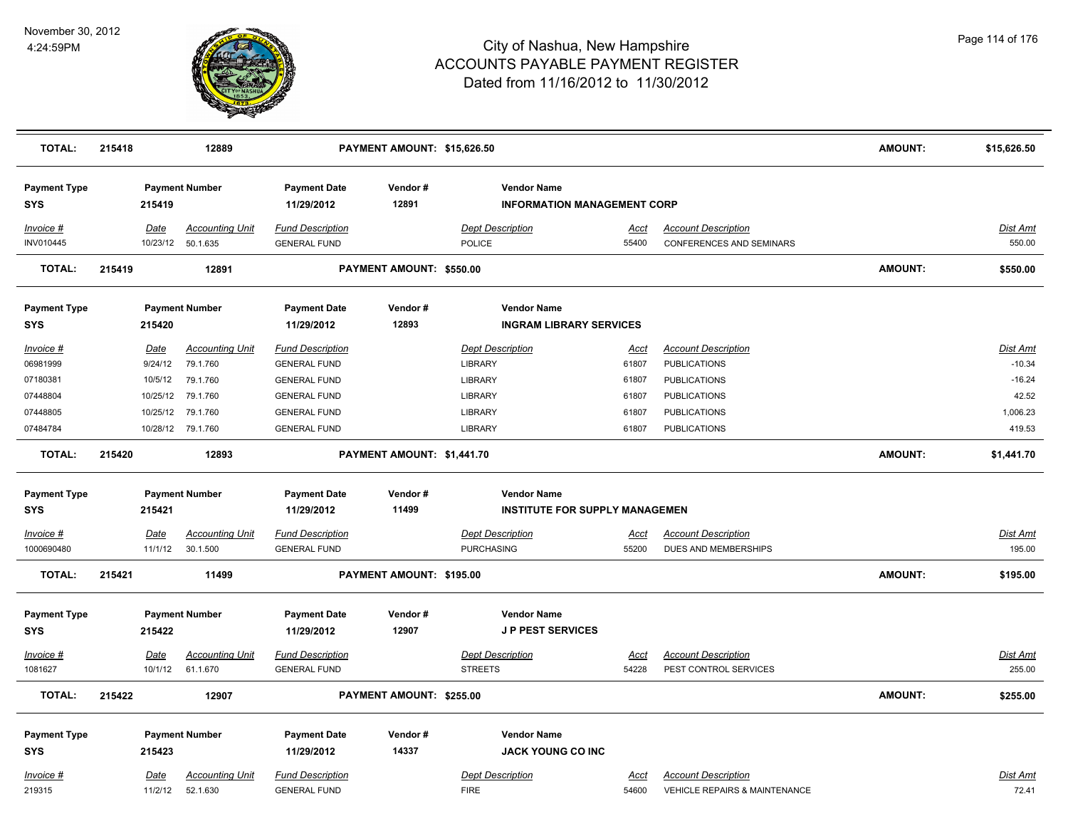| TOTAL: | 215418 | 12889 | PAYMENT AMOUNT: $15,626.50 | AMOUNT: | $15,626.50 |
|---|---|---|---|---|---|

**Payment Type:** SYS | **Payment Number:** 215419 | **Payment Date:** 11/29/2012 | **Vendor #:** 12891 | **Vendor Name:** INFORMATION MANAGEMENT CORP

| Invoice # | Date | Accounting Unit | Fund Description | Dept Description | Acct | Account Description | Dist Amt |
|---|---|---|---|---|---|---|---|
| INV010445 | 10/23/12 | 50.1.635 | GENERAL FUND | POLICE | 55400 | CONFERENCES AND SEMINARS | 550.00 |

| TOTAL: | 215419 | 12891 | PAYMENT AMOUNT: $550.00 | AMOUNT: | $550.00 |
|---|---|---|---|---|---|

**Payment Type:** SYS | **Payment Number:** 215420 | **Payment Date:** 11/29/2012 | **Vendor #:** 12893 | **Vendor Name:** INGRAM LIBRARY SERVICES

| Invoice # | Date | Accounting Unit | Fund Description | Dept Description | Acct | Account Description | Dist Amt |
|---|---|---|---|---|---|---|---|
| 06981999 | 9/24/12 | 79.1.760 | GENERAL FUND | LIBRARY | 61807 | PUBLICATIONS | -10.34 |
| 07180381 | 10/5/12 | 79.1.760 | GENERAL FUND | LIBRARY | 61807 | PUBLICATIONS | -16.24 |
| 07448804 | 10/25/12 | 79.1.760 | GENERAL FUND | LIBRARY | 61807 | PUBLICATIONS | 42.52 |
| 07448805 | 10/25/12 | 79.1.760 | GENERAL FUND | LIBRARY | 61807 | PUBLICATIONS | 1,006.23 |
| 07484784 | 10/28/12 | 79.1.760 | GENERAL FUND | LIBRARY | 61807 | PUBLICATIONS | 419.53 |

| TOTAL: | 215420 | 12893 | PAYMENT AMOUNT: $1,441.70 | AMOUNT: | $1,441.70 |
|---|---|---|---|---|---|

**Payment Type:** SYS | **Payment Number:** 215421 | **Payment Date:** 11/29/2012 | **Vendor #:** 11499 | **Vendor Name:** INSTITUTE FOR SUPPLY MANAGEMEN

| Invoice # | Date | Accounting Unit | Fund Description | Dept Description | Acct | Account Description | Dist Amt |
|---|---|---|---|---|---|---|---|
| 1000690480 | 11/1/12 | 30.1.500 | GENERAL FUND | PURCHASING | 55200 | DUES AND MEMBERSHIPS | 195.00 |

| TOTAL: | 215421 | 11499 | PAYMENT AMOUNT: $195.00 | AMOUNT: | $195.00 |
|---|---|---|---|---|---|

**Payment Type:** SYS | **Payment Number:** 215422 | **Payment Date:** 11/29/2012 | **Vendor #:** 12907 | **Vendor Name:** J P PEST SERVICES

| Invoice # | Date | Accounting Unit | Fund Description | Dept Description | Acct | Account Description | Dist Amt |
|---|---|---|---|---|---|---|---|
| 1081627 | 10/1/12 | 61.1.670 | GENERAL FUND | STREETS | 54228 | PEST CONTROL SERVICES | 255.00 |

| TOTAL: | 215422 | 12907 | PAYMENT AMOUNT: $255.00 | AMOUNT: | $255.00 |
|---|---|---|---|---|---|

**Payment Type:** SYS | **Payment Number:** 215423 | **Payment Date:** 11/29/2012 | **Vendor #:** 14337 | **Vendor Name:** JACK YOUNG CO INC

| Invoice # | Date | Accounting Unit | Fund Description | Dept Description | Acct | Account Description | Dist Amt |
|---|---|---|---|---|---|---|---|
| 219315 | 11/2/12 | 52.1.630 | GENERAL FUND | FIRE | 54600 | VEHICLE REPAIRS & MAINTENANCE | 72.41 |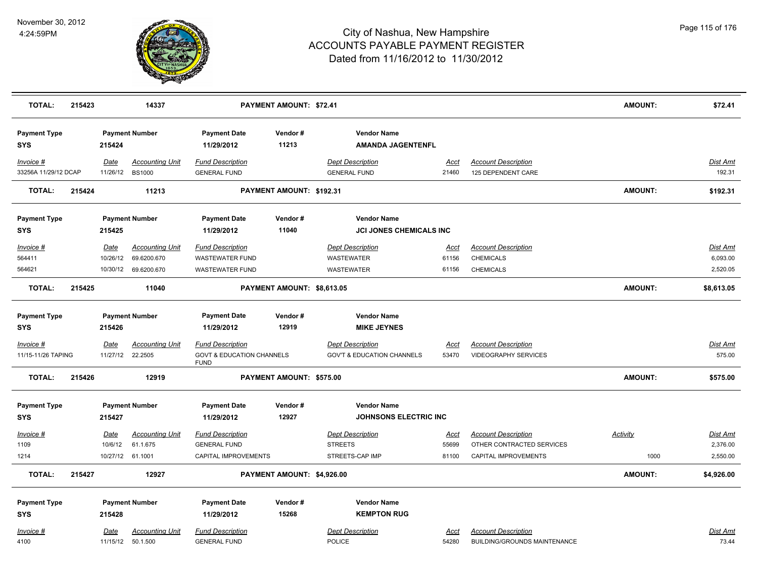| TOTAL: | 215423 | 14337 | | PAYMENT AMOUNT: $72.41 | | | | | AMOUNT: | $72.41 |
|---|---|---|---|---|---|---|---|---|---|---|

| Payment Type | Payment Number | | Payment Date | Vendor # | Vendor Name | | | | |
|---|---|---|---|---|---|---|---|---|---|
| SYS | 215424 | | 11/29/2012 | 11213 | AMANDA JAGENTENFL | | | | |
| *Invoice #* | *Date* | *Accounting Unit* | *Fund Description* | | *Dept Description* | *Acct* | *Account Description* | | *Dist Amt* |
| 33256A 11/29/12 DCAP | 11/26/12 | BS1000 | GENERAL FUND | | GENERAL FUND | 21460 | 125 DEPENDENT CARE | | 192.31 |
| **TOTAL:** | **215424** | **11213** | | **PAYMENT AMOUNT: $192.31** | | | | **AMOUNT:** | **$192.31** |

| Payment Type | Payment Number | | Payment Date | Vendor # | Vendor Name | | | | |
|---|---|---|---|---|---|---|---|---|---|
| SYS | 215425 | | 11/29/2012 | 11040 | JCI JONES CHEMICALS INC | | | | |
| *Invoice #* | *Date* | *Accounting Unit* | *Fund Description* | | *Dept Description* | *Acct* | *Account Description* | | *Dist Amt* |
| 564411 | 10/26/12 | 69.6200.670 | WASTEWATER FUND | | WASTEWATER | 61156 | CHEMICALS | | 6,093.00 |
| 564621 | 10/30/12 | 69.6200.670 | WASTEWATER FUND | | WASTEWATER | 61156 | CHEMICALS | | 2,520.05 |
| **TOTAL:** | **215425** | **11040** | | **PAYMENT AMOUNT: $8,613.05** | | | | **AMOUNT:** | **$8,613.05** |

| Payment Type | Payment Number | | Payment Date | Vendor # | Vendor Name | | | | |
|---|---|---|---|---|---|---|---|---|---|
| SYS | 215426 | | 11/29/2012 | 12919 | MIKE JEYNES | | | | |
| *Invoice #* | *Date* | *Accounting Unit* | *Fund Description* | | *Dept Description* | *Acct* | *Account Description* | | *Dist Amt* |
| 11/15-11/26 TAPING | 11/27/12 | 22.2505 | GOVT & EDUCATION CHANNELS FUND | | GOV'T & EDUCATION CHANNELS | 53470 | VIDEOGRAPHY SERVICES | | 575.00 |
| **TOTAL:** | **215426** | **12919** | | **PAYMENT AMOUNT: $575.00** | | | | **AMOUNT:** | **$575.00** |

| Payment Type | Payment Number | | Payment Date | Vendor # | Vendor Name | | | | |
|---|---|---|---|---|---|---|---|---|---|
| SYS | 215427 | | 11/29/2012 | 12927 | JOHNSONS ELECTRIC INC | | | | |
| *Invoice #* | *Date* | *Accounting Unit* | *Fund Description* | | *Dept Description* | *Acct* | *Account Description* | *Activity* | *Dist Amt* |
| 1109 | 10/6/12 | 61.1.675 | GENERAL FUND | | STREETS | 55699 | OTHER CONTRACTED SERVICES | | 2,376.00 |
| 1214 | 10/27/12 | 61.1001 | CAPITAL IMPROVEMENTS | | STREETS-CAP IMP | 81100 | CAPITAL IMPROVEMENTS | 1000 | 2,550.00 |
| **TOTAL:** | **215427** | **12927** | | **PAYMENT AMOUNT: $4,926.00** | | | | **AMOUNT:** | **$4,926.00** |

| Payment Type | Payment Number | | Payment Date | Vendor # | Vendor Name | | | | |
|---|---|---|---|---|---|---|---|---|---|
| SYS | 215428 | | 11/29/2012 | 15268 | KEMPTON RUG | | | | |
| *Invoice #* | *Date* | *Accounting Unit* | *Fund Description* | | *Dept Description* | *Acct* | *Account Description* | | *Dist Amt* |
| 4100 | 11/15/12 | 50.1.500 | GENERAL FUND | | POLICE | 54280 | BUILDING/GROUNDS MAINTENANCE | | 73.44 |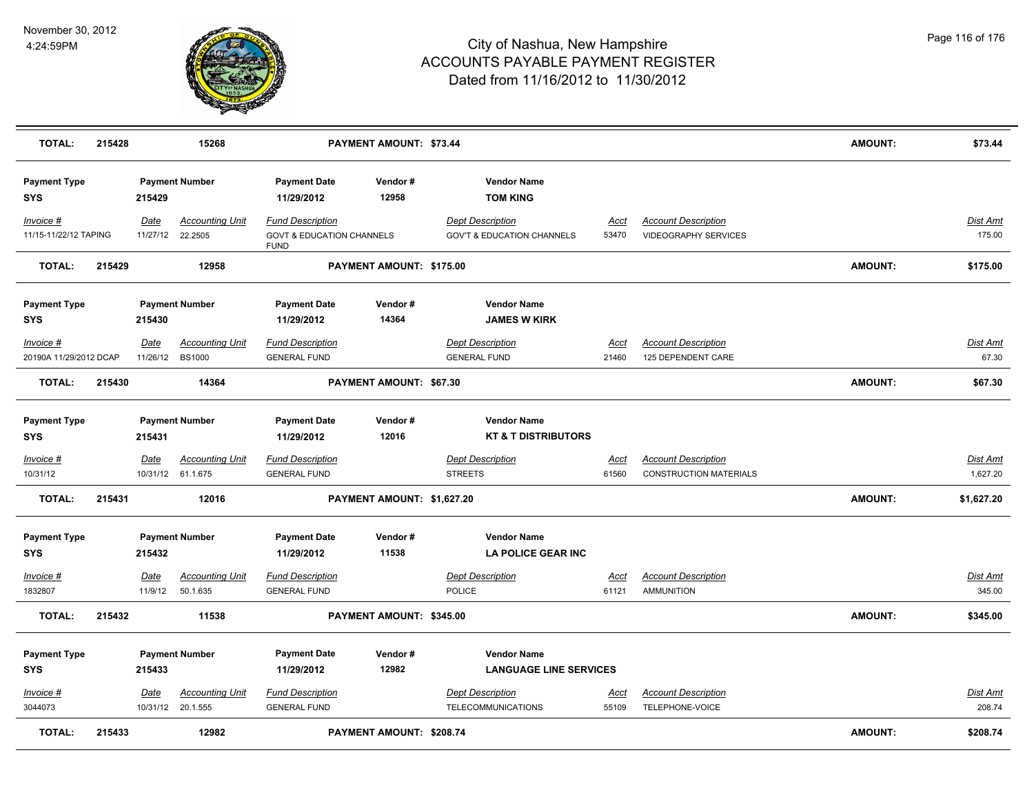# City of Nashua, New Hampshire
## ACCOUNTS PAYABLE PAYMENT REGISTER
### Dated from 11/16/2012 to 11/30/2012

November 30, 2012
4:24:59PM

| TOTAL: | 215428 | 15268 | PAYMENT AMOUNT: $73.44 | AMOUNT: | $73.44 |
|---|---|---|---|---|---|

| Payment Type | Payment Number | Payment Date | Vendor # | Vendor Name |
|---|---|---|---|---|
| SYS | 215429 | 11/29/2012 | 12958 | TOM KING |

| Invoice # | Date | Accounting Unit | Fund Description | Dept Description | Acct | Account Description | Dist Amt |
|---|---|---|---|---|---|---|---|
| 11/15-11/22/12 TAPING | 11/27/12 | 22.2505 | GOVT & EDUCATION CHANNELS FUND | GOV'T & EDUCATION CHANNELS | 53470 | VIDEOGRAPHY SERVICES | 175.00 |

| TOTAL: | 215429 | 12958 | PAYMENT AMOUNT: $175.00 | AMOUNT: | $175.00 |
|---|---|---|---|---|---|

| Payment Type | Payment Number | Payment Date | Vendor # | Vendor Name |
|---|---|---|---|---|
| SYS | 215430 | 11/29/2012 | 14364 | JAMES W KIRK |

| Invoice # | Date | Accounting Unit | Fund Description | Dept Description | Acct | Account Description | Dist Amt |
|---|---|---|---|---|---|---|---|
| 20190A 11/29/2012 DCAP | 11/26/12 | BS1000 | GENERAL FUND | GENERAL FUND | 21460 | 125 DEPENDENT CARE | 67.30 |

| TOTAL: | 215430 | 14364 | PAYMENT AMOUNT: $67.30 | AMOUNT: | $67.30 |
|---|---|---|---|---|---|

| Payment Type | Payment Number | Payment Date | Vendor # | Vendor Name |
|---|---|---|---|---|
| SYS | 215431 | 11/29/2012 | 12016 | KT & T DISTRIBUTORS |

| Invoice # | Date | Accounting Unit | Fund Description | Dept Description | Acct | Account Description | Dist Amt |
|---|---|---|---|---|---|---|---|
| 10/31/12 | 10/31/12 | 61.1.675 | GENERAL FUND | STREETS | 61560 | CONSTRUCTION MATERIALS | 1,627.20 |

| TOTAL: | 215431 | 12016 | PAYMENT AMOUNT: $1,627.20 | AMOUNT: | $1,627.20 |
|---|---|---|---|---|---|

| Payment Type | Payment Number | Payment Date | Vendor # | Vendor Name |
|---|---|---|---|---|
| SYS | 215432 | 11/29/2012 | 11538 | LA POLICE GEAR INC |

| Invoice # | Date | Accounting Unit | Fund Description | Dept Description | Acct | Account Description | Dist Amt |
|---|---|---|---|---|---|---|---|
| 1832807 | 11/9/12 | 50.1.635 | GENERAL FUND | POLICE | 61121 | AMMUNITION | 345.00 |

| TOTAL: | 215432 | 11538 | PAYMENT AMOUNT: $345.00 | AMOUNT: | $345.00 |
|---|---|---|---|---|---|

| Payment Type | Payment Number | Payment Date | Vendor # | Vendor Name |
|---|---|---|---|---|
| SYS | 215433 | 11/29/2012 | 12982 | LANGUAGE LINE SERVICES |

| Invoice # | Date | Accounting Unit | Fund Description | Dept Description | Acct | Account Description | Dist Amt |
|---|---|---|---|---|---|---|---|
| 3044073 | 10/31/12 | 20.1.555 | GENERAL FUND | TELECOMMUNICATIONS | 55109 | TELEPHONE-VOICE | 208.74 |

| TOTAL: | 215433 | 12982 | PAYMENT AMOUNT: $208.74 | AMOUNT: | $208.74 |
|---|---|---|---|---|---|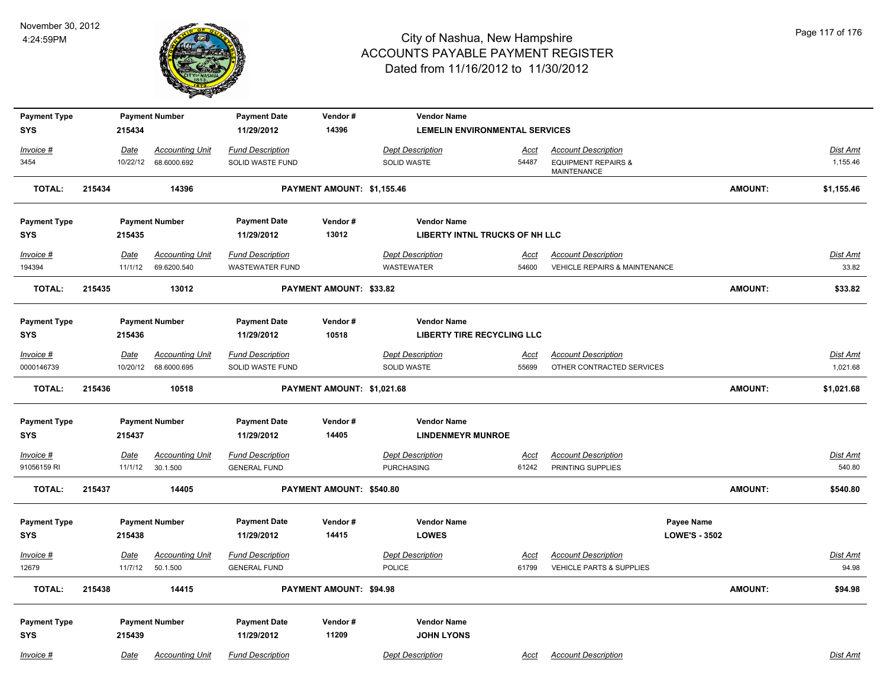# City of Nashua, New Hampshire
## ACCOUNTS PAYABLE PAYMENT REGISTER
### Dated from 11/16/2012 to 11/30/2012

November 30, 2012
4:24:59PM

| Payment Type | Payment Number | Payment Date | Vendor # | Vendor Name |
|---|---|---|---|---|
| SYS | 215434 | 11/29/2012 | 14396 | LEMELIN ENVIRONMENTAL SERVICES |

| Invoice # | Date | Accounting Unit | Fund Description | Dept Description | Acct | Account Description | Dist Amt |
|---|---|---|---|---|---|---|---|
| 3454 | 10/22/12 | 68.6000.692 | SOLID WASTE FUND | SOLID WASTE | 54487 | EQUIPMENT REPAIRS & MAINTENANCE | 1,155.46 |

**TOTAL: 215434 14396 PAYMENT AMOUNT: $1,155.46 AMOUNT: $1,155.46**

| Payment Type | Payment Number | Payment Date | Vendor # | Vendor Name |
|---|---|---|---|---|
| SYS | 215435 | 11/29/2012 | 13012 | LIBERTY INTNL TRUCKS OF NH LLC |

| Invoice # | Date | Accounting Unit | Fund Description | Dept Description | Acct | Account Description | Dist Amt |
|---|---|---|---|---|---|---|---|
| 194394 | 11/1/12 | 69.6200.540 | WASTEWATER FUND | WASTEWATER | 54600 | VEHICLE REPAIRS & MAINTENANCE | 33.82 |

**TOTAL: 215435 13012 PAYMENT AMOUNT: $33.82 AMOUNT: $33.82**

| Payment Type | Payment Number | Payment Date | Vendor # | Vendor Name |
|---|---|---|---|---|
| SYS | 215436 | 11/29/2012 | 10518 | LIBERTY TIRE RECYCLING LLC |

| Invoice # | Date | Accounting Unit | Fund Description | Dept Description | Acct | Account Description | Dist Amt |
|---|---|---|---|---|---|---|---|
| 0000146739 | 10/20/12 | 68.6000.695 | SOLID WASTE FUND | SOLID WASTE | 55699 | OTHER CONTRACTED SERVICES | 1,021.68 |

**TOTAL: 215436 10518 PAYMENT AMOUNT: $1,021.68 AMOUNT: $1,021.68**

| Payment Type | Payment Number | Payment Date | Vendor # | Vendor Name |
|---|---|---|---|---|
| SYS | 215437 | 11/29/2012 | 14405 | LINDENMEYR MUNROE |

| Invoice # | Date | Accounting Unit | Fund Description | Dept Description | Acct | Account Description | Dist Amt |
|---|---|---|---|---|---|---|---|
| 91056159 RI | 11/1/12 | 30.1.500 | GENERAL FUND | PURCHASING | 61242 | PRINTING SUPPLIES | 540.80 |

**TOTAL: 215437 14405 PAYMENT AMOUNT: $540.80 AMOUNT: $540.80**

| Payment Type | Payment Number | Payment Date | Vendor # | Vendor Name | Payee Name |
|---|---|---|---|---|---|
| SYS | 215438 | 11/29/2012 | 14415 | LOWES | LOWE'S - 3502 |

| Invoice # | Date | Accounting Unit | Fund Description | Dept Description | Acct | Account Description | Dist Amt |
|---|---|---|---|---|---|---|---|
| 12679 | 11/7/12 | 50.1.500 | GENERAL FUND | POLICE | 61799 | VEHICLE PARTS & SUPPLIES | 94.98 |

**TOTAL: 215438 14415 PAYMENT AMOUNT: $94.98 AMOUNT: $94.98**

| Payment Type | Payment Number | Payment Date | Vendor # | Vendor Name |
|---|---|---|---|---|
| SYS | 215439 | 11/29/2012 | 11209 | JOHN LYONS |

| Invoice # | Date | Accounting Unit | Fund Description | Dept Description | Acct | Account Description | Dist Amt |
|---|---|---|---|---|---|---|---|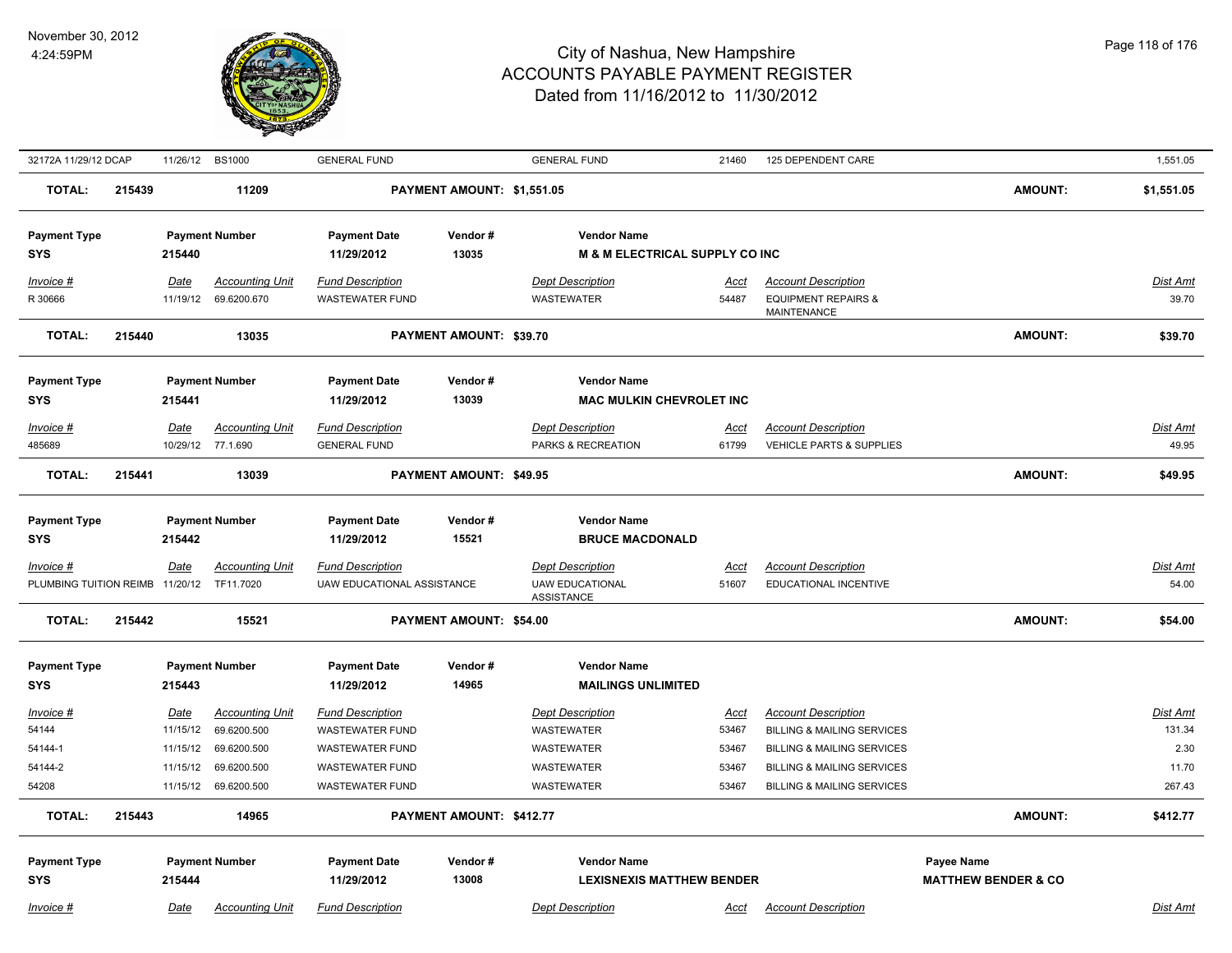# City of Nashua, New Hampshire
## ACCOUNTS PAYABLE PAYMENT REGISTER
### Dated from 11/16/2012 to 11/30/2012

November 30, 2012
4:24:59PM

| | | | | | | | | |
|---|---|---|---|---|---|---|---|---|
| 32172A 11/29/12 DCAP | 11/26/12 | BS1000 | GENERAL FUND | | GENERAL FUND | 21460 | 125 DEPENDENT CARE | 1,551.05 |
| **TOTAL: 215439** | | **11209** | **PAYMENT AMOUNT: $1,551.05** | | | | **AMOUNT:** | **$1,551.05** |

| Payment Type | Payment Number | Payment Date | Vendor # | Vendor Name |
|---|---|---|---|---|
| **SYS** | **215440** | **11/29/2012** | **13035** | **M & M ELECTRICAL SUPPLY CO INC** |

| *Invoice #* | *Date* | *Accounting Unit* | *Fund Description* | *Dept Description* | *Acct* | *Account Description* | *Dist Amt* |
|---|---|---|---|---|---|---|---|
| R 30666 | 11/19/12 | 69.6200.670 | WASTEWATER FUND | WASTEWATER | 54487 | EQUIPMENT REPAIRS & MAINTENANCE | 39.70 |
| **TOTAL: 215440** | | **13035** | **PAYMENT AMOUNT: $39.70** | | | **AMOUNT:** | **$39.70** |

| Payment Type | Payment Number | Payment Date | Vendor # | Vendor Name |
|---|---|---|---|---|
| **SYS** | **215441** | **11/29/2012** | **13039** | **MAC MULKIN CHEVROLET INC** |

| *Invoice #* | *Date* | *Accounting Unit* | *Fund Description* | *Dept Description* | *Acct* | *Account Description* | *Dist Amt* |
|---|---|---|---|---|---|---|---|
| 485689 | 10/29/12 | 77.1.690 | GENERAL FUND | PARKS & RECREATION | 61799 | VEHICLE PARTS & SUPPLIES | 49.95 |
| **TOTAL: 215441** | | **13039** | **PAYMENT AMOUNT: $49.95** | | | **AMOUNT:** | **$49.95** |

| Payment Type | Payment Number | Payment Date | Vendor # | Vendor Name |
|---|---|---|---|---|
| **SYS** | **215442** | **11/29/2012** | **15521** | **BRUCE MACDONALD** |

| *Invoice #* | *Date* | *Accounting Unit* | *Fund Description* | *Dept Description* | *Acct* | *Account Description* | *Dist Amt* |
|---|---|---|---|---|---|---|---|
| PLUMBING TUITION REIMB | 11/20/12 | TF11.7020 | UAW EDUCATIONAL ASSISTANCE | UAW EDUCATIONAL ASSISTANCE | 51607 | EDUCATIONAL INCENTIVE | 54.00 |
| **TOTAL: 215442** | | **15521** | **PAYMENT AMOUNT: $54.00** | | | **AMOUNT:** | **$54.00** |

| Payment Type | Payment Number | Payment Date | Vendor # | Vendor Name |
|---|---|---|---|---|
| **SYS** | **215443** | **11/29/2012** | **14965** | **MAILINGS UNLIMITED** |

| *Invoice #* | *Date* | *Accounting Unit* | *Fund Description* | *Dept Description* | *Acct* | *Account Description* | *Dist Amt* |
|---|---|---|---|---|---|---|---|
| 54144 | 11/15/12 | 69.6200.500 | WASTEWATER FUND | WASTEWATER | 53467 | BILLING & MAILING SERVICES | 131.34 |
| 54144-1 | 11/15/12 | 69.6200.500 | WASTEWATER FUND | WASTEWATER | 53467 | BILLING & MAILING SERVICES | 2.30 |
| 54144-2 | 11/15/12 | 69.6200.500 | WASTEWATER FUND | WASTEWATER | 53467 | BILLING & MAILING SERVICES | 11.70 |
| 54208 | 11/15/12 | 69.6200.500 | WASTEWATER FUND | WASTEWATER | 53467 | BILLING & MAILING SERVICES | 267.43 |
| **TOTAL: 215443** | | **14965** | **PAYMENT AMOUNT: $412.77** | | | **AMOUNT:** | **$412.77** |

| Payment Type | Payment Number | Payment Date | Vendor # | Vendor Name | Payee Name |
|---|---|---|---|---|---|
| **SYS** | **215444** | **11/29/2012** | **13008** | **LEXISNEXIS MATTHEW BENDER** | **MATTHEW BENDER & CO** |

| *Invoice #* | *Date* | *Accounting Unit* | *Fund Description* | *Dept Description* | *Acct* | *Account Description* | *Dist Amt* |
|---|---|---|---|---|---|---|---|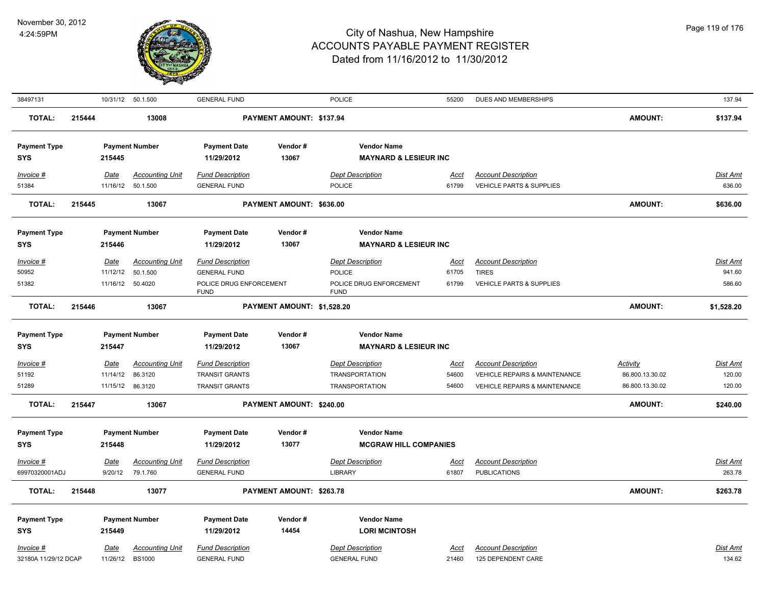| Invoice # | Date | Accounting Unit | Fund Description | Dept Description | Acct | Account Description | Activity | Dist Amt |
|---|---|---|---|---|---|---|---|---|
| 38497131 | 10/31/12 | 50.1.500 | GENERAL FUND | POLICE | 55200 | DUES AND MEMBERSHIPS | | 137.94 |

**TOTAL: 215444 13008 PAYMENT AMOUNT: $137.94 AMOUNT: $137.94**

| Payment Type | Payment Number | Payment Date | Vendor # | Vendor Name |
|---|---|---|---|---|
| SYS | 215445 | 11/29/2012 | 13067 | MAYNARD & LESIEUR INC |

| Invoice # | Date | Accounting Unit | Fund Description | Dept Description | Acct | Account Description | Dist Amt |
|---|---|---|---|---|---|---|---|
| 51384 | 11/16/12 | 50.1.500 | GENERAL FUND | POLICE | 61799 | VEHICLE PARTS & SUPPLIES | 636.00 |

**TOTAL: 215445 13067 PAYMENT AMOUNT: $636.00 AMOUNT: $636.00**

| Payment Type | Payment Number | Payment Date | Vendor # | Vendor Name |
|---|---|---|---|---|
| SYS | 215446 | 11/29/2012 | 13067 | MAYNARD & LESIEUR INC |

| Invoice # | Date | Accounting Unit | Fund Description | Dept Description | Acct | Account Description | Dist Amt |
|---|---|---|---|---|---|---|---|
| 50952 | 11/12/12 | 50.1.500 | GENERAL FUND | POLICE | 61705 | TIRES | 941.60 |
| 51382 | 11/16/12 | 50.4020 | POLICE DRUG ENFORCEMENT FUND | POLICE DRUG ENFORCEMENT FUND | 61799 | VEHICLE PARTS & SUPPLIES | 586.60 |

**TOTAL: 215446 13067 PAYMENT AMOUNT: $1,528.20 AMOUNT: $1,528.20**

| Payment Type | Payment Number | Payment Date | Vendor # | Vendor Name |
|---|---|---|---|---|
| SYS | 215447 | 11/29/2012 | 13067 | MAYNARD & LESIEUR INC |

| Invoice # | Date | Accounting Unit | Fund Description | Dept Description | Acct | Account Description | Activity | Dist Amt |
|---|---|---|---|---|---|---|---|---|
| 51192 | 11/14/12 | 86.3120 | TRANSIT GRANTS | TRANSPORTATION | 54600 | VEHICLE REPAIRS & MAINTENANCE | 86.800.13.30.02 | 120.00 |
| 51289 | 11/15/12 | 86.3120 | TRANSIT GRANTS | TRANSPORTATION | 54600 | VEHICLE REPAIRS & MAINTENANCE | 86.800.13.30.02 | 120.00 |

**TOTAL: 215447 13067 PAYMENT AMOUNT: $240.00 AMOUNT: $240.00**

| Payment Type | Payment Number | Payment Date | Vendor # | Vendor Name |
|---|---|---|---|---|
| SYS | 215448 | 11/29/2012 | 13077 | MCGRAW HILL COMPANIES |

| Invoice # | Date | Accounting Unit | Fund Description | Dept Description | Acct | Account Description | Dist Amt |
|---|---|---|---|---|---|---|---|
| 69970320001ADJ | 9/20/12 | 79.1.760 | GENERAL FUND | LIBRARY | 61807 | PUBLICATIONS | 263.78 |

**TOTAL: 215448 13077 PAYMENT AMOUNT: $263.78 AMOUNT: $263.78**

| Payment Type | Payment Number | Payment Date | Vendor # | Vendor Name |
|---|---|---|---|---|
| SYS | 215449 | 11/29/2012 | 14454 | LORI MCINTOSH |

| Invoice # | Date | Accounting Unit | Fund Description | Dept Description | Acct | Account Description | Dist Amt |
|---|---|---|---|---|---|---|---|
| 32180A 11/29/12 DCAP | 11/26/12 | BS1000 | GENERAL FUND | GENERAL FUND | 21460 | 125 DEPENDENT CARE | 134.62 |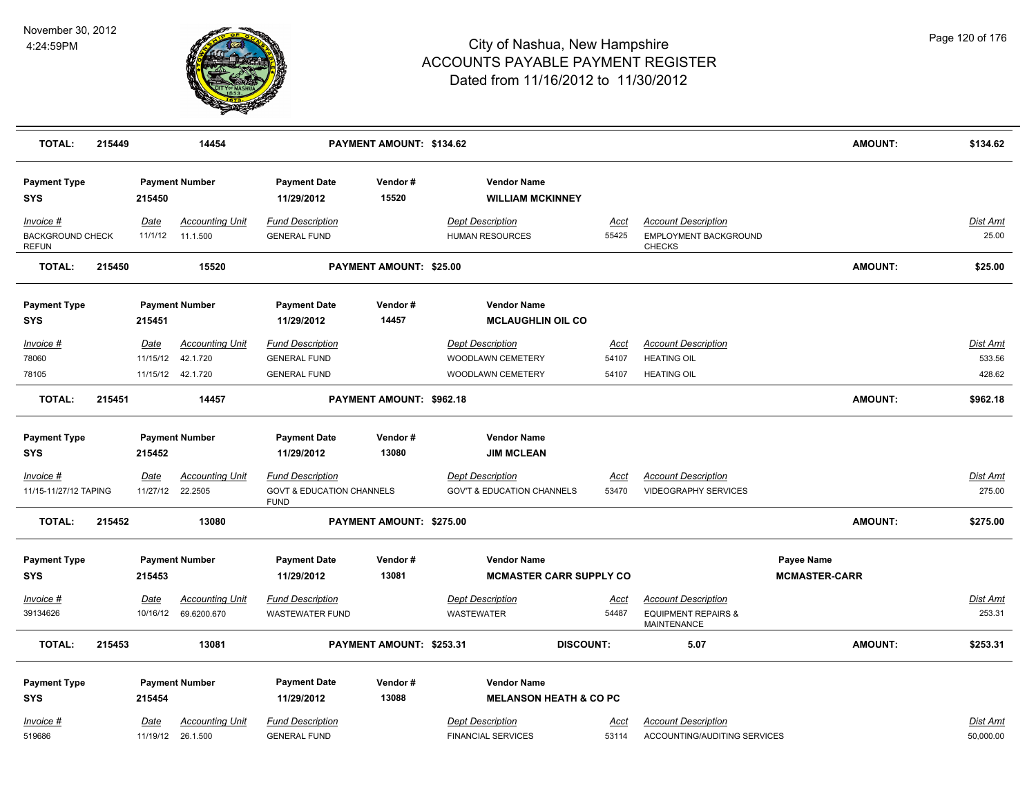# City of Nashua, New Hampshire
# ACCOUNTS PAYABLE PAYMENT REGISTER
## Dated from 11/16/2012 to 11/30/2012

November 30, 2012
4:24:59PM

| TOTAL: | 215449 | 14454 | PAYMENT AMOUNT: $134.62 | AMOUNT: | $134.62 |
|---|---|---|---|---|---|

**Payment Type:** SYS | **Payment Number:** 215450 | **Payment Date:** 11/29/2012 | **Vendor #:** 15520 | **Vendor Name:** WILLIAM MCKINNEY

| Invoice # | Date | Accounting Unit | Fund Description | Dept Description | Acct | Account Description | Dist Amt |
|---|---|---|---|---|---|---|---|
| BACKGROUND CHECK REFUN | 11/1/12 | 11.1.500 | GENERAL FUND | HUMAN RESOURCES | 55425 | EMPLOYMENT BACKGROUND CHECKS | 25.00 |

| TOTAL: | 215450 | 15520 | PAYMENT AMOUNT: $25.00 | AMOUNT: | $25.00 |
|---|---|---|---|---|---|

**Payment Type:** SYS | **Payment Number:** 215451 | **Payment Date:** 11/29/2012 | **Vendor #:** 14457 | **Vendor Name:** MCLAUGHLIN OIL CO

| Invoice # | Date | Accounting Unit | Fund Description | Dept Description | Acct | Account Description | Dist Amt |
|---|---|---|---|---|---|---|---|
| 78060 | 11/15/12 | 42.1.720 | GENERAL FUND | WOODLAWN CEMETERY | 54107 | HEATING OIL | 533.56 |
| 78105 | 11/15/12 | 42.1.720 | GENERAL FUND | WOODLAWN CEMETERY | 54107 | HEATING OIL | 428.62 |

| TOTAL: | 215451 | 14457 | PAYMENT AMOUNT: $962.18 | AMOUNT: | $962.18 |
|---|---|---|---|---|---|

**Payment Type:** SYS | **Payment Number:** 215452 | **Payment Date:** 11/29/2012 | **Vendor #:** 13080 | **Vendor Name:** JIM MCLEAN

| Invoice # | Date | Accounting Unit | Fund Description | Dept Description | Acct | Account Description | Dist Amt |
|---|---|---|---|---|---|---|---|
| 11/15-11/27/12 TAPING | 11/27/12 | 22.2505 | GOVT & EDUCATION CHANNELS FUND | GOV'T & EDUCATION CHANNELS | 53470 | VIDEOGRAPHY SERVICES | 275.00 |

| TOTAL: | 215452 | 13080 | PAYMENT AMOUNT: $275.00 | AMOUNT: | $275.00 |
|---|---|---|---|---|---|

**Payment Type:** SYS | **Payment Number:** 215453 | **Payment Date:** 11/29/2012 | **Vendor #:** 13081 | **Vendor Name:** MCMASTER CARR SUPPLY CO | **Payee Name:** MCMASTER-CARR

| Invoice # | Date | Accounting Unit | Fund Description | Dept Description | Acct | Account Description | Dist Amt |
|---|---|---|---|---|---|---|---|
| 39134626 | 10/16/12 | 69.6200.670 | WASTEWATER FUND | WASTEWATER | 54487 | EQUIPMENT REPAIRS & MAINTENANCE | 253.31 |

| TOTAL: | 215453 | 13081 | PAYMENT AMOUNT: $253.31 | DISCOUNT: 5.07 | AMOUNT: | $253.31 |
|---|---|---|---|---|---|---|

**Payment Type:** SYS | **Payment Number:** 215454 | **Payment Date:** 11/29/2012 | **Vendor #:** 13088 | **Vendor Name:** MELANSON HEATH & CO PC

| Invoice # | Date | Accounting Unit | Fund Description | Dept Description | Acct | Account Description | Dist Amt |
|---|---|---|---|---|---|---|---|
| 519686 | 11/19/12 | 26.1.500 | GENERAL FUND | FINANCIAL SERVICES | 53114 | ACCOUNTING/AUDITING SERVICES | 50,000.00 |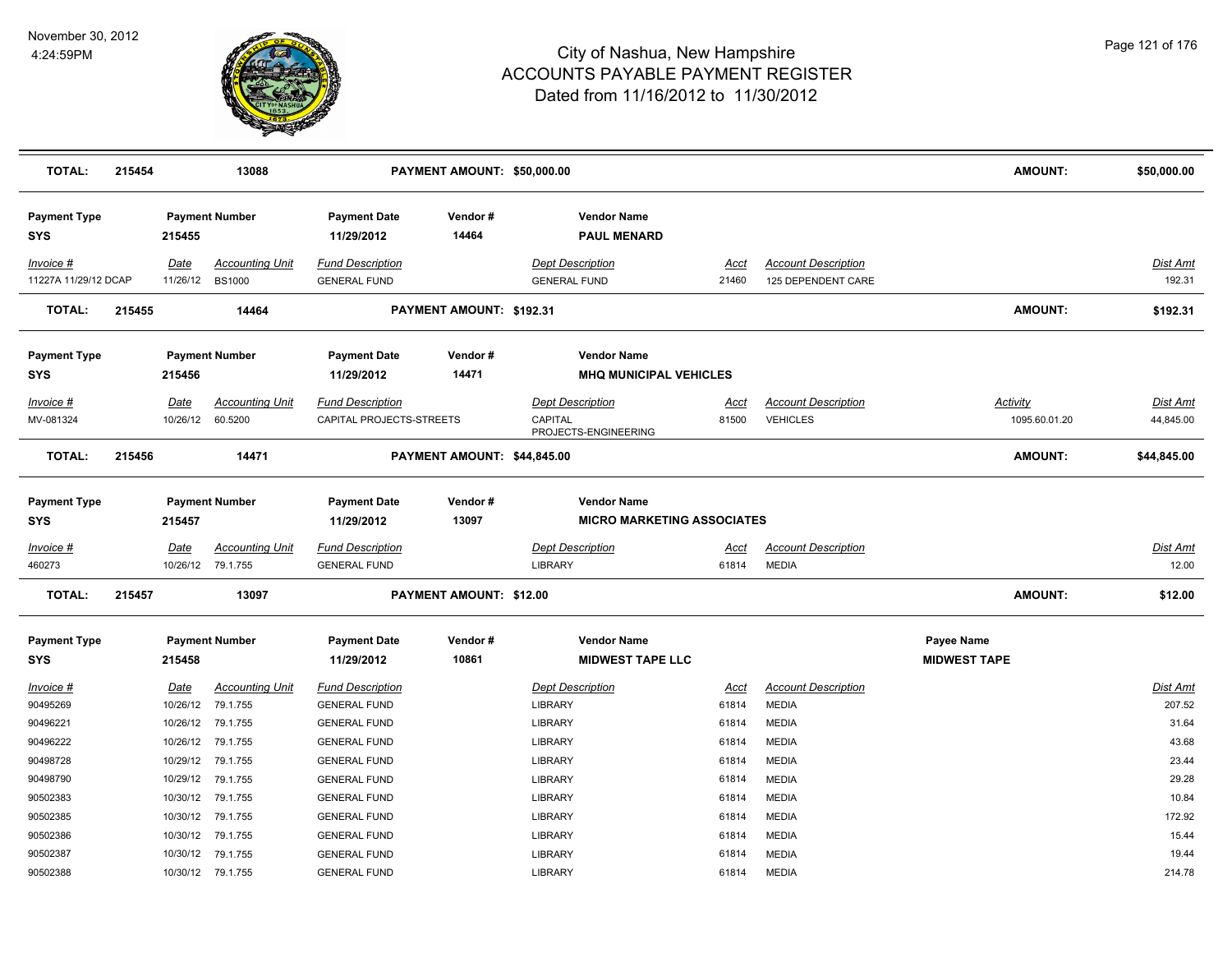# City of Nashua, New Hampshire
# ACCOUNTS PAYABLE PAYMENT REGISTER
## Dated from 11/16/2012 to 11/30/2012

November 30, 2012
4:24:59PM

**TOTAL:** 215454 13088 **PAYMENT AMOUNT: $50,000.00** **AMOUNT: $50,000.00**

| Payment Type | Payment Number | Payment Date | Vendor # | Vendor Name |
|---|---|---|---|---|
| **SYS** | **215455** | **11/29/2012** | **14464** | **PAUL MENARD** |

| Invoice # | Date | Accounting Unit | Fund Description | Dept Description | Acct | Account Description | Dist Amt |
|---|---|---|---|---|---|---|---|
| 11227A 11/29/12 DCAP | 11/26/12 | BS1000 | GENERAL FUND | GENERAL FUND | 21460 | 125 DEPENDENT CARE | 192.31 |

**TOTAL:** 215455 14464 **PAYMENT AMOUNT: $192.31** **AMOUNT: $192.31**

| Payment Type | Payment Number | Payment Date | Vendor # | Vendor Name |
|---|---|---|---|---|
| **SYS** | **215456** | **11/29/2012** | **14471** | **MHQ MUNICIPAL VEHICLES** |

| Invoice # | Date | Accounting Unit | Fund Description | Dept Description | Acct | Account Description | Activity | Dist Amt |
|---|---|---|---|---|---|---|---|---|
| MV-081324 | 10/26/12 | 60.5200 | CAPITAL PROJECTS-STREETS | CAPITAL PROJECTS-ENGINEERING | 81500 | VEHICLES | 1095.60.01.20 | 44,845.00 |

**TOTAL:** 215456 14471 **PAYMENT AMOUNT: $44,845.00** **AMOUNT: $44,845.00**

| Payment Type | Payment Number | Payment Date | Vendor # | Vendor Name |
|---|---|---|---|---|
| **SYS** | **215457** | **11/29/2012** | **13097** | **MICRO MARKETING ASSOCIATES** |

| Invoice # | Date | Accounting Unit | Fund Description | Dept Description | Acct | Account Description | Dist Amt |
|---|---|---|---|---|---|---|---|
| 460273 | 10/26/12 | 79.1.755 | GENERAL FUND | LIBRARY | 61814 | MEDIA | 12.00 |

**TOTAL:** 215457 13097 **PAYMENT AMOUNT: $12.00** **AMOUNT: $12.00**

| Payment Type | Payment Number | Payment Date | Vendor # | Vendor Name | Payee Name |
|---|---|---|---|---|---|
| **SYS** | **215458** | **11/29/2012** | **10861** | **MIDWEST TAPE LLC** | **MIDWEST TAPE** |

| Invoice # | Date | Accounting Unit | Fund Description | Dept Description | Acct | Account Description | Dist Amt |
|---|---|---|---|---|---|---|---|
| 90495269 | 10/26/12 | 79.1.755 | GENERAL FUND | LIBRARY | 61814 | MEDIA | 207.52 |
| 90496221 | 10/26/12 | 79.1.755 | GENERAL FUND | LIBRARY | 61814 | MEDIA | 31.64 |
| 90496222 | 10/26/12 | 79.1.755 | GENERAL FUND | LIBRARY | 61814 | MEDIA | 43.68 |
| 90498728 | 10/29/12 | 79.1.755 | GENERAL FUND | LIBRARY | 61814 | MEDIA | 23.44 |
| 90498790 | 10/29/12 | 79.1.755 | GENERAL FUND | LIBRARY | 61814 | MEDIA | 29.28 |
| 90502383 | 10/30/12 | 79.1.755 | GENERAL FUND | LIBRARY | 61814 | MEDIA | 10.84 |
| 90502385 | 10/30/12 | 79.1.755 | GENERAL FUND | LIBRARY | 61814 | MEDIA | 172.92 |
| 90502386 | 10/30/12 | 79.1.755 | GENERAL FUND | LIBRARY | 61814 | MEDIA | 15.44 |
| 90502387 | 10/30/12 | 79.1.755 | GENERAL FUND | LIBRARY | 61814 | MEDIA | 19.44 |
| 90502388 | 10/30/12 | 79.1.755 | GENERAL FUND | LIBRARY | 61814 | MEDIA | 214.78 |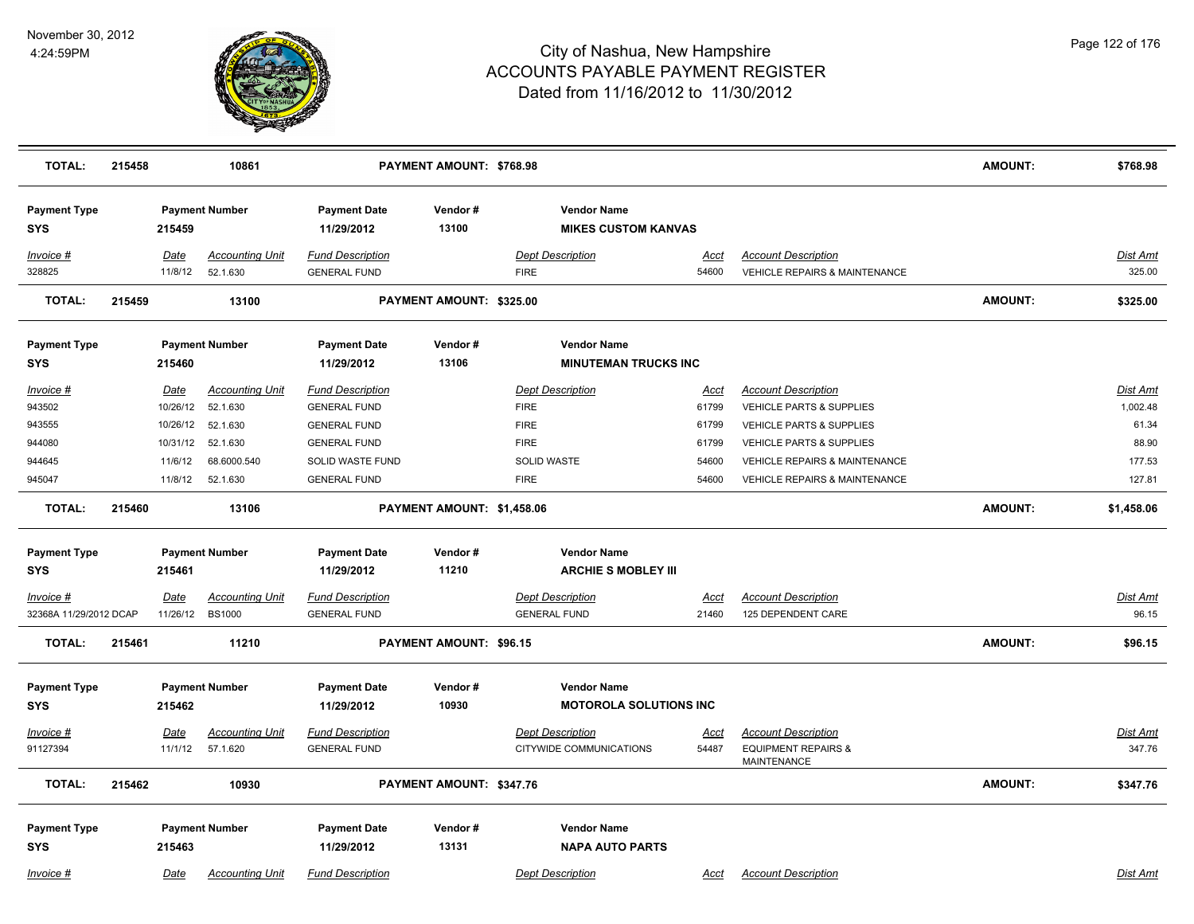# City of Nashua, New Hampshire
## ACCOUNTS PAYABLE PAYMENT REGISTER
### Dated from 11/16/2012 to 11/30/2012

November 30, 2012
4:24:59PM

| TOTAL: | 215458 | 10861 | PAYMENT AMOUNT: $768.98 | AMOUNT: | $768.98 |
|---|---|---|---|---|---|

| Payment Type | Payment Number | Payment Date | Vendor # | Vendor Name |
|---|---|---|---|---|
| SYS | 215459 | 11/29/2012 | 13100 | MIKES CUSTOM KANVAS |

| Invoice # | Date | Accounting Unit | Fund Description | Dept Description | Acct | Account Description | Dist Amt |
|---|---|---|---|---|---|---|---|
| 328825 | 11/8/12 | 52.1.630 | GENERAL FUND | FIRE | 54600 | VEHICLE REPAIRS & MAINTENANCE | 325.00 |

| TOTAL: | 215459 | 13100 | PAYMENT AMOUNT: $325.00 | AMOUNT: | $325.00 |
|---|---|---|---|---|---|

| Payment Type | Payment Number | Payment Date | Vendor # | Vendor Name |
|---|---|---|---|---|
| SYS | 215460 | 11/29/2012 | 13106 | MINUTEMAN TRUCKS INC |

| Invoice # | Date | Accounting Unit | Fund Description | Dept Description | Acct | Account Description | Dist Amt |
|---|---|---|---|---|---|---|---|
| 943502 | 10/26/12 | 52.1.630 | GENERAL FUND | FIRE | 61799 | VEHICLE PARTS & SUPPLIES | 1,002.48 |
| 943555 | 10/26/12 | 52.1.630 | GENERAL FUND | FIRE | 61799 | VEHICLE PARTS & SUPPLIES | 61.34 |
| 944080 | 10/31/12 | 52.1.630 | GENERAL FUND | FIRE | 61799 | VEHICLE PARTS & SUPPLIES | 88.90 |
| 944645 | 11/6/12 | 68.6000.540 | SOLID WASTE FUND | SOLID WASTE | 54600 | VEHICLE REPAIRS & MAINTENANCE | 177.53 |
| 945047 | 11/8/12 | 52.1.630 | GENERAL FUND | FIRE | 54600 | VEHICLE REPAIRS & MAINTENANCE | 127.81 |

| TOTAL: | 215460 | 13106 | PAYMENT AMOUNT: $1,458.06 | AMOUNT: | $1,458.06 |
|---|---|---|---|---|---|

| Payment Type | Payment Number | Payment Date | Vendor # | Vendor Name |
|---|---|---|---|---|
| SYS | 215461 | 11/29/2012 | 11210 | ARCHIE S MOBLEY III |

| Invoice # | Date | Accounting Unit | Fund Description | Dept Description | Acct | Account Description | Dist Amt |
|---|---|---|---|---|---|---|---|
| 32368A 11/29/2012 DCAP | 11/26/12 | BS1000 | GENERAL FUND | GENERAL FUND | 21460 | 125 DEPENDENT CARE | 96.15 |

| TOTAL: | 215461 | 11210 | PAYMENT AMOUNT: $96.15 | AMOUNT: | $96.15 |
|---|---|---|---|---|---|

| Payment Type | Payment Number | Payment Date | Vendor # | Vendor Name |
|---|---|---|---|---|
| SYS | 215462 | 11/29/2012 | 10930 | MOTOROLA SOLUTIONS INC |

| Invoice # | Date | Accounting Unit | Fund Description | Dept Description | Acct | Account Description | Dist Amt |
|---|---|---|---|---|---|---|---|
| 91127394 | 11/1/12 | 57.1.620 | GENERAL FUND | CITYWIDE COMMUNICATIONS | 54487 | EQUIPMENT REPAIRS & MAINTENANCE | 347.76 |

| TOTAL: | 215462 | 10930 | PAYMENT AMOUNT: $347.76 | AMOUNT: | $347.76 |
|---|---|---|---|---|---|

| Payment Type | Payment Number | Payment Date | Vendor # | Vendor Name |
|---|---|---|---|---|
| SYS | 215463 | 11/29/2012 | 13131 | NAPA AUTO PARTS |

| Invoice # | Date | Accounting Unit | Fund Description | Dept Description | Acct | Account Description | Dist Amt |
|---|---|---|---|---|---|---|---|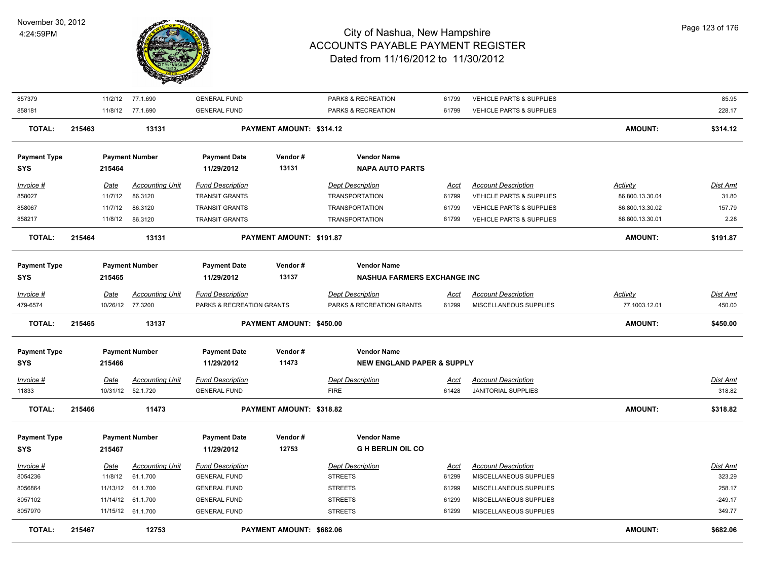# City of Nashua, New Hampshire
## ACCOUNTS PAYABLE PAYMENT REGISTER
### Dated from 11/16/2012 to 11/30/2012

November 30, 2012
4:24:59PM

| Invoice # | Date | Accounting Unit | Fund Description | Dept Description | Acct | Account Description | Activity | Dist Amt |
|---|---|---|---|---|---|---|---|---|
| 857379 | 11/2/12 | 77.1.690 | GENERAL FUND | PARKS & RECREATION | 61799 | VEHICLE PARTS & SUPPLIES | | 85.95 |
| 858181 | 11/8/12 | 77.1.690 | GENERAL FUND | PARKS & RECREATION | 61799 | VEHICLE PARTS & SUPPLIES | | 228.17 |

**TOTAL: 215463 — 13131 — PAYMENT AMOUNT: $314.12 — AMOUNT: $314.12**

| Payment Type | Payment Number | Payment Date | Vendor # | Vendor Name |
|---|---|---|---|---|
| SYS | 215464 | 11/29/2012 | 13131 | NAPA AUTO PARTS |

| Invoice # | Date | Accounting Unit | Fund Description | Dept Description | Acct | Account Description | Activity | Dist Amt |
|---|---|---|---|---|---|---|---|---|
| 858027 | 11/7/12 | 86.3120 | TRANSIT GRANTS | TRANSPORTATION | 61799 | VEHICLE PARTS & SUPPLIES | 86.800.13.30.04 | 31.80 |
| 858067 | 11/7/12 | 86.3120 | TRANSIT GRANTS | TRANSPORTATION | 61799 | VEHICLE PARTS & SUPPLIES | 86.800.13.30.02 | 157.79 |
| 858217 | 11/8/12 | 86.3120 | TRANSIT GRANTS | TRANSPORTATION | 61799 | VEHICLE PARTS & SUPPLIES | 86.800.13.30.01 | 2.28 |

**TOTAL: 215464 — 13131 — PAYMENT AMOUNT: $191.87 — AMOUNT: $191.87**

| Payment Type | Payment Number | Payment Date | Vendor # | Vendor Name |
|---|---|---|---|---|
| SYS | 215465 | 11/29/2012 | 13137 | NASHUA FARMERS EXCHANGE INC |

| Invoice # | Date | Accounting Unit | Fund Description | Dept Description | Acct | Account Description | Activity | Dist Amt |
|---|---|---|---|---|---|---|---|---|
| 479-6574 | 10/26/12 | 77.3200 | PARKS & RECREATION GRANTS | PARKS & RECREATION GRANTS | 61299 | MISCELLANEOUS SUPPLIES | 77.1003.12.01 | 450.00 |

**TOTAL: 215465 — 13137 — PAYMENT AMOUNT: $450.00 — AMOUNT: $450.00**

| Payment Type | Payment Number | Payment Date | Vendor # | Vendor Name |
|---|---|---|---|---|
| SYS | 215466 | 11/29/2012 | 11473 | NEW ENGLAND PAPER & SUPPLY |

| Invoice # | Date | Accounting Unit | Fund Description | Dept Description | Acct | Account Description | Dist Amt |
|---|---|---|---|---|---|---|---|
| 11833 | 10/31/12 | 52.1.720 | GENERAL FUND | FIRE | 61428 | JANITORIAL SUPPLIES | 318.82 |

**TOTAL: 215466 — 11473 — PAYMENT AMOUNT: $318.82 — AMOUNT: $318.82**

| Payment Type | Payment Number | Payment Date | Vendor # | Vendor Name |
|---|---|---|---|---|
| SYS | 215467 | 11/29/2012 | 12753 | G H BERLIN OIL CO |

| Invoice # | Date | Accounting Unit | Fund Description | Dept Description | Acct | Account Description | Dist Amt |
|---|---|---|---|---|---|---|---|
| 8054236 | 11/8/12 | 61.1.700 | GENERAL FUND | STREETS | 61299 | MISCELLANEOUS SUPPLIES | 323.29 |
| 8056864 | 11/13/12 | 61.1.700 | GENERAL FUND | STREETS | 61299 | MISCELLANEOUS SUPPLIES | 258.17 |
| 8057102 | 11/14/12 | 61.1.700 | GENERAL FUND | STREETS | 61299 | MISCELLANEOUS SUPPLIES | -249.17 |
| 8057970 | 11/15/12 | 61.1.700 | GENERAL FUND | STREETS | 61299 | MISCELLANEOUS SUPPLIES | 349.77 |

**TOTAL: 215467 — 12753 — PAYMENT AMOUNT: $682.06 — AMOUNT: $682.06**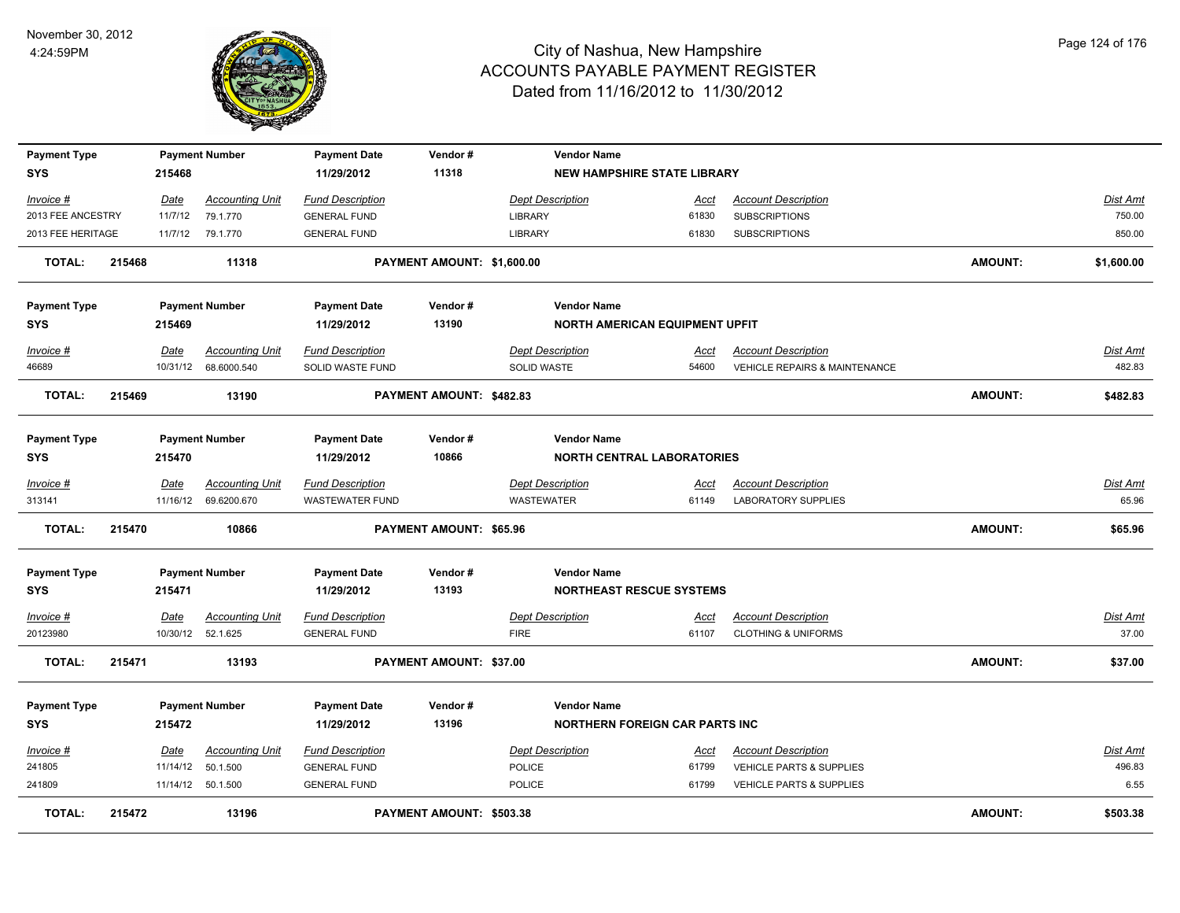# City of Nashua, New Hampshire
## ACCOUNTS PAYABLE PAYMENT REGISTER
### Dated from 11/16/2012 to 11/30/2012

November 30, 2012
4:24:59PM

| Payment Type | Payment Number | Payment Date | Vendor # | Vendor Name |
|---|---|---|---|---|
| SYS | 215468 | 11/29/2012 | 11318 | NEW HAMPSHIRE STATE LIBRARY |

| Invoice # | Date | Accounting Unit | Fund Description | Dept Description | Acct | Account Description | Dist Amt |
|---|---|---|---|---|---|---|---|
| 2013 FEE ANCESTRY | 11/7/12 | 79.1.770 | GENERAL FUND | LIBRARY | 61830 | SUBSCRIPTIONS | 750.00 |
| 2013 FEE HERITAGE | 11/7/12 | 79.1.770 | GENERAL FUND | LIBRARY | 61830 | SUBSCRIPTIONS | 850.00 |

**TOTAL: 215468 11318 PAYMENT AMOUNT: $1,600.00 AMOUNT: $1,600.00**

| Payment Type | Payment Number | Payment Date | Vendor # | Vendor Name |
|---|---|---|---|---|
| SYS | 215469 | 11/29/2012 | 13190 | NORTH AMERICAN EQUIPMENT UPFIT |

| Invoice # | Date | Accounting Unit | Fund Description | Dept Description | Acct | Account Description | Dist Amt |
|---|---|---|---|---|---|---|---|
| 46689 | 10/31/12 | 68.6000.540 | SOLID WASTE FUND | SOLID WASTE | 54600 | VEHICLE REPAIRS & MAINTENANCE | 482.83 |

**TOTAL: 215469 13190 PAYMENT AMOUNT: $482.83 AMOUNT: $482.83**

| Payment Type | Payment Number | Payment Date | Vendor # | Vendor Name |
|---|---|---|---|---|
| SYS | 215470 | 11/29/2012 | 10866 | NORTH CENTRAL LABORATORIES |

| Invoice # | Date | Accounting Unit | Fund Description | Dept Description | Acct | Account Description | Dist Amt |
|---|---|---|---|---|---|---|---|
| 313141 | 11/16/12 | 69.6200.670 | WASTEWATER FUND | WASTEWATER | 61149 | LABORATORY SUPPLIES | 65.96 |

**TOTAL: 215470 10866 PAYMENT AMOUNT: $65.96 AMOUNT: $65.96**

| Payment Type | Payment Number | Payment Date | Vendor # | Vendor Name |
|---|---|---|---|---|
| SYS | 215471 | 11/29/2012 | 13193 | NORTHEAST RESCUE SYSTEMS |

| Invoice # | Date | Accounting Unit | Fund Description | Dept Description | Acct | Account Description | Dist Amt |
|---|---|---|---|---|---|---|---|
| 20123980 | 10/30/12 | 52.1.625 | GENERAL FUND | FIRE | 61107 | CLOTHING & UNIFORMS | 37.00 |

**TOTAL: 215471 13193 PAYMENT AMOUNT: $37.00 AMOUNT: $37.00**

| Payment Type | Payment Number | Payment Date | Vendor # | Vendor Name |
|---|---|---|---|---|
| SYS | 215472 | 11/29/2012 | 13196 | NORTHERN FOREIGN CAR PARTS INC |

| Invoice # | Date | Accounting Unit | Fund Description | Dept Description | Acct | Account Description | Dist Amt |
|---|---|---|---|---|---|---|---|
| 241805 | 11/14/12 | 50.1.500 | GENERAL FUND | POLICE | 61799 | VEHICLE PARTS & SUPPLIES | 496.83 |
| 241809 | 11/14/12 | 50.1.500 | GENERAL FUND | POLICE | 61799 | VEHICLE PARTS & SUPPLIES | 6.55 |

**TOTAL: 215472 13196 PAYMENT AMOUNT: $503.38 AMOUNT: $503.38**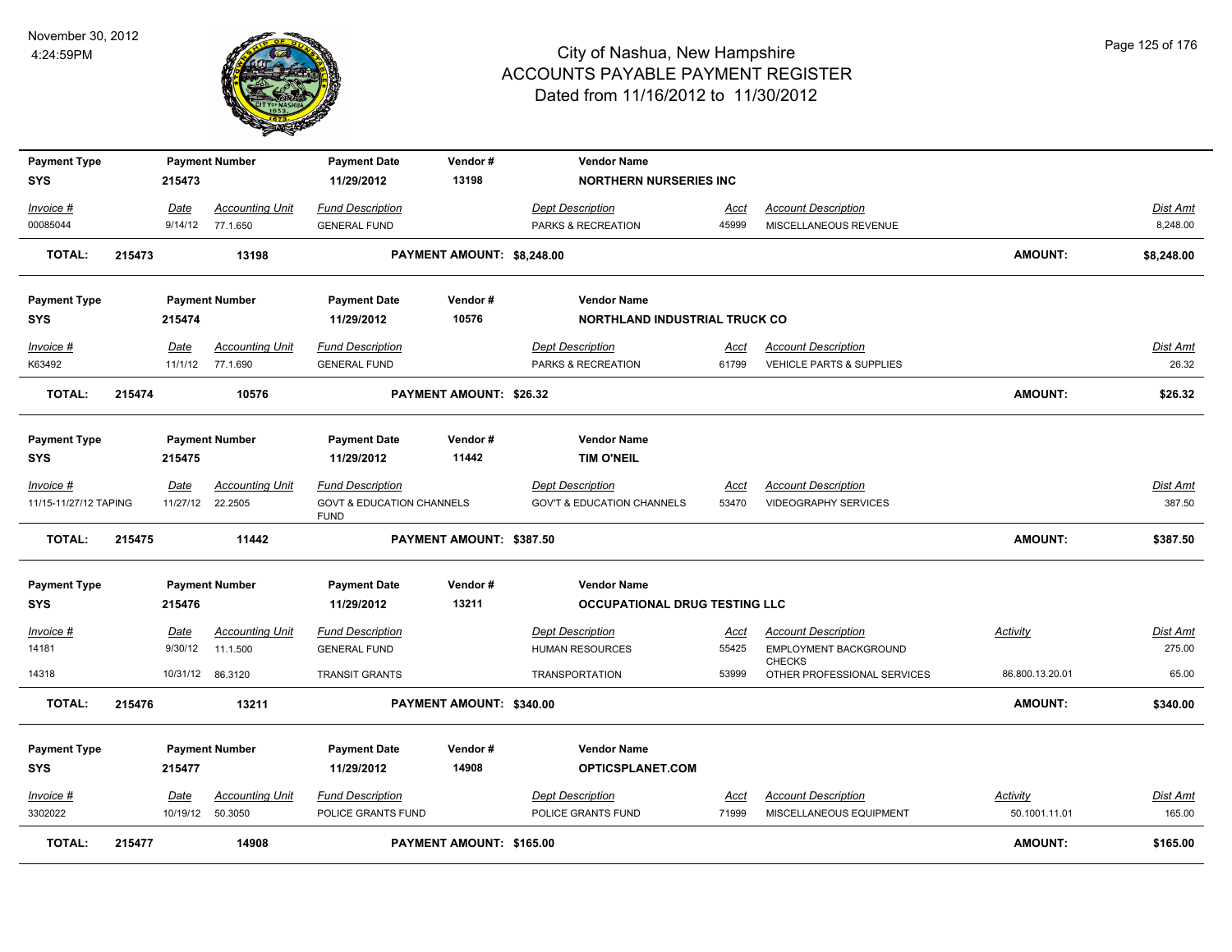# City of Nashua, New Hampshire
## ACCOUNTS PAYABLE PAYMENT REGISTER
### Dated from 11/16/2012 to 11/30/2012

November 30, 2012
4:24:59PM

| Payment Type | Payment Number | Payment Date | Vendor # | Vendor Name |
|---|---|---|---|---|
| SYS | 215473 | 11/29/2012 | 13198 | NORTHERN NURSERIES INC |

| Invoice # | Date | Accounting Unit | Fund Description | Dept Description | Acct | Account Description | Dist Amt |
|---|---|---|---|---|---|---|---|
| 00085044 | 9/14/12 | 77.1.650 | GENERAL FUND | PARKS & RECREATION | 45999 | MISCELLANEOUS REVENUE | 8,248.00 |

**TOTAL: 215473 13198 PAYMENT AMOUNT: $8,248.00 AMOUNT: $8,248.00**

| Payment Type | Payment Number | Payment Date | Vendor # | Vendor Name |
|---|---|---|---|---|
| SYS | 215474 | 11/29/2012 | 10576 | NORTHLAND INDUSTRIAL TRUCK CO |

| Invoice # | Date | Accounting Unit | Fund Description | Dept Description | Acct | Account Description | Dist Amt |
|---|---|---|---|---|---|---|---|
| K63492 | 11/1/12 | 77.1.690 | GENERAL FUND | PARKS & RECREATION | 61799 | VEHICLE PARTS & SUPPLIES | 26.32 |

**TOTAL: 215474 10576 PAYMENT AMOUNT: $26.32 AMOUNT: $26.32**

| Payment Type | Payment Number | Payment Date | Vendor # | Vendor Name |
|---|---|---|---|---|
| SYS | 215475 | 11/29/2012 | 11442 | TIM O'NEIL |

| Invoice # | Date | Accounting Unit | Fund Description | Dept Description | Acct | Account Description | Dist Amt |
|---|---|---|---|---|---|---|---|
| 11/15-11/27/12 TAPING | 11/27/12 | 22.2505 | GOVT & EDUCATION CHANNELS FUND | GOV'T & EDUCATION CHANNELS | 53470 | VIDEOGRAPHY SERVICES | 387.50 |

**TOTAL: 215475 11442 PAYMENT AMOUNT: $387.50 AMOUNT: $387.50**

| Payment Type | Payment Number | Payment Date | Vendor # | Vendor Name |
|---|---|---|---|---|
| SYS | 215476 | 11/29/2012 | 13211 | OCCUPATIONAL DRUG TESTING LLC |

| Invoice # | Date | Accounting Unit | Fund Description | Dept Description | Acct | Account Description | Activity | Dist Amt |
|---|---|---|---|---|---|---|---|---|
| 14181 | 9/30/12 | 11.1.500 | GENERAL FUND | HUMAN RESOURCES | 55425 | EMPLOYMENT BACKGROUND CHECKS | | 275.00 |
| 14318 | 10/31/12 | 86.3120 | TRANSIT GRANTS | TRANSPORTATION | 53999 | OTHER PROFESSIONAL SERVICES | 86.800.13.20.01 | 65.00 |

**TOTAL: 215476 13211 PAYMENT AMOUNT: $340.00 AMOUNT: $340.00**

| Payment Type | Payment Number | Payment Date | Vendor # | Vendor Name |
|---|---|---|---|---|
| SYS | 215477 | 11/29/2012 | 14908 | OPTICSPLANET.COM |

| Invoice # | Date | Accounting Unit | Fund Description | Dept Description | Acct | Account Description | Activity | Dist Amt |
|---|---|---|---|---|---|---|---|---|
| 3302022 | 10/19/12 | 50.3050 | POLICE GRANTS FUND | POLICE GRANTS FUND | 71999 | MISCELLANEOUS EQUIPMENT | 50.1001.11.01 | 165.00 |

**TOTAL: 215477 14908 PAYMENT AMOUNT: $165.00 AMOUNT: $165.00**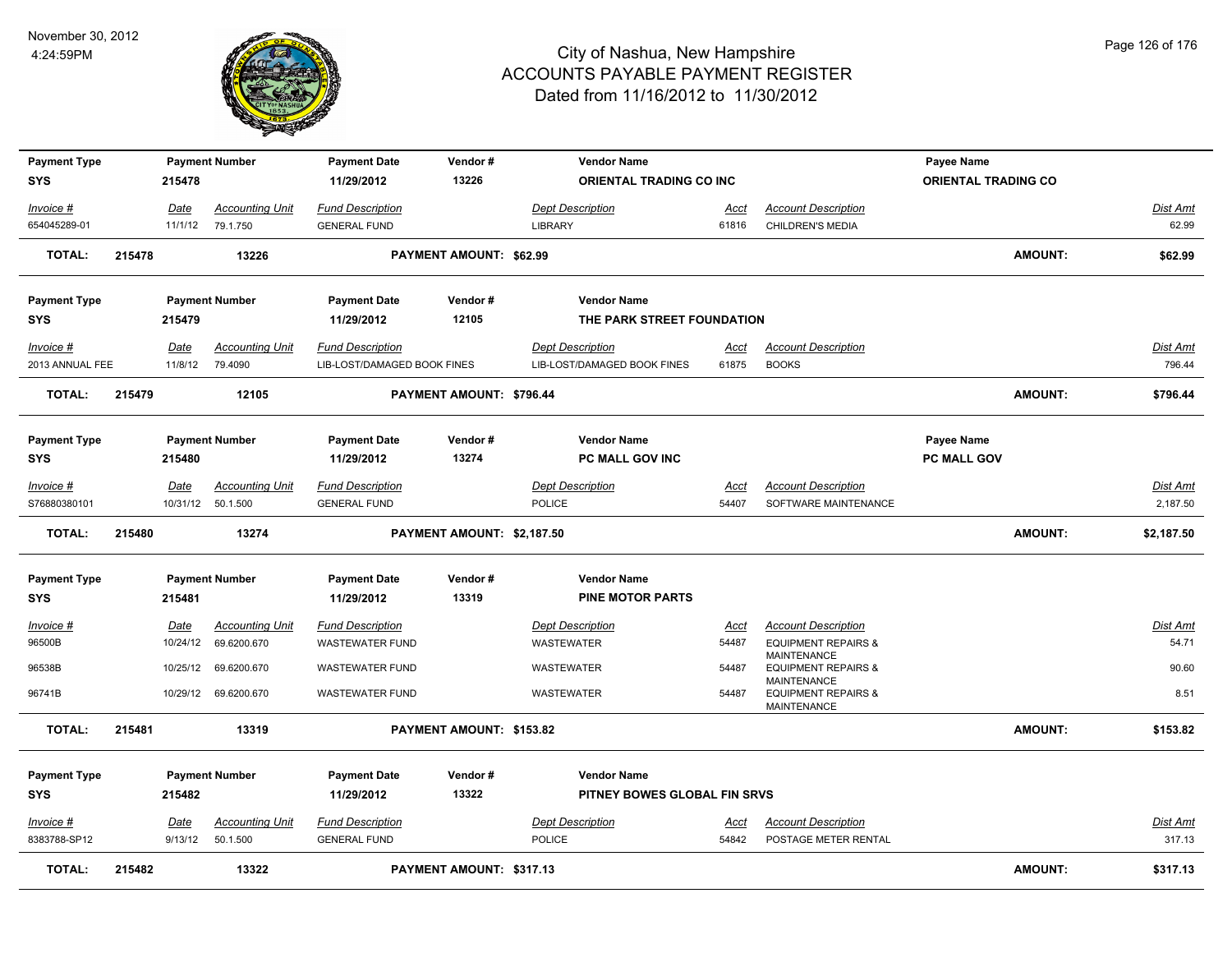# City of Nashua, New Hampshire
## ACCOUNTS PAYABLE PAYMENT REGISTER
### Dated from 11/16/2012 to 11/30/2012

November 30, 2012
4:24:59PM

| Payment Type | Payment Number | Payment Date | Vendor # | Vendor Name | Payee Name |
|---|---|---|---|---|---|
| SYS | 215478 | 11/29/2012 | 13226 | ORIENTAL TRADING CO INC | ORIENTAL TRADING CO |

| Invoice # | Date | Accounting Unit | Fund Description | Dept Description | Acct | Account Description | Dist Amt |
|---|---|---|---|---|---|---|---|
| 654045289-01 | 11/1/12 | 79.1.750 | GENERAL FUND | LIBRARY | 61816 | CHILDREN'S MEDIA | 62.99 |

**TOTAL: 215478 13226 PAYMENT AMOUNT: $62.99 AMOUNT: $62.99**

| Payment Type | Payment Number | Payment Date | Vendor # | Vendor Name |
|---|---|---|---|---|
| SYS | 215479 | 11/29/2012 | 12105 | THE PARK STREET FOUNDATION |

| Invoice # | Date | Accounting Unit | Fund Description | Dept Description | Acct | Account Description | Dist Amt |
|---|---|---|---|---|---|---|---|
| 2013 ANNUAL FEE | 11/8/12 | 79.4090 | LIB-LOST/DAMAGED BOOK FINES | LIB-LOST/DAMAGED BOOK FINES | 61875 | BOOKS | 796.44 |

**TOTAL: 215479 12105 PAYMENT AMOUNT: $796.44 AMOUNT: $796.44**

| Payment Type | Payment Number | Payment Date | Vendor # | Vendor Name | Payee Name |
|---|---|---|---|---|---|
| SYS | 215480 | 11/29/2012 | 13274 | PC MALL GOV INC | PC MALL GOV |

| Invoice # | Date | Accounting Unit | Fund Description | Dept Description | Acct | Account Description | Dist Amt |
|---|---|---|---|---|---|---|---|
| S76880380101 | 10/31/12 | 50.1.500 | GENERAL FUND | POLICE | 54407 | SOFTWARE MAINTENANCE | 2,187.50 |

**TOTAL: 215480 13274 PAYMENT AMOUNT: $2,187.50 AMOUNT: $2,187.50**

| Payment Type | Payment Number | Payment Date | Vendor # | Vendor Name |
|---|---|---|---|---|
| SYS | 215481 | 11/29/2012 | 13319 | PINE MOTOR PARTS |

| Invoice # | Date | Accounting Unit | Fund Description | Dept Description | Acct | Account Description | Dist Amt |
|---|---|---|---|---|---|---|---|
| 96500B | 10/24/12 | 69.6200.670 | WASTEWATER FUND | WASTEWATER | 54487 | EQUIPMENT REPAIRS & MAINTENANCE | 54.71 |
| 96538B | 10/25/12 | 69.6200.670 | WASTEWATER FUND | WASTEWATER | 54487 | EQUIPMENT REPAIRS & MAINTENANCE | 90.60 |
| 96741B | 10/29/12 | 69.6200.670 | WASTEWATER FUND | WASTEWATER | 54487 | EQUIPMENT REPAIRS & MAINTENANCE | 8.51 |

**TOTAL: 215481 13319 PAYMENT AMOUNT: $153.82 AMOUNT: $153.82**

| Payment Type | Payment Number | Payment Date | Vendor # | Vendor Name |
|---|---|---|---|---|
| SYS | 215482 | 11/29/2012 | 13322 | PITNEY BOWES GLOBAL FIN SRVS |

| Invoice # | Date | Accounting Unit | Fund Description | Dept Description | Acct | Account Description | Dist Amt |
|---|---|---|---|---|---|---|---|
| 8383788-SP12 | 9/13/12 | 50.1.500 | GENERAL FUND | POLICE | 54842 | POSTAGE METER RENTAL | 317.13 |

**TOTAL: 215482 13322 PAYMENT AMOUNT: $317.13 AMOUNT: $317.13**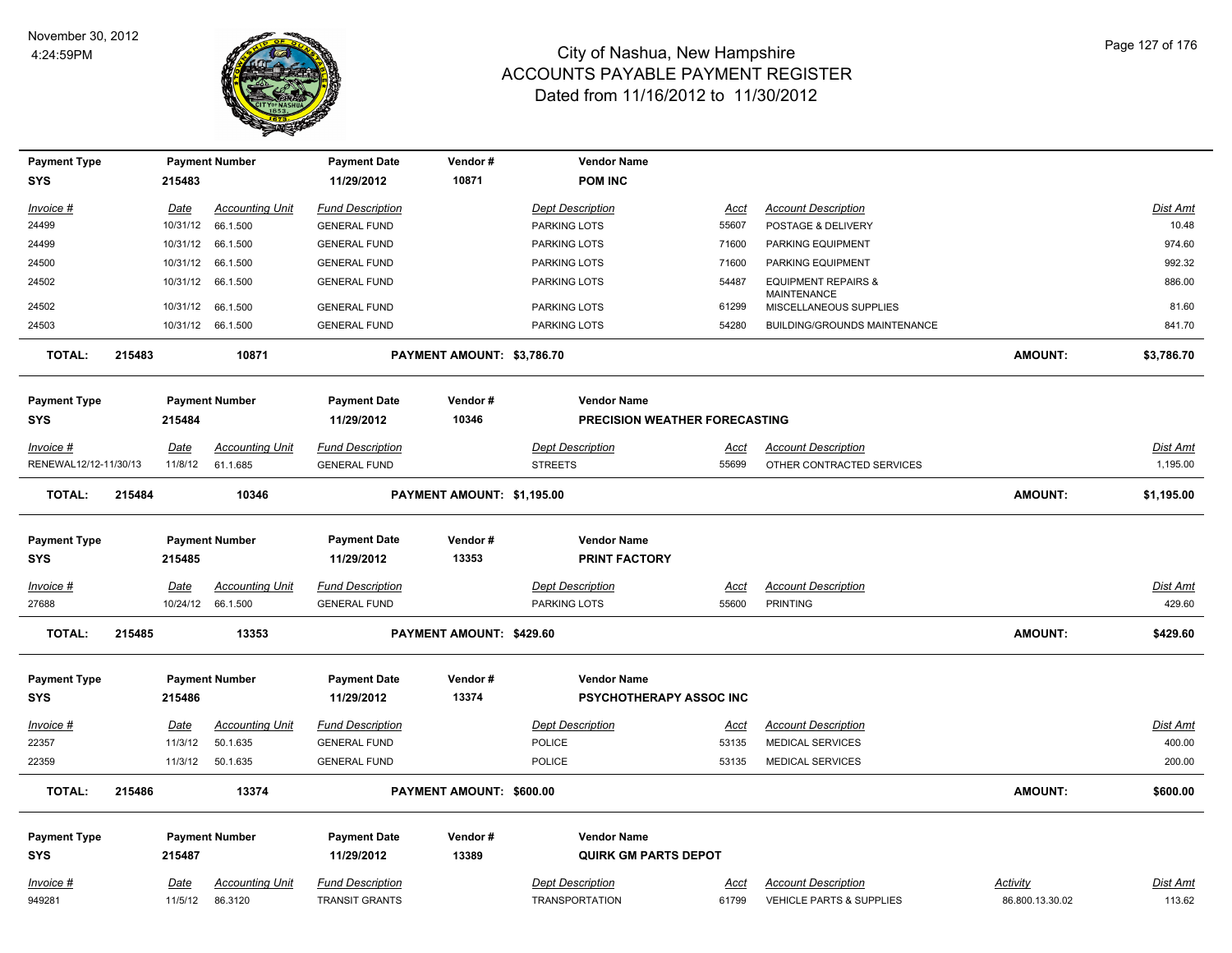# City of Nashua, New Hampshire
## ACCOUNTS PAYABLE PAYMENT REGISTER
### Dated from 11/16/2012 to 11/30/2012

November 30, 2012
4:24:59PM

| Payment Type | Payment Number | Payment Date | Vendor # | Vendor Name |
|---|---|---|---|---|
| SYS | 215483 | 11/29/2012 | 10871 | **POM INC** |

| Invoice # | Date | Accounting Unit | Fund Description | Dept Description | Acct | Account Description | Dist Amt |
|---|---|---|---|---|---|---|---|
| 24499 | 10/31/12 | 66.1.500 | GENERAL FUND | PARKING LOTS | 55607 | POSTAGE & DELIVERY | 10.48 |
| 24499 | 10/31/12 | 66.1.500 | GENERAL FUND | PARKING LOTS | 71600 | PARKING EQUIPMENT | 974.60 |
| 24500 | 10/31/12 | 66.1.500 | GENERAL FUND | PARKING LOTS | 71600 | PARKING EQUIPMENT | 992.32 |
| 24502 | 10/31/12 | 66.1.500 | GENERAL FUND | PARKING LOTS | 54487 | EQUIPMENT REPAIRS & MAINTENANCE | 886.00 |
| 24502 | 10/31/12 | 66.1.500 | GENERAL FUND | PARKING LOTS | 61299 | MISCELLANEOUS SUPPLIES | 81.60 |
| 24503 | 10/31/12 | 66.1.500 | GENERAL FUND | PARKING LOTS | 54280 | BUILDING/GROUNDS MAINTENANCE | 841.70 |

**TOTAL: 215483 10871 PAYMENT AMOUNT: $3,786.70 AMOUNT: $3,786.70**

| Payment Type | Payment Number | Payment Date | Vendor # | Vendor Name |
|---|---|---|---|---|
| SYS | 215484 | 11/29/2012 | 10346 | **PRECISION WEATHER FORECASTING** |

| Invoice # | Date | Accounting Unit | Fund Description | Dept Description | Acct | Account Description | Dist Amt |
|---|---|---|---|---|---|---|---|
| RENEWAL12/12-11/30/13 | 11/8/12 | 61.1.685 | GENERAL FUND | STREETS | 55699 | OTHER CONTRACTED SERVICES | 1,195.00 |

**TOTAL: 215484 10346 PAYMENT AMOUNT: $1,195.00 AMOUNT: $1,195.00**

| Payment Type | Payment Number | Payment Date | Vendor # | Vendor Name |
|---|---|---|---|---|
| SYS | 215485 | 11/29/2012 | 13353 | **PRINT FACTORY** |

| Invoice # | Date | Accounting Unit | Fund Description | Dept Description | Acct | Account Description | Dist Amt |
|---|---|---|---|---|---|---|---|
| 27688 | 10/24/12 | 66.1.500 | GENERAL FUND | PARKING LOTS | 55600 | PRINTING | 429.60 |

**TOTAL: 215485 13353 PAYMENT AMOUNT: $429.60 AMOUNT: $429.60**

| Payment Type | Payment Number | Payment Date | Vendor # | Vendor Name |
|---|---|---|---|---|
| SYS | 215486 | 11/29/2012 | 13374 | **PSYCHOTHERAPY ASSOC INC** |

| Invoice # | Date | Accounting Unit | Fund Description | Dept Description | Acct | Account Description | Dist Amt |
|---|---|---|---|---|---|---|---|
| 22357 | 11/3/12 | 50.1.635 | GENERAL FUND | POLICE | 53135 | MEDICAL SERVICES | 400.00 |
| 22359 | 11/3/12 | 50.1.635 | GENERAL FUND | POLICE | 53135 | MEDICAL SERVICES | 200.00 |

**TOTAL: 215486 13374 PAYMENT AMOUNT: $600.00 AMOUNT: $600.00**

| Payment Type | Payment Number | Payment Date | Vendor # | Vendor Name |
|---|---|---|---|---|
| SYS | 215487 | 11/29/2012 | 13389 | **QUIRK GM PARTS DEPOT** |

| Invoice # | Date | Accounting Unit | Fund Description | Dept Description | Acct | Account Description | Activity | Dist Amt |
|---|---|---|---|---|---|---|---|---|
| 949281 | 11/5/12 | 86.3120 | TRANSIT GRANTS | TRANSPORTATION | 61799 | VEHICLE PARTS & SUPPLIES | 86.800.13.30.02 | 113.62 |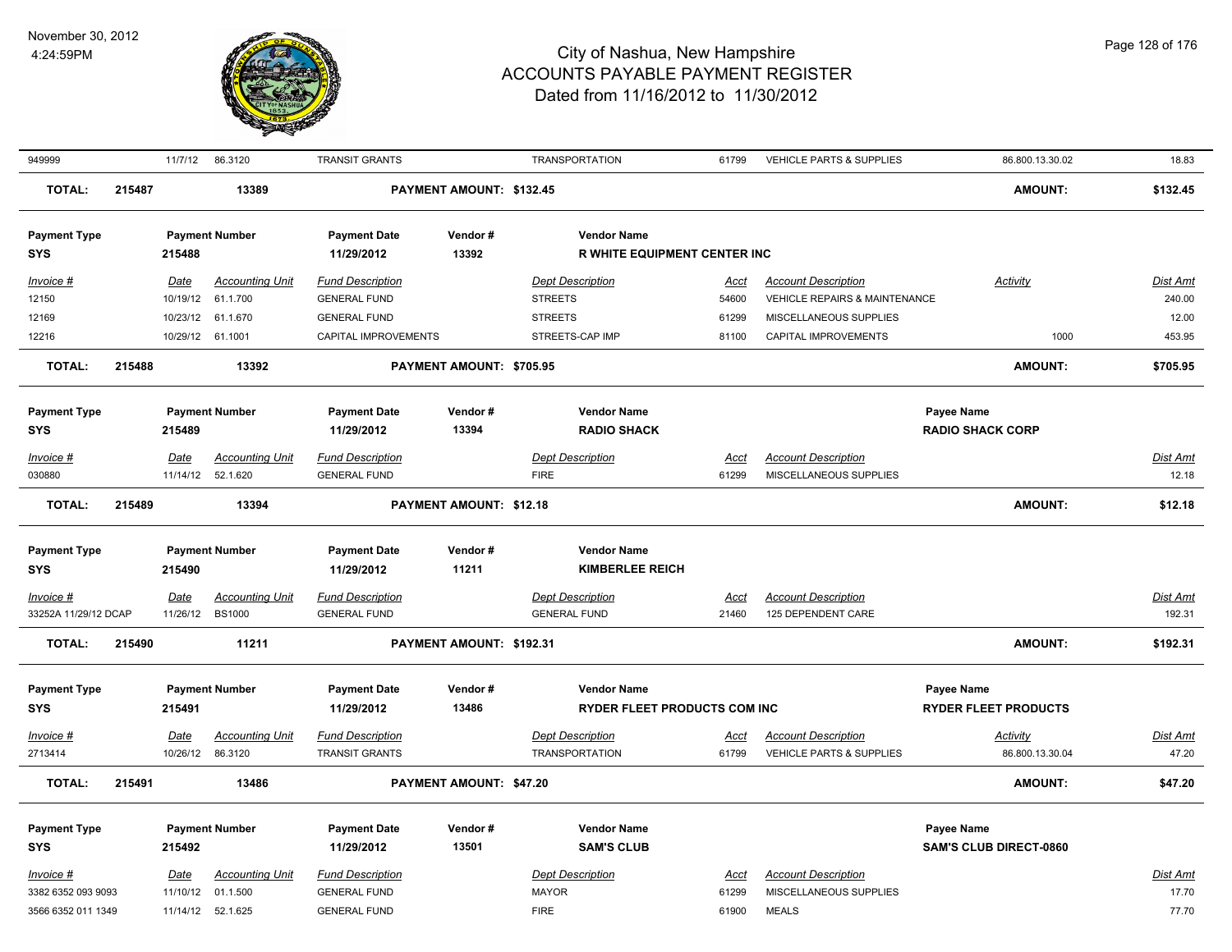| 949999 | 11/7/12 | 86.3120 | TRANSIT GRANTS | | TRANSPORTATION | 61799 | VEHICLE PARTS & SUPPLIES | 86.800.13.30.02 | 18.83 |
|---|---|---|---|---|---|---|---|---|---|
| **TOTAL:** | **215487** | **13389** | | **PAYMENT AMOUNT: $132.45** | | | | **AMOUNT:** | **$132.45** |

**Payment Type** SYS | **Payment Number** 215488 | **Payment Date** 11/29/2012 | **Vendor #** 13392 | **Vendor Name** R WHITE EQUIPMENT CENTER INC

| Invoice # | Date | Accounting Unit | Fund Description | Dept Description | Acct | Account Description | Activity | Dist Amt |
|---|---|---|---|---|---|---|---|---|
| 12150 | 10/19/12 | 61.1.700 | GENERAL FUND | STREETS | 54600 | VEHICLE REPAIRS & MAINTENANCE | | 240.00 |
| 12169 | 10/23/12 | 61.1.670 | GENERAL FUND | STREETS | 61299 | MISCELLANEOUS SUPPLIES | | 12.00 |
| 12216 | 10/29/12 | 61.1001 | CAPITAL IMPROVEMENTS | STREETS-CAP IMP | 81100 | CAPITAL IMPROVEMENTS | 1000 | 453.95 |
| **TOTAL:** | **215488** | **13392** | **PAYMENT AMOUNT: $705.95** | | | | **AMOUNT:** | **$705.95** |

**Payment Type** SYS | **Payment Number** 215489 | **Payment Date** 11/29/2012 | **Vendor #** 13394 | **Vendor Name** RADIO SHACK | **Payee Name** RADIO SHACK CORP

| Invoice # | Date | Accounting Unit | Fund Description | Dept Description | Acct | Account Description | Dist Amt |
|---|---|---|---|---|---|---|---|
| 030880 | 11/14/12 | 52.1.620 | GENERAL FUND | FIRE | 61299 | MISCELLANEOUS SUPPLIES | 12.18 |
| **TOTAL:** | **215489** | **13394** | **PAYMENT AMOUNT: $12.18** | | | **AMOUNT:** | **$12.18** |

**Payment Type** SYS | **Payment Number** 215490 | **Payment Date** 11/29/2012 | **Vendor #** 11211 | **Vendor Name** KIMBERLEE REICH

| Invoice # | Date | Accounting Unit | Fund Description | Dept Description | Acct | Account Description | Dist Amt |
|---|---|---|---|---|---|---|---|
| 33252A 11/29/12 DCAP | 11/26/12 | BS1000 | GENERAL FUND | GENERAL FUND | 21460 | 125 DEPENDENT CARE | 192.31 |
| **TOTAL:** | **215490** | **11211** | **PAYMENT AMOUNT: $192.31** | | | **AMOUNT:** | **$192.31** |

**Payment Type** SYS | **Payment Number** 215491 | **Payment Date** 11/29/2012 | **Vendor #** 13486 | **Vendor Name** RYDER FLEET PRODUCTS COM INC | **Payee Name** RYDER FLEET PRODUCTS

| Invoice # | Date | Accounting Unit | Fund Description | Dept Description | Acct | Account Description | Activity | Dist Amt |
|---|---|---|---|---|---|---|---|---|
| 2713414 | 10/26/12 | 86.3120 | TRANSIT GRANTS | TRANSPORTATION | 61799 | VEHICLE PARTS & SUPPLIES | 86.800.13.30.04 | 47.20 |
| **TOTAL:** | **215491** | **13486** | **PAYMENT AMOUNT: $47.20** | | | | **AMOUNT:** | **$47.20** |

**Payment Type** SYS | **Payment Number** 215492 | **Payment Date** 11/29/2012 | **Vendor #** 13501 | **Vendor Name** SAM'S CLUB | **Payee Name** SAM'S CLUB DIRECT-0860

| Invoice # | Date | Accounting Unit | Fund Description | Dept Description | Acct | Account Description | Dist Amt |
|---|---|---|---|---|---|---|---|
| 3382 6352 093 9093 | 11/10/12 | 01.1.500 | GENERAL FUND | MAYOR | 61299 | MISCELLANEOUS SUPPLIES | 17.70 |
| 3566 6352 011 1349 | 11/14/12 | 52.1.625 | GENERAL FUND | FIRE | 61900 | MEALS | 77.70 |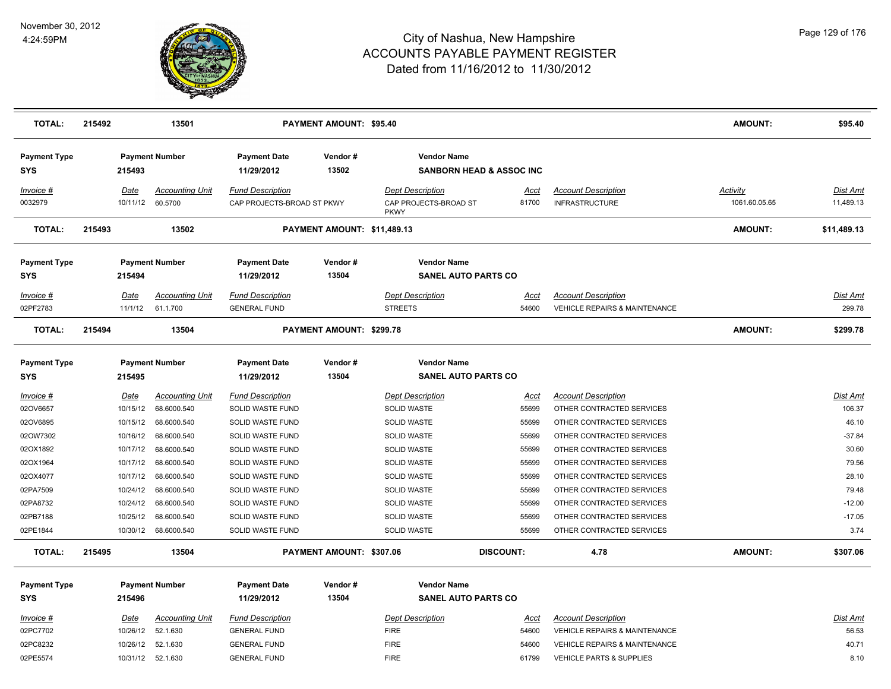# City of Nashua, New Hampshire
## ACCOUNTS PAYABLE PAYMENT REGISTER
### Dated from 11/16/2012 to 11/30/2012

November 30, 2012
4:24:59PM

**TOTAL: 215492 — 13501 — PAYMENT AMOUNT: $95.40 — AMOUNT: $95.40**

| Payment Type | Payment Number | Payment Date | Vendor # | Vendor Name |
|---|---|---|---|---|
| SYS | 215493 | 11/29/2012 | 13502 | SANBORN HEAD & ASSOC INC |

| Invoice # | Date | Accounting Unit | Fund Description | Dept Description | Acct | Account Description | Activity | Dist Amt |
|---|---|---|---|---|---|---|---|---|
| 0032979 | 10/11/12 | 60.5700 | CAP PROJECTS-BROAD ST PKWY | CAP PROJECTS-BROAD ST PKWY | 81700 | INFRASTRUCTURE | 1061.60.05.65 | 11,489.13 |

**TOTAL: 215493 — 13502 — PAYMENT AMOUNT: $11,489.13 — AMOUNT: $11,489.13**

| Payment Type | Payment Number | Payment Date | Vendor # | Vendor Name |
|---|---|---|---|---|
| SYS | 215494 | 11/29/2012 | 13504 | SANEL AUTO PARTS CO |

| Invoice # | Date | Accounting Unit | Fund Description | Dept Description | Acct | Account Description | Dist Amt |
|---|---|---|---|---|---|---|---|
| 02PF2783 | 11/1/12 | 61.1.700 | GENERAL FUND | STREETS | 54600 | VEHICLE REPAIRS & MAINTENANCE | 299.78 |

**TOTAL: 215494 — 13504 — PAYMENT AMOUNT: $299.78 — AMOUNT: $299.78**

| Payment Type | Payment Number | Payment Date | Vendor # | Vendor Name |
|---|---|---|---|---|
| SYS | 215495 | 11/29/2012 | 13504 | SANEL AUTO PARTS CO |

| Invoice # | Date | Accounting Unit | Fund Description | Dept Description | Acct | Account Description | Dist Amt |
|---|---|---|---|---|---|---|---|
| 02OV6657 | 10/15/12 | 68.6000.540 | SOLID WASTE FUND | SOLID WASTE | 55699 | OTHER CONTRACTED SERVICES | 106.37 |
| 02OV6895 | 10/15/12 | 68.6000.540 | SOLID WASTE FUND | SOLID WASTE | 55699 | OTHER CONTRACTED SERVICES | 46.10 |
| 02OW7302 | 10/16/12 | 68.6000.540 | SOLID WASTE FUND | SOLID WASTE | 55699 | OTHER CONTRACTED SERVICES | -37.84 |
| 02OX1892 | 10/17/12 | 68.6000.540 | SOLID WASTE FUND | SOLID WASTE | 55699 | OTHER CONTRACTED SERVICES | 30.60 |
| 02OX1964 | 10/17/12 | 68.6000.540 | SOLID WASTE FUND | SOLID WASTE | 55699 | OTHER CONTRACTED SERVICES | 79.56 |
| 02OX4077 | 10/17/12 | 68.6000.540 | SOLID WASTE FUND | SOLID WASTE | 55699 | OTHER CONTRACTED SERVICES | 28.10 |
| 02PA7509 | 10/24/12 | 68.6000.540 | SOLID WASTE FUND | SOLID WASTE | 55699 | OTHER CONTRACTED SERVICES | 79.48 |
| 02PA8732 | 10/24/12 | 68.6000.540 | SOLID WASTE FUND | SOLID WASTE | 55699 | OTHER CONTRACTED SERVICES | -12.00 |
| 02PB7188 | 10/25/12 | 68.6000.540 | SOLID WASTE FUND | SOLID WASTE | 55699 | OTHER CONTRACTED SERVICES | -17.05 |
| 02PE1844 | 10/30/12 | 68.6000.540 | SOLID WASTE FUND | SOLID WASTE | 55699 | OTHER CONTRACTED SERVICES | 3.74 |

**TOTAL: 215495 — 13504 — PAYMENT AMOUNT: $307.06 — DISCOUNT: 4.78 — AMOUNT: $307.06**

| Payment Type | Payment Number | Payment Date | Vendor # | Vendor Name |
|---|---|---|---|---|
| SYS | 215496 | 11/29/2012 | 13504 | SANEL AUTO PARTS CO |

| Invoice # | Date | Accounting Unit | Fund Description | Dept Description | Acct | Account Description | Dist Amt |
|---|---|---|---|---|---|---|---|
| 02PC7702 | 10/26/12 | 52.1.630 | GENERAL FUND | FIRE | 54600 | VEHICLE REPAIRS & MAINTENANCE | 56.53 |
| 02PC8232 | 10/26/12 | 52.1.630 | GENERAL FUND | FIRE | 54600 | VEHICLE REPAIRS & MAINTENANCE | 40.71 |
| 02PE5574 | 10/31/12 | 52.1.630 | GENERAL FUND | FIRE | 61799 | VEHICLE PARTS & SUPPLIES | 8.10 |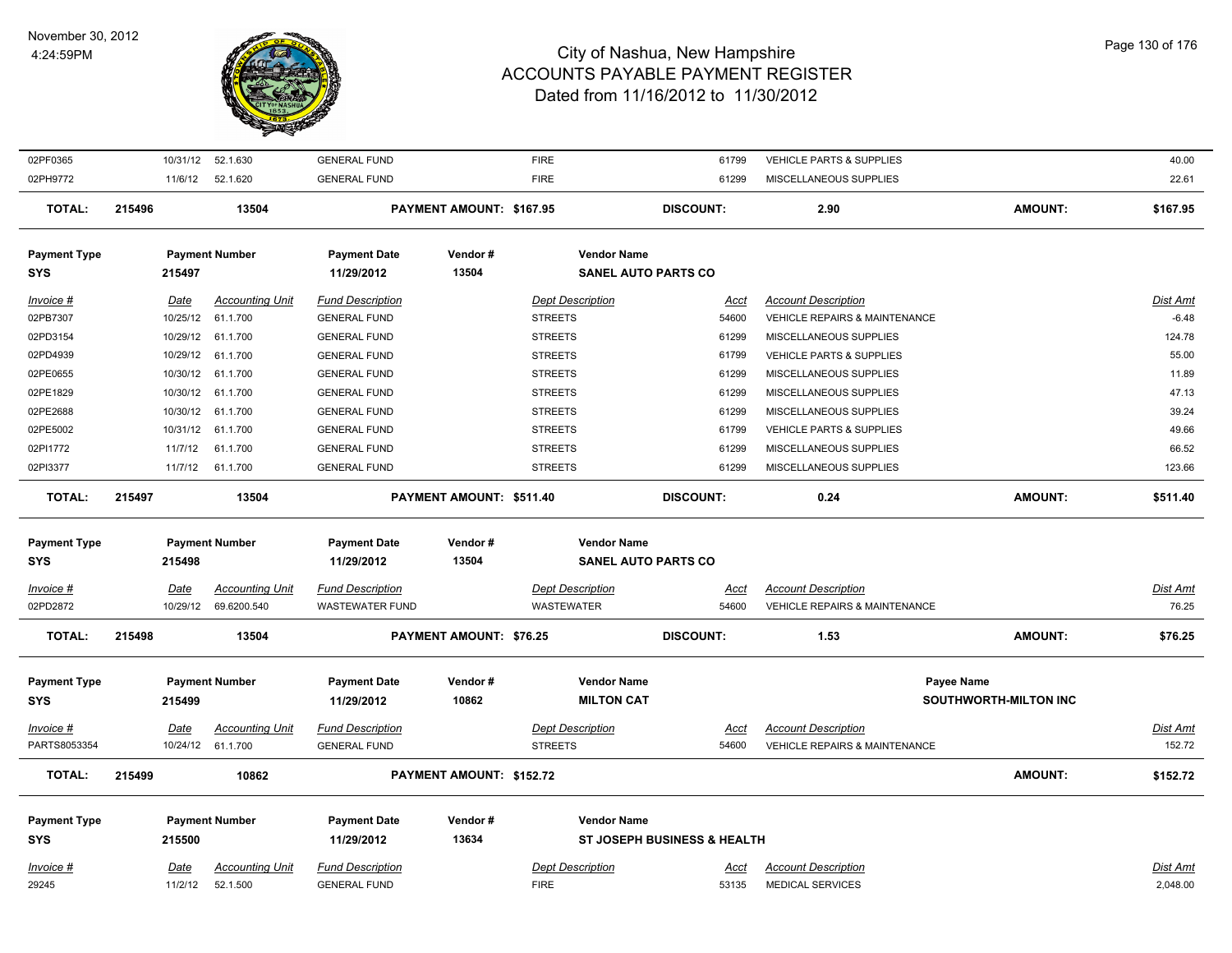# City of Nashua, New Hampshire
## ACCOUNTS PAYABLE PAYMENT REGISTER
### Dated from 11/16/2012 to 11/30/2012

November 30, 2012
4:24:59PM

| Invoice # | Date | Accounting Unit | Fund Description | Dept Description | Acct | Account Description | Dist Amt |
|---|---|---|---|---|---|---|---|
| 02PF0365 | 10/31/12 | 52.1.630 | GENERAL FUND | FIRE | 61799 | VEHICLE PARTS & SUPPLIES | 40.00 |
| 02PH9772 | 11/6/12 | 52.1.620 | GENERAL FUND | FIRE | 61299 | MISCELLANEOUS SUPPLIES | 22.61 |

**TOTAL: 215496 — 13504 — PAYMENT AMOUNT: $167.95 — DISCOUNT: 2.90 — AMOUNT: $167.95**

| Payment Type | Payment Number | Payment Date | Vendor # | Vendor Name |
|---|---|---|---|---|
| SYS | 215497 | 11/29/2012 | 13504 | SANEL AUTO PARTS CO |

| Invoice # | Date | Accounting Unit | Fund Description | Dept Description | Acct | Account Description | Dist Amt |
|---|---|---|---|---|---|---|---|
| 02PB7307 | 10/25/12 | 61.1.700 | GENERAL FUND | STREETS | 54600 | VEHICLE REPAIRS & MAINTENANCE | -6.48 |
| 02PD3154 | 10/29/12 | 61.1.700 | GENERAL FUND | STREETS | 61299 | MISCELLANEOUS SUPPLIES | 124.78 |
| 02PD4939 | 10/29/12 | 61.1.700 | GENERAL FUND | STREETS | 61799 | VEHICLE PARTS & SUPPLIES | 55.00 |
| 02PE0655 | 10/30/12 | 61.1.700 | GENERAL FUND | STREETS | 61299 | MISCELLANEOUS SUPPLIES | 11.89 |
| 02PE1829 | 10/30/12 | 61.1.700 | GENERAL FUND | STREETS | 61299 | MISCELLANEOUS SUPPLIES | 47.13 |
| 02PE2688 | 10/30/12 | 61.1.700 | GENERAL FUND | STREETS | 61299 | MISCELLANEOUS SUPPLIES | 39.24 |
| 02PE5002 | 10/31/12 | 61.1.700 | GENERAL FUND | STREETS | 61799 | VEHICLE PARTS & SUPPLIES | 49.66 |
| 02PI1772 | 11/7/12 | 61.1.700 | GENERAL FUND | STREETS | 61299 | MISCELLANEOUS SUPPLIES | 66.52 |
| 02PI3377 | 11/7/12 | 61.1.700 | GENERAL FUND | STREETS | 61299 | MISCELLANEOUS SUPPLIES | 123.66 |

**TOTAL: 215497 — 13504 — PAYMENT AMOUNT: $511.40 — DISCOUNT: 0.24 — AMOUNT: $511.40**

| Payment Type | Payment Number | Payment Date | Vendor # | Vendor Name |
|---|---|---|---|---|
| SYS | 215498 | 11/29/2012 | 13504 | SANEL AUTO PARTS CO |

| Invoice # | Date | Accounting Unit | Fund Description | Dept Description | Acct | Account Description | Dist Amt |
|---|---|---|---|---|---|---|---|
| 02PD2872 | 10/29/12 | 69.6200.540 | WASTEWATER FUND | WASTEWATER | 54600 | VEHICLE REPAIRS & MAINTENANCE | 76.25 |

**TOTAL: 215498 — 13504 — PAYMENT AMOUNT: $76.25 — DISCOUNT: 1.53 — AMOUNT: $76.25**

| Payment Type | Payment Number | Payment Date | Vendor # | Vendor Name | Payee Name |
|---|---|---|---|---|---|
| SYS | 215499 | 11/29/2012 | 10862 | MILTON CAT | SOUTHWORTH-MILTON INC |

| Invoice # | Date | Accounting Unit | Fund Description | Dept Description | Acct | Account Description | Dist Amt |
|---|---|---|---|---|---|---|---|
| PARTS8053354 | 10/24/12 | 61.1.700 | GENERAL FUND | STREETS | 54600 | VEHICLE REPAIRS & MAINTENANCE | 152.72 |

**TOTAL: 215499 — 10862 — PAYMENT AMOUNT: $152.72 — AMOUNT: $152.72**

| Payment Type | Payment Number | Payment Date | Vendor # | Vendor Name |
|---|---|---|---|---|
| SYS | 215500 | 11/29/2012 | 13634 | ST JOSEPH BUSINESS & HEALTH |

| Invoice # | Date | Accounting Unit | Fund Description | Dept Description | Acct | Account Description | Dist Amt |
|---|---|---|---|---|---|---|---|
| 29245 | 11/2/12 | 52.1.500 | GENERAL FUND | FIRE | 53135 | MEDICAL SERVICES | 2,048.00 |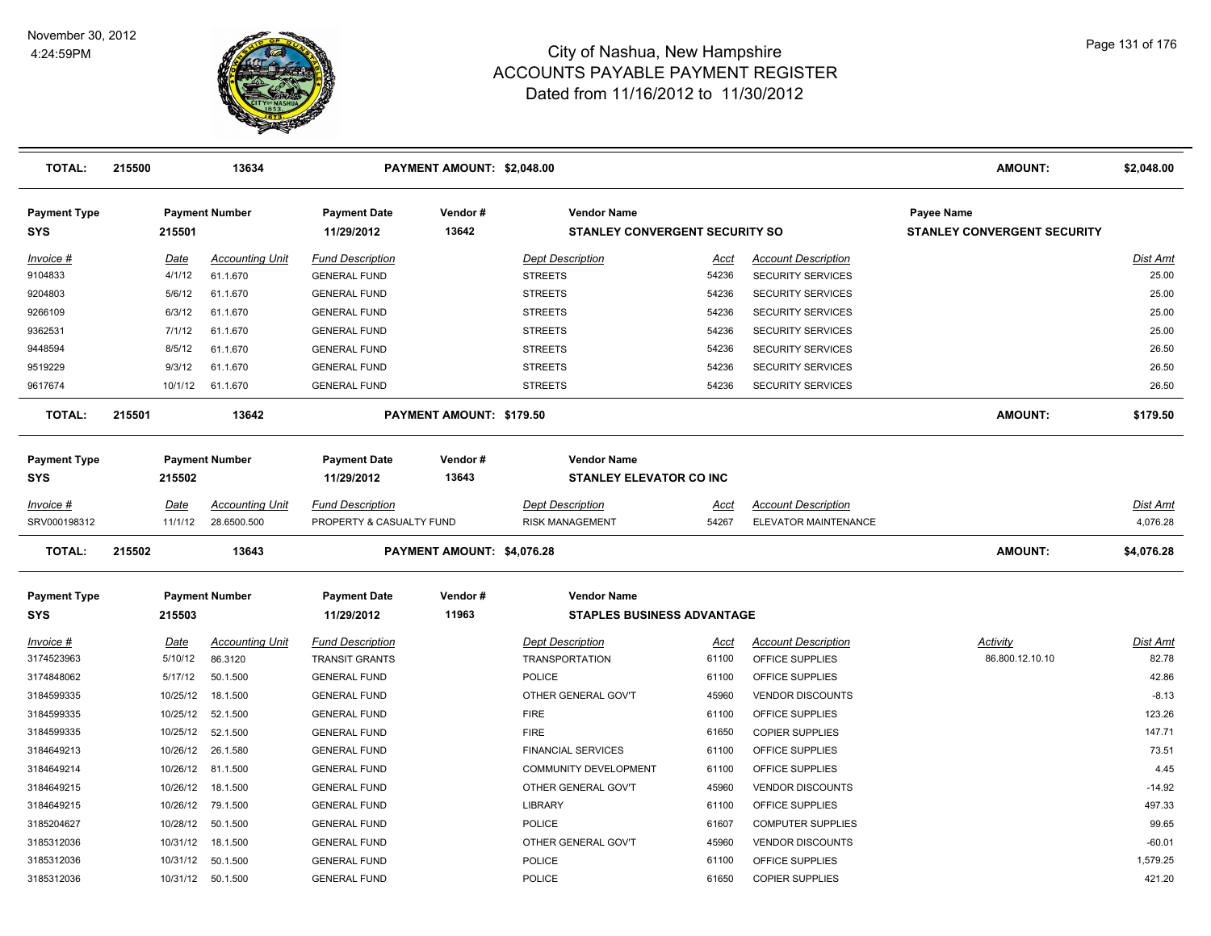# City of Nashua, New Hampshire
## ACCOUNTS PAYABLE PAYMENT REGISTER
### Dated from 11/16/2012 to 11/30/2012

November 30, 2012
4:24:59PM

| **TOTAL:** | **215500** | **13634** | | **PAYMENT AMOUNT: $2,048.00** | | | | | **AMOUNT:** | **$2,048.00** |
|---|---|---|---|---|---|---|---|---|---|---|

| **Payment Type** | **Payment Number** | | **Payment Date** | **Vendor #** | **Vendor Name** | | | **Payee Name** | | |
|---|---|---|---|---|---|---|---|---|---|---|
| **SYS** | **215501** | | **11/29/2012** | **13642** | **STANLEY CONVERGENT SECURITY SO** | | | **STANLEY CONVERGENT SECURITY** | | |
| *Invoice #* | *Date* | *Accounting Unit* | *Fund Description* | | *Dept Description* | *Acct* | *Account Description* | | | *Dist Amt* |
| 9104833 | 4/1/12 | 61.1.670 | GENERAL FUND | | STREETS | 54236 | SECURITY SERVICES | | | 25.00 |
| 9204803 | 5/6/12 | 61.1.670 | GENERAL FUND | | STREETS | 54236 | SECURITY SERVICES | | | 25.00 |
| 9266109 | 6/3/12 | 61.1.670 | GENERAL FUND | | STREETS | 54236 | SECURITY SERVICES | | | 25.00 |
| 9362531 | 7/1/12 | 61.1.670 | GENERAL FUND | | STREETS | 54236 | SECURITY SERVICES | | | 25.00 |
| 9448594 | 8/5/12 | 61.1.670 | GENERAL FUND | | STREETS | 54236 | SECURITY SERVICES | | | 26.50 |
| 9519229 | 9/3/12 | 61.1.670 | GENERAL FUND | | STREETS | 54236 | SECURITY SERVICES | | | 26.50 |
| 9617674 | 10/1/12 | 61.1.670 | GENERAL FUND | | STREETS | 54236 | SECURITY SERVICES | | | 26.50 |
| **TOTAL:** | **215501** | **13642** | | **PAYMENT AMOUNT: $179.50** | | | | | **AMOUNT:** | **$179.50** |

| **Payment Type** | **Payment Number** | | **Payment Date** | **Vendor #** | **Vendor Name** | | | | | |
|---|---|---|---|---|---|---|---|---|---|---|
| **SYS** | **215502** | | **11/29/2012** | **13643** | **STANLEY ELEVATOR CO INC** | | | | | |
| *Invoice #* | *Date* | *Accounting Unit* | *Fund Description* | | *Dept Description* | *Acct* | *Account Description* | | | *Dist Amt* |
| SRV000198312 | 11/1/12 | 28.6500.500 | PROPERTY & CASUALTY FUND | | RISK MANAGEMENT | 54267 | ELEVATOR MAINTENANCE | | | 4,076.28 |
| **TOTAL:** | **215502** | **13643** | | **PAYMENT AMOUNT: $4,076.28** | | | | | **AMOUNT:** | **$4,076.28** |

| **Payment Type** | **Payment Number** | | **Payment Date** | **Vendor #** | **Vendor Name** | | | | | |
|---|---|---|---|---|---|---|---|---|---|---|
| **SYS** | **215503** | | **11/29/2012** | **11963** | **STAPLES BUSINESS ADVANTAGE** | | | | | |
| *Invoice #* | *Date* | *Accounting Unit* | *Fund Description* | | *Dept Description* | *Acct* | *Account Description* | *Activity* | | *Dist Amt* |
| 3174523963 | 5/10/12 | 86.3120 | TRANSIT GRANTS | | TRANSPORTATION | 61100 | OFFICE SUPPLIES | 86.800.12.10.10 | | 82.78 |
| 3174848062 | 5/17/12 | 50.1.500 | GENERAL FUND | | POLICE | 61100 | OFFICE SUPPLIES | | | 42.86 |
| 3184599335 | 10/25/12 | 18.1.500 | GENERAL FUND | | OTHER GENERAL GOV'T | 45960 | VENDOR DISCOUNTS | | | -8.13 |
| 3184599335 | 10/25/12 | 52.1.500 | GENERAL FUND | | FIRE | 61100 | OFFICE SUPPLIES | | | 123.26 |
| 3184599335 | 10/25/12 | 52.1.500 | GENERAL FUND | | FIRE | 61650 | COPIER SUPPLIES | | | 147.71 |
| 3184649213 | 10/26/12 | 26.1.580 | GENERAL FUND | | FINANCIAL SERVICES | 61100 | OFFICE SUPPLIES | | | 73.51 |
| 3184649214 | 10/26/12 | 81.1.500 | GENERAL FUND | | COMMUNITY DEVELOPMENT | 61100 | OFFICE SUPPLIES | | | 4.45 |
| 3184649215 | 10/26/12 | 18.1.500 | GENERAL FUND | | OTHER GENERAL GOV'T | 45960 | VENDOR DISCOUNTS | | | -14.92 |
| 3184649215 | 10/26/12 | 79.1.500 | GENERAL FUND | | LIBRARY | 61100 | OFFICE SUPPLIES | | | 497.33 |
| 3185204627 | 10/28/12 | 50.1.500 | GENERAL FUND | | POLICE | 61607 | COMPUTER SUPPLIES | | | 99.65 |
| 3185312036 | 10/31/12 | 18.1.500 | GENERAL FUND | | OTHER GENERAL GOV'T | 45960 | VENDOR DISCOUNTS | | | -60.01 |
| 3185312036 | 10/31/12 | 50.1.500 | GENERAL FUND | | POLICE | 61100 | OFFICE SUPPLIES | | | 1,579.25 |
| 3185312036 | 10/31/12 | 50.1.500 | GENERAL FUND | | POLICE | 61650 | COPIER SUPPLIES | | | 421.20 |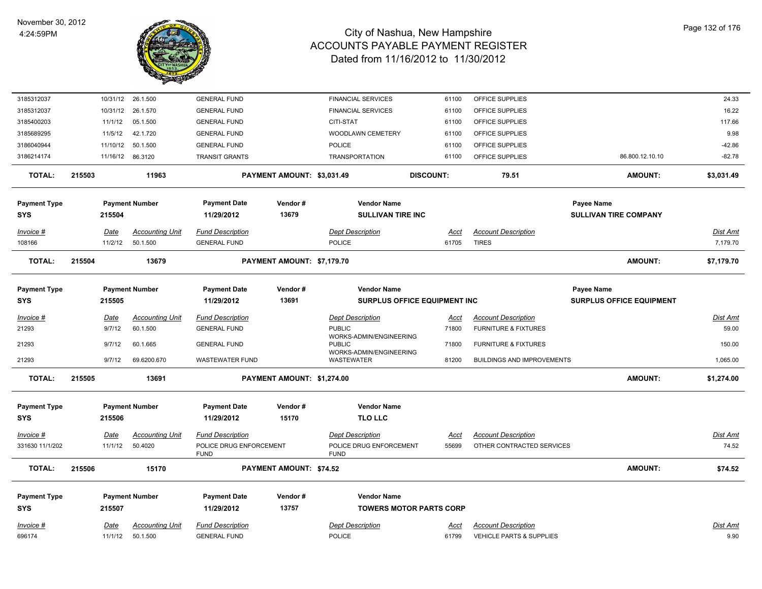# City of Nashua, New Hampshire
## ACCOUNTS PAYABLE PAYMENT REGISTER
### Dated from 11/16/2012 to 11/30/2012

November 30, 2012
4:24:59PM

| Invoice # | Date | Accounting Unit | Fund Description | Dept Description | Acct | Account Description | | Dist Amt |
|---|---|---|---|---|---|---|---|---|
| 3185312037 | 10/31/12 | 26.1.500 | GENERAL FUND | FINANCIAL SERVICES | 61100 | OFFICE SUPPLIES | | 24.33 |
| 3185312037 | 10/31/12 | 26.1.570 | GENERAL FUND | FINANCIAL SERVICES | 61100 | OFFICE SUPPLIES | | 16.22 |
| 3185400203 | 11/1/12 | 05.1.500 | GENERAL FUND | CITI-STAT | 61100 | OFFICE SUPPLIES | | 117.66 |
| 3185689295 | 11/5/12 | 42.1.720 | GENERAL FUND | WOODLAWN CEMETERY | 61100 | OFFICE SUPPLIES | | 9.98 |
| 3186040944 | 11/10/12 | 50.1.500 | GENERAL FUND | POLICE | 61100 | OFFICE SUPPLIES | | -42.86 |
| 3186214174 | 11/16/12 | 86.3120 | TRANSIT GRANTS | TRANSPORTATION | 61100 | OFFICE SUPPLIES | 86.800.12.10.10 | -82.78 |

**TOTAL:** 215503 | 11963 | **PAYMENT AMOUNT: $3,031.49** | **DISCOUNT:** 79.51 | **AMOUNT:** **$3,031.49**

| Payment Type | Payment Number | Payment Date | Vendor # | Vendor Name | Payee Name |
|---|---|---|---|---|---|
| SYS | 215504 | 11/29/2012 | 13679 | SULLIVAN TIRE INC | SULLIVAN TIRE COMPANY |

| Invoice # | Date | Accounting Unit | Fund Description | Dept Description | Acct | Account Description | Dist Amt |
|---|---|---|---|---|---|---|---|
| 108166 | 11/2/12 | 50.1.500 | GENERAL FUND | POLICE | 61705 | TIRES | 7,179.70 |

**TOTAL:** 215504 | 13679 | **PAYMENT AMOUNT: $7,179.70** | **AMOUNT:** **$7,179.70**

| Payment Type | Payment Number | Payment Date | Vendor # | Vendor Name | Payee Name |
|---|---|---|---|---|---|
| SYS | 215505 | 11/29/2012 | 13691 | SURPLUS OFFICE EQUIPMENT INC | SURPLUS OFFICE EQUIPMENT |

| Invoice # | Date | Accounting Unit | Fund Description | Dept Description | Acct | Account Description | Dist Amt |
|---|---|---|---|---|---|---|---|
| 21293 | 9/7/12 | 60.1.500 | GENERAL FUND | PUBLIC WORKS-ADMIN/ENGINEERING | 71800 | FURNITURE & FIXTURES | 59.00 |
| 21293 | 9/7/12 | 60.1.665 | GENERAL FUND | PUBLIC WORKS-ADMIN/ENGINEERING | 71800 | FURNITURE & FIXTURES | 150.00 |
| 21293 | 9/7/12 | 69.6200.670 | WASTEWATER FUND | WASTEWATER | 81200 | BUILDINGS AND IMPROVEMENTS | 1,065.00 |

**TOTAL:** 215505 | 13691 | **PAYMENT AMOUNT: $1,274.00** | **AMOUNT:** **$1,274.00**

| Payment Type | Payment Number | Payment Date | Vendor # | Vendor Name |
|---|---|---|---|---|
| SYS | 215506 | 11/29/2012 | 15170 | TLO LLC |

| Invoice # | Date | Accounting Unit | Fund Description | Dept Description | Acct | Account Description | Dist Amt |
|---|---|---|---|---|---|---|---|
| 331630 11/1/202 | 11/1/12 | 50.4020 | POLICE DRUG ENFORCEMENT FUND | POLICE DRUG ENFORCEMENT FUND | 55699 | OTHER CONTRACTED SERVICES | 74.52 |

**TOTAL:** 215506 | 15170 | **PAYMENT AMOUNT: $74.52** | **AMOUNT:** **$74.52**

| Payment Type | Payment Number | Payment Date | Vendor # | Vendor Name |
|---|---|---|---|---|
| SYS | 215507 | 11/29/2012 | 13757 | TOWERS MOTOR PARTS CORP |

| Invoice # | Date | Accounting Unit | Fund Description | Dept Description | Acct | Account Description | Dist Amt |
|---|---|---|---|---|---|---|---|
| 696174 | 11/1/12 | 50.1.500 | GENERAL FUND | POLICE | 61799 | VEHICLE PARTS & SUPPLIES | 9.90 |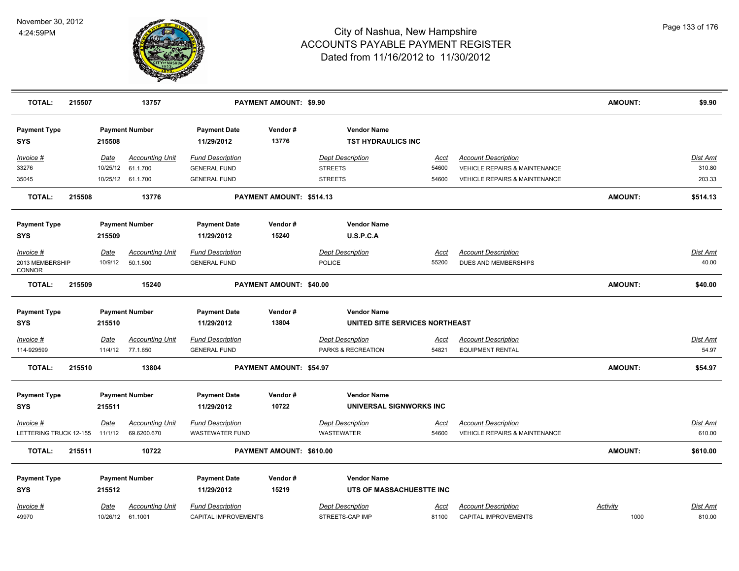# City of Nashua, New Hampshire
## ACCOUNTS PAYABLE PAYMENT REGISTER
### Dated from 11/16/2012 to 11/30/2012

November 30, 2012
4:24:59PM

| TOTAL: | 215507 | 13757 | PAYMENT AMOUNT: $9.90 | AMOUNT: | $9.90 |
|---|---|---|---|---|---|

| Payment Type | Payment Number | Payment Date | Vendor # | Vendor Name |
|---|---|---|---|---|
| SYS | 215508 | 11/29/2012 | 13776 | TST HYDRAULICS INC |

| Invoice # | Date | Accounting Unit | Fund Description | Dept Description | Acct | Account Description | Dist Amt |
|---|---|---|---|---|---|---|---|
| 33276 | 10/25/12 | 61.1.700 | GENERAL FUND | STREETS | 54600 | VEHICLE REPAIRS & MAINTENANCE | 310.80 |
| 35045 | 10/25/12 | 61.1.700 | GENERAL FUND | STREETS | 54600 | VEHICLE REPAIRS & MAINTENANCE | 203.33 |

| TOTAL: | 215508 | 13776 | PAYMENT AMOUNT: $514.13 | AMOUNT: | $514.13 |
|---|---|---|---|---|---|

| Payment Type | Payment Number | Payment Date | Vendor # | Vendor Name |
|---|---|---|---|---|
| SYS | 215509 | 11/29/2012 | 15240 | U.S.P.C.A |

| Invoice # | Date | Accounting Unit | Fund Description | Dept Description | Acct | Account Description | Dist Amt |
|---|---|---|---|---|---|---|---|
| 2013 MEMBERSHIP CONNOR | 10/9/12 | 50.1.500 | GENERAL FUND | POLICE | 55200 | DUES AND MEMBERSHIPS | 40.00 |

| TOTAL: | 215509 | 15240 | PAYMENT AMOUNT: $40.00 | AMOUNT: | $40.00 |
|---|---|---|---|---|---|

| Payment Type | Payment Number | Payment Date | Vendor # | Vendor Name |
|---|---|---|---|---|
| SYS | 215510 | 11/29/2012 | 13804 | UNITED SITE SERVICES NORTHEAST |

| Invoice # | Date | Accounting Unit | Fund Description | Dept Description | Acct | Account Description | Dist Amt |
|---|---|---|---|---|---|---|---|
| 114-929599 | 11/4/12 | 77.1.650 | GENERAL FUND | PARKS & RECREATION | 54821 | EQUIPMENT RENTAL | 54.97 |

| TOTAL: | 215510 | 13804 | PAYMENT AMOUNT: $54.97 | AMOUNT: | $54.97 |
|---|---|---|---|---|---|

| Payment Type | Payment Number | Payment Date | Vendor # | Vendor Name |
|---|---|---|---|---|
| SYS | 215511 | 11/29/2012 | 10722 | UNIVERSAL SIGNWORKS INC |

| Invoice # | Date | Accounting Unit | Fund Description | Dept Description | Acct | Account Description | Dist Amt |
|---|---|---|---|---|---|---|---|
| LETTERING TRUCK 12-155 | 11/1/12 | 69.6200.670 | WASTEWATER FUND | WASTEWATER | 54600 | VEHICLE REPAIRS & MAINTENANCE | 610.00 |

| TOTAL: | 215511 | 10722 | PAYMENT AMOUNT: $610.00 | AMOUNT: | $610.00 |
|---|---|---|---|---|---|

| Payment Type | Payment Number | Payment Date | Vendor # | Vendor Name |
|---|---|---|---|---|
| SYS | 215512 | 11/29/2012 | 15219 | UTS OF MASSACHUESTTE INC |

| Invoice # | Date | Accounting Unit | Fund Description | Dept Description | Acct | Account Description | Activity | Dist Amt |
|---|---|---|---|---|---|---|---|---|
| 49970 | 10/26/12 | 61.1001 | CAPITAL IMPROVEMENTS | STREETS-CAP IMP | 81100 | CAPITAL IMPROVEMENTS | 1000 | 810.00 |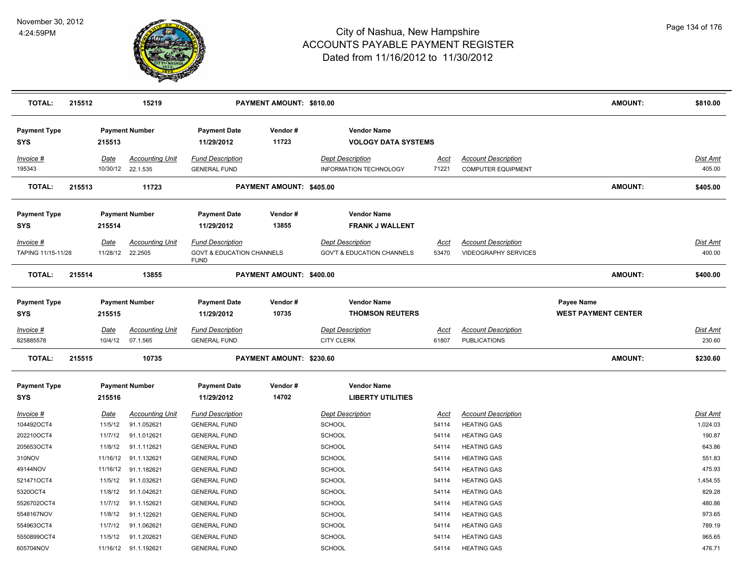# City of Nashua, New Hampshire
## ACCOUNTS PAYABLE PAYMENT REGISTER
### Dated from 11/16/2012 to 11/30/2012

| **TOTAL:** | **215512** | **15219** | **PAYMENT AMOUNT: $810.00** | **AMOUNT:** | **$810.00** |
|---|---|---|---|---|---|

| Payment Type | Payment Number | Payment Date | Vendor # | Vendor Name |
|---|---|---|---|---|
| **SYS** | **215513** | **11/29/2012** | **11723** | **VOLOGY DATA SYSTEMS** |

| Invoice # | Date | Accounting Unit | Fund Description | Dept Description | Acct | Account Description | Dist Amt |
|---|---|---|---|---|---|---|---|
| 195343 | 10/30/12 | 22.1.535 | GENERAL FUND | INFORMATION TECHNOLOGY | 71221 | COMPUTER EQUIPMENT | 405.00 |

| **TOTAL:** | **215513** | **11723** | **PAYMENT AMOUNT: $405.00** | **AMOUNT:** | **$405.00** |
|---|---|---|---|---|---|

| Payment Type | Payment Number | Payment Date | Vendor # | Vendor Name |
|---|---|---|---|---|
| **SYS** | **215514** | **11/29/2012** | **13855** | **FRANK J WALLENT** |

| Invoice # | Date | Accounting Unit | Fund Description | Dept Description | Acct | Account Description | Dist Amt |
|---|---|---|---|---|---|---|---|
| TAPING 11/15-11/28 | 11/28/12 | 22.2505 | GOVT & EDUCATION CHANNELS FUND | GOV'T & EDUCATION CHANNELS | 53470 | VIDEOGRAPHY SERVICES | 400.00 |

| **TOTAL:** | **215514** | **13855** | **PAYMENT AMOUNT: $400.00** | **AMOUNT:** | **$400.00** |
|---|---|---|---|---|---|

| Payment Type | Payment Number | Payment Date | Vendor # | Vendor Name | Payee Name |
|---|---|---|---|---|---|
| **SYS** | **215515** | **11/29/2012** | **10735** | **THOMSON REUTERS** | **WEST PAYMENT CENTER** |

| Invoice # | Date | Accounting Unit | Fund Description | Dept Description | Acct | Account Description | Dist Amt |
|---|---|---|---|---|---|---|---|
| 825885578 | 10/4/12 | 07.1.565 | GENERAL FUND | CITY CLERK | 61807 | PUBLICATIONS | 230.60 |

| **TOTAL:** | **215515** | **10735** | **PAYMENT AMOUNT: $230.60** | **AMOUNT:** | **$230.60** |
|---|---|---|---|---|---|

| Payment Type | Payment Number | Payment Date | Vendor # | Vendor Name |
|---|---|---|---|---|
| **SYS** | **215516** | **11/29/2012** | **14702** | **LIBERTY UTILITIES** |

| Invoice # | Date | Accounting Unit | Fund Description | Dept Description | Acct | Account Description | Dist Amt |
|---|---|---|---|---|---|---|---|
| 104492OCT4 | 11/5/12 | 91.1.052621 | GENERAL FUND | SCHOOL | 54114 | HEATING GAS | 1,024.03 |
| 202210OCT4 | 11/7/12 | 91.1.012621 | GENERAL FUND | SCHOOL | 54114 | HEATING GAS | 190.87 |
| 205653OCT4 | 11/8/12 | 91.1.112621 | GENERAL FUND | SCHOOL | 54114 | HEATING GAS | 643.86 |
| 310NOV | 11/16/12 | 91.1.132621 | GENERAL FUND | SCHOOL | 54114 | HEATING GAS | 551.83 |
| 49144NOV | 11/16/12 | 91.1.182621 | GENERAL FUND | SCHOOL | 54114 | HEATING GAS | 475.93 |
| 521471OCT4 | 11/5/12 | 91.1.032621 | GENERAL FUND | SCHOOL | 54114 | HEATING GAS | 1,454.55 |
| 5320OCT4 | 11/8/12 | 91.1.042621 | GENERAL FUND | SCHOOL | 54114 | HEATING GAS | 829.28 |
| 5526702OCT4 | 11/7/12 | 91.1.152621 | GENERAL FUND | SCHOOL | 54114 | HEATING GAS | 480.86 |
| 5548167NOV | 11/8/12 | 91.1.122621 | GENERAL FUND | SCHOOL | 54114 | HEATING GAS | 973.65 |
| 554963OCT4 | 11/7/12 | 91.1.062621 | GENERAL FUND | SCHOOL | 54114 | HEATING GAS | 789.19 |
| 5550899OCT4 | 11/5/12 | 91.1.202621 | GENERAL FUND | SCHOOL | 54114 | HEATING GAS | 965.65 |
| 605704NOV | 11/16/12 | 91.1.192621 | GENERAL FUND | SCHOOL | 54114 | HEATING GAS | 476.71 |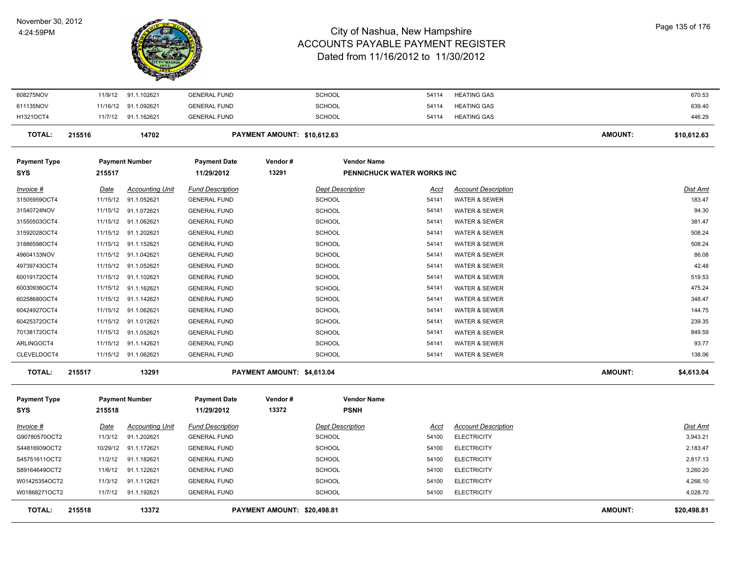| Invoice # | Date | Accounting Unit | Fund Description | Dept Description | Acct | Account Description | Dist Amt |
|---|---|---|---|---|---|---|---|
| 608275NOV | 11/9/12 | 91.1.102621 | GENERAL FUND | SCHOOL | 54114 | HEATING GAS | 670.53 |
| 611135NOV | 11/16/12 | 91.1.092621 | GENERAL FUND | SCHOOL | 54114 | HEATING GAS | 639.40 |
| H1321OCT4 | 11/7/12 | 91.1.162621 | GENERAL FUND | SCHOOL | 54114 | HEATING GAS | 446.29 |

**TOTAL:** 215516 | 14702 | **PAYMENT AMOUNT: $10,612.63** | **AMOUNT: $10,612.63**

| Payment Type | Payment Number | Payment Date | Vendor # | Vendor Name |
|---|---|---|---|---|
| SYS | 215517 | 11/29/2012 | 13291 | PENNICHUCK WATER WORKS INC |

| Invoice # | Date | Accounting Unit | Fund Description | Dept Description | Acct | Account Description | Dist Amt |
|---|---|---|---|---|---|---|---|
| 31505959OCT4 | 11/15/12 | 91.1.052621 | GENERAL FUND | SCHOOL | 54141 | WATER & SEWER | 183.47 |
| 31540724NOV | 11/15/12 | 91.1.072621 | GENERAL FUND | SCHOOL | 54141 | WATER & SEWER | 94.30 |
| 31550503OCT4 | 11/15/12 | 91.1.062621 | GENERAL FUND | SCHOOL | 54141 | WATER & SEWER | 381.47 |
| 31592028OCT4 | 11/15/12 | 91.1.202621 | GENERAL FUND | SCHOOL | 54141 | WATER & SEWER | 508.24 |
| 31886598OCT4 | 11/15/12 | 91.1.152621 | GENERAL FUND | SCHOOL | 54141 | WATER & SEWER | 508.24 |
| 49604133NOV | 11/15/12 | 91.1.042621 | GENERAL FUND | SCHOOL | 54141 | WATER & SEWER | 86.08 |
| 49739743OCT4 | 11/15/12 | 91.1.052621 | GENERAL FUND | SCHOOL | 54141 | WATER & SEWER | 42.48 |
| 60019172OCT4 | 11/15/12 | 91.1.102621 | GENERAL FUND | SCHOOL | 54141 | WATER & SEWER | 519.53 |
| 60030936OCT4 | 11/15/12 | 91.1.162621 | GENERAL FUND | SCHOOL | 54141 | WATER & SEWER | 475.24 |
| 60258680OCT4 | 11/15/12 | 91.1.142621 | GENERAL FUND | SCHOOL | 54141 | WATER & SEWER | 348.47 |
| 60424927OCT4 | 11/15/12 | 91.1.062621 | GENERAL FUND | SCHOOL | 54141 | WATER & SEWER | 144.75 |
| 60425372OCT4 | 11/15/12 | 91.1.012621 | GENERAL FUND | SCHOOL | 54141 | WATER & SEWER | 239.35 |
| 70138172OCT4 | 11/15/12 | 91.1.052621 | GENERAL FUND | SCHOOL | 54141 | WATER & SEWER | 849.59 |
| ARLINGOCT4 | 11/15/12 | 91.1.142621 | GENERAL FUND | SCHOOL | 54141 | WATER & SEWER | 93.77 |
| CLEVELDOCT4 | 11/15/12 | 91.1.062621 | GENERAL FUND | SCHOOL | 54141 | WATER & SEWER | 138.06 |

**TOTAL:** 215517 | 13291 | **PAYMENT AMOUNT: $4,613.04** | **AMOUNT: $4,613.04**

| Payment Type | Payment Number | Payment Date | Vendor # | Vendor Name |
|---|---|---|---|---|
| SYS | 215518 | 11/29/2012 | 13372 | PSNH |

| Invoice # | Date | Accounting Unit | Fund Description | Dept Description | Acct | Account Description | Dist Amt |
|---|---|---|---|---|---|---|---|
| G90780570OCT2 | 11/3/12 | 91.1.202621 | GENERAL FUND | SCHOOL | 54100 | ELECTRICITY | 3,943.21 |
| S44816939OCT2 | 10/29/12 | 91.1.172621 | GENERAL FUND | SCHOOL | 54100 | ELECTRICITY | 2,183.47 |
| S45751611OCT2 | 11/2/12 | 91.1.182621 | GENERAL FUND | SCHOOL | 54100 | ELECTRICITY | 2,817.13 |
| S89164649OCT2 | 11/6/12 | 91.1.122621 | GENERAL FUND | SCHOOL | 54100 | ELECTRICITY | 3,260.20 |
| W01425354OCT2 | 11/3/12 | 91.1.112621 | GENERAL FUND | SCHOOL | 54100 | ELECTRICITY | 4,266.10 |
| W01868271OCT2 | 11/7/12 | 91.1.192621 | GENERAL FUND | SCHOOL | 54100 | ELECTRICITY | 4,028.70 |

**TOTAL:** 215518 | 13372 | **PAYMENT AMOUNT: $20,498.81** | **AMOUNT: $20,498.81**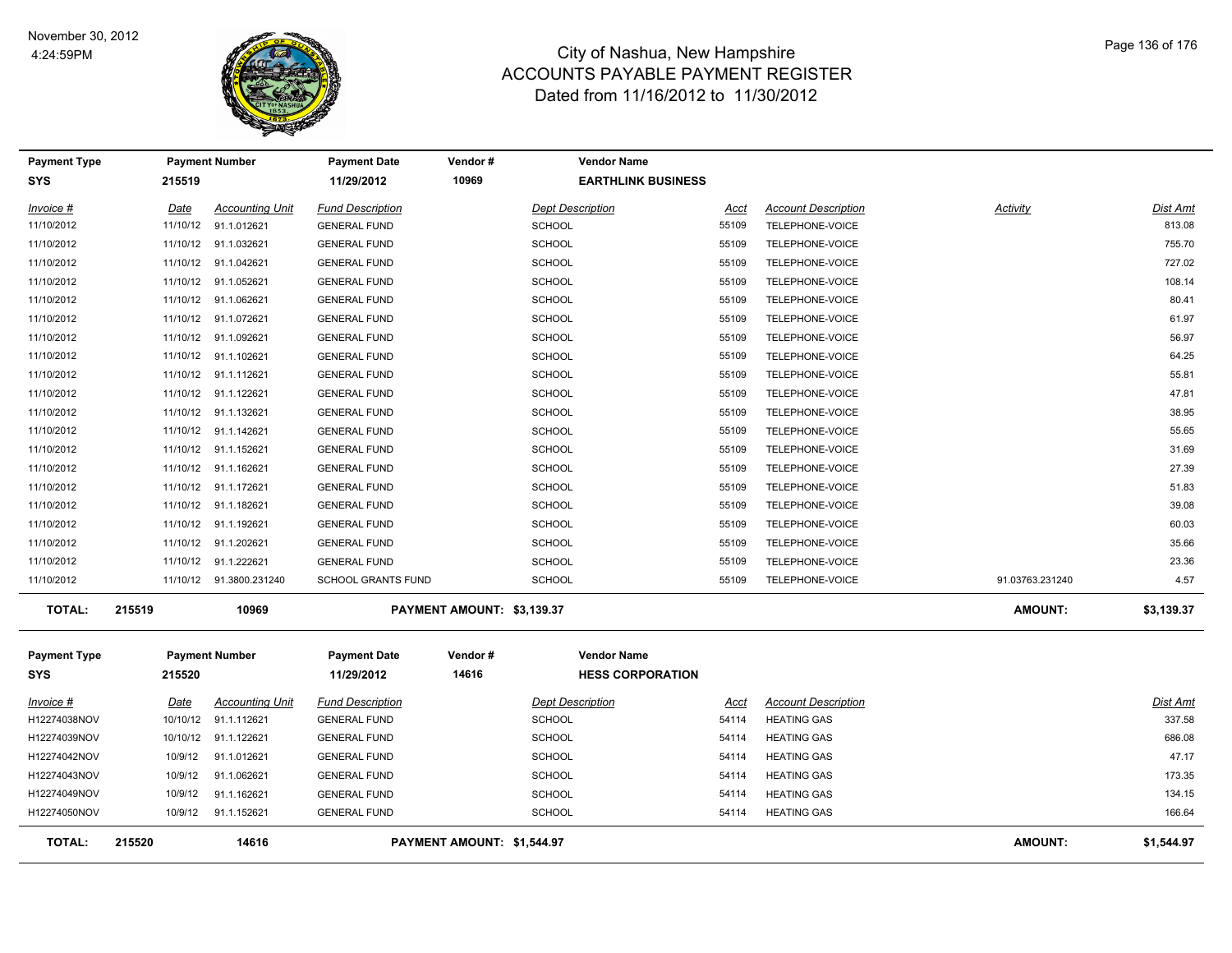# City of Nashua, New Hampshire
## ACCOUNTS PAYABLE PAYMENT REGISTER
### Dated from 11/16/2012 to 11/30/2012

November 30, 2012
4:24:59PM

| Payment Type | Payment Number | Payment Date | Vendor # | Vendor Name |
|---|---|---|---|---|
| SYS | 215519 | 11/29/2012 | 10969 | EARTHLINK BUSINESS |

| Invoice # | Date | Accounting Unit | Fund Description | Dept Description | Acct | Account Description | Activity | Dist Amt |
|---|---|---|---|---|---|---|---|---|
| 11/10/2012 | 11/10/12 | 91.1.012621 | GENERAL FUND | SCHOOL | 55109 | TELEPHONE-VOICE | | 813.08 |
| 11/10/2012 | 11/10/12 | 91.1.032621 | GENERAL FUND | SCHOOL | 55109 | TELEPHONE-VOICE | | 755.70 |
| 11/10/2012 | 11/10/12 | 91.1.042621 | GENERAL FUND | SCHOOL | 55109 | TELEPHONE-VOICE | | 727.02 |
| 11/10/2012 | 11/10/12 | 91.1.052621 | GENERAL FUND | SCHOOL | 55109 | TELEPHONE-VOICE | | 108.14 |
| 11/10/2012 | 11/10/12 | 91.1.062621 | GENERAL FUND | SCHOOL | 55109 | TELEPHONE-VOICE | | 80.41 |
| 11/10/2012 | 11/10/12 | 91.1.072621 | GENERAL FUND | SCHOOL | 55109 | TELEPHONE-VOICE | | 61.97 |
| 11/10/2012 | 11/10/12 | 91.1.092621 | GENERAL FUND | SCHOOL | 55109 | TELEPHONE-VOICE | | 56.97 |
| 11/10/2012 | 11/10/12 | 91.1.102621 | GENERAL FUND | SCHOOL | 55109 | TELEPHONE-VOICE | | 64.25 |
| 11/10/2012 | 11/10/12 | 91.1.112621 | GENERAL FUND | SCHOOL | 55109 | TELEPHONE-VOICE | | 55.81 |
| 11/10/2012 | 11/10/12 | 91.1.122621 | GENERAL FUND | SCHOOL | 55109 | TELEPHONE-VOICE | | 47.81 |
| 11/10/2012 | 11/10/12 | 91.1.132621 | GENERAL FUND | SCHOOL | 55109 | TELEPHONE-VOICE | | 38.95 |
| 11/10/2012 | 11/10/12 | 91.1.142621 | GENERAL FUND | SCHOOL | 55109 | TELEPHONE-VOICE | | 55.65 |
| 11/10/2012 | 11/10/12 | 91.1.152621 | GENERAL FUND | SCHOOL | 55109 | TELEPHONE-VOICE | | 31.69 |
| 11/10/2012 | 11/10/12 | 91.1.162621 | GENERAL FUND | SCHOOL | 55109 | TELEPHONE-VOICE | | 27.39 |
| 11/10/2012 | 11/10/12 | 91.1.172621 | GENERAL FUND | SCHOOL | 55109 | TELEPHONE-VOICE | | 51.83 |
| 11/10/2012 | 11/10/12 | 91.1.182621 | GENERAL FUND | SCHOOL | 55109 | TELEPHONE-VOICE | | 39.08 |
| 11/10/2012 | 11/10/12 | 91.1.192621 | GENERAL FUND | SCHOOL | 55109 | TELEPHONE-VOICE | | 60.03 |
| 11/10/2012 | 11/10/12 | 91.1.202621 | GENERAL FUND | SCHOOL | 55109 | TELEPHONE-VOICE | | 35.66 |
| 11/10/2012 | 11/10/12 | 91.1.222621 | GENERAL FUND | SCHOOL | 55109 | TELEPHONE-VOICE | | 23.36 |
| 11/10/2012 | 11/10/12 | 91.3800.231240 | SCHOOL GRANTS FUND | SCHOOL | 55109 | TELEPHONE-VOICE | 91.03763.231240 | 4.57 |

**TOTAL: 215519 10969 PAYMENT AMOUNT: $3,139.37 AMOUNT: $3,139.37**

| Payment Type | Payment Number | Payment Date | Vendor # | Vendor Name |
|---|---|---|---|---|
| SYS | 215520 | 11/29/2012 | 14616 | HESS CORPORATION |

| Invoice # | Date | Accounting Unit | Fund Description | Dept Description | Acct | Account Description | Dist Amt |
|---|---|---|---|---|---|---|---|
| H12274038NOV | 10/10/12 | 91.1.112621 | GENERAL FUND | SCHOOL | 54114 | HEATING GAS | 337.58 |
| H12274039NOV | 10/10/12 | 91.1.122621 | GENERAL FUND | SCHOOL | 54114 | HEATING GAS | 686.08 |
| H12274042NOV | 10/9/12 | 91.1.012621 | GENERAL FUND | SCHOOL | 54114 | HEATING GAS | 47.17 |
| H12274043NOV | 10/9/12 | 91.1.062621 | GENERAL FUND | SCHOOL | 54114 | HEATING GAS | 173.35 |
| H12274049NOV | 10/9/12 | 91.1.162621 | GENERAL FUND | SCHOOL | 54114 | HEATING GAS | 134.15 |
| H12274050NOV | 10/9/12 | 91.1.152621 | GENERAL FUND | SCHOOL | 54114 | HEATING GAS | 166.64 |

**TOTAL: 215520 14616 PAYMENT AMOUNT: $1,544.97 AMOUNT: $1,544.97**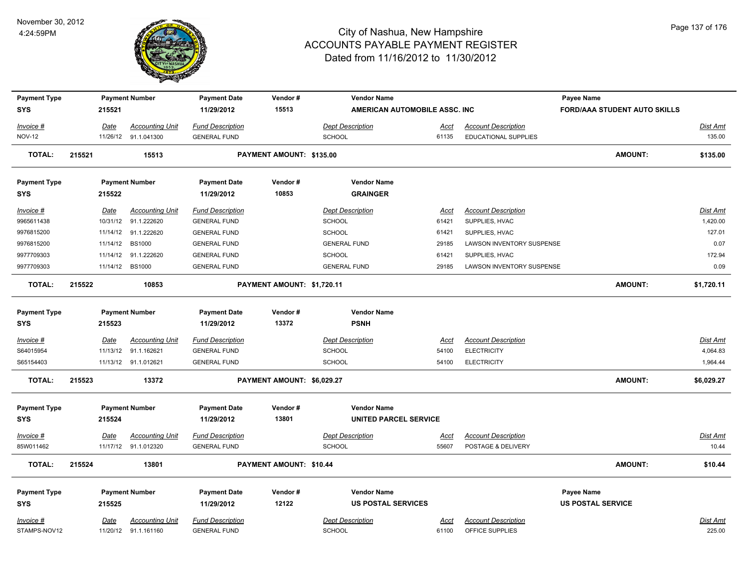| Payment Type | Payment Number | Payment Date | Vendor # | Vendor Name | Payee Name |
|---|---|---|---|---|---|
| SYS | 215521 | 11/29/2012 | 15513 | AMERICAN AUTOMOBILE ASSC. INC | FORD/AAA STUDENT AUTO SKILLS |

| Invoice # | Date | Accounting Unit | Fund Description | Dept Description | Acct | Account Description | Dist Amt |
|---|---|---|---|---|---|---|---|
| NOV-12 | 11/26/12 | 91.1.041300 | GENERAL FUND | SCHOOL | 61135 | EDUCATIONAL SUPPLIES | 135.00 |

**TOTAL: 215521 15513 PAYMENT AMOUNT: $135.00 AMOUNT: $135.00**

| Payment Type | Payment Number | Payment Date | Vendor # | Vendor Name |
|---|---|---|---|---|
| SYS | 215522 | 11/29/2012 | 10853 | GRAINGER |

| Invoice # | Date | Accounting Unit | Fund Description | Dept Description | Acct | Account Description | Dist Amt |
|---|---|---|---|---|---|---|---|
| 9965611438 | 10/31/12 | 91.1.222620 | GENERAL FUND | SCHOOL | 61421 | SUPPLIES, HVAC | 1,420.00 |
| 9976815200 | 11/14/12 | 91.1.222620 | GENERAL FUND | SCHOOL | 61421 | SUPPLIES, HVAC | 127.01 |
| 9976815200 | 11/14/12 | BS1000 | GENERAL FUND | GENERAL FUND | 29185 | LAWSON INVENTORY SUSPENSE | 0.07 |
| 9977709303 | 11/14/12 | 91.1.222620 | GENERAL FUND | SCHOOL | 61421 | SUPPLIES, HVAC | 172.94 |
| 9977709303 | 11/14/12 | BS1000 | GENERAL FUND | GENERAL FUND | 29185 | LAWSON INVENTORY SUSPENSE | 0.09 |

**TOTAL: 215522 10853 PAYMENT AMOUNT: $1,720.11 AMOUNT: $1,720.11**

| Payment Type | Payment Number | Payment Date | Vendor # | Vendor Name |
|---|---|---|---|---|
| SYS | 215523 | 11/29/2012 | 13372 | PSNH |

| Invoice # | Date | Accounting Unit | Fund Description | Dept Description | Acct | Account Description | Dist Amt |
|---|---|---|---|---|---|---|---|
| S64015954 | 11/13/12 | 91.1.162621 | GENERAL FUND | SCHOOL | 54100 | ELECTRICITY | 4,064.83 |
| S65154403 | 11/13/12 | 91.1.012621 | GENERAL FUND | SCHOOL | 54100 | ELECTRICITY | 1,964.44 |

**TOTAL: 215523 13372 PAYMENT AMOUNT: $6,029.27 AMOUNT: $6,029.27**

| Payment Type | Payment Number | Payment Date | Vendor # | Vendor Name |
|---|---|---|---|---|
| SYS | 215524 | 11/29/2012 | 13801 | UNITED PARCEL SERVICE |

| Invoice # | Date | Accounting Unit | Fund Description | Dept Description | Acct | Account Description | Dist Amt |
|---|---|---|---|---|---|---|---|
| 85W011462 | 11/17/12 | 91.1.012320 | GENERAL FUND | SCHOOL | 55607 | POSTAGE & DELIVERY | 10.44 |

**TOTAL: 215524 13801 PAYMENT AMOUNT: $10.44 AMOUNT: $10.44**

| Payment Type | Payment Number | Payment Date | Vendor # | Vendor Name | Payee Name |
|---|---|---|---|---|---|
| SYS | 215525 | 11/29/2012 | 12122 | US POSTAL SERVICES | US POSTAL SERVICE |

| Invoice # | Date | Accounting Unit | Fund Description | Dept Description | Acct | Account Description | Dist Amt |
|---|---|---|---|---|---|---|---|
| STAMPS-NOV12 | 11/20/12 | 91.1.161160 | GENERAL FUND | SCHOOL | 61100 | OFFICE SUPPLIES | 225.00 |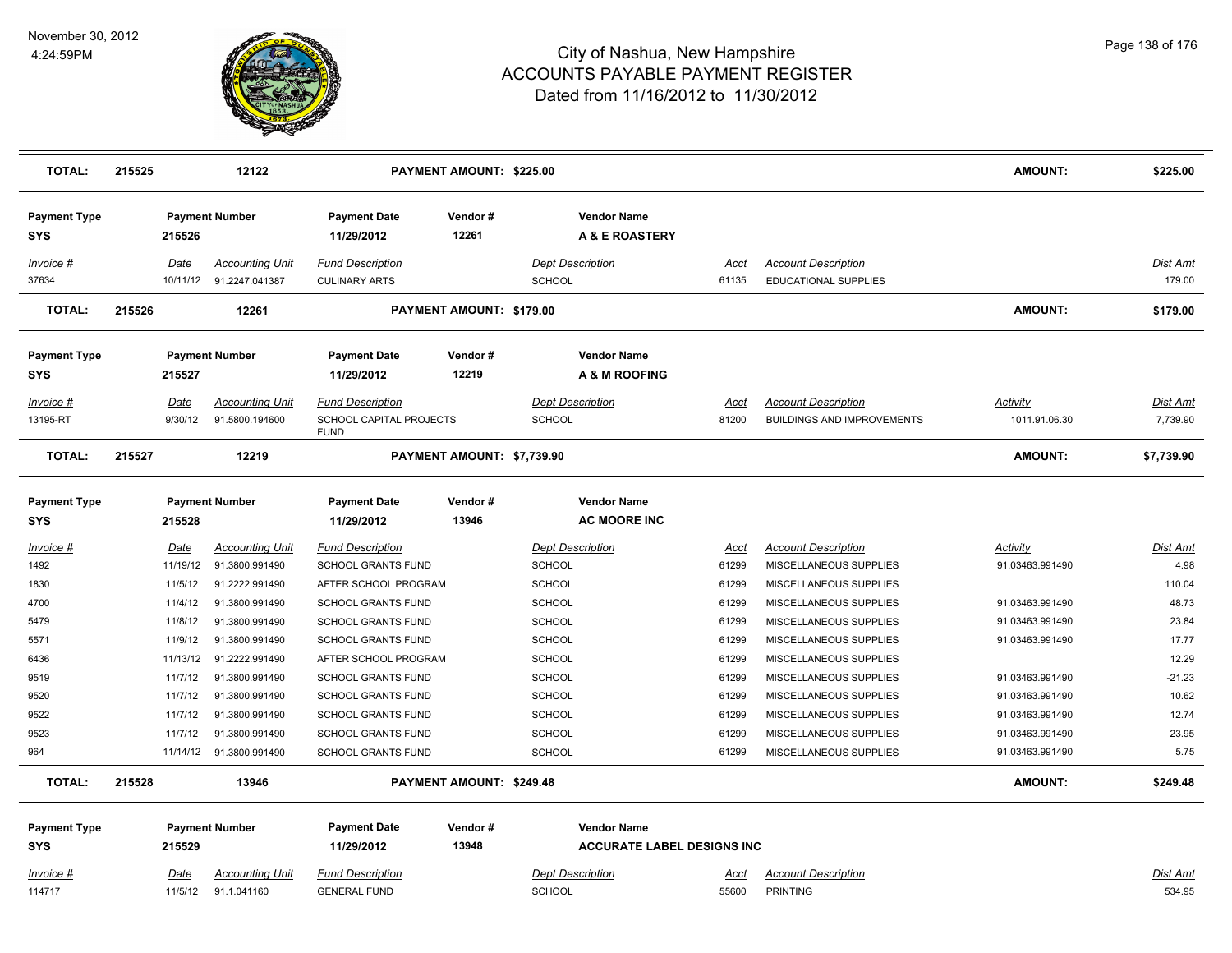# City of Nashua, New Hampshire
## ACCOUNTS PAYABLE PAYMENT REGISTER
### Dated from 11/16/2012 to 11/30/2012

November 30, 2012
4:24:59PM

| TOTAL: | 215525 | 12122 | PAYMENT AMOUNT: $225.00 | AMOUNT: | $225.00 |
|---|---|---|---|---|---|

| Payment Type | Payment Number | Payment Date | Vendor # | Vendor Name |
|---|---|---|---|---|
| SYS | 215526 | 11/29/2012 | 12261 | A & E ROASTERY |

| Invoice # | Date | Accounting Unit | Fund Description | Dept Description | Acct | Account Description | Dist Amt |
|---|---|---|---|---|---|---|---|
| 37634 | 10/11/12 | 91.2247.041387 | CULINARY ARTS | SCHOOL | 61135 | EDUCATIONAL SUPPLIES | 179.00 |

| TOTAL: | 215526 | 12261 | PAYMENT AMOUNT: $179.00 | AMOUNT: | $179.00 |
|---|---|---|---|---|---|

| Payment Type | Payment Number | Payment Date | Vendor # | Vendor Name |
|---|---|---|---|---|
| SYS | 215527 | 11/29/2012 | 12219 | A & M ROOFING |

| Invoice # | Date | Accounting Unit | Fund Description | Dept Description | Acct | Account Description | Activity | Dist Amt |
|---|---|---|---|---|---|---|---|---|
| 13195-RT | 9/30/12 | 91.5800.194600 | SCHOOL CAPITAL PROJECTS FUND | SCHOOL | 81200 | BUILDINGS AND IMPROVEMENTS | 1011.91.06.30 | 7,739.90 |

| TOTAL: | 215527 | 12219 | PAYMENT AMOUNT: $7,739.90 | AMOUNT: | $7,739.90 |
|---|---|---|---|---|---|

| Payment Type | Payment Number | Payment Date | Vendor # | Vendor Name |
|---|---|---|---|---|
| SYS | 215528 | 11/29/2012 | 13946 | AC MOORE INC |

| Invoice # | Date | Accounting Unit | Fund Description | Dept Description | Acct | Account Description | Activity | Dist Amt |
|---|---|---|---|---|---|---|---|---|
| 1492 | 11/19/12 | 91.3800.991490 | SCHOOL GRANTS FUND | SCHOOL | 61299 | MISCELLANEOUS SUPPLIES | 91.03463.991490 | 4.98 |
| 1830 | 11/5/12 | 91.2222.991490 | AFTER SCHOOL PROGRAM | SCHOOL | 61299 | MISCELLANEOUS SUPPLIES | | 110.04 |
| 4700 | 11/4/12 | 91.3800.991490 | SCHOOL GRANTS FUND | SCHOOL | 61299 | MISCELLANEOUS SUPPLIES | 91.03463.991490 | 48.73 |
| 5479 | 11/8/12 | 91.3800.991490 | SCHOOL GRANTS FUND | SCHOOL | 61299 | MISCELLANEOUS SUPPLIES | 91.03463.991490 | 23.84 |
| 5571 | 11/9/12 | 91.3800.991490 | SCHOOL GRANTS FUND | SCHOOL | 61299 | MISCELLANEOUS SUPPLIES | 91.03463.991490 | 17.77 |
| 6436 | 11/13/12 | 91.2222.991490 | AFTER SCHOOL PROGRAM | SCHOOL | 61299 | MISCELLANEOUS SUPPLIES | | 12.29 |
| 9519 | 11/7/12 | 91.3800.991490 | SCHOOL GRANTS FUND | SCHOOL | 61299 | MISCELLANEOUS SUPPLIES | 91.03463.991490 | -21.23 |
| 9520 | 11/7/12 | 91.3800.991490 | SCHOOL GRANTS FUND | SCHOOL | 61299 | MISCELLANEOUS SUPPLIES | 91.03463.991490 | 10.62 |
| 9522 | 11/7/12 | 91.3800.991490 | SCHOOL GRANTS FUND | SCHOOL | 61299 | MISCELLANEOUS SUPPLIES | 91.03463.991490 | 12.74 |
| 9523 | 11/7/12 | 91.3800.991490 | SCHOOL GRANTS FUND | SCHOOL | 61299 | MISCELLANEOUS SUPPLIES | 91.03463.991490 | 23.95 |
| 964 | 11/14/12 | 91.3800.991490 | SCHOOL GRANTS FUND | SCHOOL | 61299 | MISCELLANEOUS SUPPLIES | 91.03463.991490 | 5.75 |

| TOTAL: | 215528 | 13946 | PAYMENT AMOUNT: $249.48 | AMOUNT: | $249.48 |
|---|---|---|---|---|---|

| Payment Type | Payment Number | Payment Date | Vendor # | Vendor Name |
|---|---|---|---|---|
| SYS | 215529 | 11/29/2012 | 13948 | ACCURATE LABEL DESIGNS INC |

| Invoice # | Date | Accounting Unit | Fund Description | Dept Description | Acct | Account Description | Dist Amt |
|---|---|---|---|---|---|---|---|
| 114717 | 11/5/12 | 91.1.041160 | GENERAL FUND | SCHOOL | 55600 | PRINTING | 534.95 |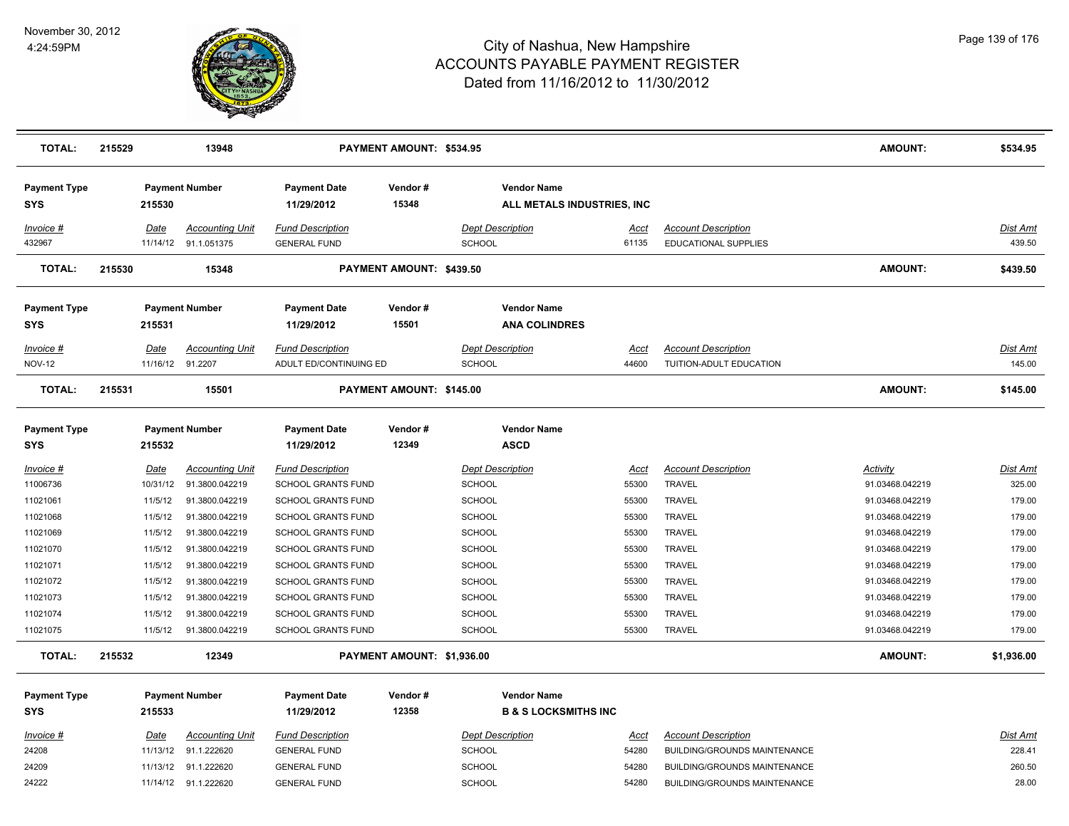# City of Nashua, New Hampshire
## ACCOUNTS PAYABLE PAYMENT REGISTER
### Dated from 11/16/2012 to 11/30/2012

November 30, 2012
4:24:59PM

**TOTAL:** 215529 13948 **PAYMENT AMOUNT: $534.95** **AMOUNT:** **$534.95**

| Payment Type | Payment Number | Payment Date | Vendor # | Vendor Name |
|---|---|---|---|---|
| SYS | 215530 | 11/29/2012 | 15348 | ALL METALS INDUSTRIES, INC |

| Invoice # | Date | Accounting Unit | Fund Description | Dept Description | Acct | Account Description | Dist Amt |
|---|---|---|---|---|---|---|---|
| 432967 | 11/14/12 | 91.1.051375 | GENERAL FUND | SCHOOL | 61135 | EDUCATIONAL SUPPLIES | 439.50 |

**TOTAL:** 215530 15348 **PAYMENT AMOUNT: $439.50** **AMOUNT:** **$439.50**

| Payment Type | Payment Number | Payment Date | Vendor # | Vendor Name |
|---|---|---|---|---|
| SYS | 215531 | 11/29/2012 | 15501 | ANA COLINDRES |

| Invoice # | Date | Accounting Unit | Fund Description | Dept Description | Acct | Account Description | Dist Amt |
|---|---|---|---|---|---|---|---|
| NOV-12 | 11/16/12 | 91.2207 | ADULT ED/CONTINUING ED | SCHOOL | 44600 | TUITION-ADULT EDUCATION | 145.00 |

**TOTAL:** 215531 15501 **PAYMENT AMOUNT: $145.00** **AMOUNT:** **$145.00**

| Payment Type | Payment Number | Payment Date | Vendor # | Vendor Name |
|---|---|---|---|---|
| SYS | 215532 | 11/29/2012 | 12349 | ASCD |

| Invoice # | Date | Accounting Unit | Fund Description | Dept Description | Acct | Account Description | Activity | Dist Amt |
|---|---|---|---|---|---|---|---|---|
| 11006736 | 10/31/12 | 91.3800.042219 | SCHOOL GRANTS FUND | SCHOOL | 55300 | TRAVEL | 91.03468.042219 | 325.00 |
| 11021061 | 11/5/12 | 91.3800.042219 | SCHOOL GRANTS FUND | SCHOOL | 55300 | TRAVEL | 91.03468.042219 | 179.00 |
| 11021068 | 11/5/12 | 91.3800.042219 | SCHOOL GRANTS FUND | SCHOOL | 55300 | TRAVEL | 91.03468.042219 | 179.00 |
| 11021069 | 11/5/12 | 91.3800.042219 | SCHOOL GRANTS FUND | SCHOOL | 55300 | TRAVEL | 91.03468.042219 | 179.00 |
| 11021070 | 11/5/12 | 91.3800.042219 | SCHOOL GRANTS FUND | SCHOOL | 55300 | TRAVEL | 91.03468.042219 | 179.00 |
| 11021071 | 11/5/12 | 91.3800.042219 | SCHOOL GRANTS FUND | SCHOOL | 55300 | TRAVEL | 91.03468.042219 | 179.00 |
| 11021072 | 11/5/12 | 91.3800.042219 | SCHOOL GRANTS FUND | SCHOOL | 55300 | TRAVEL | 91.03468.042219 | 179.00 |
| 11021073 | 11/5/12 | 91.3800.042219 | SCHOOL GRANTS FUND | SCHOOL | 55300 | TRAVEL | 91.03468.042219 | 179.00 |
| 11021074 | 11/5/12 | 91.3800.042219 | SCHOOL GRANTS FUND | SCHOOL | 55300 | TRAVEL | 91.03468.042219 | 179.00 |
| 11021075 | 11/5/12 | 91.3800.042219 | SCHOOL GRANTS FUND | SCHOOL | 55300 | TRAVEL | 91.03468.042219 | 179.00 |

**TOTAL:** 215532 12349 **PAYMENT AMOUNT: $1,936.00** **AMOUNT:** **$1,936.00**

| Payment Type | Payment Number | Payment Date | Vendor # | Vendor Name |
|---|---|---|---|---|
| SYS | 215533 | 11/29/2012 | 12358 | B & S LOCKSMITHS INC |

| Invoice # | Date | Accounting Unit | Fund Description | Dept Description | Acct | Account Description | Dist Amt |
|---|---|---|---|---|---|---|---|
| 24208 | 11/13/12 | 91.1.222620 | GENERAL FUND | SCHOOL | 54280 | BUILDING/GROUNDS MAINTENANCE | 228.41 |
| 24209 | 11/13/12 | 91.1.222620 | GENERAL FUND | SCHOOL | 54280 | BUILDING/GROUNDS MAINTENANCE | 260.50 |
| 24222 | 11/14/12 | 91.1.222620 | GENERAL FUND | SCHOOL | 54280 | BUILDING/GROUNDS MAINTENANCE | 28.00 |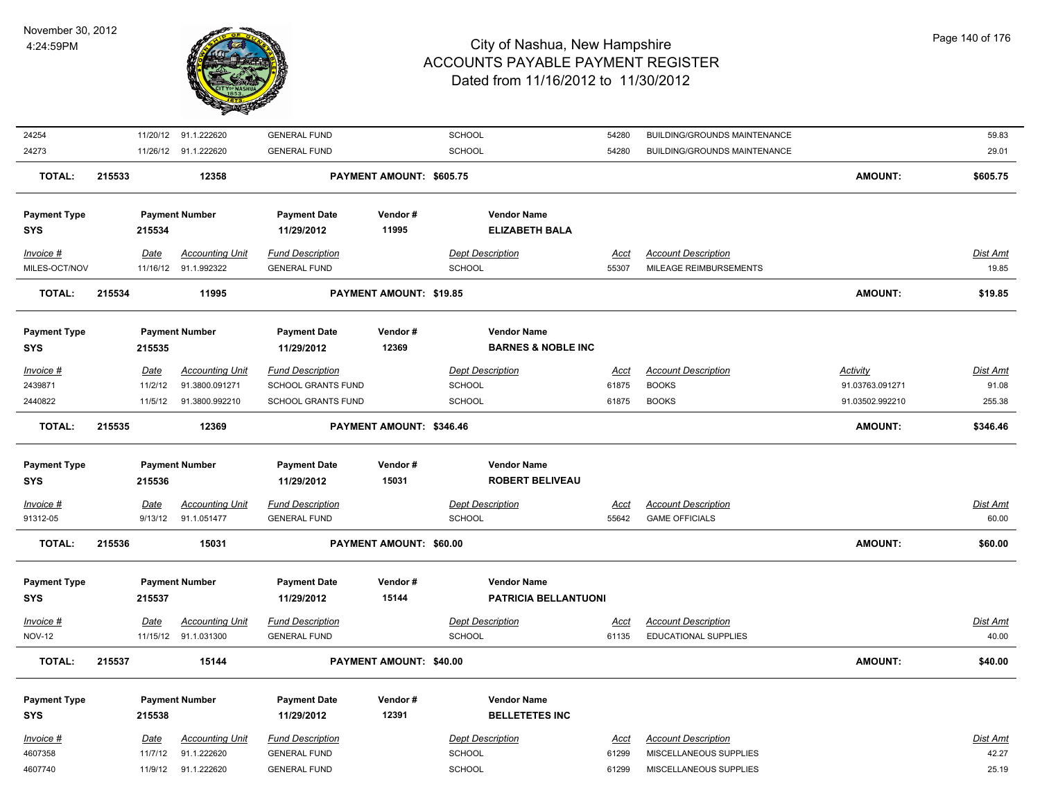# City of Nashua, New Hampshire
## ACCOUNTS PAYABLE PAYMENT REGISTER
### Dated from 11/16/2012 to 11/30/2012

November 30, 2012
4:24:59PM

| Invoice # | Date | Accounting Unit | Fund Description | Dept Description | Acct | Account Description | Dist Amt |
|---|---|---|---|---|---|---|---|
| 24254 | 11/20/12 | 91.1.222620 | GENERAL FUND | SCHOOL | 54280 | BUILDING/GROUNDS MAINTENANCE | 59.83 |
| 24273 | 11/26/12 | 91.1.222620 | GENERAL FUND | SCHOOL | 54280 | BUILDING/GROUNDS MAINTENANCE | 29.01 |

**TOTAL: 215533 — 12358 — PAYMENT AMOUNT: $605.75 — AMOUNT: $605.75**

| Payment Type | Payment Number | Payment Date | Vendor # | Vendor Name |
|---|---|---|---|---|
| SYS | 215534 | 11/29/2012 | 11995 | ELIZABETH BALA |

| Invoice # | Date | Accounting Unit | Fund Description | Dept Description | Acct | Account Description | Dist Amt |
|---|---|---|---|---|---|---|---|
| MILES-OCT/NOV | 11/16/12 | 91.1.992322 | GENERAL FUND | SCHOOL | 55307 | MILEAGE REIMBURSEMENTS | 19.85 |

**TOTAL: 215534 — 11995 — PAYMENT AMOUNT: $19.85 — AMOUNT: $19.85**

| Payment Type | Payment Number | Payment Date | Vendor # | Vendor Name |
|---|---|---|---|---|
| SYS | 215535 | 11/29/2012 | 12369 | BARNES & NOBLE INC |

| Invoice # | Date | Accounting Unit | Fund Description | Dept Description | Acct | Account Description | Activity | Dist Amt |
|---|---|---|---|---|---|---|---|---|
| 2439871 | 11/2/12 | 91.3800.091271 | SCHOOL GRANTS FUND | SCHOOL | 61875 | BOOKS | 91.03763.091271 | 91.08 |
| 2440822 | 11/5/12 | 91.3800.992210 | SCHOOL GRANTS FUND | SCHOOL | 61875 | BOOKS | 91.03502.992210 | 255.38 |

**TOTAL: 215535 — 12369 — PAYMENT AMOUNT: $346.46 — AMOUNT: $346.46**

| Payment Type | Payment Number | Payment Date | Vendor # | Vendor Name |
|---|---|---|---|---|
| SYS | 215536 | 11/29/2012 | 15031 | ROBERT BELIVEAU |

| Invoice # | Date | Accounting Unit | Fund Description | Dept Description | Acct | Account Description | Dist Amt |
|---|---|---|---|---|---|---|---|
| 91312-05 | 9/13/12 | 91.1.051477 | GENERAL FUND | SCHOOL | 55642 | GAME OFFICIALS | 60.00 |

**TOTAL: 215536 — 15031 — PAYMENT AMOUNT: $60.00 — AMOUNT: $60.00**

| Payment Type | Payment Number | Payment Date | Vendor # | Vendor Name |
|---|---|---|---|---|
| SYS | 215537 | 11/29/2012 | 15144 | PATRICIA BELLANTUONI |

| Invoice # | Date | Accounting Unit | Fund Description | Dept Description | Acct | Account Description | Dist Amt |
|---|---|---|---|---|---|---|---|
| NOV-12 | 11/15/12 | 91.1.031300 | GENERAL FUND | SCHOOL | 61135 | EDUCATIONAL SUPPLIES | 40.00 |

**TOTAL: 215537 — 15144 — PAYMENT AMOUNT: $40.00 — AMOUNT: $40.00**

| Payment Type | Payment Number | Payment Date | Vendor # | Vendor Name |
|---|---|---|---|---|
| SYS | 215538 | 11/29/2012 | 12391 | BELLETETES INC |

| Invoice # | Date | Accounting Unit | Fund Description | Dept Description | Acct | Account Description | Dist Amt |
|---|---|---|---|---|---|---|---|
| 4607358 | 11/7/12 | 91.1.222620 | GENERAL FUND | SCHOOL | 61299 | MISCELLANEOUS SUPPLIES | 42.27 |
| 4607740 | 11/9/12 | 91.1.222620 | GENERAL FUND | SCHOOL | 61299 | MISCELLANEOUS SUPPLIES | 25.19 |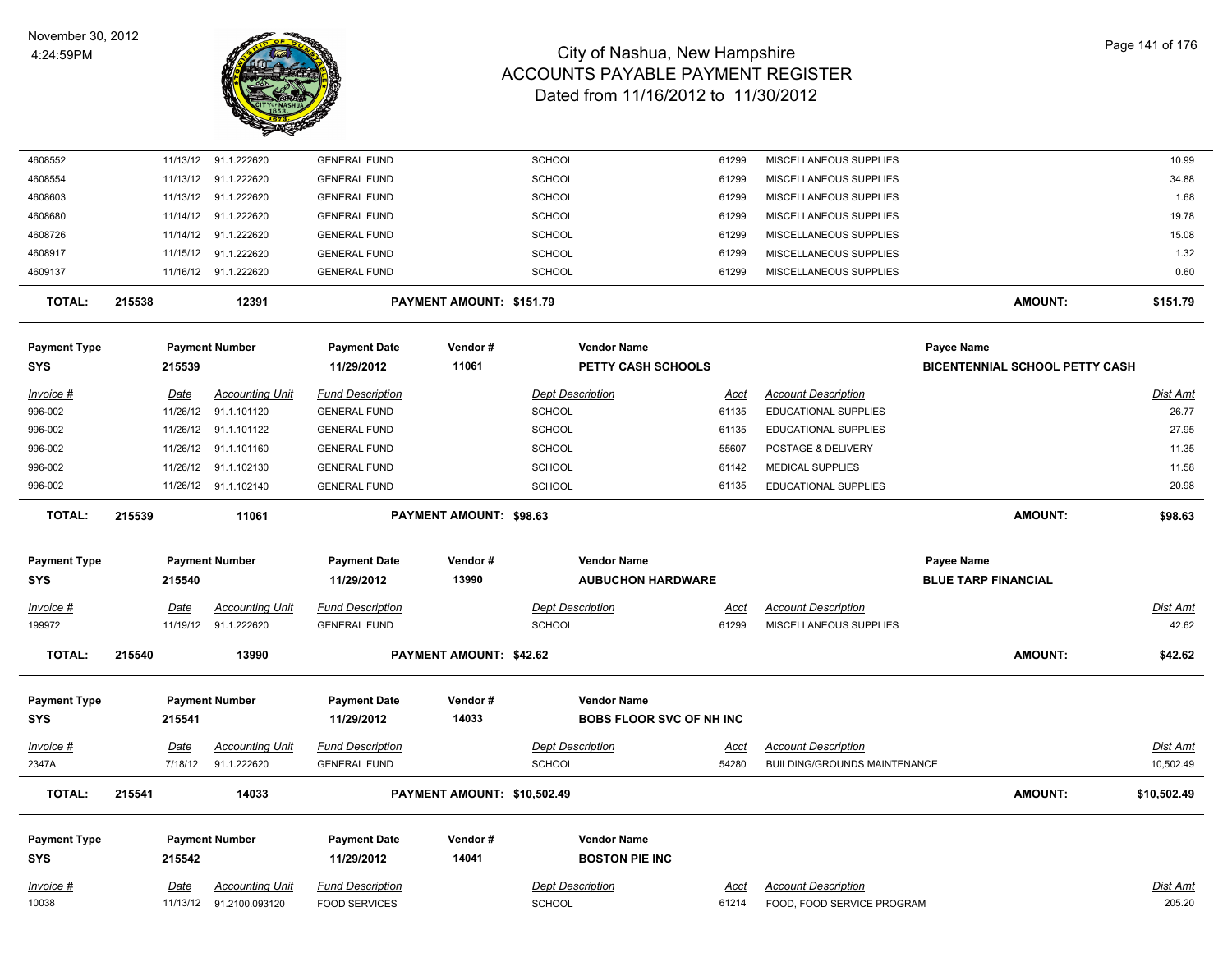# City of Nashua, New Hampshire
## ACCOUNTS PAYABLE PAYMENT REGISTER
### Dated from 11/16/2012 to 11/30/2012

November 30, 2012
4:24:59PM

| Invoice # | Date | Accounting Unit | Fund Description | Dept Description | Acct | Account Description | Dist Amt |
|---|---|---|---|---|---|---|---|
| 4608552 | 11/13/12 | 91.1.222620 | GENERAL FUND | SCHOOL | 61299 | MISCELLANEOUS SUPPLIES | 10.99 |
| 4608554 | 11/13/12 | 91.1.222620 | GENERAL FUND | SCHOOL | 61299 | MISCELLANEOUS SUPPLIES | 34.88 |
| 4608603 | 11/13/12 | 91.1.222620 | GENERAL FUND | SCHOOL | 61299 | MISCELLANEOUS SUPPLIES | 1.68 |
| 4608680 | 11/14/12 | 91.1.222620 | GENERAL FUND | SCHOOL | 61299 | MISCELLANEOUS SUPPLIES | 19.78 |
| 4608726 | 11/14/12 | 91.1.222620 | GENERAL FUND | SCHOOL | 61299 | MISCELLANEOUS SUPPLIES | 15.08 |
| 4608917 | 11/15/12 | 91.1.222620 | GENERAL FUND | SCHOOL | 61299 | MISCELLANEOUS SUPPLIES | 1.32 |
| 4609137 | 11/16/12 | 91.1.222620 | GENERAL FUND | SCHOOL | 61299 | MISCELLANEOUS SUPPLIES | 0.60 |

**TOTAL: 215538 — 12391 — PAYMENT AMOUNT: $151.79 — AMOUNT: $151.79**

| Payment Type | Payment Number | Payment Date | Vendor # | Vendor Name | Payee Name |
|---|---|---|---|---|---|
| SYS | 215539 | 11/29/2012 | 11061 | PETTY CASH SCHOOLS | BICENTENNIAL SCHOOL PETTY CASH |

| Invoice # | Date | Accounting Unit | Fund Description | Dept Description | Acct | Account Description | Dist Amt |
|---|---|---|---|---|---|---|---|
| 996-002 | 11/26/12 | 91.1.101120 | GENERAL FUND | SCHOOL | 61135 | EDUCATIONAL SUPPLIES | 26.77 |
| 996-002 | 11/26/12 | 91.1.101122 | GENERAL FUND | SCHOOL | 61135 | EDUCATIONAL SUPPLIES | 27.95 |
| 996-002 | 11/26/12 | 91.1.101160 | GENERAL FUND | SCHOOL | 55607 | POSTAGE & DELIVERY | 11.35 |
| 996-002 | 11/26/12 | 91.1.102130 | GENERAL FUND | SCHOOL | 61142 | MEDICAL SUPPLIES | 11.58 |
| 996-002 | 11/26/12 | 91.1.102140 | GENERAL FUND | SCHOOL | 61135 | EDUCATIONAL SUPPLIES | 20.98 |

**TOTAL: 215539 — 11061 — PAYMENT AMOUNT: $98.63 — AMOUNT: $98.63**

| Payment Type | Payment Number | Payment Date | Vendor # | Vendor Name | Payee Name |
|---|---|---|---|---|---|
| SYS | 215540 | 11/29/2012 | 13990 | AUBUCHON HARDWARE | BLUE TARP FINANCIAL |

| Invoice # | Date | Accounting Unit | Fund Description | Dept Description | Acct | Account Description | Dist Amt |
|---|---|---|---|---|---|---|---|
| 199972 | 11/19/12 | 91.1.222620 | GENERAL FUND | SCHOOL | 61299 | MISCELLANEOUS SUPPLIES | 42.62 |

**TOTAL: 215540 — 13990 — PAYMENT AMOUNT: $42.62 — AMOUNT: $42.62**

| Payment Type | Payment Number | Payment Date | Vendor # | Vendor Name |
|---|---|---|---|---|
| SYS | 215541 | 11/29/2012 | 14033 | BOBS FLOOR SVC OF NH INC |

| Invoice # | Date | Accounting Unit | Fund Description | Dept Description | Acct | Account Description | Dist Amt |
|---|---|---|---|---|---|---|---|
| 2347A | 7/18/12 | 91.1.222620 | GENERAL FUND | SCHOOL | 54280 | BUILDING/GROUNDS MAINTENANCE | 10,502.49 |

**TOTAL: 215541 — 14033 — PAYMENT AMOUNT: $10,502.49 — AMOUNT: $10,502.49**

| Payment Type | Payment Number | Payment Date | Vendor # | Vendor Name |
|---|---|---|---|---|
| SYS | 215542 | 11/29/2012 | 14041 | BOSTON PIE INC |

| Invoice # | Date | Accounting Unit | Fund Description | Dept Description | Acct | Account Description | Dist Amt |
|---|---|---|---|---|---|---|---|
| 10038 | 11/13/12 | 91.2100.093120 | FOOD SERVICES | SCHOOL | 61214 | FOOD, FOOD SERVICE PROGRAM | 205.20 |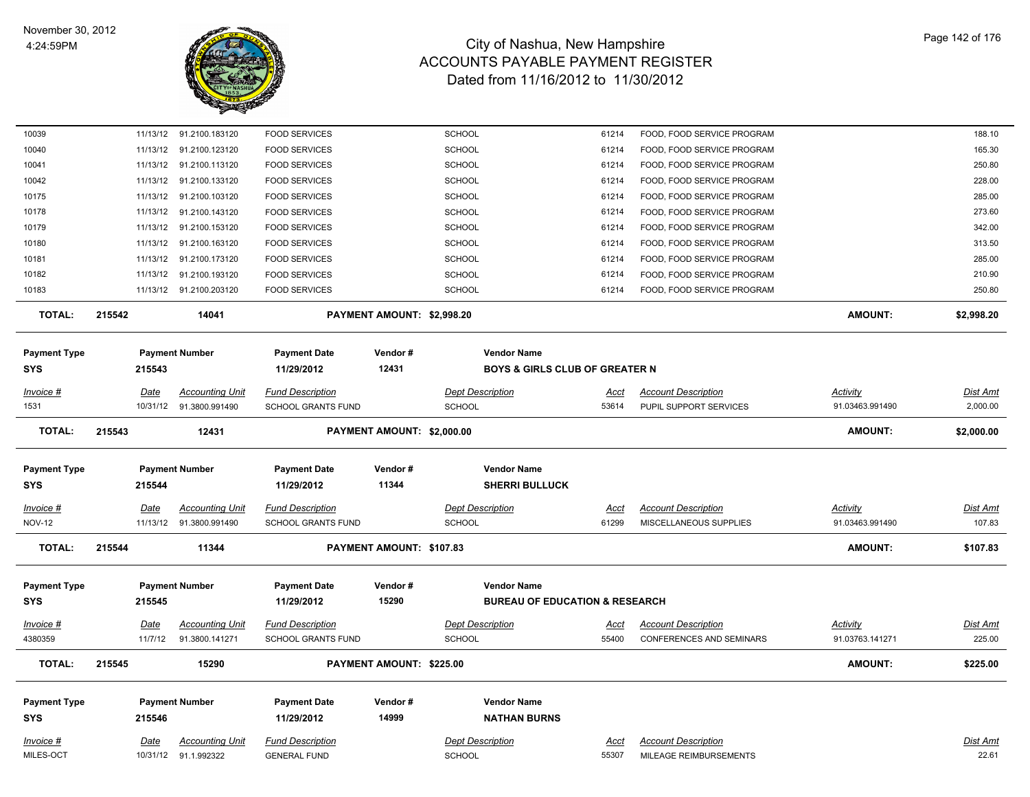# City of Nashua, New Hampshire
## ACCOUNTS PAYABLE PAYMENT REGISTER
### Dated from 11/16/2012 to 11/30/2012

November 30, 2012
4:24:59PM

| | | | | | | | | |
|---|---|---|---|---|---|---|---|---|
| 10039 | 11/13/12 | 91.2100.183120 | FOOD SERVICES | SCHOOL | 61214 | FOOD, FOOD SERVICE PROGRAM | | 188.10 |
| 10040 | 11/13/12 | 91.2100.123120 | FOOD SERVICES | SCHOOL | 61214 | FOOD, FOOD SERVICE PROGRAM | | 165.30 |
| 10041 | 11/13/12 | 91.2100.113120 | FOOD SERVICES | SCHOOL | 61214 | FOOD, FOOD SERVICE PROGRAM | | 250.80 |
| 10042 | 11/13/12 | 91.2100.133120 | FOOD SERVICES | SCHOOL | 61214 | FOOD, FOOD SERVICE PROGRAM | | 228.00 |
| 10175 | 11/13/12 | 91.2100.103120 | FOOD SERVICES | SCHOOL | 61214 | FOOD, FOOD SERVICE PROGRAM | | 285.00 |
| 10178 | 11/13/12 | 91.2100.143120 | FOOD SERVICES | SCHOOL | 61214 | FOOD, FOOD SERVICE PROGRAM | | 273.60 |
| 10179 | 11/13/12 | 91.2100.153120 | FOOD SERVICES | SCHOOL | 61214 | FOOD, FOOD SERVICE PROGRAM | | 342.00 |
| 10180 | 11/13/12 | 91.2100.163120 | FOOD SERVICES | SCHOOL | 61214 | FOOD, FOOD SERVICE PROGRAM | | 313.50 |
| 10181 | 11/13/12 | 91.2100.173120 | FOOD SERVICES | SCHOOL | 61214 | FOOD, FOOD SERVICE PROGRAM | | 285.00 |
| 10182 | 11/13/12 | 91.2100.193120 | FOOD SERVICES | SCHOOL | 61214 | FOOD, FOOD SERVICE PROGRAM | | 210.90 |
| 10183 | 11/13/12 | 91.2100.203120 | FOOD SERVICES | SCHOOL | 61214 | FOOD, FOOD SERVICE PROGRAM | | 250.80 |

**TOTAL:** 215542 | 14041 | **PAYMENT AMOUNT: $2,998.20** | **AMOUNT: $2,998.20**

| Payment Type | Payment Number | Payment Date | Vendor # | Vendor Name |
|---|---|---|---|---|
| SYS | 215543 | 11/29/2012 | 12431 | BOYS & GIRLS CLUB OF GREATER N |

| Invoice # | Date | Accounting Unit | Fund Description | Dept Description | Acct | Account Description | Activity | Dist Amt |
|---|---|---|---|---|---|---|---|---|
| 1531 | 10/31/12 | 91.3800.991490 | SCHOOL GRANTS FUND | SCHOOL | 53614 | PUPIL SUPPORT SERVICES | 91.03463.991490 | 2,000.00 |

**TOTAL:** 215543 | 12431 | **PAYMENT AMOUNT: $2,000.00** | **AMOUNT: $2,000.00**

| Payment Type | Payment Number | Payment Date | Vendor # | Vendor Name |
|---|---|---|---|---|
| SYS | 215544 | 11/29/2012 | 11344 | SHERRI BULLUCK |

| Invoice # | Date | Accounting Unit | Fund Description | Dept Description | Acct | Account Description | Activity | Dist Amt |
|---|---|---|---|---|---|---|---|---|
| NOV-12 | 11/13/12 | 91.3800.991490 | SCHOOL GRANTS FUND | SCHOOL | 61299 | MISCELLANEOUS SUPPLIES | 91.03463.991490 | 107.83 |

**TOTAL:** 215544 | 11344 | **PAYMENT AMOUNT: $107.83** | **AMOUNT: $107.83**

| Payment Type | Payment Number | Payment Date | Vendor # | Vendor Name |
|---|---|---|---|---|
| SYS | 215545 | 11/29/2012 | 15290 | BUREAU OF EDUCATION & RESEARCH |

| Invoice # | Date | Accounting Unit | Fund Description | Dept Description | Acct | Account Description | Activity | Dist Amt |
|---|---|---|---|---|---|---|---|---|
| 4380359 | 11/7/12 | 91.3800.141271 | SCHOOL GRANTS FUND | SCHOOL | 55400 | CONFERENCES AND SEMINARS | 91.03763.141271 | 225.00 |

**TOTAL:** 215545 | 15290 | **PAYMENT AMOUNT: $225.00** | **AMOUNT: $225.00**

| Payment Type | Payment Number | Payment Date | Vendor # | Vendor Name |
|---|---|---|---|---|
| SYS | 215546 | 11/29/2012 | 14999 | NATHAN BURNS |

| Invoice # | Date | Accounting Unit | Fund Description | Dept Description | Acct | Account Description | Dist Amt |
|---|---|---|---|---|---|---|---|
| MILES-OCT | 10/31/12 | 91.1.992322 | GENERAL FUND | SCHOOL | 55307 | MILEAGE REIMBURSEMENTS | 22.61 |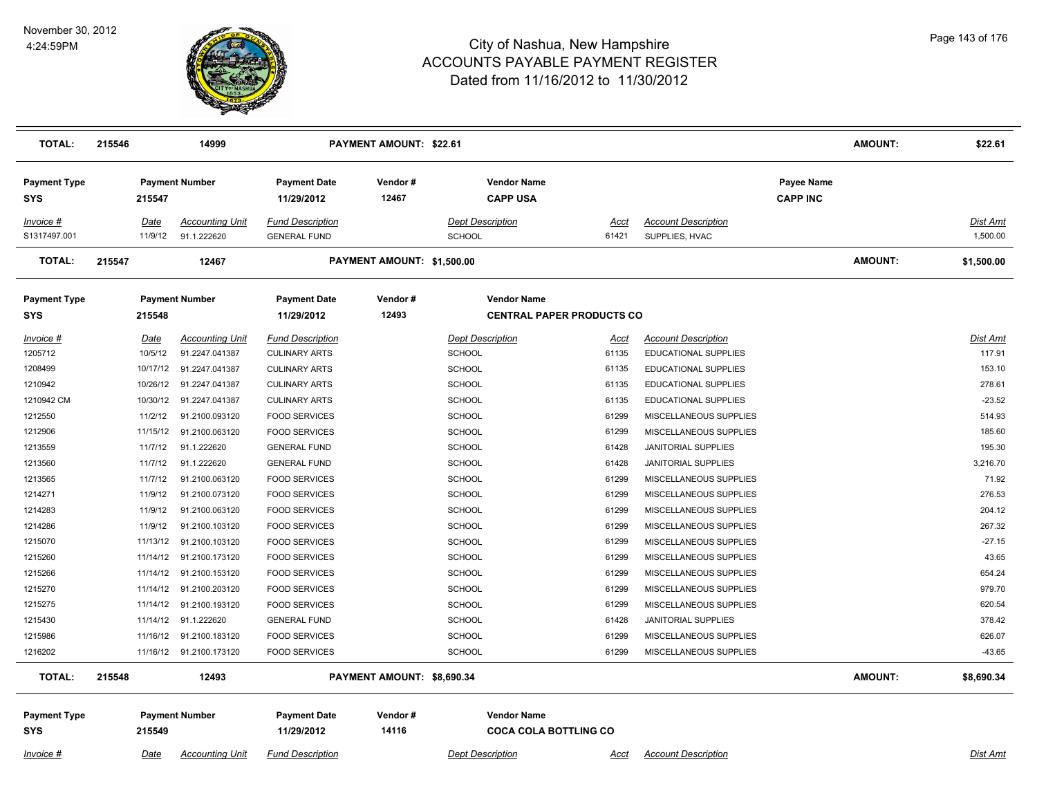| TOTAL: | 215546 | 14999 | PAYMENT AMOUNT: $22.61 | | AMOUNT: | $22.61 |
|---|---|---|---|---|---|---|

| Payment Type | Payment Number | Payment Date | Vendor # | Vendor Name | Payee Name |
|---|---|---|---|---|---|
| SYS | 215547 | 11/29/2012 | 12467 | CAPP USA | CAPP INC |

| Invoice # | Date | Accounting Unit | Fund Description | Dept Description | Acct | Account Description | Dist Amt |
|---|---|---|---|---|---|---|---|
| S1317497.001 | 11/9/12 | 91.1.222620 | GENERAL FUND | SCHOOL | 61421 | SUPPLIES, HVAC | 1,500.00 |

| TOTAL: | 215547 | 12467 | PAYMENT AMOUNT: $1,500.00 | | AMOUNT: | $1,500.00 |
|---|---|---|---|---|---|---|

| Payment Type | Payment Number | Payment Date | Vendor # | Vendor Name |
|---|---|---|---|---|
| SYS | 215548 | 11/29/2012 | 12493 | CENTRAL PAPER PRODUCTS CO |

| Invoice # | Date | Accounting Unit | Fund Description | Dept Description | Acct | Account Description | Dist Amt |
|---|---|---|---|---|---|---|---|
| 1205712 | 10/5/12 | 91.2247.041387 | CULINARY ARTS | SCHOOL | 61135 | EDUCATIONAL SUPPLIES | 117.91 |
| 1208499 | 10/17/12 | 91.2247.041387 | CULINARY ARTS | SCHOOL | 61135 | EDUCATIONAL SUPPLIES | 153.10 |
| 1210942 | 10/26/12 | 91.2247.041387 | CULINARY ARTS | SCHOOL | 61135 | EDUCATIONAL SUPPLIES | 278.61 |
| 1210942 CM | 10/30/12 | 91.2247.041387 | CULINARY ARTS | SCHOOL | 61135 | EDUCATIONAL SUPPLIES | -23.52 |
| 1212550 | 11/2/12 | 91.2100.093120 | FOOD SERVICES | SCHOOL | 61299 | MISCELLANEOUS SUPPLIES | 514.93 |
| 1212906 | 11/15/12 | 91.2100.063120 | FOOD SERVICES | SCHOOL | 61299 | MISCELLANEOUS SUPPLIES | 185.60 |
| 1213559 | 11/7/12 | 91.1.222620 | GENERAL FUND | SCHOOL | 61428 | JANITORIAL SUPPLIES | 195.30 |
| 1213560 | 11/7/12 | 91.1.222620 | GENERAL FUND | SCHOOL | 61428 | JANITORIAL SUPPLIES | 3,216.70 |
| 1213565 | 11/7/12 | 91.2100.063120 | FOOD SERVICES | SCHOOL | 61299 | MISCELLANEOUS SUPPLIES | 71.92 |
| 1214271 | 11/9/12 | 91.2100.073120 | FOOD SERVICES | SCHOOL | 61299 | MISCELLANEOUS SUPPLIES | 276.53 |
| 1214283 | 11/9/12 | 91.2100.063120 | FOOD SERVICES | SCHOOL | 61299 | MISCELLANEOUS SUPPLIES | 204.12 |
| 1214286 | 11/9/12 | 91.2100.103120 | FOOD SERVICES | SCHOOL | 61299 | MISCELLANEOUS SUPPLIES | 267.32 |
| 1215070 | 11/13/12 | 91.2100.103120 | FOOD SERVICES | SCHOOL | 61299 | MISCELLANEOUS SUPPLIES | -27.15 |
| 1215260 | 11/14/12 | 91.2100.173120 | FOOD SERVICES | SCHOOL | 61299 | MISCELLANEOUS SUPPLIES | 43.65 |
| 1215266 | 11/14/12 | 91.2100.153120 | FOOD SERVICES | SCHOOL | 61299 | MISCELLANEOUS SUPPLIES | 654.24 |
| 1215270 | 11/14/12 | 91.2100.203120 | FOOD SERVICES | SCHOOL | 61299 | MISCELLANEOUS SUPPLIES | 979.70 |
| 1215275 | 11/14/12 | 91.2100.193120 | FOOD SERVICES | SCHOOL | 61299 | MISCELLANEOUS SUPPLIES | 620.54 |
| 1215430 | 11/14/12 | 91.1.222620 | GENERAL FUND | SCHOOL | 61428 | JANITORIAL SUPPLIES | 378.42 |
| 1215986 | 11/16/12 | 91.2100.183120 | FOOD SERVICES | SCHOOL | 61299 | MISCELLANEOUS SUPPLIES | 626.07 |
| 1216202 | 11/16/12 | 91.2100.173120 | FOOD SERVICES | SCHOOL | 61299 | MISCELLANEOUS SUPPLIES | -43.65 |

| TOTAL: | 215548 | 12493 | PAYMENT AMOUNT: $8,690.34 | | AMOUNT: | $8,690.34 |
|---|---|---|---|---|---|---|

| Payment Type | Payment Number | Payment Date | Vendor # | Vendor Name |
|---|---|---|---|---|
| SYS | 215549 | 11/29/2012 | 14116 | COCA COLA BOTTLING CO |

| Invoice # | Date | Accounting Unit | Fund Description | Dept Description | Acct | Account Description | Dist Amt |
|---|---|---|---|---|---|---|---|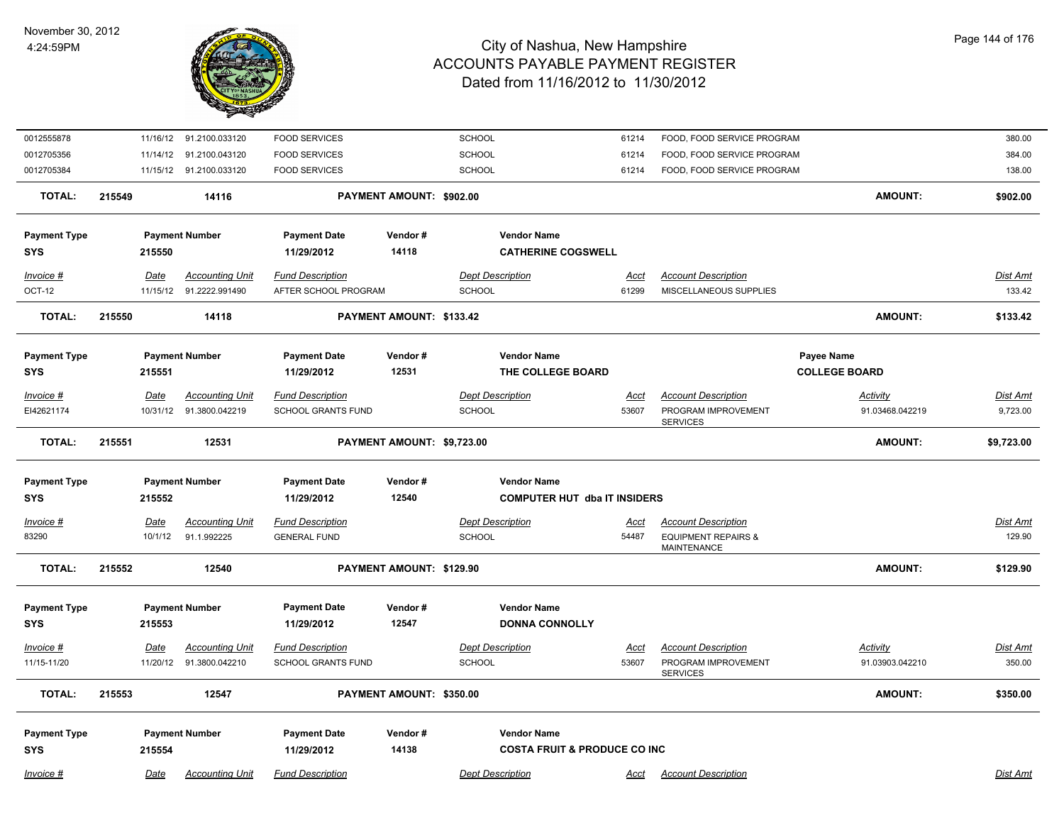| Invoice # | Date | Accounting Unit | Fund Description | Dept Description | Acct | Account Description | Dist Amt |
|---|---|---|---|---|---|---|---|
| 0012555878 | 11/16/12 | 91.2100.033120 | FOOD SERVICES | SCHOOL | 61214 | FOOD, FOOD SERVICE PROGRAM | 380.00 |
| 0012705356 | 11/14/12 | 91.2100.043120 | FOOD SERVICES | SCHOOL | 61214 | FOOD, FOOD SERVICE PROGRAM | 384.00 |
| 0012705384 | 11/15/12 | 91.2100.033120 | FOOD SERVICES | SCHOOL | 61214 | FOOD, FOOD SERVICE PROGRAM | 138.00 |

**TOTAL:** 215549 — 14116 — **PAYMENT AMOUNT: $902.00** — **AMOUNT: $902.00**

---

| Payment Type | Payment Number | Payment Date | Vendor # | Vendor Name |
|---|---|---|---|---|
| SYS | 215550 | 11/29/2012 | 14118 | CATHERINE COGSWELL |

| Invoice # | Date | Accounting Unit | Fund Description | Dept Description | Acct | Account Description | Dist Amt |
|---|---|---|---|---|---|---|---|
| OCT-12 | 11/15/12 | 91.2222.991490 | AFTER SCHOOL PROGRAM | SCHOOL | 61299 | MISCELLANEOUS SUPPLIES | 133.42 |

**TOTAL:** 215550 — 14118 — **PAYMENT AMOUNT: $133.42** — **AMOUNT: $133.42**

---

| Payment Type | Payment Number | Payment Date | Vendor # | Vendor Name | Payee Name |
|---|---|---|---|---|---|
| SYS | 215551 | 11/29/2012 | 12531 | THE COLLEGE BOARD | COLLEGE BOARD |

| Invoice # | Date | Accounting Unit | Fund Description | Dept Description | Acct | Account Description | Activity | Dist Amt |
|---|---|---|---|---|---|---|---|---|
| EI42621174 | 10/31/12 | 91.3800.042219 | SCHOOL GRANTS FUND | SCHOOL | 53607 | PROGRAM IMPROVEMENT SERVICES | 91.03468.042219 | 9,723.00 |

**TOTAL:** 215551 — 12531 — **PAYMENT AMOUNT: $9,723.00** — **AMOUNT: $9,723.00**

---

| Payment Type | Payment Number | Payment Date | Vendor # | Vendor Name |
|---|---|---|---|---|
| SYS | 215552 | 11/29/2012 | 12540 | COMPUTER HUT dba IT INSIDERS |

| Invoice # | Date | Accounting Unit | Fund Description | Dept Description | Acct | Account Description | Dist Amt |
|---|---|---|---|---|---|---|---|
| 83290 | 10/1/12 | 91.1.992225 | GENERAL FUND | SCHOOL | 54487 | EQUIPMENT REPAIRS & MAINTENANCE | 129.90 |

**TOTAL:** 215552 — 12540 — **PAYMENT AMOUNT: $129.90** — **AMOUNT: $129.90**

---

| Payment Type | Payment Number | Payment Date | Vendor # | Vendor Name |
|---|---|---|---|---|
| SYS | 215553 | 11/29/2012 | 12547 | DONNA CONNOLLY |

| Invoice # | Date | Accounting Unit | Fund Description | Dept Description | Acct | Account Description | Activity | Dist Amt |
|---|---|---|---|---|---|---|---|---|
| 11/15-11/20 | 11/20/12 | 91.3800.042210 | SCHOOL GRANTS FUND | SCHOOL | 53607 | PROGRAM IMPROVEMENT SERVICES | 91.03903.042210 | 350.00 |

**TOTAL:** 215553 — 12547 — **PAYMENT AMOUNT: $350.00** — **AMOUNT: $350.00**

---

| Payment Type | Payment Number | Payment Date | Vendor # | Vendor Name |
|---|---|---|---|---|
| SYS | 215554 | 11/29/2012 | 14138 | COSTA FRUIT & PRODUCE CO INC |

| Invoice # | Date | Accounting Unit | Fund Description | Dept Description | Acct | Account Description | Dist Amt |
|---|---|---|---|---|---|---|---|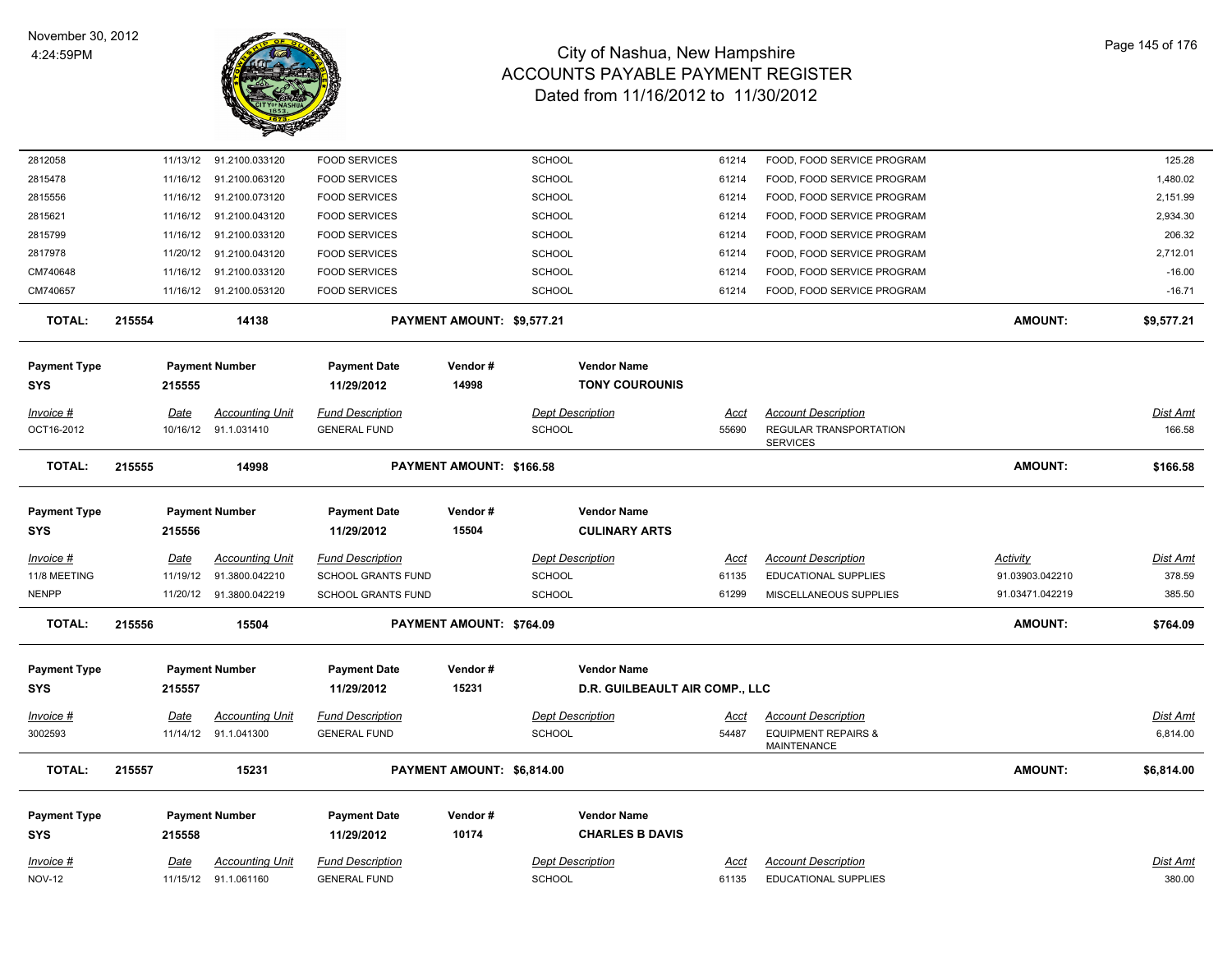| Invoice # | Date | Accounting Unit | Fund Description | Dept Description | Acct | Account Description | Activity | Dist Amt |
|---|---|---|---|---|---|---|---|---|
| 2812058 | 11/13/12 | 91.2100.033120 | FOOD SERVICES | SCHOOL | 61214 | FOOD, FOOD SERVICE PROGRAM | | 125.28 |
| 2815478 | 11/16/12 | 91.2100.063120 | FOOD SERVICES | SCHOOL | 61214 | FOOD, FOOD SERVICE PROGRAM | | 1,480.02 |
| 2815556 | 11/16/12 | 91.2100.073120 | FOOD SERVICES | SCHOOL | 61214 | FOOD, FOOD SERVICE PROGRAM | | 2,151.99 |
| 2815621 | 11/16/12 | 91.2100.043120 | FOOD SERVICES | SCHOOL | 61214 | FOOD, FOOD SERVICE PROGRAM | | 2,934.30 |
| 2815799 | 11/16/12 | 91.2100.033120 | FOOD SERVICES | SCHOOL | 61214 | FOOD, FOOD SERVICE PROGRAM | | 206.32 |
| 2817978 | 11/20/12 | 91.2100.043120 | FOOD SERVICES | SCHOOL | 61214 | FOOD, FOOD SERVICE PROGRAM | | 2,712.01 |
| CM740648 | 11/16/12 | 91.2100.033120 | FOOD SERVICES | SCHOOL | 61214 | FOOD, FOOD SERVICE PROGRAM | | -16.00 |
| CM740657 | 11/16/12 | 91.2100.053120 | FOOD SERVICES | SCHOOL | 61214 | FOOD, FOOD SERVICE PROGRAM | | -16.71 |

**TOTAL: 215554 — 14138 — PAYMENT AMOUNT: $9,577.21 — AMOUNT: $9,577.21**

| Payment Type | Payment Number | Payment Date | Vendor # | Vendor Name |
|---|---|---|---|---|
| SYS | 215555 | 11/29/2012 | 14998 | TONY COUROUNIS |

| Invoice # | Date | Accounting Unit | Fund Description | Dept Description | Acct | Account Description | Dist Amt |
|---|---|---|---|---|---|---|---|
| OCT16-2012 | 10/16/12 | 91.1.031410 | GENERAL FUND | SCHOOL | 55690 | REGULAR TRANSPORTATION SERVICES | 166.58 |

**TOTAL: 215555 — 14998 — PAYMENT AMOUNT: $166.58 — AMOUNT: $166.58**

| Payment Type | Payment Number | Payment Date | Vendor # | Vendor Name |
|---|---|---|---|---|
| SYS | 215556 | 11/29/2012 | 15504 | CULINARY ARTS |

| Invoice # | Date | Accounting Unit | Fund Description | Dept Description | Acct | Account Description | Activity | Dist Amt |
|---|---|---|---|---|---|---|---|---|
| 11/8 MEETING | 11/19/12 | 91.3800.042210 | SCHOOL GRANTS FUND | SCHOOL | 61135 | EDUCATIONAL SUPPLIES | 91.03903.042210 | 378.59 |
| NENPP | 11/20/12 | 91.3800.042219 | SCHOOL GRANTS FUND | SCHOOL | 61299 | MISCELLANEOUS SUPPLIES | 91.03471.042219 | 385.50 |

**TOTAL: 215556 — 15504 — PAYMENT AMOUNT: $764.09 — AMOUNT: $764.09**

| Payment Type | Payment Number | Payment Date | Vendor # | Vendor Name |
|---|---|---|---|---|
| SYS | 215557 | 11/29/2012 | 15231 | D.R. GUILBEAULT AIR COMP., LLC |

| Invoice # | Date | Accounting Unit | Fund Description | Dept Description | Acct | Account Description | Dist Amt |
|---|---|---|---|---|---|---|---|
| 3002593 | 11/14/12 | 91.1.041300 | GENERAL FUND | SCHOOL | 54487 | EQUIPMENT REPAIRS & MAINTENANCE | 6,814.00 |

**TOTAL: 215557 — 15231 — PAYMENT AMOUNT: $6,814.00 — AMOUNT: $6,814.00**

| Payment Type | Payment Number | Payment Date | Vendor # | Vendor Name |
|---|---|---|---|---|
| SYS | 215558 | 11/29/2012 | 10174 | CHARLES B DAVIS |

| Invoice # | Date | Accounting Unit | Fund Description | Dept Description | Acct | Account Description | Dist Amt |
|---|---|---|---|---|---|---|---|
| NOV-12 | 11/15/12 | 91.1.061160 | GENERAL FUND | SCHOOL | 61135 | EDUCATIONAL SUPPLIES | 380.00 |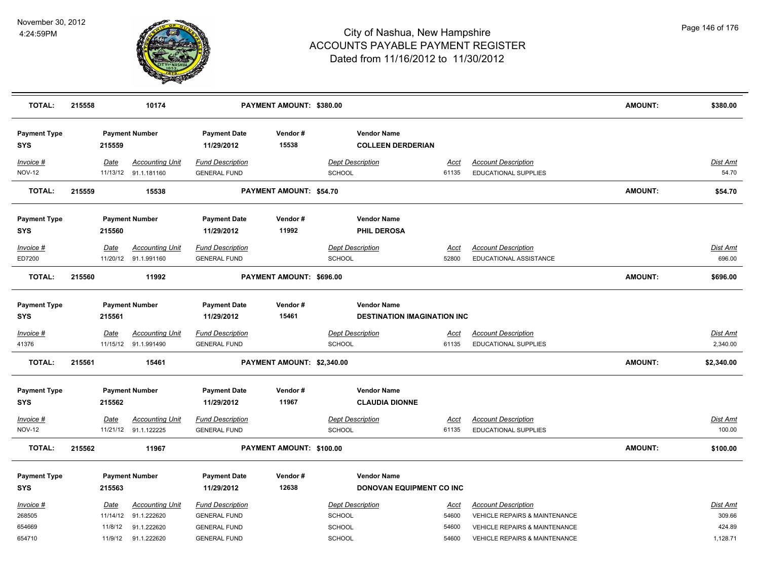# City of Nashua, New Hampshire
## ACCOUNTS PAYABLE PAYMENT REGISTER
### Dated from 11/16/2012 to 11/30/2012

November 30, 2012
4:24:59PM

| TOTAL: | 215558 | 10174 | PAYMENT AMOUNT: $380.00 | | | | AMOUNT: | $380.00 |
|---|---|---|---|---|---|---|---|---|

| Payment Type | Payment Number | Payment Date | Vendor # | Vendor Name | | | |
|---|---|---|---|---|---|---|---|
| SYS | 215559 | 11/29/2012 | 15538 | COLLEEN DERDERIAN | | | |
| *Invoice #* | *Date* | *Accounting Unit* | *Fund Description* | *Dept Description* | *Acct* | *Account Description* | *Dist Amt* |
| NOV-12 | 11/13/12 | 91.1.181160 | GENERAL FUND | SCHOOL | 61135 | EDUCATIONAL SUPPLIES | 54.70 |
| **TOTAL:** | **215559** | **15538** | **PAYMENT AMOUNT: $54.70** | | | **AMOUNT:** | **$54.70** |

| Payment Type | Payment Number | Payment Date | Vendor # | Vendor Name | | | |
|---|---|---|---|---|---|---|---|
| SYS | 215560 | 11/29/2012 | 11992 | PHIL DEROSA | | | |
| *Invoice #* | *Date* | *Accounting Unit* | *Fund Description* | *Dept Description* | *Acct* | *Account Description* | *Dist Amt* |
| ED7200 | 11/20/12 | 91.1.991160 | GENERAL FUND | SCHOOL | 52800 | EDUCATIONAL ASSISTANCE | 696.00 |
| **TOTAL:** | **215560** | **11992** | **PAYMENT AMOUNT: $696.00** | | | **AMOUNT:** | **$696.00** |

| Payment Type | Payment Number | Payment Date | Vendor # | Vendor Name | | | |
|---|---|---|---|---|---|---|---|
| SYS | 215561 | 11/29/2012 | 15461 | DESTINATION IMAGINATION INC | | | |
| *Invoice #* | *Date* | *Accounting Unit* | *Fund Description* | *Dept Description* | *Acct* | *Account Description* | *Dist Amt* |
| 41376 | 11/15/12 | 91.1.991490 | GENERAL FUND | SCHOOL | 61135 | EDUCATIONAL SUPPLIES | 2,340.00 |
| **TOTAL:** | **215561** | **15461** | **PAYMENT AMOUNT: $2,340.00** | | | **AMOUNT:** | **$2,340.00** |

| Payment Type | Payment Number | Payment Date | Vendor # | Vendor Name | | | |
|---|---|---|---|---|---|---|---|
| SYS | 215562 | 11/29/2012 | 11967 | CLAUDIA DIONNE | | | |
| *Invoice #* | *Date* | *Accounting Unit* | *Fund Description* | *Dept Description* | *Acct* | *Account Description* | *Dist Amt* |
| NOV-12 | 11/21/12 | 91.1.122225 | GENERAL FUND | SCHOOL | 61135 | EDUCATIONAL SUPPLIES | 100.00 |
| **TOTAL:** | **215562** | **11967** | **PAYMENT AMOUNT: $100.00** | | | **AMOUNT:** | **$100.00** |

| Payment Type | Payment Number | Payment Date | Vendor # | Vendor Name | | | |
|---|---|---|---|---|---|---|---|
| SYS | 215563 | 11/29/2012 | 12638 | DONOVAN EQUIPMENT CO INC | | | |
| *Invoice #* | *Date* | *Accounting Unit* | *Fund Description* | *Dept Description* | *Acct* | *Account Description* | *Dist Amt* |
| 268505 | 11/14/12 | 91.1.222620 | GENERAL FUND | SCHOOL | 54600 | VEHICLE REPAIRS & MAINTENANCE | 309.66 |
| 654669 | 11/8/12 | 91.1.222620 | GENERAL FUND | SCHOOL | 54600 | VEHICLE REPAIRS & MAINTENANCE | 424.89 |
| 654710 | 11/9/12 | 91.1.222620 | GENERAL FUND | SCHOOL | 54600 | VEHICLE REPAIRS & MAINTENANCE | 1,128.71 |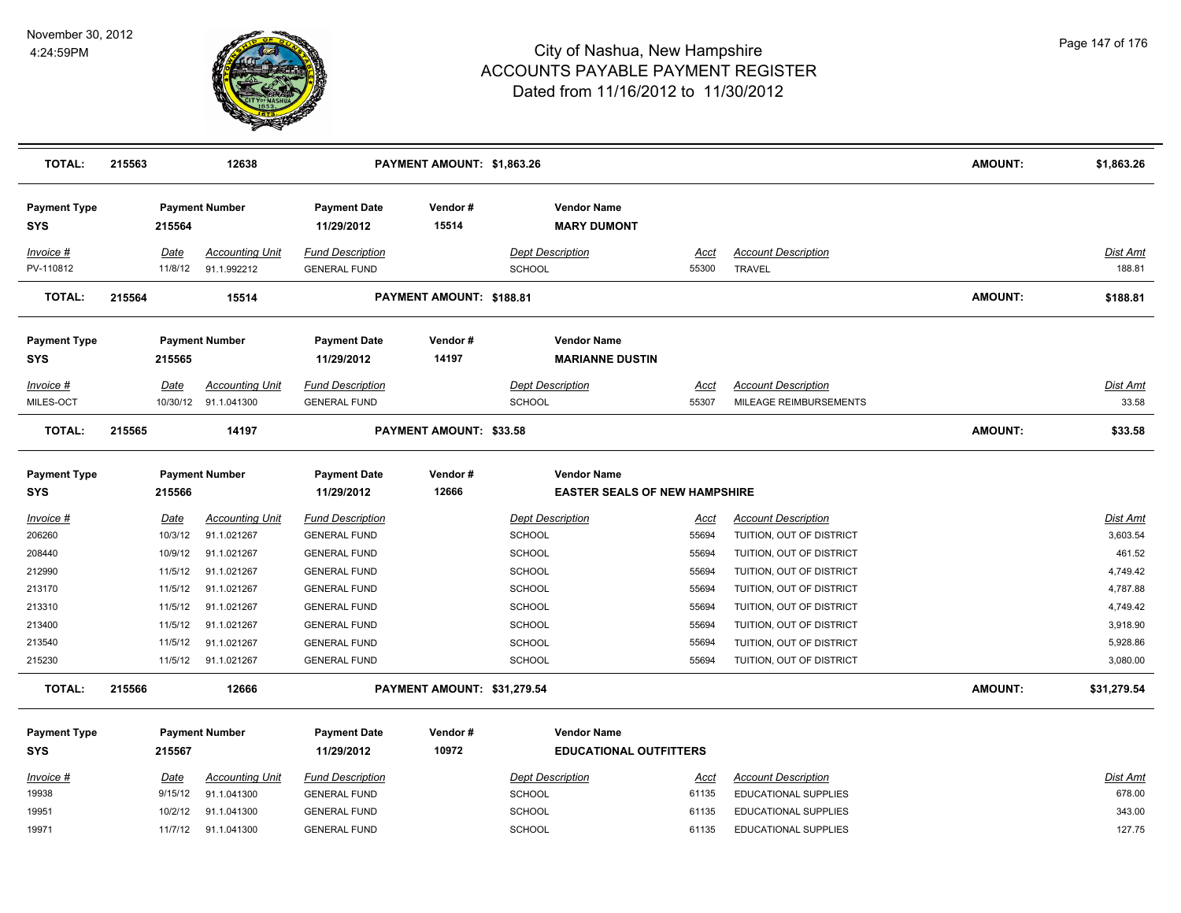# City of Nashua, New Hampshire
## ACCOUNTS PAYABLE PAYMENT REGISTER
### Dated from 11/16/2012 to 11/30/2012

November 30, 2012
4:24:59PM

| **TOTAL:** | **215563** | **12638** | | **PAYMENT AMOUNT: $1,863.26** | | | | **AMOUNT:** | **$1,863.26** |
|---|---|---|---|---|---|---|---|---|---|

| Payment Type | Payment Number | | Payment Date | Vendor # | Vendor Name | | | | |
|---|---|---|---|---|---|---|---|---|---|
| **SYS** | **215564** | | **11/29/2012** | **15514** | **MARY DUMONT** | | | | |
| *Invoice #* | *Date* | *Accounting Unit* | *Fund Description* | | *Dept Description* | *Acct* | *Account Description* | | *Dist Amt* |
| PV-110812 | 11/8/12 | 91.1.992212 | GENERAL FUND | | SCHOOL | 55300 | TRAVEL | | 188.81 |
| **TOTAL:** | **215564** | **15514** | | **PAYMENT AMOUNT: $188.81** | | | | **AMOUNT:** | **$188.81** |

| Payment Type | Payment Number | | Payment Date | Vendor # | Vendor Name | | | | |
|---|---|---|---|---|---|---|---|---|---|
| **SYS** | **215565** | | **11/29/2012** | **14197** | **MARIANNE DUSTIN** | | | | |
| *Invoice #* | *Date* | *Accounting Unit* | *Fund Description* | | *Dept Description* | *Acct* | *Account Description* | | *Dist Amt* |
| MILES-OCT | 10/30/12 | 91.1.041300 | GENERAL FUND | | SCHOOL | 55307 | MILEAGE REIMBURSEMENTS | | 33.58 |
| **TOTAL:** | **215565** | **14197** | | **PAYMENT AMOUNT: $33.58** | | | | **AMOUNT:** | **$33.58** |

| Payment Type | Payment Number | | Payment Date | Vendor # | Vendor Name | | | | |
|---|---|---|---|---|---|---|---|---|---|
| **SYS** | **215566** | | **11/29/2012** | **12666** | **EASTER SEALS OF NEW HAMPSHIRE** | | | | |
| *Invoice #* | *Date* | *Accounting Unit* | *Fund Description* | | *Dept Description* | *Acct* | *Account Description* | | *Dist Amt* |
| 206260 | 10/3/12 | 91.1.021267 | GENERAL FUND | | SCHOOL | 55694 | TUITION, OUT OF DISTRICT | | 3,603.54 |
| 208440 | 10/9/12 | 91.1.021267 | GENERAL FUND | | SCHOOL | 55694 | TUITION, OUT OF DISTRICT | | 461.52 |
| 212990 | 11/5/12 | 91.1.021267 | GENERAL FUND | | SCHOOL | 55694 | TUITION, OUT OF DISTRICT | | 4,749.42 |
| 213170 | 11/5/12 | 91.1.021267 | GENERAL FUND | | SCHOOL | 55694 | TUITION, OUT OF DISTRICT | | 4,787.88 |
| 213310 | 11/5/12 | 91.1.021267 | GENERAL FUND | | SCHOOL | 55694 | TUITION, OUT OF DISTRICT | | 4,749.42 |
| 213400 | 11/5/12 | 91.1.021267 | GENERAL FUND | | SCHOOL | 55694 | TUITION, OUT OF DISTRICT | | 3,918.90 |
| 213540 | 11/5/12 | 91.1.021267 | GENERAL FUND | | SCHOOL | 55694 | TUITION, OUT OF DISTRICT | | 5,928.86 |
| 215230 | 11/5/12 | 91.1.021267 | GENERAL FUND | | SCHOOL | 55694 | TUITION, OUT OF DISTRICT | | 3,080.00 |
| **TOTAL:** | **215566** | **12666** | | **PAYMENT AMOUNT: $31,279.54** | | | | **AMOUNT:** | **$31,279.54** |

| Payment Type | Payment Number | | Payment Date | Vendor # | Vendor Name | | | | |
|---|---|---|---|---|---|---|---|---|---|
| **SYS** | **215567** | | **11/29/2012** | **10972** | **EDUCATIONAL OUTFITTERS** | | | | |
| *Invoice #* | *Date* | *Accounting Unit* | *Fund Description* | | *Dept Description* | *Acct* | *Account Description* | | *Dist Amt* |
| 19938 | 9/15/12 | 91.1.041300 | GENERAL FUND | | SCHOOL | 61135 | EDUCATIONAL SUPPLIES | | 678.00 |
| 19951 | 10/2/12 | 91.1.041300 | GENERAL FUND | | SCHOOL | 61135 | EDUCATIONAL SUPPLIES | | 343.00 |
| 19971 | 11/7/12 | 91.1.041300 | GENERAL FUND | | SCHOOL | 61135 | EDUCATIONAL SUPPLIES | | 127.75 |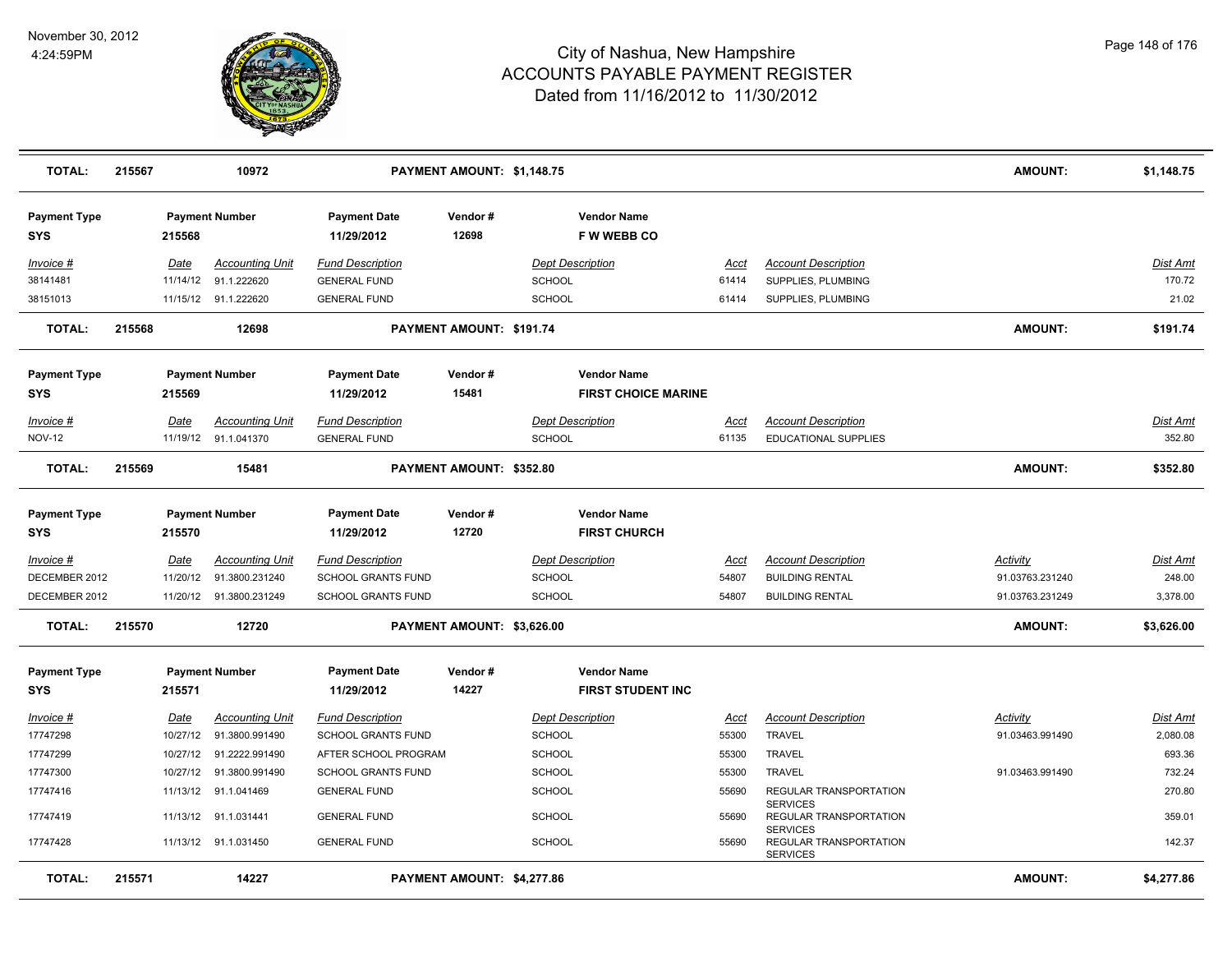# City of Nashua, New Hampshire
## ACCOUNTS PAYABLE PAYMENT REGISTER
### Dated from 11/16/2012 to 11/30/2012

November 30, 2012
4:24:59PM

| **TOTAL:** | **215567** | **10972** | **PAYMENT AMOUNT: $1,148.75** | | | | **AMOUNT:** | **$1,148.75** |
|---|---|---|---|---|---|---|---|---|

| Payment Type | Payment Number | Payment Date | Vendor # | Vendor Name |
|---|---|---|---|---|
| SYS | 215568 | 11/29/2012 | 12698 | F W WEBB CO |

| Invoice # | Date | Accounting Unit | Fund Description | Dept Description | Acct | Account Description | Activity | Dist Amt |
|---|---|---|---|---|---|---|---|---|
| 38141481 | 11/14/12 | 91.1.222620 | GENERAL FUND | SCHOOL | 61414 | SUPPLIES, PLUMBING | | 170.72 |
| 38151013 | 11/15/12 | 91.1.222620 | GENERAL FUND | SCHOOL | 61414 | SUPPLIES, PLUMBING | | 21.02 |
| **TOTAL:** | **215568** | **12698** | **PAYMENT AMOUNT: $191.74** | | | | **AMOUNT:** | **$191.74** |

| Payment Type | Payment Number | Payment Date | Vendor # | Vendor Name |
|---|---|---|---|---|
| SYS | 215569 | 11/29/2012 | 15481 | FIRST CHOICE MARINE |

| Invoice # | Date | Accounting Unit | Fund Description | Dept Description | Acct | Account Description | Activity | Dist Amt |
|---|---|---|---|---|---|---|---|---|
| NOV-12 | 11/19/12 | 91.1.041370 | GENERAL FUND | SCHOOL | 61135 | EDUCATIONAL SUPPLIES | | 352.80 |
| **TOTAL:** | **215569** | **15481** | **PAYMENT AMOUNT: $352.80** | | | | **AMOUNT:** | **$352.80** |

| Payment Type | Payment Number | Payment Date | Vendor # | Vendor Name |
|---|---|---|---|---|
| SYS | 215570 | 11/29/2012 | 12720 | FIRST CHURCH |

| Invoice # | Date | Accounting Unit | Fund Description | Dept Description | Acct | Account Description | Activity | Dist Amt |
|---|---|---|---|---|---|---|---|---|
| DECEMBER 2012 | 11/20/12 | 91.3800.231240 | SCHOOL GRANTS FUND | SCHOOL | 54807 | BUILDING RENTAL | 91.03763.231240 | 248.00 |
| DECEMBER 2012 | 11/20/12 | 91.3800.231249 | SCHOOL GRANTS FUND | SCHOOL | 54807 | BUILDING RENTAL | 91.03763.231249 | 3,378.00 |
| **TOTAL:** | **215570** | **12720** | **PAYMENT AMOUNT: $3,626.00** | | | | **AMOUNT:** | **$3,626.00** |

| Payment Type | Payment Number | Payment Date | Vendor # | Vendor Name |
|---|---|---|---|---|
| SYS | 215571 | 11/29/2012 | 14227 | FIRST STUDENT INC |

| Invoice # | Date | Accounting Unit | Fund Description | Dept Description | Acct | Account Description | Activity | Dist Amt |
|---|---|---|---|---|---|---|---|---|
| 17747298 | 10/27/12 | 91.3800.991490 | SCHOOL GRANTS FUND | SCHOOL | 55300 | TRAVEL | 91.03463.991490 | 2,080.08 |
| 17747299 | 10/27/12 | 91.2222.991490 | AFTER SCHOOL PROGRAM | SCHOOL | 55300 | TRAVEL | | 693.36 |
| 17747300 | 10/27/12 | 91.3800.991490 | SCHOOL GRANTS FUND | SCHOOL | 55300 | TRAVEL | 91.03463.991490 | 732.24 |
| 17747416 | 11/13/12 | 91.1.041469 | GENERAL FUND | SCHOOL | 55690 | REGULAR TRANSPORTATION SERVICES | | 270.80 |
| 17747419 | 11/13/12 | 91.1.031441 | GENERAL FUND | SCHOOL | 55690 | REGULAR TRANSPORTATION SERVICES | | 359.01 |
| 17747428 | 11/13/12 | 91.1.031450 | GENERAL FUND | SCHOOL | 55690 | REGULAR TRANSPORTATION SERVICES | | 142.37 |
| **TOTAL:** | **215571** | **14227** | **PAYMENT AMOUNT: $4,277.86** | | | | **AMOUNT:** | **$4,277.86** |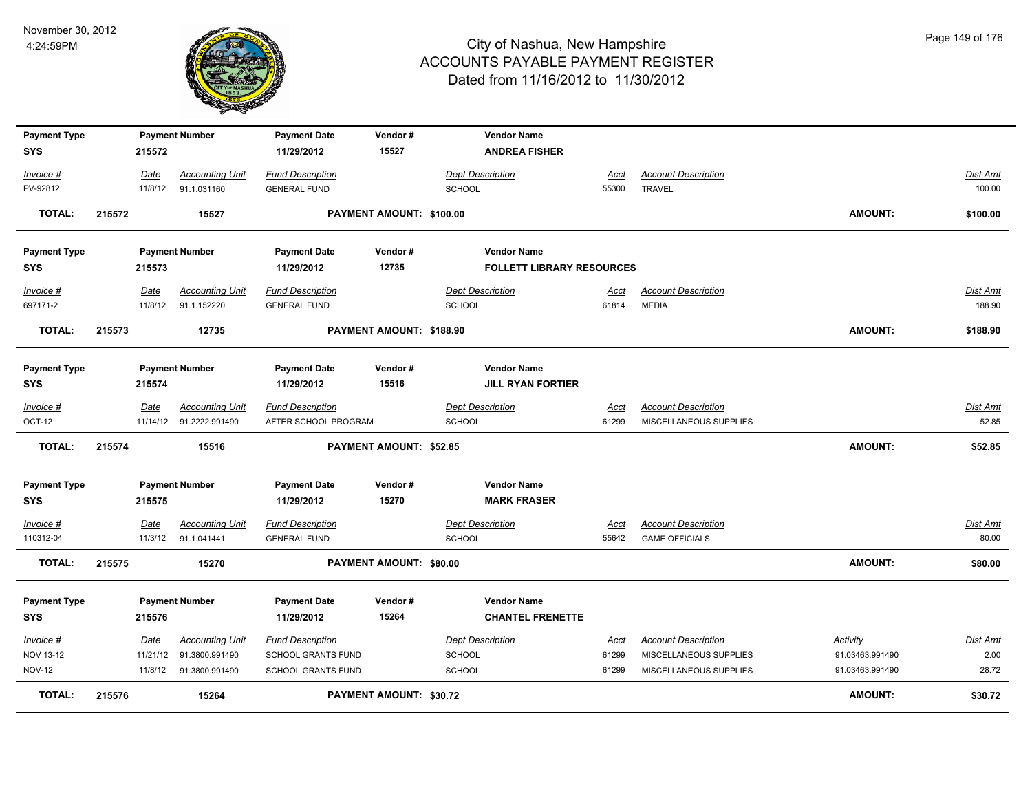# City of Nashua, New Hampshire
## ACCOUNTS PAYABLE PAYMENT REGISTER
### Dated from 11/16/2012 to 11/30/2012

November 30, 2012
4:24:59PM

| Payment Type | Payment Number | Payment Date | Vendor # | Vendor Name |
|---|---|---|---|---|
| SYS | 215572 | 11/29/2012 | 15527 | ANDREA FISHER |

| Invoice # | Date | Accounting Unit | Fund Description | Dept Description | Acct | Account Description | Dist Amt |
|---|---|---|---|---|---|---|---|
| PV-92812 | 11/8/12 | 91.1.031160 | GENERAL FUND | SCHOOL | 55300 | TRAVEL | 100.00 |

**TOTAL: 215572 15527 PAYMENT AMOUNT: $100.00 AMOUNT: $100.00**

| Payment Type | Payment Number | Payment Date | Vendor # | Vendor Name |
|---|---|---|---|---|
| SYS | 215573 | 11/29/2012 | 12735 | FOLLETT LIBRARY RESOURCES |

| Invoice # | Date | Accounting Unit | Fund Description | Dept Description | Acct | Account Description | Dist Amt |
|---|---|---|---|---|---|---|---|
| 697171-2 | 11/8/12 | 91.1.152220 | GENERAL FUND | SCHOOL | 61814 | MEDIA | 188.90 |

**TOTAL: 215573 12735 PAYMENT AMOUNT: $188.90 AMOUNT: $188.90**

| Payment Type | Payment Number | Payment Date | Vendor # | Vendor Name |
|---|---|---|---|---|
| SYS | 215574 | 11/29/2012 | 15516 | JILL RYAN FORTIER |

| Invoice # | Date | Accounting Unit | Fund Description | Dept Description | Acct | Account Description | Dist Amt |
|---|---|---|---|---|---|---|---|
| OCT-12 | 11/14/12 | 91.2222.991490 | AFTER SCHOOL PROGRAM | SCHOOL | 61299 | MISCELLANEOUS SUPPLIES | 52.85 |

**TOTAL: 215574 15516 PAYMENT AMOUNT: $52.85 AMOUNT: $52.85**

| Payment Type | Payment Number | Payment Date | Vendor # | Vendor Name |
|---|---|---|---|---|
| SYS | 215575 | 11/29/2012 | 15270 | MARK FRASER |

| Invoice # | Date | Accounting Unit | Fund Description | Dept Description | Acct | Account Description | Dist Amt |
|---|---|---|---|---|---|---|---|
| 110312-04 | 11/3/12 | 91.1.041441 | GENERAL FUND | SCHOOL | 55642 | GAME OFFICIALS | 80.00 |

**TOTAL: 215575 15270 PAYMENT AMOUNT: $80.00 AMOUNT: $80.00**

| Payment Type | Payment Number | Payment Date | Vendor # | Vendor Name |
|---|---|---|---|---|
| SYS | 215576 | 11/29/2012 | 15264 | CHANTEL FRENETTE |

| Invoice # | Date | Accounting Unit | Fund Description | Dept Description | Acct | Account Description | Activity | Dist Amt |
|---|---|---|---|---|---|---|---|---|
| NOV 13-12 | 11/21/12 | 91.3800.991490 | SCHOOL GRANTS FUND | SCHOOL | 61299 | MISCELLANEOUS SUPPLIES | 91.03463.991490 | 2.00 |
| NOV-12 | 11/8/12 | 91.3800.991490 | SCHOOL GRANTS FUND | SCHOOL | 61299 | MISCELLANEOUS SUPPLIES | 91.03463.991490 | 28.72 |

**TOTAL: 215576 15264 PAYMENT AMOUNT: $30.72 AMOUNT: $30.72**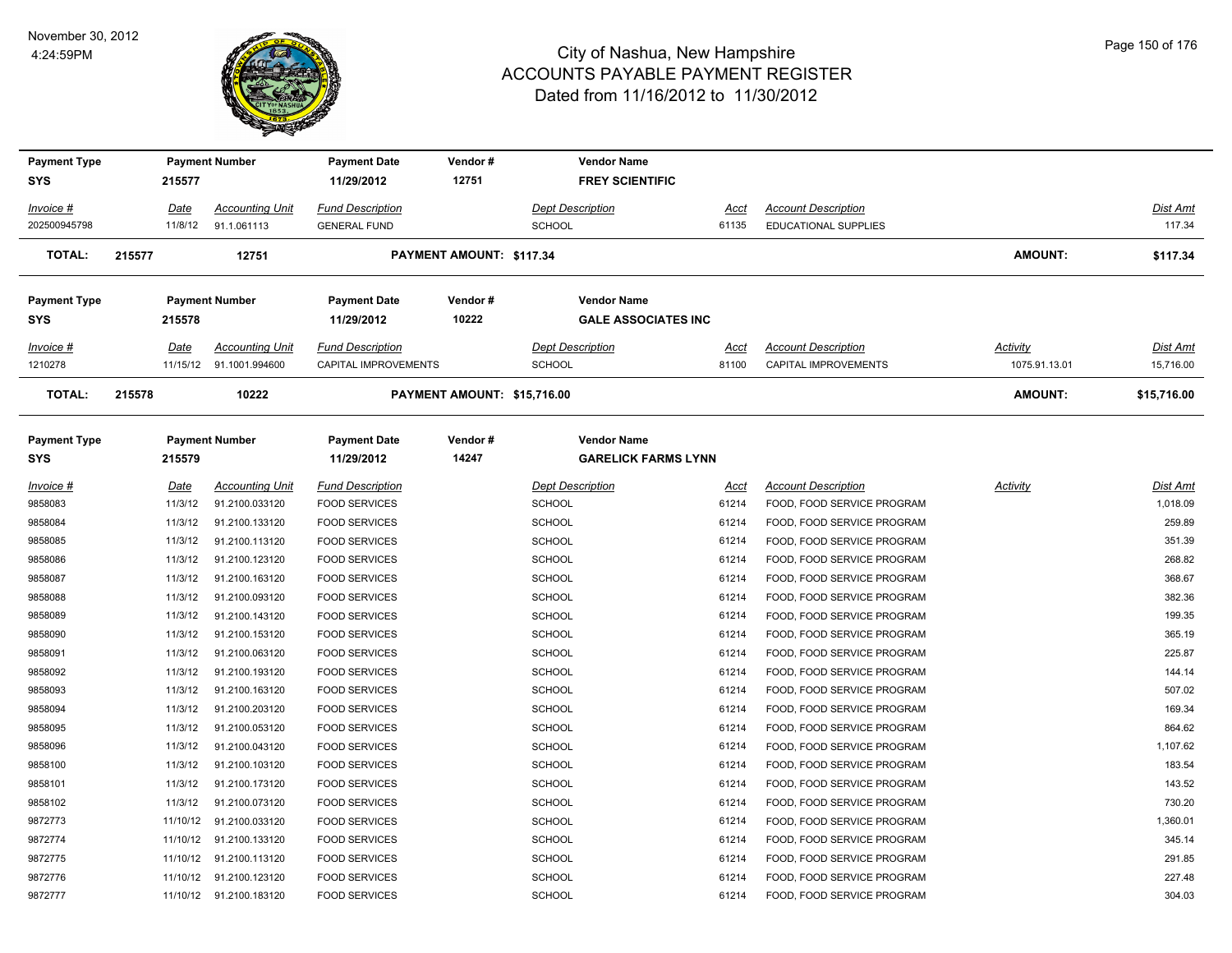# City of Nashua, New Hampshire
## ACCOUNTS PAYABLE PAYMENT REGISTER
### Dated from 11/16/2012 to 11/30/2012

November 30, 2012
4:24:59PM

| Payment Type | Payment Number | Payment Date | Vendor # | Vendor Name |
|---|---|---|---|---|
| SYS | 215577 | 11/29/2012 | 12751 | FREY SCIENTIFIC |

| Invoice # | Date | Accounting Unit | Fund Description | Dept Description | Acct | Account Description | Dist Amt |
|---|---|---|---|---|---|---|---|
| 202500945798 | 11/8/12 | 91.1.061113 | GENERAL FUND | SCHOOL | 61135 | EDUCATIONAL SUPPLIES | 117.34 |

**TOTAL: 215577 12751 PAYMENT AMOUNT: $117.34 AMOUNT: $117.34**

| Payment Type | Payment Number | Payment Date | Vendor # | Vendor Name |
|---|---|---|---|---|
| SYS | 215578 | 11/29/2012 | 10222 | GALE ASSOCIATES INC |

| Invoice # | Date | Accounting Unit | Fund Description | Dept Description | Acct | Account Description | Activity | Dist Amt |
|---|---|---|---|---|---|---|---|---|
| 1210278 | 11/15/12 | 91.1001.994600 | CAPITAL IMPROVEMENTS | SCHOOL | 81100 | CAPITAL IMPROVEMENTS | 1075.91.13.01 | 15,716.00 |

**TOTAL: 215578 10222 PAYMENT AMOUNT: $15,716.00 AMOUNT: $15,716.00**

| Payment Type | Payment Number | Payment Date | Vendor # | Vendor Name |
|---|---|---|---|---|
| SYS | 215579 | 11/29/2012 | 14247 | GARELICK FARMS LYNN |

| Invoice # | Date | Accounting Unit | Fund Description | Dept Description | Acct | Account Description | Activity | Dist Amt |
|---|---|---|---|---|---|---|---|---|
| 9858083 | 11/3/12 | 91.2100.033120 | FOOD SERVICES | SCHOOL | 61214 | FOOD, FOOD SERVICE PROGRAM | | 1,018.09 |
| 9858084 | 11/3/12 | 91.2100.133120 | FOOD SERVICES | SCHOOL | 61214 | FOOD, FOOD SERVICE PROGRAM | | 259.89 |
| 9858085 | 11/3/12 | 91.2100.113120 | FOOD SERVICES | SCHOOL | 61214 | FOOD, FOOD SERVICE PROGRAM | | 351.39 |
| 9858086 | 11/3/12 | 91.2100.123120 | FOOD SERVICES | SCHOOL | 61214 | FOOD, FOOD SERVICE PROGRAM | | 268.82 |
| 9858087 | 11/3/12 | 91.2100.163120 | FOOD SERVICES | SCHOOL | 61214 | FOOD, FOOD SERVICE PROGRAM | | 368.67 |
| 9858088 | 11/3/12 | 91.2100.093120 | FOOD SERVICES | SCHOOL | 61214 | FOOD, FOOD SERVICE PROGRAM | | 382.36 |
| 9858089 | 11/3/12 | 91.2100.143120 | FOOD SERVICES | SCHOOL | 61214 | FOOD, FOOD SERVICE PROGRAM | | 199.35 |
| 9858090 | 11/3/12 | 91.2100.153120 | FOOD SERVICES | SCHOOL | 61214 | FOOD, FOOD SERVICE PROGRAM | | 365.19 |
| 9858091 | 11/3/12 | 91.2100.063120 | FOOD SERVICES | SCHOOL | 61214 | FOOD, FOOD SERVICE PROGRAM | | 225.87 |
| 9858092 | 11/3/12 | 91.2100.193120 | FOOD SERVICES | SCHOOL | 61214 | FOOD, FOOD SERVICE PROGRAM | | 144.14 |
| 9858093 | 11/3/12 | 91.2100.163120 | FOOD SERVICES | SCHOOL | 61214 | FOOD, FOOD SERVICE PROGRAM | | 507.02 |
| 9858094 | 11/3/12 | 91.2100.203120 | FOOD SERVICES | SCHOOL | 61214 | FOOD, FOOD SERVICE PROGRAM | | 169.34 |
| 9858095 | 11/3/12 | 91.2100.053120 | FOOD SERVICES | SCHOOL | 61214 | FOOD, FOOD SERVICE PROGRAM | | 864.62 |
| 9858096 | 11/3/12 | 91.2100.043120 | FOOD SERVICES | SCHOOL | 61214 | FOOD, FOOD SERVICE PROGRAM | | 1,107.62 |
| 9858100 | 11/3/12 | 91.2100.103120 | FOOD SERVICES | SCHOOL | 61214 | FOOD, FOOD SERVICE PROGRAM | | 183.54 |
| 9858101 | 11/3/12 | 91.2100.173120 | FOOD SERVICES | SCHOOL | 61214 | FOOD, FOOD SERVICE PROGRAM | | 143.52 |
| 9858102 | 11/3/12 | 91.2100.073120 | FOOD SERVICES | SCHOOL | 61214 | FOOD, FOOD SERVICE PROGRAM | | 730.20 |
| 9872773 | 11/10/12 | 91.2100.033120 | FOOD SERVICES | SCHOOL | 61214 | FOOD, FOOD SERVICE PROGRAM | | 1,360.01 |
| 9872774 | 11/10/12 | 91.2100.133120 | FOOD SERVICES | SCHOOL | 61214 | FOOD, FOOD SERVICE PROGRAM | | 345.14 |
| 9872775 | 11/10/12 | 91.2100.113120 | FOOD SERVICES | SCHOOL | 61214 | FOOD, FOOD SERVICE PROGRAM | | 291.85 |
| 9872776 | 11/10/12 | 91.2100.123120 | FOOD SERVICES | SCHOOL | 61214 | FOOD, FOOD SERVICE PROGRAM | | 227.48 |
| 9872777 | 11/10/12 | 91.2100.183120 | FOOD SERVICES | SCHOOL | 61214 | FOOD, FOOD SERVICE PROGRAM | | 304.03 |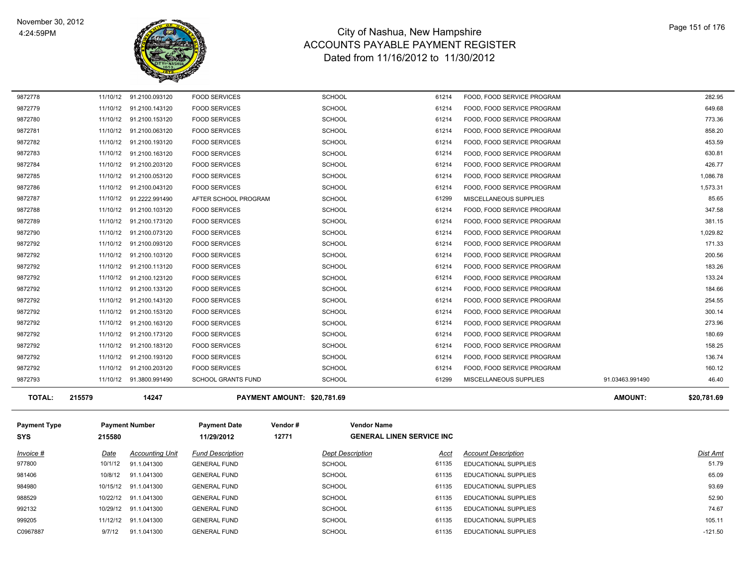| Invoice # | Date | Accounting Unit | Fund Description | Dept Description | Acct | Account Description | | Dist Amt |
|---|---|---|---|---|---|---|---|---|
| 9872778 | 11/10/12 | 91.2100.093120 | FOOD SERVICES | SCHOOL | 61214 | FOOD, FOOD SERVICE PROGRAM | | 282.95 |
| 9872779 | 11/10/12 | 91.2100.143120 | FOOD SERVICES | SCHOOL | 61214 | FOOD, FOOD SERVICE PROGRAM | | 649.68 |
| 9872780 | 11/10/12 | 91.2100.153120 | FOOD SERVICES | SCHOOL | 61214 | FOOD, FOOD SERVICE PROGRAM | | 773.36 |
| 9872781 | 11/10/12 | 91.2100.063120 | FOOD SERVICES | SCHOOL | 61214 | FOOD, FOOD SERVICE PROGRAM | | 858.20 |
| 9872782 | 11/10/12 | 91.2100.193120 | FOOD SERVICES | SCHOOL | 61214 | FOOD, FOOD SERVICE PROGRAM | | 453.59 |
| 9872783 | 11/10/12 | 91.2100.163120 | FOOD SERVICES | SCHOOL | 61214 | FOOD, FOOD SERVICE PROGRAM | | 630.81 |
| 9872784 | 11/10/12 | 91.2100.203120 | FOOD SERVICES | SCHOOL | 61214 | FOOD, FOOD SERVICE PROGRAM | | 426.77 |
| 9872785 | 11/10/12 | 91.2100.053120 | FOOD SERVICES | SCHOOL | 61214 | FOOD, FOOD SERVICE PROGRAM | | 1,086.78 |
| 9872786 | 11/10/12 | 91.2100.043120 | FOOD SERVICES | SCHOOL | 61214 | FOOD, FOOD SERVICE PROGRAM | | 1,573.31 |
| 9872787 | 11/10/12 | 91.2222.991490 | AFTER SCHOOL PROGRAM | SCHOOL | 61299 | MISCELLANEOUS SUPPLIES | | 85.65 |
| 9872788 | 11/10/12 | 91.2100.103120 | FOOD SERVICES | SCHOOL | 61214 | FOOD, FOOD SERVICE PROGRAM | | 347.58 |
| 9872789 | 11/10/12 | 91.2100.173120 | FOOD SERVICES | SCHOOL | 61214 | FOOD, FOOD SERVICE PROGRAM | | 381.15 |
| 9872790 | 11/10/12 | 91.2100.073120 | FOOD SERVICES | SCHOOL | 61214 | FOOD, FOOD SERVICE PROGRAM | | 1,029.82 |
| 9872792 | 11/10/12 | 91.2100.093120 | FOOD SERVICES | SCHOOL | 61214 | FOOD, FOOD SERVICE PROGRAM | | 171.33 |
| 9872792 | 11/10/12 | 91.2100.103120 | FOOD SERVICES | SCHOOL | 61214 | FOOD, FOOD SERVICE PROGRAM | | 200.56 |
| 9872792 | 11/10/12 | 91.2100.113120 | FOOD SERVICES | SCHOOL | 61214 | FOOD, FOOD SERVICE PROGRAM | | 183.26 |
| 9872792 | 11/10/12 | 91.2100.123120 | FOOD SERVICES | SCHOOL | 61214 | FOOD, FOOD SERVICE PROGRAM | | 133.24 |
| 9872792 | 11/10/12 | 91.2100.133120 | FOOD SERVICES | SCHOOL | 61214 | FOOD, FOOD SERVICE PROGRAM | | 184.66 |
| 9872792 | 11/10/12 | 91.2100.143120 | FOOD SERVICES | SCHOOL | 61214 | FOOD, FOOD SERVICE PROGRAM | | 254.55 |
| 9872792 | 11/10/12 | 91.2100.153120 | FOOD SERVICES | SCHOOL | 61214 | FOOD, FOOD SERVICE PROGRAM | | 300.14 |
| 9872792 | 11/10/12 | 91.2100.163120 | FOOD SERVICES | SCHOOL | 61214 | FOOD, FOOD SERVICE PROGRAM | | 273.96 |
| 9872792 | 11/10/12 | 91.2100.173120 | FOOD SERVICES | SCHOOL | 61214 | FOOD, FOOD SERVICE PROGRAM | | 180.69 |
| 9872792 | 11/10/12 | 91.2100.183120 | FOOD SERVICES | SCHOOL | 61214 | FOOD, FOOD SERVICE PROGRAM | | 158.25 |
| 9872792 | 11/10/12 | 91.2100.193120 | FOOD SERVICES | SCHOOL | 61214 | FOOD, FOOD SERVICE PROGRAM | | 136.74 |
| 9872792 | 11/10/12 | 91.2100.203120 | FOOD SERVICES | SCHOOL | 61214 | FOOD, FOOD SERVICE PROGRAM | | 160.12 |
| 9872793 | 11/10/12 | 91.3800.991490 | SCHOOL GRANTS FUND | SCHOOL | 61299 | MISCELLANEOUS SUPPLIES | 91.03463.991490 | 46.40 |

**TOTAL:** 215579 &nbsp;&nbsp; 14247 &nbsp;&nbsp; **PAYMENT AMOUNT: $20,781.69** &nbsp;&nbsp; **AMOUNT: $20,781.69**

| Payment Type | Payment Number | Payment Date | Vendor # | Vendor Name |
|---|---|---|---|---|
| **SYS** | **215580** | **11/29/2012** | **12771** | **GENERAL LINEN SERVICE INC** |

| Invoice # | Date | Accounting Unit | Fund Description | Dept Description | Acct | Account Description | Dist Amt |
|---|---|---|---|---|---|---|---|
| 977800 | 10/1/12 | 91.1.041300 | GENERAL FUND | SCHOOL | 61135 | EDUCATIONAL SUPPLIES | 51.79 |
| 981406 | 10/8/12 | 91.1.041300 | GENERAL FUND | SCHOOL | 61135 | EDUCATIONAL SUPPLIES | 65.09 |
| 984980 | 10/15/12 | 91.1.041300 | GENERAL FUND | SCHOOL | 61135 | EDUCATIONAL SUPPLIES | 93.69 |
| 988529 | 10/22/12 | 91.1.041300 | GENERAL FUND | SCHOOL | 61135 | EDUCATIONAL SUPPLIES | 52.90 |
| 992132 | 10/29/12 | 91.1.041300 | GENERAL FUND | SCHOOL | 61135 | EDUCATIONAL SUPPLIES | 74.67 |
| 999205 | 11/12/12 | 91.1.041300 | GENERAL FUND | SCHOOL | 61135 | EDUCATIONAL SUPPLIES | 105.11 |
| C0967887 | 9/7/12 | 91.1.041300 | GENERAL FUND | SCHOOL | 61135 | EDUCATIONAL SUPPLIES | -121.50 |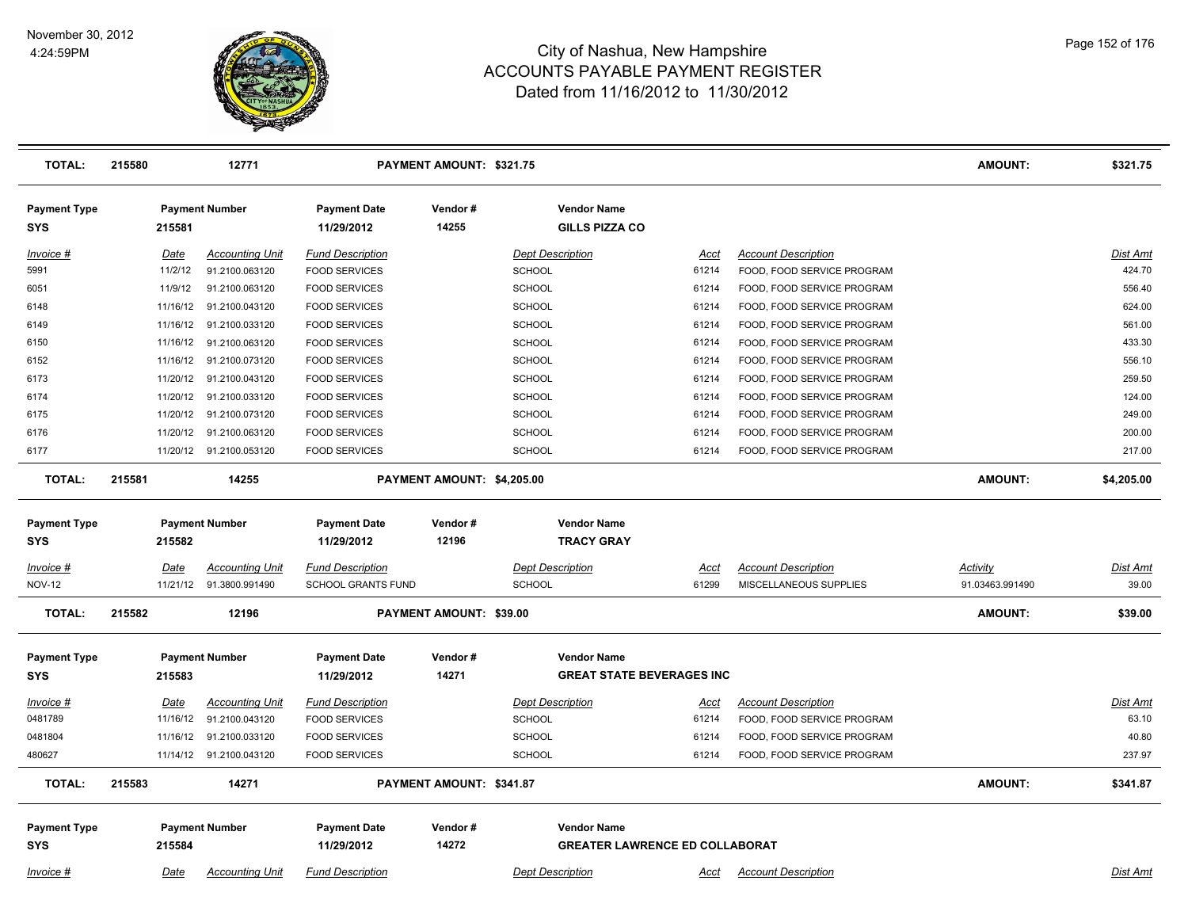| TOTAL: | 215580 | 12771 | | PAYMENT AMOUNT: $321.75 | | | | AMOUNT: | $321.75 |
|---|---|---|---|---|---|---|---|---|---|

| Payment Type | Payment Number | Payment Date | Vendor # | Vendor Name |
|---|---|---|---|---|
| SYS | 215581 | 11/29/2012 | 14255 | GILLS PIZZA CO |

| Invoice # | Date | Accounting Unit | Fund Description | Dept Description | Acct | Account Description | Dist Amt |
|---|---|---|---|---|---|---|---|
| 5991 | 11/2/12 | 91.2100.063120 | FOOD SERVICES | SCHOOL | 61214 | FOOD, FOOD SERVICE PROGRAM | 424.70 |
| 6051 | 11/9/12 | 91.2100.063120 | FOOD SERVICES | SCHOOL | 61214 | FOOD, FOOD SERVICE PROGRAM | 556.40 |
| 6148 | 11/16/12 | 91.2100.043120 | FOOD SERVICES | SCHOOL | 61214 | FOOD, FOOD SERVICE PROGRAM | 624.00 |
| 6149 | 11/16/12 | 91.2100.033120 | FOOD SERVICES | SCHOOL | 61214 | FOOD, FOOD SERVICE PROGRAM | 561.00 |
| 6150 | 11/16/12 | 91.2100.063120 | FOOD SERVICES | SCHOOL | 61214 | FOOD, FOOD SERVICE PROGRAM | 433.30 |
| 6152 | 11/16/12 | 91.2100.073120 | FOOD SERVICES | SCHOOL | 61214 | FOOD, FOOD SERVICE PROGRAM | 556.10 |
| 6173 | 11/20/12 | 91.2100.043120 | FOOD SERVICES | SCHOOL | 61214 | FOOD, FOOD SERVICE PROGRAM | 259.50 |
| 6174 | 11/20/12 | 91.2100.033120 | FOOD SERVICES | SCHOOL | 61214 | FOOD, FOOD SERVICE PROGRAM | 124.00 |
| 6175 | 11/20/12 | 91.2100.073120 | FOOD SERVICES | SCHOOL | 61214 | FOOD, FOOD SERVICE PROGRAM | 249.00 |
| 6176 | 11/20/12 | 91.2100.063120 | FOOD SERVICES | SCHOOL | 61214 | FOOD, FOOD SERVICE PROGRAM | 200.00 |
| 6177 | 11/20/12 | 91.2100.053120 | FOOD SERVICES | SCHOOL | 61214 | FOOD, FOOD SERVICE PROGRAM | 217.00 |

| TOTAL: | 215581 | 14255 | PAYMENT AMOUNT: $4,205.00 | AMOUNT: | $4,205.00 |
|---|---|---|---|---|---|

| Payment Type | Payment Number | Payment Date | Vendor # | Vendor Name |
|---|---|---|---|---|
| SYS | 215582 | 11/29/2012 | 12196 | TRACY GRAY |

| Invoice # | Date | Accounting Unit | Fund Description | Dept Description | Acct | Account Description | Activity | Dist Amt |
|---|---|---|---|---|---|---|---|---|
| NOV-12 | 11/21/12 | 91.3800.991490 | SCHOOL GRANTS FUND | SCHOOL | 61299 | MISCELLANEOUS SUPPLIES | 91.03463.991490 | 39.00 |

| TOTAL: | 215582 | 12196 | PAYMENT AMOUNT: $39.00 | AMOUNT: | $39.00 |
|---|---|---|---|---|---|

| Payment Type | Payment Number | Payment Date | Vendor # | Vendor Name |
|---|---|---|---|---|
| SYS | 215583 | 11/29/2012 | 14271 | GREAT STATE BEVERAGES INC |

| Invoice # | Date | Accounting Unit | Fund Description | Dept Description | Acct | Account Description | Dist Amt |
|---|---|---|---|---|---|---|---|
| 0481789 | 11/16/12 | 91.2100.043120 | FOOD SERVICES | SCHOOL | 61214 | FOOD, FOOD SERVICE PROGRAM | 63.10 |
| 0481804 | 11/16/12 | 91.2100.033120 | FOOD SERVICES | SCHOOL | 61214 | FOOD, FOOD SERVICE PROGRAM | 40.80 |
| 480627 | 11/14/12 | 91.2100.043120 | FOOD SERVICES | SCHOOL | 61214 | FOOD, FOOD SERVICE PROGRAM | 237.97 |

| TOTAL: | 215583 | 14271 | PAYMENT AMOUNT: $341.87 | AMOUNT: | $341.87 |
|---|---|---|---|---|---|

| Payment Type | Payment Number | Payment Date | Vendor # | Vendor Name |
|---|---|---|---|---|
| SYS | 215584 | 11/29/2012 | 14272 | GREATER LAWRENCE ED COLLABORAT |

| Invoice # | Date | Accounting Unit | Fund Description | Dept Description | Acct | Account Description | Dist Amt |
|---|---|---|---|---|---|---|---|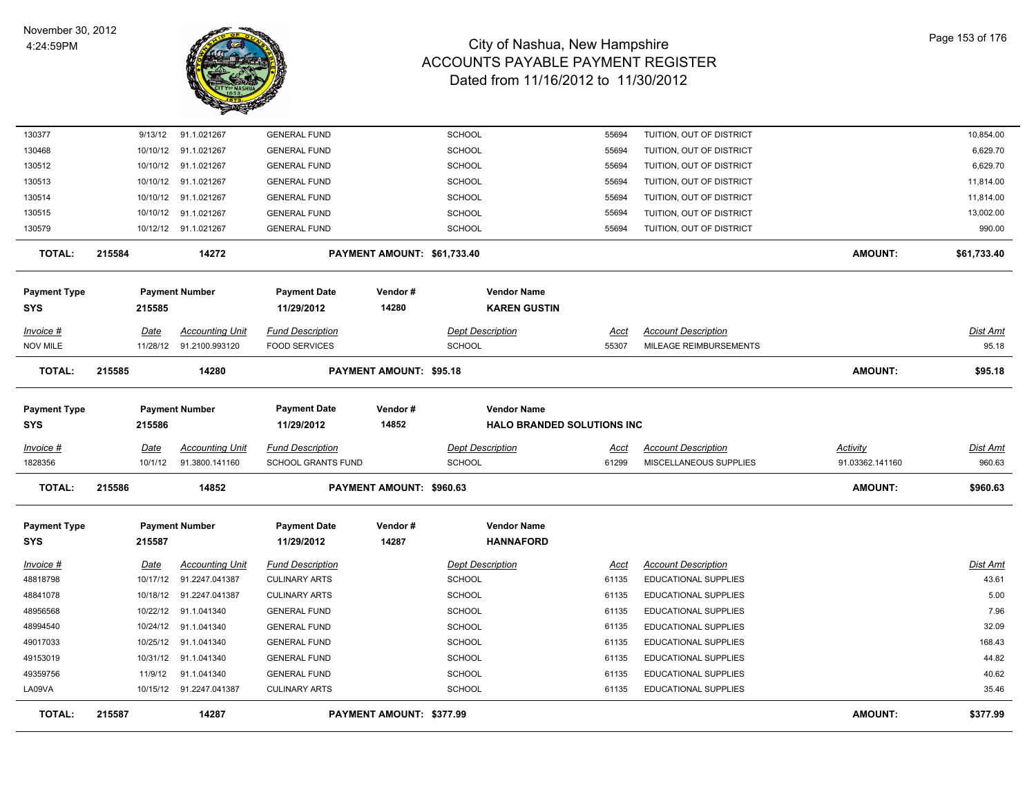# City of Nashua, New Hampshire
## ACCOUNTS PAYABLE PAYMENT REGISTER
### Dated from 11/16/2012 to 11/30/2012

November 30, 2012
4:24:59PM

| Invoice # | Date | Accounting Unit | Fund Description | Dept Description | Acct | Account Description | Activity | Dist Amt |
|---|---|---|---|---|---|---|---|---|
| 130377 | 9/13/12 | 91.1.021267 | GENERAL FUND | SCHOOL | 55694 | TUITION, OUT OF DISTRICT | | 10,854.00 |
| 130468 | 10/10/12 | 91.1.021267 | GENERAL FUND | SCHOOL | 55694 | TUITION, OUT OF DISTRICT | | 6,629.70 |
| 130512 | 10/10/12 | 91.1.021267 | GENERAL FUND | SCHOOL | 55694 | TUITION, OUT OF DISTRICT | | 6,629.70 |
| 130513 | 10/10/12 | 91.1.021267 | GENERAL FUND | SCHOOL | 55694 | TUITION, OUT OF DISTRICT | | 11,814.00 |
| 130514 | 10/10/12 | 91.1.021267 | GENERAL FUND | SCHOOL | 55694 | TUITION, OUT OF DISTRICT | | 11,814.00 |
| 130515 | 10/10/12 | 91.1.021267 | GENERAL FUND | SCHOOL | 55694 | TUITION, OUT OF DISTRICT | | 13,002.00 |
| 130579 | 10/12/12 | 91.1.021267 | GENERAL FUND | SCHOOL | 55694 | TUITION, OUT OF DISTRICT | | 990.00 |

**TOTAL: 215584 — 14272 — PAYMENT AMOUNT: $61,733.40 — AMOUNT: $61,733.40**

| Payment Type | Payment Number | Payment Date | Vendor # | Vendor Name |
|---|---|---|---|---|
| SYS | 215585 | 11/29/2012 | 14280 | KAREN GUSTIN |

| Invoice # | Date | Accounting Unit | Fund Description | Dept Description | Acct | Account Description | Dist Amt |
|---|---|---|---|---|---|---|---|
| NOV MILE | 11/28/12 | 91.2100.993120 | FOOD SERVICES | SCHOOL | 55307 | MILEAGE REIMBURSEMENTS | 95.18 |

**TOTAL: 215585 — 14280 — PAYMENT AMOUNT: $95.18 — AMOUNT: $95.18**

| Payment Type | Payment Number | Payment Date | Vendor # | Vendor Name |
|---|---|---|---|---|
| SYS | 215586 | 11/29/2012 | 14852 | HALO BRANDED SOLUTIONS INC |

| Invoice # | Date | Accounting Unit | Fund Description | Dept Description | Acct | Account Description | Activity | Dist Amt |
|---|---|---|---|---|---|---|---|---|
| 1828356 | 10/1/12 | 91.3800.141160 | SCHOOL GRANTS FUND | SCHOOL | 61299 | MISCELLANEOUS SUPPLIES | 91.03362.141160 | 960.63 |

**TOTAL: 215586 — 14852 — PAYMENT AMOUNT: $960.63 — AMOUNT: $960.63**

| Payment Type | Payment Number | Payment Date | Vendor # | Vendor Name |
|---|---|---|---|---|
| SYS | 215587 | 11/29/2012 | 14287 | HANNAFORD |

| Invoice # | Date | Accounting Unit | Fund Description | Dept Description | Acct | Account Description | Dist Amt |
|---|---|---|---|---|---|---|---|
| 48818798 | 10/17/12 | 91.2247.041387 | CULINARY ARTS | SCHOOL | 61135 | EDUCATIONAL SUPPLIES | 43.61 |
| 48841078 | 10/18/12 | 91.2247.041387 | CULINARY ARTS | SCHOOL | 61135 | EDUCATIONAL SUPPLIES | 5.00 |
| 48956568 | 10/22/12 | 91.1.041340 | GENERAL FUND | SCHOOL | 61135 | EDUCATIONAL SUPPLIES | 7.96 |
| 48994540 | 10/24/12 | 91.1.041340 | GENERAL FUND | SCHOOL | 61135 | EDUCATIONAL SUPPLIES | 32.09 |
| 49017033 | 10/25/12 | 91.1.041340 | GENERAL FUND | SCHOOL | 61135 | EDUCATIONAL SUPPLIES | 168.43 |
| 49153019 | 10/31/12 | 91.1.041340 | GENERAL FUND | SCHOOL | 61135 | EDUCATIONAL SUPPLIES | 44.82 |
| 49359756 | 11/9/12 | 91.1.041340 | GENERAL FUND | SCHOOL | 61135 | EDUCATIONAL SUPPLIES | 40.62 |
| LA09VA | 10/15/12 | 91.2247.041387 | CULINARY ARTS | SCHOOL | 61135 | EDUCATIONAL SUPPLIES | 35.46 |

**TOTAL: 215587 — 14287 — PAYMENT AMOUNT: $377.99 — AMOUNT: $377.99**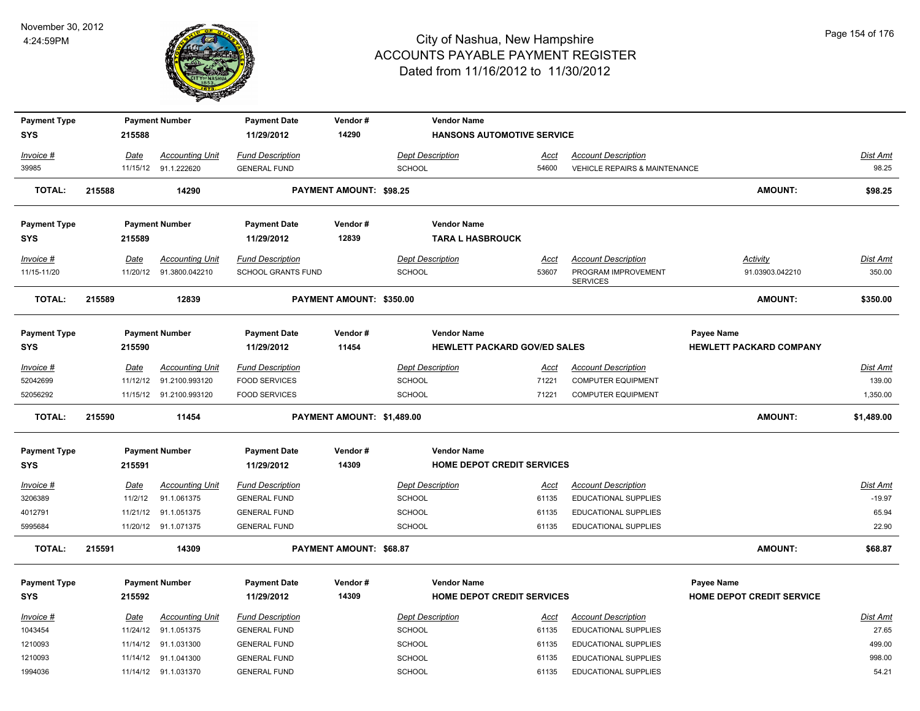# City of Nashua, New Hampshire
## ACCOUNTS PAYABLE PAYMENT REGISTER
### Dated from 11/16/2012 to 11/30/2012

November 30, 2012
4:24:59PM

| Payment Type | Payment Number | Payment Date | Vendor # | Vendor Name | | | | |
|---|---|---|---|---|---|---|---|---|
| SYS | 215588 | 11/29/2012 | 14290 | HANSONS AUTOMOTIVE SERVICE | | | | |
| *Invoice #* | *Date* | *Accounting Unit* | *Fund Description* | *Dept Description* | *Acct* | *Account Description* | | *Dist Amt* |
| 39985 | 11/15/12 | 91.1.222620 | GENERAL FUND | SCHOOL | 54600 | VEHICLE REPAIRS & MAINTENANCE | | 98.25 |
| **TOTAL:** | **215588** | **14290** | **PAYMENT AMOUNT: $98.25** | | | | **AMOUNT:** | **$98.25** |

| Payment Type | Payment Number | Payment Date | Vendor # | Vendor Name | | | | |
|---|---|---|---|---|---|---|---|---|
| SYS | 215589 | 11/29/2012 | 12839 | TARA L HASBROUCK | | | | |
| *Invoice #* | *Date* | *Accounting Unit* | *Fund Description* | *Dept Description* | *Acct* | *Account Description* | *Activity* | *Dist Amt* |
| 11/15-11/20 | 11/20/12 | 91.3800.042210 | SCHOOL GRANTS FUND | SCHOOL | 53607 | PROGRAM IMPROVEMENT SERVICES | 91.03903.042210 | 350.00 |
| **TOTAL:** | **215589** | **12839** | **PAYMENT AMOUNT: $350.00** | | | | **AMOUNT:** | **$350.00** |

| Payment Type | Payment Number | Payment Date | Vendor # | Vendor Name | | | Payee Name | |
|---|---|---|---|---|---|---|---|---|
| SYS | 215590 | 11/29/2012 | 11454 | HEWLETT PACKARD GOV/ED SALES | | | HEWLETT PACKARD COMPANY | |
| *Invoice #* | *Date* | *Accounting Unit* | *Fund Description* | *Dept Description* | *Acct* | *Account Description* | | *Dist Amt* |
| 52042699 | 11/12/12 | 91.2100.993120 | FOOD SERVICES | SCHOOL | 71221 | COMPUTER EQUIPMENT | | 139.00 |
| 52056292 | 11/15/12 | 91.2100.993120 | FOOD SERVICES | SCHOOL | 71221 | COMPUTER EQUIPMENT | | 1,350.00 |
| **TOTAL:** | **215590** | **11454** | **PAYMENT AMOUNT: $1,489.00** | | | | **AMOUNT:** | **$1,489.00** |

| Payment Type | Payment Number | Payment Date | Vendor # | Vendor Name | | | | |
|---|---|---|---|---|---|---|---|---|
| SYS | 215591 | 11/29/2012 | 14309 | HOME DEPOT CREDIT SERVICES | | | | |
| *Invoice #* | *Date* | *Accounting Unit* | *Fund Description* | *Dept Description* | *Acct* | *Account Description* | | *Dist Amt* |
| 3206389 | 11/2/12 | 91.1.061375 | GENERAL FUND | SCHOOL | 61135 | EDUCATIONAL SUPPLIES | | -19.97 |
| 4012791 | 11/21/12 | 91.1.051375 | GENERAL FUND | SCHOOL | 61135 | EDUCATIONAL SUPPLIES | | 65.94 |
| 5995684 | 11/20/12 | 91.1.071375 | GENERAL FUND | SCHOOL | 61135 | EDUCATIONAL SUPPLIES | | 22.90 |
| **TOTAL:** | **215591** | **14309** | **PAYMENT AMOUNT: $68.87** | | | | **AMOUNT:** | **$68.87** |

| Payment Type | Payment Number | Payment Date | Vendor # | Vendor Name | | | Payee Name | |
|---|---|---|---|---|---|---|---|---|
| SYS | 215592 | 11/29/2012 | 14309 | HOME DEPOT CREDIT SERVICES | | | HOME DEPOT CREDIT SERVICE | |
| *Invoice #* | *Date* | *Accounting Unit* | *Fund Description* | *Dept Description* | *Acct* | *Account Description* | | *Dist Amt* |
| 1043454 | 11/24/12 | 91.1.051375 | GENERAL FUND | SCHOOL | 61135 | EDUCATIONAL SUPPLIES | | 27.65 |
| 1210093 | 11/14/12 | 91.1.031300 | GENERAL FUND | SCHOOL | 61135 | EDUCATIONAL SUPPLIES | | 499.00 |
| 1210093 | 11/14/12 | 91.1.041300 | GENERAL FUND | SCHOOL | 61135 | EDUCATIONAL SUPPLIES | | 998.00 |
| 1994036 | 11/14/12 | 91.1.031370 | GENERAL FUND | SCHOOL | 61135 | EDUCATIONAL SUPPLIES | | 54.21 |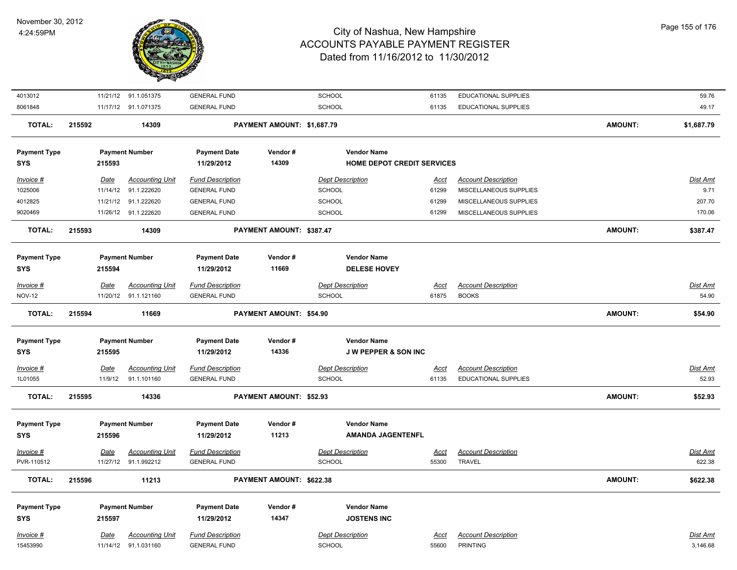| Invoice # | Date | Accounting Unit | Fund Description | Dept Description | Acct | Account Description | Dist Amt |
|---|---|---|---|---|---|---|---|
| 4013012 | 11/21/12 | 91.1.051375 | GENERAL FUND | SCHOOL | 61135 | EDUCATIONAL SUPPLIES | 59.76 |
| 8061848 | 11/17/12 | 91.1.071375 | GENERAL FUND | SCHOOL | 61135 | EDUCATIONAL SUPPLIES | 49.17 |

**TOTAL: 215592 14309 PAYMENT AMOUNT: $1,687.79 AMOUNT: $1,687.79**

| Payment Type | Payment Number | Payment Date | Vendor # | Vendor Name |
|---|---|---|---|---|
| SYS | 215593 | 11/29/2012 | 14309 | HOME DEPOT CREDIT SERVICES |

| Invoice # | Date | Accounting Unit | Fund Description | Dept Description | Acct | Account Description | Dist Amt |
|---|---|---|---|---|---|---|---|
| 1025006 | 11/14/12 | 91.1.222620 | GENERAL FUND | SCHOOL | 61299 | MISCELLANEOUS SUPPLIES | 9.71 |
| 4012825 | 11/21/12 | 91.1.222620 | GENERAL FUND | SCHOOL | 61299 | MISCELLANEOUS SUPPLIES | 207.70 |
| 9020469 | 11/26/12 | 91.1.222620 | GENERAL FUND | SCHOOL | 61299 | MISCELLANEOUS SUPPLIES | 170.06 |

**TOTAL: 215593 14309 PAYMENT AMOUNT: $387.47 AMOUNT: $387.47**

| Payment Type | Payment Number | Payment Date | Vendor # | Vendor Name |
|---|---|---|---|---|
| SYS | 215594 | 11/29/2012 | 11669 | DELESE HOVEY |

| Invoice # | Date | Accounting Unit | Fund Description | Dept Description | Acct | Account Description | Dist Amt |
|---|---|---|---|---|---|---|---|
| NOV-12 | 11/20/12 | 91.1.121160 | GENERAL FUND | SCHOOL | 61875 | BOOKS | 54.90 |

**TOTAL: 215594 11669 PAYMENT AMOUNT: $54.90 AMOUNT: $54.90**

| Payment Type | Payment Number | Payment Date | Vendor # | Vendor Name |
|---|---|---|---|---|
| SYS | 215595 | 11/29/2012 | 14336 | J W PEPPER & SON INC |

| Invoice # | Date | Accounting Unit | Fund Description | Dept Description | Acct | Account Description | Dist Amt |
|---|---|---|---|---|---|---|---|
| 1L01055 | 11/9/12 | 91.1.101160 | GENERAL FUND | SCHOOL | 61135 | EDUCATIONAL SUPPLIES | 52.93 |

**TOTAL: 215595 14336 PAYMENT AMOUNT: $52.93 AMOUNT: $52.93**

| Payment Type | Payment Number | Payment Date | Vendor # | Vendor Name |
|---|---|---|---|---|
| SYS | 215596 | 11/29/2012 | 11213 | AMANDA JAGENTENFL |

| Invoice # | Date | Accounting Unit | Fund Description | Dept Description | Acct | Account Description | Dist Amt |
|---|---|---|---|---|---|---|---|
| PVR-110512 | 11/27/12 | 91.1.992212 | GENERAL FUND | SCHOOL | 55300 | TRAVEL | 622.38 |

**TOTAL: 215596 11213 PAYMENT AMOUNT: $622.38 AMOUNT: $622.38**

| Payment Type | Payment Number | Payment Date | Vendor # | Vendor Name |
|---|---|---|---|---|
| SYS | 215597 | 11/29/2012 | 14347 | JOSTENS INC |

| Invoice # | Date | Accounting Unit | Fund Description | Dept Description | Acct | Account Description | Dist Amt |
|---|---|---|---|---|---|---|---|
| 15453990 | 11/14/12 | 91.1.031160 | GENERAL FUND | SCHOOL | 55600 | PRINTING | 3,146.68 |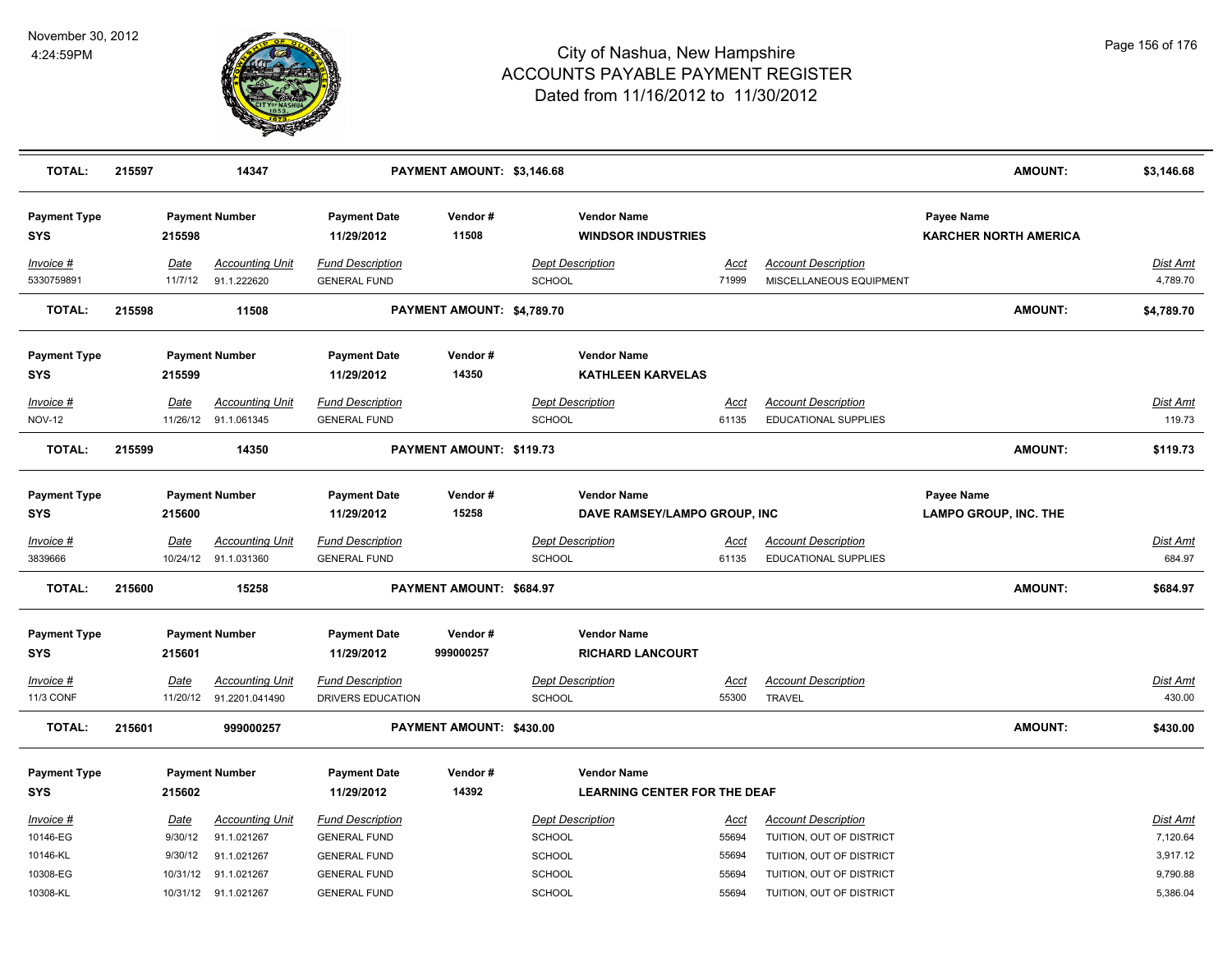| TOTAL: | 215597 | 14347 | PAYMENT AMOUNT: $3,146.68 | | | AMOUNT: | $3,146.68 |
|---|---|---|---|---|---|---|---|

| Payment Type | Payment Number | Payment Date | Vendor # | Vendor Name | Payee Name |
|---|---|---|---|---|---|
| SYS | 215598 | 11/29/2012 | 11508 | WINDSOR INDUSTRIES | KARCHER NORTH AMERICA |

| Invoice # | Date | Accounting Unit | Fund Description | Dept Description | Acct | Account Description | Dist Amt |
|---|---|---|---|---|---|---|---|
| 5330759891 | 11/7/12 | 91.1.222620 | GENERAL FUND | SCHOOL | 71999 | MISCELLANEOUS EQUIPMENT | 4,789.70 |

| TOTAL: | 215598 | 11508 | PAYMENT AMOUNT: $4,789.70 | AMOUNT: | $4,789.70 |
|---|---|---|---|---|---|

| Payment Type | Payment Number | Payment Date | Vendor # | Vendor Name |
|---|---|---|---|---|
| SYS | 215599 | 11/29/2012 | 14350 | KATHLEEN KARVELAS |

| Invoice # | Date | Accounting Unit | Fund Description | Dept Description | Acct | Account Description | Dist Amt |
|---|---|---|---|---|---|---|---|
| NOV-12 | 11/26/12 | 91.1.061345 | GENERAL FUND | SCHOOL | 61135 | EDUCATIONAL SUPPLIES | 119.73 |

| TOTAL: | 215599 | 14350 | PAYMENT AMOUNT: $119.73 | AMOUNT: | $119.73 |
|---|---|---|---|---|---|

| Payment Type | Payment Number | Payment Date | Vendor # | Vendor Name | Payee Name |
|---|---|---|---|---|---|
| SYS | 215600 | 11/29/2012 | 15258 | DAVE RAMSEY/LAMPO GROUP, INC | LAMPO GROUP, INC. THE |

| Invoice # | Date | Accounting Unit | Fund Description | Dept Description | Acct | Account Description | Dist Amt |
|---|---|---|---|---|---|---|---|
| 3839666 | 10/24/12 | 91.1.031360 | GENERAL FUND | SCHOOL | 61135 | EDUCATIONAL SUPPLIES | 684.97 |

| TOTAL: | 215600 | 15258 | PAYMENT AMOUNT: $684.97 | AMOUNT: | $684.97 |
|---|---|---|---|---|---|

| Payment Type | Payment Number | Payment Date | Vendor # | Vendor Name |
|---|---|---|---|---|
| SYS | 215601 | 11/29/2012 | 999000257 | RICHARD LANCOURT |

| Invoice # | Date | Accounting Unit | Fund Description | Dept Description | Acct | Account Description | Dist Amt |
|---|---|---|---|---|---|---|---|
| 11/3 CONF | 11/20/12 | 91.2201.041490 | DRIVERS EDUCATION | SCHOOL | 55300 | TRAVEL | 430.00 |

| TOTAL: | 215601 | 999000257 | PAYMENT AMOUNT: $430.00 | AMOUNT: | $430.00 |
|---|---|---|---|---|---|

| Payment Type | Payment Number | Payment Date | Vendor # | Vendor Name |
|---|---|---|---|---|
| SYS | 215602 | 11/29/2012 | 14392 | LEARNING CENTER FOR THE DEAF |

| Invoice # | Date | Accounting Unit | Fund Description | Dept Description | Acct | Account Description | Dist Amt |
|---|---|---|---|---|---|---|---|
| 10146-EG | 9/30/12 | 91.1.021267 | GENERAL FUND | SCHOOL | 55694 | TUITION, OUT OF DISTRICT | 7,120.64 |
| 10146-KL | 9/30/12 | 91.1.021267 | GENERAL FUND | SCHOOL | 55694 | TUITION, OUT OF DISTRICT | 3,917.12 |
| 10308-EG | 10/31/12 | 91.1.021267 | GENERAL FUND | SCHOOL | 55694 | TUITION, OUT OF DISTRICT | 9,790.88 |
| 10308-KL | 10/31/12 | 91.1.021267 | GENERAL FUND | SCHOOL | 55694 | TUITION, OUT OF DISTRICT | 5,386.04 |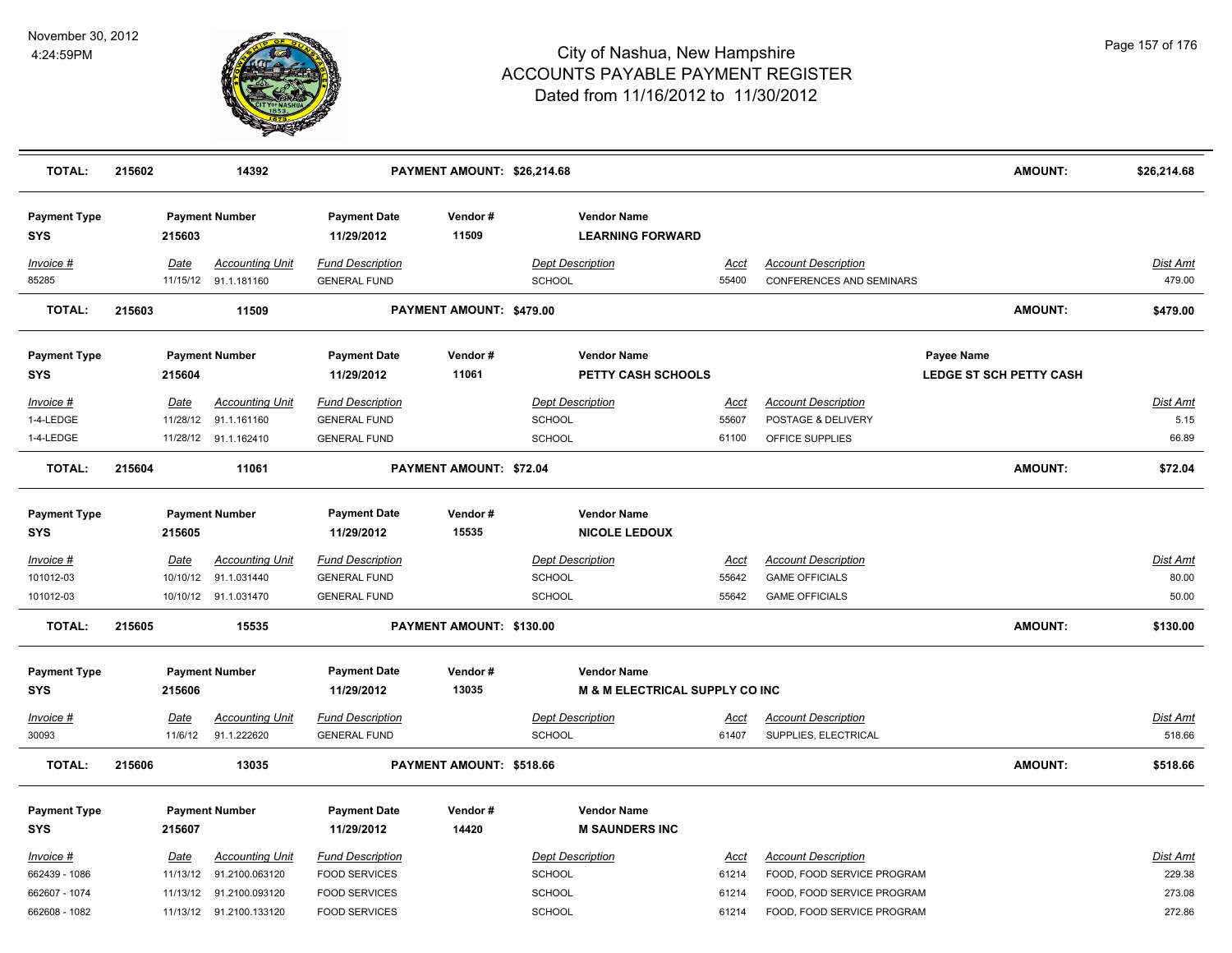| TOTAL: | 215602 | 14392 | PAYMENT AMOUNT: $26,214.68 | AMOUNT: | $26,214.68 |
|---|---|---|---|---|---|

**Payment Type** SYS | **Payment Number** 215603 | **Payment Date** 11/29/2012 | **Vendor #** 11509 | **Vendor Name** LEARNING FORWARD

| Invoice # | Date | Accounting Unit | Fund Description | Dept Description | Acct | Account Description | Dist Amt |
|---|---|---|---|---|---|---|---|
| 85285 | 11/15/12 | 91.1.181160 | GENERAL FUND | SCHOOL | 55400 | CONFERENCES AND SEMINARS | 479.00 |

| TOTAL: | 215603 | 11509 | PAYMENT AMOUNT: $479.00 | AMOUNT: | $479.00 |
|---|---|---|---|---|---|

**Payment Type** SYS | **Payment Number** 215604 | **Payment Date** 11/29/2012 | **Vendor #** 11061 | **Vendor Name** PETTY CASH SCHOOLS | **Payee Name** LEDGE ST SCH PETTY CASH

| Invoice # | Date | Accounting Unit | Fund Description | Dept Description | Acct | Account Description | Dist Amt |
|---|---|---|---|---|---|---|---|
| 1-4-LEDGE | 11/28/12 | 91.1.161160 | GENERAL FUND | SCHOOL | 55607 | POSTAGE & DELIVERY | 5.15 |
| 1-4-LEDGE | 11/28/12 | 91.1.162410 | GENERAL FUND | SCHOOL | 61100 | OFFICE SUPPLIES | 66.89 |

| TOTAL: | 215604 | 11061 | PAYMENT AMOUNT: $72.04 | AMOUNT: | $72.04 |
|---|---|---|---|---|---|

**Payment Type** SYS | **Payment Number** 215605 | **Payment Date** 11/29/2012 | **Vendor #** 15535 | **Vendor Name** NICOLE LEDOUX

| Invoice # | Date | Accounting Unit | Fund Description | Dept Description | Acct | Account Description | Dist Amt |
|---|---|---|---|---|---|---|---|
| 101012-03 | 10/10/12 | 91.1.031440 | GENERAL FUND | SCHOOL | 55642 | GAME OFFICIALS | 80.00 |
| 101012-03 | 10/10/12 | 91.1.031470 | GENERAL FUND | SCHOOL | 55642 | GAME OFFICIALS | 50.00 |

| TOTAL: | 215605 | 15535 | PAYMENT AMOUNT: $130.00 | AMOUNT: | $130.00 |
|---|---|---|---|---|---|

**Payment Type** SYS | **Payment Number** 215606 | **Payment Date** 11/29/2012 | **Vendor #** 13035 | **Vendor Name** M & M ELECTRICAL SUPPLY CO INC

| Invoice # | Date | Accounting Unit | Fund Description | Dept Description | Acct | Account Description | Dist Amt |
|---|---|---|---|---|---|---|---|
| 30093 | 11/6/12 | 91.1.222620 | GENERAL FUND | SCHOOL | 61407 | SUPPLIES, ELECTRICAL | 518.66 |

| TOTAL: | 215606 | 13035 | PAYMENT AMOUNT: $518.66 | AMOUNT: | $518.66 |
|---|---|---|---|---|---|

**Payment Type** SYS | **Payment Number** 215607 | **Payment Date** 11/29/2012 | **Vendor #** 14420 | **Vendor Name** M SAUNDERS INC

| Invoice # | Date | Accounting Unit | Fund Description | Dept Description | Acct | Account Description | Dist Amt |
|---|---|---|---|---|---|---|---|
| 662439 - 1086 | 11/13/12 | 91.2100.063120 | FOOD SERVICES | SCHOOL | 61214 | FOOD, FOOD SERVICE PROGRAM | 229.38 |
| 662607 - 1074 | 11/13/12 | 91.2100.093120 | FOOD SERVICES | SCHOOL | 61214 | FOOD, FOOD SERVICE PROGRAM | 273.08 |
| 662608 - 1082 | 11/13/12 | 91.2100.133120 | FOOD SERVICES | SCHOOL | 61214 | FOOD, FOOD SERVICE PROGRAM | 272.86 |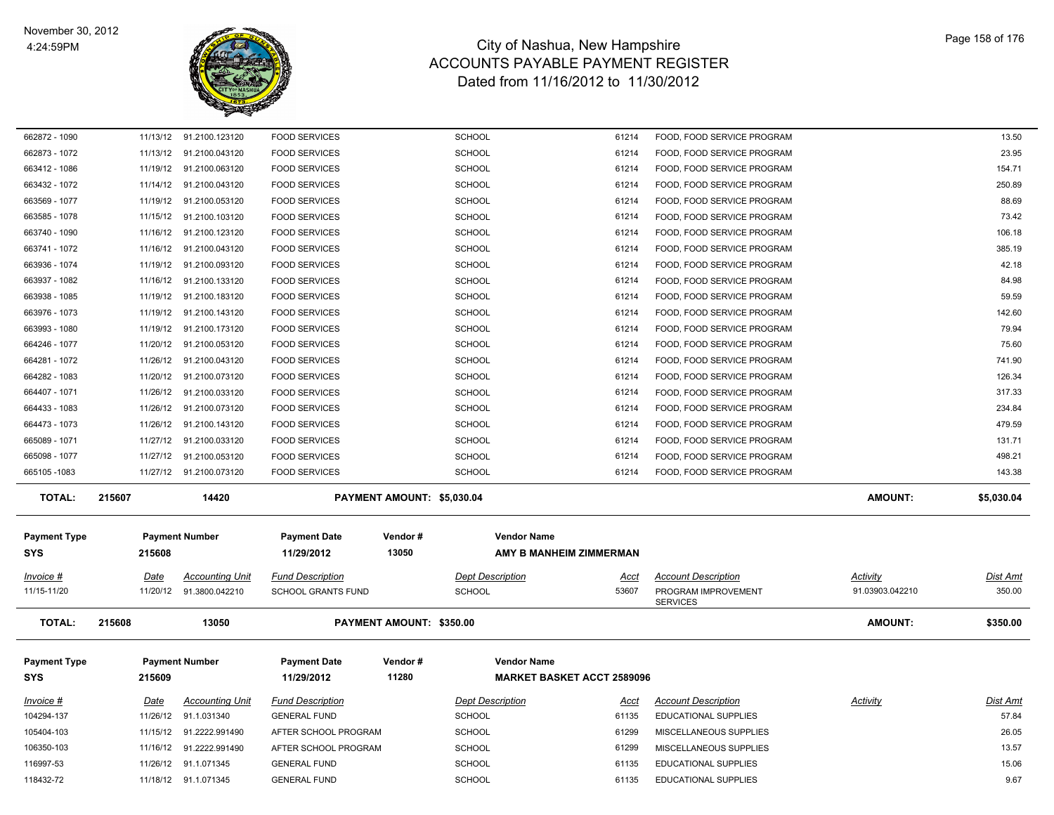# City of Nashua, New Hampshire
# ACCOUNTS PAYABLE PAYMENT REGISTER
## Dated from 11/16/2012 to 11/30/2012

November 30, 2012
4:24:59PM

| Invoice # | Date | Accounting Unit | Fund Description | Dept Description | Acct | Account Description | Activity | Dist Amt |
|---|---|---|---|---|---|---|---|---|
| 662872 - 1090 | 11/13/12 | 91.2100.123120 | FOOD SERVICES | SCHOOL | 61214 | FOOD, FOOD SERVICE PROGRAM | | 13.50 |
| 662873 - 1072 | 11/13/12 | 91.2100.043120 | FOOD SERVICES | SCHOOL | 61214 | FOOD, FOOD SERVICE PROGRAM | | 23.95 |
| 663412 - 1086 | 11/19/12 | 91.2100.063120 | FOOD SERVICES | SCHOOL | 61214 | FOOD, FOOD SERVICE PROGRAM | | 154.71 |
| 663432 - 1072 | 11/14/12 | 91.2100.043120 | FOOD SERVICES | SCHOOL | 61214 | FOOD, FOOD SERVICE PROGRAM | | 250.89 |
| 663569 - 1077 | 11/19/12 | 91.2100.053120 | FOOD SERVICES | SCHOOL | 61214 | FOOD, FOOD SERVICE PROGRAM | | 88.69 |
| 663585 - 1078 | 11/15/12 | 91.2100.103120 | FOOD SERVICES | SCHOOL | 61214 | FOOD, FOOD SERVICE PROGRAM | | 73.42 |
| 663740 - 1090 | 11/16/12 | 91.2100.123120 | FOOD SERVICES | SCHOOL | 61214 | FOOD, FOOD SERVICE PROGRAM | | 106.18 |
| 663741 - 1072 | 11/16/12 | 91.2100.043120 | FOOD SERVICES | SCHOOL | 61214 | FOOD, FOOD SERVICE PROGRAM | | 385.19 |
| 663936 - 1074 | 11/19/12 | 91.2100.093120 | FOOD SERVICES | SCHOOL | 61214 | FOOD, FOOD SERVICE PROGRAM | | 42.18 |
| 663937 - 1082 | 11/16/12 | 91.2100.133120 | FOOD SERVICES | SCHOOL | 61214 | FOOD, FOOD SERVICE PROGRAM | | 84.98 |
| 663938 - 1085 | 11/19/12 | 91.2100.183120 | FOOD SERVICES | SCHOOL | 61214 | FOOD, FOOD SERVICE PROGRAM | | 59.59 |
| 663976 - 1073 | 11/19/12 | 91.2100.143120 | FOOD SERVICES | SCHOOL | 61214 | FOOD, FOOD SERVICE PROGRAM | | 142.60 |
| 663993 - 1080 | 11/19/12 | 91.2100.173120 | FOOD SERVICES | SCHOOL | 61214 | FOOD, FOOD SERVICE PROGRAM | | 79.94 |
| 664246 - 1077 | 11/20/12 | 91.2100.053120 | FOOD SERVICES | SCHOOL | 61214 | FOOD, FOOD SERVICE PROGRAM | | 75.60 |
| 664281 - 1072 | 11/26/12 | 91.2100.043120 | FOOD SERVICES | SCHOOL | 61214 | FOOD, FOOD SERVICE PROGRAM | | 741.90 |
| 664282 - 1083 | 11/20/12 | 91.2100.073120 | FOOD SERVICES | SCHOOL | 61214 | FOOD, FOOD SERVICE PROGRAM | | 126.34 |
| 664407 - 1071 | 11/26/12 | 91.2100.033120 | FOOD SERVICES | SCHOOL | 61214 | FOOD, FOOD SERVICE PROGRAM | | 317.33 |
| 664433 - 1083 | 11/26/12 | 91.2100.073120 | FOOD SERVICES | SCHOOL | 61214 | FOOD, FOOD SERVICE PROGRAM | | 234.84 |
| 664473 - 1073 | 11/26/12 | 91.2100.143120 | FOOD SERVICES | SCHOOL | 61214 | FOOD, FOOD SERVICE PROGRAM | | 479.59 |
| 665089 - 1071 | 11/27/12 | 91.2100.033120 | FOOD SERVICES | SCHOOL | 61214 | FOOD, FOOD SERVICE PROGRAM | | 131.71 |
| 665098 - 1077 | 11/27/12 | 91.2100.053120 | FOOD SERVICES | SCHOOL | 61214 | FOOD, FOOD SERVICE PROGRAM | | 498.21 |
| 665105 -1083 | 11/27/12 | 91.2100.073120 | FOOD SERVICES | SCHOOL | 61214 | FOOD, FOOD SERVICE PROGRAM | | 143.38 |

**TOTAL: 215607 — 14420 — PAYMENT AMOUNT: $5,030.04 — AMOUNT: $5,030.04**

| Payment Type | Payment Number | Payment Date | Vendor # | Vendor Name |
|---|---|---|---|---|
| SYS | 215608 | 11/29/2012 | 13050 | AMY B MANHEIM ZIMMERMAN |

| Invoice # | Date | Accounting Unit | Fund Description | Dept Description | Acct | Account Description | Activity | Dist Amt |
|---|---|---|---|---|---|---|---|---|
| 11/15-11/20 | 11/20/12 | 91.3800.042210 | SCHOOL GRANTS FUND | SCHOOL | 53607 | PROGRAM IMPROVEMENT SERVICES | 91.03903.042210 | 350.00 |

**TOTAL: 215608 — 13050 — PAYMENT AMOUNT: $350.00 — AMOUNT: $350.00**

| Payment Type | Payment Number | Payment Date | Vendor # | Vendor Name |
|---|---|---|---|---|
| SYS | 215609 | 11/29/2012 | 11280 | MARKET BASKET ACCT 2589096 |

| Invoice # | Date | Accounting Unit | Fund Description | Dept Description | Acct | Account Description | Activity | Dist Amt |
|---|---|---|---|---|---|---|---|---|
| 104294-137 | 11/26/12 | 91.1.031340 | GENERAL FUND | SCHOOL | 61135 | EDUCATIONAL SUPPLIES | | 57.84 |
| 105404-103 | 11/15/12 | 91.2222.991490 | AFTER SCHOOL PROGRAM | SCHOOL | 61299 | MISCELLANEOUS SUPPLIES | | 26.05 |
| 106350-103 | 11/16/12 | 91.2222.991490 | AFTER SCHOOL PROGRAM | SCHOOL | 61299 | MISCELLANEOUS SUPPLIES | | 13.57 |
| 116997-53 | 11/26/12 | 91.1.071345 | GENERAL FUND | SCHOOL | 61135 | EDUCATIONAL SUPPLIES | | 15.06 |
| 118432-72 | 11/18/12 | 91.1.071345 | GENERAL FUND | SCHOOL | 61135 | EDUCATIONAL SUPPLIES | | 9.67 |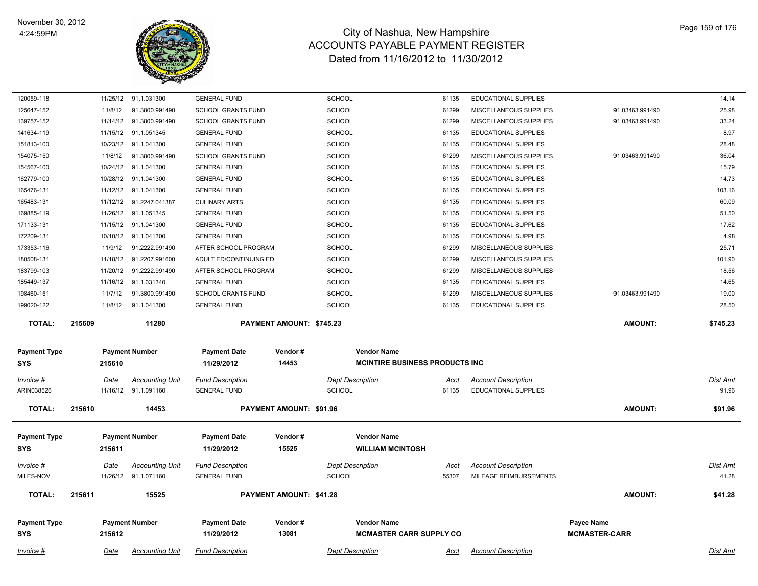# City of Nashua, New Hampshire
## ACCOUNTS PAYABLE PAYMENT REGISTER
### Dated from 11/16/2012 to 11/30/2012

November 30, 2012
4:24:59PM

| Invoice # | Date | Accounting Unit | Fund Description | Dept Description | Acct | Account Description | | Dist Amt |
|---|---|---|---|---|---|---|---|---|
| 120059-118 | 11/25/12 | 91.1.031300 | GENERAL FUND | SCHOOL | 61135 | EDUCATIONAL SUPPLIES | | 14.14 |
| 125647-152 | 11/8/12 | 91.3800.991490 | SCHOOL GRANTS FUND | SCHOOL | 61299 | MISCELLANEOUS SUPPLIES | 91.03463.991490 | 25.98 |
| 139757-152 | 11/14/12 | 91.3800.991490 | SCHOOL GRANTS FUND | SCHOOL | 61299 | MISCELLANEOUS SUPPLIES | 91.03463.991490 | 33.24 |
| 141634-119 | 11/15/12 | 91.1.051345 | GENERAL FUND | SCHOOL | 61135 | EDUCATIONAL SUPPLIES | | 8.97 |
| 151813-100 | 10/23/12 | 91.1.041300 | GENERAL FUND | SCHOOL | 61135 | EDUCATIONAL SUPPLIES | | 28.48 |
| 154075-150 | 11/8/12 | 91.3800.991490 | SCHOOL GRANTS FUND | SCHOOL | 61299 | MISCELLANEOUS SUPPLIES | 91.03463.991490 | 36.04 |
| 154567-100 | 10/24/12 | 91.1.041300 | GENERAL FUND | SCHOOL | 61135 | EDUCATIONAL SUPPLIES | | 15.79 |
| 162779-100 | 10/28/12 | 91.1.041300 | GENERAL FUND | SCHOOL | 61135 | EDUCATIONAL SUPPLIES | | 14.73 |
| 165476-131 | 11/12/12 | 91.1.041300 | GENERAL FUND | SCHOOL | 61135 | EDUCATIONAL SUPPLIES | | 103.16 |
| 165483-131 | 11/12/12 | 91.2247.041387 | CULINARY ARTS | SCHOOL | 61135 | EDUCATIONAL SUPPLIES | | 60.09 |
| 169885-119 | 11/26/12 | 91.1.051345 | GENERAL FUND | SCHOOL | 61135 | EDUCATIONAL SUPPLIES | | 51.50 |
| 171133-131 | 11/15/12 | 91.1.041300 | GENERAL FUND | SCHOOL | 61135 | EDUCATIONAL SUPPLIES | | 17.62 |
| 172209-131 | 10/10/12 | 91.1.041300 | GENERAL FUND | SCHOOL | 61135 | EDUCATIONAL SUPPLIES | | 4.98 |
| 173353-116 | 11/9/12 | 91.2222.991490 | AFTER SCHOOL PROGRAM | SCHOOL | 61299 | MISCELLANEOUS SUPPLIES | | 25.71 |
| 180508-131 | 11/18/12 | 91.2207.991600 | ADULT ED/CONTINUING ED | SCHOOL | 61299 | MISCELLANEOUS SUPPLIES | | 101.90 |
| 183799-103 | 11/20/12 | 91.2222.991490 | AFTER SCHOOL PROGRAM | SCHOOL | 61299 | MISCELLANEOUS SUPPLIES | | 18.56 |
| 185449-137 | 11/16/12 | 91.1.031340 | GENERAL FUND | SCHOOL | 61135 | EDUCATIONAL SUPPLIES | | 14.65 |
| 198460-151 | 11/7/12 | 91.3800.991490 | SCHOOL GRANTS FUND | SCHOOL | 61299 | MISCELLANEOUS SUPPLIES | 91.03463.991490 | 19.00 |
| 199020-122 | 11/8/12 | 91.1.041300 | GENERAL FUND | SCHOOL | 61135 | EDUCATIONAL SUPPLIES | | 28.50 |

**TOTAL: 215609 — 11280 — PAYMENT AMOUNT: $745.23 — AMOUNT: $745.23**

| Payment Type | Payment Number | Payment Date | Vendor # | Vendor Name |
|---|---|---|---|---|
| SYS | 215610 | 11/29/2012 | 14453 | MCINTIRE BUSINESS PRODUCTS INC |

| Invoice # | Date | Accounting Unit | Fund Description | Dept Description | Acct | Account Description | Dist Amt |
|---|---|---|---|---|---|---|---|
| ARIN038526 | 11/16/12 | 91.1.091160 | GENERAL FUND | SCHOOL | 61135 | EDUCATIONAL SUPPLIES | 91.96 |

**TOTAL: 215610 — 14453 — PAYMENT AMOUNT: $91.96 — AMOUNT: $91.96**

| Payment Type | Payment Number | Payment Date | Vendor # | Vendor Name |
|---|---|---|---|---|
| SYS | 215611 | 11/29/2012 | 15525 | WILLIAM MCINTOSH |

| Invoice # | Date | Accounting Unit | Fund Description | Dept Description | Acct | Account Description | Dist Amt |
|---|---|---|---|---|---|---|---|
| MILES-NOV | 11/26/12 | 91.1.071160 | GENERAL FUND | SCHOOL | 55307 | MILEAGE REIMBURSEMENTS | 41.28 |

**TOTAL: 215611 — 15525 — PAYMENT AMOUNT: $41.28 — AMOUNT: $41.28**

| Payment Type | Payment Number | Payment Date | Vendor # | Vendor Name | Payee Name |
|---|---|---|---|---|---|
| SYS | 215612 | 11/29/2012 | 13081 | MCMASTER CARR SUPPLY CO | MCMASTER-CARR |

| Invoice # | Date | Accounting Unit | Fund Description | Dept Description | Acct | Account Description | Dist Amt |
|---|---|---|---|---|---|---|---|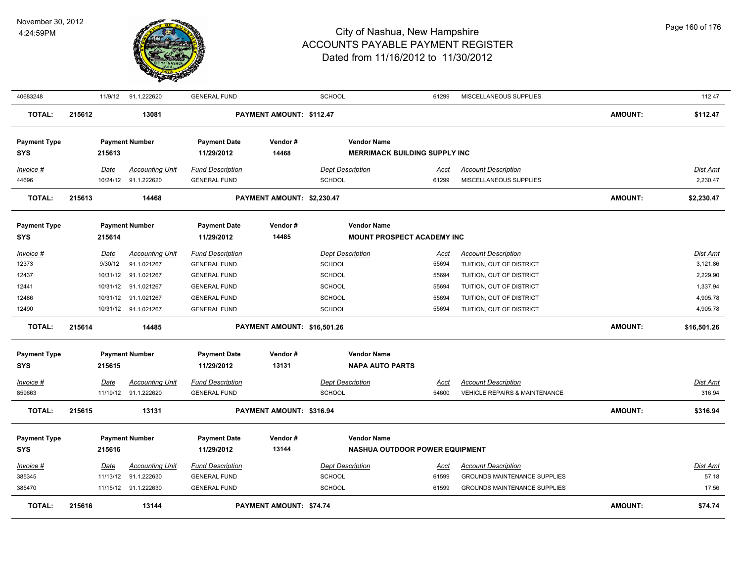| Invoice # | Date | Accounting Unit | Fund Description | Dept Description | Acct | Account Description | Dist Amt |
|---|---|---|---|---|---|---|---|
| 40683248 | 11/9/12 | 91.1.222620 | GENERAL FUND | SCHOOL | 61299 | MISCELLANEOUS SUPPLIES | 112.47 |

**TOTAL: 215612 13081 PAYMENT AMOUNT: $112.47 AMOUNT: $112.47**

| Payment Type | Payment Number | Payment Date | Vendor # | Vendor Name |
|---|---|---|---|---|
| SYS | 215613 | 11/29/2012 | 14468 | MERRIMACK BUILDING SUPPLY INC |

| Invoice # | Date | Accounting Unit | Fund Description | Dept Description | Acct | Account Description | Dist Amt |
|---|---|---|---|---|---|---|---|
| 44696 | 10/24/12 | 91.1.222620 | GENERAL FUND | SCHOOL | 61299 | MISCELLANEOUS SUPPLIES | 2,230.47 |

**TOTAL: 215613 14468 PAYMENT AMOUNT: $2,230.47 AMOUNT: $2,230.47**

| Payment Type | Payment Number | Payment Date | Vendor # | Vendor Name |
|---|---|---|---|---|
| SYS | 215614 | 11/29/2012 | 14485 | MOUNT PROSPECT ACADEMY INC |

| Invoice # | Date | Accounting Unit | Fund Description | Dept Description | Acct | Account Description | Dist Amt |
|---|---|---|---|---|---|---|---|
| 12373 | 9/30/12 | 91.1.021267 | GENERAL FUND | SCHOOL | 55694 | TUITION, OUT OF DISTRICT | 3,121.86 |
| 12437 | 10/31/12 | 91.1.021267 | GENERAL FUND | SCHOOL | 55694 | TUITION, OUT OF DISTRICT | 2,229.90 |
| 12441 | 10/31/12 | 91.1.021267 | GENERAL FUND | SCHOOL | 55694 | TUITION, OUT OF DISTRICT | 1,337.94 |
| 12486 | 10/31/12 | 91.1.021267 | GENERAL FUND | SCHOOL | 55694 | TUITION, OUT OF DISTRICT | 4,905.78 |
| 12490 | 10/31/12 | 91.1.021267 | GENERAL FUND | SCHOOL | 55694 | TUITION, OUT OF DISTRICT | 4,905.78 |

**TOTAL: 215614 14485 PAYMENT AMOUNT: $16,501.26 AMOUNT: $16,501.26**

| Payment Type | Payment Number | Payment Date | Vendor # | Vendor Name |
|---|---|---|---|---|
| SYS | 215615 | 11/29/2012 | 13131 | NAPA AUTO PARTS |

| Invoice # | Date | Accounting Unit | Fund Description | Dept Description | Acct | Account Description | Dist Amt |
|---|---|---|---|---|---|---|---|
| 859663 | 11/19/12 | 91.1.222620 | GENERAL FUND | SCHOOL | 54600 | VEHICLE REPAIRS & MAINTENANCE | 316.94 |

**TOTAL: 215615 13131 PAYMENT AMOUNT: $316.94 AMOUNT: $316.94**

| Payment Type | Payment Number | Payment Date | Vendor # | Vendor Name |
|---|---|---|---|---|
| SYS | 215616 | 11/29/2012 | 13144 | NASHUA OUTDOOR POWER EQUIPMENT |

| Invoice # | Date | Accounting Unit | Fund Description | Dept Description | Acct | Account Description | Dist Amt |
|---|---|---|---|---|---|---|---|
| 385345 | 11/13/12 | 91.1.222630 | GENERAL FUND | SCHOOL | 61599 | GROUNDS MAINTENANCE SUPPLIES | 57.18 |
| 385470 | 11/15/12 | 91.1.222630 | GENERAL FUND | SCHOOL | 61599 | GROUNDS MAINTENANCE SUPPLIES | 17.56 |

**TOTAL: 215616 13144 PAYMENT AMOUNT: $74.74 AMOUNT: $74.74**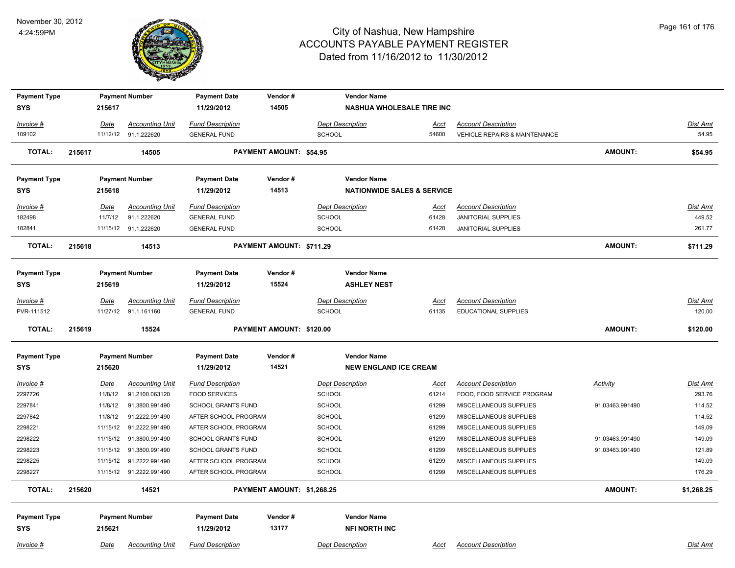# City of Nashua, New Hampshire
## ACCOUNTS PAYABLE PAYMENT REGISTER
### Dated from 11/16/2012 to 11/30/2012

November 30, 2012
4:24:59PM

| Payment Type | Payment Number | Payment Date | Vendor # | Vendor Name |
|---|---|---|---|---|
| SYS | 215617 | 11/29/2012 | 14505 | NASHUA WHOLESALE TIRE INC |

| Invoice # | Date | Accounting Unit | Fund Description | Dept Description | Acct | Account Description | Dist Amt |
|---|---|---|---|---|---|---|---|
| 109102 | 11/12/12 | 91.1.222620 | GENERAL FUND | SCHOOL | 54600 | VEHICLE REPAIRS & MAINTENANCE | 54.95 |

**TOTAL: 215617 14505 PAYMENT AMOUNT: $54.95 AMOUNT: $54.95**

| Payment Type | Payment Number | Payment Date | Vendor # | Vendor Name |
|---|---|---|---|---|
| SYS | 215618 | 11/29/2012 | 14513 | NATIONWIDE SALES & SERVICE |

| Invoice # | Date | Accounting Unit | Fund Description | Dept Description | Acct | Account Description | Dist Amt |
|---|---|---|---|---|---|---|---|
| 182498 | 11/7/12 | 91.1.222620 | GENERAL FUND | SCHOOL | 61428 | JANITORIAL SUPPLIES | 449.52 |
| 182841 | 11/15/12 | 91.1.222620 | GENERAL FUND | SCHOOL | 61428 | JANITORIAL SUPPLIES | 261.77 |

**TOTAL: 215618 14513 PAYMENT AMOUNT: $711.29 AMOUNT: $711.29**

| Payment Type | Payment Number | Payment Date | Vendor # | Vendor Name |
|---|---|---|---|---|
| SYS | 215619 | 11/29/2012 | 15524 | ASHLEY NEST |

| Invoice # | Date | Accounting Unit | Fund Description | Dept Description | Acct | Account Description | Dist Amt |
|---|---|---|---|---|---|---|---|
| PVR-111512 | 11/27/12 | 91.1.161160 | GENERAL FUND | SCHOOL | 61135 | EDUCATIONAL SUPPLIES | 120.00 |

**TOTAL: 215619 15524 PAYMENT AMOUNT: $120.00 AMOUNT: $120.00**

| Payment Type | Payment Number | Payment Date | Vendor # | Vendor Name |
|---|---|---|---|---|
| SYS | 215620 | 11/29/2012 | 14521 | NEW ENGLAND ICE CREAM |

| Invoice # | Date | Accounting Unit | Fund Description | Dept Description | Acct | Account Description | Activity | Dist Amt |
|---|---|---|---|---|---|---|---|---|
| 2297726 | 11/8/12 | 91.2100.063120 | FOOD SERVICES | SCHOOL | 61214 | FOOD, FOOD SERVICE PROGRAM | | 293.76 |
| 2297841 | 11/8/12 | 91.3800.991490 | SCHOOL GRANTS FUND | SCHOOL | 61299 | MISCELLANEOUS SUPPLIES | 91.03463.991490 | 114.52 |
| 2297842 | 11/8/12 | 91.2222.991490 | AFTER SCHOOL PROGRAM | SCHOOL | 61299 | MISCELLANEOUS SUPPLIES | | 114.52 |
| 2298221 | 11/15/12 | 91.2222.991490 | AFTER SCHOOL PROGRAM | SCHOOL | 61299 | MISCELLANEOUS SUPPLIES | | 149.09 |
| 2298222 | 11/15/12 | 91.3800.991490 | SCHOOL GRANTS FUND | SCHOOL | 61299 | MISCELLANEOUS SUPPLIES | 91.03463.991490 | 149.09 |
| 2298223 | 11/15/12 | 91.3800.991490 | SCHOOL GRANTS FUND | SCHOOL | 61299 | MISCELLANEOUS SUPPLIES | 91.03463.991490 | 121.89 |
| 2298225 | 11/15/12 | 91.2222.991490 | AFTER SCHOOL PROGRAM | SCHOOL | 61299 | MISCELLANEOUS SUPPLIES | | 149.09 |
| 2298227 | 11/15/12 | 91.2222.991490 | AFTER SCHOOL PROGRAM | SCHOOL | 61299 | MISCELLANEOUS SUPPLIES | | 176.29 |

**TOTAL: 215620 14521 PAYMENT AMOUNT: $1,268.25 AMOUNT: $1,268.25**

| Payment Type | Payment Number | Payment Date | Vendor # | Vendor Name |
|---|---|---|---|---|
| SYS | 215621 | 11/29/2012 | 13177 | NFI NORTH INC |

| Invoice # | Date | Accounting Unit | Fund Description | Dept Description | Acct | Account Description | Dist Amt |
|---|---|---|---|---|---|---|---|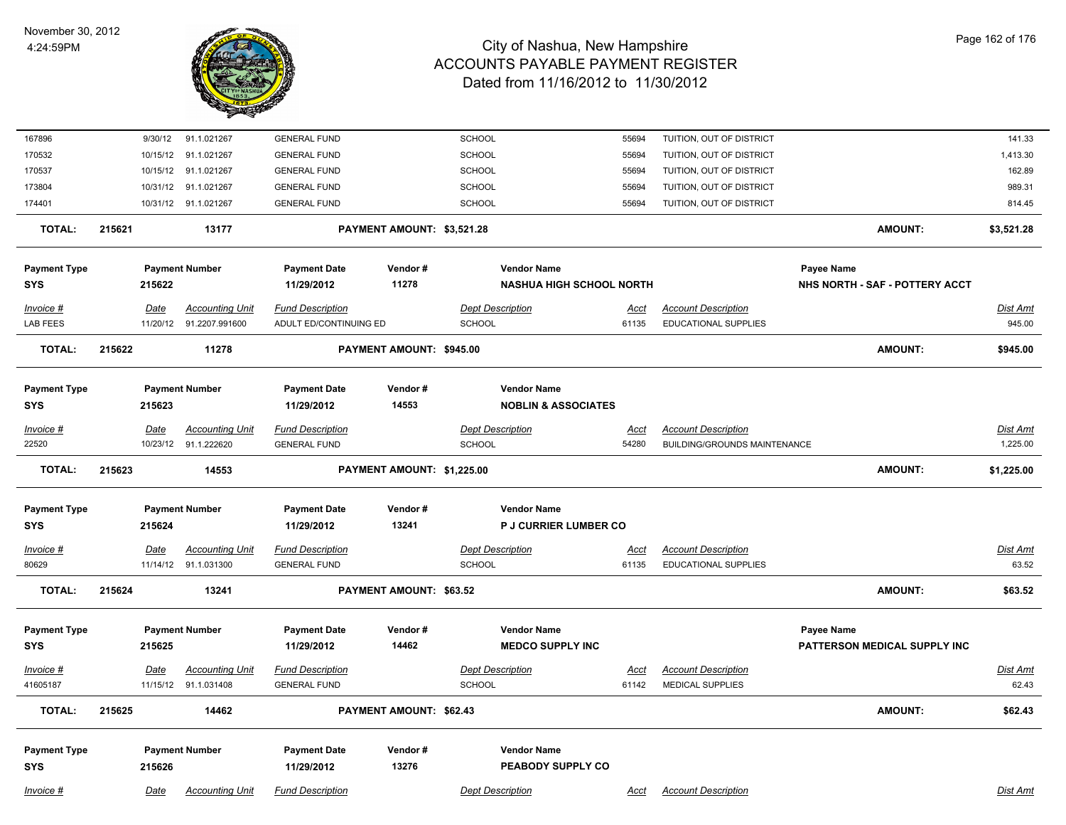| Invoice # | Date | Accounting Unit | Fund Description | Dept Description | Acct | Account Description | Dist Amt |
|---|---|---|---|---|---|---|---|
| 167896 | 9/30/12 | 91.1.021267 | GENERAL FUND | SCHOOL | 55694 | TUITION, OUT OF DISTRICT | 141.33 |
| 170532 | 10/15/12 | 91.1.021267 | GENERAL FUND | SCHOOL | 55694 | TUITION, OUT OF DISTRICT | 1,413.30 |
| 170537 | 10/15/12 | 91.1.021267 | GENERAL FUND | SCHOOL | 55694 | TUITION, OUT OF DISTRICT | 162.89 |
| 173804 | 10/31/12 | 91.1.021267 | GENERAL FUND | SCHOOL | 55694 | TUITION, OUT OF DISTRICT | 989.31 |
| 174401 | 10/31/12 | 91.1.021267 | GENERAL FUND | SCHOOL | 55694 | TUITION, OUT OF DISTRICT | 814.45 |

**TOTAL: 215621 13177 PAYMENT AMOUNT: $3,521.28 AMOUNT: $3,521.28**

| Payment Type | Payment Number | Payment Date | Vendor # | Vendor Name | Payee Name |
|---|---|---|---|---|---|
| SYS | 215622 | 11/29/2012 | 11278 | NASHUA HIGH SCHOOL NORTH | NHS NORTH - SAF - POTTERY ACCT |

| Invoice # | Date | Accounting Unit | Fund Description | Dept Description | Acct | Account Description | Dist Amt |
|---|---|---|---|---|---|---|---|
| LAB FEES | 11/20/12 | 91.2207.991600 | ADULT ED/CONTINUING ED | SCHOOL | 61135 | EDUCATIONAL SUPPLIES | 945.00 |

**TOTAL: 215622 11278 PAYMENT AMOUNT: $945.00 AMOUNT: $945.00**

| Payment Type | Payment Number | Payment Date | Vendor # | Vendor Name |
|---|---|---|---|---|
| SYS | 215623 | 11/29/2012 | 14553 | NOBLIN & ASSOCIATES |

| Invoice # | Date | Accounting Unit | Fund Description | Dept Description | Acct | Account Description | Dist Amt |
|---|---|---|---|---|---|---|---|
| 22520 | 10/23/12 | 91.1.222620 | GENERAL FUND | SCHOOL | 54280 | BUILDING/GROUNDS MAINTENANCE | 1,225.00 |

**TOTAL: 215623 14553 PAYMENT AMOUNT: $1,225.00 AMOUNT: $1,225.00**

| Payment Type | Payment Number | Payment Date | Vendor # | Vendor Name |
|---|---|---|---|---|
| SYS | 215624 | 11/29/2012 | 13241 | P J CURRIER LUMBER CO |

| Invoice # | Date | Accounting Unit | Fund Description | Dept Description | Acct | Account Description | Dist Amt |
|---|---|---|---|---|---|---|---|
| 80629 | 11/14/12 | 91.1.031300 | GENERAL FUND | SCHOOL | 61135 | EDUCATIONAL SUPPLIES | 63.52 |

**TOTAL: 215624 13241 PAYMENT AMOUNT: $63.52 AMOUNT: $63.52**

| Payment Type | Payment Number | Payment Date | Vendor # | Vendor Name | Payee Name |
|---|---|---|---|---|---|
| SYS | 215625 | 11/29/2012 | 14462 | MEDCO SUPPLY INC | PATTERSON MEDICAL SUPPLY INC |

| Invoice # | Date | Accounting Unit | Fund Description | Dept Description | Acct | Account Description | Dist Amt |
|---|---|---|---|---|---|---|---|
| 41605187 | 11/15/12 | 91.1.031408 | GENERAL FUND | SCHOOL | 61142 | MEDICAL SUPPLIES | 62.43 |

**TOTAL: 215625 14462 PAYMENT AMOUNT: $62.43 AMOUNT: $62.43**

| Payment Type | Payment Number | Payment Date | Vendor # | Vendor Name |
|---|---|---|---|---|
| SYS | 215626 | 11/29/2012 | 13276 | PEABODY SUPPLY CO |

| Invoice # | Date | Accounting Unit | Fund Description | Dept Description | Acct | Account Description | Dist Amt |
|---|---|---|---|---|---|---|---|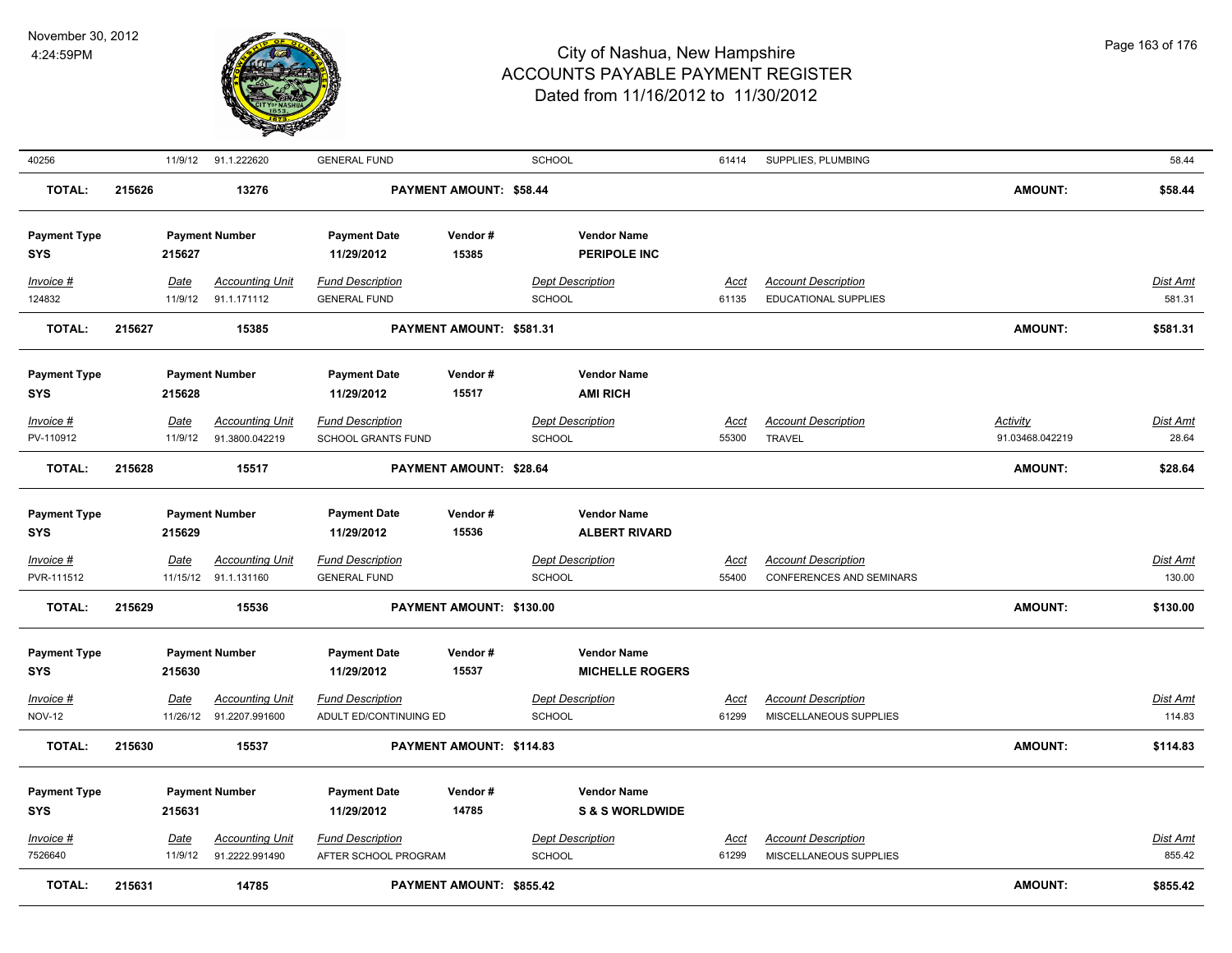| 40256 | 11/9/12 | 91.1.222620 | GENERAL FUND | SCHOOL | 61414 | SUPPLIES, PLUMBING | | 58.44 |
|---|---|---|---|---|---|---|---|---|

**TOTAL:** 215626 13276 **PAYMENT AMOUNT: $58.44** **AMOUNT: $58.44**

| Payment Type | Payment Number | Payment Date | Vendor # | Vendor Name |
|---|---|---|---|---|
| SYS | 215627 | 11/29/2012 | 15385 | PERIPOLE INC |

| Invoice # | Date | Accounting Unit | Fund Description | Dept Description | Acct | Account Description | Dist Amt |
|---|---|---|---|---|---|---|---|
| 124832 | 11/9/12 | 91.1.171112 | GENERAL FUND | SCHOOL | 61135 | EDUCATIONAL SUPPLIES | 581.31 |

**TOTAL:** 215627 15385 **PAYMENT AMOUNT: $581.31** **AMOUNT: $581.31**

| Payment Type | Payment Number | Payment Date | Vendor # | Vendor Name |
|---|---|---|---|---|
| SYS | 215628 | 11/29/2012 | 15517 | AMI RICH |

| Invoice # | Date | Accounting Unit | Fund Description | Dept Description | Acct | Account Description | Activity | Dist Amt |
|---|---|---|---|---|---|---|---|---|
| PV-110912 | 11/9/12 | 91.3800.042219 | SCHOOL GRANTS FUND | SCHOOL | 55300 | TRAVEL | 91.03468.042219 | 28.64 |

**TOTAL:** 215628 15517 **PAYMENT AMOUNT: $28.64** **AMOUNT: $28.64**

| Payment Type | Payment Number | Payment Date | Vendor # | Vendor Name |
|---|---|---|---|---|
| SYS | 215629 | 11/29/2012 | 15536 | ALBERT RIVARD |

| Invoice # | Date | Accounting Unit | Fund Description | Dept Description | Acct | Account Description | Dist Amt |
|---|---|---|---|---|---|---|---|
| PVR-111512 | 11/15/12 | 91.1.131160 | GENERAL FUND | SCHOOL | 55400 | CONFERENCES AND SEMINARS | 130.00 |

**TOTAL:** 215629 15536 **PAYMENT AMOUNT: $130.00** **AMOUNT: $130.00**

| Payment Type | Payment Number | Payment Date | Vendor # | Vendor Name |
|---|---|---|---|---|
| SYS | 215630 | 11/29/2012 | 15537 | MICHELLE ROGERS |

| Invoice # | Date | Accounting Unit | Fund Description | Dept Description | Acct | Account Description | Dist Amt |
|---|---|---|---|---|---|---|---|
| NOV-12 | 11/26/12 | 91.2207.991600 | ADULT ED/CONTINUING ED | SCHOOL | 61299 | MISCELLANEOUS SUPPLIES | 114.83 |

**TOTAL:** 215630 15537 **PAYMENT AMOUNT: $114.83** **AMOUNT: $114.83**

| Payment Type | Payment Number | Payment Date | Vendor # | Vendor Name |
|---|---|---|---|---|
| SYS | 215631 | 11/29/2012 | 14785 | S & S WORLDWIDE |

| Invoice # | Date | Accounting Unit | Fund Description | Dept Description | Acct | Account Description | Dist Amt |
|---|---|---|---|---|---|---|---|
| 7526640 | 11/9/12 | 91.2222.991490 | AFTER SCHOOL PROGRAM | SCHOOL | 61299 | MISCELLANEOUS SUPPLIES | 855.42 |

**TOTAL:** 215631 14785 **PAYMENT AMOUNT: $855.42** **AMOUNT: $855.42**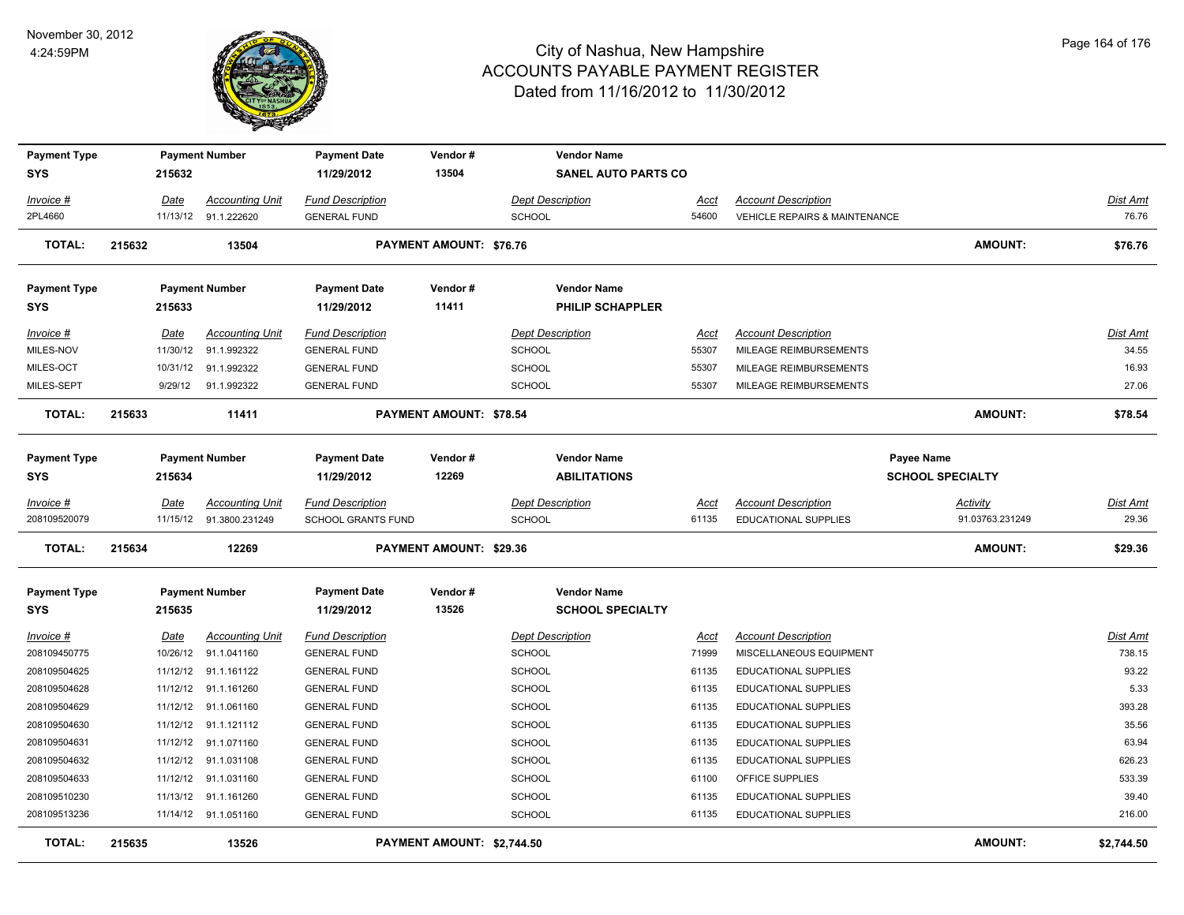# City of Nashua, New Hampshire
## ACCOUNTS PAYABLE PAYMENT REGISTER
### Dated from 11/16/2012 to 11/30/2012

November 30, 2012
4:24:59PM

| Payment Type | Payment Number | Payment Date | Vendor # | Vendor Name | | |
|---|---|---|---|---|---|---|
| SYS | 215632 | 11/29/2012 | 13504 | SANEL AUTO PARTS CO | | |

| Invoice # | Date | Accounting Unit | Fund Description | Dept Description | Acct | Account Description | Dist Amt |
|---|---|---|---|---|---|---|---|
| 2PL4660 | 11/13/12 | 91.1.222620 | GENERAL FUND | SCHOOL | 54600 | VEHICLE REPAIRS & MAINTENANCE | 76.76 |

**TOTAL: 215632 13504 PAYMENT AMOUNT: $76.76 AMOUNT: $76.76**

| Payment Type | Payment Number | Payment Date | Vendor # | Vendor Name |
|---|---|---|---|---|
| SYS | 215633 | 11/29/2012 | 11411 | PHILIP SCHAPPLER |

| Invoice # | Date | Accounting Unit | Fund Description | Dept Description | Acct | Account Description | Dist Amt |
|---|---|---|---|---|---|---|---|
| MILES-NOV | 11/30/12 | 91.1.992322 | GENERAL FUND | SCHOOL | 55307 | MILEAGE REIMBURSEMENTS | 34.55 |
| MILES-OCT | 10/31/12 | 91.1.992322 | GENERAL FUND | SCHOOL | 55307 | MILEAGE REIMBURSEMENTS | 16.93 |
| MILES-SEPT | 9/29/12 | 91.1.992322 | GENERAL FUND | SCHOOL | 55307 | MILEAGE REIMBURSEMENTS | 27.06 |

**TOTAL: 215633 11411 PAYMENT AMOUNT: $78.54 AMOUNT: $78.54**

| Payment Type | Payment Number | Payment Date | Vendor # | Vendor Name | Payee Name |
|---|---|---|---|---|---|
| SYS | 215634 | 11/29/2012 | 12269 | ABILITATIONS | SCHOOL SPECIALTY |

| Invoice # | Date | Accounting Unit | Fund Description | Dept Description | Acct | Account Description | Activity | Dist Amt |
|---|---|---|---|---|---|---|---|---|
| 208109520079 | 11/15/12 | 91.3800.231249 | SCHOOL GRANTS FUND | SCHOOL | 61135 | EDUCATIONAL SUPPLIES | 91.03763.231249 | 29.36 |

**TOTAL: 215634 12269 PAYMENT AMOUNT: $29.36 AMOUNT: $29.36**

| Payment Type | Payment Number | Payment Date | Vendor # | Vendor Name |
|---|---|---|---|---|
| SYS | 215635 | 11/29/2012 | 13526 | SCHOOL SPECIALTY |

| Invoice # | Date | Accounting Unit | Fund Description | Dept Description | Acct | Account Description | Dist Amt |
|---|---|---|---|---|---|---|---|
| 208109450775 | 10/26/12 | 91.1.041160 | GENERAL FUND | SCHOOL | 71999 | MISCELLANEOUS EQUIPMENT | 738.15 |
| 208109504625 | 11/12/12 | 91.1.161122 | GENERAL FUND | SCHOOL | 61135 | EDUCATIONAL SUPPLIES | 93.22 |
| 208109504628 | 11/12/12 | 91.1.161260 | GENERAL FUND | SCHOOL | 61135 | EDUCATIONAL SUPPLIES | 5.33 |
| 208109504629 | 11/12/12 | 91.1.061160 | GENERAL FUND | SCHOOL | 61135 | EDUCATIONAL SUPPLIES | 393.28 |
| 208109504630 | 11/12/12 | 91.1.121112 | GENERAL FUND | SCHOOL | 61135 | EDUCATIONAL SUPPLIES | 35.56 |
| 208109504631 | 11/12/12 | 91.1.071160 | GENERAL FUND | SCHOOL | 61135 | EDUCATIONAL SUPPLIES | 63.94 |
| 208109504632 | 11/12/12 | 91.1.031108 | GENERAL FUND | SCHOOL | 61135 | EDUCATIONAL SUPPLIES | 626.23 |
| 208109504633 | 11/12/12 | 91.1.031160 | GENERAL FUND | SCHOOL | 61100 | OFFICE SUPPLIES | 533.39 |
| 208109510230 | 11/13/12 | 91.1.161260 | GENERAL FUND | SCHOOL | 61135 | EDUCATIONAL SUPPLIES | 39.40 |
| 208109513236 | 11/14/12 | 91.1.051160 | GENERAL FUND | SCHOOL | 61135 | EDUCATIONAL SUPPLIES | 216.00 |

**TOTAL: 215635 13526 PAYMENT AMOUNT: $2,744.50 AMOUNT: $2,744.50**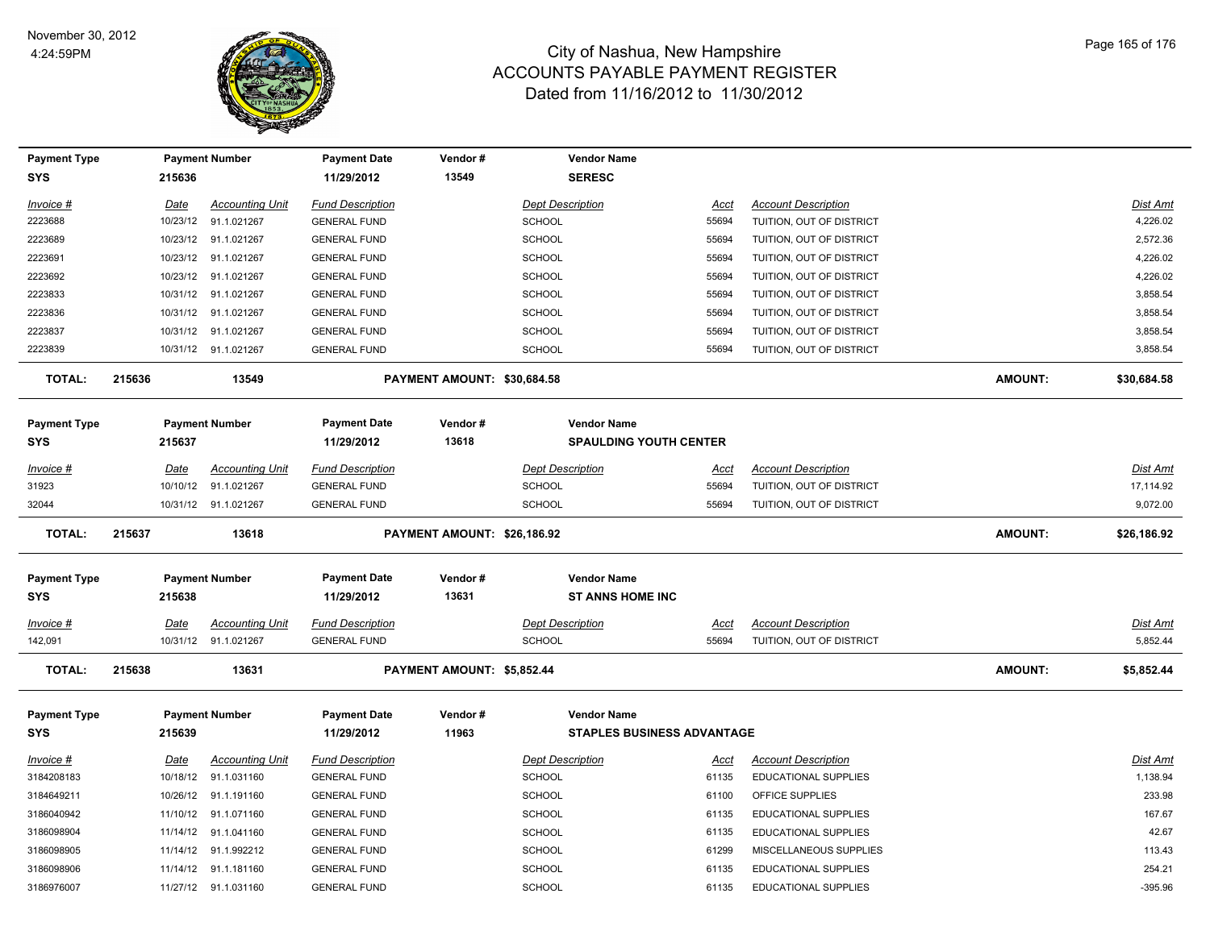November 30, 2012
4:24:59PM

# City of Nashua, New Hampshire
## ACCOUNTS PAYABLE PAYMENT REGISTER
### Dated from 11/16/2012 to 11/30/2012

| Payment Type | Payment Number | Payment Date | Vendor # | Vendor Name |
|---|---|---|---|---|
| SYS | 215636 | 11/29/2012 | 13549 | SERESC |

| Invoice # | Date | Accounting Unit | Fund Description | Dept Description | Acct | Account Description | Dist Amt |
|---|---|---|---|---|---|---|---|
| 2223688 | 10/23/12 | 91.1.021267 | GENERAL FUND | SCHOOL | 55694 | TUITION, OUT OF DISTRICT | 4,226.02 |
| 2223689 | 10/23/12 | 91.1.021267 | GENERAL FUND | SCHOOL | 55694 | TUITION, OUT OF DISTRICT | 2,572.36 |
| 2223691 | 10/23/12 | 91.1.021267 | GENERAL FUND | SCHOOL | 55694 | TUITION, OUT OF DISTRICT | 4,226.02 |
| 2223692 | 10/23/12 | 91.1.021267 | GENERAL FUND | SCHOOL | 55694 | TUITION, OUT OF DISTRICT | 4,226.02 |
| 2223833 | 10/31/12 | 91.1.021267 | GENERAL FUND | SCHOOL | 55694 | TUITION, OUT OF DISTRICT | 3,858.54 |
| 2223836 | 10/31/12 | 91.1.021267 | GENERAL FUND | SCHOOL | 55694 | TUITION, OUT OF DISTRICT | 3,858.54 |
| 2223837 | 10/31/12 | 91.1.021267 | GENERAL FUND | SCHOOL | 55694 | TUITION, OUT OF DISTRICT | 3,858.54 |
| 2223839 | 10/31/12 | 91.1.021267 | GENERAL FUND | SCHOOL | 55694 | TUITION, OUT OF DISTRICT | 3,858.54 |

**TOTAL: 215636 13549 PAYMENT AMOUNT: $30,684.58 AMOUNT: $30,684.58**

| Payment Type | Payment Number | Payment Date | Vendor # | Vendor Name |
|---|---|---|---|---|
| SYS | 215637 | 11/29/2012 | 13618 | SPAULDING YOUTH CENTER |

| Invoice # | Date | Accounting Unit | Fund Description | Dept Description | Acct | Account Description | Dist Amt |
|---|---|---|---|---|---|---|---|
| 31923 | 10/10/12 | 91.1.021267 | GENERAL FUND | SCHOOL | 55694 | TUITION, OUT OF DISTRICT | 17,114.92 |
| 32044 | 10/31/12 | 91.1.021267 | GENERAL FUND | SCHOOL | 55694 | TUITION, OUT OF DISTRICT | 9,072.00 |

**TOTAL: 215637 13618 PAYMENT AMOUNT: $26,186.92 AMOUNT: $26,186.92**

| Payment Type | Payment Number | Payment Date | Vendor # | Vendor Name |
|---|---|---|---|---|
| SYS | 215638 | 11/29/2012 | 13631 | ST ANNS HOME INC |

| Invoice # | Date | Accounting Unit | Fund Description | Dept Description | Acct | Account Description | Dist Amt |
|---|---|---|---|---|---|---|---|
| 142,091 | 10/31/12 | 91.1.021267 | GENERAL FUND | SCHOOL | 55694 | TUITION, OUT OF DISTRICT | 5,852.44 |

**TOTAL: 215638 13631 PAYMENT AMOUNT: $5,852.44 AMOUNT: $5,852.44**

| Payment Type | Payment Number | Payment Date | Vendor # | Vendor Name |
|---|---|---|---|---|
| SYS | 215639 | 11/29/2012 | 11963 | STAPLES BUSINESS ADVANTAGE |

| Invoice # | Date | Accounting Unit | Fund Description | Dept Description | Acct | Account Description | Dist Amt |
|---|---|---|---|---|---|---|---|
| 3184208183 | 10/18/12 | 91.1.031160 | GENERAL FUND | SCHOOL | 61135 | EDUCATIONAL SUPPLIES | 1,138.94 |
| 3184649211 | 10/26/12 | 91.1.191160 | GENERAL FUND | SCHOOL | 61100 | OFFICE SUPPLIES | 233.98 |
| 3186040942 | 11/10/12 | 91.1.071160 | GENERAL FUND | SCHOOL | 61135 | EDUCATIONAL SUPPLIES | 167.67 |
| 3186098904 | 11/14/12 | 91.1.041160 | GENERAL FUND | SCHOOL | 61135 | EDUCATIONAL SUPPLIES | 42.67 |
| 3186098905 | 11/14/12 | 91.1.992212 | GENERAL FUND | SCHOOL | 61299 | MISCELLANEOUS SUPPLIES | 113.43 |
| 3186098906 | 11/14/12 | 91.1.181160 | GENERAL FUND | SCHOOL | 61135 | EDUCATIONAL SUPPLIES | 254.21 |
| 3186976007 | 11/27/12 | 91.1.031160 | GENERAL FUND | SCHOOL | 61135 | EDUCATIONAL SUPPLIES | -395.96 |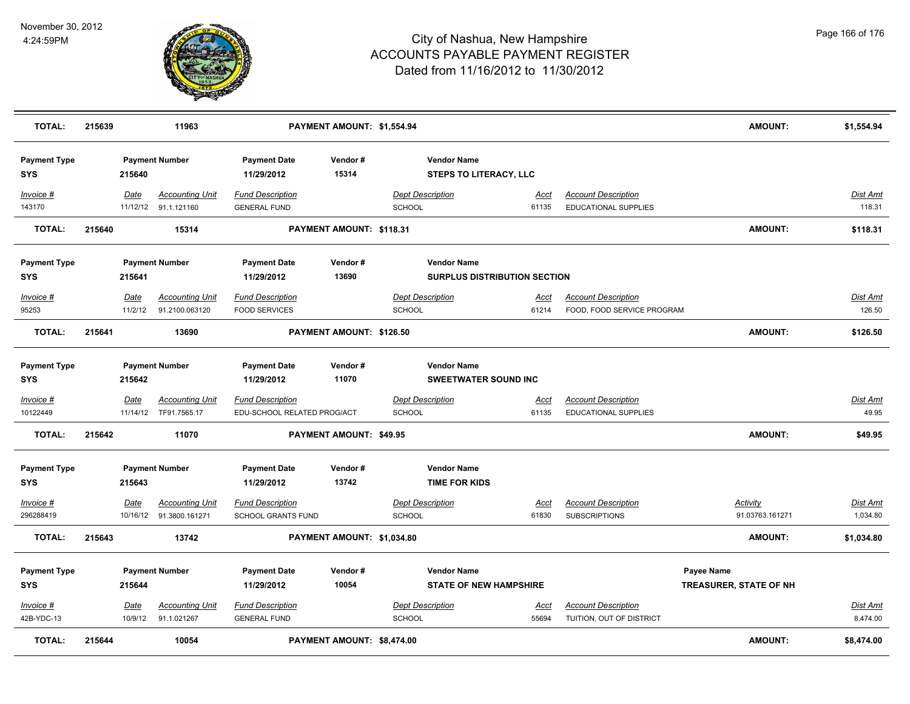# City of Nashua, New Hampshire
## ACCOUNTS PAYABLE PAYMENT REGISTER
### Dated from 11/16/2012 to 11/30/2012

November 30, 2012
4:24:59PM

| **TOTAL:** | **215639** | **11963** | **PAYMENT AMOUNT: $1,554.94** | **AMOUNT:** | **$1,554.94** |
|---|---|---|---|---|---|

| Payment Type | Payment Number | Payment Date | Vendor # | Vendor Name |
|---|---|---|---|---|
| **SYS** | **215640** | **11/29/2012** | **15314** | **STEPS TO LITERACY, LLC** |

| Invoice # | Date | Accounting Unit | Fund Description | Dept Description | Acct | Account Description | Dist Amt |
|---|---|---|---|---|---|---|---|
| 143170 | 11/12/12 | 91.1.121160 | GENERAL FUND | SCHOOL | 61135 | EDUCATIONAL SUPPLIES | 118.31 |
| **TOTAL:** | **215640** | **15314** | **PAYMENT AMOUNT: $118.31** | | | **AMOUNT:** | **$118.31** |

| Payment Type | Payment Number | Payment Date | Vendor # | Vendor Name |
|---|---|---|---|---|
| **SYS** | **215641** | **11/29/2012** | **13690** | **SURPLUS DISTRIBUTION SECTION** |

| Invoice # | Date | Accounting Unit | Fund Description | Dept Description | Acct | Account Description | Dist Amt |
|---|---|---|---|---|---|---|---|
| 95253 | 11/2/12 | 91.2100.063120 | FOOD SERVICES | SCHOOL | 61214 | FOOD, FOOD SERVICE PROGRAM | 126.50 |
| **TOTAL:** | **215641** | **13690** | **PAYMENT AMOUNT: $126.50** | | | **AMOUNT:** | **$126.50** |

| Payment Type | Payment Number | Payment Date | Vendor # | Vendor Name |
|---|---|---|---|---|
| **SYS** | **215642** | **11/29/2012** | **11070** | **SWEETWATER SOUND INC** |

| Invoice # | Date | Accounting Unit | Fund Description | Dept Description | Acct | Account Description | Dist Amt |
|---|---|---|---|---|---|---|---|
| 10122449 | 11/14/12 | TF91.7565.17 | EDU-SCHOOL RELATED PROG/ACT | SCHOOL | 61135 | EDUCATIONAL SUPPLIES | 49.95 |
| **TOTAL:** | **215642** | **11070** | **PAYMENT AMOUNT: $49.95** | | | **AMOUNT:** | **$49.95** |

| Payment Type | Payment Number | Payment Date | Vendor # | Vendor Name |
|---|---|---|---|---|
| **SYS** | **215643** | **11/29/2012** | **13742** | **TIME FOR KIDS** |

| Invoice # | Date | Accounting Unit | Fund Description | Dept Description | Acct | Account Description | Activity | Dist Amt |
|---|---|---|---|---|---|---|---|---|
| 296288419 | 10/16/12 | 91.3800.161271 | SCHOOL GRANTS FUND | SCHOOL | 61830 | SUBSCRIPTIONS | 91.03763.161271 | 1,034.80 |
| **TOTAL:** | **215643** | **13742** | **PAYMENT AMOUNT: $1,034.80** | | | | **AMOUNT:** | **$1,034.80** |

| Payment Type | Payment Number | Payment Date | Vendor # | Vendor Name | Payee Name |
|---|---|---|---|---|---|
| **SYS** | **215644** | **11/29/2012** | **10054** | **STATE OF NEW HAMPSHIRE** | **TREASURER, STATE OF NH** |

| Invoice # | Date | Accounting Unit | Fund Description | Dept Description | Acct | Account Description | Dist Amt |
|---|---|---|---|---|---|---|---|
| 42B-YDC-13 | 10/9/12 | 91.1.021267 | GENERAL FUND | SCHOOL | 55694 | TUITION, OUT OF DISTRICT | 8,474.00 |
| **TOTAL:** | **215644** | **10054** | **PAYMENT AMOUNT: $8,474.00** | | | **AMOUNT:** | **$8,474.00** |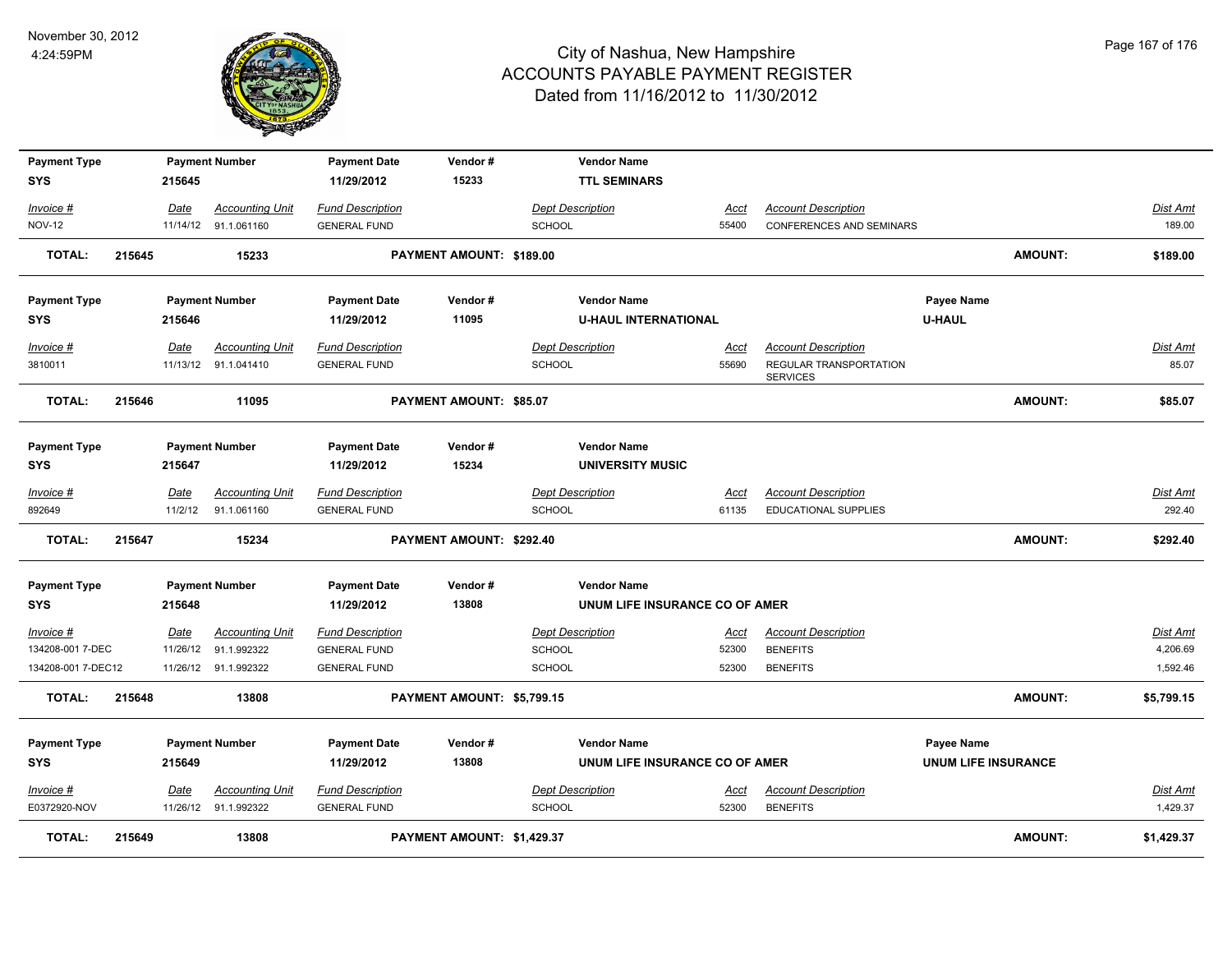# City of Nashua, New Hampshire
## ACCOUNTS PAYABLE PAYMENT REGISTER
### Dated from 11/16/2012 to 11/30/2012

November 30, 2012
4:24:59PM

| Payment Type | Payment Number | Payment Date | Vendor # | Vendor Name |
|---|---|---|---|---|
| SYS | 215645 | 11/29/2012 | 15233 | TTL SEMINARS |

| Invoice # | Date | Accounting Unit | Fund Description | Dept Description | Acct | Account Description | Dist Amt |
|---|---|---|---|---|---|---|---|
| NOV-12 | 11/14/12 | 91.1.061160 | GENERAL FUND | SCHOOL | 55400 | CONFERENCES AND SEMINARS | 189.00 |

**TOTAL: 215645 15233 PAYMENT AMOUNT: $189.00 AMOUNT: $189.00**

| Payment Type | Payment Number | Payment Date | Vendor # | Vendor Name | Payee Name |
|---|---|---|---|---|---|
| SYS | 215646 | 11/29/2012 | 11095 | U-HAUL INTERNATIONAL | U-HAUL |

| Invoice # | Date | Accounting Unit | Fund Description | Dept Description | Acct | Account Description | Dist Amt |
|---|---|---|---|---|---|---|---|
| 3810011 | 11/13/12 | 91.1.041410 | GENERAL FUND | SCHOOL | 55690 | REGULAR TRANSPORTATION SERVICES | 85.07 |

**TOTAL: 215646 11095 PAYMENT AMOUNT: $85.07 AMOUNT: $85.07**

| Payment Type | Payment Number | Payment Date | Vendor # | Vendor Name |
|---|---|---|---|---|
| SYS | 215647 | 11/29/2012 | 15234 | UNIVERSITY MUSIC |

| Invoice # | Date | Accounting Unit | Fund Description | Dept Description | Acct | Account Description | Dist Amt |
|---|---|---|---|---|---|---|---|
| 892649 | 11/2/12 | 91.1.061160 | GENERAL FUND | SCHOOL | 61135 | EDUCATIONAL SUPPLIES | 292.40 |

**TOTAL: 215647 15234 PAYMENT AMOUNT: $292.40 AMOUNT: $292.40**

| Payment Type | Payment Number | Payment Date | Vendor # | Vendor Name |
|---|---|---|---|---|
| SYS | 215648 | 11/29/2012 | 13808 | UNUM LIFE INSURANCE CO OF AMER |

| Invoice # | Date | Accounting Unit | Fund Description | Dept Description | Acct | Account Description | Dist Amt |
|---|---|---|---|---|---|---|---|
| 134208-001 7-DEC | 11/26/12 | 91.1.992322 | GENERAL FUND | SCHOOL | 52300 | BENEFITS | 4,206.69 |
| 134208-001 7-DEC12 | 11/26/12 | 91.1.992322 | GENERAL FUND | SCHOOL | 52300 | BENEFITS | 1,592.46 |

**TOTAL: 215648 13808 PAYMENT AMOUNT: $5,799.15 AMOUNT: $5,799.15**

| Payment Type | Payment Number | Payment Date | Vendor # | Vendor Name | Payee Name |
|---|---|---|---|---|---|
| SYS | 215649 | 11/29/2012 | 13808 | UNUM LIFE INSURANCE CO OF AMER | UNUM LIFE INSURANCE |

| Invoice # | Date | Accounting Unit | Fund Description | Dept Description | Acct | Account Description | Dist Amt |
|---|---|---|---|---|---|---|---|
| E0372920-NOV | 11/26/12 | 91.1.992322 | GENERAL FUND | SCHOOL | 52300 | BENEFITS | 1,429.37 |

**TOTAL: 215649 13808 PAYMENT AMOUNT: $1,429.37 AMOUNT: $1,429.37**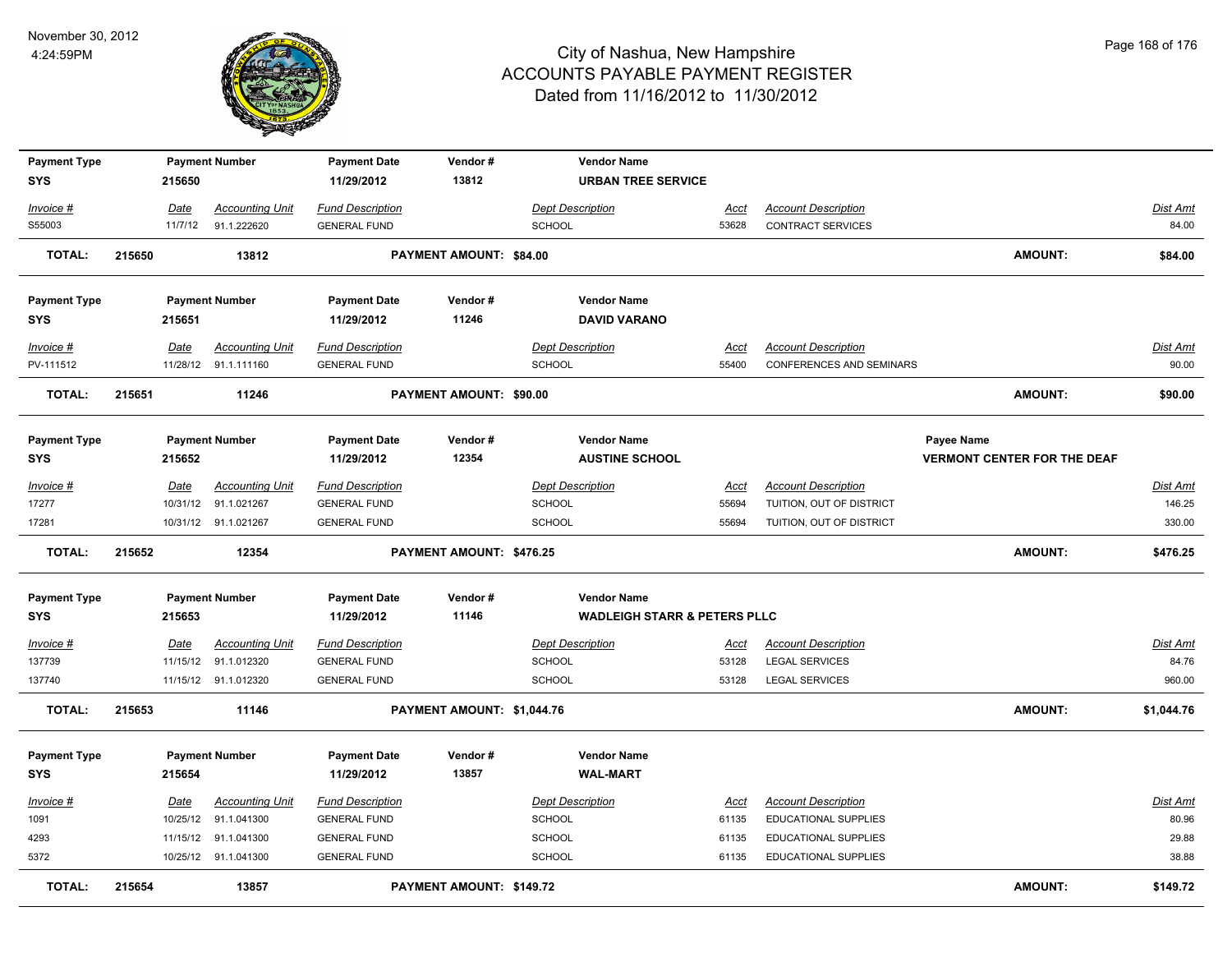# City of Nashua, New Hampshire
## ACCOUNTS PAYABLE PAYMENT REGISTER
### Dated from 11/16/2012 to 11/30/2012

November 30, 2012
4:24:59PM

| Payment Type | Payment Number | Payment Date | Vendor # | Vendor Name |
|---|---|---|---|---|
| SYS | 215650 | 11/29/2012 | 13812 | URBAN TREE SERVICE |

| Invoice # | Date | Accounting Unit | Fund Description | Dept Description | Acct | Account Description | Dist Amt |
|---|---|---|---|---|---|---|---|
| S55003 | 11/7/12 | 91.1.222620 | GENERAL FUND | SCHOOL | 53628 | CONTRACT SERVICES | 84.00 |

**TOTAL: 215650 13812 PAYMENT AMOUNT: $84.00 AMOUNT: $84.00**

| Payment Type | Payment Number | Payment Date | Vendor # | Vendor Name |
|---|---|---|---|---|
| SYS | 215651 | 11/29/2012 | 11246 | DAVID VARANO |

| Invoice # | Date | Accounting Unit | Fund Description | Dept Description | Acct | Account Description | Dist Amt |
|---|---|---|---|---|---|---|---|
| PV-111512 | 11/28/12 | 91.1.111160 | GENERAL FUND | SCHOOL | 55400 | CONFERENCES AND SEMINARS | 90.00 |

**TOTAL: 215651 11246 PAYMENT AMOUNT: $90.00 AMOUNT: $90.00**

| Payment Type | Payment Number | Payment Date | Vendor # | Vendor Name | Payee Name |
|---|---|---|---|---|---|
| SYS | 215652 | 11/29/2012 | 12354 | AUSTINE SCHOOL | VERMONT CENTER FOR THE DEAF |

| Invoice # | Date | Accounting Unit | Fund Description | Dept Description | Acct | Account Description | Dist Amt |
|---|---|---|---|---|---|---|---|
| 17277 | 10/31/12 | 91.1.021267 | GENERAL FUND | SCHOOL | 55694 | TUITION, OUT OF DISTRICT | 146.25 |
| 17281 | 10/31/12 | 91.1.021267 | GENERAL FUND | SCHOOL | 55694 | TUITION, OUT OF DISTRICT | 330.00 |

**TOTAL: 215652 12354 PAYMENT AMOUNT: $476.25 AMOUNT: $476.25**

| Payment Type | Payment Number | Payment Date | Vendor # | Vendor Name |
|---|---|---|---|---|
| SYS | 215653 | 11/29/2012 | 11146 | WADLEIGH STARR & PETERS PLLC |

| Invoice # | Date | Accounting Unit | Fund Description | Dept Description | Acct | Account Description | Dist Amt |
|---|---|---|---|---|---|---|---|
| 137739 | 11/15/12 | 91.1.012320 | GENERAL FUND | SCHOOL | 53128 | LEGAL SERVICES | 84.76 |
| 137740 | 11/15/12 | 91.1.012320 | GENERAL FUND | SCHOOL | 53128 | LEGAL SERVICES | 960.00 |

**TOTAL: 215653 11146 PAYMENT AMOUNT: $1,044.76 AMOUNT: $1,044.76**

| Payment Type | Payment Number | Payment Date | Vendor # | Vendor Name |
|---|---|---|---|---|
| SYS | 215654 | 11/29/2012 | 13857 | WAL-MART |

| Invoice # | Date | Accounting Unit | Fund Description | Dept Description | Acct | Account Description | Dist Amt |
|---|---|---|---|---|---|---|---|
| 1091 | 10/25/12 | 91.1.041300 | GENERAL FUND | SCHOOL | 61135 | EDUCATIONAL SUPPLIES | 80.96 |
| 4293 | 11/15/12 | 91.1.041300 | GENERAL FUND | SCHOOL | 61135 | EDUCATIONAL SUPPLIES | 29.88 |
| 5372 | 10/25/12 | 91.1.041300 | GENERAL FUND | SCHOOL | 61135 | EDUCATIONAL SUPPLIES | 38.88 |

**TOTAL: 215654 13857 PAYMENT AMOUNT: $149.72 AMOUNT: $149.72**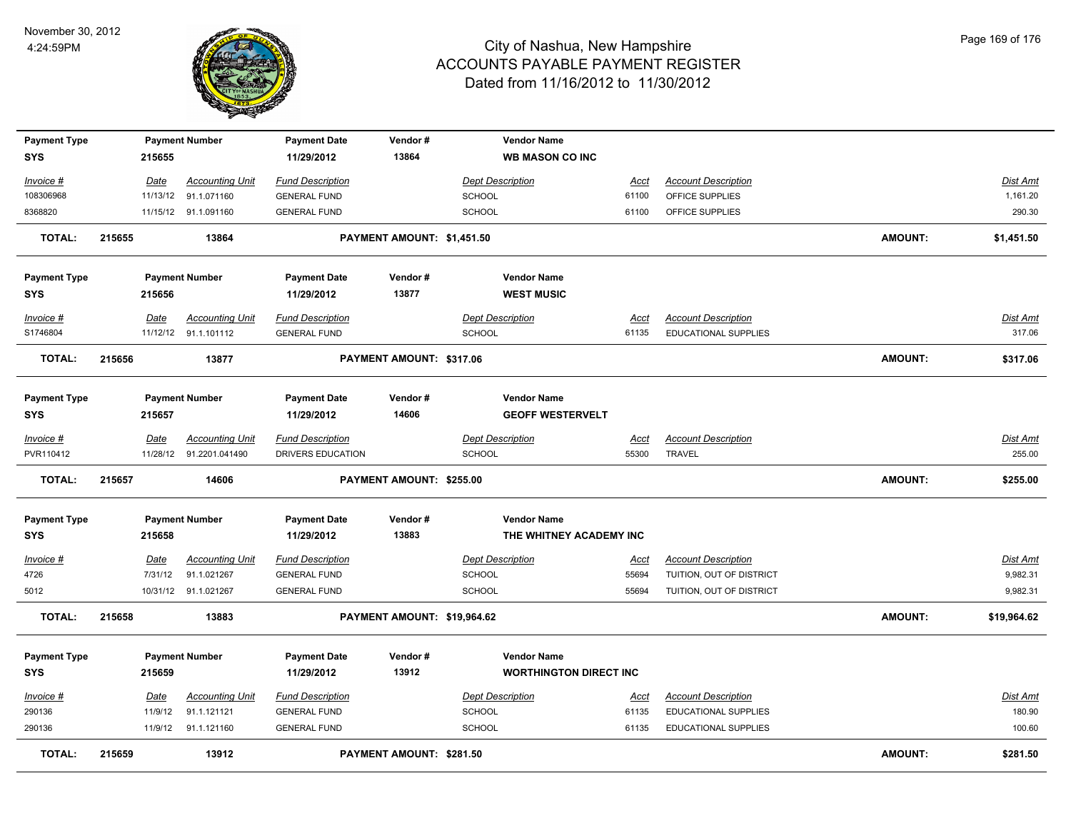# City of Nashua, New Hampshire
## ACCOUNTS PAYABLE PAYMENT REGISTER
### Dated from 11/16/2012 to 11/30/2012

November 30, 2012
4:24:59PM

| Payment Type | Payment Number | Payment Date | Vendor # | Vendor Name |
|---|---|---|---|---|
| SYS | 215655 | 11/29/2012 | 13864 | WB MASON CO INC |

| Invoice # | Date | Accounting Unit | Fund Description | Dept Description | Acct | Account Description | Dist Amt |
|---|---|---|---|---|---|---|---|
| 108306968 | 11/13/12 | 91.1.071160 | GENERAL FUND | SCHOOL | 61100 | OFFICE SUPPLIES | 1,161.20 |
| 8368820 | 11/15/12 | 91.1.091160 | GENERAL FUND | SCHOOL | 61100 | OFFICE SUPPLIES | 290.30 |

**TOTAL: 215655 13864 PAYMENT AMOUNT: $1,451.50 AMOUNT: $1,451.50**

| Payment Type | Payment Number | Payment Date | Vendor # | Vendor Name |
|---|---|---|---|---|
| SYS | 215656 | 11/29/2012 | 13877 | WEST MUSIC |

| Invoice # | Date | Accounting Unit | Fund Description | Dept Description | Acct | Account Description | Dist Amt |
|---|---|---|---|---|---|---|---|
| S1746804 | 11/12/12 | 91.1.101112 | GENERAL FUND | SCHOOL | 61135 | EDUCATIONAL SUPPLIES | 317.06 |

**TOTAL: 215656 13877 PAYMENT AMOUNT: $317.06 AMOUNT: $317.06**

| Payment Type | Payment Number | Payment Date | Vendor # | Vendor Name |
|---|---|---|---|---|
| SYS | 215657 | 11/29/2012 | 14606 | GEOFF WESTERVELT |

| Invoice # | Date | Accounting Unit | Fund Description | Dept Description | Acct | Account Description | Dist Amt |
|---|---|---|---|---|---|---|---|
| PVR110412 | 11/28/12 | 91.2201.041490 | DRIVERS EDUCATION | SCHOOL | 55300 | TRAVEL | 255.00 |

**TOTAL: 215657 14606 PAYMENT AMOUNT: $255.00 AMOUNT: $255.00**

| Payment Type | Payment Number | Payment Date | Vendor # | Vendor Name |
|---|---|---|---|---|
| SYS | 215658 | 11/29/2012 | 13883 | THE WHITNEY ACADEMY INC |

| Invoice # | Date | Accounting Unit | Fund Description | Dept Description | Acct | Account Description | Dist Amt |
|---|---|---|---|---|---|---|---|
| 4726 | 7/31/12 | 91.1.021267 | GENERAL FUND | SCHOOL | 55694 | TUITION, OUT OF DISTRICT | 9,982.31 |
| 5012 | 10/31/12 | 91.1.021267 | GENERAL FUND | SCHOOL | 55694 | TUITION, OUT OF DISTRICT | 9,982.31 |

**TOTAL: 215658 13883 PAYMENT AMOUNT: $19,964.62 AMOUNT: $19,964.62**

| Payment Type | Payment Number | Payment Date | Vendor # | Vendor Name |
|---|---|---|---|---|
| SYS | 215659 | 11/29/2012 | 13912 | WORTHINGTON DIRECT INC |

| Invoice # | Date | Accounting Unit | Fund Description | Dept Description | Acct | Account Description | Dist Amt |
|---|---|---|---|---|---|---|---|
| 290136 | 11/9/12 | 91.1.121121 | GENERAL FUND | SCHOOL | 61135 | EDUCATIONAL SUPPLIES | 180.90 |
| 290136 | 11/9/12 | 91.1.121160 | GENERAL FUND | SCHOOL | 61135 | EDUCATIONAL SUPPLIES | 100.60 |

**TOTAL: 215659 13912 PAYMENT AMOUNT: $281.50 AMOUNT: $281.50**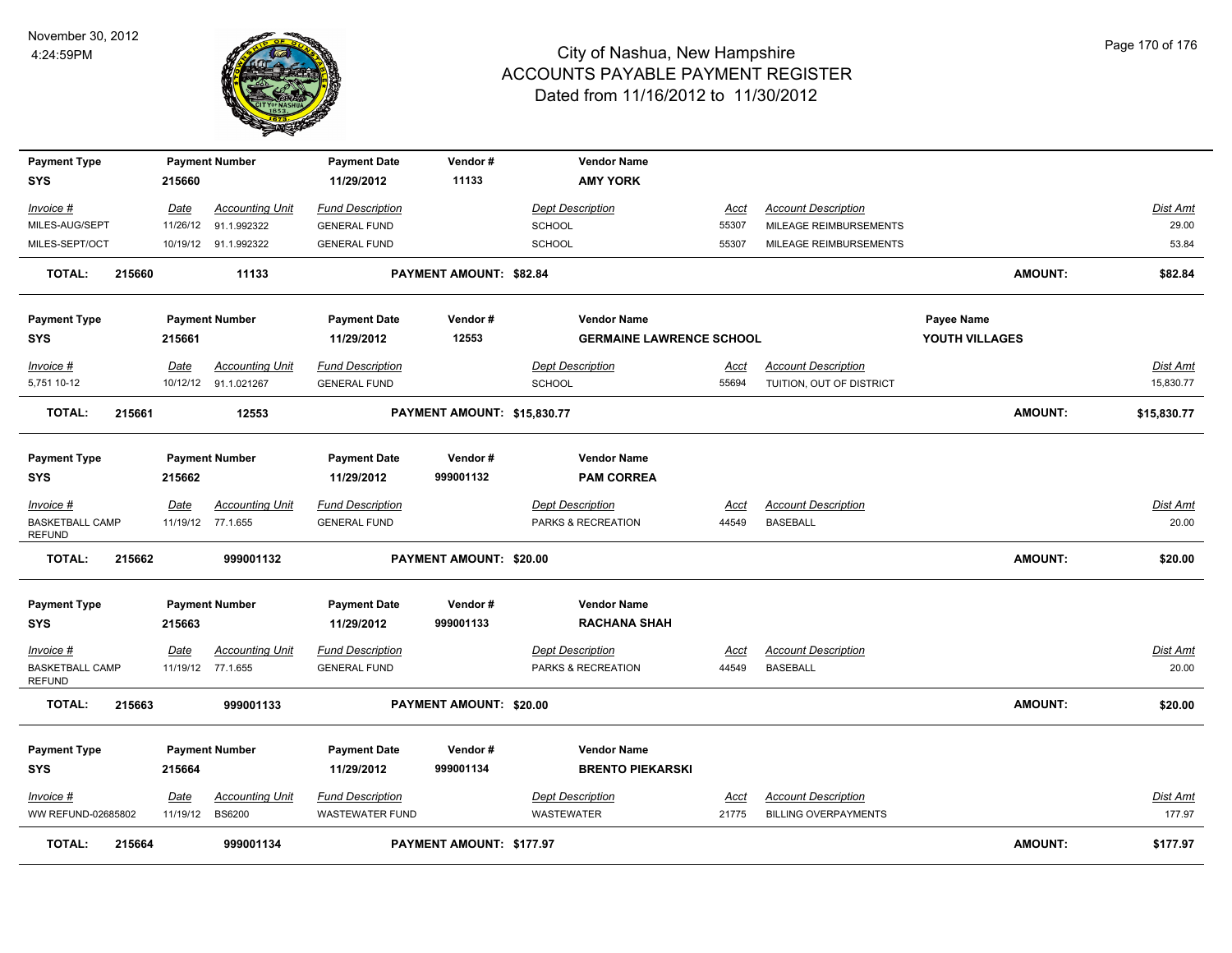# City of Nashua, New Hampshire
## ACCOUNTS PAYABLE PAYMENT REGISTER
### Dated from 11/16/2012 to 11/30/2012

November 30, 2012
4:24:59PM

| Payment Type | Payment Number | Payment Date | Vendor # | Vendor Name | | |
|---|---|---|---|---|---|---|
| SYS | 215660 | 11/29/2012 | 11133 | AMY YORK | | |

| Invoice # | Date | Accounting Unit | Fund Description | Dept Description | Acct | Account Description | Dist Amt |
|---|---|---|---|---|---|---|---|
| MILES-AUG/SEPT | 11/26/12 | 91.1.992322 | GENERAL FUND | SCHOOL | 55307 | MILEAGE REIMBURSEMENTS | 29.00 |
| MILES-SEPT/OCT | 10/19/12 | 91.1.992322 | GENERAL FUND | SCHOOL | 55307 | MILEAGE REIMBURSEMENTS | 53.84 |

**TOTAL: 215660 11133 PAYMENT AMOUNT: $82.84 AMOUNT: $82.84**

| Payment Type | Payment Number | Payment Date | Vendor # | Vendor Name | Payee Name |
|---|---|---|---|---|---|
| SYS | 215661 | 11/29/2012 | 12553 | GERMAINE LAWRENCE SCHOOL | YOUTH VILLAGES |

| Invoice # | Date | Accounting Unit | Fund Description | Dept Description | Acct | Account Description | Dist Amt |
|---|---|---|---|---|---|---|---|
| 5,751 10-12 | 10/12/12 | 91.1.021267 | GENERAL FUND | SCHOOL | 55694 | TUITION, OUT OF DISTRICT | 15,830.77 |

**TOTAL: 215661 12553 PAYMENT AMOUNT: $15,830.77 AMOUNT: $15,830.77**

| Payment Type | Payment Number | Payment Date | Vendor # | Vendor Name |
|---|---|---|---|---|
| SYS | 215662 | 11/29/2012 | 999001132 | PAM CORREA |

| Invoice # | Date | Accounting Unit | Fund Description | Dept Description | Acct | Account Description | Dist Amt |
|---|---|---|---|---|---|---|---|
| BASKETBALL CAMP REFUND | 11/19/12 | 77.1.655 | GENERAL FUND | PARKS & RECREATION | 44549 | BASEBALL | 20.00 |

**TOTAL: 215662 999001132 PAYMENT AMOUNT: $20.00 AMOUNT: $20.00**

| Payment Type | Payment Number | Payment Date | Vendor # | Vendor Name |
|---|---|---|---|---|
| SYS | 215663 | 11/29/2012 | 999001133 | RACHANA SHAH |

| Invoice # | Date | Accounting Unit | Fund Description | Dept Description | Acct | Account Description | Dist Amt |
|---|---|---|---|---|---|---|---|
| BASKETBALL CAMP REFUND | 11/19/12 | 77.1.655 | GENERAL FUND | PARKS & RECREATION | 44549 | BASEBALL | 20.00 |

**TOTAL: 215663 999001133 PAYMENT AMOUNT: $20.00 AMOUNT: $20.00**

| Payment Type | Payment Number | Payment Date | Vendor # | Vendor Name |
|---|---|---|---|---|
| SYS | 215664 | 11/29/2012 | 999001134 | BRENTO PIEKARSKI |

| Invoice # | Date | Accounting Unit | Fund Description | Dept Description | Acct | Account Description | Dist Amt |
|---|---|---|---|---|---|---|---|
| WW REFUND-02685802 | 11/19/12 | BS6200 | WASTEWATER FUND | WASTEWATER | 21775 | BILLING OVERPAYMENTS | 177.97 |

**TOTAL: 215664 999001134 PAYMENT AMOUNT: $177.97 AMOUNT: $177.97**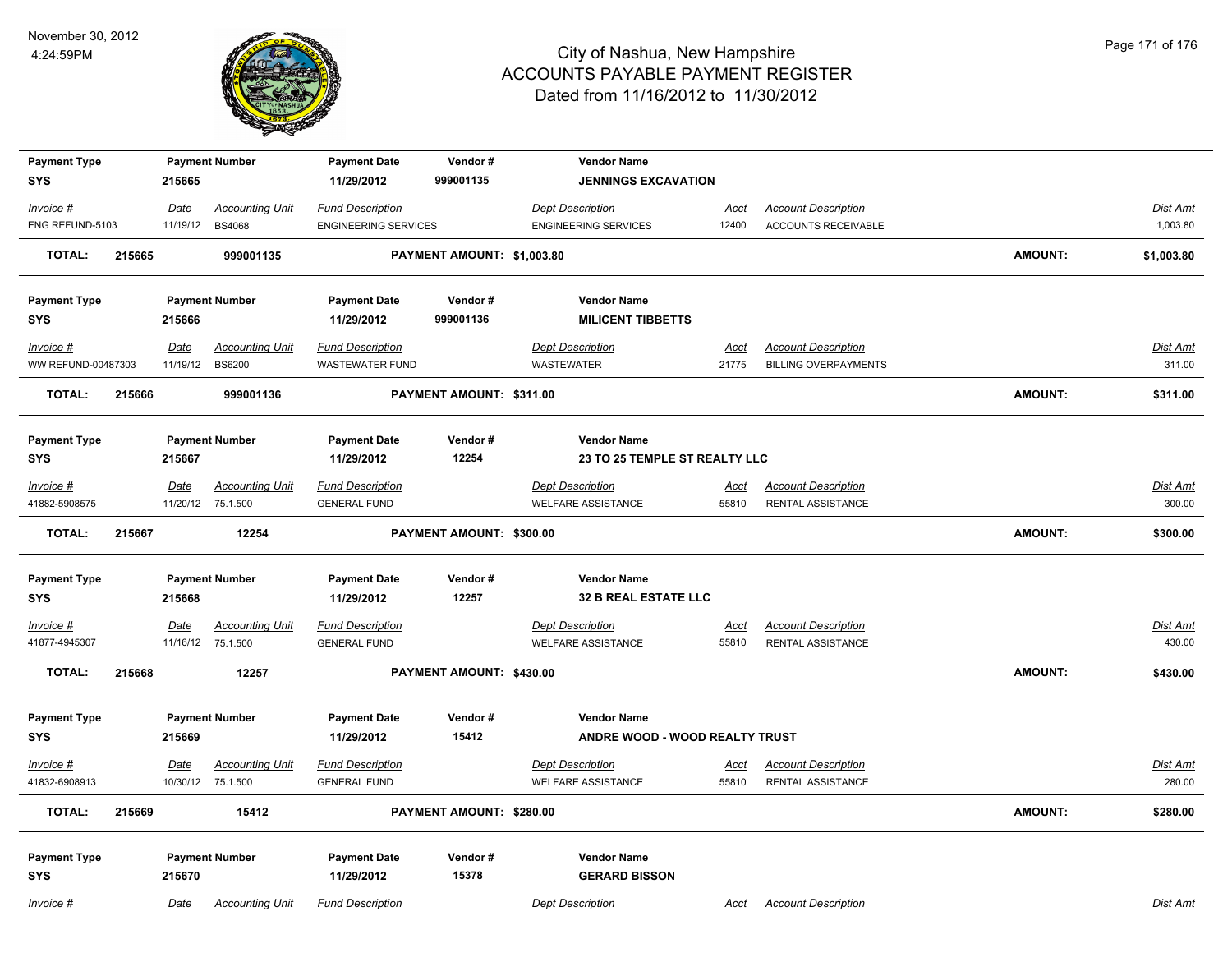# City of Nashua, New Hampshire
## ACCOUNTS PAYABLE PAYMENT REGISTER
### Dated from 11/16/2012 to 11/30/2012

November 30, 2012
4:24:59PM

| Payment Type | Payment Number | Payment Date | Vendor # | Vendor Name |
|---|---|---|---|---|
| SYS | 215665 | 11/29/2012 | 999001135 | JENNINGS EXCAVATION |

| Invoice # | Date | Accounting Unit | Fund Description | Dept Description | Acct | Account Description | Dist Amt |
|---|---|---|---|---|---|---|---|
| ENG REFUND-5103 | 11/19/12 | BS4068 | ENGINEERING SERVICES | ENGINEERING SERVICES | 12400 | ACCOUNTS RECEIVABLE | 1,003.80 |

**TOTAL: 215665 999001135 PAYMENT AMOUNT: $1,003.80 AMOUNT: $1,003.80**

| Payment Type | Payment Number | Payment Date | Vendor # | Vendor Name |
|---|---|---|---|---|
| SYS | 215666 | 11/29/2012 | 999001136 | MILICENT TIBBETTS |

| Invoice # | Date | Accounting Unit | Fund Description | Dept Description | Acct | Account Description | Dist Amt |
|---|---|---|---|---|---|---|---|
| WW REFUND-00487303 | 11/19/12 | BS6200 | WASTEWATER FUND | WASTEWATER | 21775 | BILLING OVERPAYMENTS | 311.00 |

**TOTAL: 215666 999001136 PAYMENT AMOUNT: $311.00 AMOUNT: $311.00**

| Payment Type | Payment Number | Payment Date | Vendor # | Vendor Name |
|---|---|---|---|---|
| SYS | 215667 | 11/29/2012 | 12254 | 23 TO 25 TEMPLE ST REALTY LLC |

| Invoice # | Date | Accounting Unit | Fund Description | Dept Description | Acct | Account Description | Dist Amt |
|---|---|---|---|---|---|---|---|
| 41882-5908575 | 11/20/12 | 75.1.500 | GENERAL FUND | WELFARE ASSISTANCE | 55810 | RENTAL ASSISTANCE | 300.00 |

**TOTAL: 215667 12254 PAYMENT AMOUNT: $300.00 AMOUNT: $300.00**

| Payment Type | Payment Number | Payment Date | Vendor # | Vendor Name |
|---|---|---|---|---|
| SYS | 215668 | 11/29/2012 | 12257 | 32 B REAL ESTATE LLC |

| Invoice # | Date | Accounting Unit | Fund Description | Dept Description | Acct | Account Description | Dist Amt |
|---|---|---|---|---|---|---|---|
| 41877-4945307 | 11/16/12 | 75.1.500 | GENERAL FUND | WELFARE ASSISTANCE | 55810 | RENTAL ASSISTANCE | 430.00 |

**TOTAL: 215668 12257 PAYMENT AMOUNT: $430.00 AMOUNT: $430.00**

| Payment Type | Payment Number | Payment Date | Vendor # | Vendor Name |
|---|---|---|---|---|
| SYS | 215669 | 11/29/2012 | 15412 | ANDRE WOOD - WOOD REALTY TRUST |

| Invoice # | Date | Accounting Unit | Fund Description | Dept Description | Acct | Account Description | Dist Amt |
|---|---|---|---|---|---|---|---|
| 41832-6908913 | 10/30/12 | 75.1.500 | GENERAL FUND | WELFARE ASSISTANCE | 55810 | RENTAL ASSISTANCE | 280.00 |

**TOTAL: 215669 15412 PAYMENT AMOUNT: $280.00 AMOUNT: $280.00**

| Payment Type | Payment Number | Payment Date | Vendor # | Vendor Name |
|---|---|---|---|---|
| SYS | 215670 | 11/29/2012 | 15378 | GERARD BISSON |

| Invoice # | Date | Accounting Unit | Fund Description | Dept Description | Acct | Account Description | Dist Amt |
|---|---|---|---|---|---|---|---|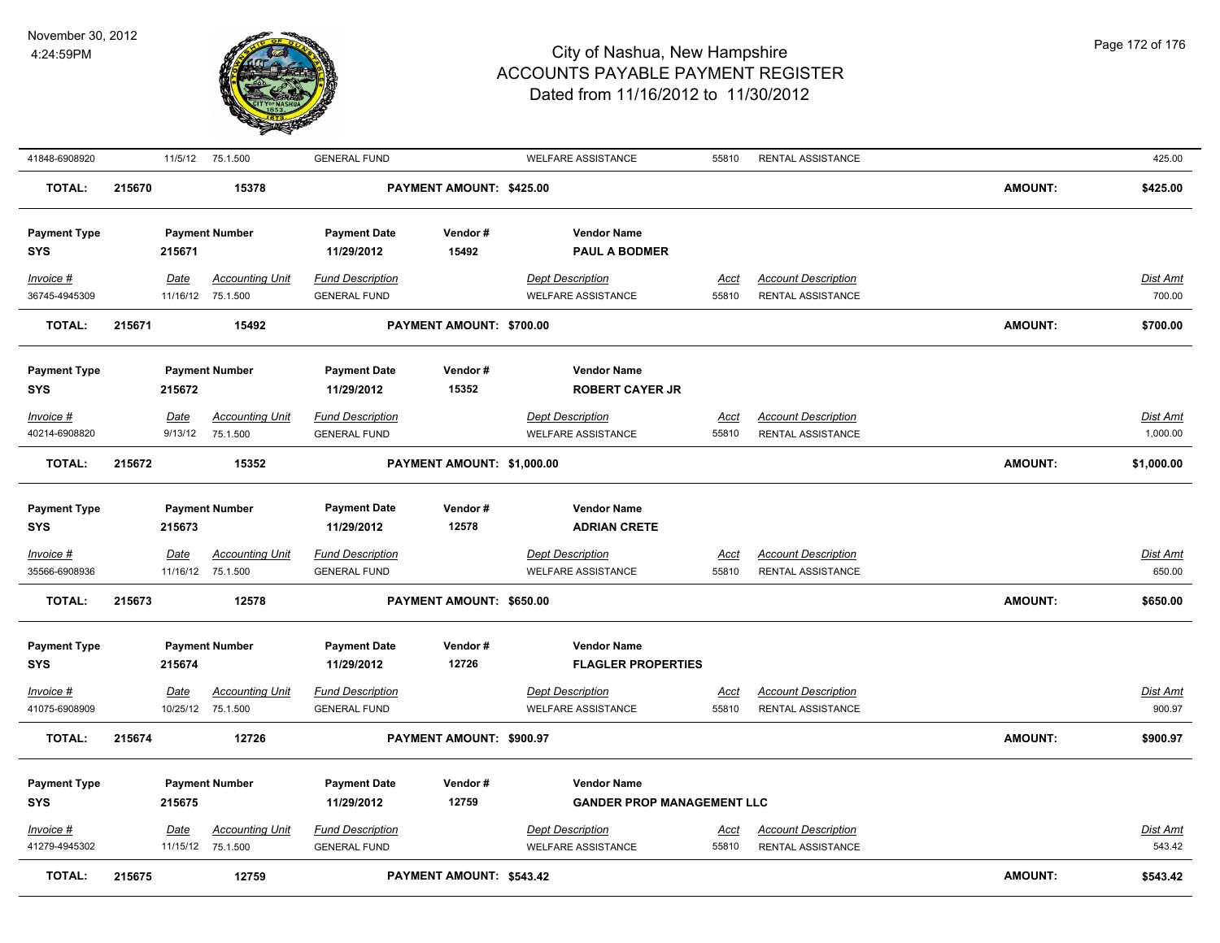| 41848-6908920 | 11/5/12 | 75.1.500 | GENERAL FUND | WELFARE ASSISTANCE | 55810 | RENTAL ASSISTANCE | 425.00 |
|---|---|---|---|---|---|---|---|

**TOTAL:** 215670 15378 **PAYMENT AMOUNT: $425.00** **AMOUNT:** **$425.00**

| Payment Type | Payment Number | Payment Date | Vendor # | Vendor Name |
|---|---|---|---|---|
| **SYS** | **215671** | **11/29/2012** | **15492** | **PAUL A BODMER** |

| *Invoice #* | *Date* | *Accounting Unit* | *Fund Description* | *Dept Description* | *Acct* | *Account Description* | *Dist Amt* |
|---|---|---|---|---|---|---|---|
| 36745-4945309 | 11/16/12 | 75.1.500 | GENERAL FUND | WELFARE ASSISTANCE | 55810 | RENTAL ASSISTANCE | 700.00 |

**TOTAL:** 215671 15492 **PAYMENT AMOUNT: $700.00** **AMOUNT:** **$700.00**

| Payment Type | Payment Number | Payment Date | Vendor # | Vendor Name |
|---|---|---|---|---|
| **SYS** | **215672** | **11/29/2012** | **15352** | **ROBERT CAYER JR** |

| *Invoice #* | *Date* | *Accounting Unit* | *Fund Description* | *Dept Description* | *Acct* | *Account Description* | *Dist Amt* |
|---|---|---|---|---|---|---|---|
| 40214-6908820 | 9/13/12 | 75.1.500 | GENERAL FUND | WELFARE ASSISTANCE | 55810 | RENTAL ASSISTANCE | 1,000.00 |

**TOTAL:** 215672 15352 **PAYMENT AMOUNT: $1,000.00** **AMOUNT:** **$1,000.00**

| Payment Type | Payment Number | Payment Date | Vendor # | Vendor Name |
|---|---|---|---|---|
| **SYS** | **215673** | **11/29/2012** | **12578** | **ADRIAN CRETE** |

| *Invoice #* | *Date* | *Accounting Unit* | *Fund Description* | *Dept Description* | *Acct* | *Account Description* | *Dist Amt* |
|---|---|---|---|---|---|---|---|
| 35566-6908936 | 11/16/12 | 75.1.500 | GENERAL FUND | WELFARE ASSISTANCE | 55810 | RENTAL ASSISTANCE | 650.00 |

**TOTAL:** 215673 12578 **PAYMENT AMOUNT: $650.00** **AMOUNT:** **$650.00**

| Payment Type | Payment Number | Payment Date | Vendor # | Vendor Name |
|---|---|---|---|---|
| **SYS** | **215674** | **11/29/2012** | **12726** | **FLAGLER PROPERTIES** |

| *Invoice #* | *Date* | *Accounting Unit* | *Fund Description* | *Dept Description* | *Acct* | *Account Description* | *Dist Amt* |
|---|---|---|---|---|---|---|---|
| 41075-6908909 | 10/25/12 | 75.1.500 | GENERAL FUND | WELFARE ASSISTANCE | 55810 | RENTAL ASSISTANCE | 900.97 |

**TOTAL:** 215674 12726 **PAYMENT AMOUNT: $900.97** **AMOUNT:** **$900.97**

| Payment Type | Payment Number | Payment Date | Vendor # | Vendor Name |
|---|---|---|---|---|
| **SYS** | **215675** | **11/29/2012** | **12759** | **GANDER PROP MANAGEMENT LLC** |

| *Invoice #* | *Date* | *Accounting Unit* | *Fund Description* | *Dept Description* | *Acct* | *Account Description* | *Dist Amt* |
|---|---|---|---|---|---|---|---|
| 41279-4945302 | 11/15/12 | 75.1.500 | GENERAL FUND | WELFARE ASSISTANCE | 55810 | RENTAL ASSISTANCE | 543.42 |

**TOTAL:** 215675 12759 **PAYMENT AMOUNT: $543.42** **AMOUNT:** **$543.42**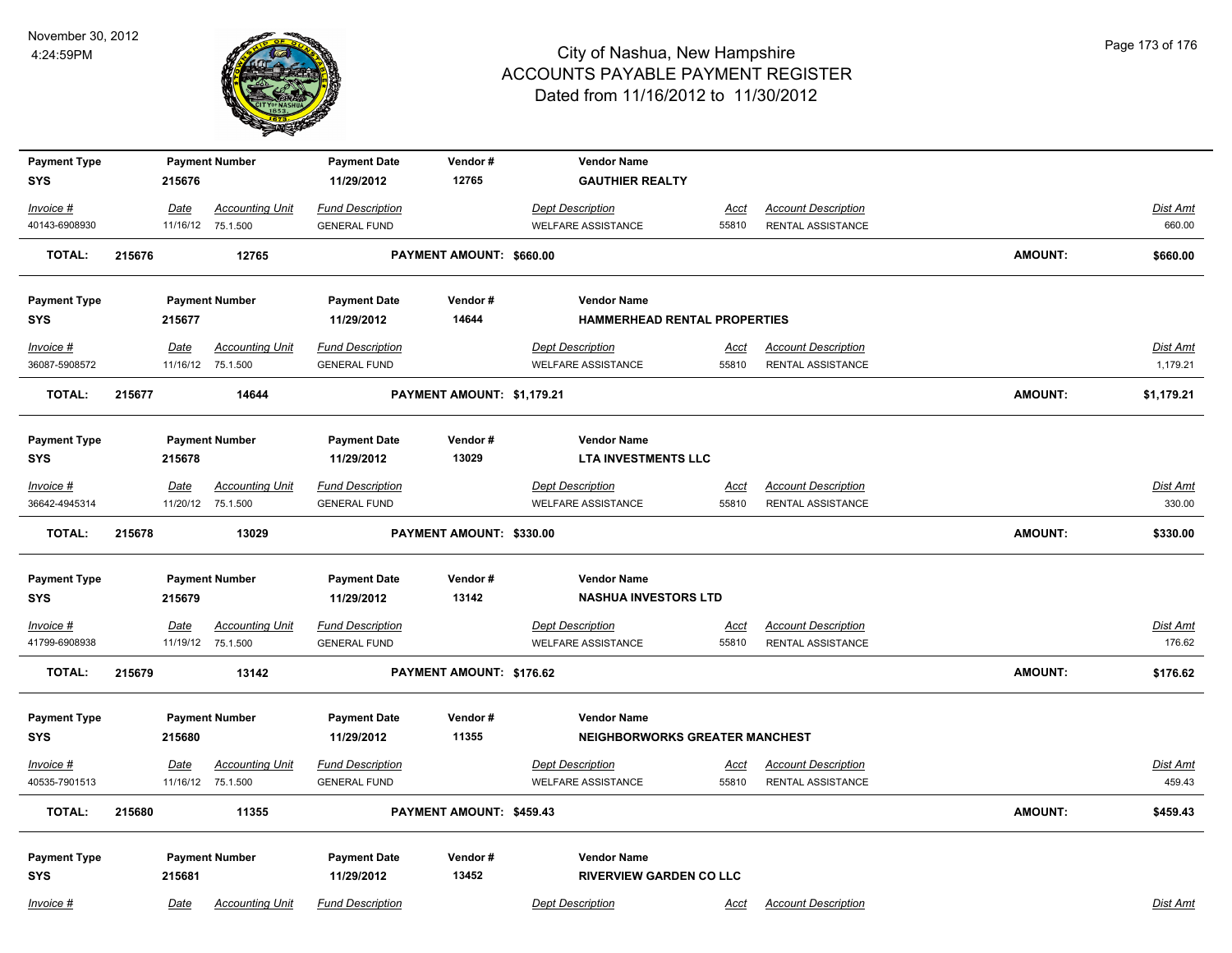| Payment Type | Payment Number | Payment Date | Vendor # | Vendor Name | | | |
|---|---|---|---|---|---|---|---|
| SYS | 215676 | 11/29/2012 | 12765 | GAUTHIER REALTY | | | |
| *Invoice #* | *Date* | *Accounting Unit* | *Fund Description* | *Dept Description* | *Acct* | *Account Description* | *Dist Amt* |
| 40143-6908930 | 11/16/12 | 75.1.500 | GENERAL FUND | WELFARE ASSISTANCE | 55810 | RENTAL ASSISTANCE | 660.00 |
| **TOTAL:** | **215676** | **12765** | **PAYMENT AMOUNT: $660.00** | | | **AMOUNT:** | **$660.00** |

| Payment Type | Payment Number | Payment Date | Vendor # | Vendor Name | | | |
|---|---|---|---|---|---|---|---|
| SYS | 215677 | 11/29/2012 | 14644 | HAMMERHEAD RENTAL PROPERTIES | | | |
| *Invoice #* | *Date* | *Accounting Unit* | *Fund Description* | *Dept Description* | *Acct* | *Account Description* | *Dist Amt* |
| 36087-5908572 | 11/16/12 | 75.1.500 | GENERAL FUND | WELFARE ASSISTANCE | 55810 | RENTAL ASSISTANCE | 1,179.21 |
| **TOTAL:** | **215677** | **14644** | **PAYMENT AMOUNT: $1,179.21** | | | **AMOUNT:** | **$1,179.21** |

| Payment Type | Payment Number | Payment Date | Vendor # | Vendor Name | | | |
|---|---|---|---|---|---|---|---|
| SYS | 215678 | 11/29/2012 | 13029 | LTA INVESTMENTS LLC | | | |
| *Invoice #* | *Date* | *Accounting Unit* | *Fund Description* | *Dept Description* | *Acct* | *Account Description* | *Dist Amt* |
| 36642-4945314 | 11/20/12 | 75.1.500 | GENERAL FUND | WELFARE ASSISTANCE | 55810 | RENTAL ASSISTANCE | 330.00 |
| **TOTAL:** | **215678** | **13029** | **PAYMENT AMOUNT: $330.00** | | | **AMOUNT:** | **$330.00** |

| Payment Type | Payment Number | Payment Date | Vendor # | Vendor Name | | | |
|---|---|---|---|---|---|---|---|
| SYS | 215679 | 11/29/2012 | 13142 | NASHUA INVESTORS LTD | | | |
| *Invoice #* | *Date* | *Accounting Unit* | *Fund Description* | *Dept Description* | *Acct* | *Account Description* | *Dist Amt* |
| 41799-6908938 | 11/19/12 | 75.1.500 | GENERAL FUND | WELFARE ASSISTANCE | 55810 | RENTAL ASSISTANCE | 176.62 |
| **TOTAL:** | **215679** | **13142** | **PAYMENT AMOUNT: $176.62** | | | **AMOUNT:** | **$176.62** |

| Payment Type | Payment Number | Payment Date | Vendor # | Vendor Name | | | |
|---|---|---|---|---|---|---|---|
| SYS | 215680 | 11/29/2012 | 11355 | NEIGHBORWORKS GREATER MANCHEST | | | |
| *Invoice #* | *Date* | *Accounting Unit* | *Fund Description* | *Dept Description* | *Acct* | *Account Description* | *Dist Amt* |
| 40535-7901513 | 11/16/12 | 75.1.500 | GENERAL FUND | WELFARE ASSISTANCE | 55810 | RENTAL ASSISTANCE | 459.43 |
| **TOTAL:** | **215680** | **11355** | **PAYMENT AMOUNT: $459.43** | | | **AMOUNT:** | **$459.43** |

| Payment Type | Payment Number | Payment Date | Vendor # | Vendor Name | | | |
|---|---|---|---|---|---|---|---|
| SYS | 215681 | 11/29/2012 | 13452 | RIVERVIEW GARDEN CO LLC | | | |
| *Invoice #* | *Date* | *Accounting Unit* | *Fund Description* | *Dept Description* | *Acct* | *Account Description* | *Dist Amt* |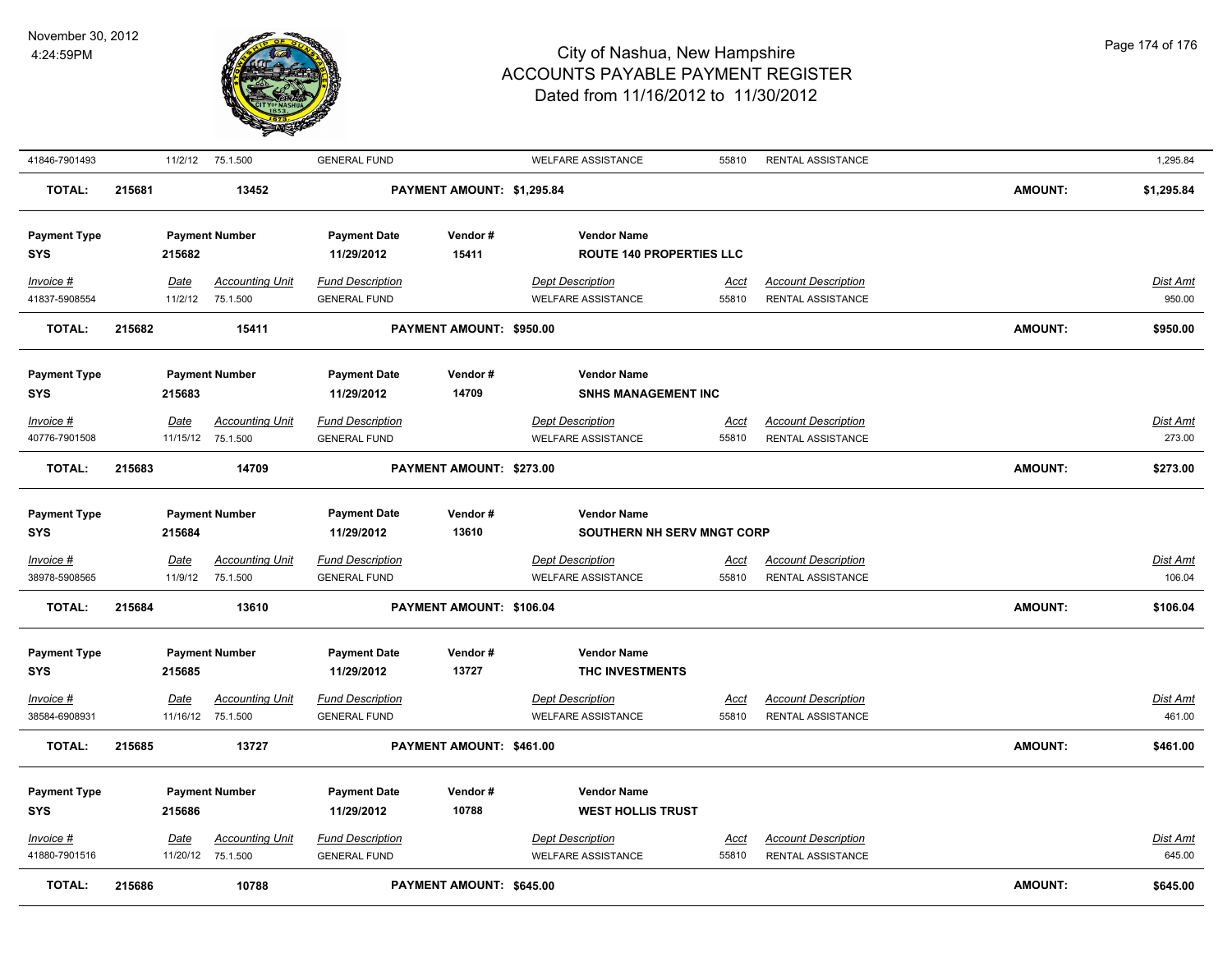# City of Nashua, New Hampshire
## ACCOUNTS PAYABLE PAYMENT REGISTER
### Dated from 11/16/2012 to 11/30/2012

November 30, 2012
4:24:59PM

| Invoice # | Date | Accounting Unit | Fund Description | Dept Description | Acct | Account Description | Dist Amt |
|---|---|---|---|---|---|---|---|
| 41846-7901493 | 11/2/12 | 75.1.500 | GENERAL FUND | WELFARE ASSISTANCE | 55810 | RENTAL ASSISTANCE | 1,295.84 |

**TOTAL:** 215681 13452 **PAYMENT AMOUNT: $1,295.84** **AMOUNT: $1,295.84**

| Payment Type | Payment Number | Payment Date | Vendor # | Vendor Name |
|---|---|---|---|---|
| SYS | 215682 | 11/29/2012 | 15411 | ROUTE 140 PROPERTIES LLC |

| Invoice # | Date | Accounting Unit | Fund Description | Dept Description | Acct | Account Description | Dist Amt |
|---|---|---|---|---|---|---|---|
| 41837-5908554 | 11/2/12 | 75.1.500 | GENERAL FUND | WELFARE ASSISTANCE | 55810 | RENTAL ASSISTANCE | 950.00 |

**TOTAL:** 215682 15411 **PAYMENT AMOUNT: $950.00** **AMOUNT: $950.00**

| Payment Type | Payment Number | Payment Date | Vendor # | Vendor Name |
|---|---|---|---|---|
| SYS | 215683 | 11/29/2012 | 14709 | SNHS MANAGEMENT INC |

| Invoice # | Date | Accounting Unit | Fund Description | Dept Description | Acct | Account Description | Dist Amt |
|---|---|---|---|---|---|---|---|
| 40776-7901508 | 11/15/12 | 75.1.500 | GENERAL FUND | WELFARE ASSISTANCE | 55810 | RENTAL ASSISTANCE | 273.00 |

**TOTAL:** 215683 14709 **PAYMENT AMOUNT: $273.00** **AMOUNT: $273.00**

| Payment Type | Payment Number | Payment Date | Vendor # | Vendor Name |
|---|---|---|---|---|
| SYS | 215684 | 11/29/2012 | 13610 | SOUTHERN NH SERV MNGT CORP |

| Invoice # | Date | Accounting Unit | Fund Description | Dept Description | Acct | Account Description | Dist Amt |
|---|---|---|---|---|---|---|---|
| 38978-5908565 | 11/9/12 | 75.1.500 | GENERAL FUND | WELFARE ASSISTANCE | 55810 | RENTAL ASSISTANCE | 106.04 |

**TOTAL:** 215684 13610 **PAYMENT AMOUNT: $106.04** **AMOUNT: $106.04**

| Payment Type | Payment Number | Payment Date | Vendor # | Vendor Name |
|---|---|---|---|---|
| SYS | 215685 | 11/29/2012 | 13727 | THC INVESTMENTS |

| Invoice # | Date | Accounting Unit | Fund Description | Dept Description | Acct | Account Description | Dist Amt |
|---|---|---|---|---|---|---|---|
| 38584-6908931 | 11/16/12 | 75.1.500 | GENERAL FUND | WELFARE ASSISTANCE | 55810 | RENTAL ASSISTANCE | 461.00 |

**TOTAL:** 215685 13727 **PAYMENT AMOUNT: $461.00** **AMOUNT: $461.00**

| Payment Type | Payment Number | Payment Date | Vendor # | Vendor Name |
|---|---|---|---|---|
| SYS | 215686 | 11/29/2012 | 10788 | WEST HOLLIS TRUST |

| Invoice # | Date | Accounting Unit | Fund Description | Dept Description | Acct | Account Description | Dist Amt |
|---|---|---|---|---|---|---|---|
| 41880-7901516 | 11/20/12 | 75.1.500 | GENERAL FUND | WELFARE ASSISTANCE | 55810 | RENTAL ASSISTANCE | 645.00 |

**TOTAL:** 215686 10788 **PAYMENT AMOUNT: $645.00** **AMOUNT: $645.00**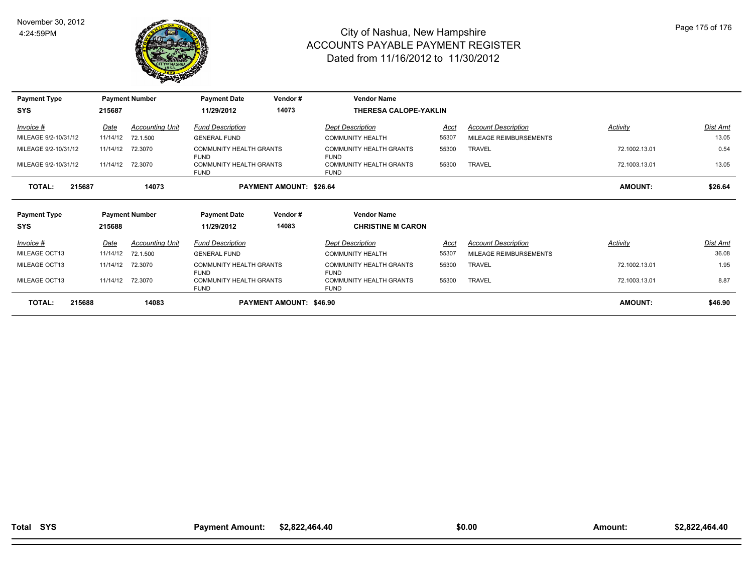# City of Nashua, New Hampshire
## ACCOUNTS PAYABLE PAYMENT REGISTER
### Dated from 11/16/2012 to 11/30/2012

November 30, 2012
4:24:59PM

| Payment Type | Payment Number | Payment Date | Vendor # | Vendor Name |
|---|---|---|---|---|
| SYS | 215687 | 11/29/2012 | 14073 | THERESA CALOPE-YAKLIN |

| Invoice # | Date | Accounting Unit | Fund Description | Dept Description | Acct | Account Description | Activity | Dist Amt |
|---|---|---|---|---|---|---|---|---|
| MILEAGE 9/2-10/31/12 | 11/14/12 | 72.1.500 | GENERAL FUND | COMMUNITY HEALTH | 55307 | MILEAGE REIMBURSEMENTS | | 13.05 |
| MILEAGE 9/2-10/31/12 | 11/14/12 | 72.3070 | COMMUNITY HEALTH GRANTS FUND | COMMUNITY HEALTH GRANTS FUND | 55300 | TRAVEL | 72.1002.13.01 | 0.54 |
| MILEAGE 9/2-10/31/12 | 11/14/12 | 72.3070 | COMMUNITY HEALTH GRANTS FUND | COMMUNITY HEALTH GRANTS FUND | 55300 | TRAVEL | 72.1003.13.01 | 13.05 |

**TOTAL: 215687 14073 PAYMENT AMOUNT: $26.64 AMOUNT: $26.64**

| Payment Type | Payment Number | Payment Date | Vendor # | Vendor Name |
|---|---|---|---|---|
| SYS | 215688 | 11/29/2012 | 14083 | CHRISTINE M CARON |

| Invoice # | Date | Accounting Unit | Fund Description | Dept Description | Acct | Account Description | Activity | Dist Amt |
|---|---|---|---|---|---|---|---|---|
| MILEAGE OCT13 | 11/14/12 | 72.1.500 | GENERAL FUND | COMMUNITY HEALTH | 55307 | MILEAGE REIMBURSEMENTS | | 36.08 |
| MILEAGE OCT13 | 11/14/12 | 72.3070 | COMMUNITY HEALTH GRANTS FUND | COMMUNITY HEALTH GRANTS FUND | 55300 | TRAVEL | 72.1002.13.01 | 1.95 |
| MILEAGE OCT13 | 11/14/12 | 72.3070 | COMMUNITY HEALTH GRANTS FUND | COMMUNITY HEALTH GRANTS FUND | 55300 | TRAVEL | 72.1003.13.01 | 8.87 |

**TOTAL: 215688 14083 PAYMENT AMOUNT: $46.90 AMOUNT: $46.90**

**Total SYS Payment Amount: $2,822,464.40 $0.00 Amount: $2,822,464.40**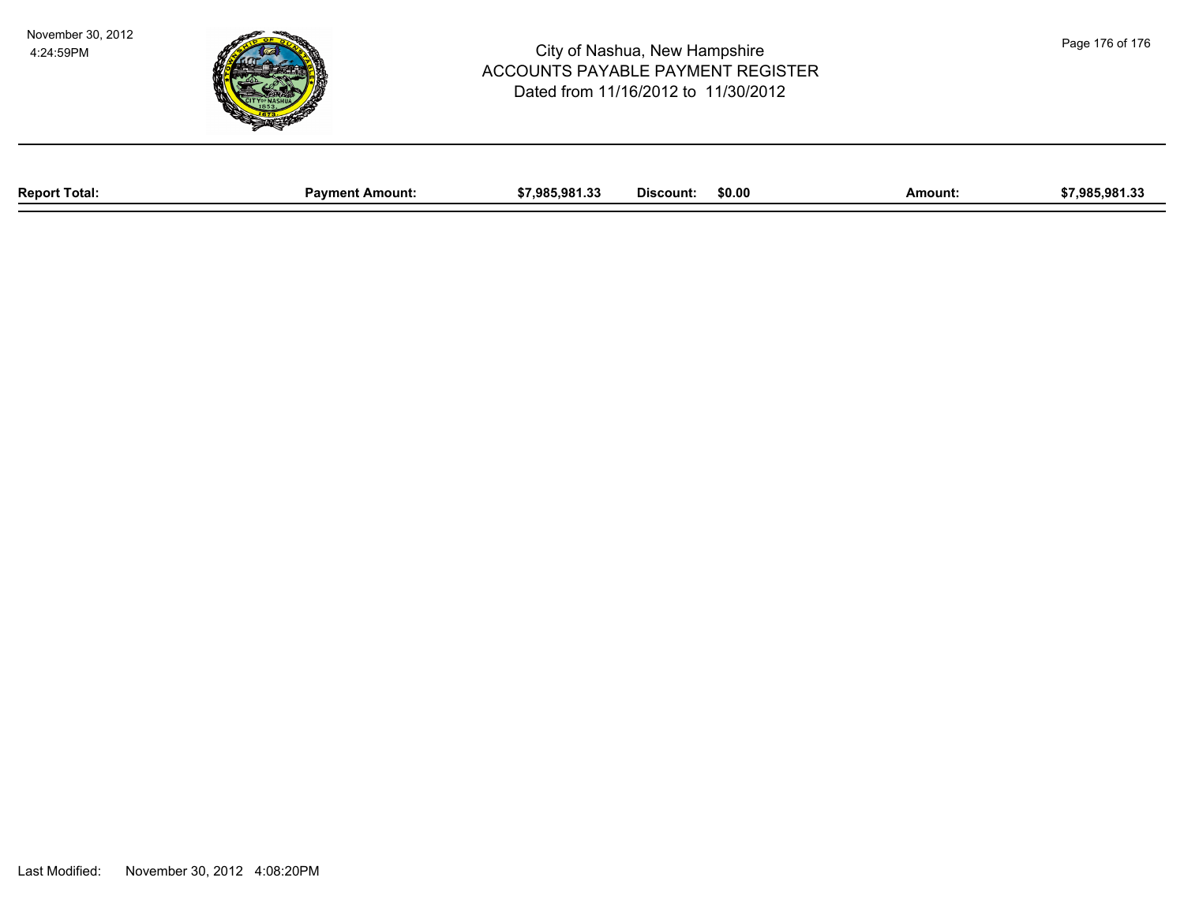City of Nashua, New Hampshire
ACCOUNTS PAYABLE PAYMENT REGISTER
Dated from 11/16/2012 to 11/30/2012

| | | | | | | | |
|---|---|---|---|---|---|---|---|
| **Report Total:** | **Payment Amount:** | **$7,985,981.33** | **Discount:** | **$0.00** | **Amount:** | **$7,985,981.33** |

Last Modified: November 30, 2012 4:08:20PM